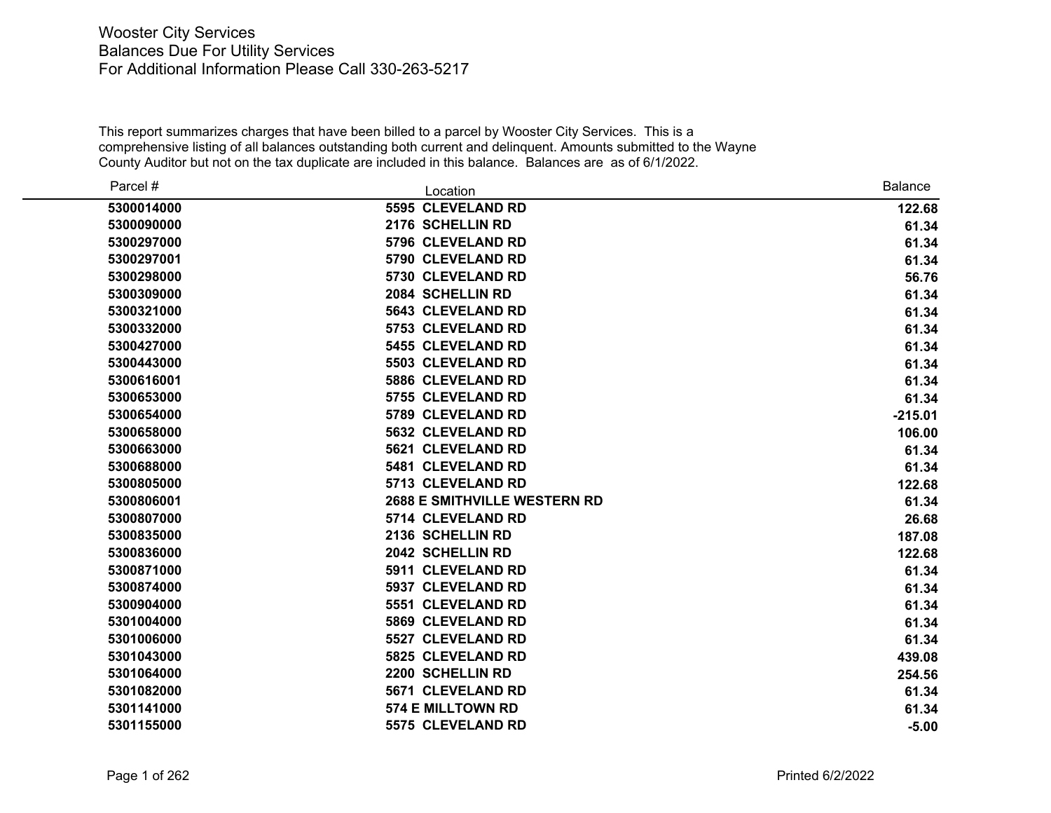Wooster City Services
Balances Due For Utility Services
For Additional Information Please Call 330-263-5217

This report summarizes charges that have been billed to a parcel by Wooster City Services. This is a comprehensive listing of all balances outstanding both current and delinquent. Amounts submitted to the Wayne County Auditor but not on the tax duplicate are included in this balance. Balances are as of 6/1/2022.

| Parcel # | Location | Balance |
|---|---|---|
| **5300014000** | **5595 CLEVELAND RD** | **122.68** |
| **5300090000** | **2176 SCHELLIN RD** | **61.34** |
| **5300297000** | **5796 CLEVELAND RD** | **61.34** |
| **5300297001** | **5790 CLEVELAND RD** | **61.34** |
| **5300298000** | **5730 CLEVELAND RD** | **56.76** |
| **5300309000** | **2084 SCHELLIN RD** | **61.34** |
| **5300321000** | **5643 CLEVELAND RD** | **61.34** |
| **5300332000** | **5753 CLEVELAND RD** | **61.34** |
| **5300427000** | **5455 CLEVELAND RD** | **61.34** |
| **5300443000** | **5503 CLEVELAND RD** | **61.34** |
| **5300616001** | **5886 CLEVELAND RD** | **61.34** |
| **5300653000** | **5755 CLEVELAND RD** | **61.34** |
| **5300654000** | **5789 CLEVELAND RD** | **-215.01** |
| **5300658000** | **5632 CLEVELAND RD** | **106.00** |
| **5300663000** | **5621 CLEVELAND RD** | **61.34** |
| **5300688000** | **5481 CLEVELAND RD** | **61.34** |
| **5300805000** | **5713 CLEVELAND RD** | **122.68** |
| **5300806001** | **2688 E SMITHVILLE WESTERN RD** | **61.34** |
| **5300807000** | **5714 CLEVELAND RD** | **26.68** |
| **5300835000** | **2136 SCHELLIN RD** | **187.08** |
| **5300836000** | **2042 SCHELLIN RD** | **122.68** |
| **5300871000** | **5911 CLEVELAND RD** | **61.34** |
| **5300874000** | **5937 CLEVELAND RD** | **61.34** |
| **5300904000** | **5551 CLEVELAND RD** | **61.34** |
| **5301004000** | **5869 CLEVELAND RD** | **61.34** |
| **5301006000** | **5527 CLEVELAND RD** | **61.34** |
| **5301043000** | **5825 CLEVELAND RD** | **439.08** |
| **5301064000** | **2200 SCHELLIN RD** | **254.56** |
| **5301082000** | **5671 CLEVELAND RD** | **61.34** |
| **5301141000** | **574 E MILLTOWN RD** | **61.34** |
| **5301155000** | **5575 CLEVELAND RD** | **-5.00** |

Printed 6/2/2022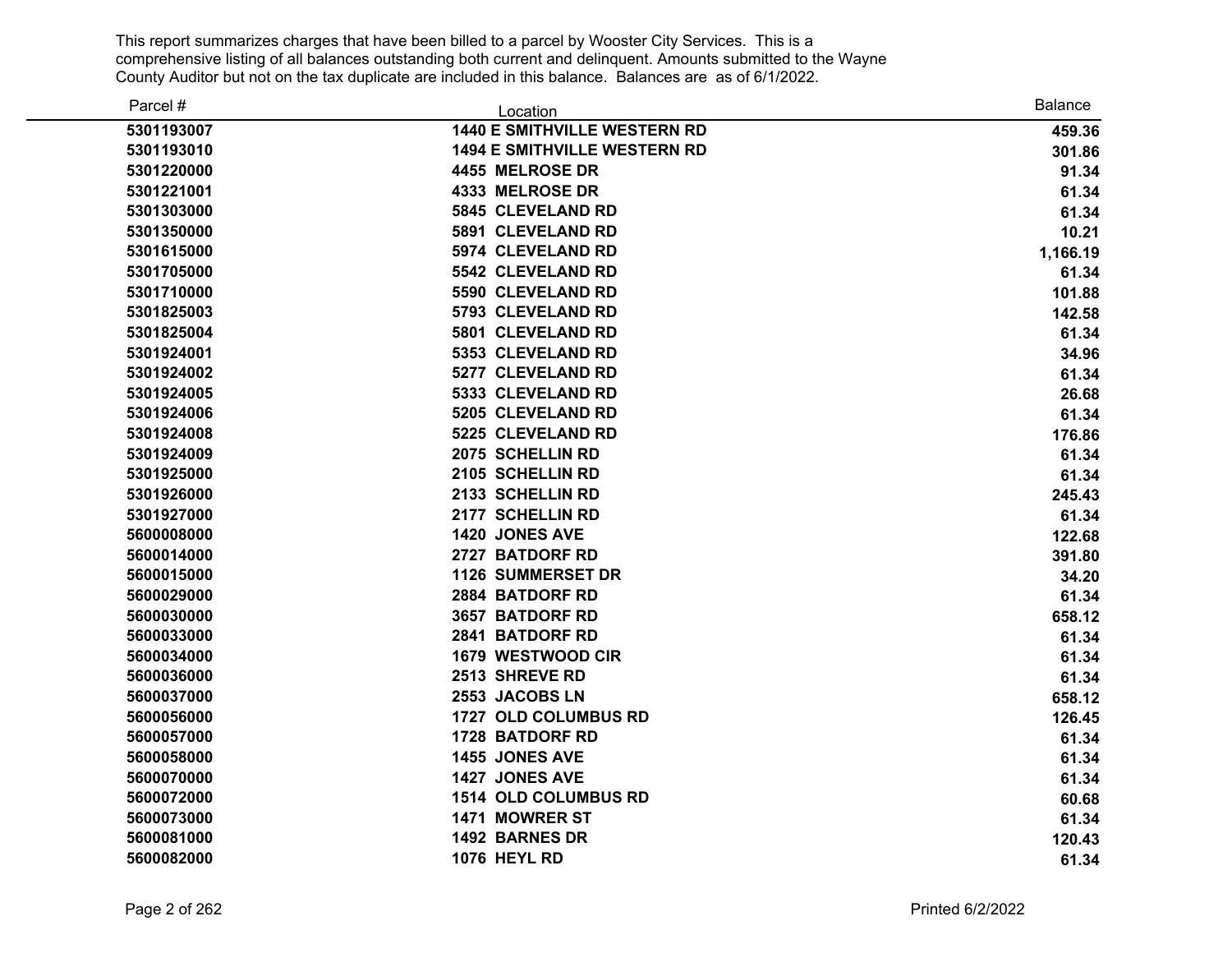This report summarizes charges that have been billed to a parcel by Wooster City Services. This is a comprehensive listing of all balances outstanding both current and delinquent. Amounts submitted to the Wayne County Auditor but not on the tax duplicate are included in this balance. Balances are as of 6/1/2022.

| Parcel # | Location | Balance |
|---|---|---|
| 5301193007 | 1440 E SMITHVILLE WESTERN RD | 459.36 |
| 5301193010 | 1494 E SMITHVILLE WESTERN RD | 301.86 |
| 5301220000 | 4455 MELROSE DR | 91.34 |
| 5301221001 | 4333 MELROSE DR | 61.34 |
| 5301303000 | 5845 CLEVELAND RD | 61.34 |
| 5301350000 | 5891 CLEVELAND RD | 10.21 |
| 5301615000 | 5974 CLEVELAND RD | 1,166.19 |
| 5301705000 | 5542 CLEVELAND RD | 61.34 |
| 5301710000 | 5590 CLEVELAND RD | 101.88 |
| 5301825003 | 5793 CLEVELAND RD | 142.58 |
| 5301825004 | 5801 CLEVELAND RD | 61.34 |
| 5301924001 | 5353 CLEVELAND RD | 34.96 |
| 5301924002 | 5277 CLEVELAND RD | 61.34 |
| 5301924005 | 5333 CLEVELAND RD | 26.68 |
| 5301924006 | 5205 CLEVELAND RD | 61.34 |
| 5301924008 | 5225 CLEVELAND RD | 176.86 |
| 5301924009 | 2075 SCHELLIN RD | 61.34 |
| 5301925000 | 2105 SCHELLIN RD | 61.34 |
| 5301926000 | 2133 SCHELLIN RD | 245.43 |
| 5301927000 | 2177 SCHELLIN RD | 61.34 |
| 5600008000 | 1420 JONES AVE | 122.68 |
| 5600014000 | 2727 BATDORF RD | 391.80 |
| 5600015000 | 1126 SUMMERSET DR | 34.20 |
| 5600029000 | 2884 BATDORF RD | 61.34 |
| 5600030000 | 3657 BATDORF RD | 658.12 |
| 5600033000 | 2841 BATDORF RD | 61.34 |
| 5600034000 | 1679 WESTWOOD CIR | 61.34 |
| 5600036000 | 2513 SHREVE RD | 61.34 |
| 5600037000 | 2553 JACOBS LN | 658.12 |
| 5600056000 | 1727 OLD COLUMBUS RD | 126.45 |
| 5600057000 | 1728 BATDORF RD | 61.34 |
| 5600058000 | 1455 JONES AVE | 61.34 |
| 5600070000 | 1427 JONES AVE | 61.34 |
| 5600072000 | 1514 OLD COLUMBUS RD | 60.68 |
| 5600073000 | 1471 MOWRER ST | 61.34 |
| 5600081000 | 1492 BARNES DR | 120.43 |
| 5600082000 | 1076 HEYL RD | 61.34 |

Printed 6/2/2022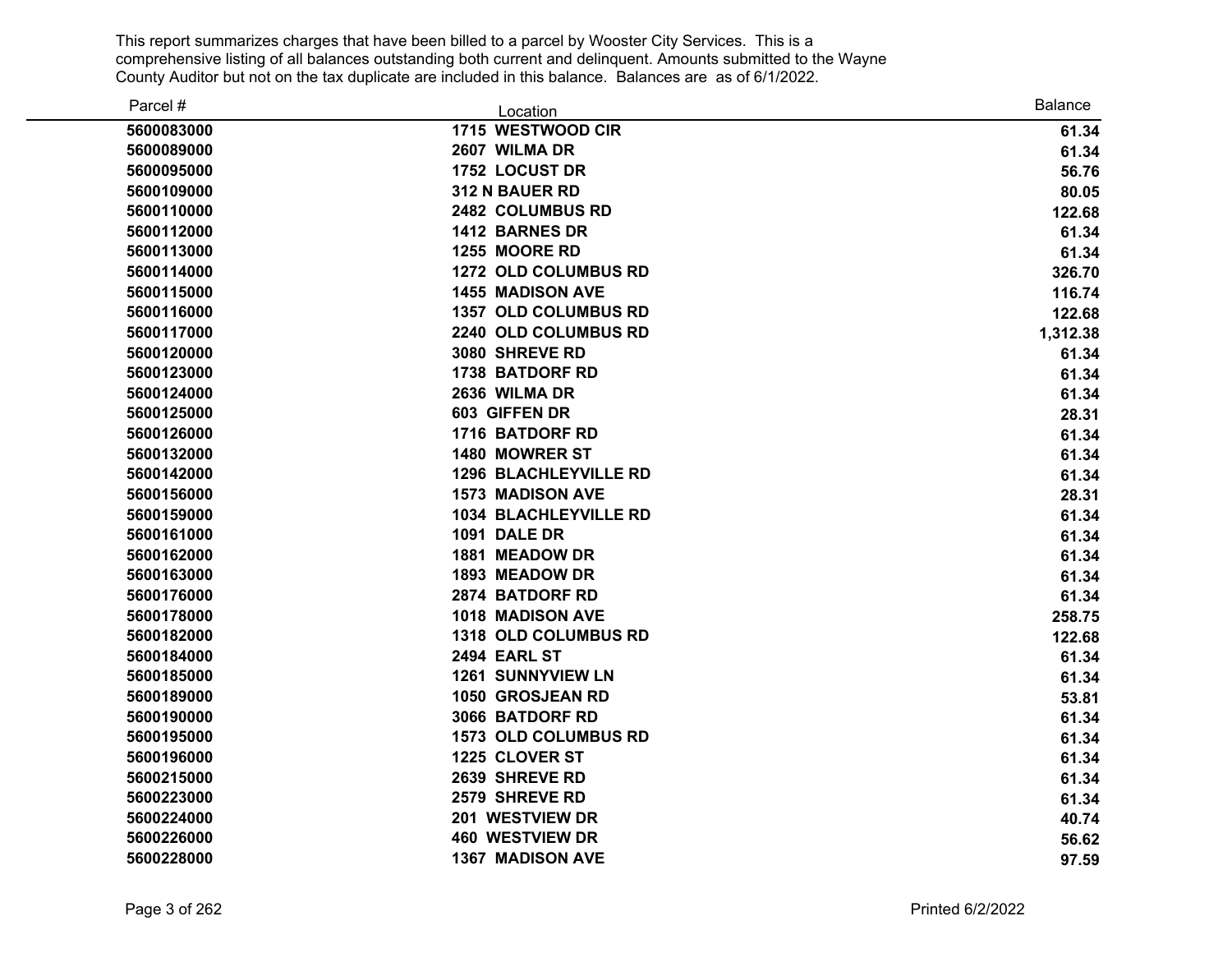This report summarizes charges that have been billed to a parcel by Wooster City Services. This is a comprehensive listing of all balances outstanding both current and delinquent. Amounts submitted to the Wayne County Auditor but not on the tax duplicate are included in this balance. Balances are as of 6/1/2022.

| Parcel # | Location | Balance |
|---|---|---|
| 5600083000 | 1715 WESTWOOD CIR | 61.34 |
| 5600089000 | 2607 WILMA DR | 61.34 |
| 5600095000 | 1752 LOCUST DR | 56.76 |
| 5600109000 | 312 N BAUER RD | 80.05 |
| 5600110000 | 2482 COLUMBUS RD | 122.68 |
| 5600112000 | 1412 BARNES DR | 61.34 |
| 5600113000 | 1255 MOORE RD | 61.34 |
| 5600114000 | 1272 OLD COLUMBUS RD | 326.70 |
| 5600115000 | 1455 MADISON AVE | 116.74 |
| 5600116000 | 1357 OLD COLUMBUS RD | 122.68 |
| 5600117000 | 2240 OLD COLUMBUS RD | 1,312.38 |
| 5600120000 | 3080 SHREVE RD | 61.34 |
| 5600123000 | 1738 BATDORF RD | 61.34 |
| 5600124000 | 2636 WILMA DR | 61.34 |
| 5600125000 | 603 GIFFEN DR | 28.31 |
| 5600126000 | 1716 BATDORF RD | 61.34 |
| 5600132000 | 1480 MOWRER ST | 61.34 |
| 5600142000 | 1296 BLACHLEYVILLE RD | 61.34 |
| 5600156000 | 1573 MADISON AVE | 28.31 |
| 5600159000 | 1034 BLACHLEYVILLE RD | 61.34 |
| 5600161000 | 1091 DALE DR | 61.34 |
| 5600162000 | 1881 MEADOW DR | 61.34 |
| 5600163000 | 1893 MEADOW DR | 61.34 |
| 5600176000 | 2874 BATDORF RD | 61.34 |
| 5600178000 | 1018 MADISON AVE | 258.75 |
| 5600182000 | 1318 OLD COLUMBUS RD | 122.68 |
| 5600184000 | 2494 EARL ST | 61.34 |
| 5600185000 | 1261 SUNNYVIEW LN | 61.34 |
| 5600189000 | 1050 GROSJEAN RD | 53.81 |
| 5600190000 | 3066 BATDORF RD | 61.34 |
| 5600195000 | 1573 OLD COLUMBUS RD | 61.34 |
| 5600196000 | 1225 CLOVER ST | 61.34 |
| 5600215000 | 2639 SHREVE RD | 61.34 |
| 5600223000 | 2579 SHREVE RD | 61.34 |
| 5600224000 | 201 WESTVIEW DR | 40.74 |
| 5600226000 | 460 WESTVIEW DR | 56.62 |
| 5600228000 | 1367 MADISON AVE | 97.59 |

Printed 6/2/2022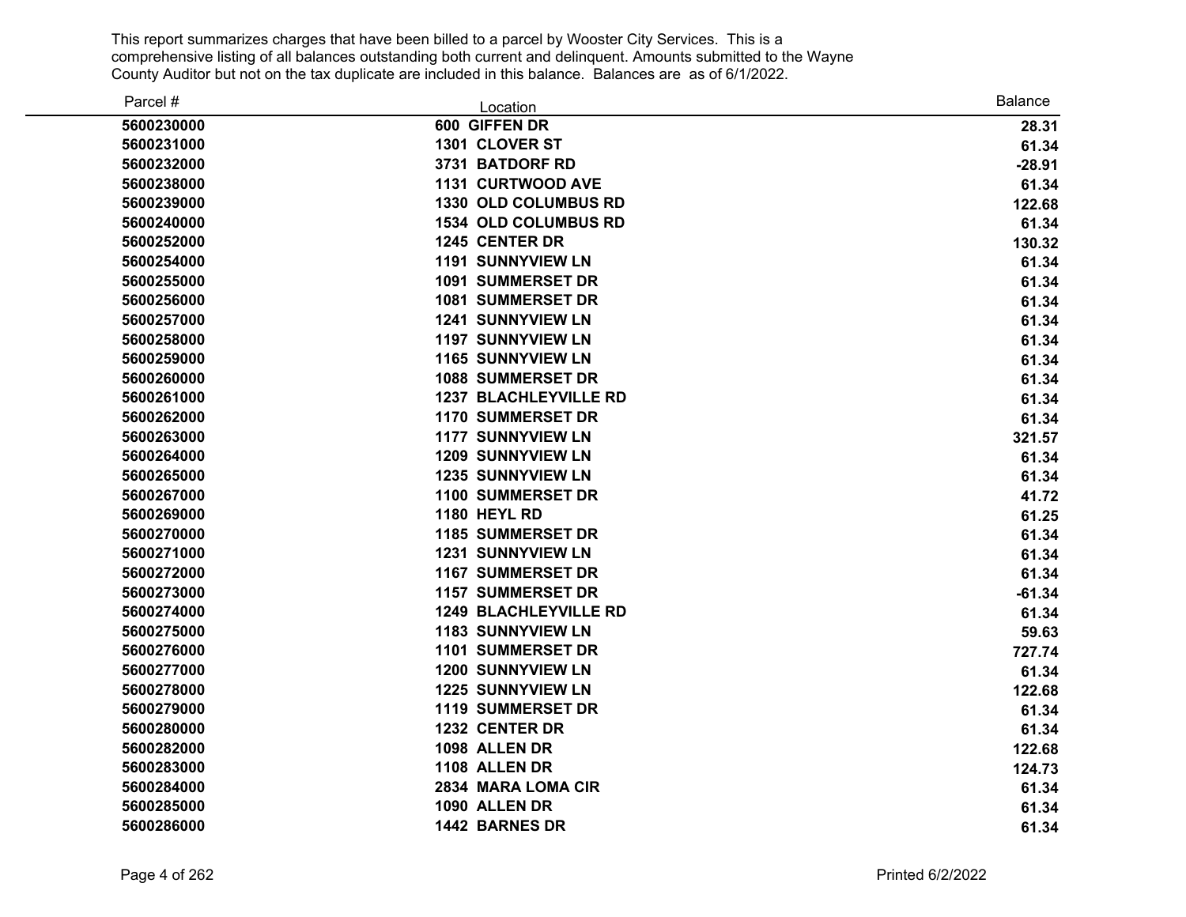This report summarizes charges that have been billed to a parcel by Wooster City Services. This is a comprehensive listing of all balances outstanding both current and delinquent. Amounts submitted to the Wayne County Auditor but not on the tax duplicate are included in this balance. Balances are as of 6/1/2022.

| Parcel # | Location | Balance |
|---|---|---|
| 5600230000 | 600 GIFFEN DR | 28.31 |
| 5600231000 | 1301 CLOVER ST | 61.34 |
| 5600232000 | 3731 BATDORF RD | -28.91 |
| 5600238000 | 1131 CURTWOOD AVE | 61.34 |
| 5600239000 | 1330 OLD COLUMBUS RD | 122.68 |
| 5600240000 | 1534 OLD COLUMBUS RD | 61.34 |
| 5600252000 | 1245 CENTER DR | 130.32 |
| 5600254000 | 1191 SUNNYVIEW LN | 61.34 |
| 5600255000 | 1091 SUMMERSET DR | 61.34 |
| 5600256000 | 1081 SUMMERSET DR | 61.34 |
| 5600257000 | 1241 SUNNYVIEW LN | 61.34 |
| 5600258000 | 1197 SUNNYVIEW LN | 61.34 |
| 5600259000 | 1165 SUNNYVIEW LN | 61.34 |
| 5600260000 | 1088 SUMMERSET DR | 61.34 |
| 5600261000 | 1237 BLACHLEYVILLE RD | 61.34 |
| 5600262000 | 1170 SUMMERSET DR | 61.34 |
| 5600263000 | 1177 SUNNYVIEW LN | 321.57 |
| 5600264000 | 1209 SUNNYVIEW LN | 61.34 |
| 5600265000 | 1235 SUNNYVIEW LN | 61.34 |
| 5600267000 | 1100 SUMMERSET DR | 41.72 |
| 5600269000 | 1180 HEYL RD | 61.25 |
| 5600270000 | 1185 SUMMERSET DR | 61.34 |
| 5600271000 | 1231 SUNNYVIEW LN | 61.34 |
| 5600272000 | 1167 SUMMERSET DR | 61.34 |
| 5600273000 | 1157 SUMMERSET DR | -61.34 |
| 5600274000 | 1249 BLACHLEYVILLE RD | 61.34 |
| 5600275000 | 1183 SUNNYVIEW LN | 59.63 |
| 5600276000 | 1101 SUMMERSET DR | 727.74 |
| 5600277000 | 1200 SUNNYVIEW LN | 61.34 |
| 5600278000 | 1225 SUNNYVIEW LN | 122.68 |
| 5600279000 | 1119 SUMMERSET DR | 61.34 |
| 5600280000 | 1232 CENTER DR | 61.34 |
| 5600282000 | 1098 ALLEN DR | 122.68 |
| 5600283000 | 1108 ALLEN DR | 124.73 |
| 5600284000 | 2834 MARA LOMA CIR | 61.34 |
| 5600285000 | 1090 ALLEN DR | 61.34 |
| 5600286000 | 1442 BARNES DR | 61.34 |

Printed 6/2/2022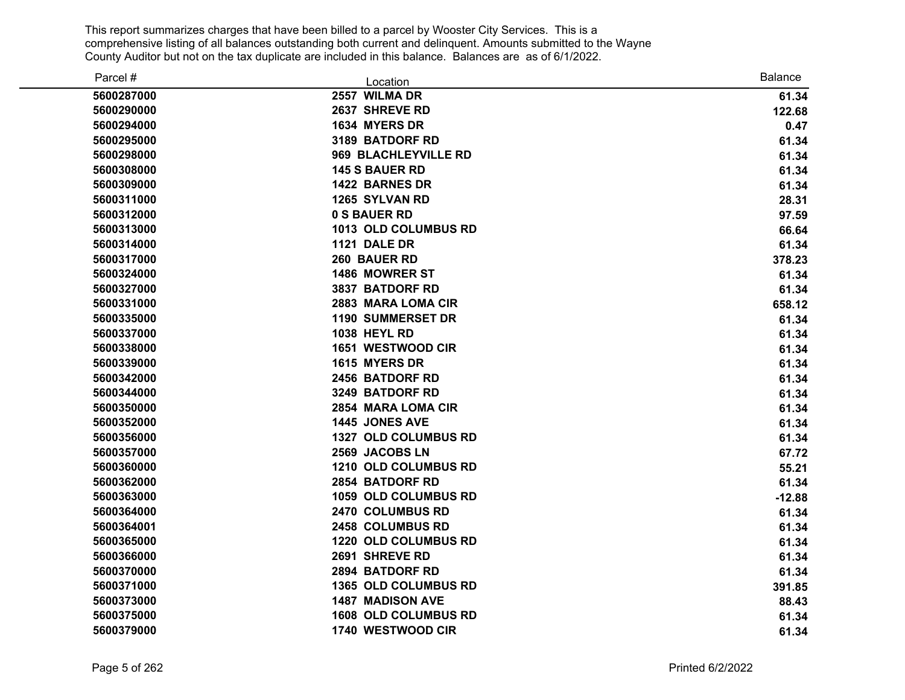This report summarizes charges that have been billed to a parcel by Wooster City Services. This is a comprehensive listing of all balances outstanding both current and delinquent. Amounts submitted to the Wayne County Auditor but not on the tax duplicate are included in this balance. Balances are as of 6/1/2022.

| Parcel # | Location | Balance |
|---|---|---|
| 5600287000 | 2557 WILMA DR | 61.34 |
| 5600290000 | 2637 SHREVE RD | 122.68 |
| 5600294000 | 1634 MYERS DR | 0.47 |
| 5600295000 | 3189 BATDORF RD | 61.34 |
| 5600298000 | 969 BLACHLEYVILLE RD | 61.34 |
| 5600308000 | 145 S BAUER RD | 61.34 |
| 5600309000 | 1422 BARNES DR | 61.34 |
| 5600311000 | 1265 SYLVAN RD | 28.31 |
| 5600312000 | 0 S BAUER RD | 97.59 |
| 5600313000 | 1013 OLD COLUMBUS RD | 66.64 |
| 5600314000 | 1121 DALE DR | 61.34 |
| 5600317000 | 260 BAUER RD | 378.23 |
| 5600324000 | 1486 MOWRER ST | 61.34 |
| 5600327000 | 3837 BATDORF RD | 61.34 |
| 5600331000 | 2883 MARA LOMA CIR | 658.12 |
| 5600335000 | 1190 SUMMERSET DR | 61.34 |
| 5600337000 | 1038 HEYL RD | 61.34 |
| 5600338000 | 1651 WESTWOOD CIR | 61.34 |
| 5600339000 | 1615 MYERS DR | 61.34 |
| 5600342000 | 2456 BATDORF RD | 61.34 |
| 5600344000 | 3249 BATDORF RD | 61.34 |
| 5600350000 | 2854 MARA LOMA CIR | 61.34 |
| 5600352000 | 1445 JONES AVE | 61.34 |
| 5600356000 | 1327 OLD COLUMBUS RD | 61.34 |
| 5600357000 | 2569 JACOBS LN | 67.72 |
| 5600360000 | 1210 OLD COLUMBUS RD | 55.21 |
| 5600362000 | 2854 BATDORF RD | 61.34 |
| 5600363000 | 1059 OLD COLUMBUS RD | -12.88 |
| 5600364000 | 2470 COLUMBUS RD | 61.34 |
| 5600364001 | 2458 COLUMBUS RD | 61.34 |
| 5600365000 | 1220 OLD COLUMBUS RD | 61.34 |
| 5600366000 | 2691 SHREVE RD | 61.34 |
| 5600370000 | 2894 BATDORF RD | 61.34 |
| 5600371000 | 1365 OLD COLUMBUS RD | 391.85 |
| 5600373000 | 1487 MADISON AVE | 88.43 |
| 5600375000 | 1608 OLD COLUMBUS RD | 61.34 |
| 5600379000 | 1740 WESTWOOD CIR | 61.34 |

Printed 6/2/2022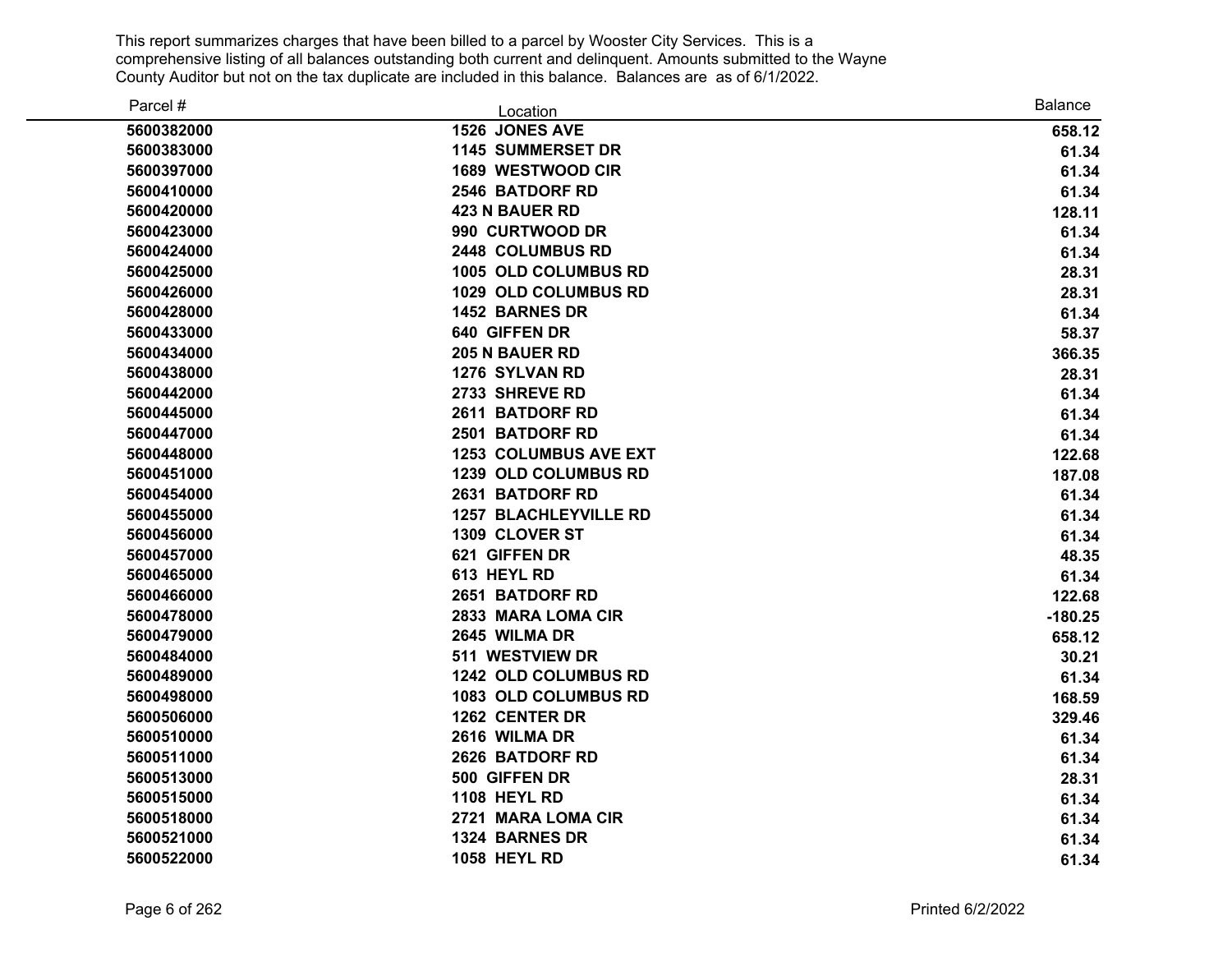This report summarizes charges that have been billed to a parcel by Wooster City Services. This is a comprehensive listing of all balances outstanding both current and delinquent. Amounts submitted to the Wayne County Auditor but not on the tax duplicate are included in this balance. Balances are as of 6/1/2022.

| Parcel # | Location | Balance |
|---|---|---|
| 5600382000 | 1526 JONES AVE | 658.12 |
| 5600383000 | 1145 SUMMERSET DR | 61.34 |
| 5600397000 | 1689 WESTWOOD CIR | 61.34 |
| 5600410000 | 2546 BATDORF RD | 61.34 |
| 5600420000 | 423 N BAUER RD | 128.11 |
| 5600423000 | 990 CURTWOOD DR | 61.34 |
| 5600424000 | 2448 COLUMBUS RD | 61.34 |
| 5600425000 | 1005 OLD COLUMBUS RD | 28.31 |
| 5600426000 | 1029 OLD COLUMBUS RD | 28.31 |
| 5600428000 | 1452 BARNES DR | 61.34 |
| 5600433000 | 640 GIFFEN DR | 58.37 |
| 5600434000 | 205 N BAUER RD | 366.35 |
| 5600438000 | 1276 SYLVAN RD | 28.31 |
| 5600442000 | 2733 SHREVE RD | 61.34 |
| 5600445000 | 2611 BATDORF RD | 61.34 |
| 5600447000 | 2501 BATDORF RD | 61.34 |
| 5600448000 | 1253 COLUMBUS AVE EXT | 122.68 |
| 5600451000 | 1239 OLD COLUMBUS RD | 187.08 |
| 5600454000 | 2631 BATDORF RD | 61.34 |
| 5600455000 | 1257 BLACHLEYVILLE RD | 61.34 |
| 5600456000 | 1309 CLOVER ST | 61.34 |
| 5600457000 | 621 GIFFEN DR | 48.35 |
| 5600465000 | 613 HEYL RD | 61.34 |
| 5600466000 | 2651 BATDORF RD | 122.68 |
| 5600478000 | 2833 MARA LOMA CIR | -180.25 |
| 5600479000 | 2645 WILMA DR | 658.12 |
| 5600484000 | 511 WESTVIEW DR | 30.21 |
| 5600489000 | 1242 OLD COLUMBUS RD | 61.34 |
| 5600498000 | 1083 OLD COLUMBUS RD | 168.59 |
| 5600506000 | 1262 CENTER DR | 329.46 |
| 5600510000 | 2616 WILMA DR | 61.34 |
| 5600511000 | 2626 BATDORF RD | 61.34 |
| 5600513000 | 500 GIFFEN DR | 28.31 |
| 5600515000 | 1108 HEYL RD | 61.34 |
| 5600518000 | 2721 MARA LOMA CIR | 61.34 |
| 5600521000 | 1324 BARNES DR | 61.34 |
| 5600522000 | 1058 HEYL RD | 61.34 |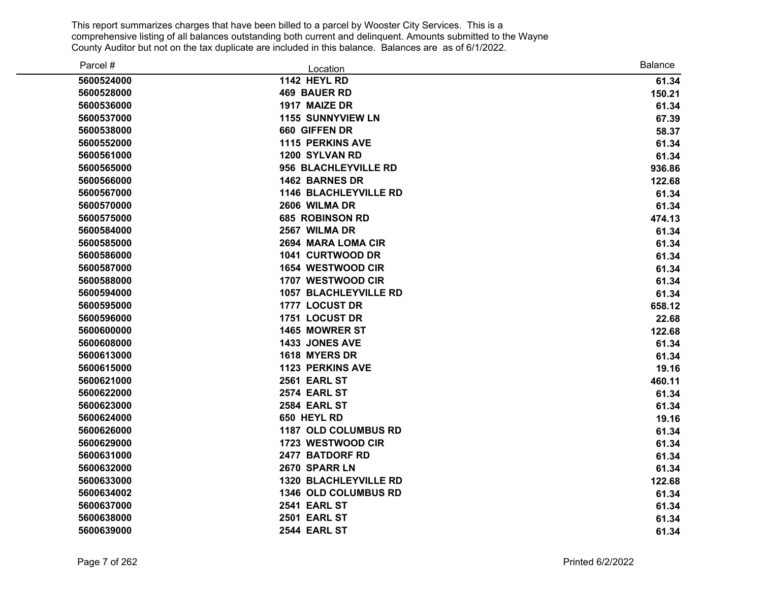This report summarizes charges that have been billed to a parcel by Wooster City Services. This is a comprehensive listing of all balances outstanding both current and delinquent. Amounts submitted to the Wayne County Auditor but not on the tax duplicate are included in this balance. Balances are as of 6/1/2022.

| Parcel # | Location | Balance |
|---|---|---|
| 5600524000 | 1142 HEYL RD | 61.34 |
| 5600528000 | 469 BAUER RD | 150.21 |
| 5600536000 | 1917 MAIZE DR | 61.34 |
| 5600537000 | 1155 SUNNYVIEW LN | 67.39 |
| 5600538000 | 660 GIFFEN DR | 58.37 |
| 5600552000 | 1115 PERKINS AVE | 61.34 |
| 5600561000 | 1200 SYLVAN RD | 61.34 |
| 5600565000 | 956 BLACHLEYVILLE RD | 936.86 |
| 5600566000 | 1462 BARNES DR | 122.68 |
| 5600567000 | 1146 BLACHLEYVILLE RD | 61.34 |
| 5600570000 | 2606 WILMA DR | 61.34 |
| 5600575000 | 685 ROBINSON RD | 474.13 |
| 5600584000 | 2567 WILMA DR | 61.34 |
| 5600585000 | 2694 MARA LOMA CIR | 61.34 |
| 5600586000 | 1041 CURTWOOD DR | 61.34 |
| 5600587000 | 1654 WESTWOOD CIR | 61.34 |
| 5600588000 | 1707 WESTWOOD CIR | 61.34 |
| 5600594000 | 1057 BLACHLEYVILLE RD | 61.34 |
| 5600595000 | 1777 LOCUST DR | 658.12 |
| 5600596000 | 1751 LOCUST DR | 22.68 |
| 5600600000 | 1465 MOWRER ST | 122.68 |
| 5600608000 | 1433 JONES AVE | 61.34 |
| 5600613000 | 1618 MYERS DR | 61.34 |
| 5600615000 | 1123 PERKINS AVE | 19.16 |
| 5600621000 | 2561 EARL ST | 460.11 |
| 5600622000 | 2574 EARL ST | 61.34 |
| 5600623000 | 2584 EARL ST | 61.34 |
| 5600624000 | 650 HEYL RD | 19.16 |
| 5600626000 | 1187 OLD COLUMBUS RD | 61.34 |
| 5600629000 | 1723 WESTWOOD CIR | 61.34 |
| 5600631000 | 2477 BATDORF RD | 61.34 |
| 5600632000 | 2670 SPARR LN | 61.34 |
| 5600633000 | 1320 BLACHLEYVILLE RD | 122.68 |
| 5600634002 | 1346 OLD COLUMBUS RD | 61.34 |
| 5600637000 | 2541 EARL ST | 61.34 |
| 5600638000 | 2501 EARL ST | 61.34 |
| 5600639000 | 2544 EARL ST | 61.34 |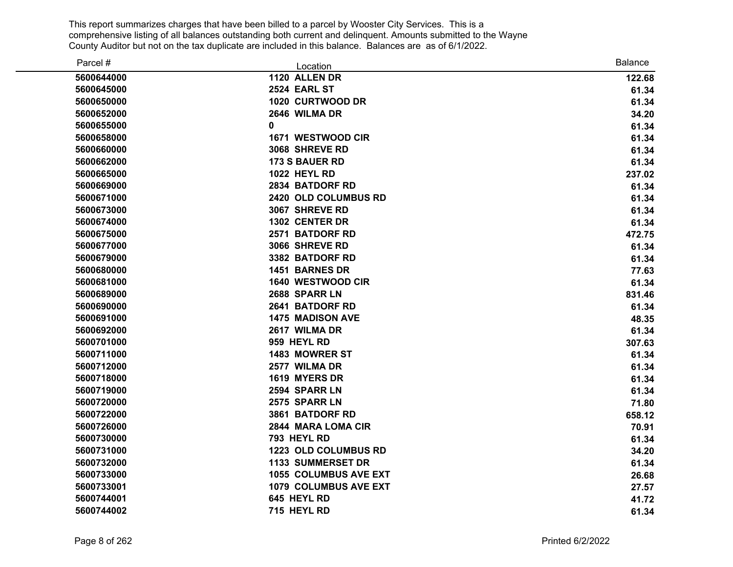This report summarizes charges that have been billed to a parcel by Wooster City Services. This is a comprehensive listing of all balances outstanding both current and delinquent. Amounts submitted to the Wayne County Auditor but not on the tax duplicate are included in this balance. Balances are as of 6/1/2022.

| Parcel # | Location | Balance |
|---|---|---|
| **5600644000** | **1120 ALLEN DR** | **122.68** |
| **5600645000** | **2524 EARL ST** | **61.34** |
| **5600650000** | **1020 CURTWOOD DR** | **61.34** |
| **5600652000** | **2646 WILMA DR** | **34.20** |
| **5600655000** | **0** | **61.34** |
| **5600658000** | **1671 WESTWOOD CIR** | **61.34** |
| **5600660000** | **3068 SHREVE RD** | **61.34** |
| **5600662000** | **173 S BAUER RD** | **61.34** |
| **5600665000** | **1022 HEYL RD** | **237.02** |
| **5600669000** | **2834 BATDORF RD** | **61.34** |
| **5600671000** | **2420 OLD COLUMBUS RD** | **61.34** |
| **5600673000** | **3067 SHREVE RD** | **61.34** |
| **5600674000** | **1302 CENTER DR** | **61.34** |
| **5600675000** | **2571 BATDORF RD** | **472.75** |
| **5600677000** | **3066 SHREVE RD** | **61.34** |
| **5600679000** | **3382 BATDORF RD** | **61.34** |
| **5600680000** | **1451 BARNES DR** | **77.63** |
| **5600681000** | **1640 WESTWOOD CIR** | **61.34** |
| **5600689000** | **2688 SPARR LN** | **831.46** |
| **5600690000** | **2641 BATDORF RD** | **61.34** |
| **5600691000** | **1475 MADISON AVE** | **48.35** |
| **5600692000** | **2617 WILMA DR** | **61.34** |
| **5600701000** | **959 HEYL RD** | **307.63** |
| **5600711000** | **1483 MOWRER ST** | **61.34** |
| **5600712000** | **2577 WILMA DR** | **61.34** |
| **5600718000** | **1619 MYERS DR** | **61.34** |
| **5600719000** | **2594 SPARR LN** | **61.34** |
| **5600720000** | **2575 SPARR LN** | **71.80** |
| **5600722000** | **3861 BATDORF RD** | **658.12** |
| **5600726000** | **2844 MARA LOMA CIR** | **70.91** |
| **5600730000** | **793 HEYL RD** | **61.34** |
| **5600731000** | **1223 OLD COLUMBUS RD** | **34.20** |
| **5600732000** | **1133 SUMMERSET DR** | **61.34** |
| **5600733000** | **1055 COLUMBUS AVE EXT** | **26.68** |
| **5600733001** | **1079 COLUMBUS AVE EXT** | **27.57** |
| **5600744001** | **645 HEYL RD** | **41.72** |
| **5600744002** | **715 HEYL RD** | **61.34** |

Printed 6/2/2022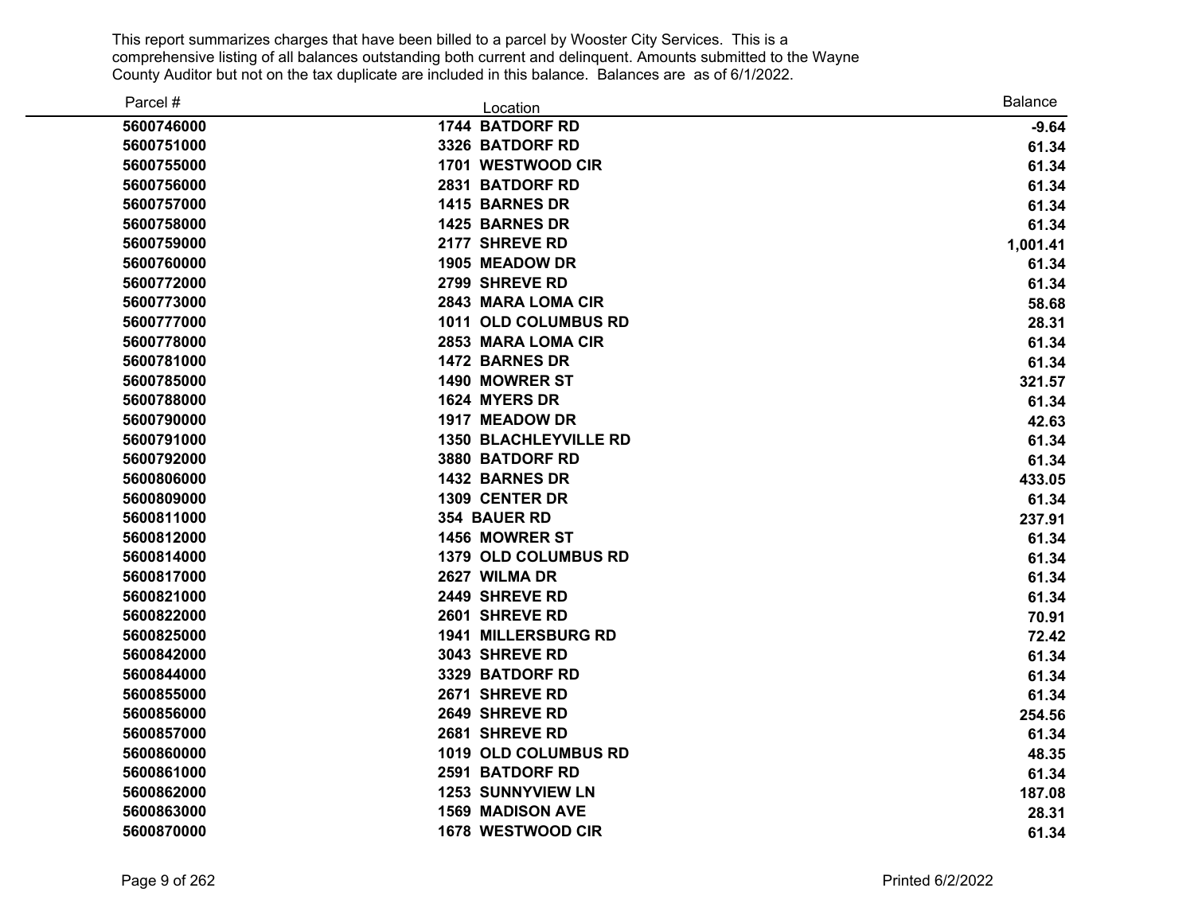This report summarizes charges that have been billed to a parcel by Wooster City Services. This is a comprehensive listing of all balances outstanding both current and delinquent. Amounts submitted to the Wayne County Auditor but not on the tax duplicate are included in this balance. Balances are as of 6/1/2022.

| Parcel # | Location | Balance |
|---|---|---|
| **5600746000** | **1744 BATDORF RD** | **-9.64** |
| **5600751000** | **3326 BATDORF RD** | **61.34** |
| **5600755000** | **1701 WESTWOOD CIR** | **61.34** |
| **5600756000** | **2831 BATDORF RD** | **61.34** |
| **5600757000** | **1415 BARNES DR** | **61.34** |
| **5600758000** | **1425 BARNES DR** | **61.34** |
| **5600759000** | **2177 SHREVE RD** | **1,001.41** |
| **5600760000** | **1905 MEADOW DR** | **61.34** |
| **5600772000** | **2799 SHREVE RD** | **61.34** |
| **5600773000** | **2843 MARA LOMA CIR** | **58.68** |
| **5600777000** | **1011 OLD COLUMBUS RD** | **28.31** |
| **5600778000** | **2853 MARA LOMA CIR** | **61.34** |
| **5600781000** | **1472 BARNES DR** | **61.34** |
| **5600785000** | **1490 MOWRER ST** | **321.57** |
| **5600788000** | **1624 MYERS DR** | **61.34** |
| **5600790000** | **1917 MEADOW DR** | **42.63** |
| **5600791000** | **1350 BLACHLEYVILLE RD** | **61.34** |
| **5600792000** | **3880 BATDORF RD** | **61.34** |
| **5600806000** | **1432 BARNES DR** | **433.05** |
| **5600809000** | **1309 CENTER DR** | **61.34** |
| **5600811000** | **354 BAUER RD** | **237.91** |
| **5600812000** | **1456 MOWRER ST** | **61.34** |
| **5600814000** | **1379 OLD COLUMBUS RD** | **61.34** |
| **5600817000** | **2627 WILMA DR** | **61.34** |
| **5600821000** | **2449 SHREVE RD** | **61.34** |
| **5600822000** | **2601 SHREVE RD** | **70.91** |
| **5600825000** | **1941 MILLERSBURG RD** | **72.42** |
| **5600842000** | **3043 SHREVE RD** | **61.34** |
| **5600844000** | **3329 BATDORF RD** | **61.34** |
| **5600855000** | **2671 SHREVE RD** | **61.34** |
| **5600856000** | **2649 SHREVE RD** | **254.56** |
| **5600857000** | **2681 SHREVE RD** | **61.34** |
| **5600860000** | **1019 OLD COLUMBUS RD** | **48.35** |
| **5600861000** | **2591 BATDORF RD** | **61.34** |
| **5600862000** | **1253 SUNNYVIEW LN** | **187.08** |
| **5600863000** | **1569 MADISON AVE** | **28.31** |
| **5600870000** | **1678 WESTWOOD CIR** | **61.34** |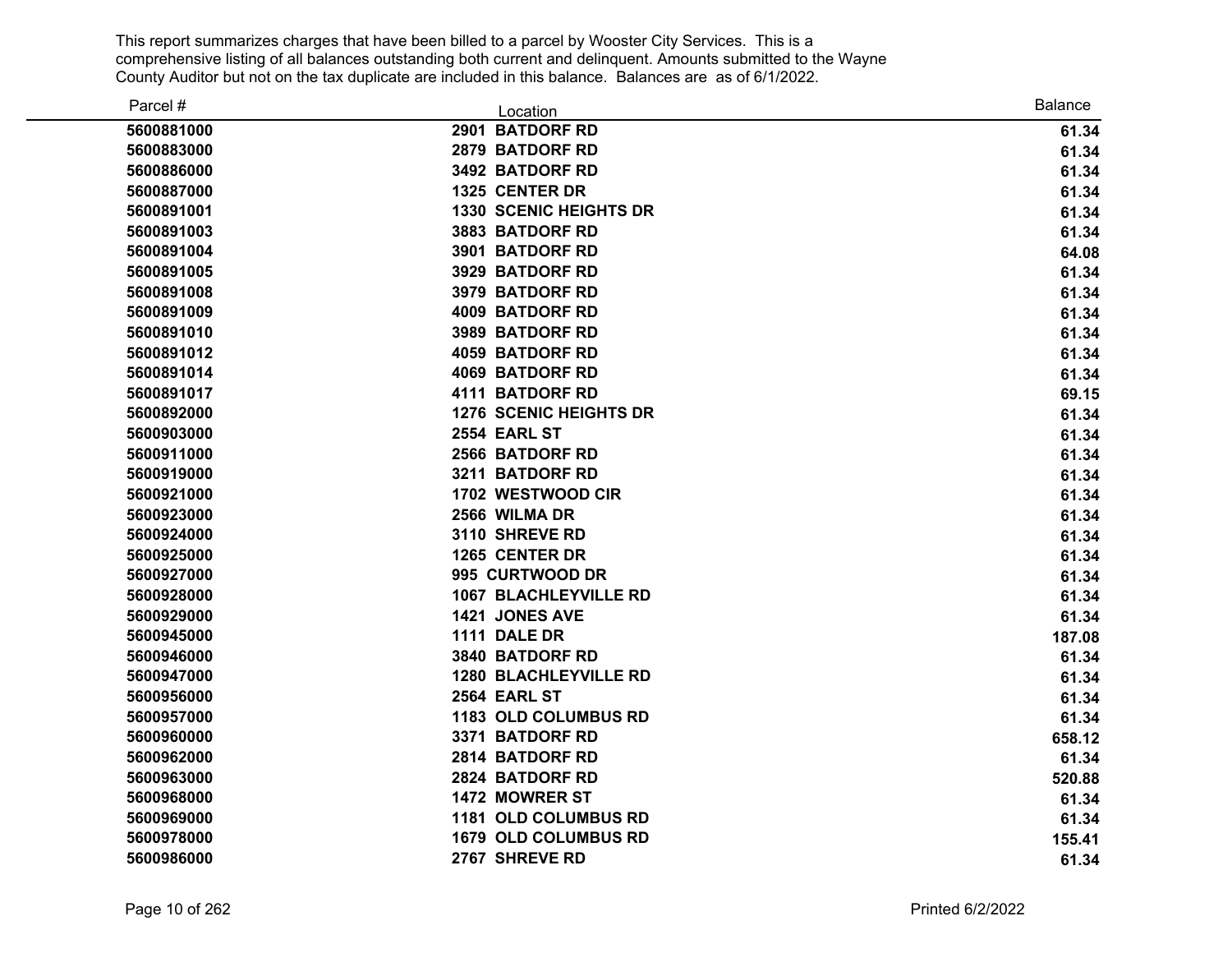This report summarizes charges that have been billed to a parcel by Wooster City Services. This is a comprehensive listing of all balances outstanding both current and delinquent. Amounts submitted to the Wayne County Auditor but not on the tax duplicate are included in this balance. Balances are as of 6/1/2022.

| Parcel # | Location | Balance |
|---|---|---|
| **5600881000** | **2901 BATDORF RD** | **61.34** |
| **5600883000** | **2879 BATDORF RD** | **61.34** |
| **5600886000** | **3492 BATDORF RD** | **61.34** |
| **5600887000** | **1325 CENTER DR** | **61.34** |
| **5600891001** | **1330 SCENIC HEIGHTS DR** | **61.34** |
| **5600891003** | **3883 BATDORF RD** | **61.34** |
| **5600891004** | **3901 BATDORF RD** | **64.08** |
| **5600891005** | **3929 BATDORF RD** | **61.34** |
| **5600891008** | **3979 BATDORF RD** | **61.34** |
| **5600891009** | **4009 BATDORF RD** | **61.34** |
| **5600891010** | **3989 BATDORF RD** | **61.34** |
| **5600891012** | **4059 BATDORF RD** | **61.34** |
| **5600891014** | **4069 BATDORF RD** | **61.34** |
| **5600891017** | **4111 BATDORF RD** | **69.15** |
| **5600892000** | **1276 SCENIC HEIGHTS DR** | **61.34** |
| **5600903000** | **2554 EARL ST** | **61.34** |
| **5600911000** | **2566 BATDORF RD** | **61.34** |
| **5600919000** | **3211 BATDORF RD** | **61.34** |
| **5600921000** | **1702 WESTWOOD CIR** | **61.34** |
| **5600923000** | **2566 WILMA DR** | **61.34** |
| **5600924000** | **3110 SHREVE RD** | **61.34** |
| **5600925000** | **1265 CENTER DR** | **61.34** |
| **5600927000** | **995 CURTWOOD DR** | **61.34** |
| **5600928000** | **1067 BLACHLEYVILLE RD** | **61.34** |
| **5600929000** | **1421 JONES AVE** | **61.34** |
| **5600945000** | **1111 DALE DR** | **187.08** |
| **5600946000** | **3840 BATDORF RD** | **61.34** |
| **5600947000** | **1280 BLACHLEYVILLE RD** | **61.34** |
| **5600956000** | **2564 EARL ST** | **61.34** |
| **5600957000** | **1183 OLD COLUMBUS RD** | **61.34** |
| **5600960000** | **3371 BATDORF RD** | **658.12** |
| **5600962000** | **2814 BATDORF RD** | **61.34** |
| **5600963000** | **2824 BATDORF RD** | **520.88** |
| **5600968000** | **1472 MOWRER ST** | **61.34** |
| **5600969000** | **1181 OLD COLUMBUS RD** | **61.34** |
| **5600978000** | **1679 OLD COLUMBUS RD** | **155.41** |
| **5600986000** | **2767 SHREVE RD** | **61.34** |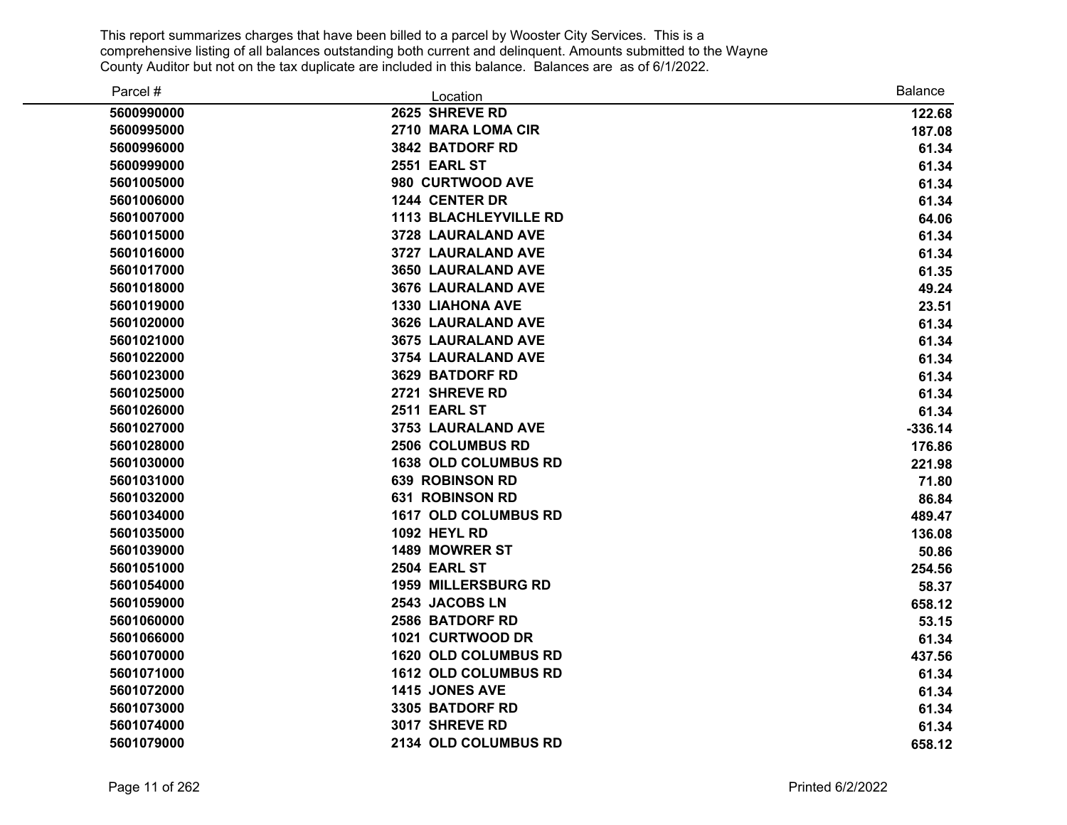This report summarizes charges that have been billed to a parcel by Wooster City Services. This is a comprehensive listing of all balances outstanding both current and delinquent. Amounts submitted to the Wayne County Auditor but not on the tax duplicate are included in this balance. Balances are as of 6/1/2022.

| Parcel # | Location | Balance |
|---|---|---|
| 5600990000 | 2625 SHREVE RD | 122.68 |
| 5600995000 | 2710 MARA LOMA CIR | 187.08 |
| 5600996000 | 3842 BATDORF RD | 61.34 |
| 5600999000 | 2551 EARL ST | 61.34 |
| 5601005000 | 980 CURTWOOD AVE | 61.34 |
| 5601006000 | 1244 CENTER DR | 61.34 |
| 5601007000 | 1113 BLACHLEYVILLE RD | 64.06 |
| 5601015000 | 3728 LAURALAND AVE | 61.34 |
| 5601016000 | 3727 LAURALAND AVE | 61.34 |
| 5601017000 | 3650 LAURALAND AVE | 61.35 |
| 5601018000 | 3676 LAURALAND AVE | 49.24 |
| 5601019000 | 1330 LIAHONA AVE | 23.51 |
| 5601020000 | 3626 LAURALAND AVE | 61.34 |
| 5601021000 | 3675 LAURALAND AVE | 61.34 |
| 5601022000 | 3754 LAURALAND AVE | 61.34 |
| 5601023000 | 3629 BATDORF RD | 61.34 |
| 5601025000 | 2721 SHREVE RD | 61.34 |
| 5601026000 | 2511 EARL ST | 61.34 |
| 5601027000 | 3753 LAURALAND AVE | -336.14 |
| 5601028000 | 2506 COLUMBUS RD | 176.86 |
| 5601030000 | 1638 OLD COLUMBUS RD | 221.98 |
| 5601031000 | 639 ROBINSON RD | 71.80 |
| 5601032000 | 631 ROBINSON RD | 86.84 |
| 5601034000 | 1617 OLD COLUMBUS RD | 489.47 |
| 5601035000 | 1092 HEYL RD | 136.08 |
| 5601039000 | 1489 MOWRER ST | 50.86 |
| 5601051000 | 2504 EARL ST | 254.56 |
| 5601054000 | 1959 MILLERSBURG RD | 58.37 |
| 5601059000 | 2543 JACOBS LN | 658.12 |
| 5601060000 | 2586 BATDORF RD | 53.15 |
| 5601066000 | 1021 CURTWOOD DR | 61.34 |
| 5601070000 | 1620 OLD COLUMBUS RD | 437.56 |
| 5601071000 | 1612 OLD COLUMBUS RD | 61.34 |
| 5601072000 | 1415 JONES AVE | 61.34 |
| 5601073000 | 3305 BATDORF RD | 61.34 |
| 5601074000 | 3017 SHREVE RD | 61.34 |
| 5601079000 | 2134 OLD COLUMBUS RD | 658.12 |

Printed 6/2/2022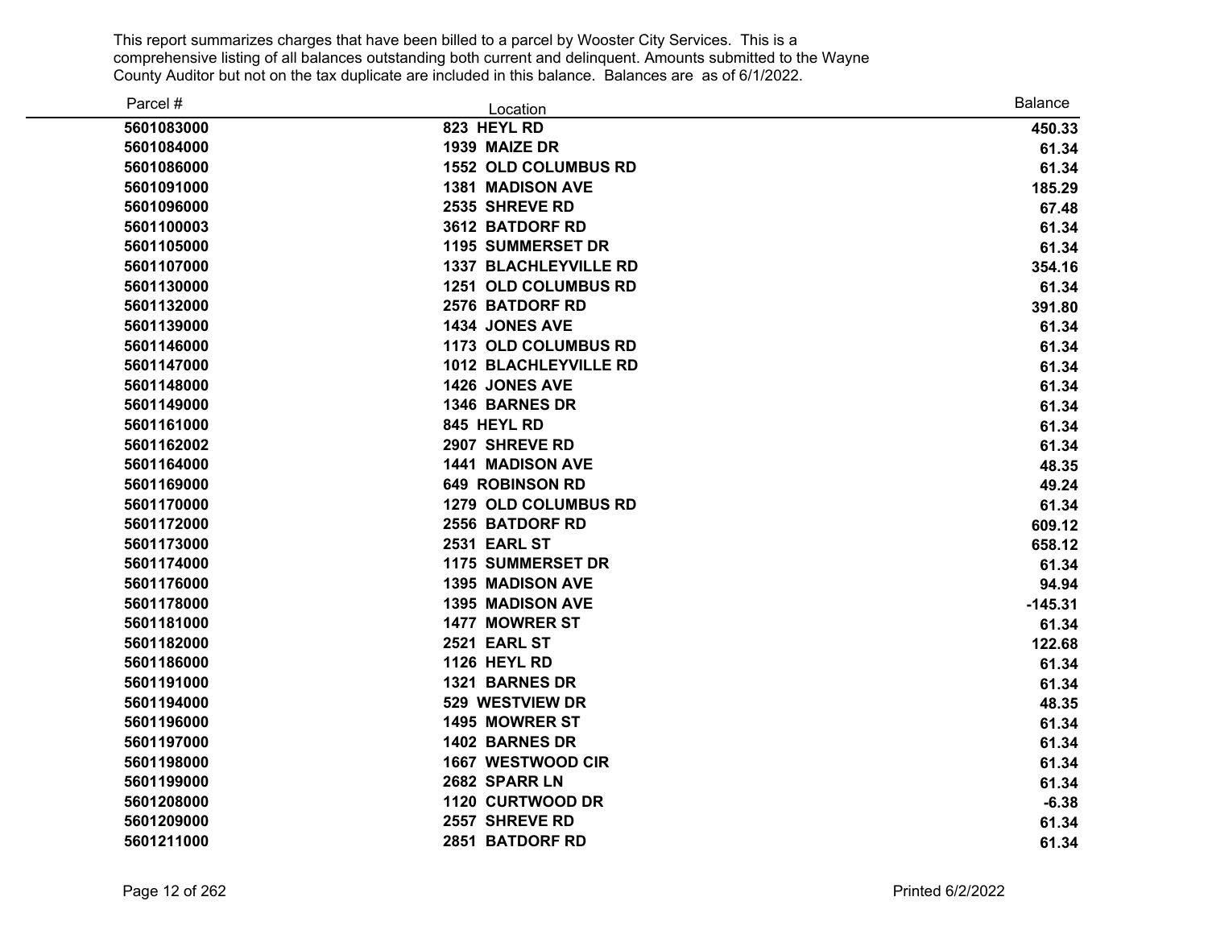This report summarizes charges that have been billed to a parcel by Wooster City Services. This is a comprehensive listing of all balances outstanding both current and delinquent. Amounts submitted to the Wayne County Auditor but not on the tax duplicate are included in this balance. Balances are as of 6/1/2022.

| Parcel # | Location | Balance |
|---|---|---|
| 5601083000 | 823 HEYL RD | 450.33 |
| 5601084000 | 1939 MAIZE DR | 61.34 |
| 5601086000 | 1552 OLD COLUMBUS RD | 61.34 |
| 5601091000 | 1381 MADISON AVE | 185.29 |
| 5601096000 | 2535 SHREVE RD | 67.48 |
| 5601100003 | 3612 BATDORF RD | 61.34 |
| 5601105000 | 1195 SUMMERSET DR | 61.34 |
| 5601107000 | 1337 BLACHLEYVILLE RD | 354.16 |
| 5601130000 | 1251 OLD COLUMBUS RD | 61.34 |
| 5601132000 | 2576 BATDORF RD | 391.80 |
| 5601139000 | 1434 JONES AVE | 61.34 |
| 5601146000 | 1173 OLD COLUMBUS RD | 61.34 |
| 5601147000 | 1012 BLACHLEYVILLE RD | 61.34 |
| 5601148000 | 1426 JONES AVE | 61.34 |
| 5601149000 | 1346 BARNES DR | 61.34 |
| 5601161000 | 845 HEYL RD | 61.34 |
| 5601162002 | 2907 SHREVE RD | 61.34 |
| 5601164000 | 1441 MADISON AVE | 48.35 |
| 5601169000 | 649 ROBINSON RD | 49.24 |
| 5601170000 | 1279 OLD COLUMBUS RD | 61.34 |
| 5601172000 | 2556 BATDORF RD | 609.12 |
| 5601173000 | 2531 EARL ST | 658.12 |
| 5601174000 | 1175 SUMMERSET DR | 61.34 |
| 5601176000 | 1395 MADISON AVE | 94.94 |
| 5601178000 | 1395 MADISON AVE | -145.31 |
| 5601181000 | 1477 MOWRER ST | 61.34 |
| 5601182000 | 2521 EARL ST | 122.68 |
| 5601186000 | 1126 HEYL RD | 61.34 |
| 5601191000 | 1321 BARNES DR | 61.34 |
| 5601194000 | 529 WESTVIEW DR | 48.35 |
| 5601196000 | 1495 MOWRER ST | 61.34 |
| 5601197000 | 1402 BARNES DR | 61.34 |
| 5601198000 | 1667 WESTWOOD CIR | 61.34 |
| 5601199000 | 2682 SPARR LN | 61.34 |
| 5601208000 | 1120 CURTWOOD DR | -6.38 |
| 5601209000 | 2557 SHREVE RD | 61.34 |
| 5601211000 | 2851 BATDORF RD | 61.34 |

Printed 6/2/2022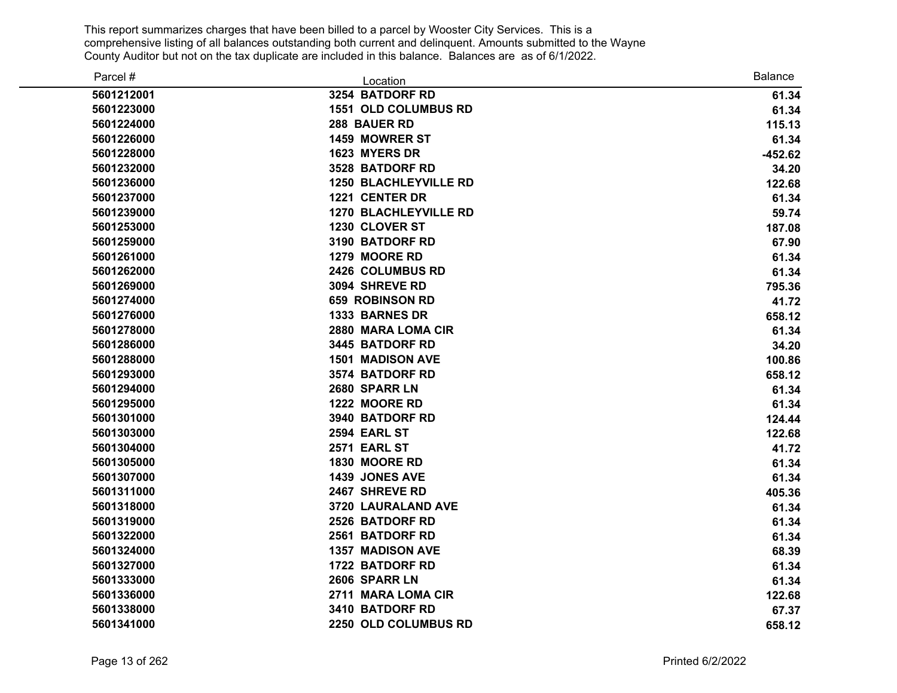This report summarizes charges that have been billed to a parcel by Wooster City Services. This is a comprehensive listing of all balances outstanding both current and delinquent. Amounts submitted to the Wayne County Auditor but not on the tax duplicate are included in this balance. Balances are as of 6/1/2022.

| Parcel # | Location | Balance |
|---|---|---|
| **5601212001** | **3254 BATDORF RD** | **61.34** |
| **5601223000** | **1551 OLD COLUMBUS RD** | **61.34** |
| **5601224000** | **288 BAUER RD** | **115.13** |
| **5601226000** | **1459 MOWRER ST** | **61.34** |
| **5601228000** | **1623 MYERS DR** | **-452.62** |
| **5601232000** | **3528 BATDORF RD** | **34.20** |
| **5601236000** | **1250 BLACHLEYVILLE RD** | **122.68** |
| **5601237000** | **1221 CENTER DR** | **61.34** |
| **5601239000** | **1270 BLACHLEYVILLE RD** | **59.74** |
| **5601253000** | **1230 CLOVER ST** | **187.08** |
| **5601259000** | **3190 BATDORF RD** | **67.90** |
| **5601261000** | **1279 MOORE RD** | **61.34** |
| **5601262000** | **2426 COLUMBUS RD** | **61.34** |
| **5601269000** | **3094 SHREVE RD** | **795.36** |
| **5601274000** | **659 ROBINSON RD** | **41.72** |
| **5601276000** | **1333 BARNES DR** | **658.12** |
| **5601278000** | **2880 MARA LOMA CIR** | **61.34** |
| **5601286000** | **3445 BATDORF RD** | **34.20** |
| **5601288000** | **1501 MADISON AVE** | **100.86** |
| **5601293000** | **3574 BATDORF RD** | **658.12** |
| **5601294000** | **2680 SPARR LN** | **61.34** |
| **5601295000** | **1222 MOORE RD** | **61.34** |
| **5601301000** | **3940 BATDORF RD** | **124.44** |
| **5601303000** | **2594 EARL ST** | **122.68** |
| **5601304000** | **2571 EARL ST** | **41.72** |
| **5601305000** | **1830 MOORE RD** | **61.34** |
| **5601307000** | **1439 JONES AVE** | **61.34** |
| **5601311000** | **2467 SHREVE RD** | **405.36** |
| **5601318000** | **3720 LAURALAND AVE** | **61.34** |
| **5601319000** | **2526 BATDORF RD** | **61.34** |
| **5601322000** | **2561 BATDORF RD** | **61.34** |
| **5601324000** | **1357 MADISON AVE** | **68.39** |
| **5601327000** | **1722 BATDORF RD** | **61.34** |
| **5601333000** | **2606 SPARR LN** | **61.34** |
| **5601336000** | **2711 MARA LOMA CIR** | **122.68** |
| **5601338000** | **3410 BATDORF RD** | **67.37** |
| **5601341000** | **2250 OLD COLUMBUS RD** | **658.12** |

Printed 6/2/2022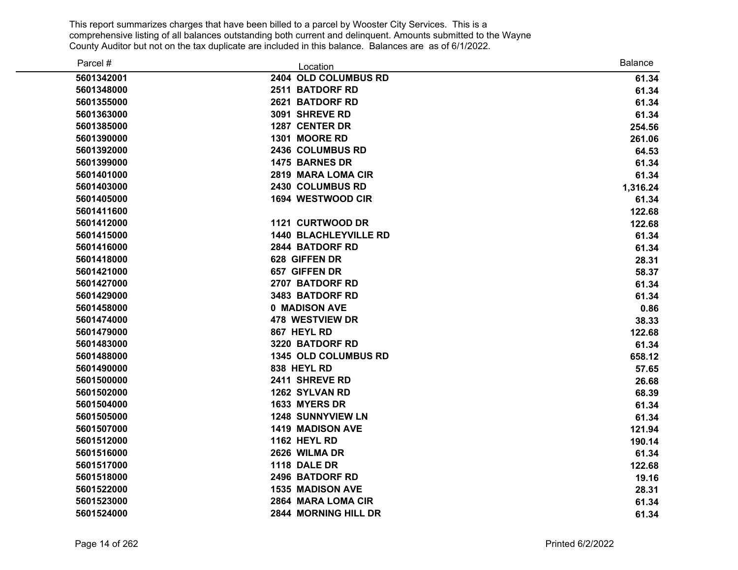This report summarizes charges that have been billed to a parcel by Wooster City Services. This is a comprehensive listing of all balances outstanding both current and delinquent. Amounts submitted to the Wayne County Auditor but not on the tax duplicate are included in this balance. Balances are as of 6/1/2022.

| Parcel # | Location | Balance |
|---|---|---|
| 5601342001 | 2404 OLD COLUMBUS RD | 61.34 |
| 5601348000 | 2511 BATDORF RD | 61.34 |
| 5601355000 | 2621 BATDORF RD | 61.34 |
| 5601363000 | 3091 SHREVE RD | 61.34 |
| 5601385000 | 1287 CENTER DR | 254.56 |
| 5601390000 | 1301 MOORE RD | 261.06 |
| 5601392000 | 2436 COLUMBUS RD | 64.53 |
| 5601399000 | 1475 BARNES DR | 61.34 |
| 5601401000 | 2819 MARA LOMA CIR | 61.34 |
| 5601403000 | 2430 COLUMBUS RD | 1,316.24 |
| 5601405000 | 1694 WESTWOOD CIR | 61.34 |
| 5601411600 | | 122.68 |
| 5601412000 | 1121 CURTWOOD DR | 122.68 |
| 5601415000 | 1440 BLACHLEYVILLE RD | 61.34 |
| 5601416000 | 2844 BATDORF RD | 61.34 |
| 5601418000 | 628 GIFFEN DR | 28.31 |
| 5601421000 | 657 GIFFEN DR | 58.37 |
| 5601427000 | 2707 BATDORF RD | 61.34 |
| 5601429000 | 3483 BATDORF RD | 61.34 |
| 5601458000 | 0 MADISON AVE | 0.86 |
| 5601474000 | 478 WESTVIEW DR | 38.33 |
| 5601479000 | 867 HEYL RD | 122.68 |
| 5601483000 | 3220 BATDORF RD | 61.34 |
| 5601488000 | 1345 OLD COLUMBUS RD | 658.12 |
| 5601490000 | 838 HEYL RD | 57.65 |
| 5601500000 | 2411 SHREVE RD | 26.68 |
| 5601502000 | 1262 SYLVAN RD | 68.39 |
| 5601504000 | 1633 MYERS DR | 61.34 |
| 5601505000 | 1248 SUNNYVIEW LN | 61.34 |
| 5601507000 | 1419 MADISON AVE | 121.94 |
| 5601512000 | 1162 HEYL RD | 190.14 |
| 5601516000 | 2626 WILMA DR | 61.34 |
| 5601517000 | 1118 DALE DR | 122.68 |
| 5601518000 | 2496 BATDORF RD | 19.16 |
| 5601522000 | 1535 MADISON AVE | 28.31 |
| 5601523000 | 2864 MARA LOMA CIR | 61.34 |
| 5601524000 | 2844 MORNING HILL DR | 61.34 |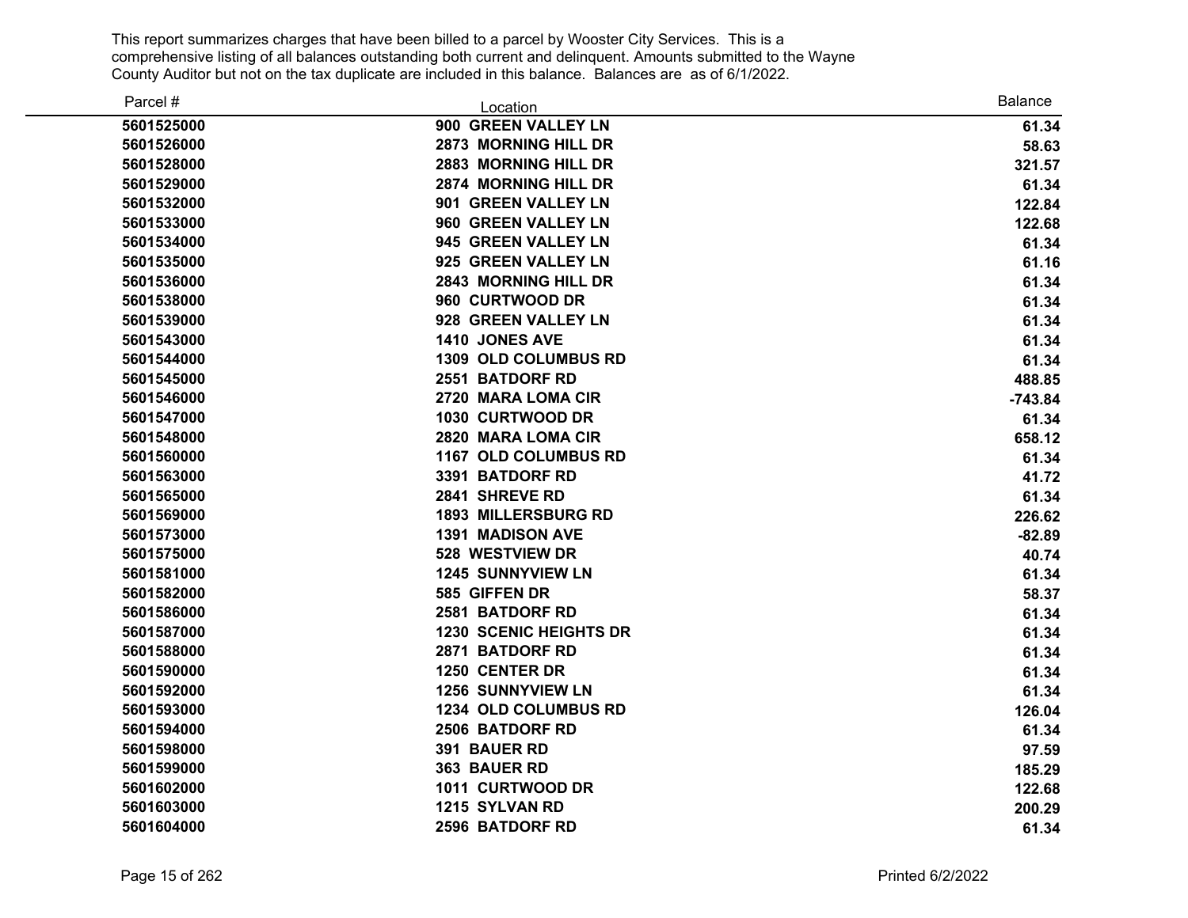This report summarizes charges that have been billed to a parcel by Wooster City Services. This is a comprehensive listing of all balances outstanding both current and delinquent. Amounts submitted to the Wayne County Auditor but not on the tax duplicate are included in this balance. Balances are as of 6/1/2022.

| Parcel # | Location | Balance |
|---|---|---|
| **5601525000** | **900 GREEN VALLEY LN** | **61.34** |
| **5601526000** | **2873 MORNING HILL DR** | **58.63** |
| **5601528000** | **2883 MORNING HILL DR** | **321.57** |
| **5601529000** | **2874 MORNING HILL DR** | **61.34** |
| **5601532000** | **901 GREEN VALLEY LN** | **122.84** |
| **5601533000** | **960 GREEN VALLEY LN** | **122.68** |
| **5601534000** | **945 GREEN VALLEY LN** | **61.34** |
| **5601535000** | **925 GREEN VALLEY LN** | **61.16** |
| **5601536000** | **2843 MORNING HILL DR** | **61.34** |
| **5601538000** | **960 CURTWOOD DR** | **61.34** |
| **5601539000** | **928 GREEN VALLEY LN** | **61.34** |
| **5601543000** | **1410 JONES AVE** | **61.34** |
| **5601544000** | **1309 OLD COLUMBUS RD** | **61.34** |
| **5601545000** | **2551 BATDORF RD** | **488.85** |
| **5601546000** | **2720 MARA LOMA CIR** | **-743.84** |
| **5601547000** | **1030 CURTWOOD DR** | **61.34** |
| **5601548000** | **2820 MARA LOMA CIR** | **658.12** |
| **5601560000** | **1167 OLD COLUMBUS RD** | **61.34** |
| **5601563000** | **3391 BATDORF RD** | **41.72** |
| **5601565000** | **2841 SHREVE RD** | **61.34** |
| **5601569000** | **1893 MILLERSBURG RD** | **226.62** |
| **5601573000** | **1391 MADISON AVE** | **-82.89** |
| **5601575000** | **528 WESTVIEW DR** | **40.74** |
| **5601581000** | **1245 SUNNYVIEW LN** | **61.34** |
| **5601582000** | **585 GIFFEN DR** | **58.37** |
| **5601586000** | **2581 BATDORF RD** | **61.34** |
| **5601587000** | **1230 SCENIC HEIGHTS DR** | **61.34** |
| **5601588000** | **2871 BATDORF RD** | **61.34** |
| **5601590000** | **1250 CENTER DR** | **61.34** |
| **5601592000** | **1256 SUNNYVIEW LN** | **61.34** |
| **5601593000** | **1234 OLD COLUMBUS RD** | **126.04** |
| **5601594000** | **2506 BATDORF RD** | **61.34** |
| **5601598000** | **391 BAUER RD** | **97.59** |
| **5601599000** | **363 BAUER RD** | **185.29** |
| **5601602000** | **1011 CURTWOOD DR** | **122.68** |
| **5601603000** | **1215 SYLVAN RD** | **200.29** |
| **5601604000** | **2596 BATDORF RD** | **61.34** |

Printed 6/2/2022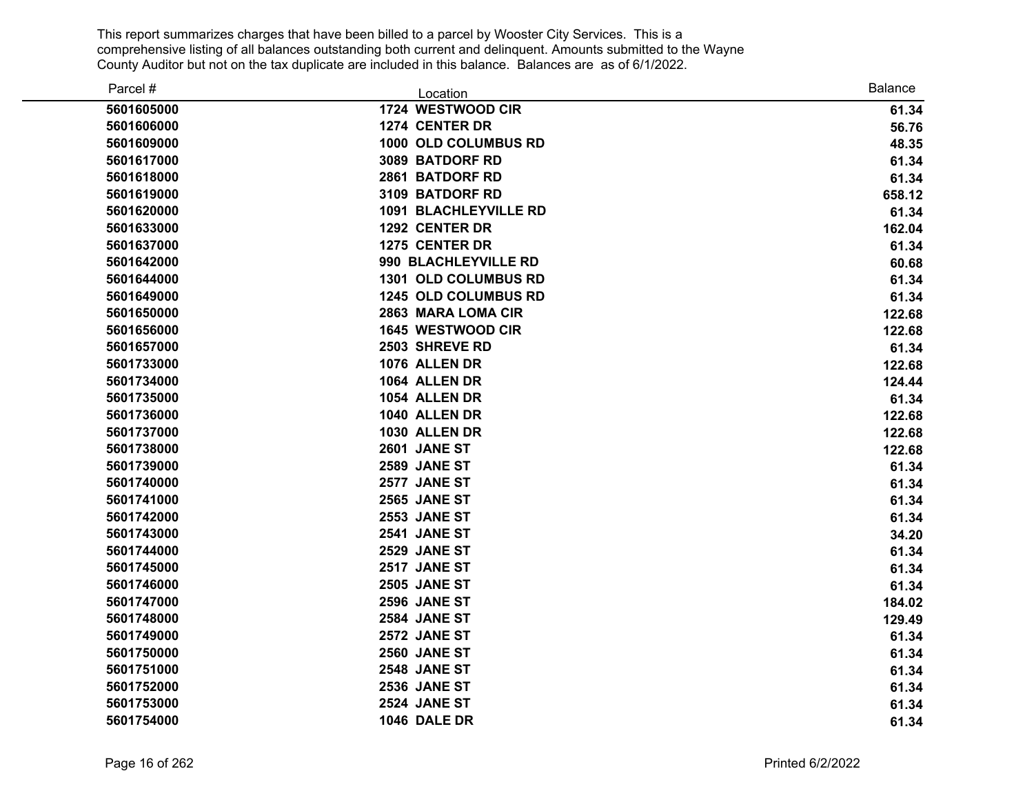This report summarizes charges that have been billed to a parcel by Wooster City Services. This is a comprehensive listing of all balances outstanding both current and delinquent. Amounts submitted to the Wayne County Auditor but not on the tax duplicate are included in this balance. Balances are as of 6/1/2022.

| Parcel # | Location | Balance |
|---|---|---|
| 5601605000 | 1724 WESTWOOD CIR | 61.34 |
| 5601606000 | 1274 CENTER DR | 56.76 |
| 5601609000 | 1000 OLD COLUMBUS RD | 48.35 |
| 5601617000 | 3089 BATDORF RD | 61.34 |
| 5601618000 | 2861 BATDORF RD | 61.34 |
| 5601619000 | 3109 BATDORF RD | 658.12 |
| 5601620000 | 1091 BLACHLEYVILLE RD | 61.34 |
| 5601633000 | 1292 CENTER DR | 162.04 |
| 5601637000 | 1275 CENTER DR | 61.34 |
| 5601642000 | 990 BLACHLEYVILLE RD | 60.68 |
| 5601644000 | 1301 OLD COLUMBUS RD | 61.34 |
| 5601649000 | 1245 OLD COLUMBUS RD | 61.34 |
| 5601650000 | 2863 MARA LOMA CIR | 122.68 |
| 5601656000 | 1645 WESTWOOD CIR | 122.68 |
| 5601657000 | 2503 SHREVE RD | 61.34 |
| 5601733000 | 1076 ALLEN DR | 122.68 |
| 5601734000 | 1064 ALLEN DR | 124.44 |
| 5601735000 | 1054 ALLEN DR | 61.34 |
| 5601736000 | 1040 ALLEN DR | 122.68 |
| 5601737000 | 1030 ALLEN DR | 122.68 |
| 5601738000 | 2601 JANE ST | 122.68 |
| 5601739000 | 2589 JANE ST | 61.34 |
| 5601740000 | 2577 JANE ST | 61.34 |
| 5601741000 | 2565 JANE ST | 61.34 |
| 5601742000 | 2553 JANE ST | 61.34 |
| 5601743000 | 2541 JANE ST | 34.20 |
| 5601744000 | 2529 JANE ST | 61.34 |
| 5601745000 | 2517 JANE ST | 61.34 |
| 5601746000 | 2505 JANE ST | 61.34 |
| 5601747000 | 2596 JANE ST | 184.02 |
| 5601748000 | 2584 JANE ST | 129.49 |
| 5601749000 | 2572 JANE ST | 61.34 |
| 5601750000 | 2560 JANE ST | 61.34 |
| 5601751000 | 2548 JANE ST | 61.34 |
| 5601752000 | 2536 JANE ST | 61.34 |
| 5601753000 | 2524 JANE ST | 61.34 |
| 5601754000 | 1046 DALE DR | 61.34 |

Printed 6/2/2022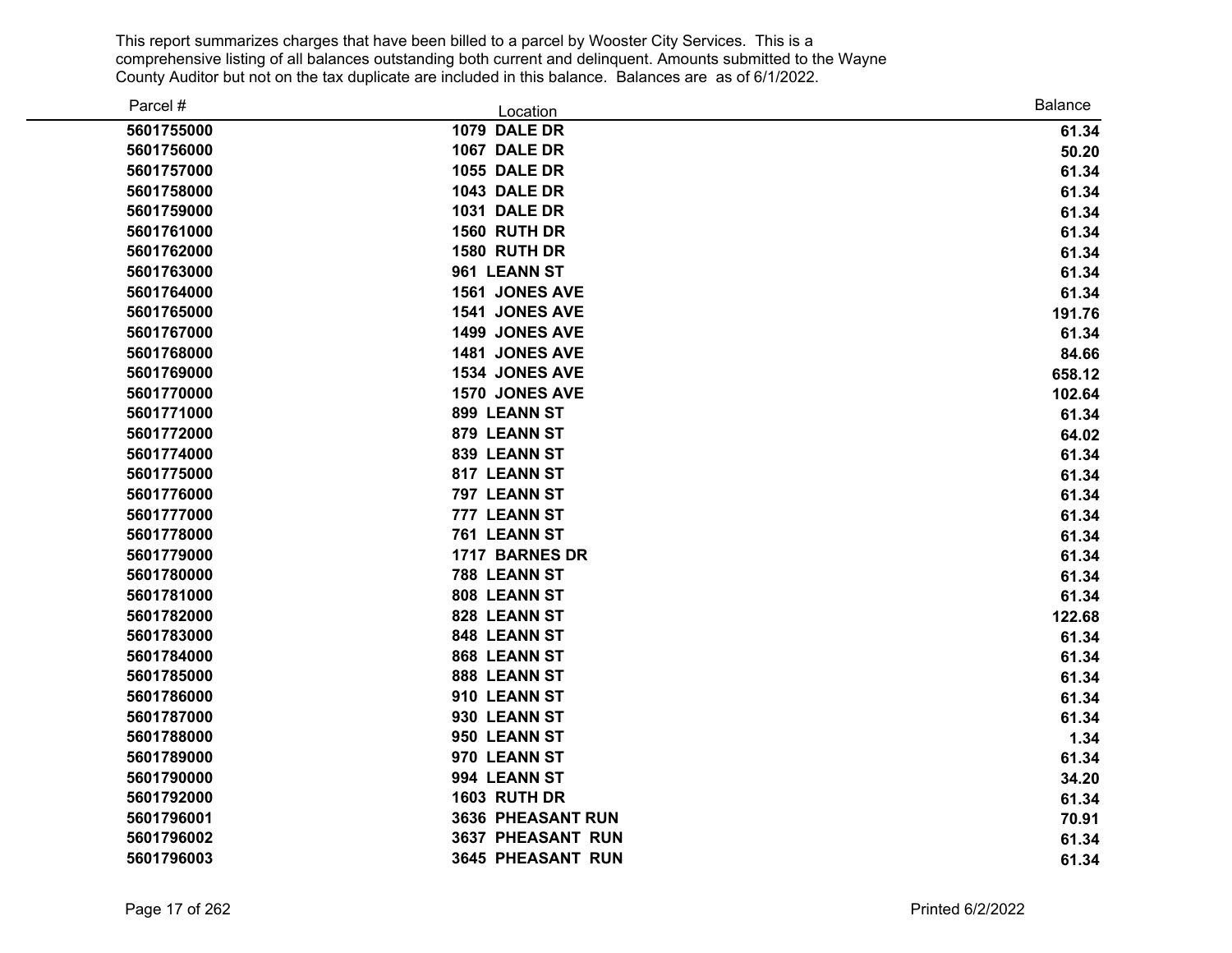This report summarizes charges that have been billed to a parcel by Wooster City Services. This is a comprehensive listing of all balances outstanding both current and delinquent. Amounts submitted to the Wayne County Auditor but not on the tax duplicate are included in this balance. Balances are as of 6/1/2022.

| Parcel # | Location | Balance |
|---|---|---|
| 5601755000 | 1079 DALE DR | 61.34 |
| 5601756000 | 1067 DALE DR | 50.20 |
| 5601757000 | 1055 DALE DR | 61.34 |
| 5601758000 | 1043 DALE DR | 61.34 |
| 5601759000 | 1031 DALE DR | 61.34 |
| 5601761000 | 1560 RUTH DR | 61.34 |
| 5601762000 | 1580 RUTH DR | 61.34 |
| 5601763000 | 961 LEANN ST | 61.34 |
| 5601764000 | 1561 JONES AVE | 61.34 |
| 5601765000 | 1541 JONES AVE | 191.76 |
| 5601767000 | 1499 JONES AVE | 61.34 |
| 5601768000 | 1481 JONES AVE | 84.66 |
| 5601769000 | 1534 JONES AVE | 658.12 |
| 5601770000 | 1570 JONES AVE | 102.64 |
| 5601771000 | 899 LEANN ST | 61.34 |
| 5601772000 | 879 LEANN ST | 64.02 |
| 5601774000 | 839 LEANN ST | 61.34 |
| 5601775000 | 817 LEANN ST | 61.34 |
| 5601776000 | 797 LEANN ST | 61.34 |
| 5601777000 | 777 LEANN ST | 61.34 |
| 5601778000 | 761 LEANN ST | 61.34 |
| 5601779000 | 1717 BARNES DR | 61.34 |
| 5601780000 | 788 LEANN ST | 61.34 |
| 5601781000 | 808 LEANN ST | 61.34 |
| 5601782000 | 828 LEANN ST | 122.68 |
| 5601783000 | 848 LEANN ST | 61.34 |
| 5601784000 | 868 LEANN ST | 61.34 |
| 5601785000 | 888 LEANN ST | 61.34 |
| 5601786000 | 910 LEANN ST | 61.34 |
| 5601787000 | 930 LEANN ST | 61.34 |
| 5601788000 | 950 LEANN ST | 1.34 |
| 5601789000 | 970 LEANN ST | 61.34 |
| 5601790000 | 994 LEANN ST | 34.20 |
| 5601792000 | 1603 RUTH DR | 61.34 |
| 5601796001 | 3636 PHEASANT RUN | 70.91 |
| 5601796002 | 3637 PHEASANT RUN | 61.34 |
| 5601796003 | 3645 PHEASANT RUN | 61.34 |

Printed 6/2/2022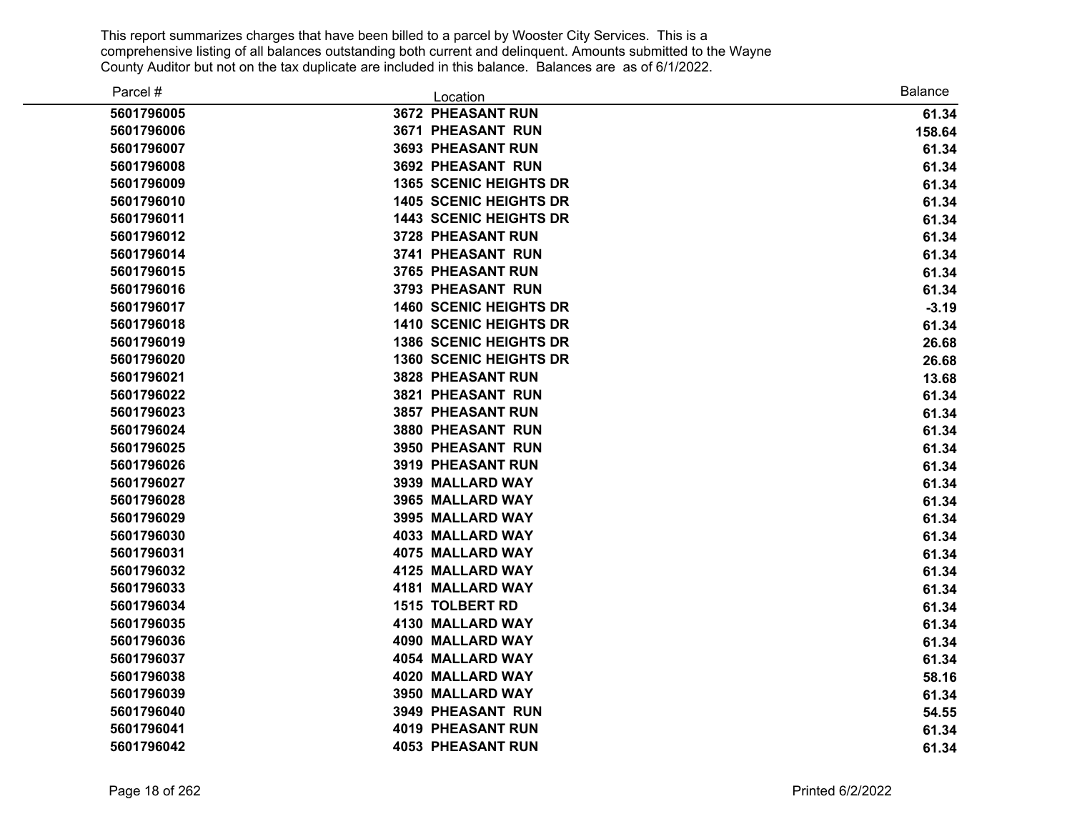This report summarizes charges that have been billed to a parcel by Wooster City Services. This is a comprehensive listing of all balances outstanding both current and delinquent. Amounts submitted to the Wayne County Auditor but not on the tax duplicate are included in this balance. Balances are as of 6/1/2022.

| Parcel # | Location | Balance |
|---|---|---|
| 5601796005 | 3672 PHEASANT RUN | 61.34 |
| 5601796006 | 3671 PHEASANT RUN | 158.64 |
| 5601796007 | 3693 PHEASANT RUN | 61.34 |
| 5601796008 | 3692 PHEASANT RUN | 61.34 |
| 5601796009 | 1365 SCENIC HEIGHTS DR | 61.34 |
| 5601796010 | 1405 SCENIC HEIGHTS DR | 61.34 |
| 5601796011 | 1443 SCENIC HEIGHTS DR | 61.34 |
| 5601796012 | 3728 PHEASANT RUN | 61.34 |
| 5601796014 | 3741 PHEASANT RUN | 61.34 |
| 5601796015 | 3765 PHEASANT RUN | 61.34 |
| 5601796016 | 3793 PHEASANT RUN | 61.34 |
| 5601796017 | 1460 SCENIC HEIGHTS DR | -3.19 |
| 5601796018 | 1410 SCENIC HEIGHTS DR | 61.34 |
| 5601796019 | 1386 SCENIC HEIGHTS DR | 26.68 |
| 5601796020 | 1360 SCENIC HEIGHTS DR | 26.68 |
| 5601796021 | 3828 PHEASANT RUN | 13.68 |
| 5601796022 | 3821 PHEASANT RUN | 61.34 |
| 5601796023 | 3857 PHEASANT RUN | 61.34 |
| 5601796024 | 3880 PHEASANT RUN | 61.34 |
| 5601796025 | 3950 PHEASANT RUN | 61.34 |
| 5601796026 | 3919 PHEASANT RUN | 61.34 |
| 5601796027 | 3939 MALLARD WAY | 61.34 |
| 5601796028 | 3965 MALLARD WAY | 61.34 |
| 5601796029 | 3995 MALLARD WAY | 61.34 |
| 5601796030 | 4033 MALLARD WAY | 61.34 |
| 5601796031 | 4075 MALLARD WAY | 61.34 |
| 5601796032 | 4125 MALLARD WAY | 61.34 |
| 5601796033 | 4181 MALLARD WAY | 61.34 |
| 5601796034 | 1515 TOLBERT RD | 61.34 |
| 5601796035 | 4130 MALLARD WAY | 61.34 |
| 5601796036 | 4090 MALLARD WAY | 61.34 |
| 5601796037 | 4054 MALLARD WAY | 61.34 |
| 5601796038 | 4020 MALLARD WAY | 58.16 |
| 5601796039 | 3950 MALLARD WAY | 61.34 |
| 5601796040 | 3949 PHEASANT RUN | 54.55 |
| 5601796041 | 4019 PHEASANT RUN | 61.34 |
| 5601796042 | 4053 PHEASANT RUN | 61.34 |

Printed 6/2/2022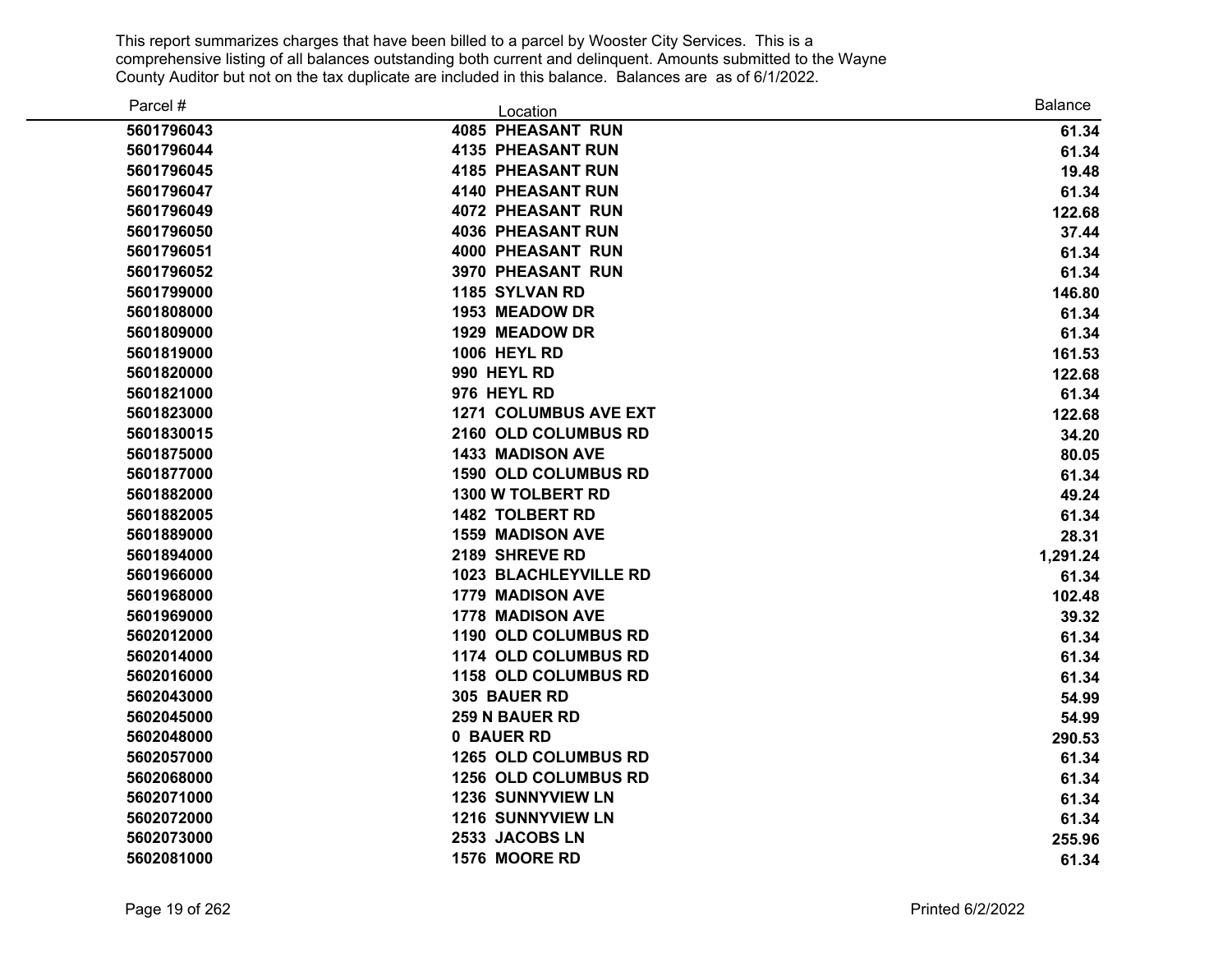This report summarizes charges that have been billed to a parcel by Wooster City Services. This is a comprehensive listing of all balances outstanding both current and delinquent. Amounts submitted to the Wayne County Auditor but not on the tax duplicate are included in this balance. Balances are as of 6/1/2022.

| Parcel # | Location | Balance |
|---|---|---|
| **5601796043** | **4085 PHEASANT RUN** | **61.34** |
| **5601796044** | **4135 PHEASANT RUN** | **61.34** |
| **5601796045** | **4185 PHEASANT RUN** | **19.48** |
| **5601796047** | **4140 PHEASANT RUN** | **61.34** |
| **5601796049** | **4072 PHEASANT RUN** | **122.68** |
| **5601796050** | **4036 PHEASANT RUN** | **37.44** |
| **5601796051** | **4000 PHEASANT RUN** | **61.34** |
| **5601796052** | **3970 PHEASANT RUN** | **61.34** |
| **5601799000** | **1185 SYLVAN RD** | **146.80** |
| **5601808000** | **1953 MEADOW DR** | **61.34** |
| **5601809000** | **1929 MEADOW DR** | **61.34** |
| **5601819000** | **1006 HEYL RD** | **161.53** |
| **5601820000** | **990 HEYL RD** | **122.68** |
| **5601821000** | **976 HEYL RD** | **61.34** |
| **5601823000** | **1271 COLUMBUS AVE EXT** | **122.68** |
| **5601830015** | **2160 OLD COLUMBUS RD** | **34.20** |
| **5601875000** | **1433 MADISON AVE** | **80.05** |
| **5601877000** | **1590 OLD COLUMBUS RD** | **61.34** |
| **5601882000** | **1300 W TOLBERT RD** | **49.24** |
| **5601882005** | **1482 TOLBERT RD** | **61.34** |
| **5601889000** | **1559 MADISON AVE** | **28.31** |
| **5601894000** | **2189 SHREVE RD** | **1,291.24** |
| **5601966000** | **1023 BLACHLEYVILLE RD** | **61.34** |
| **5601968000** | **1779 MADISON AVE** | **102.48** |
| **5601969000** | **1778 MADISON AVE** | **39.32** |
| **5602012000** | **1190 OLD COLUMBUS RD** | **61.34** |
| **5602014000** | **1174 OLD COLUMBUS RD** | **61.34** |
| **5602016000** | **1158 OLD COLUMBUS RD** | **61.34** |
| **5602043000** | **305 BAUER RD** | **54.99** |
| **5602045000** | **259 N BAUER RD** | **54.99** |
| **5602048000** | **0 BAUER RD** | **290.53** |
| **5602057000** | **1265 OLD COLUMBUS RD** | **61.34** |
| **5602068000** | **1256 OLD COLUMBUS RD** | **61.34** |
| **5602071000** | **1236 SUNNYVIEW LN** | **61.34** |
| **5602072000** | **1216 SUNNYVIEW LN** | **61.34** |
| **5602073000** | **2533 JACOBS LN** | **255.96** |
| **5602081000** | **1576 MOORE RD** | **61.34** |

Printed 6/2/2022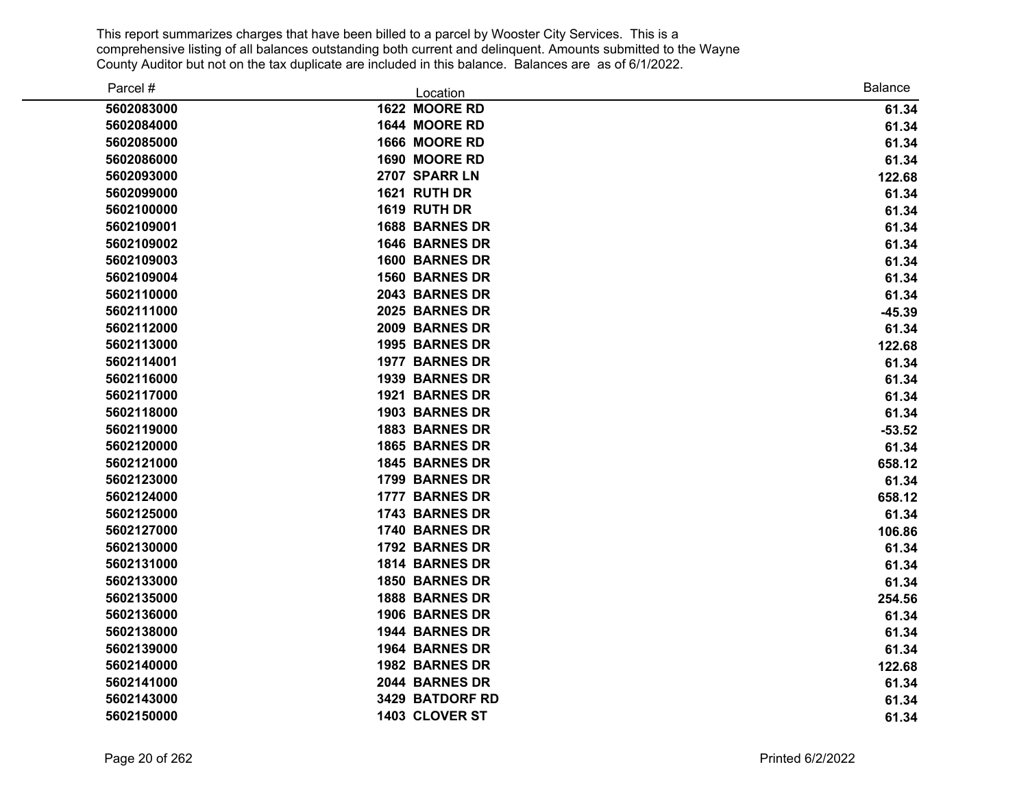This report summarizes charges that have been billed to a parcel by Wooster City Services. This is a comprehensive listing of all balances outstanding both current and delinquent. Amounts submitted to the Wayne County Auditor but not on the tax duplicate are included in this balance. Balances are as of 6/1/2022.

| Parcel # | Location | Balance |
|---|---|---|
| **5602083000** | **1622 MOORE RD** | **61.34** |
| **5602084000** | **1644 MOORE RD** | **61.34** |
| **5602085000** | **1666 MOORE RD** | **61.34** |
| **5602086000** | **1690 MOORE RD** | **61.34** |
| **5602093000** | **2707 SPARR LN** | **122.68** |
| **5602099000** | **1621 RUTH DR** | **61.34** |
| **5602100000** | **1619 RUTH DR** | **61.34** |
| **5602109001** | **1688 BARNES DR** | **61.34** |
| **5602109002** | **1646 BARNES DR** | **61.34** |
| **5602109003** | **1600 BARNES DR** | **61.34** |
| **5602109004** | **1560 BARNES DR** | **61.34** |
| **5602110000** | **2043 BARNES DR** | **61.34** |
| **5602111000** | **2025 BARNES DR** | **-45.39** |
| **5602112000** | **2009 BARNES DR** | **61.34** |
| **5602113000** | **1995 BARNES DR** | **122.68** |
| **5602114001** | **1977 BARNES DR** | **61.34** |
| **5602116000** | **1939 BARNES DR** | **61.34** |
| **5602117000** | **1921 BARNES DR** | **61.34** |
| **5602118000** | **1903 BARNES DR** | **61.34** |
| **5602119000** | **1883 BARNES DR** | **-53.52** |
| **5602120000** | **1865 BARNES DR** | **61.34** |
| **5602121000** | **1845 BARNES DR** | **658.12** |
| **5602123000** | **1799 BARNES DR** | **61.34** |
| **5602124000** | **1777 BARNES DR** | **658.12** |
| **5602125000** | **1743 BARNES DR** | **61.34** |
| **5602127000** | **1740 BARNES DR** | **106.86** |
| **5602130000** | **1792 BARNES DR** | **61.34** |
| **5602131000** | **1814 BARNES DR** | **61.34** |
| **5602133000** | **1850 BARNES DR** | **61.34** |
| **5602135000** | **1888 BARNES DR** | **254.56** |
| **5602136000** | **1906 BARNES DR** | **61.34** |
| **5602138000** | **1944 BARNES DR** | **61.34** |
| **5602139000** | **1964 BARNES DR** | **61.34** |
| **5602140000** | **1982 BARNES DR** | **122.68** |
| **5602141000** | **2044 BARNES DR** | **61.34** |
| **5602143000** | **3429 BATDORF RD** | **61.34** |
| **5602150000** | **1403 CLOVER ST** | **61.34** |

Printed 6/2/2022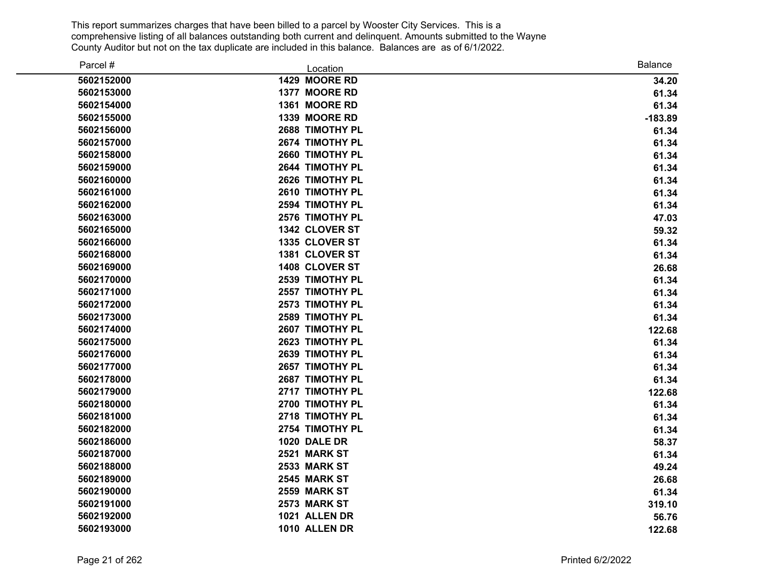This report summarizes charges that have been billed to a parcel by Wooster City Services. This is a comprehensive listing of all balances outstanding both current and delinquent. Amounts submitted to the Wayne County Auditor but not on the tax duplicate are included in this balance. Balances are as of 6/1/2022.

| Parcel # | Location | Balance |
|---|---|---|
| 5602152000 | 1429 MOORE RD | 34.20 |
| 5602153000 | 1377 MOORE RD | 61.34 |
| 5602154000 | 1361 MOORE RD | 61.34 |
| 5602155000 | 1339 MOORE RD | -183.89 |
| 5602156000 | 2688 TIMOTHY PL | 61.34 |
| 5602157000 | 2674 TIMOTHY PL | 61.34 |
| 5602158000 | 2660 TIMOTHY PL | 61.34 |
| 5602159000 | 2644 TIMOTHY PL | 61.34 |
| 5602160000 | 2626 TIMOTHY PL | 61.34 |
| 5602161000 | 2610 TIMOTHY PL | 61.34 |
| 5602162000 | 2594 TIMOTHY PL | 61.34 |
| 5602163000 | 2576 TIMOTHY PL | 47.03 |
| 5602165000 | 1342 CLOVER ST | 59.32 |
| 5602166000 | 1335 CLOVER ST | 61.34 |
| 5602168000 | 1381 CLOVER ST | 61.34 |
| 5602169000 | 1408 CLOVER ST | 26.68 |
| 5602170000 | 2539 TIMOTHY PL | 61.34 |
| 5602171000 | 2557 TIMOTHY PL | 61.34 |
| 5602172000 | 2573 TIMOTHY PL | 61.34 |
| 5602173000 | 2589 TIMOTHY PL | 61.34 |
| 5602174000 | 2607 TIMOTHY PL | 122.68 |
| 5602175000 | 2623 TIMOTHY PL | 61.34 |
| 5602176000 | 2639 TIMOTHY PL | 61.34 |
| 5602177000 | 2657 TIMOTHY PL | 61.34 |
| 5602178000 | 2687 TIMOTHY PL | 61.34 |
| 5602179000 | 2717 TIMOTHY PL | 122.68 |
| 5602180000 | 2700 TIMOTHY PL | 61.34 |
| 5602181000 | 2718 TIMOTHY PL | 61.34 |
| 5602182000 | 2754 TIMOTHY PL | 61.34 |
| 5602186000 | 1020 DALE DR | 58.37 |
| 5602187000 | 2521 MARK ST | 61.34 |
| 5602188000 | 2533 MARK ST | 49.24 |
| 5602189000 | 2545 MARK ST | 26.68 |
| 5602190000 | 2559 MARK ST | 61.34 |
| 5602191000 | 2573 MARK ST | 319.10 |
| 5602192000 | 1021 ALLEN DR | 56.76 |
| 5602193000 | 1010 ALLEN DR | 122.68 |

Printed 6/2/2022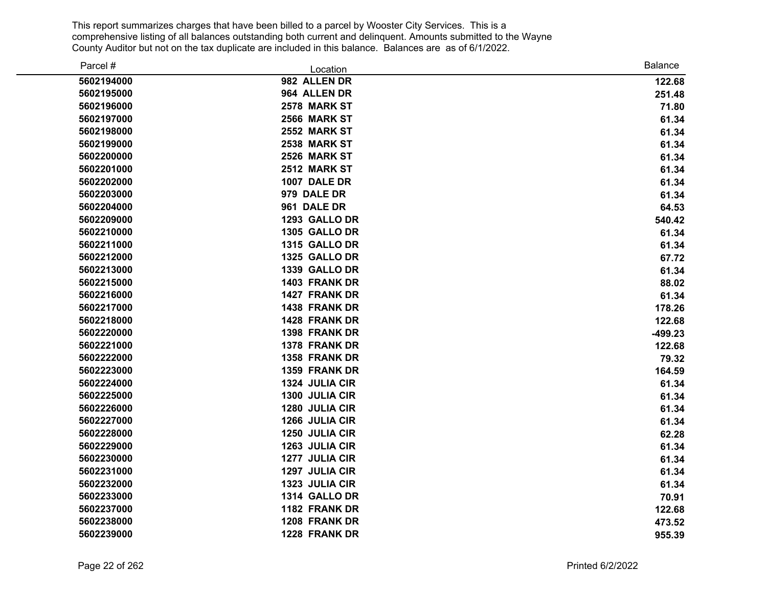This report summarizes charges that have been billed to a parcel by Wooster City Services. This is a comprehensive listing of all balances outstanding both current and delinquent. Amounts submitted to the Wayne County Auditor but not on the tax duplicate are included in this balance. Balances are as of 6/1/2022.

| Parcel # | Location | Balance |
|---|---|---|
| 5602194000 | 982 ALLEN DR | 122.68 |
| 5602195000 | 964 ALLEN DR | 251.48 |
| 5602196000 | 2578 MARK ST | 71.80 |
| 5602197000 | 2566 MARK ST | 61.34 |
| 5602198000 | 2552 MARK ST | 61.34 |
| 5602199000 | 2538 MARK ST | 61.34 |
| 5602200000 | 2526 MARK ST | 61.34 |
| 5602201000 | 2512 MARK ST | 61.34 |
| 5602202000 | 1007 DALE DR | 61.34 |
| 5602203000 | 979 DALE DR | 61.34 |
| 5602204000 | 961 DALE DR | 64.53 |
| 5602209000 | 1293 GALLO DR | 540.42 |
| 5602210000 | 1305 GALLO DR | 61.34 |
| 5602211000 | 1315 GALLO DR | 61.34 |
| 5602212000 | 1325 GALLO DR | 67.72 |
| 5602213000 | 1339 GALLO DR | 61.34 |
| 5602215000 | 1403 FRANK DR | 88.02 |
| 5602216000 | 1427 FRANK DR | 61.34 |
| 5602217000 | 1438 FRANK DR | 178.26 |
| 5602218000 | 1428 FRANK DR | 122.68 |
| 5602220000 | 1398 FRANK DR | -499.23 |
| 5602221000 | 1378 FRANK DR | 122.68 |
| 5602222000 | 1358 FRANK DR | 79.32 |
| 5602223000 | 1359 FRANK DR | 164.59 |
| 5602224000 | 1324 JULIA CIR | 61.34 |
| 5602225000 | 1300 JULIA CIR | 61.34 |
| 5602226000 | 1280 JULIA CIR | 61.34 |
| 5602227000 | 1266 JULIA CIR | 61.34 |
| 5602228000 | 1250 JULIA CIR | 62.28 |
| 5602229000 | 1263 JULIA CIR | 61.34 |
| 5602230000 | 1277 JULIA CIR | 61.34 |
| 5602231000 | 1297 JULIA CIR | 61.34 |
| 5602232000 | 1323 JULIA CIR | 61.34 |
| 5602233000 | 1314 GALLO DR | 70.91 |
| 5602237000 | 1182 FRANK DR | 122.68 |
| 5602238000 | 1208 FRANK DR | 473.52 |
| 5602239000 | 1228 FRANK DR | 955.39 |

Printed 6/2/2022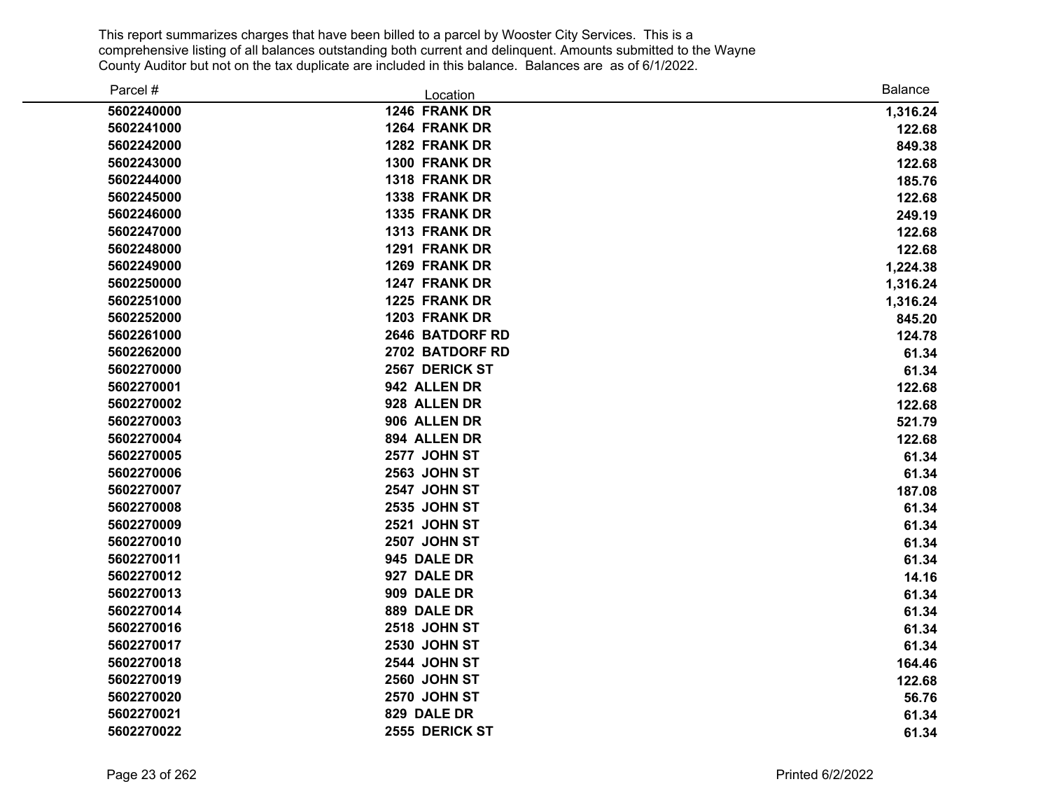This report summarizes charges that have been billed to a parcel by Wooster City Services. This is a comprehensive listing of all balances outstanding both current and delinquent. Amounts submitted to the Wayne County Auditor but not on the tax duplicate are included in this balance. Balances are as of 6/1/2022.

| Parcel # | Location | Balance |
|---|---|---|
| 5602240000 | 1246 FRANK DR | 1,316.24 |
| 5602241000 | 1264 FRANK DR | 122.68 |
| 5602242000 | 1282 FRANK DR | 849.38 |
| 5602243000 | 1300 FRANK DR | 122.68 |
| 5602244000 | 1318 FRANK DR | 185.76 |
| 5602245000 | 1338 FRANK DR | 122.68 |
| 5602246000 | 1335 FRANK DR | 249.19 |
| 5602247000 | 1313 FRANK DR | 122.68 |
| 5602248000 | 1291 FRANK DR | 122.68 |
| 5602249000 | 1269 FRANK DR | 1,224.38 |
| 5602250000 | 1247 FRANK DR | 1,316.24 |
| 5602251000 | 1225 FRANK DR | 1,316.24 |
| 5602252000 | 1203 FRANK DR | 845.20 |
| 5602261000 | 2646 BATDORF RD | 124.78 |
| 5602262000 | 2702 BATDORF RD | 61.34 |
| 5602270000 | 2567 DERICK ST | 61.34 |
| 5602270001 | 942 ALLEN DR | 122.68 |
| 5602270002 | 928 ALLEN DR | 122.68 |
| 5602270003 | 906 ALLEN DR | 521.79 |
| 5602270004 | 894 ALLEN DR | 122.68 |
| 5602270005 | 2577 JOHN ST | 61.34 |
| 5602270006 | 2563 JOHN ST | 61.34 |
| 5602270007 | 2547 JOHN ST | 187.08 |
| 5602270008 | 2535 JOHN ST | 61.34 |
| 5602270009 | 2521 JOHN ST | 61.34 |
| 5602270010 | 2507 JOHN ST | 61.34 |
| 5602270011 | 945 DALE DR | 61.34 |
| 5602270012 | 927 DALE DR | 14.16 |
| 5602270013 | 909 DALE DR | 61.34 |
| 5602270014 | 889 DALE DR | 61.34 |
| 5602270016 | 2518 JOHN ST | 61.34 |
| 5602270017 | 2530 JOHN ST | 61.34 |
| 5602270018 | 2544 JOHN ST | 164.46 |
| 5602270019 | 2560 JOHN ST | 122.68 |
| 5602270020 | 2570 JOHN ST | 56.76 |
| 5602270021 | 829 DALE DR | 61.34 |
| 5602270022 | 2555 DERICK ST | 61.34 |

Printed 6/2/2022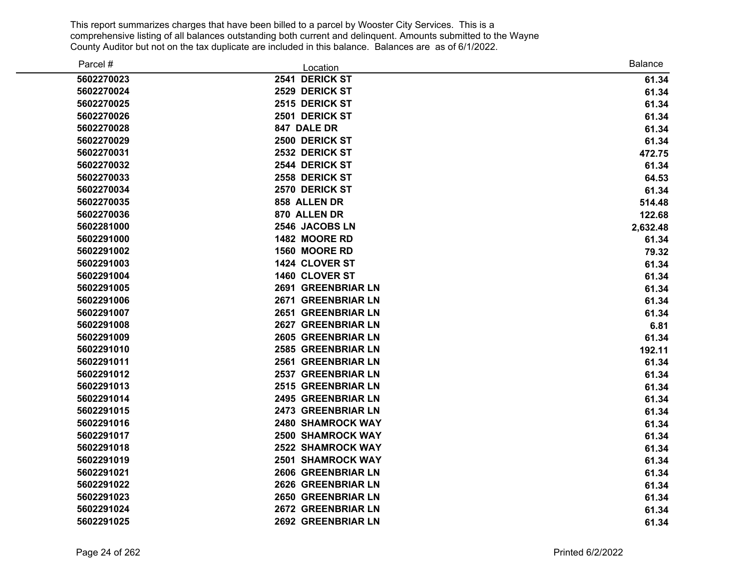This report summarizes charges that have been billed to a parcel by Wooster City Services. This is a comprehensive listing of all balances outstanding both current and delinquent. Amounts submitted to the Wayne County Auditor but not on the tax duplicate are included in this balance. Balances are as of 6/1/2022.

| Parcel # | Location | Balance |
|---|---|---|
| 5602270023 | 2541 DERICK ST | 61.34 |
| 5602270024 | 2529 DERICK ST | 61.34 |
| 5602270025 | 2515 DERICK ST | 61.34 |
| 5602270026 | 2501 DERICK ST | 61.34 |
| 5602270028 | 847 DALE DR | 61.34 |
| 5602270029 | 2500 DERICK ST | 61.34 |
| 5602270031 | 2532 DERICK ST | 472.75 |
| 5602270032 | 2544 DERICK ST | 61.34 |
| 5602270033 | 2558 DERICK ST | 64.53 |
| 5602270034 | 2570 DERICK ST | 61.34 |
| 5602270035 | 858 ALLEN DR | 514.48 |
| 5602270036 | 870 ALLEN DR | 122.68 |
| 5602281000 | 2546 JACOBS LN | 2,632.48 |
| 5602291000 | 1482 MOORE RD | 61.34 |
| 5602291002 | 1560 MOORE RD | 79.32 |
| 5602291003 | 1424 CLOVER ST | 61.34 |
| 5602291004 | 1460 CLOVER ST | 61.34 |
| 5602291005 | 2691 GREENBRIAR LN | 61.34 |
| 5602291006 | 2671 GREENBRIAR LN | 61.34 |
| 5602291007 | 2651 GREENBRIAR LN | 61.34 |
| 5602291008 | 2627 GREENBRIAR LN | 6.81 |
| 5602291009 | 2605 GREENBRIAR LN | 61.34 |
| 5602291010 | 2585 GREENBRIAR LN | 192.11 |
| 5602291011 | 2561 GREENBRIAR LN | 61.34 |
| 5602291012 | 2537 GREENBRIAR LN | 61.34 |
| 5602291013 | 2515 GREENBRIAR LN | 61.34 |
| 5602291014 | 2495 GREENBRIAR LN | 61.34 |
| 5602291015 | 2473 GREENBRIAR LN | 61.34 |
| 5602291016 | 2480 SHAMROCK WAY | 61.34 |
| 5602291017 | 2500 SHAMROCK WAY | 61.34 |
| 5602291018 | 2522 SHAMROCK WAY | 61.34 |
| 5602291019 | 2501 SHAMROCK WAY | 61.34 |
| 5602291021 | 2606 GREENBRIAR LN | 61.34 |
| 5602291022 | 2626 GREENBRIAR LN | 61.34 |
| 5602291023 | 2650 GREENBRIAR LN | 61.34 |
| 5602291024 | 2672 GREENBRIAR LN | 61.34 |
| 5602291025 | 2692 GREENBRIAR LN | 61.34 |

Printed 6/2/2022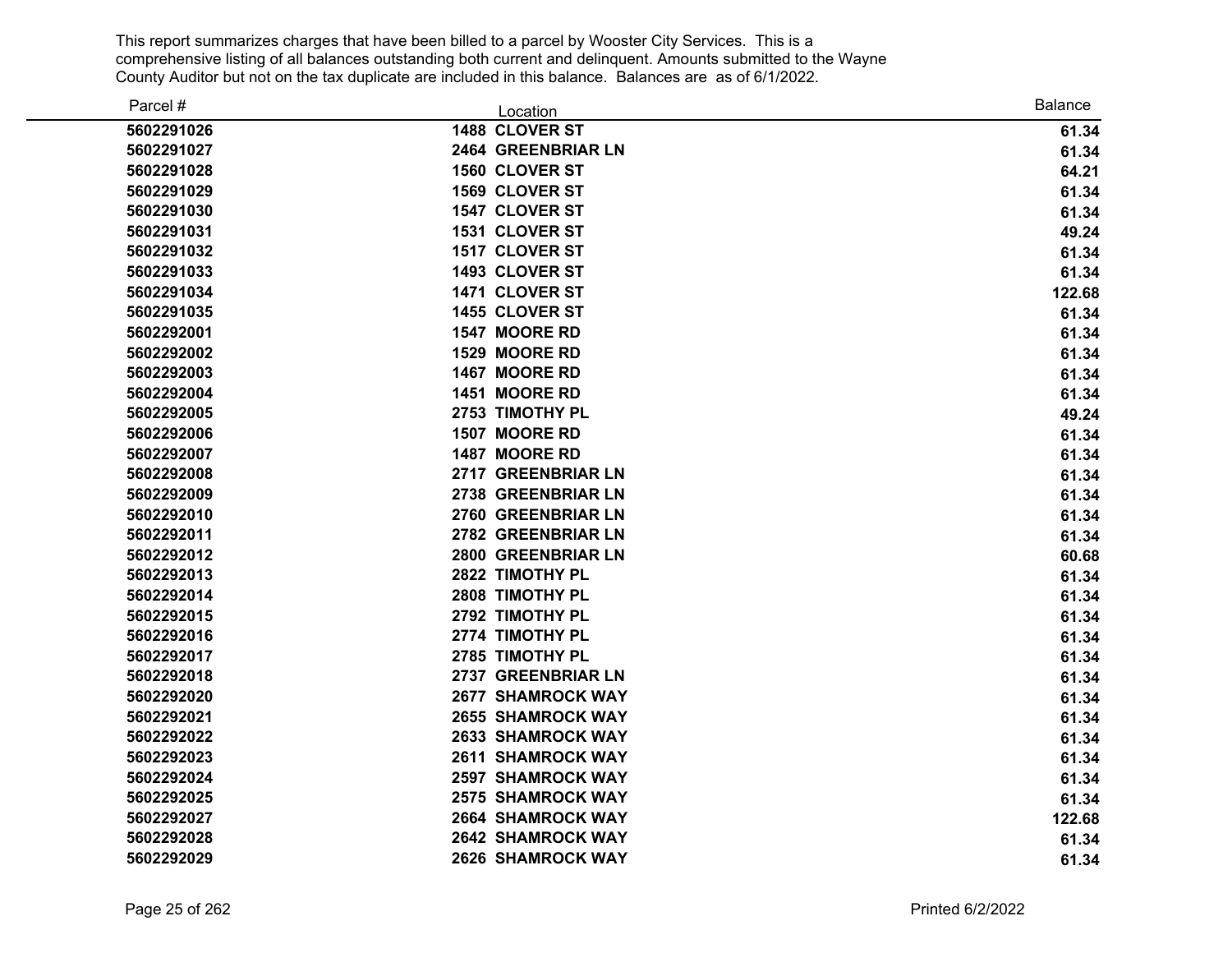This report summarizes charges that have been billed to a parcel by Wooster City Services. This is a comprehensive listing of all balances outstanding both current and delinquent. Amounts submitted to the Wayne County Auditor but not on the tax duplicate are included in this balance. Balances are as of 6/1/2022.

| Parcel # | Location | Balance |
|---|---|---|
| 5602291026 | 1488 CLOVER ST | 61.34 |
| 5602291027 | 2464 GREENBRIAR LN | 61.34 |
| 5602291028 | 1560 CLOVER ST | 64.21 |
| 5602291029 | 1569 CLOVER ST | 61.34 |
| 5602291030 | 1547 CLOVER ST | 61.34 |
| 5602291031 | 1531 CLOVER ST | 49.24 |
| 5602291032 | 1517 CLOVER ST | 61.34 |
| 5602291033 | 1493 CLOVER ST | 61.34 |
| 5602291034 | 1471 CLOVER ST | 122.68 |
| 5602291035 | 1455 CLOVER ST | 61.34 |
| 5602292001 | 1547 MOORE RD | 61.34 |
| 5602292002 | 1529 MOORE RD | 61.34 |
| 5602292003 | 1467 MOORE RD | 61.34 |
| 5602292004 | 1451 MOORE RD | 61.34 |
| 5602292005 | 2753 TIMOTHY PL | 49.24 |
| 5602292006 | 1507 MOORE RD | 61.34 |
| 5602292007 | 1487 MOORE RD | 61.34 |
| 5602292008 | 2717 GREENBRIAR LN | 61.34 |
| 5602292009 | 2738 GREENBRIAR LN | 61.34 |
| 5602292010 | 2760 GREENBRIAR LN | 61.34 |
| 5602292011 | 2782 GREENBRIAR LN | 61.34 |
| 5602292012 | 2800 GREENBRIAR LN | 60.68 |
| 5602292013 | 2822 TIMOTHY PL | 61.34 |
| 5602292014 | 2808 TIMOTHY PL | 61.34 |
| 5602292015 | 2792 TIMOTHY PL | 61.34 |
| 5602292016 | 2774 TIMOTHY PL | 61.34 |
| 5602292017 | 2785 TIMOTHY PL | 61.34 |
| 5602292018 | 2737 GREENBRIAR LN | 61.34 |
| 5602292020 | 2677 SHAMROCK WAY | 61.34 |
| 5602292021 | 2655 SHAMROCK WAY | 61.34 |
| 5602292022 | 2633 SHAMROCK WAY | 61.34 |
| 5602292023 | 2611 SHAMROCK WAY | 61.34 |
| 5602292024 | 2597 SHAMROCK WAY | 61.34 |
| 5602292025 | 2575 SHAMROCK WAY | 61.34 |
| 5602292027 | 2664 SHAMROCK WAY | 122.68 |
| 5602292028 | 2642 SHAMROCK WAY | 61.34 |
| 5602292029 | 2626 SHAMROCK WAY | 61.34 |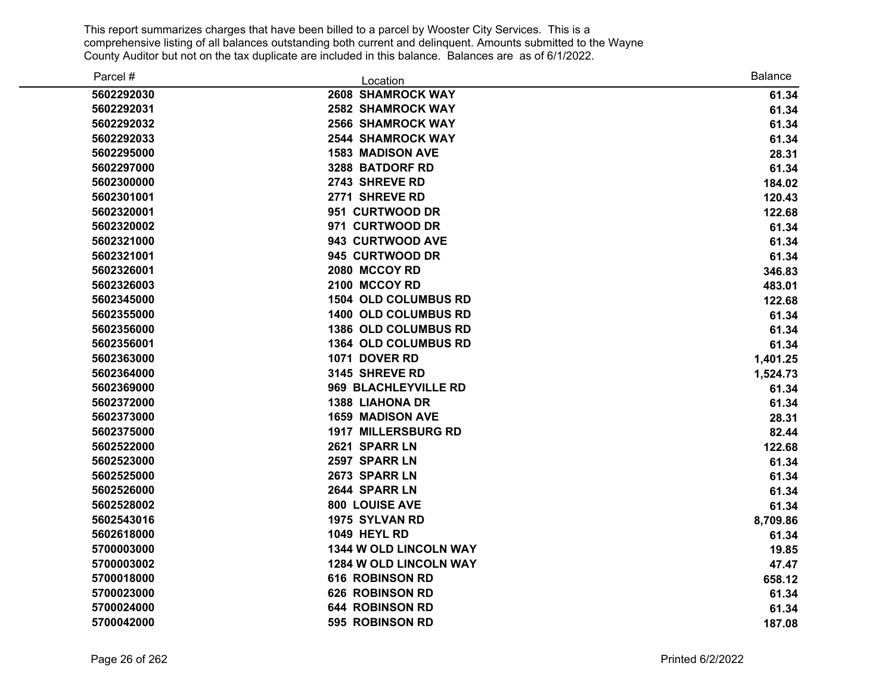This report summarizes charges that have been billed to a parcel by Wooster City Services. This is a comprehensive listing of all balances outstanding both current and delinquent. Amounts submitted to the Wayne County Auditor but not on the tax duplicate are included in this balance. Balances are as of 6/1/2022.

| Parcel # | Location | Balance |
|---|---|---|
| 5602292030 | 2608 SHAMROCK WAY | 61.34 |
| 5602292031 | 2582 SHAMROCK WAY | 61.34 |
| 5602292032 | 2566 SHAMROCK WAY | 61.34 |
| 5602292033 | 2544 SHAMROCK WAY | 61.34 |
| 5602295000 | 1583 MADISON AVE | 28.31 |
| 5602297000 | 3288 BATDORF RD | 61.34 |
| 5602300000 | 2743 SHREVE RD | 184.02 |
| 5602301001 | 2771 SHREVE RD | 120.43 |
| 5602320001 | 951 CURTWOOD DR | 122.68 |
| 5602320002 | 971 CURTWOOD DR | 61.34 |
| 5602321000 | 943 CURTWOOD AVE | 61.34 |
| 5602321001 | 945 CURTWOOD DR | 61.34 |
| 5602326001 | 2080 MCCOY RD | 346.83 |
| 5602326003 | 2100 MCCOY RD | 483.01 |
| 5602345000 | 1504 OLD COLUMBUS RD | 122.68 |
| 5602355000 | 1400 OLD COLUMBUS RD | 61.34 |
| 5602356000 | 1386 OLD COLUMBUS RD | 61.34 |
| 5602356001 | 1364 OLD COLUMBUS RD | 61.34 |
| 5602363000 | 1071 DOVER RD | 1,401.25 |
| 5602364000 | 3145 SHREVE RD | 1,524.73 |
| 5602369000 | 969 BLACHLEYVILLE RD | 61.34 |
| 5602372000 | 1388 LIAHONA DR | 61.34 |
| 5602373000 | 1659 MADISON AVE | 28.31 |
| 5602375000 | 1917 MILLERSBURG RD | 82.44 |
| 5602522000 | 2621 SPARR LN | 122.68 |
| 5602523000 | 2597 SPARR LN | 61.34 |
| 5602525000 | 2673 SPARR LN | 61.34 |
| 5602526000 | 2644 SPARR LN | 61.34 |
| 5602528002 | 800 LOUISE AVE | 61.34 |
| 5602543016 | 1975 SYLVAN RD | 8,709.86 |
| 5602618000 | 1049 HEYL RD | 61.34 |
| 5700003000 | 1344 W OLD LINCOLN WAY | 19.85 |
| 5700003002 | 1284 W OLD LINCOLN WAY | 47.47 |
| 5700018000 | 616 ROBINSON RD | 658.12 |
| 5700023000 | 626 ROBINSON RD | 61.34 |
| 5700024000 | 644 ROBINSON RD | 61.34 |
| 5700042000 | 595 ROBINSON RD | 187.08 |

Printed 6/2/2022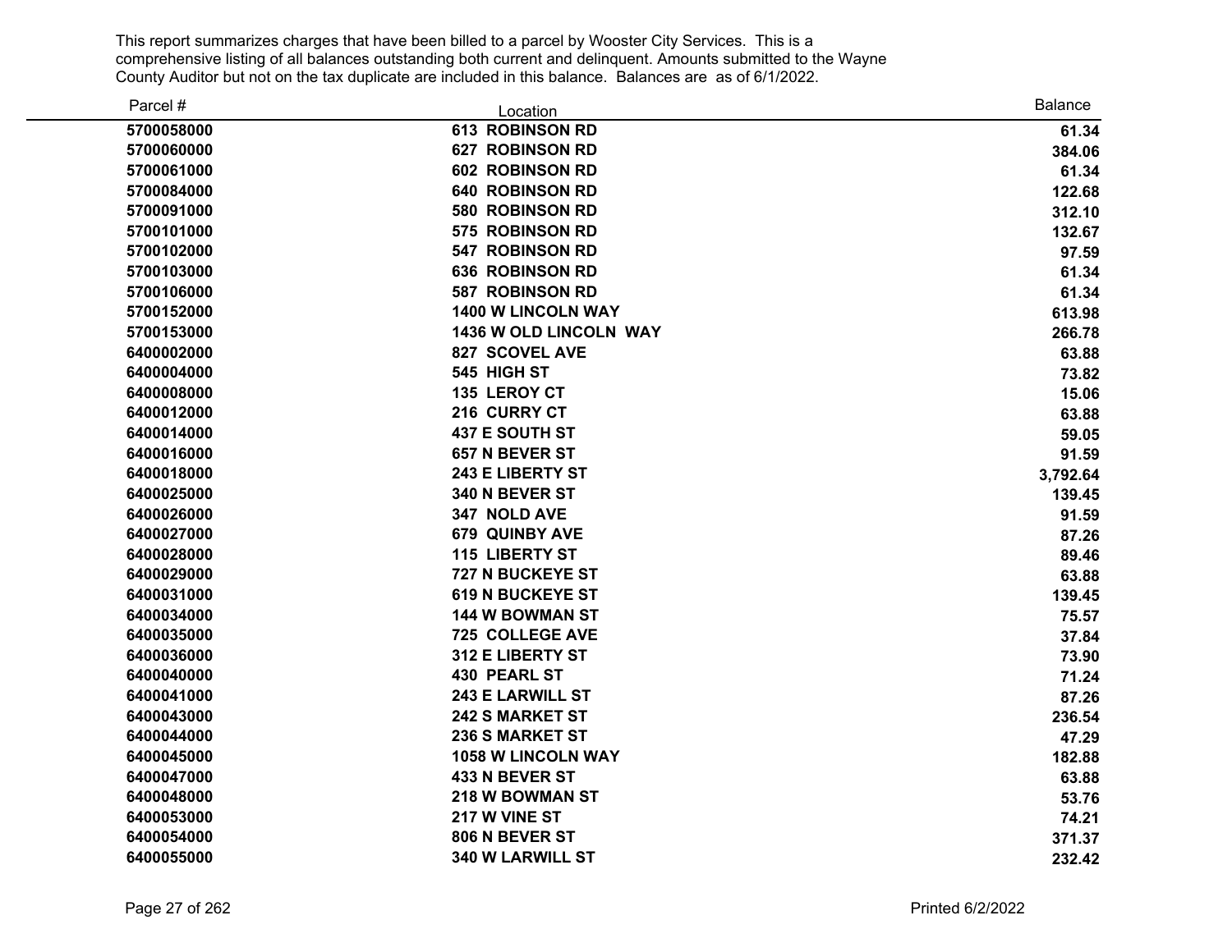This report summarizes charges that have been billed to a parcel by Wooster City Services. This is a comprehensive listing of all balances outstanding both current and delinquent. Amounts submitted to the Wayne County Auditor but not on the tax duplicate are included in this balance. Balances are as of 6/1/2022.

| Parcel # | Location | Balance |
|---|---|---|
| **5700058000** | **613 ROBINSON RD** | **61.34** |
| **5700060000** | **627 ROBINSON RD** | **384.06** |
| **5700061000** | **602 ROBINSON RD** | **61.34** |
| **5700084000** | **640 ROBINSON RD** | **122.68** |
| **5700091000** | **580 ROBINSON RD** | **312.10** |
| **5700101000** | **575 ROBINSON RD** | **132.67** |
| **5700102000** | **547 ROBINSON RD** | **97.59** |
| **5700103000** | **636 ROBINSON RD** | **61.34** |
| **5700106000** | **587 ROBINSON RD** | **61.34** |
| **5700152000** | **1400 W LINCOLN WAY** | **613.98** |
| **5700153000** | **1436 W OLD LINCOLN WAY** | **266.78** |
| **6400002000** | **827 SCOVEL AVE** | **63.88** |
| **6400004000** | **545 HIGH ST** | **73.82** |
| **6400008000** | **135 LEROY CT** | **15.06** |
| **6400012000** | **216 CURRY CT** | **63.88** |
| **6400014000** | **437 E SOUTH ST** | **59.05** |
| **6400016000** | **657 N BEVER ST** | **91.59** |
| **6400018000** | **243 E LIBERTY ST** | **3,792.64** |
| **6400025000** | **340 N BEVER ST** | **139.45** |
| **6400026000** | **347 NOLD AVE** | **91.59** |
| **6400027000** | **679 QUINBY AVE** | **87.26** |
| **6400028000** | **115 LIBERTY ST** | **89.46** |
| **6400029000** | **727 N BUCKEYE ST** | **63.88** |
| **6400031000** | **619 N BUCKEYE ST** | **139.45** |
| **6400034000** | **144 W BOWMAN ST** | **75.57** |
| **6400035000** | **725 COLLEGE AVE** | **37.84** |
| **6400036000** | **312 E LIBERTY ST** | **73.90** |
| **6400040000** | **430 PEARL ST** | **71.24** |
| **6400041000** | **243 E LARWILL ST** | **87.26** |
| **6400043000** | **242 S MARKET ST** | **236.54** |
| **6400044000** | **236 S MARKET ST** | **47.29** |
| **6400045000** | **1058 W LINCOLN WAY** | **182.88** |
| **6400047000** | **433 N BEVER ST** | **63.88** |
| **6400048000** | **218 W BOWMAN ST** | **53.76** |
| **6400053000** | **217 W VINE ST** | **74.21** |
| **6400054000** | **806 N BEVER ST** | **371.37** |
| **6400055000** | **340 W LARWILL ST** | **232.42** |

Printed 6/2/2022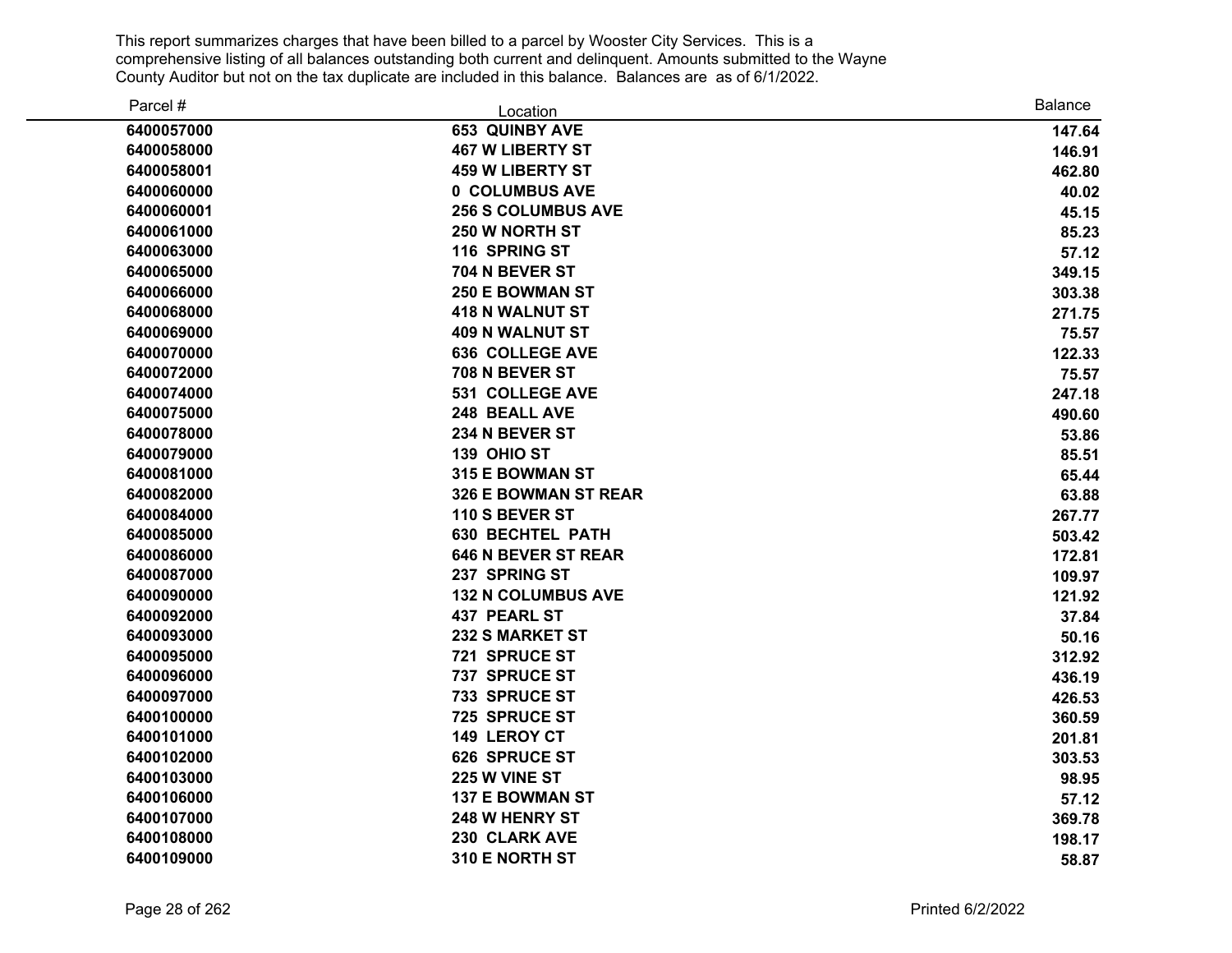This report summarizes charges that have been billed to a parcel by Wooster City Services. This is a comprehensive listing of all balances outstanding both current and delinquent. Amounts submitted to the Wayne County Auditor but not on the tax duplicate are included in this balance. Balances are as of 6/1/2022.

| Parcel # | Location | Balance |
|---|---|---|
| 6400057000 | 653 QUINBY AVE | 147.64 |
| 6400058000 | 467 W LIBERTY ST | 146.91 |
| 6400058001 | 459 W LIBERTY ST | 462.80 |
| 6400060000 | 0 COLUMBUS AVE | 40.02 |
| 6400060001 | 256 S COLUMBUS AVE | 45.15 |
| 6400061000 | 250 W NORTH ST | 85.23 |
| 6400063000 | 116 SPRING ST | 57.12 |
| 6400065000 | 704 N BEVER ST | 349.15 |
| 6400066000 | 250 E BOWMAN ST | 303.38 |
| 6400068000 | 418 N WALNUT ST | 271.75 |
| 6400069000 | 409 N WALNUT ST | 75.57 |
| 6400070000 | 636 COLLEGE AVE | 122.33 |
| 6400072000 | 708 N BEVER ST | 75.57 |
| 6400074000 | 531 COLLEGE AVE | 247.18 |
| 6400075000 | 248 BEALL AVE | 490.60 |
| 6400078000 | 234 N BEVER ST | 53.86 |
| 6400079000 | 139 OHIO ST | 85.51 |
| 6400081000 | 315 E BOWMAN ST | 65.44 |
| 6400082000 | 326 E BOWMAN ST REAR | 63.88 |
| 6400084000 | 110 S BEVER ST | 267.77 |
| 6400085000 | 630 BECHTEL PATH | 503.42 |
| 6400086000 | 646 N BEVER ST REAR | 172.81 |
| 6400087000 | 237 SPRING ST | 109.97 |
| 6400090000 | 132 N COLUMBUS AVE | 121.92 |
| 6400092000 | 437 PEARL ST | 37.84 |
| 6400093000 | 232 S MARKET ST | 50.16 |
| 6400095000 | 721 SPRUCE ST | 312.92 |
| 6400096000 | 737 SPRUCE ST | 436.19 |
| 6400097000 | 733 SPRUCE ST | 426.53 |
| 6400100000 | 725 SPRUCE ST | 360.59 |
| 6400101000 | 149 LEROY CT | 201.81 |
| 6400102000 | 626 SPRUCE ST | 303.53 |
| 6400103000 | 225 W VINE ST | 98.95 |
| 6400106000 | 137 E BOWMAN ST | 57.12 |
| 6400107000 | 248 W HENRY ST | 369.78 |
| 6400108000 | 230 CLARK AVE | 198.17 |
| 6400109000 | 310 E NORTH ST | 58.87 |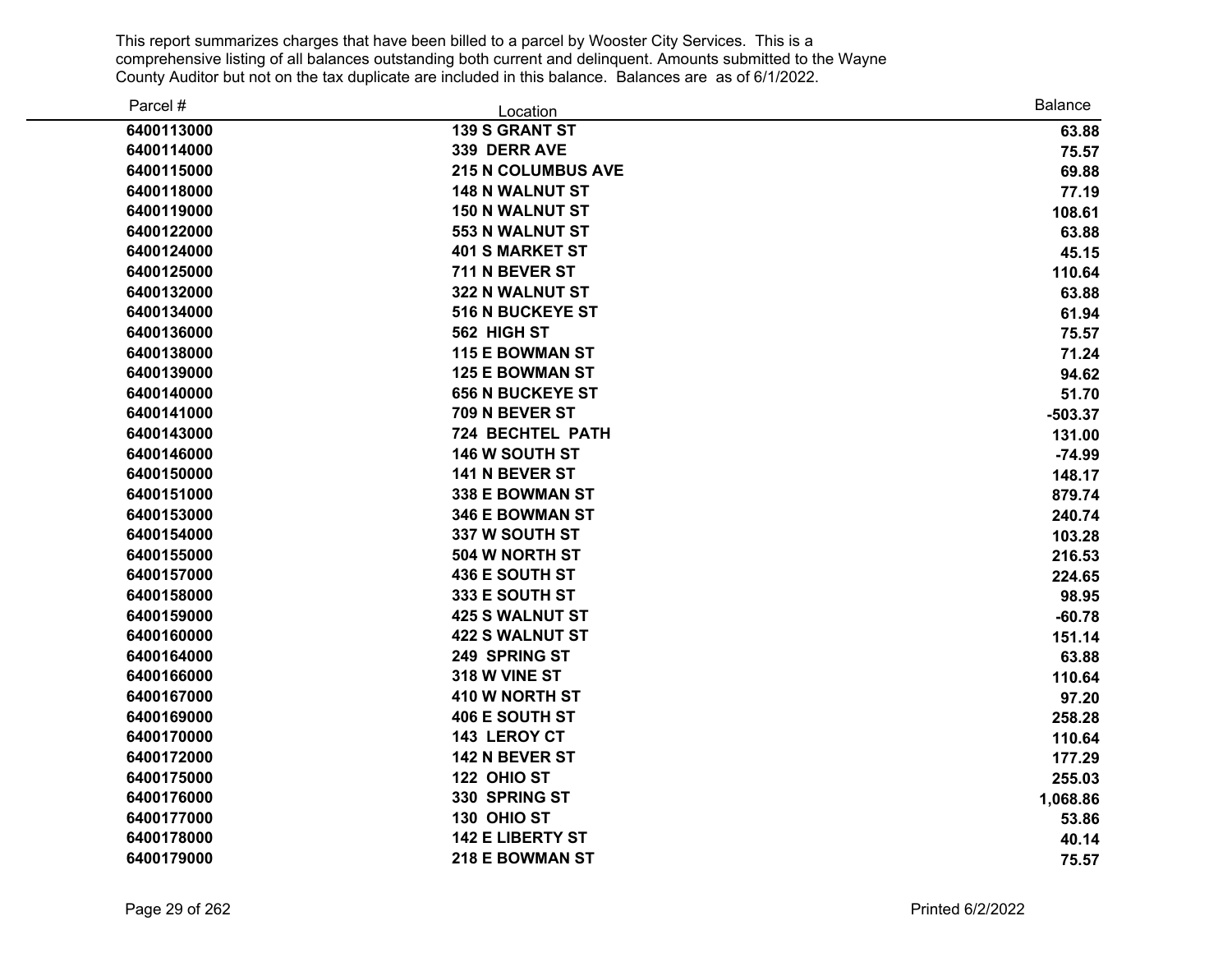This report summarizes charges that have been billed to a parcel by Wooster City Services. This is a comprehensive listing of all balances outstanding both current and delinquent. Amounts submitted to the Wayne County Auditor but not on the tax duplicate are included in this balance. Balances are as of 6/1/2022.

| Parcel # | Location | Balance |
|---|---|---|
| 6400113000 | 139 S GRANT ST | 63.88 |
| 6400114000 | 339 DERR AVE | 75.57 |
| 6400115000 | 215 N COLUMBUS AVE | 69.88 |
| 6400118000 | 148 N WALNUT ST | 77.19 |
| 6400119000 | 150 N WALNUT ST | 108.61 |
| 6400122000 | 553 N WALNUT ST | 63.88 |
| 6400124000 | 401 S MARKET ST | 45.15 |
| 6400125000 | 711 N BEVER ST | 110.64 |
| 6400132000 | 322 N WALNUT ST | 63.88 |
| 6400134000 | 516 N BUCKEYE ST | 61.94 |
| 6400136000 | 562 HIGH ST | 75.57 |
| 6400138000 | 115 E BOWMAN ST | 71.24 |
| 6400139000 | 125 E BOWMAN ST | 94.62 |
| 6400140000 | 656 N BUCKEYE ST | 51.70 |
| 6400141000 | 709 N BEVER ST | -503.37 |
| 6400143000 | 724 BECHTEL PATH | 131.00 |
| 6400146000 | 146 W SOUTH ST | -74.99 |
| 6400150000 | 141 N BEVER ST | 148.17 |
| 6400151000 | 338 E BOWMAN ST | 879.74 |
| 6400153000 | 346 E BOWMAN ST | 240.74 |
| 6400154000 | 337 W SOUTH ST | 103.28 |
| 6400155000 | 504 W NORTH ST | 216.53 |
| 6400157000 | 436 E SOUTH ST | 224.65 |
| 6400158000 | 333 E SOUTH ST | 98.95 |
| 6400159000 | 425 S WALNUT ST | -60.78 |
| 6400160000 | 422 S WALNUT ST | 151.14 |
| 6400164000 | 249 SPRING ST | 63.88 |
| 6400166000 | 318 W VINE ST | 110.64 |
| 6400167000 | 410 W NORTH ST | 97.20 |
| 6400169000 | 406 E SOUTH ST | 258.28 |
| 6400170000 | 143 LEROY CT | 110.64 |
| 6400172000 | 142 N BEVER ST | 177.29 |
| 6400175000 | 122 OHIO ST | 255.03 |
| 6400176000 | 330 SPRING ST | 1,068.86 |
| 6400177000 | 130 OHIO ST | 53.86 |
| 6400178000 | 142 E LIBERTY ST | 40.14 |
| 6400179000 | 218 E BOWMAN ST | 75.57 |

Printed 6/2/2022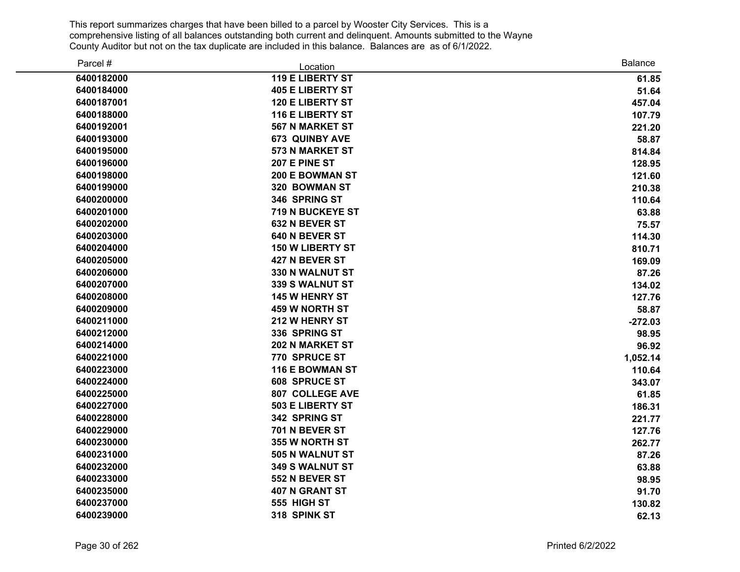This report summarizes charges that have been billed to a parcel by Wooster City Services. This is a comprehensive listing of all balances outstanding both current and delinquent. Amounts submitted to the Wayne County Auditor but not on the tax duplicate are included in this balance. Balances are as of 6/1/2022.

| Parcel # | Location | Balance |
|---|---|---|
| 6400182000 | 119 E LIBERTY ST | 61.85 |
| 6400184000 | 405 E LIBERTY ST | 51.64 |
| 6400187001 | 120 E LIBERTY ST | 457.04 |
| 6400188000 | 116 E LIBERTY ST | 107.79 |
| 6400192001 | 567 N MARKET ST | 221.20 |
| 6400193000 | 673 QUINBY AVE | 58.87 |
| 6400195000 | 573 N MARKET ST | 814.84 |
| 6400196000 | 207 E PINE ST | 128.95 |
| 6400198000 | 200 E BOWMAN ST | 121.60 |
| 6400199000 | 320 BOWMAN ST | 210.38 |
| 6400200000 | 346 SPRING ST | 110.64 |
| 6400201000 | 719 N BUCKEYE ST | 63.88 |
| 6400202000 | 632 N BEVER ST | 75.57 |
| 6400203000 | 640 N BEVER ST | 114.30 |
| 6400204000 | 150 W LIBERTY ST | 810.71 |
| 6400205000 | 427 N BEVER ST | 169.09 |
| 6400206000 | 330 N WALNUT ST | 87.26 |
| 6400207000 | 339 S WALNUT ST | 134.02 |
| 6400208000 | 145 W HENRY ST | 127.76 |
| 6400209000 | 459 W NORTH ST | 58.87 |
| 6400211000 | 212 W HENRY ST | -272.03 |
| 6400212000 | 336 SPRING ST | 98.95 |
| 6400214000 | 202 N MARKET ST | 96.92 |
| 6400221000 | 770 SPRUCE ST | 1,052.14 |
| 6400223000 | 116 E BOWMAN ST | 110.64 |
| 6400224000 | 608 SPRUCE ST | 343.07 |
| 6400225000 | 807 COLLEGE AVE | 61.85 |
| 6400227000 | 503 E LIBERTY ST | 186.31 |
| 6400228000 | 342 SPRING ST | 221.77 |
| 6400229000 | 701 N BEVER ST | 127.76 |
| 6400230000 | 355 W NORTH ST | 262.77 |
| 6400231000 | 505 N WALNUT ST | 87.26 |
| 6400232000 | 349 S WALNUT ST | 63.88 |
| 6400233000 | 552 N BEVER ST | 98.95 |
| 6400235000 | 407 N GRANT ST | 91.70 |
| 6400237000 | 555 HIGH ST | 130.82 |
| 6400239000 | 318 SPINK ST | 62.13 |

Printed 6/2/2022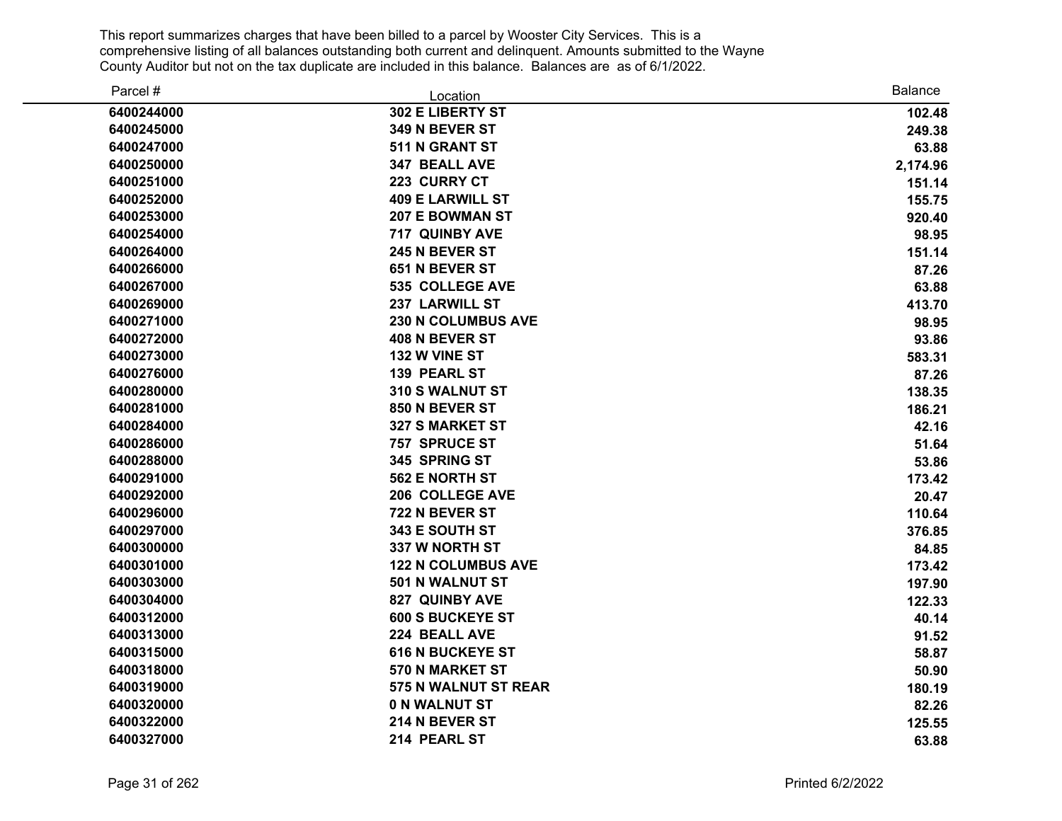This report summarizes charges that have been billed to a parcel by Wooster City Services. This is a comprehensive listing of all balances outstanding both current and delinquent. Amounts submitted to the Wayne County Auditor but not on the tax duplicate are included in this balance. Balances are as of 6/1/2022.

| Parcel # | Location | Balance |
|---|---|---|
| **6400244000** | **302 E LIBERTY ST** | **102.48** |
| **6400245000** | **349 N BEVER ST** | **249.38** |
| **6400247000** | **511 N GRANT ST** | **63.88** |
| **6400250000** | **347 BEALL AVE** | **2,174.96** |
| **6400251000** | **223 CURRY CT** | **151.14** |
| **6400252000** | **409 E LARWILL ST** | **155.75** |
| **6400253000** | **207 E BOWMAN ST** | **920.40** |
| **6400254000** | **717 QUINBY AVE** | **98.95** |
| **6400264000** | **245 N BEVER ST** | **151.14** |
| **6400266000** | **651 N BEVER ST** | **87.26** |
| **6400267000** | **535 COLLEGE AVE** | **63.88** |
| **6400269000** | **237 LARWILL ST** | **413.70** |
| **6400271000** | **230 N COLUMBUS AVE** | **98.95** |
| **6400272000** | **408 N BEVER ST** | **93.86** |
| **6400273000** | **132 W VINE ST** | **583.31** |
| **6400276000** | **139 PEARL ST** | **87.26** |
| **6400280000** | **310 S WALNUT ST** | **138.35** |
| **6400281000** | **850 N BEVER ST** | **186.21** |
| **6400284000** | **327 S MARKET ST** | **42.16** |
| **6400286000** | **757 SPRUCE ST** | **51.64** |
| **6400288000** | **345 SPRING ST** | **53.86** |
| **6400291000** | **562 E NORTH ST** | **173.42** |
| **6400292000** | **206 COLLEGE AVE** | **20.47** |
| **6400296000** | **722 N BEVER ST** | **110.64** |
| **6400297000** | **343 E SOUTH ST** | **376.85** |
| **6400300000** | **337 W NORTH ST** | **84.85** |
| **6400301000** | **122 N COLUMBUS AVE** | **173.42** |
| **6400303000** | **501 N WALNUT ST** | **197.90** |
| **6400304000** | **827 QUINBY AVE** | **122.33** |
| **6400312000** | **600 S BUCKEYE ST** | **40.14** |
| **6400313000** | **224 BEALL AVE** | **91.52** |
| **6400315000** | **616 N BUCKEYE ST** | **58.87** |
| **6400318000** | **570 N MARKET ST** | **50.90** |
| **6400319000** | **575 N WALNUT ST REAR** | **180.19** |
| **6400320000** | **0 N WALNUT ST** | **82.26** |
| **6400322000** | **214 N BEVER ST** | **125.55** |
| **6400327000** | **214 PEARL ST** | **63.88** |

Printed 6/2/2022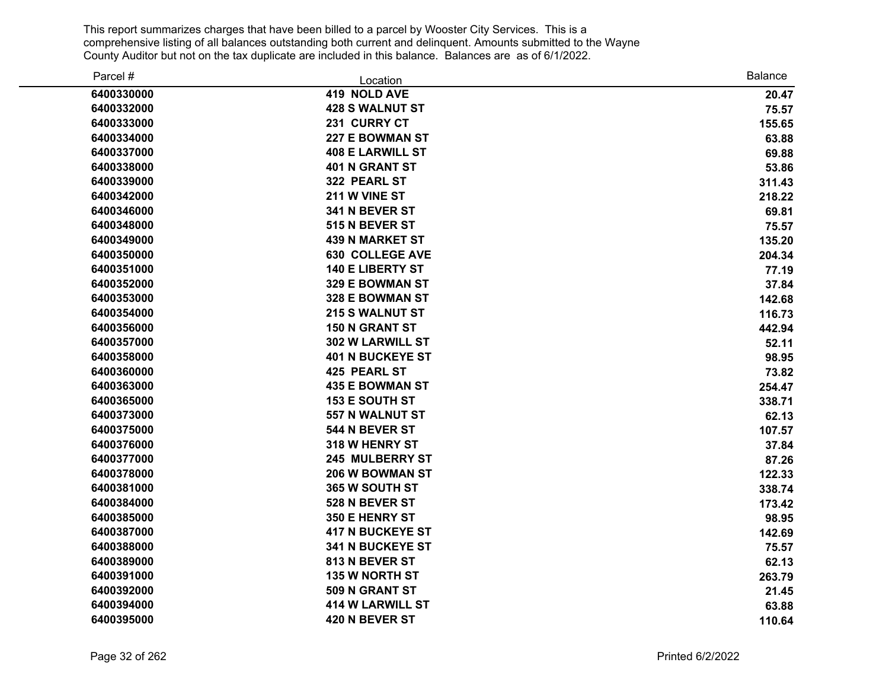This report summarizes charges that have been billed to a parcel by Wooster City Services. This is a comprehensive listing of all balances outstanding both current and delinquent. Amounts submitted to the Wayne County Auditor but not on the tax duplicate are included in this balance. Balances are as of 6/1/2022.

| Parcel # | Location | Balance |
|---|---|---|
| 6400330000 | 419 NOLD AVE | 20.47 |
| 6400332000 | 428 S WALNUT ST | 75.57 |
| 6400333000 | 231 CURRY CT | 155.65 |
| 6400334000 | 227 E BOWMAN ST | 63.88 |
| 6400337000 | 408 E LARWILL ST | 69.88 |
| 6400338000 | 401 N GRANT ST | 53.86 |
| 6400339000 | 322 PEARL ST | 311.43 |
| 6400342000 | 211 W VINE ST | 218.22 |
| 6400346000 | 341 N BEVER ST | 69.81 |
| 6400348000 | 515 N BEVER ST | 75.57 |
| 6400349000 | 439 N MARKET ST | 135.20 |
| 6400350000 | 630 COLLEGE AVE | 204.34 |
| 6400351000 | 140 E LIBERTY ST | 77.19 |
| 6400352000 | 329 E BOWMAN ST | 37.84 |
| 6400353000 | 328 E BOWMAN ST | 142.68 |
| 6400354000 | 215 S WALNUT ST | 116.73 |
| 6400356000 | 150 N GRANT ST | 442.94 |
| 6400357000 | 302 W LARWILL ST | 52.11 |
| 6400358000 | 401 N BUCKEYE ST | 98.95 |
| 6400360000 | 425 PEARL ST | 73.82 |
| 6400363000 | 435 E BOWMAN ST | 254.47 |
| 6400365000 | 153 E SOUTH ST | 338.71 |
| 6400373000 | 557 N WALNUT ST | 62.13 |
| 6400375000 | 544 N BEVER ST | 107.57 |
| 6400376000 | 318 W HENRY ST | 37.84 |
| 6400377000 | 245 MULBERRY ST | 87.26 |
| 6400378000 | 206 W BOWMAN ST | 122.33 |
| 6400381000 | 365 W SOUTH ST | 338.74 |
| 6400384000 | 528 N BEVER ST | 173.42 |
| 6400385000 | 350 E HENRY ST | 98.95 |
| 6400387000 | 417 N BUCKEYE ST | 142.69 |
| 6400388000 | 341 N BUCKEYE ST | 75.57 |
| 6400389000 | 813 N BEVER ST | 62.13 |
| 6400391000 | 135 W NORTH ST | 263.79 |
| 6400392000 | 509 N GRANT ST | 21.45 |
| 6400394000 | 414 W LARWILL ST | 63.88 |
| 6400395000 | 420 N BEVER ST | 110.64 |

Printed 6/2/2022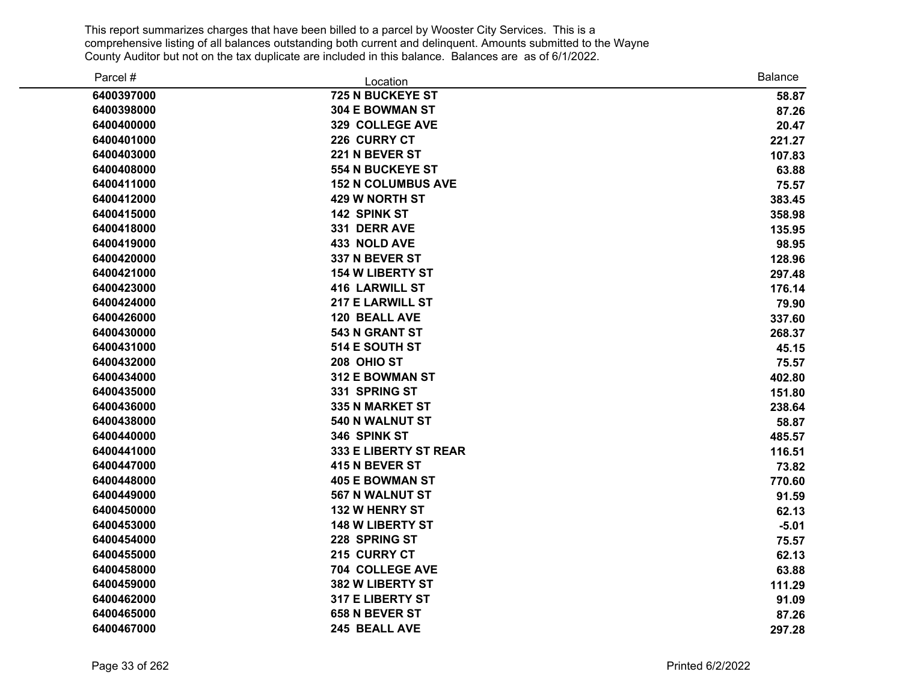This report summarizes charges that have been billed to a parcel by Wooster City Services. This is a comprehensive listing of all balances outstanding both current and delinquent. Amounts submitted to the Wayne County Auditor but not on the tax duplicate are included in this balance. Balances are as of 6/1/2022.

| Parcel # | Location | Balance |
|---|---|---|
| 6400397000 | 725 N BUCKEYE ST | 58.87 |
| 6400398000 | 304 E BOWMAN ST | 87.26 |
| 6400400000 | 329 COLLEGE AVE | 20.47 |
| 6400401000 | 226 CURRY CT | 221.27 |
| 6400403000 | 221 N BEVER ST | 107.83 |
| 6400408000 | 554 N BUCKEYE ST | 63.88 |
| 6400411000 | 152 N COLUMBUS AVE | 75.57 |
| 6400412000 | 429 W NORTH ST | 383.45 |
| 6400415000 | 142 SPINK ST | 358.98 |
| 6400418000 | 331 DERR AVE | 135.95 |
| 6400419000 | 433 NOLD AVE | 98.95 |
| 6400420000 | 337 N BEVER ST | 128.96 |
| 6400421000 | 154 W LIBERTY ST | 297.48 |
| 6400423000 | 416 LARWILL ST | 176.14 |
| 6400424000 | 217 E LARWILL ST | 79.90 |
| 6400426000 | 120 BEALL AVE | 337.60 |
| 6400430000 | 543 N GRANT ST | 268.37 |
| 6400431000 | 514 E SOUTH ST | 45.15 |
| 6400432000 | 208 OHIO ST | 75.57 |
| 6400434000 | 312 E BOWMAN ST | 402.80 |
| 6400435000 | 331 SPRING ST | 151.80 |
| 6400436000 | 335 N MARKET ST | 238.64 |
| 6400438000 | 540 N WALNUT ST | 58.87 |
| 6400440000 | 346 SPINK ST | 485.57 |
| 6400441000 | 333 E LIBERTY ST REAR | 116.51 |
| 6400447000 | 415 N BEVER ST | 73.82 |
| 6400448000 | 405 E BOWMAN ST | 770.60 |
| 6400449000 | 567 N WALNUT ST | 91.59 |
| 6400450000 | 132 W HENRY ST | 62.13 |
| 6400453000 | 148 W LIBERTY ST | -5.01 |
| 6400454000 | 228 SPRING ST | 75.57 |
| 6400455000 | 215 CURRY CT | 62.13 |
| 6400458000 | 704 COLLEGE AVE | 63.88 |
| 6400459000 | 382 W LIBERTY ST | 111.29 |
| 6400462000 | 317 E LIBERTY ST | 91.09 |
| 6400465000 | 658 N BEVER ST | 87.26 |
| 6400467000 | 245 BEALL AVE | 297.28 |

Printed 6/2/2022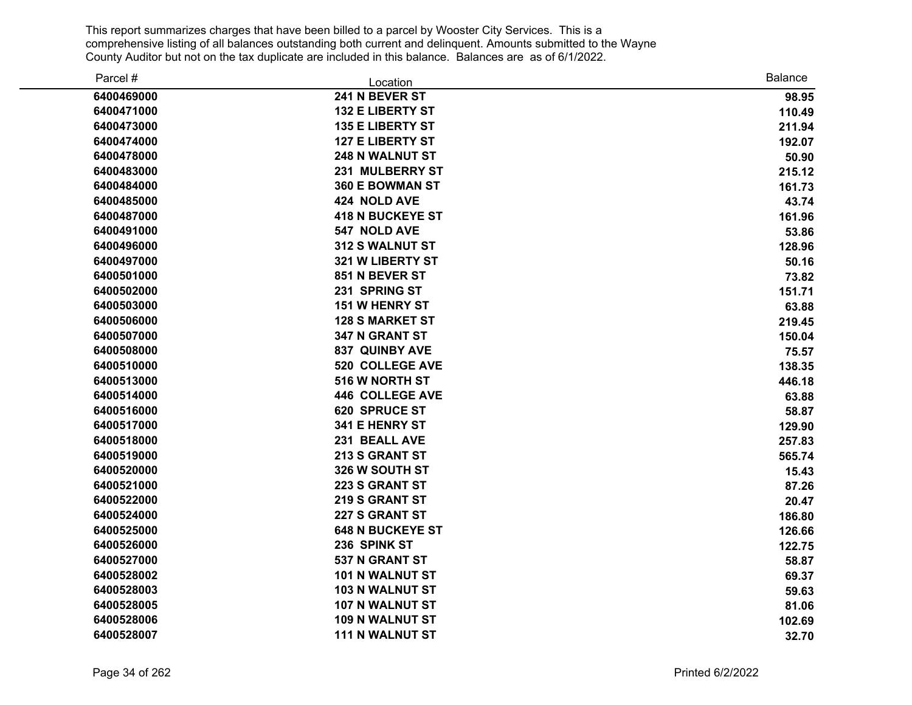This report summarizes charges that have been billed to a parcel by Wooster City Services. This is a comprehensive listing of all balances outstanding both current and delinquent. Amounts submitted to the Wayne County Auditor but not on the tax duplicate are included in this balance. Balances are as of 6/1/2022.

| Parcel # | Location | Balance |
|---|---|---|
| 6400469000 | 241 N BEVER ST | 98.95 |
| 6400471000 | 132 E LIBERTY ST | 110.49 |
| 6400473000 | 135 E LIBERTY ST | 211.94 |
| 6400474000 | 127 E LIBERTY ST | 192.07 |
| 6400478000 | 248 N WALNUT ST | 50.90 |
| 6400483000 | 231 MULBERRY ST | 215.12 |
| 6400484000 | 360 E BOWMAN ST | 161.73 |
| 6400485000 | 424 NOLD AVE | 43.74 |
| 6400487000 | 418 N BUCKEYE ST | 161.96 |
| 6400491000 | 547 NOLD AVE | 53.86 |
| 6400496000 | 312 S WALNUT ST | 128.96 |
| 6400497000 | 321 W LIBERTY ST | 50.16 |
| 6400501000 | 851 N BEVER ST | 73.82 |
| 6400502000 | 231 SPRING ST | 151.71 |
| 6400503000 | 151 W HENRY ST | 63.88 |
| 6400506000 | 128 S MARKET ST | 219.45 |
| 6400507000 | 347 N GRANT ST | 150.04 |
| 6400508000 | 837 QUINBY AVE | 75.57 |
| 6400510000 | 520 COLLEGE AVE | 138.35 |
| 6400513000 | 516 W NORTH ST | 446.18 |
| 6400514000 | 446 COLLEGE AVE | 63.88 |
| 6400516000 | 620 SPRUCE ST | 58.87 |
| 6400517000 | 341 E HENRY ST | 129.90 |
| 6400518000 | 231 BEALL AVE | 257.83 |
| 6400519000 | 213 S GRANT ST | 565.74 |
| 6400520000 | 326 W SOUTH ST | 15.43 |
| 6400521000 | 223 S GRANT ST | 87.26 |
| 6400522000 | 219 S GRANT ST | 20.47 |
| 6400524000 | 227 S GRANT ST | 186.80 |
| 6400525000 | 648 N BUCKEYE ST | 126.66 |
| 6400526000 | 236 SPINK ST | 122.75 |
| 6400527000 | 537 N GRANT ST | 58.87 |
| 6400528002 | 101 N WALNUT ST | 69.37 |
| 6400528003 | 103 N WALNUT ST | 59.63 |
| 6400528005 | 107 N WALNUT ST | 81.06 |
| 6400528006 | 109 N WALNUT ST | 102.69 |
| 6400528007 | 111 N WALNUT ST | 32.70 |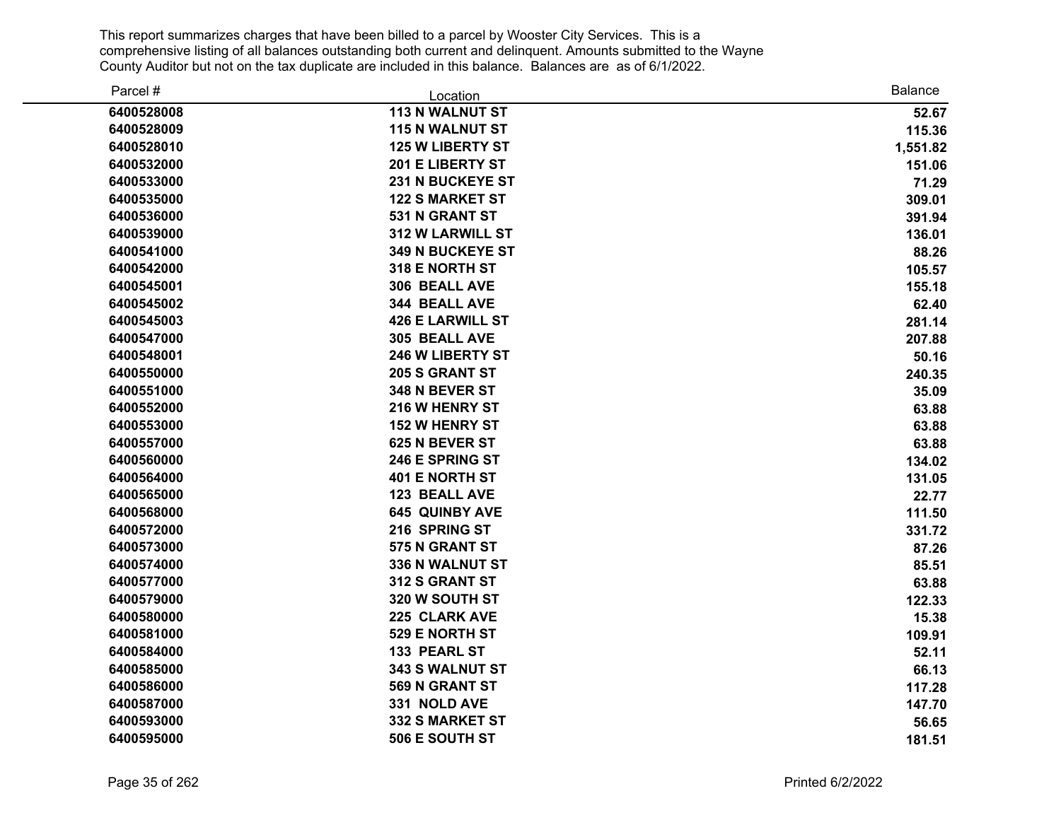This report summarizes charges that have been billed to a parcel by Wooster City Services. This is a comprehensive listing of all balances outstanding both current and delinquent. Amounts submitted to the Wayne County Auditor but not on the tax duplicate are included in this balance. Balances are as of 6/1/2022.

| Parcel # | Location | Balance |
|---|---|---|
| 6400528008 | 113 N WALNUT ST | 52.67 |
| 6400528009 | 115 N WALNUT ST | 115.36 |
| 6400528010 | 125 W LIBERTY ST | 1,551.82 |
| 6400532000 | 201 E LIBERTY ST | 151.06 |
| 6400533000 | 231 N BUCKEYE ST | 71.29 |
| 6400535000 | 122 S MARKET ST | 309.01 |
| 6400536000 | 531 N GRANT ST | 391.94 |
| 6400539000 | 312 W LARWILL ST | 136.01 |
| 6400541000 | 349 N BUCKEYE ST | 88.26 |
| 6400542000 | 318 E NORTH ST | 105.57 |
| 6400545001 | 306 BEALL AVE | 155.18 |
| 6400545002 | 344 BEALL AVE | 62.40 |
| 6400545003 | 426 E LARWILL ST | 281.14 |
| 6400547000 | 305 BEALL AVE | 207.88 |
| 6400548001 | 246 W LIBERTY ST | 50.16 |
| 6400550000 | 205 S GRANT ST | 240.35 |
| 6400551000 | 348 N BEVER ST | 35.09 |
| 6400552000 | 216 W HENRY ST | 63.88 |
| 6400553000 | 152 W HENRY ST | 63.88 |
| 6400557000 | 625 N BEVER ST | 63.88 |
| 6400560000 | 246 E SPRING ST | 134.02 |
| 6400564000 | 401 E NORTH ST | 131.05 |
| 6400565000 | 123 BEALL AVE | 22.77 |
| 6400568000 | 645 QUINBY AVE | 111.50 |
| 6400572000 | 216 SPRING ST | 331.72 |
| 6400573000 | 575 N GRANT ST | 87.26 |
| 6400574000 | 336 N WALNUT ST | 85.51 |
| 6400577000 | 312 S GRANT ST | 63.88 |
| 6400579000 | 320 W SOUTH ST | 122.33 |
| 6400580000 | 225 CLARK AVE | 15.38 |
| 6400581000 | 529 E NORTH ST | 109.91 |
| 6400584000 | 133 PEARL ST | 52.11 |
| 6400585000 | 343 S WALNUT ST | 66.13 |
| 6400586000 | 569 N GRANT ST | 117.28 |
| 6400587000 | 331 NOLD AVE | 147.70 |
| 6400593000 | 332 S MARKET ST | 56.65 |
| 6400595000 | 506 E SOUTH ST | 181.51 |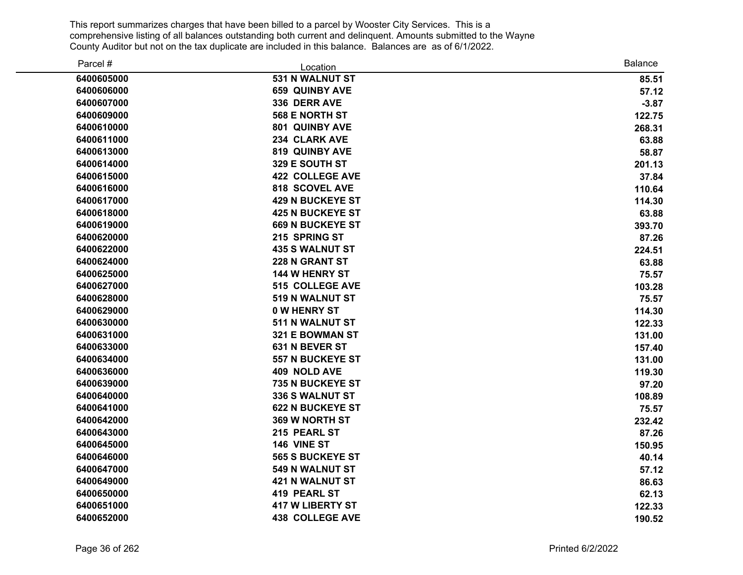This report summarizes charges that have been billed to a parcel by Wooster City Services. This is a comprehensive listing of all balances outstanding both current and delinquent. Amounts submitted to the Wayne County Auditor but not on the tax duplicate are included in this balance. Balances are as of 6/1/2022.

| Parcel # | Location | Balance |
|---|---|---|
| 6400605000 | 531 N WALNUT ST | 85.51 |
| 6400606000 | 659 QUINBY AVE | 57.12 |
| 6400607000 | 336 DERR AVE | -3.87 |
| 6400609000 | 568 E NORTH ST | 122.75 |
| 6400610000 | 801 QUINBY AVE | 268.31 |
| 6400611000 | 234 CLARK AVE | 63.88 |
| 6400613000 | 819 QUINBY AVE | 58.87 |
| 6400614000 | 329 E SOUTH ST | 201.13 |
| 6400615000 | 422 COLLEGE AVE | 37.84 |
| 6400616000 | 818 SCOVEL AVE | 110.64 |
| 6400617000 | 429 N BUCKEYE ST | 114.30 |
| 6400618000 | 425 N BUCKEYE ST | 63.88 |
| 6400619000 | 669 N BUCKEYE ST | 393.70 |
| 6400620000 | 215 SPRING ST | 87.26 |
| 6400622000 | 435 S WALNUT ST | 224.51 |
| 6400624000 | 228 N GRANT ST | 63.88 |
| 6400625000 | 144 W HENRY ST | 75.57 |
| 6400627000 | 515 COLLEGE AVE | 103.28 |
| 6400628000 | 519 N WALNUT ST | 75.57 |
| 6400629000 | 0 W HENRY ST | 114.30 |
| 6400630000 | 511 N WALNUT ST | 122.33 |
| 6400631000 | 321 E BOWMAN ST | 131.00 |
| 6400633000 | 631 N BEVER ST | 157.40 |
| 6400634000 | 557 N BUCKEYE ST | 131.00 |
| 6400636000 | 409 NOLD AVE | 119.30 |
| 6400639000 | 735 N BUCKEYE ST | 97.20 |
| 6400640000 | 336 S WALNUT ST | 108.89 |
| 6400641000 | 622 N BUCKEYE ST | 75.57 |
| 6400642000 | 369 W NORTH ST | 232.42 |
| 6400643000 | 215 PEARL ST | 87.26 |
| 6400645000 | 146 VINE ST | 150.95 |
| 6400646000 | 565 S BUCKEYE ST | 40.14 |
| 6400647000 | 549 N WALNUT ST | 57.12 |
| 6400649000 | 421 N WALNUT ST | 86.63 |
| 6400650000 | 419 PEARL ST | 62.13 |
| 6400651000 | 417 W LIBERTY ST | 122.33 |
| 6400652000 | 438 COLLEGE AVE | 190.52 |

Printed 6/2/2022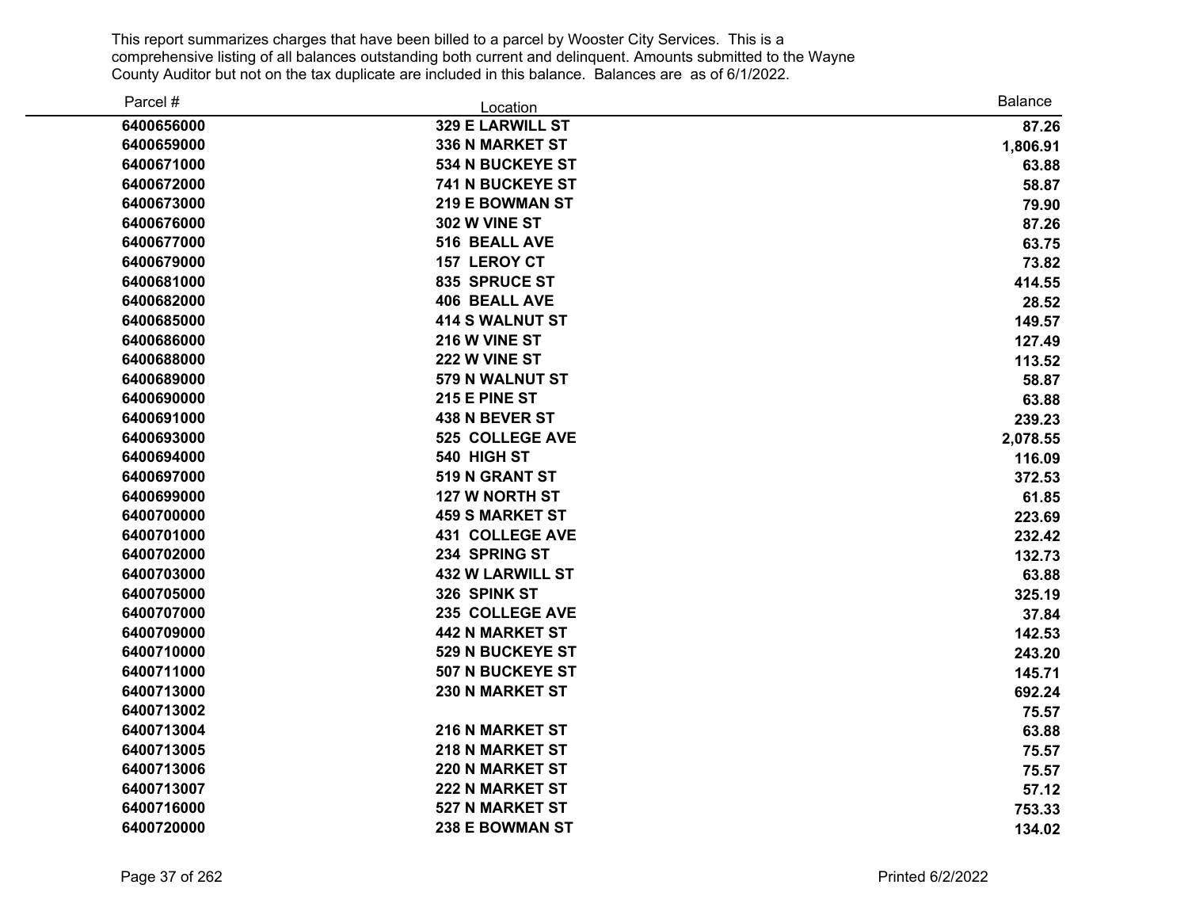This report summarizes charges that have been billed to a parcel by Wooster City Services. This is a comprehensive listing of all balances outstanding both current and delinquent. Amounts submitted to the Wayne County Auditor but not on the tax duplicate are included in this balance. Balances are as of 6/1/2022.

| Parcel # | Location | Balance |
|---|---|---|
| **6400656000** | **329 E LARWILL ST** | **87.26** |
| **6400659000** | **336 N MARKET ST** | **1,806.91** |
| **6400671000** | **534 N BUCKEYE ST** | **63.88** |
| **6400672000** | **741 N BUCKEYE ST** | **58.87** |
| **6400673000** | **219 E BOWMAN ST** | **79.90** |
| **6400676000** | **302 W VINE ST** | **87.26** |
| **6400677000** | **516 BEALL AVE** | **63.75** |
| **6400679000** | **157 LEROY CT** | **73.82** |
| **6400681000** | **835 SPRUCE ST** | **414.55** |
| **6400682000** | **406 BEALL AVE** | **28.52** |
| **6400685000** | **414 S WALNUT ST** | **149.57** |
| **6400686000** | **216 W VINE ST** | **127.49** |
| **6400688000** | **222 W VINE ST** | **113.52** |
| **6400689000** | **579 N WALNUT ST** | **58.87** |
| **6400690000** | **215 E PINE ST** | **63.88** |
| **6400691000** | **438 N BEVER ST** | **239.23** |
| **6400693000** | **525 COLLEGE AVE** | **2,078.55** |
| **6400694000** | **540 HIGH ST** | **116.09** |
| **6400697000** | **519 N GRANT ST** | **372.53** |
| **6400699000** | **127 W NORTH ST** | **61.85** |
| **6400700000** | **459 S MARKET ST** | **223.69** |
| **6400701000** | **431 COLLEGE AVE** | **232.42** |
| **6400702000** | **234 SPRING ST** | **132.73** |
| **6400703000** | **432 W LARWILL ST** | **63.88** |
| **6400705000** | **326 SPINK ST** | **325.19** |
| **6400707000** | **235 COLLEGE AVE** | **37.84** |
| **6400709000** | **442 N MARKET ST** | **142.53** |
| **6400710000** | **529 N BUCKEYE ST** | **243.20** |
| **6400711000** | **507 N BUCKEYE ST** | **145.71** |
| **6400713000** | **230 N MARKET ST** | **692.24** |
| **6400713002** | | **75.57** |
| **6400713004** | **216 N MARKET ST** | **63.88** |
| **6400713005** | **218 N MARKET ST** | **75.57** |
| **6400713006** | **220 N MARKET ST** | **75.57** |
| **6400713007** | **222 N MARKET ST** | **57.12** |
| **6400716000** | **527 N MARKET ST** | **753.33** |
| **6400720000** | **238 E BOWMAN ST** | **134.02** |

Printed 6/2/2022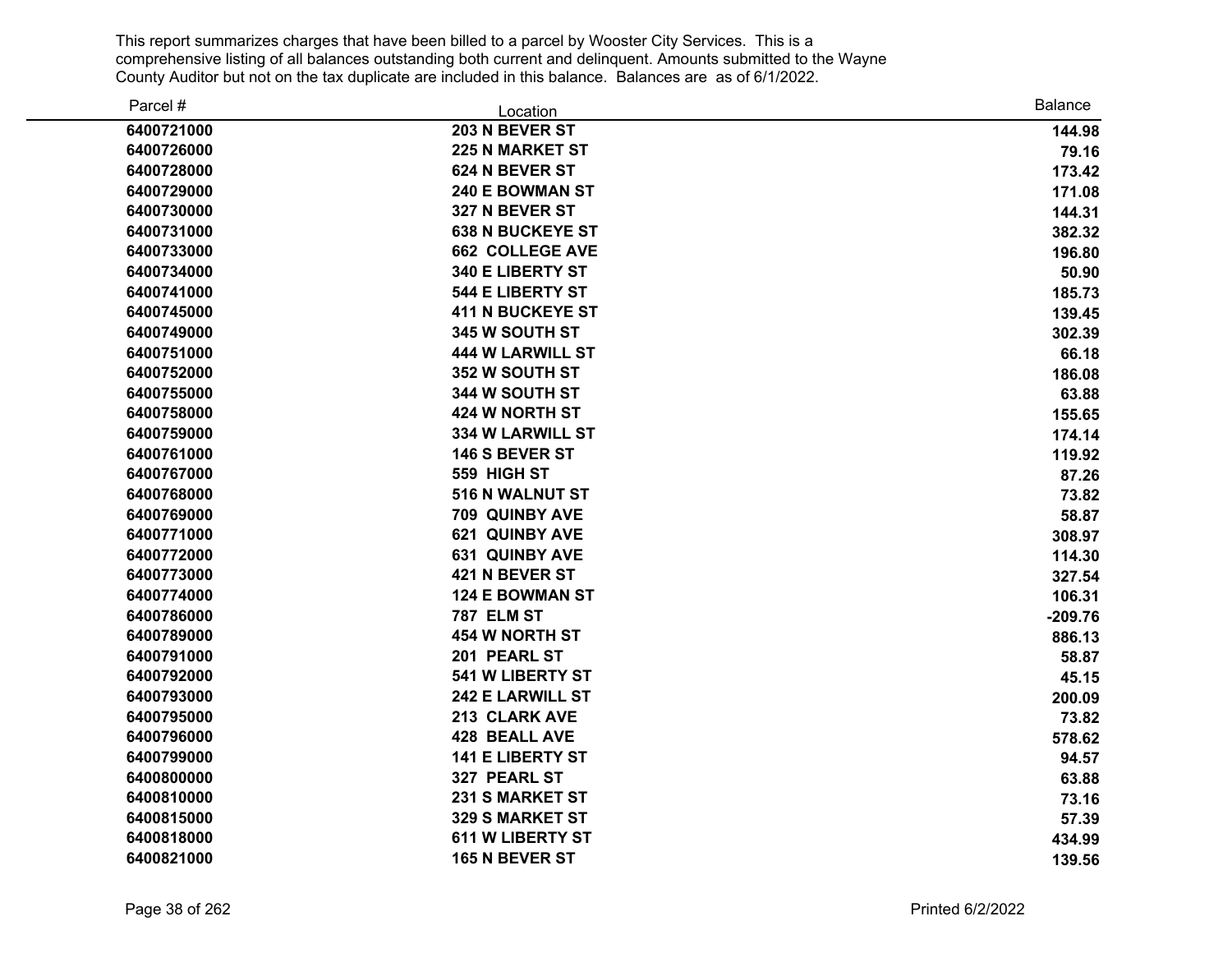This report summarizes charges that have been billed to a parcel by Wooster City Services. This is a comprehensive listing of all balances outstanding both current and delinquent. Amounts submitted to the Wayne County Auditor but not on the tax duplicate are included in this balance. Balances are as of 6/1/2022.

| Parcel # | Location | Balance |
|---|---|---|
| **6400721000** | **203 N BEVER ST** | **144.98** |
| **6400726000** | **225 N MARKET ST** | **79.16** |
| **6400728000** | **624 N BEVER ST** | **173.42** |
| **6400729000** | **240 E BOWMAN ST** | **171.08** |
| **6400730000** | **327 N BEVER ST** | **144.31** |
| **6400731000** | **638 N BUCKEYE ST** | **382.32** |
| **6400733000** | **662 COLLEGE AVE** | **196.80** |
| **6400734000** | **340 E LIBERTY ST** | **50.90** |
| **6400741000** | **544 E LIBERTY ST** | **185.73** |
| **6400745000** | **411 N BUCKEYE ST** | **139.45** |
| **6400749000** | **345 W SOUTH ST** | **302.39** |
| **6400751000** | **444 W LARWILL ST** | **66.18** |
| **6400752000** | **352 W SOUTH ST** | **186.08** |
| **6400755000** | **344 W SOUTH ST** | **63.88** |
| **6400758000** | **424 W NORTH ST** | **155.65** |
| **6400759000** | **334 W LARWILL ST** | **174.14** |
| **6400761000** | **146 S BEVER ST** | **119.92** |
| **6400767000** | **559 HIGH ST** | **87.26** |
| **6400768000** | **516 N WALNUT ST** | **73.82** |
| **6400769000** | **709 QUINBY AVE** | **58.87** |
| **6400771000** | **621 QUINBY AVE** | **308.97** |
| **6400772000** | **631 QUINBY AVE** | **114.30** |
| **6400773000** | **421 N BEVER ST** | **327.54** |
| **6400774000** | **124 E BOWMAN ST** | **106.31** |
| **6400786000** | **787 ELM ST** | **-209.76** |
| **6400789000** | **454 W NORTH ST** | **886.13** |
| **6400791000** | **201 PEARL ST** | **58.87** |
| **6400792000** | **541 W LIBERTY ST** | **45.15** |
| **6400793000** | **242 E LARWILL ST** | **200.09** |
| **6400795000** | **213 CLARK AVE** | **73.82** |
| **6400796000** | **428 BEALL AVE** | **578.62** |
| **6400799000** | **141 E LIBERTY ST** | **94.57** |
| **6400800000** | **327 PEARL ST** | **63.88** |
| **6400810000** | **231 S MARKET ST** | **73.16** |
| **6400815000** | **329 S MARKET ST** | **57.39** |
| **6400818000** | **611 W LIBERTY ST** | **434.99** |
| **6400821000** | **165 N BEVER ST** | **139.56** |

Printed 6/2/2022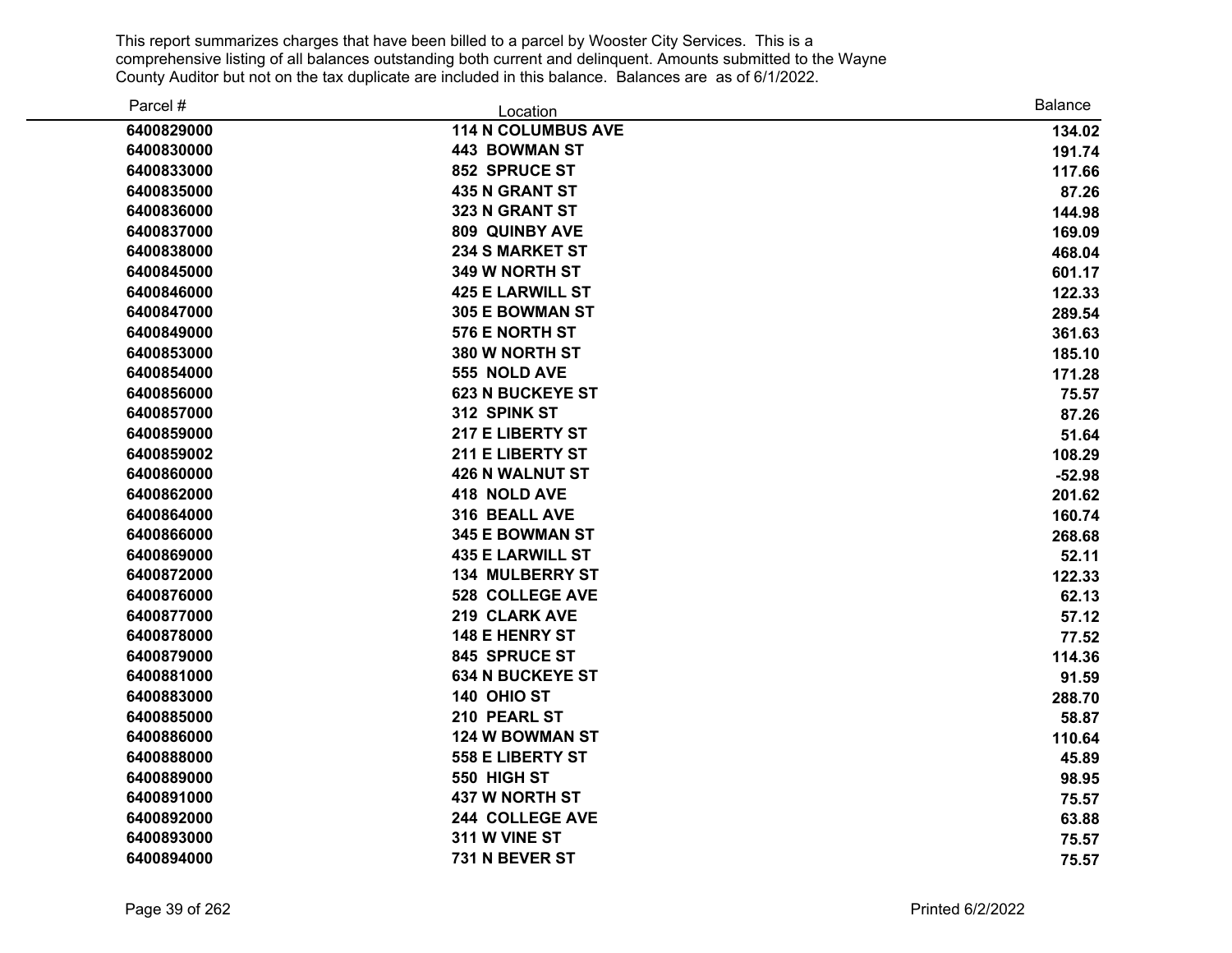This report summarizes charges that have been billed to a parcel by Wooster City Services. This is a comprehensive listing of all balances outstanding both current and delinquent. Amounts submitted to the Wayne County Auditor but not on the tax duplicate are included in this balance. Balances are as of 6/1/2022.

| Parcel # | Location | Balance |
|---|---|---|
| **6400829000** | **114 N COLUMBUS AVE** | **134.02** |
| **6400830000** | **443 BOWMAN ST** | **191.74** |
| **6400833000** | **852 SPRUCE ST** | **117.66** |
| **6400835000** | **435 N GRANT ST** | **87.26** |
| **6400836000** | **323 N GRANT ST** | **144.98** |
| **6400837000** | **809 QUINBY AVE** | **169.09** |
| **6400838000** | **234 S MARKET ST** | **468.04** |
| **6400845000** | **349 W NORTH ST** | **601.17** |
| **6400846000** | **425 E LARWILL ST** | **122.33** |
| **6400847000** | **305 E BOWMAN ST** | **289.54** |
| **6400849000** | **576 E NORTH ST** | **361.63** |
| **6400853000** | **380 W NORTH ST** | **185.10** |
| **6400854000** | **555 NOLD AVE** | **171.28** |
| **6400856000** | **623 N BUCKEYE ST** | **75.57** |
| **6400857000** | **312 SPINK ST** | **87.26** |
| **6400859000** | **217 E LIBERTY ST** | **51.64** |
| **6400859002** | **211 E LIBERTY ST** | **108.29** |
| **6400860000** | **426 N WALNUT ST** | **-52.98** |
| **6400862000** | **418 NOLD AVE** | **201.62** |
| **6400864000** | **316 BEALL AVE** | **160.74** |
| **6400866000** | **345 E BOWMAN ST** | **268.68** |
| **6400869000** | **435 E LARWILL ST** | **52.11** |
| **6400872000** | **134 MULBERRY ST** | **122.33** |
| **6400876000** | **528 COLLEGE AVE** | **62.13** |
| **6400877000** | **219 CLARK AVE** | **57.12** |
| **6400878000** | **148 E HENRY ST** | **77.52** |
| **6400879000** | **845 SPRUCE ST** | **114.36** |
| **6400881000** | **634 N BUCKEYE ST** | **91.59** |
| **6400883000** | **140 OHIO ST** | **288.70** |
| **6400885000** | **210 PEARL ST** | **58.87** |
| **6400886000** | **124 W BOWMAN ST** | **110.64** |
| **6400888000** | **558 E LIBERTY ST** | **45.89** |
| **6400889000** | **550 HIGH ST** | **98.95** |
| **6400891000** | **437 W NORTH ST** | **75.57** |
| **6400892000** | **244 COLLEGE AVE** | **63.88** |
| **6400893000** | **311 W VINE ST** | **75.57** |
| **6400894000** | **731 N BEVER ST** | **75.57** |

Printed 6/2/2022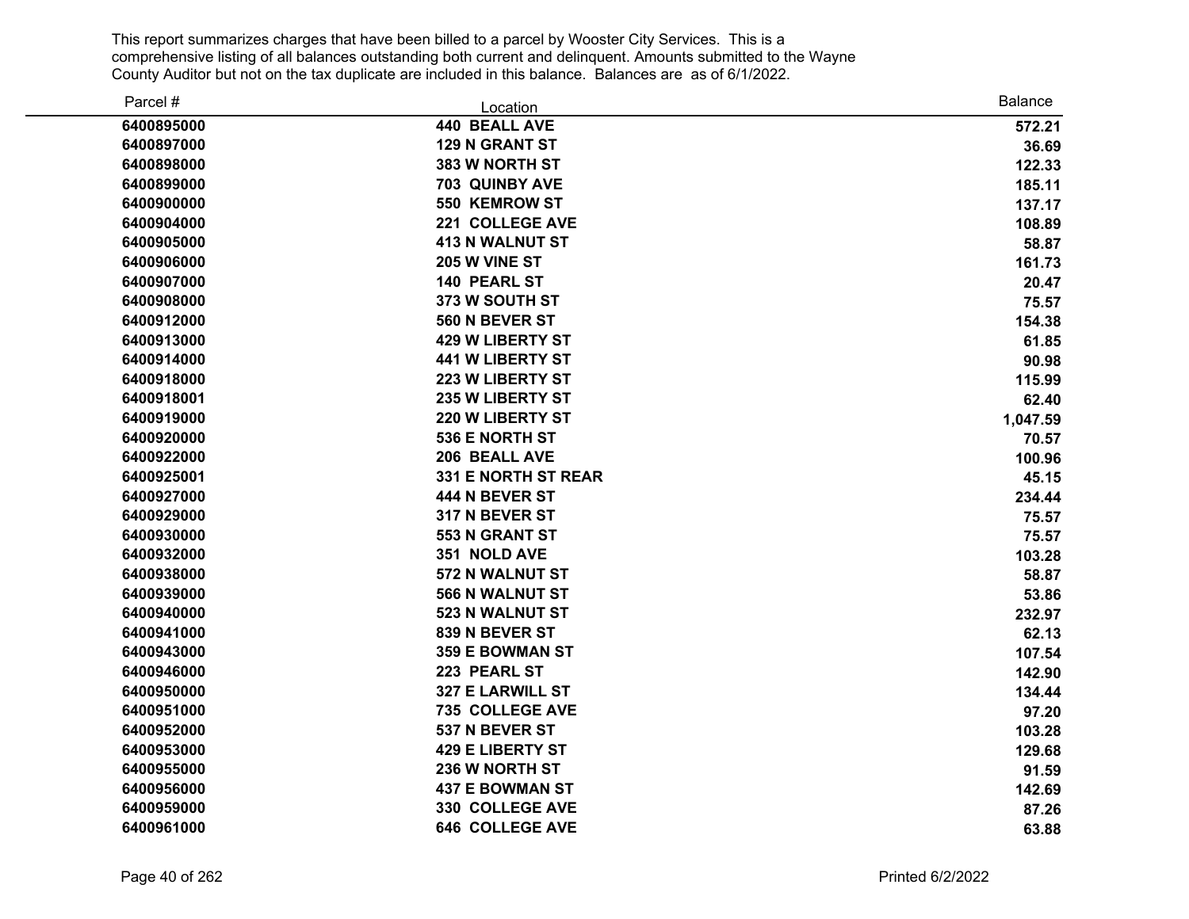This report summarizes charges that have been billed to a parcel by Wooster City Services. This is a comprehensive listing of all balances outstanding both current and delinquent. Amounts submitted to the Wayne County Auditor but not on the tax duplicate are included in this balance. Balances are as of 6/1/2022.

| Parcel # | Location | Balance |
|---|---|---|
| 6400895000 | 440 BEALL AVE | 572.21 |
| 6400897000 | 129 N GRANT ST | 36.69 |
| 6400898000 | 383 W NORTH ST | 122.33 |
| 6400899000 | 703 QUINBY AVE | 185.11 |
| 6400900000 | 550 KEMROW ST | 137.17 |
| 6400904000 | 221 COLLEGE AVE | 108.89 |
| 6400905000 | 413 N WALNUT ST | 58.87 |
| 6400906000 | 205 W VINE ST | 161.73 |
| 6400907000 | 140 PEARL ST | 20.47 |
| 6400908000 | 373 W SOUTH ST | 75.57 |
| 6400912000 | 560 N BEVER ST | 154.38 |
| 6400913000 | 429 W LIBERTY ST | 61.85 |
| 6400914000 | 441 W LIBERTY ST | 90.98 |
| 6400918000 | 223 W LIBERTY ST | 115.99 |
| 6400918001 | 235 W LIBERTY ST | 62.40 |
| 6400919000 | 220 W LIBERTY ST | 1,047.59 |
| 6400920000 | 536 E NORTH ST | 70.57 |
| 6400922000 | 206 BEALL AVE | 100.96 |
| 6400925001 | 331 E NORTH ST REAR | 45.15 |
| 6400927000 | 444 N BEVER ST | 234.44 |
| 6400929000 | 317 N BEVER ST | 75.57 |
| 6400930000 | 553 N GRANT ST | 75.57 |
| 6400932000 | 351 NOLD AVE | 103.28 |
| 6400938000 | 572 N WALNUT ST | 58.87 |
| 6400939000 | 566 N WALNUT ST | 53.86 |
| 6400940000 | 523 N WALNUT ST | 232.97 |
| 6400941000 | 839 N BEVER ST | 62.13 |
| 6400943000 | 359 E BOWMAN ST | 107.54 |
| 6400946000 | 223 PEARL ST | 142.90 |
| 6400950000 | 327 E LARWILL ST | 134.44 |
| 6400951000 | 735 COLLEGE AVE | 97.20 |
| 6400952000 | 537 N BEVER ST | 103.28 |
| 6400953000 | 429 E LIBERTY ST | 129.68 |
| 6400955000 | 236 W NORTH ST | 91.59 |
| 6400956000 | 437 E BOWMAN ST | 142.69 |
| 6400959000 | 330 COLLEGE AVE | 87.26 |
| 6400961000 | 646 COLLEGE AVE | 63.88 |

Printed 6/2/2022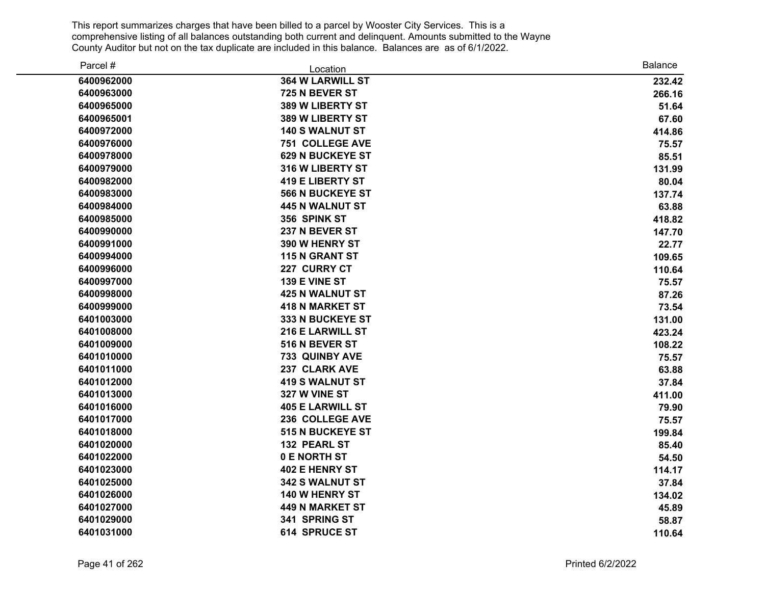This report summarizes charges that have been billed to a parcel by Wooster City Services. This is a comprehensive listing of all balances outstanding both current and delinquent. Amounts submitted to the Wayne County Auditor but not on the tax duplicate are included in this balance. Balances are as of 6/1/2022.

| Parcel # | Location | Balance |
|---|---|---|
| 6400962000 | 364 W LARWILL ST | 232.42 |
| 6400963000 | 725 N BEVER ST | 266.16 |
| 6400965000 | 389 W LIBERTY ST | 51.64 |
| 6400965001 | 389 W LIBERTY ST | 67.60 |
| 6400972000 | 140 S WALNUT ST | 414.86 |
| 6400976000 | 751 COLLEGE AVE | 75.57 |
| 6400978000 | 629 N BUCKEYE ST | 85.51 |
| 6400979000 | 316 W LIBERTY ST | 131.99 |
| 6400982000 | 419 E LIBERTY ST | 80.04 |
| 6400983000 | 566 N BUCKEYE ST | 137.74 |
| 6400984000 | 445 N WALNUT ST | 63.88 |
| 6400985000 | 356 SPINK ST | 418.82 |
| 6400990000 | 237 N BEVER ST | 147.70 |
| 6400991000 | 390 W HENRY ST | 22.77 |
| 6400994000 | 115 N GRANT ST | 109.65 |
| 6400996000 | 227 CURRY CT | 110.64 |
| 6400997000 | 139 E VINE ST | 75.57 |
| 6400998000 | 425 N WALNUT ST | 87.26 |
| 6400999000 | 418 N MARKET ST | 73.54 |
| 6401003000 | 333 N BUCKEYE ST | 131.00 |
| 6401008000 | 216 E LARWILL ST | 423.24 |
| 6401009000 | 516 N BEVER ST | 108.22 |
| 6401010000 | 733 QUINBY AVE | 75.57 |
| 6401011000 | 237 CLARK AVE | 63.88 |
| 6401012000 | 419 S WALNUT ST | 37.84 |
| 6401013000 | 327 W VINE ST | 411.00 |
| 6401016000 | 405 E LARWILL ST | 79.90 |
| 6401017000 | 236 COLLEGE AVE | 75.57 |
| 6401018000 | 515 N BUCKEYE ST | 199.84 |
| 6401020000 | 132 PEARL ST | 85.40 |
| 6401022000 | 0 E NORTH ST | 54.50 |
| 6401023000 | 402 E HENRY ST | 114.17 |
| 6401025000 | 342 S WALNUT ST | 37.84 |
| 6401026000 | 140 W HENRY ST | 134.02 |
| 6401027000 | 449 N MARKET ST | 45.89 |
| 6401029000 | 341 SPRING ST | 58.87 |
| 6401031000 | 614 SPRUCE ST | 110.64 |

Printed 6/2/2022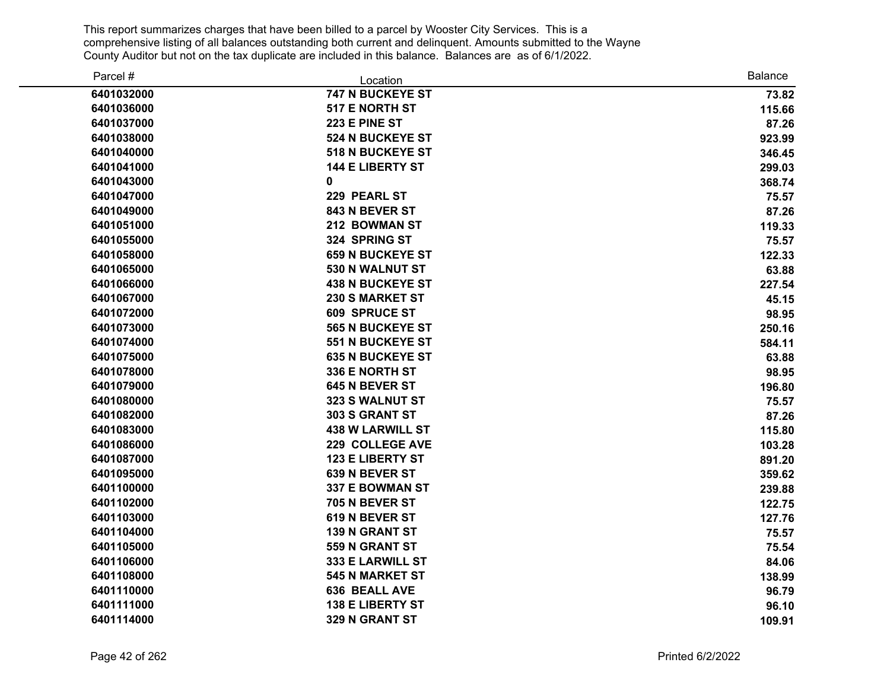This report summarizes charges that have been billed to a parcel by Wooster City Services. This is a comprehensive listing of all balances outstanding both current and delinquent. Amounts submitted to the Wayne County Auditor but not on the tax duplicate are included in this balance. Balances are as of 6/1/2022.

| Parcel # | Location | Balance |
|---|---|---|
| 6401032000 | 747 N BUCKEYE ST | 73.82 |
| 6401036000 | 517 E NORTH ST | 115.66 |
| 6401037000 | 223 E PINE ST | 87.26 |
| 6401038000 | 524 N BUCKEYE ST | 923.99 |
| 6401040000 | 518 N BUCKEYE ST | 346.45 |
| 6401041000 | 144 E LIBERTY ST | 299.03 |
| 6401043000 | 0 | 368.74 |
| 6401047000 | 229 PEARL ST | 75.57 |
| 6401049000 | 843 N BEVER ST | 87.26 |
| 6401051000 | 212 BOWMAN ST | 119.33 |
| 6401055000 | 324 SPRING ST | 75.57 |
| 6401058000 | 659 N BUCKEYE ST | 122.33 |
| 6401065000 | 530 N WALNUT ST | 63.88 |
| 6401066000 | 438 N BUCKEYE ST | 227.54 |
| 6401067000 | 230 S MARKET ST | 45.15 |
| 6401072000 | 609 SPRUCE ST | 98.95 |
| 6401073000 | 565 N BUCKEYE ST | 250.16 |
| 6401074000 | 551 N BUCKEYE ST | 584.11 |
| 6401075000 | 635 N BUCKEYE ST | 63.88 |
| 6401078000 | 336 E NORTH ST | 98.95 |
| 6401079000 | 645 N BEVER ST | 196.80 |
| 6401080000 | 323 S WALNUT ST | 75.57 |
| 6401082000 | 303 S GRANT ST | 87.26 |
| 6401083000 | 438 W LARWILL ST | 115.80 |
| 6401086000 | 229 COLLEGE AVE | 103.28 |
| 6401087000 | 123 E LIBERTY ST | 891.20 |
| 6401095000 | 639 N BEVER ST | 359.62 |
| 6401100000 | 337 E BOWMAN ST | 239.88 |
| 6401102000 | 705 N BEVER ST | 122.75 |
| 6401103000 | 619 N BEVER ST | 127.76 |
| 6401104000 | 139 N GRANT ST | 75.57 |
| 6401105000 | 559 N GRANT ST | 75.54 |
| 6401106000 | 333 E LARWILL ST | 84.06 |
| 6401108000 | 545 N MARKET ST | 138.99 |
| 6401110000 | 636 BEALL AVE | 96.79 |
| 6401111000 | 138 E LIBERTY ST | 96.10 |
| 6401114000 | 329 N GRANT ST | 109.91 |

Printed 6/2/2022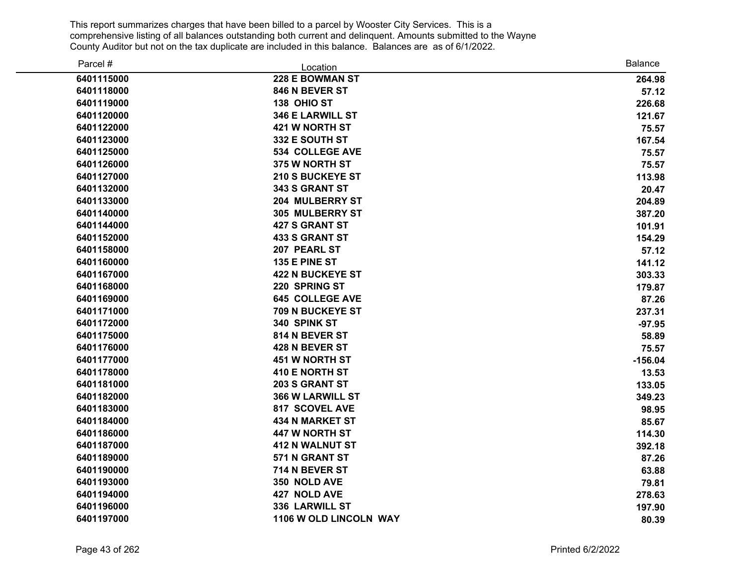This report summarizes charges that have been billed to a parcel by Wooster City Services. This is a comprehensive listing of all balances outstanding both current and delinquent. Amounts submitted to the Wayne County Auditor but not on the tax duplicate are included in this balance. Balances are as of 6/1/2022.

| Parcel # | Location | Balance |
|---|---|---|
| 6401115000 | 228 E BOWMAN ST | 264.98 |
| 6401118000 | 846 N BEVER ST | 57.12 |
| 6401119000 | 138 OHIO ST | 226.68 |
| 6401120000 | 346 E LARWILL ST | 121.67 |
| 6401122000 | 421 W NORTH ST | 75.57 |
| 6401123000 | 332 E SOUTH ST | 167.54 |
| 6401125000 | 534 COLLEGE AVE | 75.57 |
| 6401126000 | 375 W NORTH ST | 75.57 |
| 6401127000 | 210 S BUCKEYE ST | 113.98 |
| 6401132000 | 343 S GRANT ST | 20.47 |
| 6401133000 | 204 MULBERRY ST | 204.89 |
| 6401140000 | 305 MULBERRY ST | 387.20 |
| 6401144000 | 427 S GRANT ST | 101.91 |
| 6401152000 | 433 S GRANT ST | 154.29 |
| 6401158000 | 207 PEARL ST | 57.12 |
| 6401160000 | 135 E PINE ST | 141.12 |
| 6401167000 | 422 N BUCKEYE ST | 303.33 |
| 6401168000 | 220 SPRING ST | 179.87 |
| 6401169000 | 645 COLLEGE AVE | 87.26 |
| 6401171000 | 709 N BUCKEYE ST | 237.31 |
| 6401172000 | 340 SPINK ST | -97.95 |
| 6401175000 | 814 N BEVER ST | 58.89 |
| 6401176000 | 428 N BEVER ST | 75.57 |
| 6401177000 | 451 W NORTH ST | -156.04 |
| 6401178000 | 410 E NORTH ST | 13.53 |
| 6401181000 | 203 S GRANT ST | 133.05 |
| 6401182000 | 366 W LARWILL ST | 349.23 |
| 6401183000 | 817 SCOVEL AVE | 98.95 |
| 6401184000 | 434 N MARKET ST | 85.67 |
| 6401186000 | 447 W NORTH ST | 114.30 |
| 6401187000 | 412 N WALNUT ST | 392.18 |
| 6401189000 | 571 N GRANT ST | 87.26 |
| 6401190000 | 714 N BEVER ST | 63.88 |
| 6401193000 | 350 NOLD AVE | 79.81 |
| 6401194000 | 427 NOLD AVE | 278.63 |
| 6401196000 | 336 LARWILL ST | 197.90 |
| 6401197000 | 1106 W OLD LINCOLN WAY | 80.39 |

Printed 6/2/2022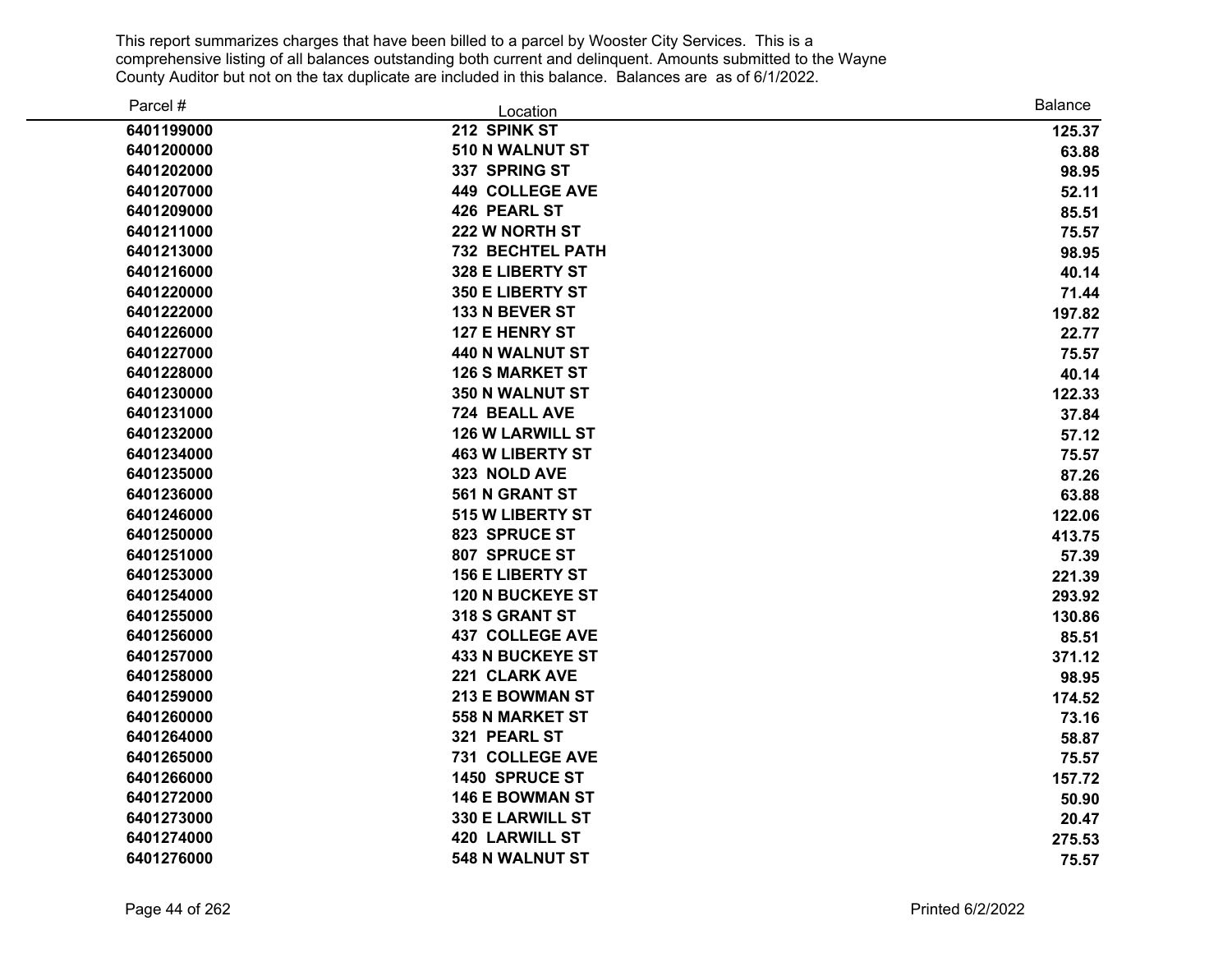This report summarizes charges that have been billed to a parcel by Wooster City Services. This is a comprehensive listing of all balances outstanding both current and delinquent. Amounts submitted to the Wayne County Auditor but not on the tax duplicate are included in this balance. Balances are as of 6/1/2022.

| Parcel # | Location | Balance |
|---|---|---|
| 6401199000 | 212 SPINK ST | 125.37 |
| 6401200000 | 510 N WALNUT ST | 63.88 |
| 6401202000 | 337 SPRING ST | 98.95 |
| 6401207000 | 449 COLLEGE AVE | 52.11 |
| 6401209000 | 426 PEARL ST | 85.51 |
| 6401211000 | 222 W NORTH ST | 75.57 |
| 6401213000 | 732 BECHTEL PATH | 98.95 |
| 6401216000 | 328 E LIBERTY ST | 40.14 |
| 6401220000 | 350 E LIBERTY ST | 71.44 |
| 6401222000 | 133 N BEVER ST | 197.82 |
| 6401226000 | 127 E HENRY ST | 22.77 |
| 6401227000 | 440 N WALNUT ST | 75.57 |
| 6401228000 | 126 S MARKET ST | 40.14 |
| 6401230000 | 350 N WALNUT ST | 122.33 |
| 6401231000 | 724 BEALL AVE | 37.84 |
| 6401232000 | 126 W LARWILL ST | 57.12 |
| 6401234000 | 463 W LIBERTY ST | 75.57 |
| 6401235000 | 323 NOLD AVE | 87.26 |
| 6401236000 | 561 N GRANT ST | 63.88 |
| 6401246000 | 515 W LIBERTY ST | 122.06 |
| 6401250000 | 823 SPRUCE ST | 413.75 |
| 6401251000 | 807 SPRUCE ST | 57.39 |
| 6401253000 | 156 E LIBERTY ST | 221.39 |
| 6401254000 | 120 N BUCKEYE ST | 293.92 |
| 6401255000 | 318 S GRANT ST | 130.86 |
| 6401256000 | 437 COLLEGE AVE | 85.51 |
| 6401257000 | 433 N BUCKEYE ST | 371.12 |
| 6401258000 | 221 CLARK AVE | 98.95 |
| 6401259000 | 213 E BOWMAN ST | 174.52 |
| 6401260000 | 558 N MARKET ST | 73.16 |
| 6401264000 | 321 PEARL ST | 58.87 |
| 6401265000 | 731 COLLEGE AVE | 75.57 |
| 6401266000 | 1450 SPRUCE ST | 157.72 |
| 6401272000 | 146 E BOWMAN ST | 50.90 |
| 6401273000 | 330 E LARWILL ST | 20.47 |
| 6401274000 | 420 LARWILL ST | 275.53 |
| 6401276000 | 548 N WALNUT ST | 75.57 |

Printed 6/2/2022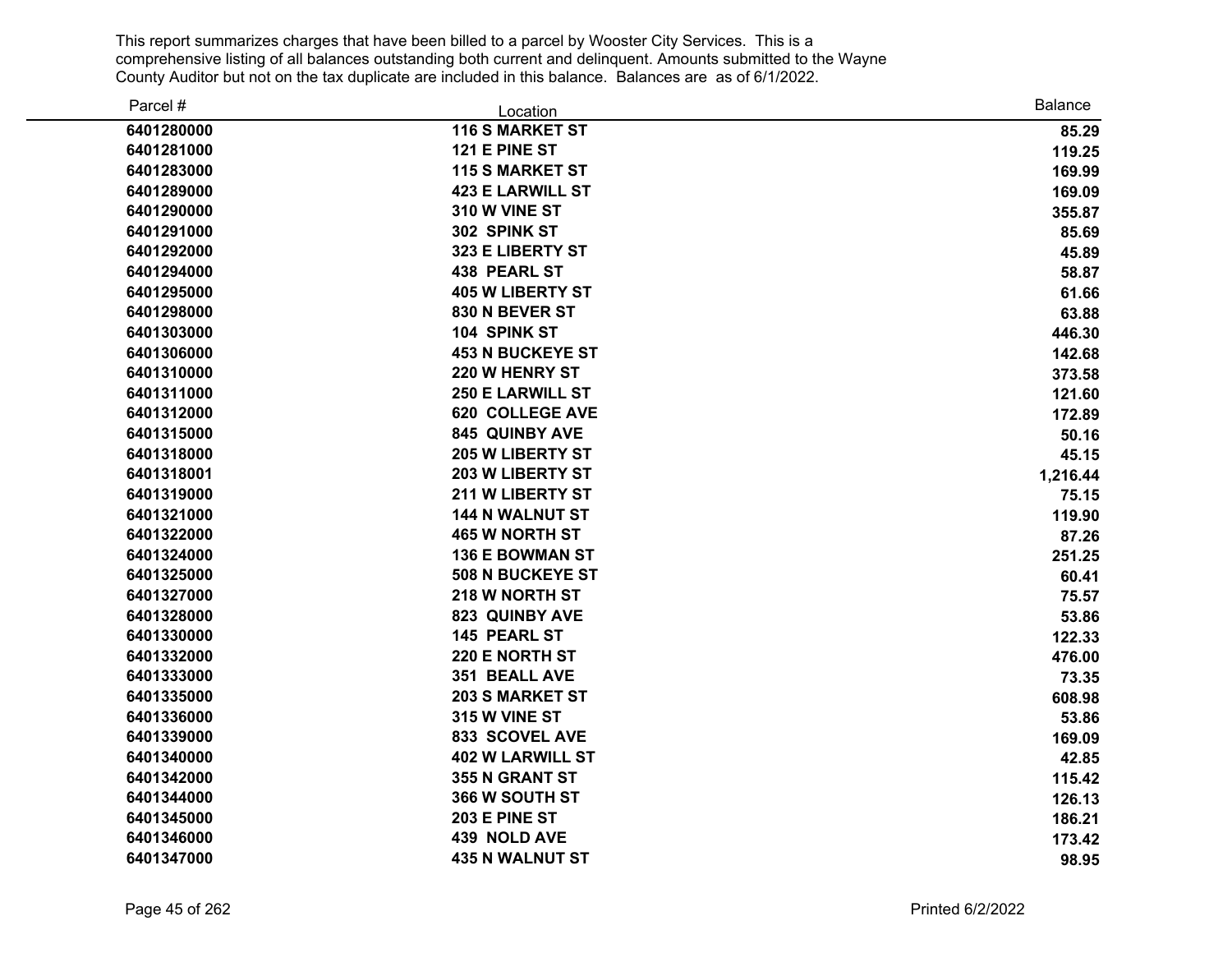This report summarizes charges that have been billed to a parcel by Wooster City Services. This is a comprehensive listing of all balances outstanding both current and delinquent. Amounts submitted to the Wayne County Auditor but not on the tax duplicate are included in this balance. Balances are as of 6/1/2022.

| Parcel # | Location | Balance |
|---|---|---|
| 6401280000 | 116 S MARKET ST | 85.29 |
| 6401281000 | 121 E PINE ST | 119.25 |
| 6401283000 | 115 S MARKET ST | 169.99 |
| 6401289000 | 423 E LARWILL ST | 169.09 |
| 6401290000 | 310 W VINE ST | 355.87 |
| 6401291000 | 302 SPINK ST | 85.69 |
| 6401292000 | 323 E LIBERTY ST | 45.89 |
| 6401294000 | 438 PEARL ST | 58.87 |
| 6401295000 | 405 W LIBERTY ST | 61.66 |
| 6401298000 | 830 N BEVER ST | 63.88 |
| 6401303000 | 104 SPINK ST | 446.30 |
| 6401306000 | 453 N BUCKEYE ST | 142.68 |
| 6401310000 | 220 W HENRY ST | 373.58 |
| 6401311000 | 250 E LARWILL ST | 121.60 |
| 6401312000 | 620 COLLEGE AVE | 172.89 |
| 6401315000 | 845 QUINBY AVE | 50.16 |
| 6401318000 | 205 W LIBERTY ST | 45.15 |
| 6401318001 | 203 W LIBERTY ST | 1,216.44 |
| 6401319000 | 211 W LIBERTY ST | 75.15 |
| 6401321000 | 144 N WALNUT ST | 119.90 |
| 6401322000 | 465 W NORTH ST | 87.26 |
| 6401324000 | 136 E BOWMAN ST | 251.25 |
| 6401325000 | 508 N BUCKEYE ST | 60.41 |
| 6401327000 | 218 W NORTH ST | 75.57 |
| 6401328000 | 823 QUINBY AVE | 53.86 |
| 6401330000 | 145 PEARL ST | 122.33 |
| 6401332000 | 220 E NORTH ST | 476.00 |
| 6401333000 | 351 BEALL AVE | 73.35 |
| 6401335000 | 203 S MARKET ST | 608.98 |
| 6401336000 | 315 W VINE ST | 53.86 |
| 6401339000 | 833 SCOVEL AVE | 169.09 |
| 6401340000 | 402 W LARWILL ST | 42.85 |
| 6401342000 | 355 N GRANT ST | 115.42 |
| 6401344000 | 366 W SOUTH ST | 126.13 |
| 6401345000 | 203 E PINE ST | 186.21 |
| 6401346000 | 439 NOLD AVE | 173.42 |
| 6401347000 | 435 N WALNUT ST | 98.95 |

Printed 6/2/2022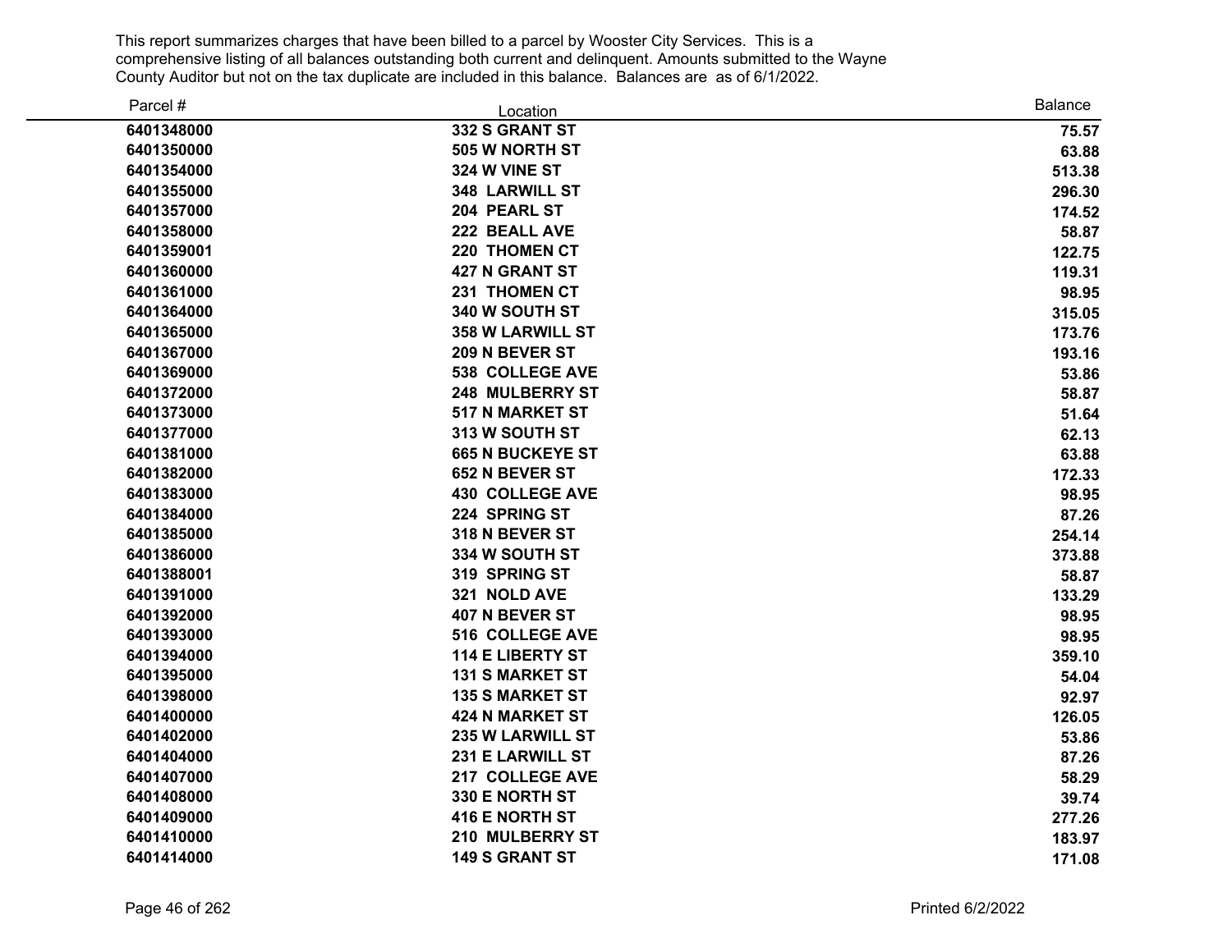This report summarizes charges that have been billed to a parcel by Wooster City Services. This is a comprehensive listing of all balances outstanding both current and delinquent. Amounts submitted to the Wayne County Auditor but not on the tax duplicate are included in this balance. Balances are as of 6/1/2022.

| Parcel # | Location | Balance |
|---|---|---|
| **6401348000** | **332 S GRANT ST** | **75.57** |
| **6401350000** | **505 W NORTH ST** | **63.88** |
| **6401354000** | **324 W VINE ST** | **513.38** |
| **6401355000** | **348 LARWILL ST** | **296.30** |
| **6401357000** | **204 PEARL ST** | **174.52** |
| **6401358000** | **222 BEALL AVE** | **58.87** |
| **6401359001** | **220 THOMEN CT** | **122.75** |
| **6401360000** | **427 N GRANT ST** | **119.31** |
| **6401361000** | **231 THOMEN CT** | **98.95** |
| **6401364000** | **340 W SOUTH ST** | **315.05** |
| **6401365000** | **358 W LARWILL ST** | **173.76** |
| **6401367000** | **209 N BEVER ST** | **193.16** |
| **6401369000** | **538 COLLEGE AVE** | **53.86** |
| **6401372000** | **248 MULBERRY ST** | **58.87** |
| **6401373000** | **517 N MARKET ST** | **51.64** |
| **6401377000** | **313 W SOUTH ST** | **62.13** |
| **6401381000** | **665 N BUCKEYE ST** | **63.88** |
| **6401382000** | **652 N BEVER ST** | **172.33** |
| **6401383000** | **430 COLLEGE AVE** | **98.95** |
| **6401384000** | **224 SPRING ST** | **87.26** |
| **6401385000** | **318 N BEVER ST** | **254.14** |
| **6401386000** | **334 W SOUTH ST** | **373.88** |
| **6401388001** | **319 SPRING ST** | **58.87** |
| **6401391000** | **321 NOLD AVE** | **133.29** |
| **6401392000** | **407 N BEVER ST** | **98.95** |
| **6401393000** | **516 COLLEGE AVE** | **98.95** |
| **6401394000** | **114 E LIBERTY ST** | **359.10** |
| **6401395000** | **131 S MARKET ST** | **54.04** |
| **6401398000** | **135 S MARKET ST** | **92.97** |
| **6401400000** | **424 N MARKET ST** | **126.05** |
| **6401402000** | **235 W LARWILL ST** | **53.86** |
| **6401404000** | **231 E LARWILL ST** | **87.26** |
| **6401407000** | **217 COLLEGE AVE** | **58.29** |
| **6401408000** | **330 E NORTH ST** | **39.74** |
| **6401409000** | **416 E NORTH ST** | **277.26** |
| **6401410000** | **210 MULBERRY ST** | **183.97** |
| **6401414000** | **149 S GRANT ST** | **171.08** |

Printed 6/2/2022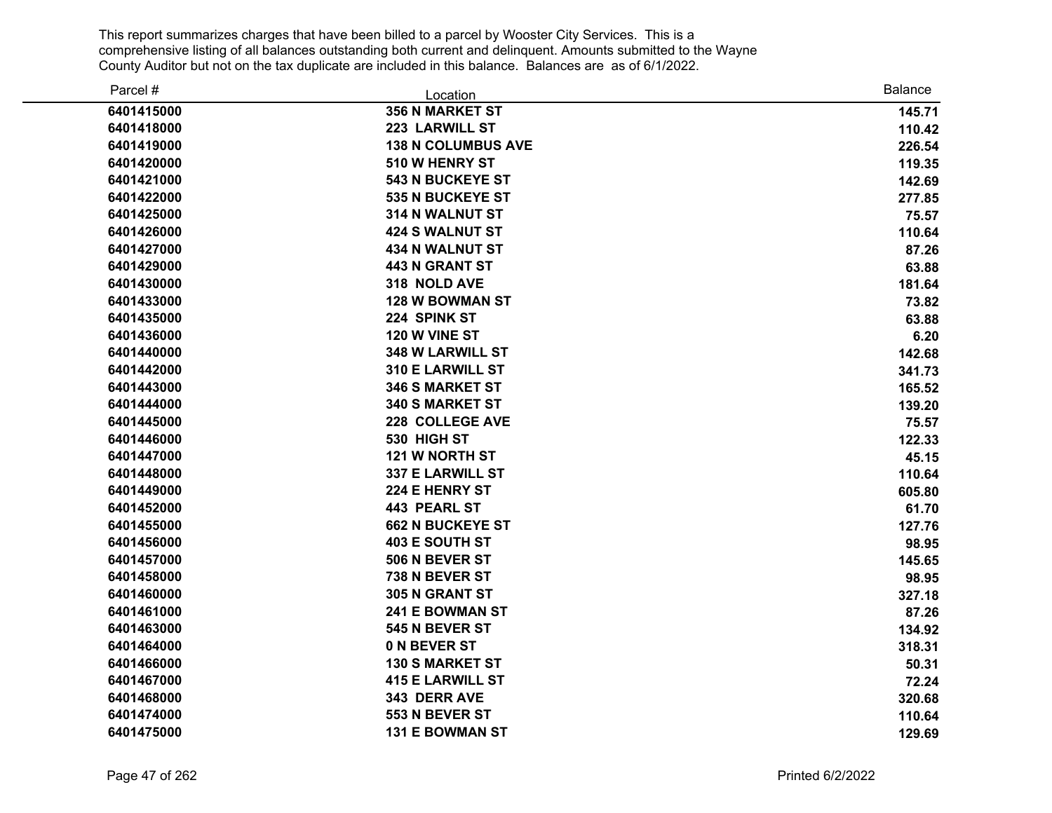This report summarizes charges that have been billed to a parcel by Wooster City Services. This is a comprehensive listing of all balances outstanding both current and delinquent. Amounts submitted to the Wayne County Auditor but not on the tax duplicate are included in this balance. Balances are as of 6/1/2022.

| Parcel # | Location | Balance |
|---|---|---|
| 6401415000 | 356 N MARKET ST | 145.71 |
| 6401418000 | 223 LARWILL ST | 110.42 |
| 6401419000 | 138 N COLUMBUS AVE | 226.54 |
| 6401420000 | 510 W HENRY ST | 119.35 |
| 6401421000 | 543 N BUCKEYE ST | 142.69 |
| 6401422000 | 535 N BUCKEYE ST | 277.85 |
| 6401425000 | 314 N WALNUT ST | 75.57 |
| 6401426000 | 424 S WALNUT ST | 110.64 |
| 6401427000 | 434 N WALNUT ST | 87.26 |
| 6401429000 | 443 N GRANT ST | 63.88 |
| 6401430000 | 318 NOLD AVE | 181.64 |
| 6401433000 | 128 W BOWMAN ST | 73.82 |
| 6401435000 | 224 SPINK ST | 63.88 |
| 6401436000 | 120 W VINE ST | 6.20 |
| 6401440000 | 348 W LARWILL ST | 142.68 |
| 6401442000 | 310 E LARWILL ST | 341.73 |
| 6401443000 | 346 S MARKET ST | 165.52 |
| 6401444000 | 340 S MARKET ST | 139.20 |
| 6401445000 | 228 COLLEGE AVE | 75.57 |
| 6401446000 | 530 HIGH ST | 122.33 |
| 6401447000 | 121 W NORTH ST | 45.15 |
| 6401448000 | 337 E LARWILL ST | 110.64 |
| 6401449000 | 224 E HENRY ST | 605.80 |
| 6401452000 | 443 PEARL ST | 61.70 |
| 6401455000 | 662 N BUCKEYE ST | 127.76 |
| 6401456000 | 403 E SOUTH ST | 98.95 |
| 6401457000 | 506 N BEVER ST | 145.65 |
| 6401458000 | 738 N BEVER ST | 98.95 |
| 6401460000 | 305 N GRANT ST | 327.18 |
| 6401461000 | 241 E BOWMAN ST | 87.26 |
| 6401463000 | 545 N BEVER ST | 134.92 |
| 6401464000 | 0 N BEVER ST | 318.31 |
| 6401466000 | 130 S MARKET ST | 50.31 |
| 6401467000 | 415 E LARWILL ST | 72.24 |
| 6401468000 | 343 DERR AVE | 320.68 |
| 6401474000 | 553 N BEVER ST | 110.64 |
| 6401475000 | 131 E BOWMAN ST | 129.69 |

Printed 6/2/2022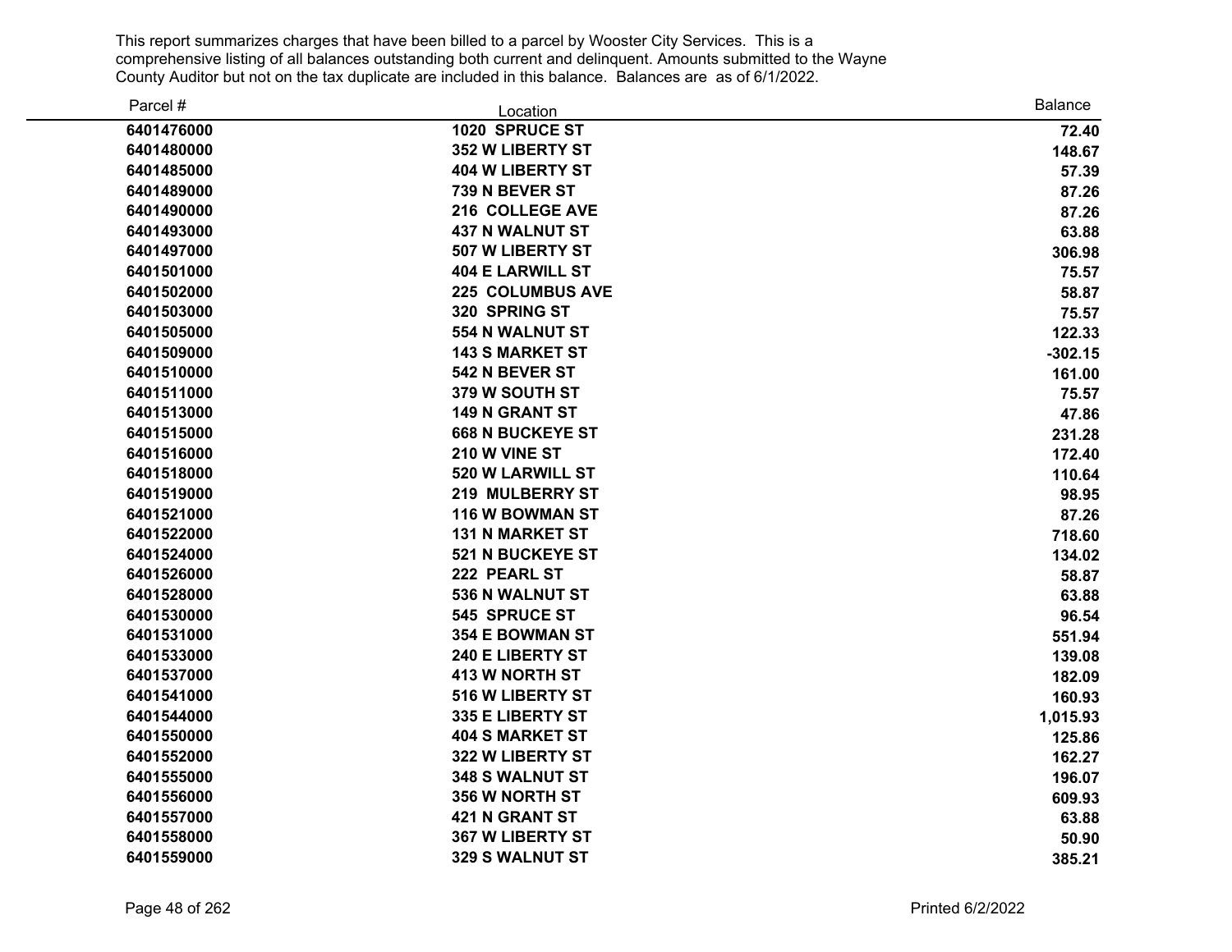This report summarizes charges that have been billed to a parcel by Wooster City Services. This is a comprehensive listing of all balances outstanding both current and delinquent. Amounts submitted to the Wayne County Auditor but not on the tax duplicate are included in this balance. Balances are as of 6/1/2022.

| Parcel # | Location | Balance |
|---|---|---|
| 6401476000 | 1020 SPRUCE ST | 72.40 |
| 6401480000 | 352 W LIBERTY ST | 148.67 |
| 6401485000 | 404 W LIBERTY ST | 57.39 |
| 6401489000 | 739 N BEVER ST | 87.26 |
| 6401490000 | 216 COLLEGE AVE | 87.26 |
| 6401493000 | 437 N WALNUT ST | 63.88 |
| 6401497000 | 507 W LIBERTY ST | 306.98 |
| 6401501000 | 404 E LARWILL ST | 75.57 |
| 6401502000 | 225 COLUMBUS AVE | 58.87 |
| 6401503000 | 320 SPRING ST | 75.57 |
| 6401505000 | 554 N WALNUT ST | 122.33 |
| 6401509000 | 143 S MARKET ST | -302.15 |
| 6401510000 | 542 N BEVER ST | 161.00 |
| 6401511000 | 379 W SOUTH ST | 75.57 |
| 6401513000 | 149 N GRANT ST | 47.86 |
| 6401515000 | 668 N BUCKEYE ST | 231.28 |
| 6401516000 | 210 W VINE ST | 172.40 |
| 6401518000 | 520 W LARWILL ST | 110.64 |
| 6401519000 | 219 MULBERRY ST | 98.95 |
| 6401521000 | 116 W BOWMAN ST | 87.26 |
| 6401522000 | 131 N MARKET ST | 718.60 |
| 6401524000 | 521 N BUCKEYE ST | 134.02 |
| 6401526000 | 222 PEARL ST | 58.87 |
| 6401528000 | 536 N WALNUT ST | 63.88 |
| 6401530000 | 545 SPRUCE ST | 96.54 |
| 6401531000 | 354 E BOWMAN ST | 551.94 |
| 6401533000 | 240 E LIBERTY ST | 139.08 |
| 6401537000 | 413 W NORTH ST | 182.09 |
| 6401541000 | 516 W LIBERTY ST | 160.93 |
| 6401544000 | 335 E LIBERTY ST | 1,015.93 |
| 6401550000 | 404 S MARKET ST | 125.86 |
| 6401552000 | 322 W LIBERTY ST | 162.27 |
| 6401555000 | 348 S WALNUT ST | 196.07 |
| 6401556000 | 356 W NORTH ST | 609.93 |
| 6401557000 | 421 N GRANT ST | 63.88 |
| 6401558000 | 367 W LIBERTY ST | 50.90 |
| 6401559000 | 329 S WALNUT ST | 385.21 |

Printed 6/2/2022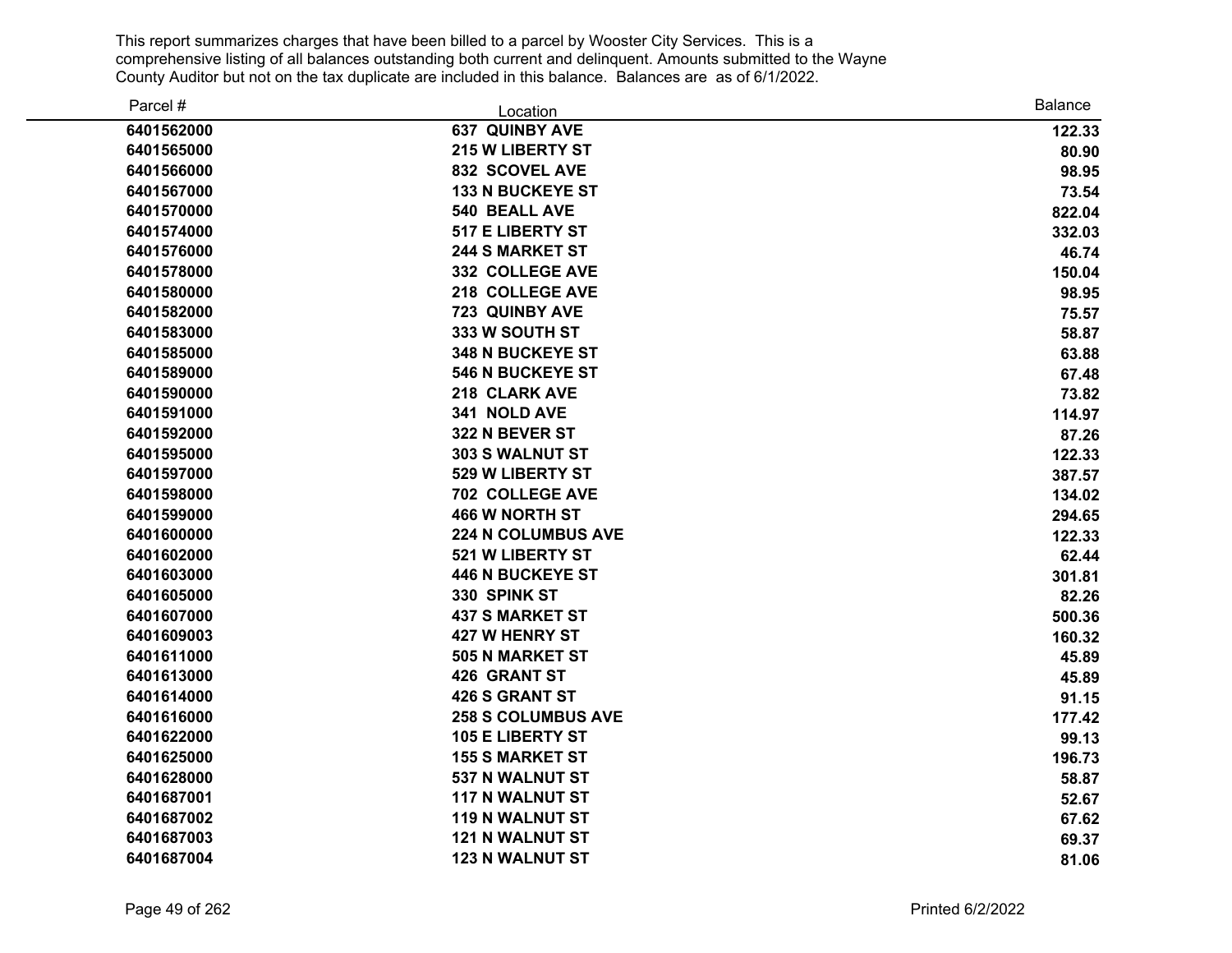This report summarizes charges that have been billed to a parcel by Wooster City Services. This is a comprehensive listing of all balances outstanding both current and delinquent. Amounts submitted to the Wayne County Auditor but not on the tax duplicate are included in this balance. Balances are as of 6/1/2022.

| Parcel # | Location | Balance |
|---|---|---|
| **6401562000** | **637 QUINBY AVE** | **122.33** |
| **6401565000** | **215 W LIBERTY ST** | **80.90** |
| **6401566000** | **832 SCOVEL AVE** | **98.95** |
| **6401567000** | **133 N BUCKEYE ST** | **73.54** |
| **6401570000** | **540 BEALL AVE** | **822.04** |
| **6401574000** | **517 E LIBERTY ST** | **332.03** |
| **6401576000** | **244 S MARKET ST** | **46.74** |
| **6401578000** | **332 COLLEGE AVE** | **150.04** |
| **6401580000** | **218 COLLEGE AVE** | **98.95** |
| **6401582000** | **723 QUINBY AVE** | **75.57** |
| **6401583000** | **333 W SOUTH ST** | **58.87** |
| **6401585000** | **348 N BUCKEYE ST** | **63.88** |
| **6401589000** | **546 N BUCKEYE ST** | **67.48** |
| **6401590000** | **218 CLARK AVE** | **73.82** |
| **6401591000** | **341 NOLD AVE** | **114.97** |
| **6401592000** | **322 N BEVER ST** | **87.26** |
| **6401595000** | **303 S WALNUT ST** | **122.33** |
| **6401597000** | **529 W LIBERTY ST** | **387.57** |
| **6401598000** | **702 COLLEGE AVE** | **134.02** |
| **6401599000** | **466 W NORTH ST** | **294.65** |
| **6401600000** | **224 N COLUMBUS AVE** | **122.33** |
| **6401602000** | **521 W LIBERTY ST** | **62.44** |
| **6401603000** | **446 N BUCKEYE ST** | **301.81** |
| **6401605000** | **330 SPINK ST** | **82.26** |
| **6401607000** | **437 S MARKET ST** | **500.36** |
| **6401609003** | **427 W HENRY ST** | **160.32** |
| **6401611000** | **505 N MARKET ST** | **45.89** |
| **6401613000** | **426 GRANT ST** | **45.89** |
| **6401614000** | **426 S GRANT ST** | **91.15** |
| **6401616000** | **258 S COLUMBUS AVE** | **177.42** |
| **6401622000** | **105 E LIBERTY ST** | **99.13** |
| **6401625000** | **155 S MARKET ST** | **196.73** |
| **6401628000** | **537 N WALNUT ST** | **58.87** |
| **6401687001** | **117 N WALNUT ST** | **52.67** |
| **6401687002** | **119 N WALNUT ST** | **67.62** |
| **6401687003** | **121 N WALNUT ST** | **69.37** |
| **6401687004** | **123 N WALNUT ST** | **81.06** |

Printed 6/2/2022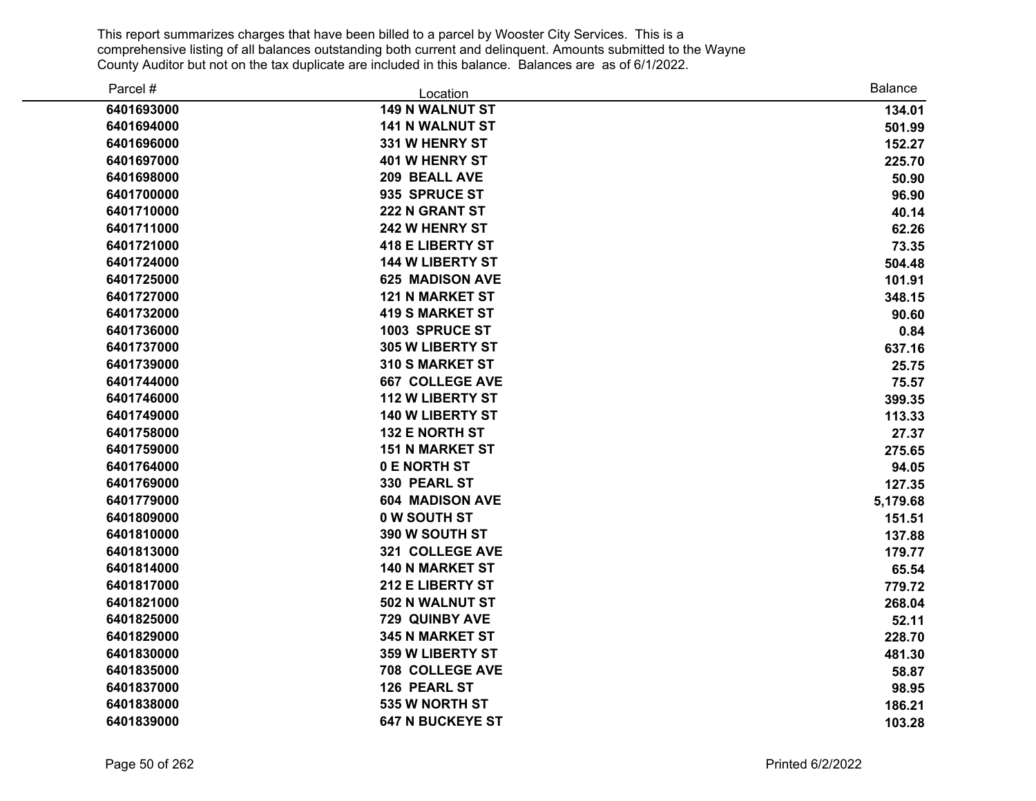This report summarizes charges that have been billed to a parcel by Wooster City Services. This is a comprehensive listing of all balances outstanding both current and delinquent. Amounts submitted to the Wayne County Auditor but not on the tax duplicate are included in this balance. Balances are as of 6/1/2022.

| Parcel # | Location | Balance |
|---|---|---|
| 6401693000 | 149 N WALNUT ST | 134.01 |
| 6401694000 | 141 N WALNUT ST | 501.99 |
| 6401696000 | 331 W HENRY ST | 152.27 |
| 6401697000 | 401 W HENRY ST | 225.70 |
| 6401698000 | 209 BEALL AVE | 50.90 |
| 6401700000 | 935 SPRUCE ST | 96.90 |
| 6401710000 | 222 N GRANT ST | 40.14 |
| 6401711000 | 242 W HENRY ST | 62.26 |
| 6401721000 | 418 E LIBERTY ST | 73.35 |
| 6401724000 | 144 W LIBERTY ST | 504.48 |
| 6401725000 | 625 MADISON AVE | 101.91 |
| 6401727000 | 121 N MARKET ST | 348.15 |
| 6401732000 | 419 S MARKET ST | 90.60 |
| 6401736000 | 1003 SPRUCE ST | 0.84 |
| 6401737000 | 305 W LIBERTY ST | 637.16 |
| 6401739000 | 310 S MARKET ST | 25.75 |
| 6401744000 | 667 COLLEGE AVE | 75.57 |
| 6401746000 | 112 W LIBERTY ST | 399.35 |
| 6401749000 | 140 W LIBERTY ST | 113.33 |
| 6401758000 | 132 E NORTH ST | 27.37 |
| 6401759000 | 151 N MARKET ST | 275.65 |
| 6401764000 | 0 E NORTH ST | 94.05 |
| 6401769000 | 330 PEARL ST | 127.35 |
| 6401779000 | 604 MADISON AVE | 5,179.68 |
| 6401809000 | 0 W SOUTH ST | 151.51 |
| 6401810000 | 390 W SOUTH ST | 137.88 |
| 6401813000 | 321 COLLEGE AVE | 179.77 |
| 6401814000 | 140 N MARKET ST | 65.54 |
| 6401817000 | 212 E LIBERTY ST | 779.72 |
| 6401821000 | 502 N WALNUT ST | 268.04 |
| 6401825000 | 729 QUINBY AVE | 52.11 |
| 6401829000 | 345 N MARKET ST | 228.70 |
| 6401830000 | 359 W LIBERTY ST | 481.30 |
| 6401835000 | 708 COLLEGE AVE | 58.87 |
| 6401837000 | 126 PEARL ST | 98.95 |
| 6401838000 | 535 W NORTH ST | 186.21 |
| 6401839000 | 647 N BUCKEYE ST | 103.28 |

Printed 6/2/2022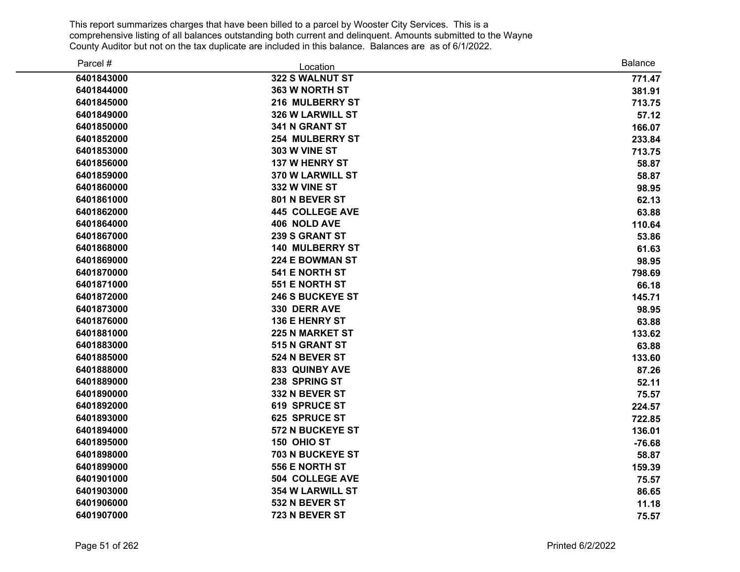This report summarizes charges that have been billed to a parcel by Wooster City Services. This is a comprehensive listing of all balances outstanding both current and delinquent. Amounts submitted to the Wayne County Auditor but not on the tax duplicate are included in this balance. Balances are as of 6/1/2022.

| Parcel # | Location | Balance |
|---|---|---|
| 6401843000 | 322 S WALNUT ST | 771.47 |
| 6401844000 | 363 W NORTH ST | 381.91 |
| 6401845000 | 216 MULBERRY ST | 713.75 |
| 6401849000 | 326 W LARWILL ST | 57.12 |
| 6401850000 | 341 N GRANT ST | 166.07 |
| 6401852000 | 254 MULBERRY ST | 233.84 |
| 6401853000 | 303 W VINE ST | 713.75 |
| 6401856000 | 137 W HENRY ST | 58.87 |
| 6401859000 | 370 W LARWILL ST | 58.87 |
| 6401860000 | 332 W VINE ST | 98.95 |
| 6401861000 | 801 N BEVER ST | 62.13 |
| 6401862000 | 445 COLLEGE AVE | 63.88 |
| 6401864000 | 406 NOLD AVE | 110.64 |
| 6401867000 | 239 S GRANT ST | 53.86 |
| 6401868000 | 140 MULBERRY ST | 61.63 |
| 6401869000 | 224 E BOWMAN ST | 98.95 |
| 6401870000 | 541 E NORTH ST | 798.69 |
| 6401871000 | 551 E NORTH ST | 66.18 |
| 6401872000 | 246 S BUCKEYE ST | 145.71 |
| 6401873000 | 330 DERR AVE | 98.95 |
| 6401876000 | 136 E HENRY ST | 63.88 |
| 6401881000 | 225 N MARKET ST | 133.62 |
| 6401883000 | 515 N GRANT ST | 63.88 |
| 6401885000 | 524 N BEVER ST | 133.60 |
| 6401888000 | 833 QUINBY AVE | 87.26 |
| 6401889000 | 238 SPRING ST | 52.11 |
| 6401890000 | 332 N BEVER ST | 75.57 |
| 6401892000 | 619 SPRUCE ST | 224.57 |
| 6401893000 | 625 SPRUCE ST | 722.85 |
| 6401894000 | 572 N BUCKEYE ST | 136.01 |
| 6401895000 | 150 OHIO ST | -76.68 |
| 6401898000 | 703 N BUCKEYE ST | 58.87 |
| 6401899000 | 556 E NORTH ST | 159.39 |
| 6401901000 | 504 COLLEGE AVE | 75.57 |
| 6401903000 | 354 W LARWILL ST | 86.65 |
| 6401906000 | 532 N BEVER ST | 11.18 |
| 6401907000 | 723 N BEVER ST | 75.57 |

Printed 6/2/2022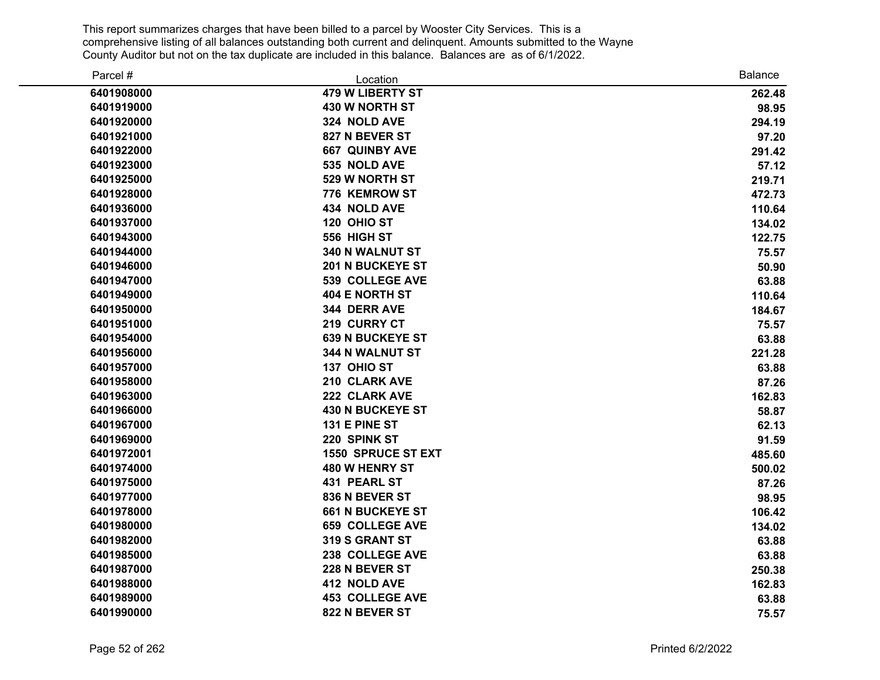This report summarizes charges that have been billed to a parcel by Wooster City Services. This is a comprehensive listing of all balances outstanding both current and delinquent. Amounts submitted to the Wayne County Auditor but not on the tax duplicate are included in this balance. Balances are as of 6/1/2022.

| Parcel # | Location | Balance |
|---|---|---|
| 6401908000 | 479 W LIBERTY ST | 262.48 |
| 6401919000 | 430 W NORTH ST | 98.95 |
| 6401920000 | 324 NOLD AVE | 294.19 |
| 6401921000 | 827 N BEVER ST | 97.20 |
| 6401922000 | 667 QUINBY AVE | 291.42 |
| 6401923000 | 535 NOLD AVE | 57.12 |
| 6401925000 | 529 W NORTH ST | 219.71 |
| 6401928000 | 776 KEMROW ST | 472.73 |
| 6401936000 | 434 NOLD AVE | 110.64 |
| 6401937000 | 120 OHIO ST | 134.02 |
| 6401943000 | 556 HIGH ST | 122.75 |
| 6401944000 | 340 N WALNUT ST | 75.57 |
| 6401946000 | 201 N BUCKEYE ST | 50.90 |
| 6401947000 | 539 COLLEGE AVE | 63.88 |
| 6401949000 | 404 E NORTH ST | 110.64 |
| 6401950000 | 344 DERR AVE | 184.67 |
| 6401951000 | 219 CURRY CT | 75.57 |
| 6401954000 | 639 N BUCKEYE ST | 63.88 |
| 6401956000 | 344 N WALNUT ST | 221.28 |
| 6401957000 | 137 OHIO ST | 63.88 |
| 6401958000 | 210 CLARK AVE | 87.26 |
| 6401963000 | 222 CLARK AVE | 162.83 |
| 6401966000 | 430 N BUCKEYE ST | 58.87 |
| 6401967000 | 131 E PINE ST | 62.13 |
| 6401969000 | 220 SPINK ST | 91.59 |
| 6401972001 | 1550 SPRUCE ST EXT | 485.60 |
| 6401974000 | 480 W HENRY ST | 500.02 |
| 6401975000 | 431 PEARL ST | 87.26 |
| 6401977000 | 836 N BEVER ST | 98.95 |
| 6401978000 | 661 N BUCKEYE ST | 106.42 |
| 6401980000 | 659 COLLEGE AVE | 134.02 |
| 6401982000 | 319 S GRANT ST | 63.88 |
| 6401985000 | 238 COLLEGE AVE | 63.88 |
| 6401987000 | 228 N BEVER ST | 250.38 |
| 6401988000 | 412 NOLD AVE | 162.83 |
| 6401989000 | 453 COLLEGE AVE | 63.88 |
| 6401990000 | 822 N BEVER ST | 75.57 |

Printed 6/2/2022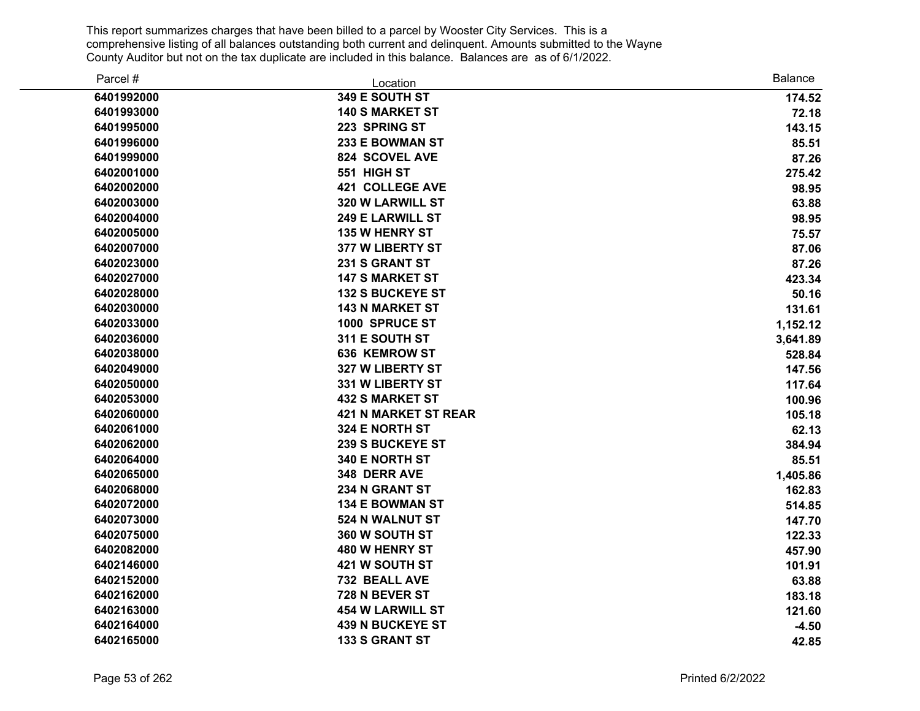This report summarizes charges that have been billed to a parcel by Wooster City Services. This is a comprehensive listing of all balances outstanding both current and delinquent. Amounts submitted to the Wayne County Auditor but not on the tax duplicate are included in this balance. Balances are as of 6/1/2022.

| Parcel # | Location | Balance |
|---|---|---|
| 6401992000 | 349 E SOUTH ST | 174.52 |
| 6401993000 | 140 S MARKET ST | 72.18 |
| 6401995000 | 223 SPRING ST | 143.15 |
| 6401996000 | 233 E BOWMAN ST | 85.51 |
| 6401999000 | 824 SCOVEL AVE | 87.26 |
| 6402001000 | 551 HIGH ST | 275.42 |
| 6402002000 | 421 COLLEGE AVE | 98.95 |
| 6402003000 | 320 W LARWILL ST | 63.88 |
| 6402004000 | 249 E LARWILL ST | 98.95 |
| 6402005000 | 135 W HENRY ST | 75.57 |
| 6402007000 | 377 W LIBERTY ST | 87.06 |
| 6402023000 | 231 S GRANT ST | 87.26 |
| 6402027000 | 147 S MARKET ST | 423.34 |
| 6402028000 | 132 S BUCKEYE ST | 50.16 |
| 6402030000 | 143 N MARKET ST | 131.61 |
| 6402033000 | 1000 SPRUCE ST | 1,152.12 |
| 6402036000 | 311 E SOUTH ST | 3,641.89 |
| 6402038000 | 636 KEMROW ST | 528.84 |
| 6402049000 | 327 W LIBERTY ST | 147.56 |
| 6402050000 | 331 W LIBERTY ST | 117.64 |
| 6402053000 | 432 S MARKET ST | 100.96 |
| 6402060000 | 421 N MARKET ST REAR | 105.18 |
| 6402061000 | 324 E NORTH ST | 62.13 |
| 6402062000 | 239 S BUCKEYE ST | 384.94 |
| 6402064000 | 340 E NORTH ST | 85.51 |
| 6402065000 | 348 DERR AVE | 1,405.86 |
| 6402068000 | 234 N GRANT ST | 162.83 |
| 6402072000 | 134 E BOWMAN ST | 514.85 |
| 6402073000 | 524 N WALNUT ST | 147.70 |
| 6402075000 | 360 W SOUTH ST | 122.33 |
| 6402082000 | 480 W HENRY ST | 457.90 |
| 6402146000 | 421 W SOUTH ST | 101.91 |
| 6402152000 | 732 BEALL AVE | 63.88 |
| 6402162000 | 728 N BEVER ST | 183.18 |
| 6402163000 | 454 W LARWILL ST | 121.60 |
| 6402164000 | 439 N BUCKEYE ST | -4.50 |
| 6402165000 | 133 S GRANT ST | 42.85 |

Printed 6/2/2022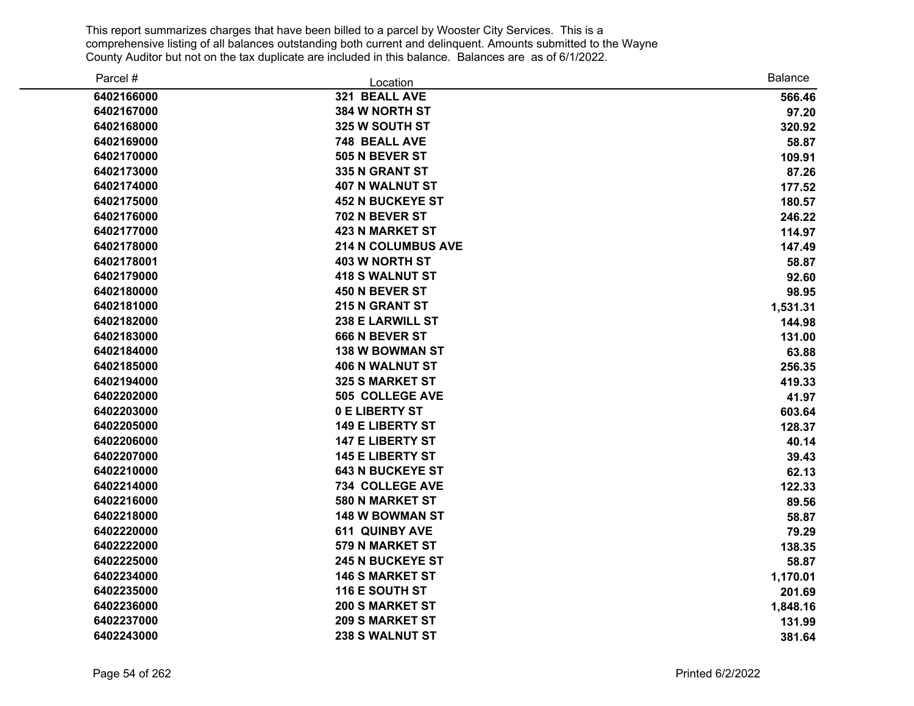This report summarizes charges that have been billed to a parcel by Wooster City Services. This is a comprehensive listing of all balances outstanding both current and delinquent. Amounts submitted to the Wayne County Auditor but not on the tax duplicate are included in this balance. Balances are as of 6/1/2022.

| Parcel # | Location | Balance |
|---|---|---|
| 6402166000 | 321 BEALL AVE | 566.46 |
| 6402167000 | 384 W NORTH ST | 97.20 |
| 6402168000 | 325 W SOUTH ST | 320.92 |
| 6402169000 | 748 BEALL AVE | 58.87 |
| 6402170000 | 505 N BEVER ST | 109.91 |
| 6402173000 | 335 N GRANT ST | 87.26 |
| 6402174000 | 407 N WALNUT ST | 177.52 |
| 6402175000 | 452 N BUCKEYE ST | 180.57 |
| 6402176000 | 702 N BEVER ST | 246.22 |
| 6402177000 | 423 N MARKET ST | 114.97 |
| 6402178000 | 214 N COLUMBUS AVE | 147.49 |
| 6402178001 | 403 W NORTH ST | 58.87 |
| 6402179000 | 418 S WALNUT ST | 92.60 |
| 6402180000 | 450 N BEVER ST | 98.95 |
| 6402181000 | 215 N GRANT ST | 1,531.31 |
| 6402182000 | 238 E LARWILL ST | 144.98 |
| 6402183000 | 666 N BEVER ST | 131.00 |
| 6402184000 | 138 W BOWMAN ST | 63.88 |
| 6402185000 | 406 N WALNUT ST | 256.35 |
| 6402194000 | 325 S MARKET ST | 419.33 |
| 6402202000 | 505 COLLEGE AVE | 41.97 |
| 6402203000 | 0 E LIBERTY ST | 603.64 |
| 6402205000 | 149 E LIBERTY ST | 128.37 |
| 6402206000 | 147 E LIBERTY ST | 40.14 |
| 6402207000 | 145 E LIBERTY ST | 39.43 |
| 6402210000 | 643 N BUCKEYE ST | 62.13 |
| 6402214000 | 734 COLLEGE AVE | 122.33 |
| 6402216000 | 580 N MARKET ST | 89.56 |
| 6402218000 | 148 W BOWMAN ST | 58.87 |
| 6402220000 | 611 QUINBY AVE | 79.29 |
| 6402222000 | 579 N MARKET ST | 138.35 |
| 6402225000 | 245 N BUCKEYE ST | 58.87 |
| 6402234000 | 146 S MARKET ST | 1,170.01 |
| 6402235000 | 116 E SOUTH ST | 201.69 |
| 6402236000 | 200 S MARKET ST | 1,848.16 |
| 6402237000 | 209 S MARKET ST | 131.99 |
| 6402243000 | 238 S WALNUT ST | 381.64 |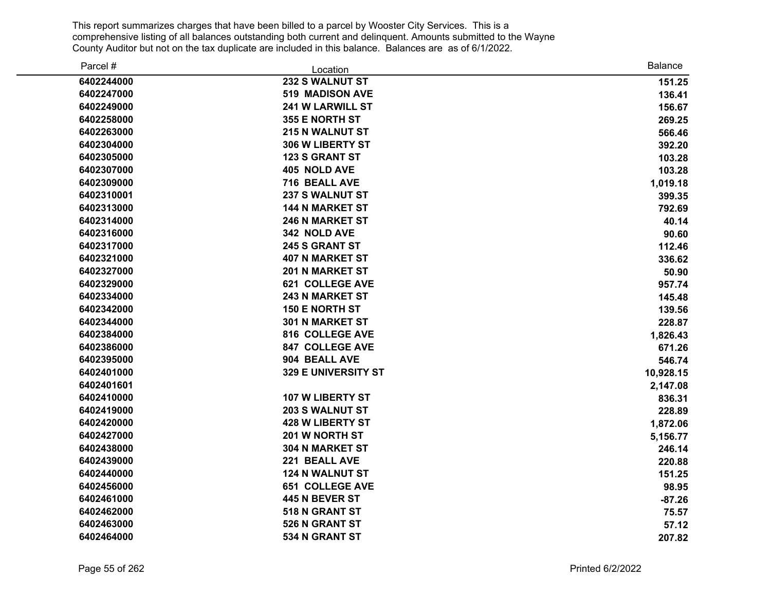This report summarizes charges that have been billed to a parcel by Wooster City Services. This is a comprehensive listing of all balances outstanding both current and delinquent. Amounts submitted to the Wayne County Auditor but not on the tax duplicate are included in this balance. Balances are as of 6/1/2022.

| Parcel # | Location | Balance |
|---|---|---|
| **6402244000** | **232 S WALNUT ST** | **151.25** |
| **6402247000** | **519 MADISON AVE** | **136.41** |
| **6402249000** | **241 W LARWILL ST** | **156.67** |
| **6402258000** | **355 E NORTH ST** | **269.25** |
| **6402263000** | **215 N WALNUT ST** | **566.46** |
| **6402304000** | **306 W LIBERTY ST** | **392.20** |
| **6402305000** | **123 S GRANT ST** | **103.28** |
| **6402307000** | **405 NOLD AVE** | **103.28** |
| **6402309000** | **716 BEALL AVE** | **1,019.18** |
| **6402310001** | **237 S WALNUT ST** | **399.35** |
| **6402313000** | **144 N MARKET ST** | **792.69** |
| **6402314000** | **246 N MARKET ST** | **40.14** |
| **6402316000** | **342 NOLD AVE** | **90.60** |
| **6402317000** | **245 S GRANT ST** | **112.46** |
| **6402321000** | **407 N MARKET ST** | **336.62** |
| **6402327000** | **201 N MARKET ST** | **50.90** |
| **6402329000** | **621 COLLEGE AVE** | **957.74** |
| **6402334000** | **243 N MARKET ST** | **145.48** |
| **6402342000** | **150 E NORTH ST** | **139.56** |
| **6402344000** | **301 N MARKET ST** | **228.87** |
| **6402384000** | **816 COLLEGE AVE** | **1,826.43** |
| **6402386000** | **847 COLLEGE AVE** | **671.26** |
| **6402395000** | **904 BEALL AVE** | **546.74** |
| **6402401000** | **329 E UNIVERSITY ST** | **10,928.15** |
| **6402401601** | | **2,147.08** |
| **6402410000** | **107 W LIBERTY ST** | **836.31** |
| **6402419000** | **203 S WALNUT ST** | **228.89** |
| **6402420000** | **428 W LIBERTY ST** | **1,872.06** |
| **6402427000** | **201 W NORTH ST** | **5,156.77** |
| **6402438000** | **304 N MARKET ST** | **246.14** |
| **6402439000** | **221 BEALL AVE** | **220.88** |
| **6402440000** | **124 N WALNUT ST** | **151.25** |
| **6402456000** | **651 COLLEGE AVE** | **98.95** |
| **6402461000** | **445 N BEVER ST** | **-87.26** |
| **6402462000** | **518 N GRANT ST** | **75.57** |
| **6402463000** | **526 N GRANT ST** | **57.12** |
| **6402464000** | **534 N GRANT ST** | **207.82** |

Printed 6/2/2022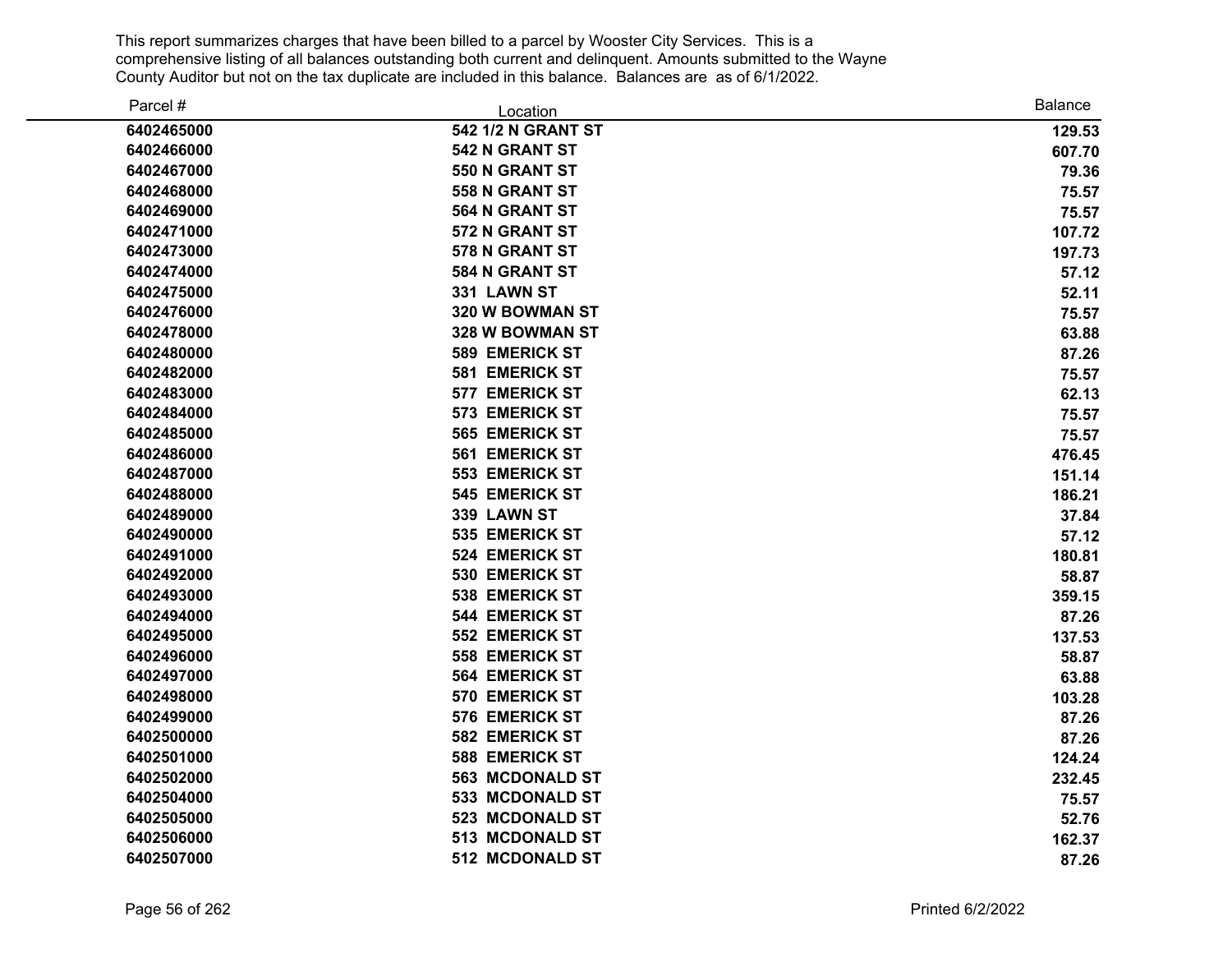This report summarizes charges that have been billed to a parcel by Wooster City Services. This is a comprehensive listing of all balances outstanding both current and delinquent. Amounts submitted to the Wayne County Auditor but not on the tax duplicate are included in this balance. Balances are as of 6/1/2022.

| Parcel # | Location | Balance |
|---|---|---|
| 6402465000 | 542 1/2 N GRANT ST | 129.53 |
| 6402466000 | 542 N GRANT ST | 607.70 |
| 6402467000 | 550 N GRANT ST | 79.36 |
| 6402468000 | 558 N GRANT ST | 75.57 |
| 6402469000 | 564 N GRANT ST | 75.57 |
| 6402471000 | 572 N GRANT ST | 107.72 |
| 6402473000 | 578 N GRANT ST | 197.73 |
| 6402474000 | 584 N GRANT ST | 57.12 |
| 6402475000 | 331 LAWN ST | 52.11 |
| 6402476000 | 320 W BOWMAN ST | 75.57 |
| 6402478000 | 328 W BOWMAN ST | 63.88 |
| 6402480000 | 589 EMERICK ST | 87.26 |
| 6402482000 | 581 EMERICK ST | 75.57 |
| 6402483000 | 577 EMERICK ST | 62.13 |
| 6402484000 | 573 EMERICK ST | 75.57 |
| 6402485000 | 565 EMERICK ST | 75.57 |
| 6402486000 | 561 EMERICK ST | 476.45 |
| 6402487000 | 553 EMERICK ST | 151.14 |
| 6402488000 | 545 EMERICK ST | 186.21 |
| 6402489000 | 339 LAWN ST | 37.84 |
| 6402490000 | 535 EMERICK ST | 57.12 |
| 6402491000 | 524 EMERICK ST | 180.81 |
| 6402492000 | 530 EMERICK ST | 58.87 |
| 6402493000 | 538 EMERICK ST | 359.15 |
| 6402494000 | 544 EMERICK ST | 87.26 |
| 6402495000 | 552 EMERICK ST | 137.53 |
| 6402496000 | 558 EMERICK ST | 58.87 |
| 6402497000 | 564 EMERICK ST | 63.88 |
| 6402498000 | 570 EMERICK ST | 103.28 |
| 6402499000 | 576 EMERICK ST | 87.26 |
| 6402500000 | 582 EMERICK ST | 87.26 |
| 6402501000 | 588 EMERICK ST | 124.24 |
| 6402502000 | 563 MCDONALD ST | 232.45 |
| 6402504000 | 533 MCDONALD ST | 75.57 |
| 6402505000 | 523 MCDONALD ST | 52.76 |
| 6402506000 | 513 MCDONALD ST | 162.37 |
| 6402507000 | 512 MCDONALD ST | 87.26 |

Printed 6/2/2022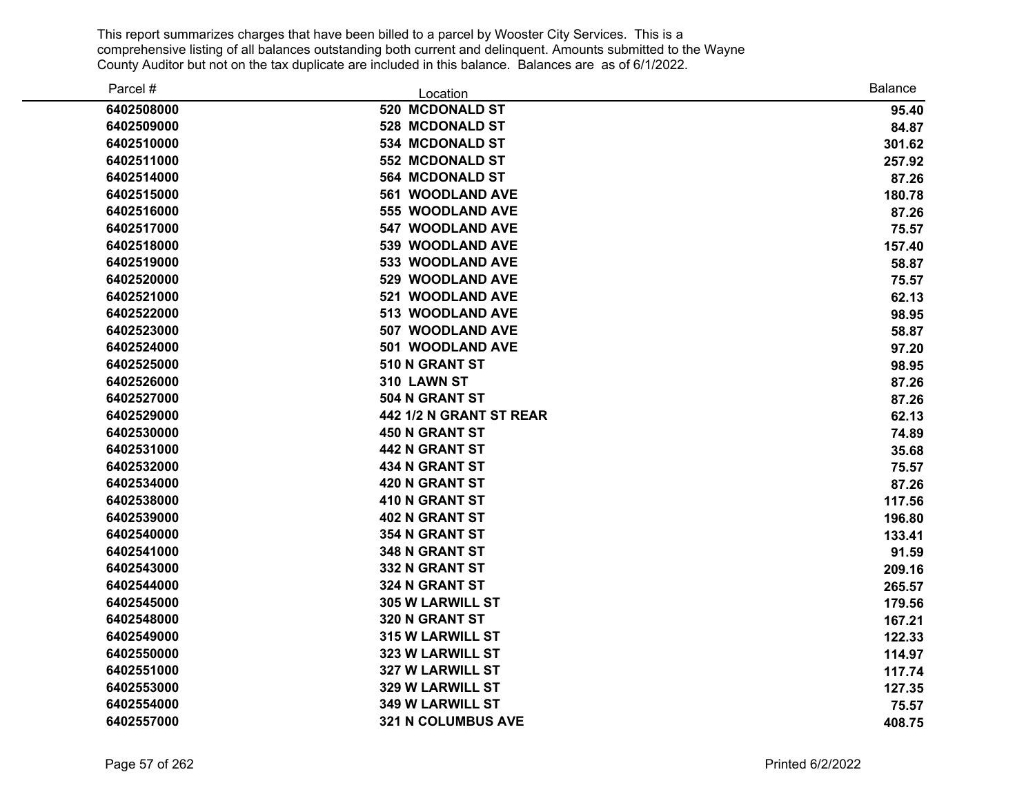This report summarizes charges that have been billed to a parcel by Wooster City Services. This is a comprehensive listing of all balances outstanding both current and delinquent. Amounts submitted to the Wayne County Auditor but not on the tax duplicate are included in this balance. Balances are as of 6/1/2022.

| Parcel # | Location | Balance |
|---|---|---|
| 6402508000 | 520 MCDONALD ST | 95.40 |
| 6402509000 | 528 MCDONALD ST | 84.87 |
| 6402510000 | 534 MCDONALD ST | 301.62 |
| 6402511000 | 552 MCDONALD ST | 257.92 |
| 6402514000 | 564 MCDONALD ST | 87.26 |
| 6402515000 | 561 WOODLAND AVE | 180.78 |
| 6402516000 | 555 WOODLAND AVE | 87.26 |
| 6402517000 | 547 WOODLAND AVE | 75.57 |
| 6402518000 | 539 WOODLAND AVE | 157.40 |
| 6402519000 | 533 WOODLAND AVE | 58.87 |
| 6402520000 | 529 WOODLAND AVE | 75.57 |
| 6402521000 | 521 WOODLAND AVE | 62.13 |
| 6402522000 | 513 WOODLAND AVE | 98.95 |
| 6402523000 | 507 WOODLAND AVE | 58.87 |
| 6402524000 | 501 WOODLAND AVE | 97.20 |
| 6402525000 | 510 N GRANT ST | 98.95 |
| 6402526000 | 310 LAWN ST | 87.26 |
| 6402527000 | 504 N GRANT ST | 87.26 |
| 6402529000 | 442 1/2 N GRANT ST REAR | 62.13 |
| 6402530000 | 450 N GRANT ST | 74.89 |
| 6402531000 | 442 N GRANT ST | 35.68 |
| 6402532000 | 434 N GRANT ST | 75.57 |
| 6402534000 | 420 N GRANT ST | 87.26 |
| 6402538000 | 410 N GRANT ST | 117.56 |
| 6402539000 | 402 N GRANT ST | 196.80 |
| 6402540000 | 354 N GRANT ST | 133.41 |
| 6402541000 | 348 N GRANT ST | 91.59 |
| 6402543000 | 332 N GRANT ST | 209.16 |
| 6402544000 | 324 N GRANT ST | 265.57 |
| 6402545000 | 305 W LARWILL ST | 179.56 |
| 6402548000 | 320 N GRANT ST | 167.21 |
| 6402549000 | 315 W LARWILL ST | 122.33 |
| 6402550000 | 323 W LARWILL ST | 114.97 |
| 6402551000 | 327 W LARWILL ST | 117.74 |
| 6402553000 | 329 W LARWILL ST | 127.35 |
| 6402554000 | 349 W LARWILL ST | 75.57 |
| 6402557000 | 321 N COLUMBUS AVE | 408.75 |

Printed 6/2/2022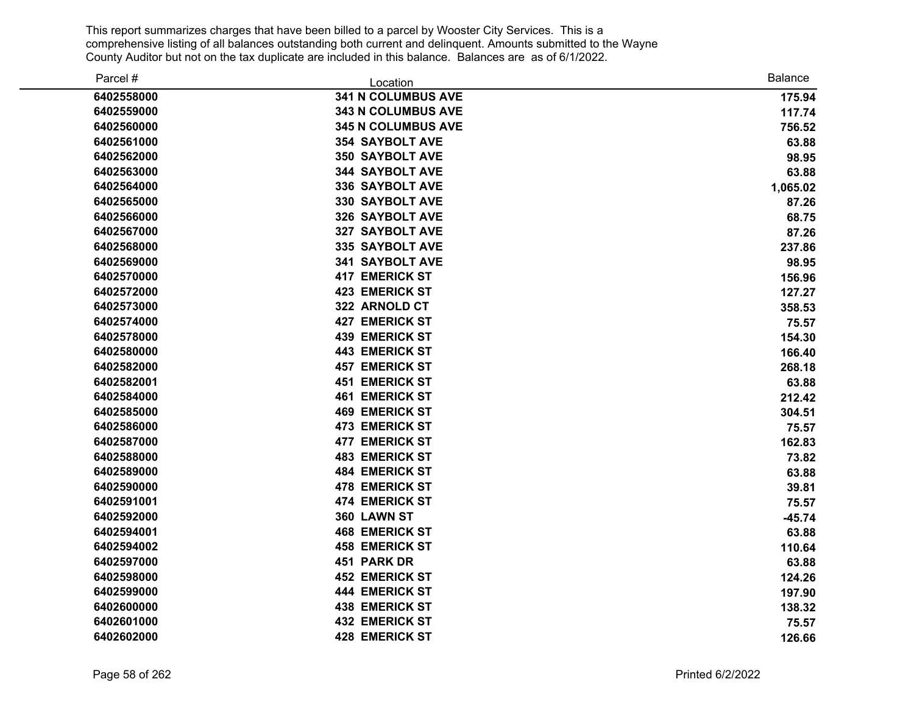This report summarizes charges that have been billed to a parcel by Wooster City Services. This is a comprehensive listing of all balances outstanding both current and delinquent. Amounts submitted to the Wayne County Auditor but not on the tax duplicate are included in this balance. Balances are as of 6/1/2022.

| Parcel # | Location | Balance |
|---|---|---|
| **6402558000** | **341 N COLUMBUS AVE** | **175.94** |
| **6402559000** | **343 N COLUMBUS AVE** | **117.74** |
| **6402560000** | **345 N COLUMBUS AVE** | **756.52** |
| **6402561000** | **354 SAYBOLT AVE** | **63.88** |
| **6402562000** | **350 SAYBOLT AVE** | **98.95** |
| **6402563000** | **344 SAYBOLT AVE** | **63.88** |
| **6402564000** | **336 SAYBOLT AVE** | **1,065.02** |
| **6402565000** | **330 SAYBOLT AVE** | **87.26** |
| **6402566000** | **326 SAYBOLT AVE** | **68.75** |
| **6402567000** | **327 SAYBOLT AVE** | **87.26** |
| **6402568000** | **335 SAYBOLT AVE** | **237.86** |
| **6402569000** | **341 SAYBOLT AVE** | **98.95** |
| **6402570000** | **417 EMERICK ST** | **156.96** |
| **6402572000** | **423 EMERICK ST** | **127.27** |
| **6402573000** | **322 ARNOLD CT** | **358.53** |
| **6402574000** | **427 EMERICK ST** | **75.57** |
| **6402578000** | **439 EMERICK ST** | **154.30** |
| **6402580000** | **443 EMERICK ST** | **166.40** |
| **6402582000** | **457 EMERICK ST** | **268.18** |
| **6402582001** | **451 EMERICK ST** | **63.88** |
| **6402584000** | **461 EMERICK ST** | **212.42** |
| **6402585000** | **469 EMERICK ST** | **304.51** |
| **6402586000** | **473 EMERICK ST** | **75.57** |
| **6402587000** | **477 EMERICK ST** | **162.83** |
| **6402588000** | **483 EMERICK ST** | **73.82** |
| **6402589000** | **484 EMERICK ST** | **63.88** |
| **6402590000** | **478 EMERICK ST** | **39.81** |
| **6402591001** | **474 EMERICK ST** | **75.57** |
| **6402592000** | **360 LAWN ST** | **-45.74** |
| **6402594001** | **468 EMERICK ST** | **63.88** |
| **6402594002** | **458 EMERICK ST** | **110.64** |
| **6402597000** | **451 PARK DR** | **63.88** |
| **6402598000** | **452 EMERICK ST** | **124.26** |
| **6402599000** | **444 EMERICK ST** | **197.90** |
| **6402600000** | **438 EMERICK ST** | **138.32** |
| **6402601000** | **432 EMERICK ST** | **75.57** |
| **6402602000** | **428 EMERICK ST** | **126.66** |

Printed 6/2/2022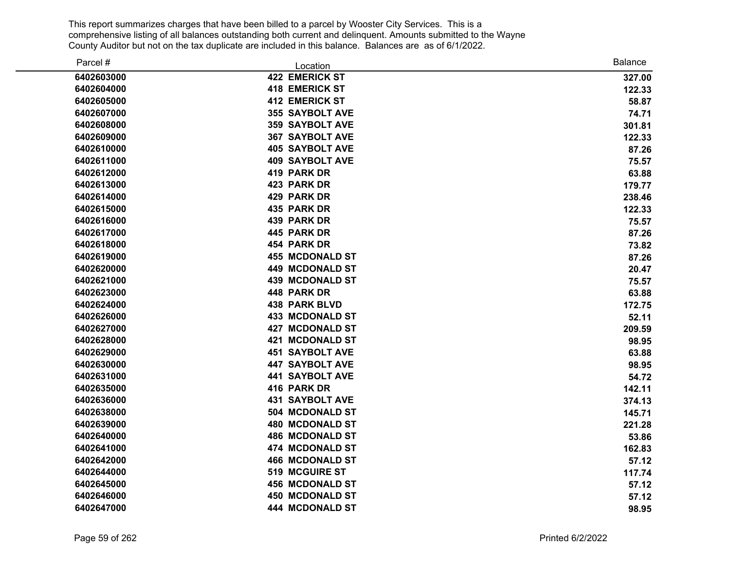This report summarizes charges that have been billed to a parcel by Wooster City Services. This is a comprehensive listing of all balances outstanding both current and delinquent. Amounts submitted to the Wayne County Auditor but not on the tax duplicate are included in this balance. Balances are as of 6/1/2022.

| Parcel # | Location | Balance |
|---|---|---|
| **6402603000** | **422 EMERICK ST** | **327.00** |
| **6402604000** | **418 EMERICK ST** | **122.33** |
| **6402605000** | **412 EMERICK ST** | **58.87** |
| **6402607000** | **355 SAYBOLT AVE** | **74.71** |
| **6402608000** | **359 SAYBOLT AVE** | **301.81** |
| **6402609000** | **367 SAYBOLT AVE** | **122.33** |
| **6402610000** | **405 SAYBOLT AVE** | **87.26** |
| **6402611000** | **409 SAYBOLT AVE** | **75.57** |
| **6402612000** | **419 PARK DR** | **63.88** |
| **6402613000** | **423 PARK DR** | **179.77** |
| **6402614000** | **429 PARK DR** | **238.46** |
| **6402615000** | **435 PARK DR** | **122.33** |
| **6402616000** | **439 PARK DR** | **75.57** |
| **6402617000** | **445 PARK DR** | **87.26** |
| **6402618000** | **454 PARK DR** | **73.82** |
| **6402619000** | **455 MCDONALD ST** | **87.26** |
| **6402620000** | **449 MCDONALD ST** | **20.47** |
| **6402621000** | **439 MCDONALD ST** | **75.57** |
| **6402623000** | **448 PARK DR** | **63.88** |
| **6402624000** | **438 PARK BLVD** | **172.75** |
| **6402626000** | **433 MCDONALD ST** | **52.11** |
| **6402627000** | **427 MCDONALD ST** | **209.59** |
| **6402628000** | **421 MCDONALD ST** | **98.95** |
| **6402629000** | **451 SAYBOLT AVE** | **63.88** |
| **6402630000** | **447 SAYBOLT AVE** | **98.95** |
| **6402631000** | **441 SAYBOLT AVE** | **54.72** |
| **6402635000** | **416 PARK DR** | **142.11** |
| **6402636000** | **431 SAYBOLT AVE** | **374.13** |
| **6402638000** | **504 MCDONALD ST** | **145.71** |
| **6402639000** | **480 MCDONALD ST** | **221.28** |
| **6402640000** | **486 MCDONALD ST** | **53.86** |
| **6402641000** | **474 MCDONALD ST** | **162.83** |
| **6402642000** | **466 MCDONALD ST** | **57.12** |
| **6402644000** | **519 MCGUIRE ST** | **117.74** |
| **6402645000** | **456 MCDONALD ST** | **57.12** |
| **6402646000** | **450 MCDONALD ST** | **57.12** |
| **6402647000** | **444 MCDONALD ST** | **98.95** |

Printed 6/2/2022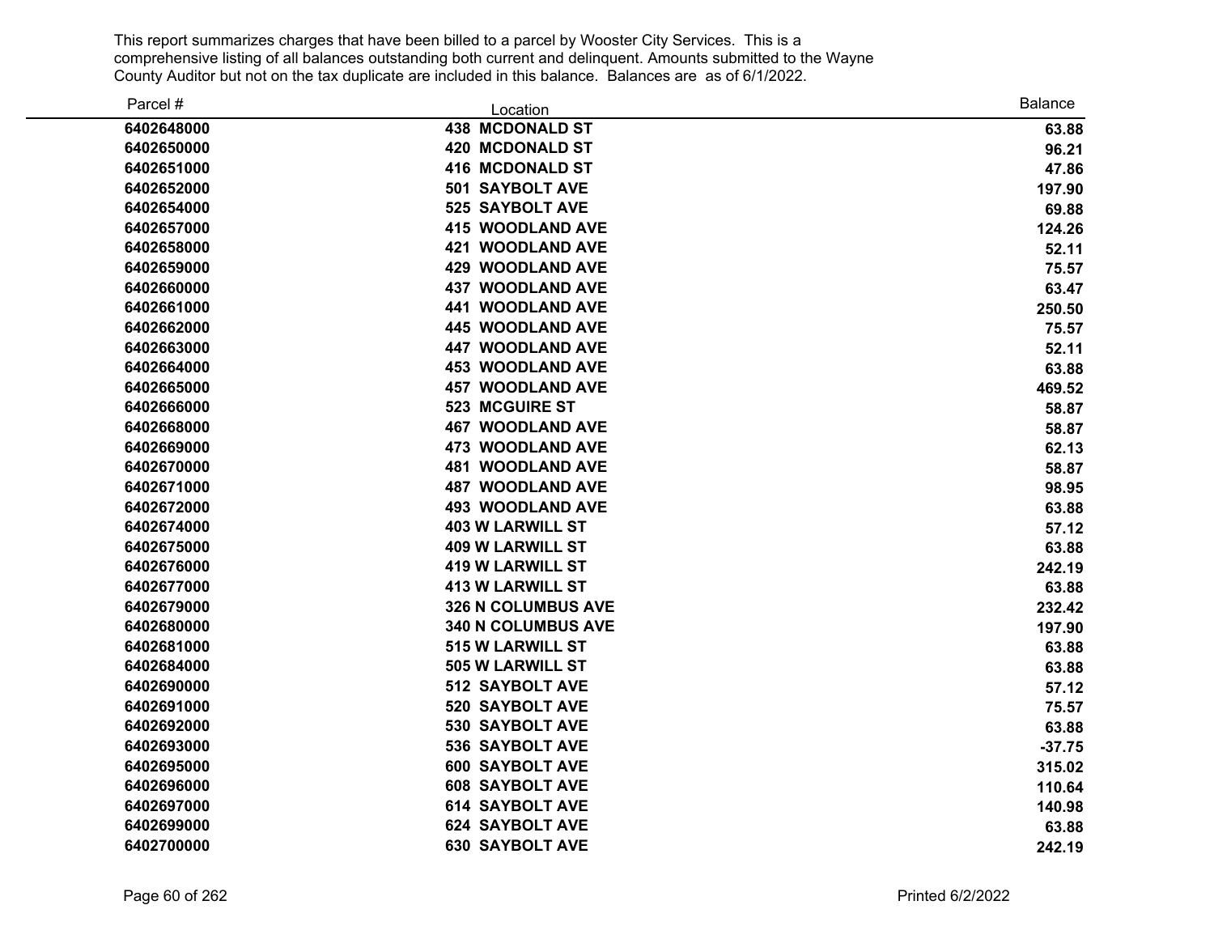This report summarizes charges that have been billed to a parcel by Wooster City Services. This is a comprehensive listing of all balances outstanding both current and delinquent. Amounts submitted to the Wayne County Auditor but not on the tax duplicate are included in this balance. Balances are as of 6/1/2022.

| Parcel # | Location | Balance |
|---|---|---|
| 6402648000 | 438 MCDONALD ST | 63.88 |
| 6402650000 | 420 MCDONALD ST | 96.21 |
| 6402651000 | 416 MCDONALD ST | 47.86 |
| 6402652000 | 501 SAYBOLT AVE | 197.90 |
| 6402654000 | 525 SAYBOLT AVE | 69.88 |
| 6402657000 | 415 WOODLAND AVE | 124.26 |
| 6402658000 | 421 WOODLAND AVE | 52.11 |
| 6402659000 | 429 WOODLAND AVE | 75.57 |
| 6402660000 | 437 WOODLAND AVE | 63.47 |
| 6402661000 | 441 WOODLAND AVE | 250.50 |
| 6402662000 | 445 WOODLAND AVE | 75.57 |
| 6402663000 | 447 WOODLAND AVE | 52.11 |
| 6402664000 | 453 WOODLAND AVE | 63.88 |
| 6402665000 | 457 WOODLAND AVE | 469.52 |
| 6402666000 | 523 MCGUIRE ST | 58.87 |
| 6402668000 | 467 WOODLAND AVE | 58.87 |
| 6402669000 | 473 WOODLAND AVE | 62.13 |
| 6402670000 | 481 WOODLAND AVE | 58.87 |
| 6402671000 | 487 WOODLAND AVE | 98.95 |
| 6402672000 | 493 WOODLAND AVE | 63.88 |
| 6402674000 | 403 W LARWILL ST | 57.12 |
| 6402675000 | 409 W LARWILL ST | 63.88 |
| 6402676000 | 419 W LARWILL ST | 242.19 |
| 6402677000 | 413 W LARWILL ST | 63.88 |
| 6402679000 | 326 N COLUMBUS AVE | 232.42 |
| 6402680000 | 340 N COLUMBUS AVE | 197.90 |
| 6402681000 | 515 W LARWILL ST | 63.88 |
| 6402684000 | 505 W LARWILL ST | 63.88 |
| 6402690000 | 512 SAYBOLT AVE | 57.12 |
| 6402691000 | 520 SAYBOLT AVE | 75.57 |
| 6402692000 | 530 SAYBOLT AVE | 63.88 |
| 6402693000 | 536 SAYBOLT AVE | -37.75 |
| 6402695000 | 600 SAYBOLT AVE | 315.02 |
| 6402696000 | 608 SAYBOLT AVE | 110.64 |
| 6402697000 | 614 SAYBOLT AVE | 140.98 |
| 6402699000 | 624 SAYBOLT AVE | 63.88 |
| 6402700000 | 630 SAYBOLT AVE | 242.19 |

Printed 6/2/2022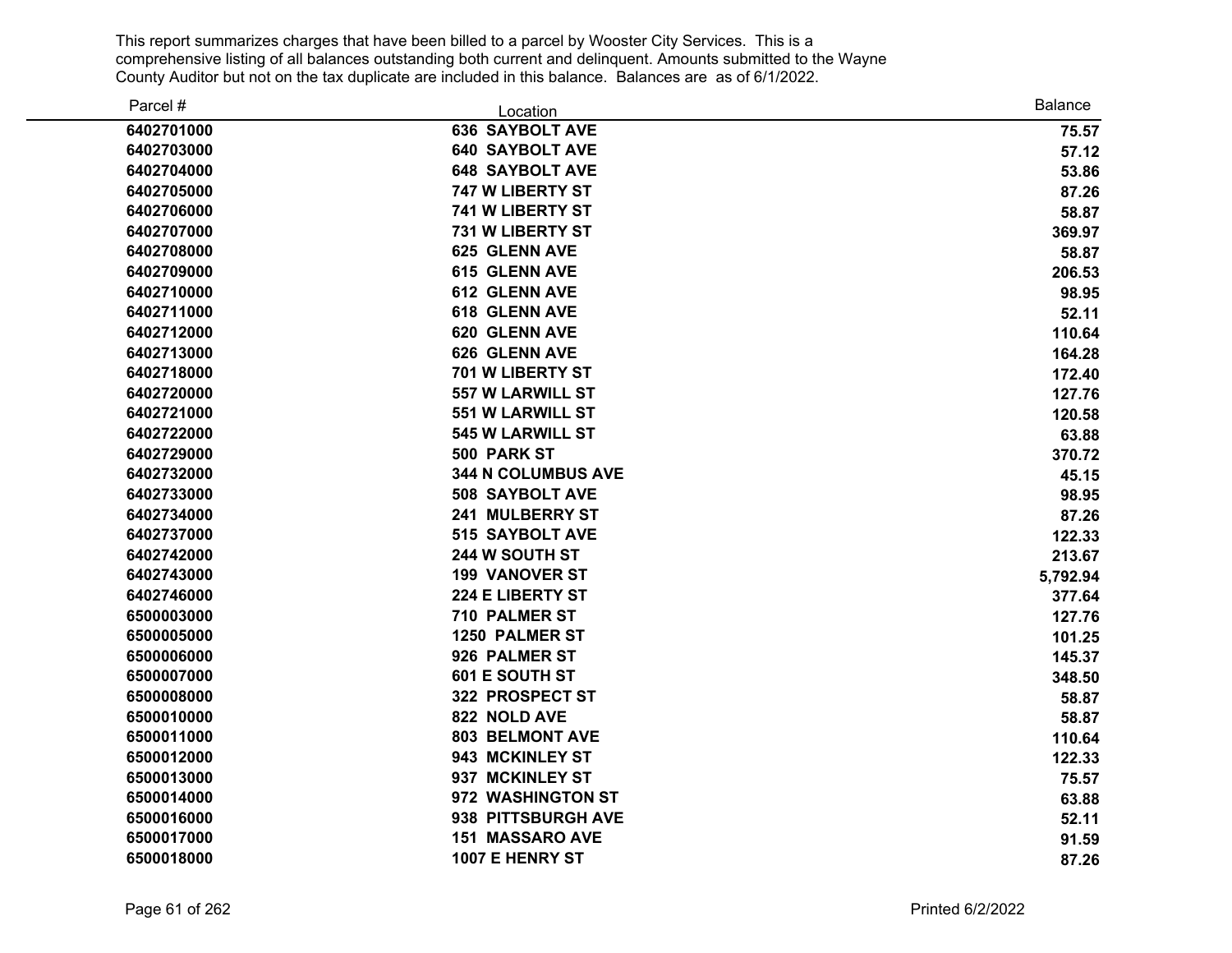This report summarizes charges that have been billed to a parcel by Wooster City Services. This is a comprehensive listing of all balances outstanding both current and delinquent. Amounts submitted to the Wayne County Auditor but not on the tax duplicate are included in this balance. Balances are as of 6/1/2022.

| Parcel # | Location | Balance |
|---|---|---|
| 6402701000 | 636 SAYBOLT AVE | 75.57 |
| 6402703000 | 640 SAYBOLT AVE | 57.12 |
| 6402704000 | 648 SAYBOLT AVE | 53.86 |
| 6402705000 | 747 W LIBERTY ST | 87.26 |
| 6402706000 | 741 W LIBERTY ST | 58.87 |
| 6402707000 | 731 W LIBERTY ST | 369.97 |
| 6402708000 | 625 GLENN AVE | 58.87 |
| 6402709000 | 615 GLENN AVE | 206.53 |
| 6402710000 | 612 GLENN AVE | 98.95 |
| 6402711000 | 618 GLENN AVE | 52.11 |
| 6402712000 | 620 GLENN AVE | 110.64 |
| 6402713000 | 626 GLENN AVE | 164.28 |
| 6402718000 | 701 W LIBERTY ST | 172.40 |
| 6402720000 | 557 W LARWILL ST | 127.76 |
| 6402721000 | 551 W LARWILL ST | 120.58 |
| 6402722000 | 545 W LARWILL ST | 63.88 |
| 6402729000 | 500 PARK ST | 370.72 |
| 6402732000 | 344 N COLUMBUS AVE | 45.15 |
| 6402733000 | 508 SAYBOLT AVE | 98.95 |
| 6402734000 | 241 MULBERRY ST | 87.26 |
| 6402737000 | 515 SAYBOLT AVE | 122.33 |
| 6402742000 | 244 W SOUTH ST | 213.67 |
| 6402743000 | 199 VANOVER ST | 5,792.94 |
| 6402746000 | 224 E LIBERTY ST | 377.64 |
| 6500003000 | 710 PALMER ST | 127.76 |
| 6500005000 | 1250 PALMER ST | 101.25 |
| 6500006000 | 926 PALMER ST | 145.37 |
| 6500007000 | 601 E SOUTH ST | 348.50 |
| 6500008000 | 322 PROSPECT ST | 58.87 |
| 6500010000 | 822 NOLD AVE | 58.87 |
| 6500011000 | 803 BELMONT AVE | 110.64 |
| 6500012000 | 943 MCKINLEY ST | 122.33 |
| 6500013000 | 937 MCKINLEY ST | 75.57 |
| 6500014000 | 972 WASHINGTON ST | 63.88 |
| 6500016000 | 938 PITTSBURGH AVE | 52.11 |
| 6500017000 | 151 MASSARO AVE | 91.59 |
| 6500018000 | 1007 E HENRY ST | 87.26 |

Printed 6/2/2022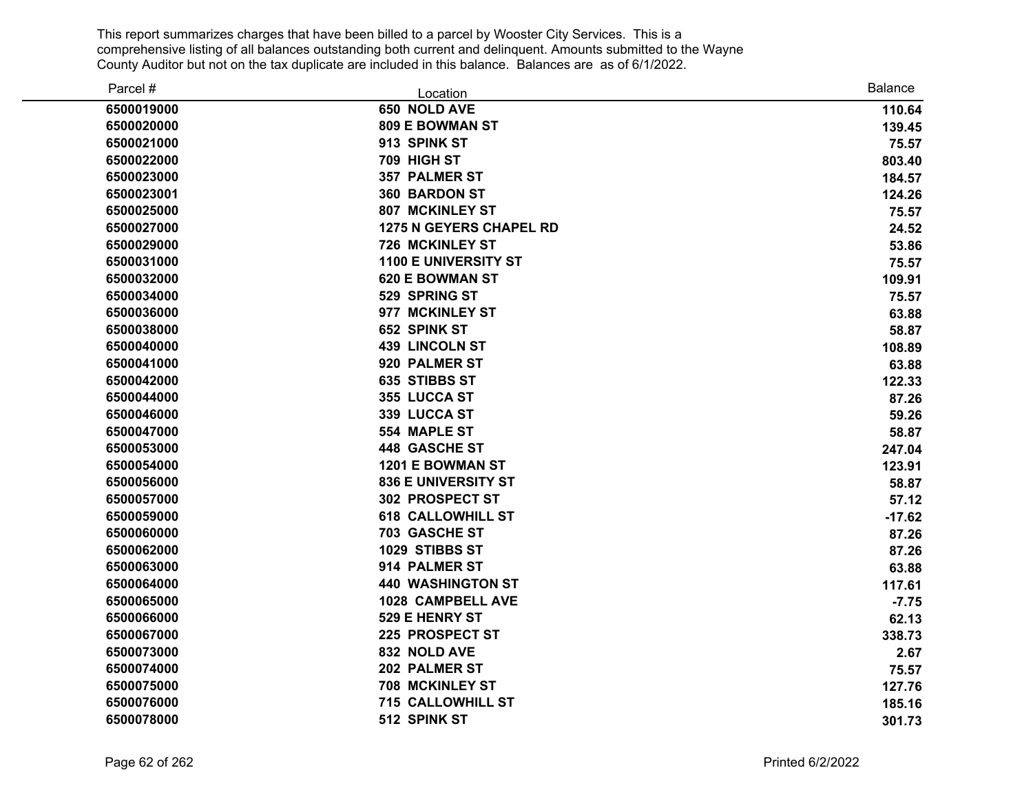This report summarizes charges that have been billed to a parcel by Wooster City Services. This is a comprehensive listing of all balances outstanding both current and delinquent. Amounts submitted to the Wayne County Auditor but not on the tax duplicate are included in this balance. Balances are as of 6/1/2022.

| Parcel # | Location | Balance |
|---|---|---|
| 6500019000 | 650 NOLD AVE | 110.64 |
| 6500020000 | 809 E BOWMAN ST | 139.45 |
| 6500021000 | 913 SPINK ST | 75.57 |
| 6500022000 | 709 HIGH ST | 803.40 |
| 6500023000 | 357 PALMER ST | 184.57 |
| 6500023001 | 360 BARDON ST | 124.26 |
| 6500025000 | 807 MCKINLEY ST | 75.57 |
| 6500027000 | 1275 N GEYERS CHAPEL RD | 24.52 |
| 6500029000 | 726 MCKINLEY ST | 53.86 |
| 6500031000 | 1100 E UNIVERSITY ST | 75.57 |
| 6500032000 | 620 E BOWMAN ST | 109.91 |
| 6500034000 | 529 SPRING ST | 75.57 |
| 6500036000 | 977 MCKINLEY ST | 63.88 |
| 6500038000 | 652 SPINK ST | 58.87 |
| 6500040000 | 439 LINCOLN ST | 108.89 |
| 6500041000 | 920 PALMER ST | 63.88 |
| 6500042000 | 635 STIBBS ST | 122.33 |
| 6500044000 | 355 LUCCA ST | 87.26 |
| 6500046000 | 339 LUCCA ST | 59.26 |
| 6500047000 | 554 MAPLE ST | 58.87 |
| 6500053000 | 448 GASCHE ST | 247.04 |
| 6500054000 | 1201 E BOWMAN ST | 123.91 |
| 6500056000 | 836 E UNIVERSITY ST | 58.87 |
| 6500057000 | 302 PROSPECT ST | 57.12 |
| 6500059000 | 618 CALLOWHILL ST | -17.62 |
| 6500060000 | 703 GASCHE ST | 87.26 |
| 6500062000 | 1029 STIBBS ST | 87.26 |
| 6500063000 | 914 PALMER ST | 63.88 |
| 6500064000 | 440 WASHINGTON ST | 117.61 |
| 6500065000 | 1028 CAMPBELL AVE | -7.75 |
| 6500066000 | 529 E HENRY ST | 62.13 |
| 6500067000 | 225 PROSPECT ST | 338.73 |
| 6500073000 | 832 NOLD AVE | 2.67 |
| 6500074000 | 202 PALMER ST | 75.57 |
| 6500075000 | 708 MCKINLEY ST | 127.76 |
| 6500076000 | 715 CALLOWHILL ST | 185.16 |
| 6500078000 | 512 SPINK ST | 301.73 |

Printed 6/2/2022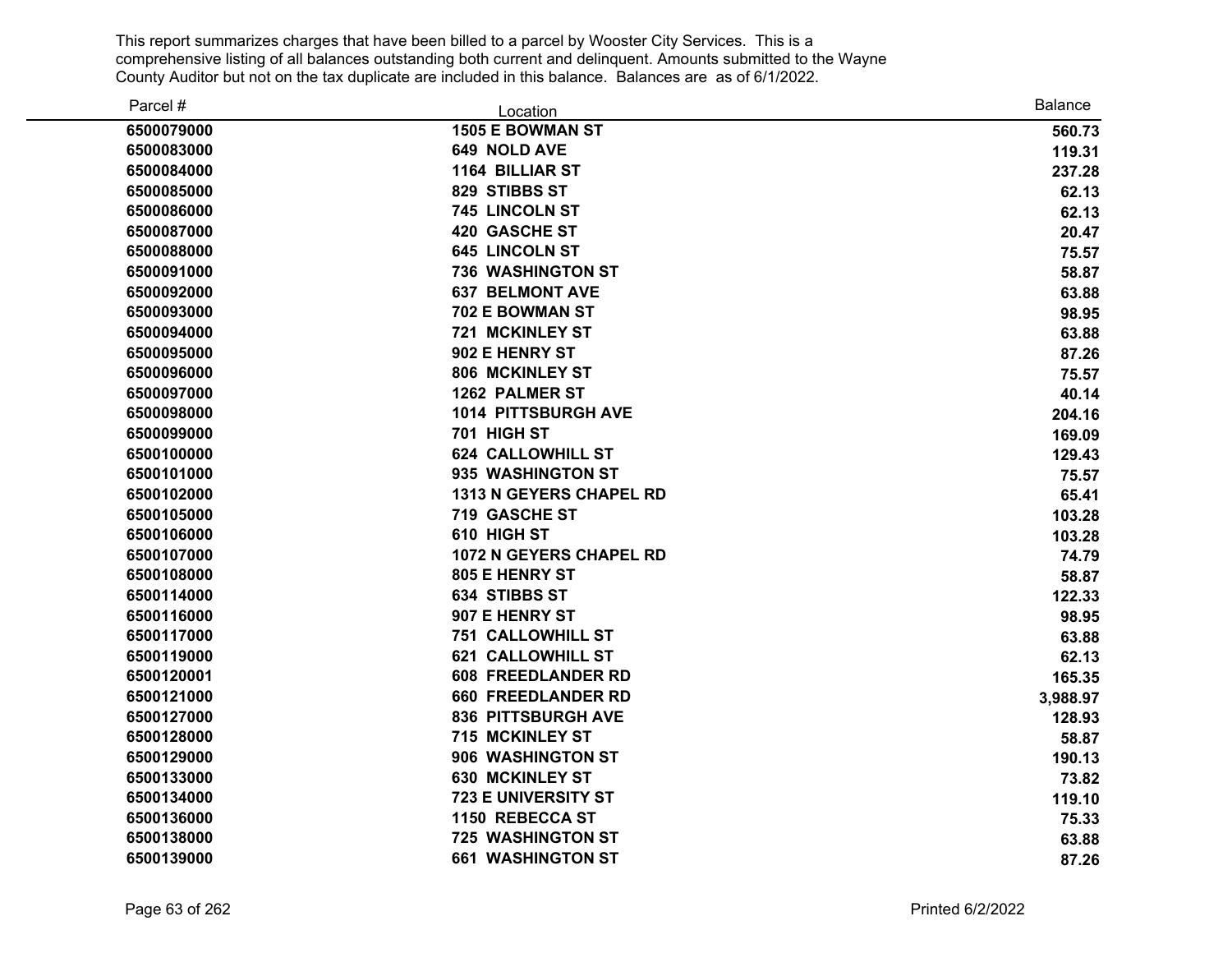This report summarizes charges that have been billed to a parcel by Wooster City Services. This is a comprehensive listing of all balances outstanding both current and delinquent. Amounts submitted to the Wayne County Auditor but not on the tax duplicate are included in this balance. Balances are as of 6/1/2022.

| Parcel # | Location | Balance |
|---|---|---|
| 6500079000 | 1505 E BOWMAN ST | 560.73 |
| 6500083000 | 649 NOLD AVE | 119.31 |
| 6500084000 | 1164 BILLIAR ST | 237.28 |
| 6500085000 | 829 STIBBS ST | 62.13 |
| 6500086000 | 745 LINCOLN ST | 62.13 |
| 6500087000 | 420 GASCHE ST | 20.47 |
| 6500088000 | 645 LINCOLN ST | 75.57 |
| 6500091000 | 736 WASHINGTON ST | 58.87 |
| 6500092000 | 637 BELMONT AVE | 63.88 |
| 6500093000 | 702 E BOWMAN ST | 98.95 |
| 6500094000 | 721 MCKINLEY ST | 63.88 |
| 6500095000 | 902 E HENRY ST | 87.26 |
| 6500096000 | 806 MCKINLEY ST | 75.57 |
| 6500097000 | 1262 PALMER ST | 40.14 |
| 6500098000 | 1014 PITTSBURGH AVE | 204.16 |
| 6500099000 | 701 HIGH ST | 169.09 |
| 6500100000 | 624 CALLOWHILL ST | 129.43 |
| 6500101000 | 935 WASHINGTON ST | 75.57 |
| 6500102000 | 1313 N GEYERS CHAPEL RD | 65.41 |
| 6500105000 | 719 GASCHE ST | 103.28 |
| 6500106000 | 610 HIGH ST | 103.28 |
| 6500107000 | 1072 N GEYERS CHAPEL RD | 74.79 |
| 6500108000 | 805 E HENRY ST | 58.87 |
| 6500114000 | 634 STIBBS ST | 122.33 |
| 6500116000 | 907 E HENRY ST | 98.95 |
| 6500117000 | 751 CALLOWHILL ST | 63.88 |
| 6500119000 | 621 CALLOWHILL ST | 62.13 |
| 6500120001 | 608 FREEDLANDER RD | 165.35 |
| 6500121000 | 660 FREEDLANDER RD | 3,988.97 |
| 6500127000 | 836 PITTSBURGH AVE | 128.93 |
| 6500128000 | 715 MCKINLEY ST | 58.87 |
| 6500129000 | 906 WASHINGTON ST | 190.13 |
| 6500133000 | 630 MCKINLEY ST | 73.82 |
| 6500134000 | 723 E UNIVERSITY ST | 119.10 |
| 6500136000 | 1150 REBECCA ST | 75.33 |
| 6500138000 | 725 WASHINGTON ST | 63.88 |
| 6500139000 | 661 WASHINGTON ST | 87.26 |

Printed 6/2/2022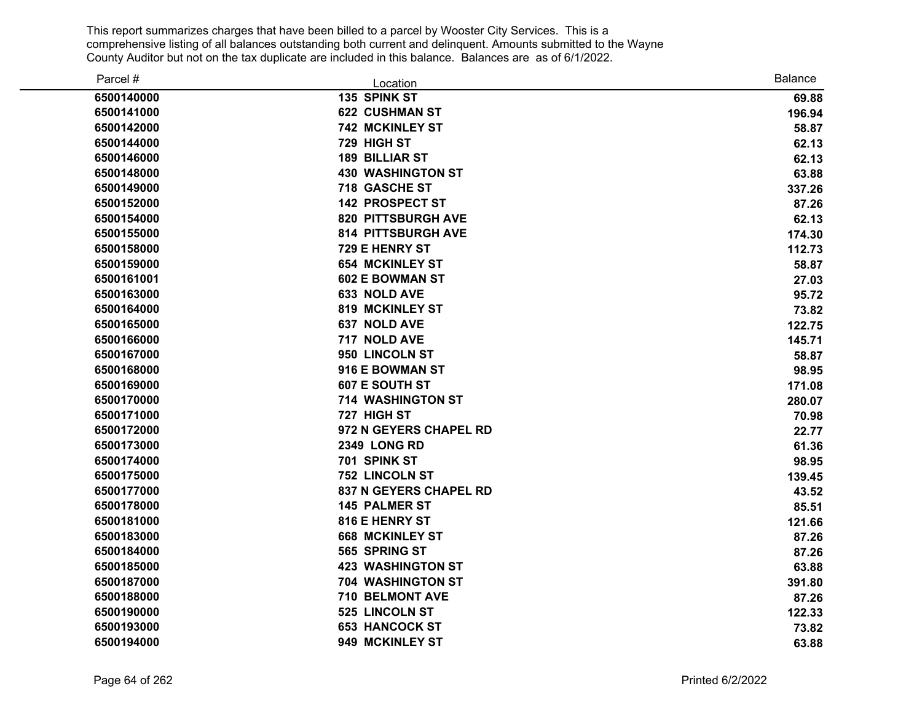This report summarizes charges that have been billed to a parcel by Wooster City Services. This is a comprehensive listing of all balances outstanding both current and delinquent. Amounts submitted to the Wayne County Auditor but not on the tax duplicate are included in this balance. Balances are as of 6/1/2022.

| Parcel # | Location | Balance |
|---|---|---|
| 6500140000 | 135 SPINK ST | 69.88 |
| 6500141000 | 622 CUSHMAN ST | 196.94 |
| 6500142000 | 742 MCKINLEY ST | 58.87 |
| 6500144000 | 729 HIGH ST | 62.13 |
| 6500146000 | 189 BILLIAR ST | 62.13 |
| 6500148000 | 430 WASHINGTON ST | 63.88 |
| 6500149000 | 718 GASCHE ST | 337.26 |
| 6500152000 | 142 PROSPECT ST | 87.26 |
| 6500154000 | 820 PITTSBURGH AVE | 62.13 |
| 6500155000 | 814 PITTSBURGH AVE | 174.30 |
| 6500158000 | 729 E HENRY ST | 112.73 |
| 6500159000 | 654 MCKINLEY ST | 58.87 |
| 6500161001 | 602 E BOWMAN ST | 27.03 |
| 6500163000 | 633 NOLD AVE | 95.72 |
| 6500164000 | 819 MCKINLEY ST | 73.82 |
| 6500165000 | 637 NOLD AVE | 122.75 |
| 6500166000 | 717 NOLD AVE | 145.71 |
| 6500167000 | 950 LINCOLN ST | 58.87 |
| 6500168000 | 916 E BOWMAN ST | 98.95 |
| 6500169000 | 607 E SOUTH ST | 171.08 |
| 6500170000 | 714 WASHINGTON ST | 280.07 |
| 6500171000 | 727 HIGH ST | 70.98 |
| 6500172000 | 972 N GEYERS CHAPEL RD | 22.77 |
| 6500173000 | 2349 LONG RD | 61.36 |
| 6500174000 | 701 SPINK ST | 98.95 |
| 6500175000 | 752 LINCOLN ST | 139.45 |
| 6500177000 | 837 N GEYERS CHAPEL RD | 43.52 |
| 6500178000 | 145 PALMER ST | 85.51 |
| 6500181000 | 816 E HENRY ST | 121.66 |
| 6500183000 | 668 MCKINLEY ST | 87.26 |
| 6500184000 | 565 SPRING ST | 87.26 |
| 6500185000 | 423 WASHINGTON ST | 63.88 |
| 6500187000 | 704 WASHINGTON ST | 391.80 |
| 6500188000 | 710 BELMONT AVE | 87.26 |
| 6500190000 | 525 LINCOLN ST | 122.33 |
| 6500193000 | 653 HANCOCK ST | 73.82 |
| 6500194000 | 949 MCKINLEY ST | 63.88 |

Printed 6/2/2022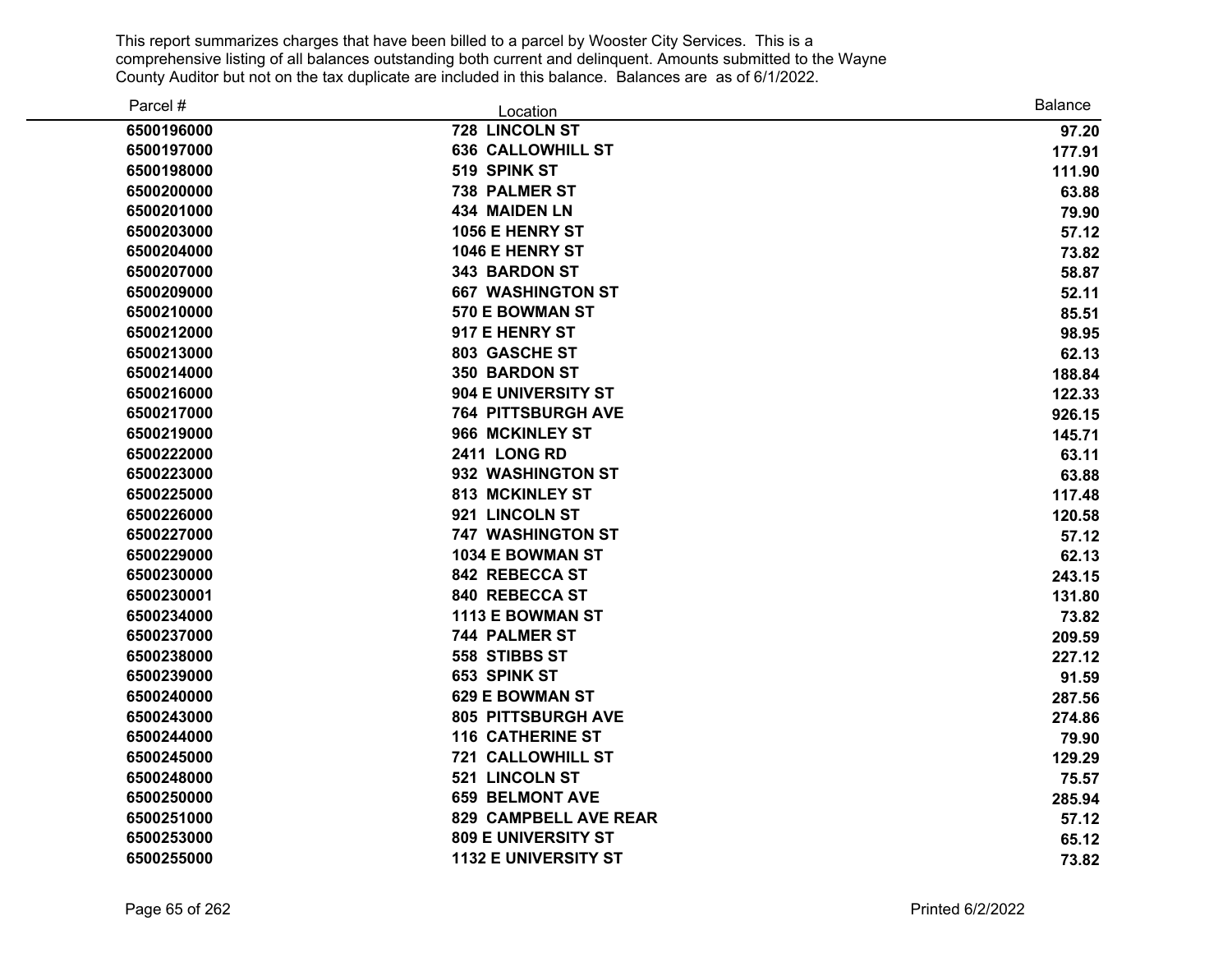This report summarizes charges that have been billed to a parcel by Wooster City Services. This is a comprehensive listing of all balances outstanding both current and delinquent. Amounts submitted to the Wayne County Auditor but not on the tax duplicate are included in this balance. Balances are as of 6/1/2022.

| Parcel # | Location | Balance |
|---|---|---|
| 6500196000 | 728 LINCOLN ST | 97.20 |
| 6500197000 | 636 CALLOWHILL ST | 177.91 |
| 6500198000 | 519 SPINK ST | 111.90 |
| 6500200000 | 738 PALMER ST | 63.88 |
| 6500201000 | 434 MAIDEN LN | 79.90 |
| 6500203000 | 1056 E HENRY ST | 57.12 |
| 6500204000 | 1046 E HENRY ST | 73.82 |
| 6500207000 | 343 BARDON ST | 58.87 |
| 6500209000 | 667 WASHINGTON ST | 52.11 |
| 6500210000 | 570 E BOWMAN ST | 85.51 |
| 6500212000 | 917 E HENRY ST | 98.95 |
| 6500213000 | 803 GASCHE ST | 62.13 |
| 6500214000 | 350 BARDON ST | 188.84 |
| 6500216000 | 904 E UNIVERSITY ST | 122.33 |
| 6500217000 | 764 PITTSBURGH AVE | 926.15 |
| 6500219000 | 966 MCKINLEY ST | 145.71 |
| 6500222000 | 2411 LONG RD | 63.11 |
| 6500223000 | 932 WASHINGTON ST | 63.88 |
| 6500225000 | 813 MCKINLEY ST | 117.48 |
| 6500226000 | 921 LINCOLN ST | 120.58 |
| 6500227000 | 747 WASHINGTON ST | 57.12 |
| 6500229000 | 1034 E BOWMAN ST | 62.13 |
| 6500230000 | 842 REBECCA ST | 243.15 |
| 6500230001 | 840 REBECCA ST | 131.80 |
| 6500234000 | 1113 E BOWMAN ST | 73.82 |
| 6500237000 | 744 PALMER ST | 209.59 |
| 6500238000 | 558 STIBBS ST | 227.12 |
| 6500239000 | 653 SPINK ST | 91.59 |
| 6500240000 | 629 E BOWMAN ST | 287.56 |
| 6500243000 | 805 PITTSBURGH AVE | 274.86 |
| 6500244000 | 116 CATHERINE ST | 79.90 |
| 6500245000 | 721 CALLOWHILL ST | 129.29 |
| 6500248000 | 521 LINCOLN ST | 75.57 |
| 6500250000 | 659 BELMONT AVE | 285.94 |
| 6500251000 | 829 CAMPBELL AVE REAR | 57.12 |
| 6500253000 | 809 E UNIVERSITY ST | 65.12 |
| 6500255000 | 1132 E UNIVERSITY ST | 73.82 |

Printed 6/2/2022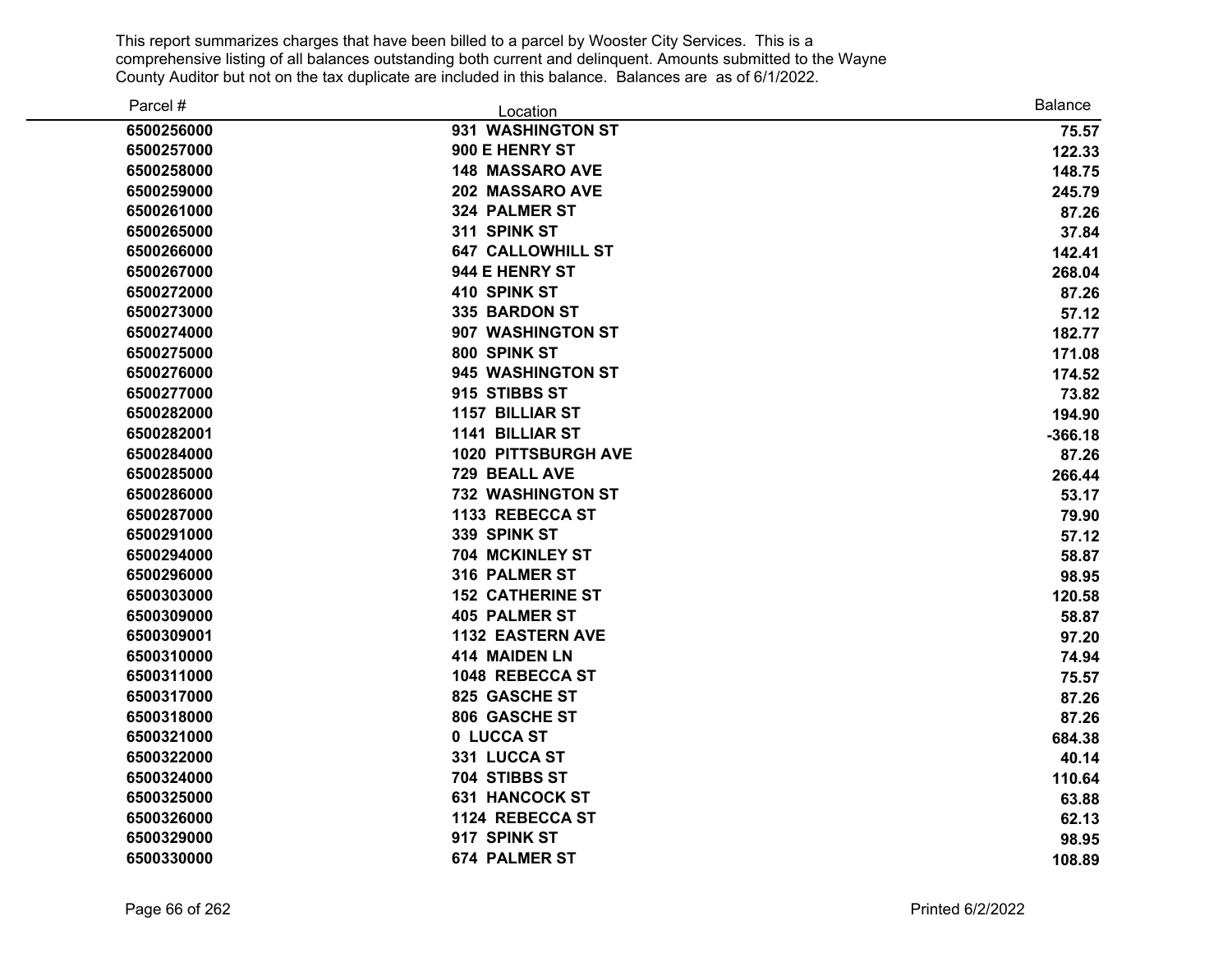This report summarizes charges that have been billed to a parcel by Wooster City Services. This is a comprehensive listing of all balances outstanding both current and delinquent. Amounts submitted to the Wayne County Auditor but not on the tax duplicate are included in this balance. Balances are as of 6/1/2022.

| Parcel # | Location | Balance |
|---|---|---|
| 6500256000 | 931 WASHINGTON ST | 75.57 |
| 6500257000 | 900 E HENRY ST | 122.33 |
| 6500258000 | 148 MASSARO AVE | 148.75 |
| 6500259000 | 202 MASSARO AVE | 245.79 |
| 6500261000 | 324 PALMER ST | 87.26 |
| 6500265000 | 311 SPINK ST | 37.84 |
| 6500266000 | 647 CALLOWHILL ST | 142.41 |
| 6500267000 | 944 E HENRY ST | 268.04 |
| 6500272000 | 410 SPINK ST | 87.26 |
| 6500273000 | 335 BARDON ST | 57.12 |
| 6500274000 | 907 WASHINGTON ST | 182.77 |
| 6500275000 | 800 SPINK ST | 171.08 |
| 6500276000 | 945 WASHINGTON ST | 174.52 |
| 6500277000 | 915 STIBBS ST | 73.82 |
| 6500282000 | 1157 BILLIAR ST | 194.90 |
| 6500282001 | 1141 BILLIAR ST | -366.18 |
| 6500284000 | 1020 PITTSBURGH AVE | 87.26 |
| 6500285000 | 729 BEALL AVE | 266.44 |
| 6500286000 | 732 WASHINGTON ST | 53.17 |
| 6500287000 | 1133 REBECCA ST | 79.90 |
| 6500291000 | 339 SPINK ST | 57.12 |
| 6500294000 | 704 MCKINLEY ST | 58.87 |
| 6500296000 | 316 PALMER ST | 98.95 |
| 6500303000 | 152 CATHERINE ST | 120.58 |
| 6500309000 | 405 PALMER ST | 58.87 |
| 6500309001 | 1132 EASTERN AVE | 97.20 |
| 6500310000 | 414 MAIDEN LN | 74.94 |
| 6500311000 | 1048 REBECCA ST | 75.57 |
| 6500317000 | 825 GASCHE ST | 87.26 |
| 6500318000 | 806 GASCHE ST | 87.26 |
| 6500321000 | 0 LUCCA ST | 684.38 |
| 6500322000 | 331 LUCCA ST | 40.14 |
| 6500324000 | 704 STIBBS ST | 110.64 |
| 6500325000 | 631 HANCOCK ST | 63.88 |
| 6500326000 | 1124 REBECCA ST | 62.13 |
| 6500329000 | 917 SPINK ST | 98.95 |
| 6500330000 | 674 PALMER ST | 108.89 |

Printed 6/2/2022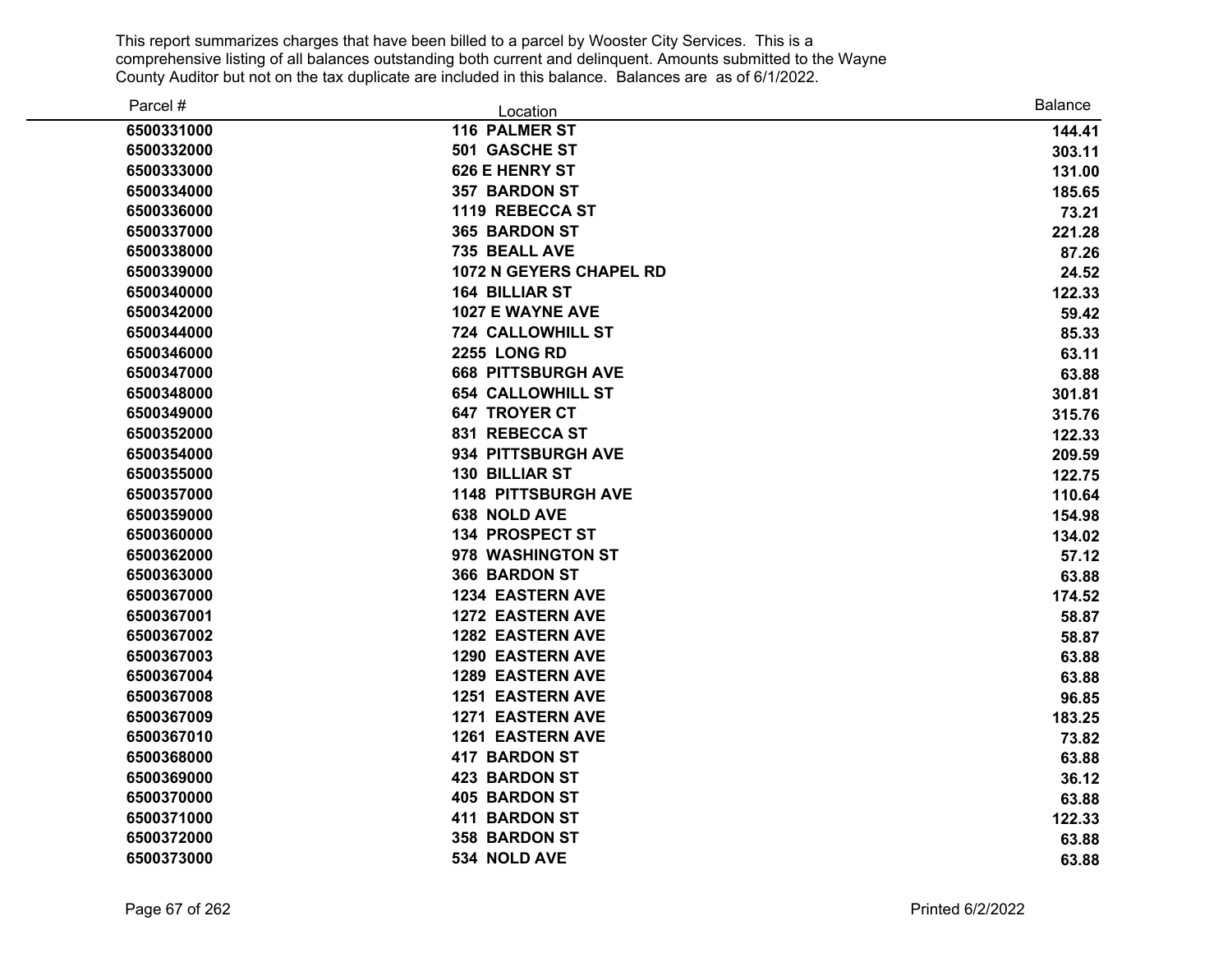This report summarizes charges that have been billed to a parcel by Wooster City Services. This is a comprehensive listing of all balances outstanding both current and delinquent. Amounts submitted to the Wayne County Auditor but not on the tax duplicate are included in this balance. Balances are as of 6/1/2022.

| Parcel # | Location | Balance |
|---|---|---|
| 6500331000 | 116 PALMER ST | 144.41 |
| 6500332000 | 501 GASCHE ST | 303.11 |
| 6500333000 | 626 E HENRY ST | 131.00 |
| 6500334000 | 357 BARDON ST | 185.65 |
| 6500336000 | 1119 REBECCA ST | 73.21 |
| 6500337000 | 365 BARDON ST | 221.28 |
| 6500338000 | 735 BEALL AVE | 87.26 |
| 6500339000 | 1072 N GEYERS CHAPEL RD | 24.52 |
| 6500340000 | 164 BILLIAR ST | 122.33 |
| 6500342000 | 1027 E WAYNE AVE | 59.42 |
| 6500344000 | 724 CALLOWHILL ST | 85.33 |
| 6500346000 | 2255 LONG RD | 63.11 |
| 6500347000 | 668 PITTSBURGH AVE | 63.88 |
| 6500348000 | 654 CALLOWHILL ST | 301.81 |
| 6500349000 | 647 TROYER CT | 315.76 |
| 6500352000 | 831 REBECCA ST | 122.33 |
| 6500354000 | 934 PITTSBURGH AVE | 209.59 |
| 6500355000 | 130 BILLIAR ST | 122.75 |
| 6500357000 | 1148 PITTSBURGH AVE | 110.64 |
| 6500359000 | 638 NOLD AVE | 154.98 |
| 6500360000 | 134 PROSPECT ST | 134.02 |
| 6500362000 | 978 WASHINGTON ST | 57.12 |
| 6500363000 | 366 BARDON ST | 63.88 |
| 6500367000 | 1234 EASTERN AVE | 174.52 |
| 6500367001 | 1272 EASTERN AVE | 58.87 |
| 6500367002 | 1282 EASTERN AVE | 58.87 |
| 6500367003 | 1290 EASTERN AVE | 63.88 |
| 6500367004 | 1289 EASTERN AVE | 63.88 |
| 6500367008 | 1251 EASTERN AVE | 96.85 |
| 6500367009 | 1271 EASTERN AVE | 183.25 |
| 6500367010 | 1261 EASTERN AVE | 73.82 |
| 6500368000 | 417 BARDON ST | 63.88 |
| 6500369000 | 423 BARDON ST | 36.12 |
| 6500370000 | 405 BARDON ST | 63.88 |
| 6500371000 | 411 BARDON ST | 122.33 |
| 6500372000 | 358 BARDON ST | 63.88 |
| 6500373000 | 534 NOLD AVE | 63.88 |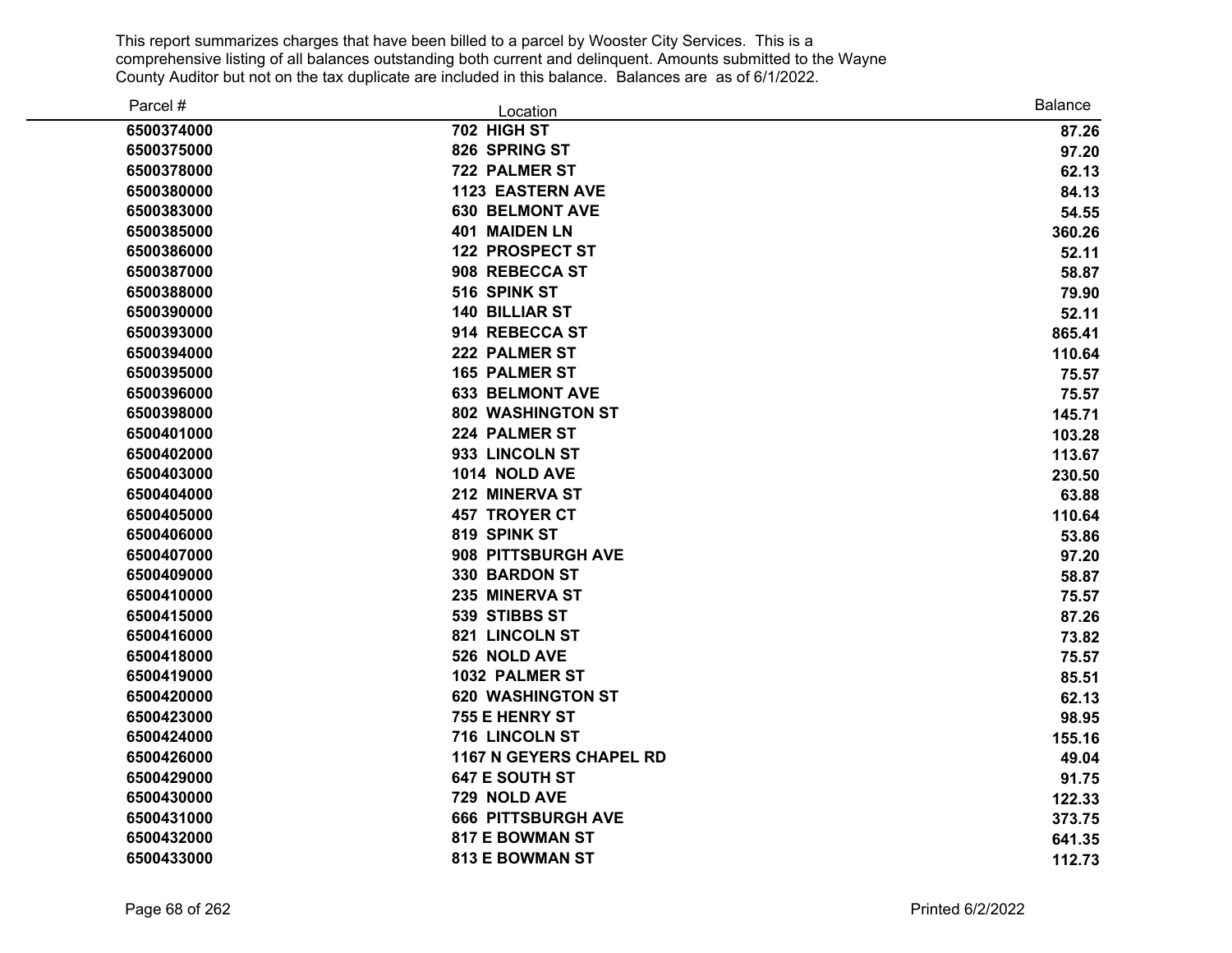This report summarizes charges that have been billed to a parcel by Wooster City Services. This is a comprehensive listing of all balances outstanding both current and delinquent. Amounts submitted to the Wayne County Auditor but not on the tax duplicate are included in this balance. Balances are as of 6/1/2022.

| Parcel # | Location | Balance |
|---|---|---|
| 6500374000 | 702 HIGH ST | 87.26 |
| 6500375000 | 826 SPRING ST | 97.20 |
| 6500378000 | 722 PALMER ST | 62.13 |
| 6500380000 | 1123 EASTERN AVE | 84.13 |
| 6500383000 | 630 BELMONT AVE | 54.55 |
| 6500385000 | 401 MAIDEN LN | 360.26 |
| 6500386000 | 122 PROSPECT ST | 52.11 |
| 6500387000 | 908 REBECCA ST | 58.87 |
| 6500388000 | 516 SPINK ST | 79.90 |
| 6500390000 | 140 BILLIAR ST | 52.11 |
| 6500393000 | 914 REBECCA ST | 865.41 |
| 6500394000 | 222 PALMER ST | 110.64 |
| 6500395000 | 165 PALMER ST | 75.57 |
| 6500396000 | 633 BELMONT AVE | 75.57 |
| 6500398000 | 802 WASHINGTON ST | 145.71 |
| 6500401000 | 224 PALMER ST | 103.28 |
| 6500402000 | 933 LINCOLN ST | 113.67 |
| 6500403000 | 1014 NOLD AVE | 230.50 |
| 6500404000 | 212 MINERVA ST | 63.88 |
| 6500405000 | 457 TROYER CT | 110.64 |
| 6500406000 | 819 SPINK ST | 53.86 |
| 6500407000 | 908 PITTSBURGH AVE | 97.20 |
| 6500409000 | 330 BARDON ST | 58.87 |
| 6500410000 | 235 MINERVA ST | 75.57 |
| 6500415000 | 539 STIBBS ST | 87.26 |
| 6500416000 | 821 LINCOLN ST | 73.82 |
| 6500418000 | 526 NOLD AVE | 75.57 |
| 6500419000 | 1032 PALMER ST | 85.51 |
| 6500420000 | 620 WASHINGTON ST | 62.13 |
| 6500423000 | 755 E HENRY ST | 98.95 |
| 6500424000 | 716 LINCOLN ST | 155.16 |
| 6500426000 | 1167 N GEYERS CHAPEL RD | 49.04 |
| 6500429000 | 647 E SOUTH ST | 91.75 |
| 6500430000 | 729 NOLD AVE | 122.33 |
| 6500431000 | 666 PITTSBURGH AVE | 373.75 |
| 6500432000 | 817 E BOWMAN ST | 641.35 |
| 6500433000 | 813 E BOWMAN ST | 112.73 |

Printed 6/2/2022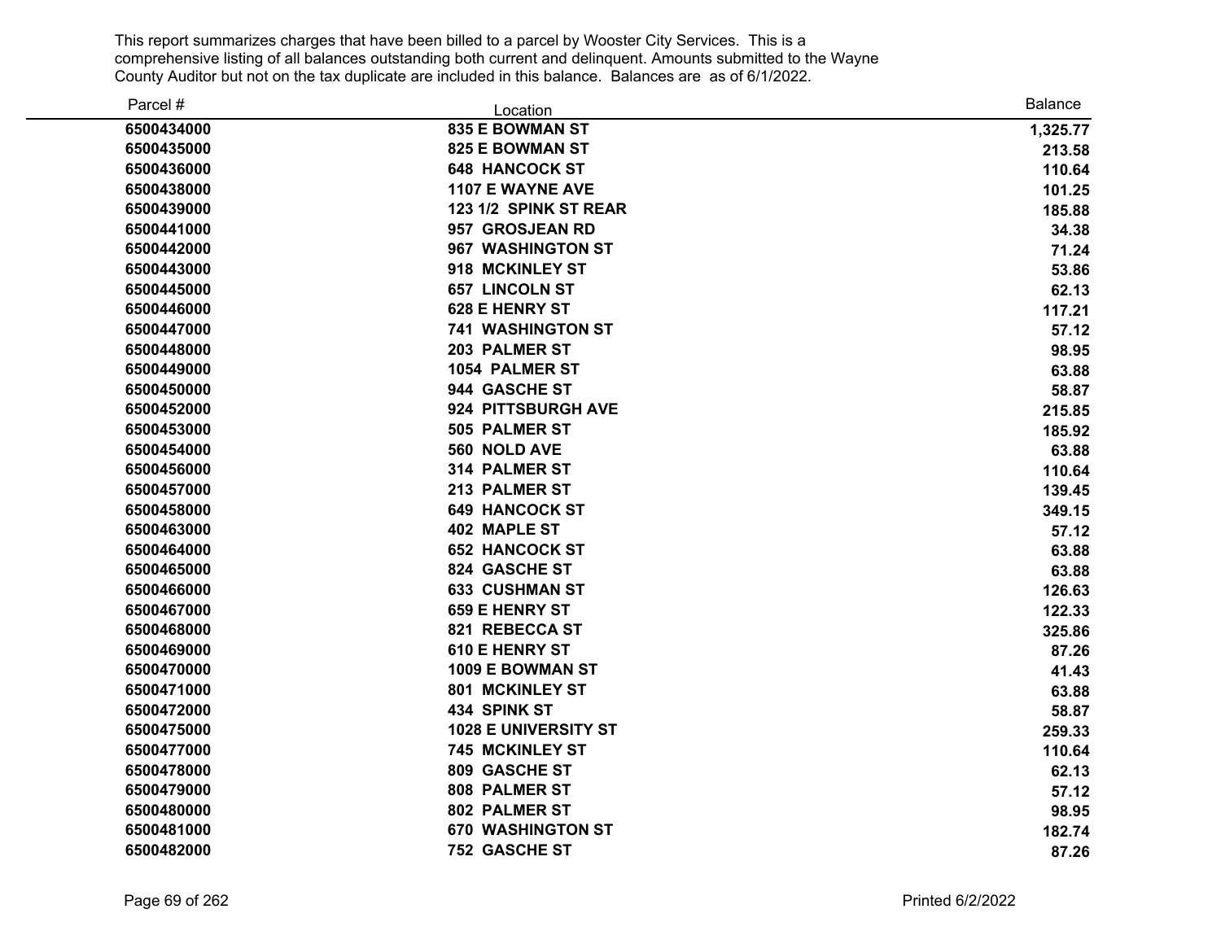This report summarizes charges that have been billed to a parcel by Wooster City Services. This is a comprehensive listing of all balances outstanding both current and delinquent. Amounts submitted to the Wayne County Auditor but not on the tax duplicate are included in this balance. Balances are as of 6/1/2022.

| Parcel # | Location | Balance |
|---|---|---|
| 6500434000 | 835 E BOWMAN ST | 1,325.77 |
| 6500435000 | 825 E BOWMAN ST | 213.58 |
| 6500436000 | 648 HANCOCK ST | 110.64 |
| 6500438000 | 1107 E WAYNE AVE | 101.25 |
| 6500439000 | 123 1/2 SPINK ST REAR | 185.88 |
| 6500441000 | 957 GROSJEAN RD | 34.38 |
| 6500442000 | 967 WASHINGTON ST | 71.24 |
| 6500443000 | 918 MCKINLEY ST | 53.86 |
| 6500445000 | 657 LINCOLN ST | 62.13 |
| 6500446000 | 628 E HENRY ST | 117.21 |
| 6500447000 | 741 WASHINGTON ST | 57.12 |
| 6500448000 | 203 PALMER ST | 98.95 |
| 6500449000 | 1054 PALMER ST | 63.88 |
| 6500450000 | 944 GASCHE ST | 58.87 |
| 6500452000 | 924 PITTSBURGH AVE | 215.85 |
| 6500453000 | 505 PALMER ST | 185.92 |
| 6500454000 | 560 NOLD AVE | 63.88 |
| 6500456000 | 314 PALMER ST | 110.64 |
| 6500457000 | 213 PALMER ST | 139.45 |
| 6500458000 | 649 HANCOCK ST | 349.15 |
| 6500463000 | 402 MAPLE ST | 57.12 |
| 6500464000 | 652 HANCOCK ST | 63.88 |
| 6500465000 | 824 GASCHE ST | 63.88 |
| 6500466000 | 633 CUSHMAN ST | 126.63 |
| 6500467000 | 659 E HENRY ST | 122.33 |
| 6500468000 | 821 REBECCA ST | 325.86 |
| 6500469000 | 610 E HENRY ST | 87.26 |
| 6500470000 | 1009 E BOWMAN ST | 41.43 |
| 6500471000 | 801 MCKINLEY ST | 63.88 |
| 6500472000 | 434 SPINK ST | 58.87 |
| 6500475000 | 1028 E UNIVERSITY ST | 259.33 |
| 6500477000 | 745 MCKINLEY ST | 110.64 |
| 6500478000 | 809 GASCHE ST | 62.13 |
| 6500479000 | 808 PALMER ST | 57.12 |
| 6500480000 | 802 PALMER ST | 98.95 |
| 6500481000 | 670 WASHINGTON ST | 182.74 |
| 6500482000 | 752 GASCHE ST | 87.26 |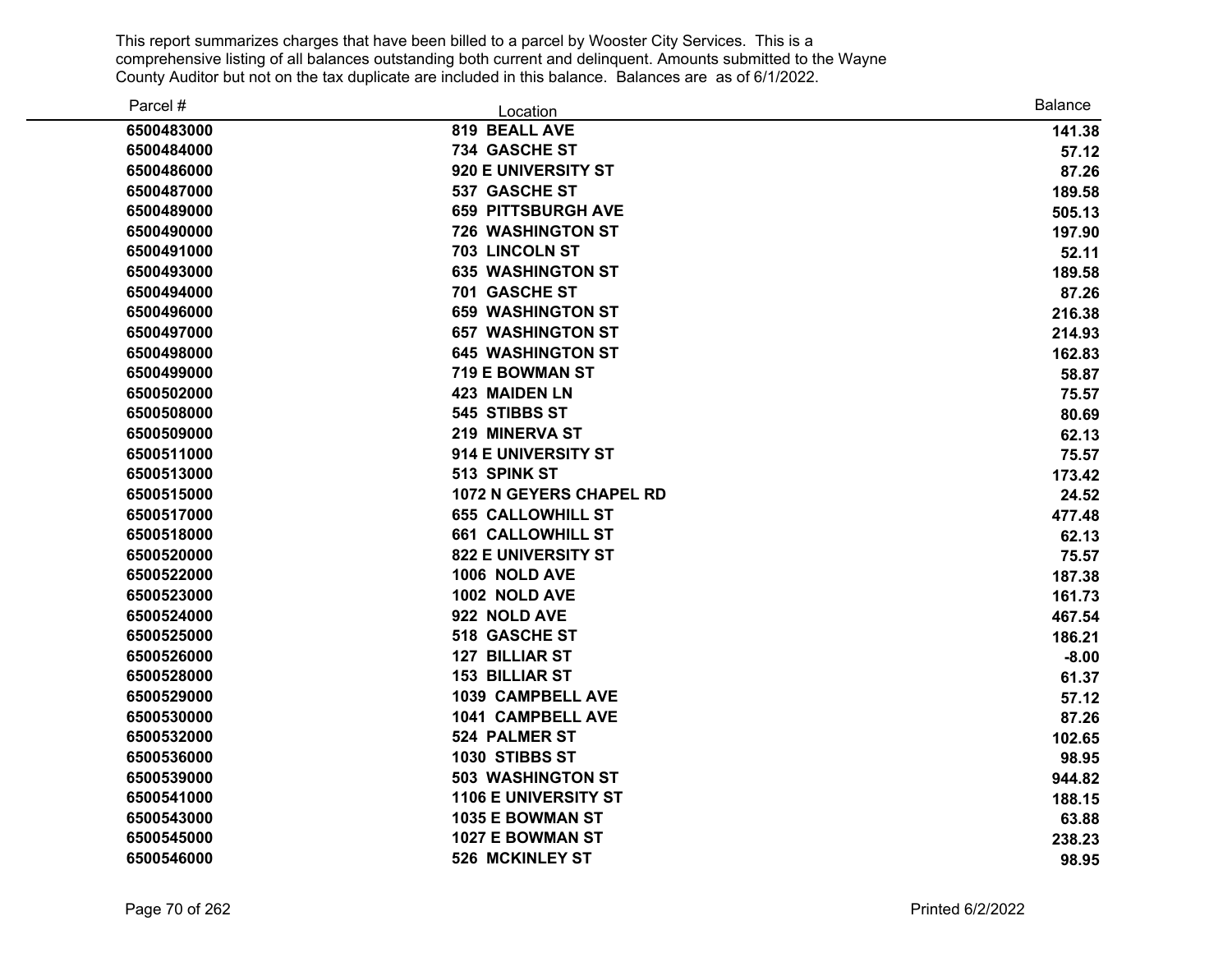This report summarizes charges that have been billed to a parcel by Wooster City Services. This is a comprehensive listing of all balances outstanding both current and delinquent. Amounts submitted to the Wayne County Auditor but not on the tax duplicate are included in this balance. Balances are as of 6/1/2022.

| Parcel # | Location | Balance |
|---|---|---|
| 6500483000 | 819 BEALL AVE | 141.38 |
| 6500484000 | 734 GASCHE ST | 57.12 |
| 6500486000 | 920 E UNIVERSITY ST | 87.26 |
| 6500487000 | 537 GASCHE ST | 189.58 |
| 6500489000 | 659 PITTSBURGH AVE | 505.13 |
| 6500490000 | 726 WASHINGTON ST | 197.90 |
| 6500491000 | 703 LINCOLN ST | 52.11 |
| 6500493000 | 635 WASHINGTON ST | 189.58 |
| 6500494000 | 701 GASCHE ST | 87.26 |
| 6500496000 | 659 WASHINGTON ST | 216.38 |
| 6500497000 | 657 WASHINGTON ST | 214.93 |
| 6500498000 | 645 WASHINGTON ST | 162.83 |
| 6500499000 | 719 E BOWMAN ST | 58.87 |
| 6500502000 | 423 MAIDEN LN | 75.57 |
| 6500508000 | 545 STIBBS ST | 80.69 |
| 6500509000 | 219 MINERVA ST | 62.13 |
| 6500511000 | 914 E UNIVERSITY ST | 75.57 |
| 6500513000 | 513 SPINK ST | 173.42 |
| 6500515000 | 1072 N GEYERS CHAPEL RD | 24.52 |
| 6500517000 | 655 CALLOWHILL ST | 477.48 |
| 6500518000 | 661 CALLOWHILL ST | 62.13 |
| 6500520000 | 822 E UNIVERSITY ST | 75.57 |
| 6500522000 | 1006 NOLD AVE | 187.38 |
| 6500523000 | 1002 NOLD AVE | 161.73 |
| 6500524000 | 922 NOLD AVE | 467.54 |
| 6500525000 | 518 GASCHE ST | 186.21 |
| 6500526000 | 127 BILLIAR ST | -8.00 |
| 6500528000 | 153 BILLIAR ST | 61.37 |
| 6500529000 | 1039 CAMPBELL AVE | 57.12 |
| 6500530000 | 1041 CAMPBELL AVE | 87.26 |
| 6500532000 | 524 PALMER ST | 102.65 |
| 6500536000 | 1030 STIBBS ST | 98.95 |
| 6500539000 | 503 WASHINGTON ST | 944.82 |
| 6500541000 | 1106 E UNIVERSITY ST | 188.15 |
| 6500543000 | 1035 E BOWMAN ST | 63.88 |
| 6500545000 | 1027 E BOWMAN ST | 238.23 |
| 6500546000 | 526 MCKINLEY ST | 98.95 |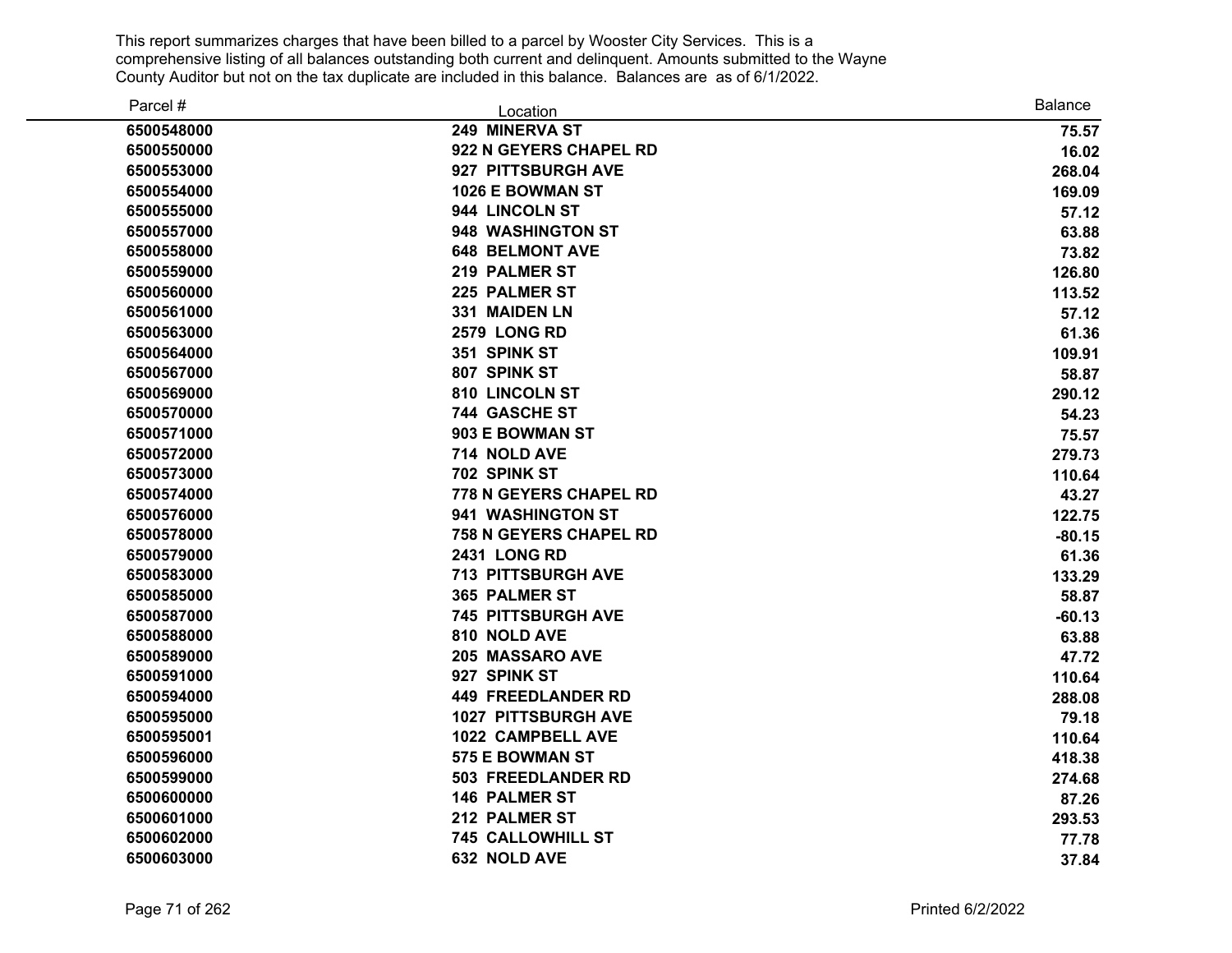This report summarizes charges that have been billed to a parcel by Wooster City Services. This is a comprehensive listing of all balances outstanding both current and delinquent. Amounts submitted to the Wayne County Auditor but not on the tax duplicate are included in this balance. Balances are as of 6/1/2022.

| Parcel # | Location | Balance |
|---|---|---|
| 6500548000 | 249 MINERVA ST | 75.57 |
| 6500550000 | 922 N GEYERS CHAPEL RD | 16.02 |
| 6500553000 | 927 PITTSBURGH AVE | 268.04 |
| 6500554000 | 1026 E BOWMAN ST | 169.09 |
| 6500555000 | 944 LINCOLN ST | 57.12 |
| 6500557000 | 948 WASHINGTON ST | 63.88 |
| 6500558000 | 648 BELMONT AVE | 73.82 |
| 6500559000 | 219 PALMER ST | 126.80 |
| 6500560000 | 225 PALMER ST | 113.52 |
| 6500561000 | 331 MAIDEN LN | 57.12 |
| 6500563000 | 2579 LONG RD | 61.36 |
| 6500564000 | 351 SPINK ST | 109.91 |
| 6500567000 | 807 SPINK ST | 58.87 |
| 6500569000 | 810 LINCOLN ST | 290.12 |
| 6500570000 | 744 GASCHE ST | 54.23 |
| 6500571000 | 903 E BOWMAN ST | 75.57 |
| 6500572000 | 714 NOLD AVE | 279.73 |
| 6500573000 | 702 SPINK ST | 110.64 |
| 6500574000 | 778 N GEYERS CHAPEL RD | 43.27 |
| 6500576000 | 941 WASHINGTON ST | 122.75 |
| 6500578000 | 758 N GEYERS CHAPEL RD | -80.15 |
| 6500579000 | 2431 LONG RD | 61.36 |
| 6500583000 | 713 PITTSBURGH AVE | 133.29 |
| 6500585000 | 365 PALMER ST | 58.87 |
| 6500587000 | 745 PITTSBURGH AVE | -60.13 |
| 6500588000 | 810 NOLD AVE | 63.88 |
| 6500589000 | 205 MASSARO AVE | 47.72 |
| 6500591000 | 927 SPINK ST | 110.64 |
| 6500594000 | 449 FREEDLANDER RD | 288.08 |
| 6500595000 | 1027 PITTSBURGH AVE | 79.18 |
| 6500595001 | 1022 CAMPBELL AVE | 110.64 |
| 6500596000 | 575 E BOWMAN ST | 418.38 |
| 6500599000 | 503 FREEDLANDER RD | 274.68 |
| 6500600000 | 146 PALMER ST | 87.26 |
| 6500601000 | 212 PALMER ST | 293.53 |
| 6500602000 | 745 CALLOWHILL ST | 77.78 |
| 6500603000 | 632 NOLD AVE | 37.84 |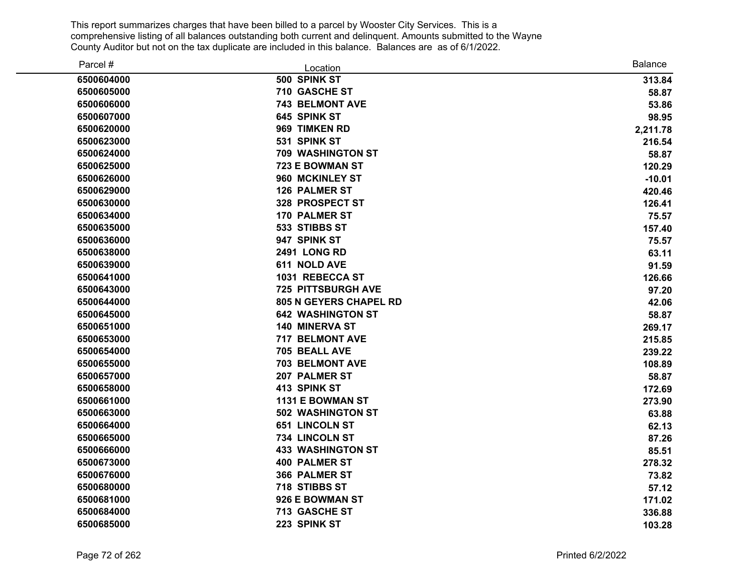This report summarizes charges that have been billed to a parcel by Wooster City Services. This is a comprehensive listing of all balances outstanding both current and delinquent. Amounts submitted to the Wayne County Auditor but not on the tax duplicate are included in this balance. Balances are as of 6/1/2022.

| Parcel # | Location | Balance |
|---|---|---|
| 6500604000 | 500 SPINK ST | 313.84 |
| 6500605000 | 710 GASCHE ST | 58.87 |
| 6500606000 | 743 BELMONT AVE | 53.86 |
| 6500607000 | 645 SPINK ST | 98.95 |
| 6500620000 | 969 TIMKEN RD | 2,211.78 |
| 6500623000 | 531 SPINK ST | 216.54 |
| 6500624000 | 709 WASHINGTON ST | 58.87 |
| 6500625000 | 723 E BOWMAN ST | 120.29 |
| 6500626000 | 960 MCKINLEY ST | -10.01 |
| 6500629000 | 126 PALMER ST | 420.46 |
| 6500630000 | 328 PROSPECT ST | 126.41 |
| 6500634000 | 170 PALMER ST | 75.57 |
| 6500635000 | 533 STIBBS ST | 157.40 |
| 6500636000 | 947 SPINK ST | 75.57 |
| 6500638000 | 2491 LONG RD | 63.11 |
| 6500639000 | 611 NOLD AVE | 91.59 |
| 6500641000 | 1031 REBECCA ST | 126.66 |
| 6500643000 | 725 PITTSBURGH AVE | 97.20 |
| 6500644000 | 805 N GEYERS CHAPEL RD | 42.06 |
| 6500645000 | 642 WASHINGTON ST | 58.87 |
| 6500651000 | 140 MINERVA ST | 269.17 |
| 6500653000 | 717 BELMONT AVE | 215.85 |
| 6500654000 | 705 BEALL AVE | 239.22 |
| 6500655000 | 703 BELMONT AVE | 108.89 |
| 6500657000 | 207 PALMER ST | 58.87 |
| 6500658000 | 413 SPINK ST | 172.69 |
| 6500661000 | 1131 E BOWMAN ST | 273.90 |
| 6500663000 | 502 WASHINGTON ST | 63.88 |
| 6500664000 | 651 LINCOLN ST | 62.13 |
| 6500665000 | 734 LINCOLN ST | 87.26 |
| 6500666000 | 433 WASHINGTON ST | 85.51 |
| 6500673000 | 400 PALMER ST | 278.32 |
| 6500676000 | 366 PALMER ST | 73.82 |
| 6500680000 | 718 STIBBS ST | 57.12 |
| 6500681000 | 926 E BOWMAN ST | 171.02 |
| 6500684000 | 713 GASCHE ST | 336.88 |
| 6500685000 | 223 SPINK ST | 103.28 |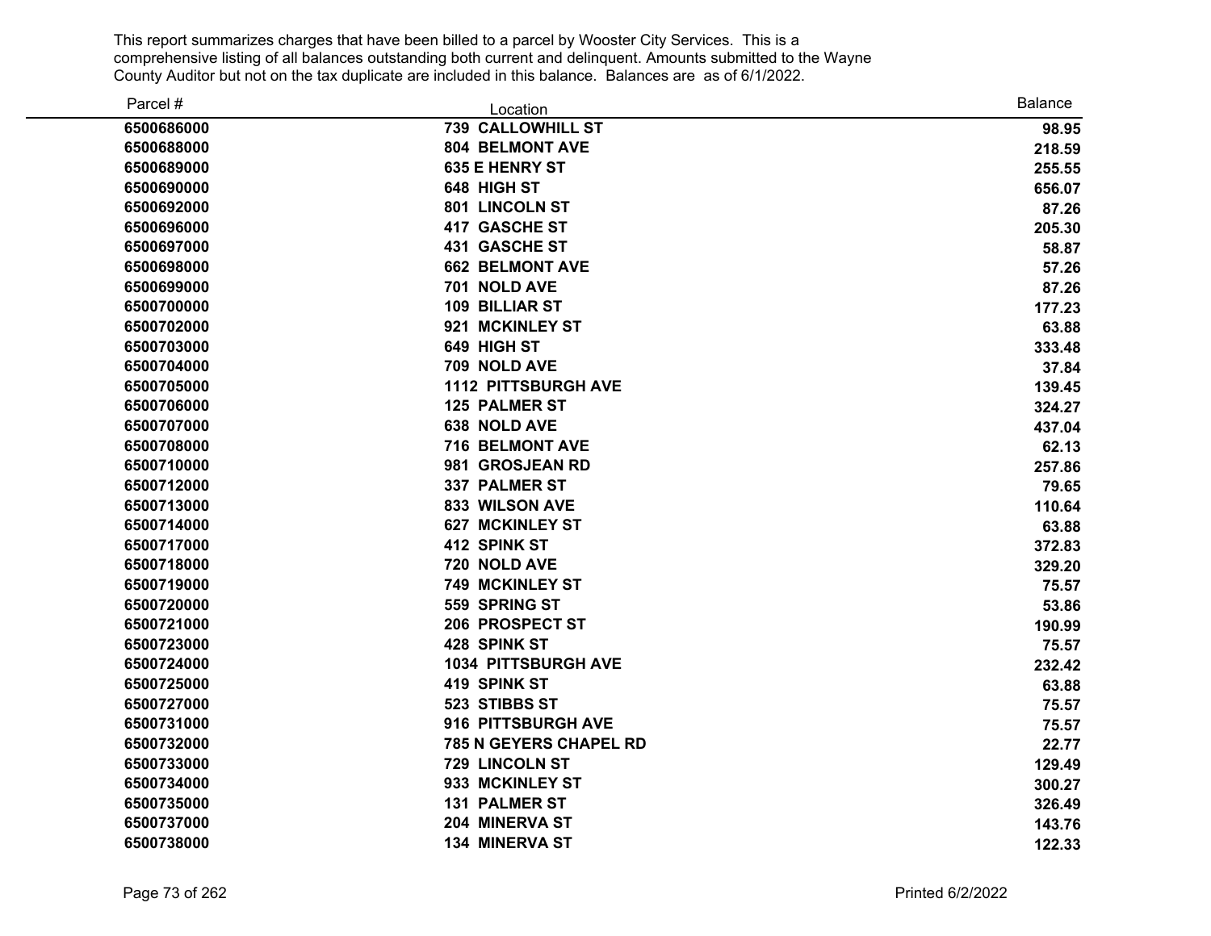This report summarizes charges that have been billed to a parcel by Wooster City Services. This is a comprehensive listing of all balances outstanding both current and delinquent. Amounts submitted to the Wayne County Auditor but not on the tax duplicate are included in this balance. Balances are as of 6/1/2022.

| Parcel # | Location | Balance |
|---|---|---|
| 6500686000 | 739 CALLOWHILL ST | 98.95 |
| 6500688000 | 804 BELMONT AVE | 218.59 |
| 6500689000 | 635 E HENRY ST | 255.55 |
| 6500690000 | 648 HIGH ST | 656.07 |
| 6500692000 | 801 LINCOLN ST | 87.26 |
| 6500696000 | 417 GASCHE ST | 205.30 |
| 6500697000 | 431 GASCHE ST | 58.87 |
| 6500698000 | 662 BELMONT AVE | 57.26 |
| 6500699000 | 701 NOLD AVE | 87.26 |
| 6500700000 | 109 BILLIAR ST | 177.23 |
| 6500702000 | 921 MCKINLEY ST | 63.88 |
| 6500703000 | 649 HIGH ST | 333.48 |
| 6500704000 | 709 NOLD AVE | 37.84 |
| 6500705000 | 1112 PITTSBURGH AVE | 139.45 |
| 6500706000 | 125 PALMER ST | 324.27 |
| 6500707000 | 638 NOLD AVE | 437.04 |
| 6500708000 | 716 BELMONT AVE | 62.13 |
| 6500710000 | 981 GROSJEAN RD | 257.86 |
| 6500712000 | 337 PALMER ST | 79.65 |
| 6500713000 | 833 WILSON AVE | 110.64 |
| 6500714000 | 627 MCKINLEY ST | 63.88 |
| 6500717000 | 412 SPINK ST | 372.83 |
| 6500718000 | 720 NOLD AVE | 329.20 |
| 6500719000 | 749 MCKINLEY ST | 75.57 |
| 6500720000 | 559 SPRING ST | 53.86 |
| 6500721000 | 206 PROSPECT ST | 190.99 |
| 6500723000 | 428 SPINK ST | 75.57 |
| 6500724000 | 1034 PITTSBURGH AVE | 232.42 |
| 6500725000 | 419 SPINK ST | 63.88 |
| 6500727000 | 523 STIBBS ST | 75.57 |
| 6500731000 | 916 PITTSBURGH AVE | 75.57 |
| 6500732000 | 785 N GEYERS CHAPEL RD | 22.77 |
| 6500733000 | 729 LINCOLN ST | 129.49 |
| 6500734000 | 933 MCKINLEY ST | 300.27 |
| 6500735000 | 131 PALMER ST | 326.49 |
| 6500737000 | 204 MINERVA ST | 143.76 |
| 6500738000 | 134 MINERVA ST | 122.33 |

Printed 6/2/2022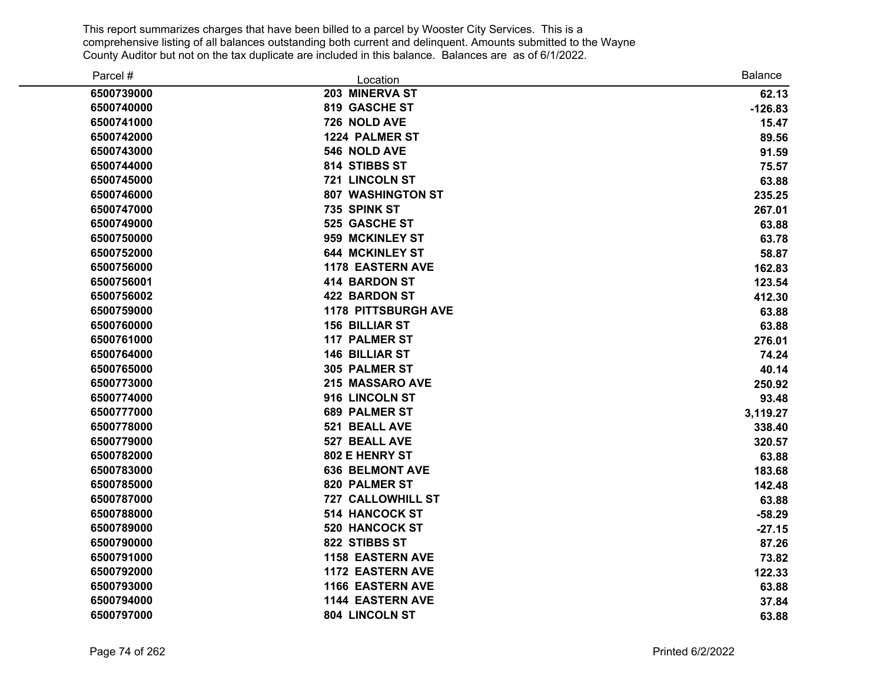This report summarizes charges that have been billed to a parcel by Wooster City Services. This is a comprehensive listing of all balances outstanding both current and delinquent. Amounts submitted to the Wayne County Auditor but not on the tax duplicate are included in this balance. Balances are as of 6/1/2022.

| Parcel # | Location | Balance |
|---|---|---|
| 6500739000 | 203 MINERVA ST | 62.13 |
| 6500740000 | 819 GASCHE ST | -126.83 |
| 6500741000 | 726 NOLD AVE | 15.47 |
| 6500742000 | 1224 PALMER ST | 89.56 |
| 6500743000 | 546 NOLD AVE | 91.59 |
| 6500744000 | 814 STIBBS ST | 75.57 |
| 6500745000 | 721 LINCOLN ST | 63.88 |
| 6500746000 | 807 WASHINGTON ST | 235.25 |
| 6500747000 | 735 SPINK ST | 267.01 |
| 6500749000 | 525 GASCHE ST | 63.88 |
| 6500750000 | 959 MCKINLEY ST | 63.78 |
| 6500752000 | 644 MCKINLEY ST | 58.87 |
| 6500756000 | 1178 EASTERN AVE | 162.83 |
| 6500756001 | 414 BARDON ST | 123.54 |
| 6500756002 | 422 BARDON ST | 412.30 |
| 6500759000 | 1178 PITTSBURGH AVE | 63.88 |
| 6500760000 | 156 BILLIAR ST | 63.88 |
| 6500761000 | 117 PALMER ST | 276.01 |
| 6500764000 | 146 BILLIAR ST | 74.24 |
| 6500765000 | 305 PALMER ST | 40.14 |
| 6500773000 | 215 MASSARO AVE | 250.92 |
| 6500774000 | 916 LINCOLN ST | 93.48 |
| 6500777000 | 689 PALMER ST | 3,119.27 |
| 6500778000 | 521 BEALL AVE | 338.40 |
| 6500779000 | 527 BEALL AVE | 320.57 |
| 6500782000 | 802 E HENRY ST | 63.88 |
| 6500783000 | 636 BELMONT AVE | 183.68 |
| 6500785000 | 820 PALMER ST | 142.48 |
| 6500787000 | 727 CALLOWHILL ST | 63.88 |
| 6500788000 | 514 HANCOCK ST | -58.29 |
| 6500789000 | 520 HANCOCK ST | -27.15 |
| 6500790000 | 822 STIBBS ST | 87.26 |
| 6500791000 | 1158 EASTERN AVE | 73.82 |
| 6500792000 | 1172 EASTERN AVE | 122.33 |
| 6500793000 | 1166 EASTERN AVE | 63.88 |
| 6500794000 | 1144 EASTERN AVE | 37.84 |
| 6500797000 | 804 LINCOLN ST | 63.88 |

Printed 6/2/2022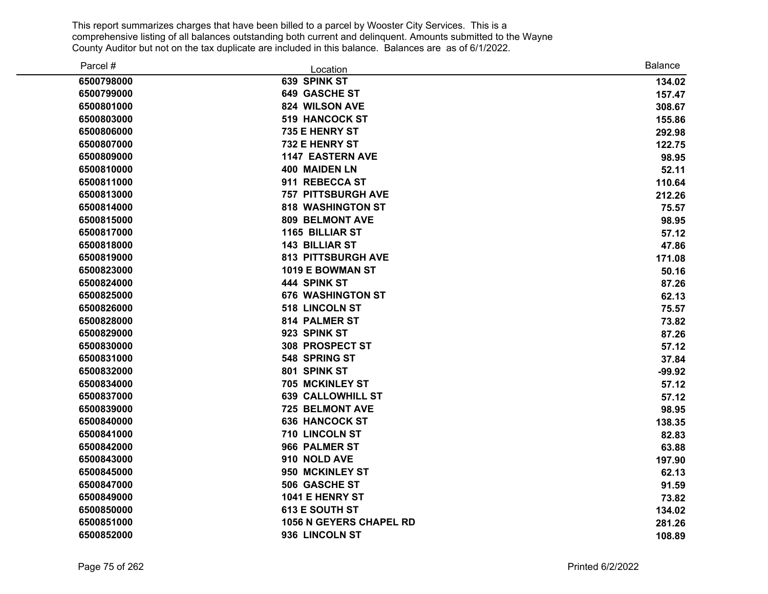This report summarizes charges that have been billed to a parcel by Wooster City Services. This is a comprehensive listing of all balances outstanding both current and delinquent. Amounts submitted to the Wayne County Auditor but not on the tax duplicate are included in this balance. Balances are as of 6/1/2022.

| Parcel # | Location | Balance |
|---|---|---|
| 6500798000 | 639 SPINK ST | 134.02 |
| 6500799000 | 649 GASCHE ST | 157.47 |
| 6500801000 | 824 WILSON AVE | 308.67 |
| 6500803000 | 519 HANCOCK ST | 155.86 |
| 6500806000 | 735 E HENRY ST | 292.98 |
| 6500807000 | 732 E HENRY ST | 122.75 |
| 6500809000 | 1147 EASTERN AVE | 98.95 |
| 6500810000 | 400 MAIDEN LN | 52.11 |
| 6500811000 | 911 REBECCA ST | 110.64 |
| 6500813000 | 757 PITTSBURGH AVE | 212.26 |
| 6500814000 | 818 WASHINGTON ST | 75.57 |
| 6500815000 | 809 BELMONT AVE | 98.95 |
| 6500817000 | 1165 BILLIAR ST | 57.12 |
| 6500818000 | 143 BILLIAR ST | 47.86 |
| 6500819000 | 813 PITTSBURGH AVE | 171.08 |
| 6500823000 | 1019 E BOWMAN ST | 50.16 |
| 6500824000 | 444 SPINK ST | 87.26 |
| 6500825000 | 676 WASHINGTON ST | 62.13 |
| 6500826000 | 518 LINCOLN ST | 75.57 |
| 6500828000 | 814 PALMER ST | 73.82 |
| 6500829000 | 923 SPINK ST | 87.26 |
| 6500830000 | 308 PROSPECT ST | 57.12 |
| 6500831000 | 548 SPRING ST | 37.84 |
| 6500832000 | 801 SPINK ST | -99.92 |
| 6500834000 | 705 MCKINLEY ST | 57.12 |
| 6500837000 | 639 CALLOWHILL ST | 57.12 |
| 6500839000 | 725 BELMONT AVE | 98.95 |
| 6500840000 | 636 HANCOCK ST | 138.35 |
| 6500841000 | 710 LINCOLN ST | 82.83 |
| 6500842000 | 966 PALMER ST | 63.88 |
| 6500843000 | 910 NOLD AVE | 197.90 |
| 6500845000 | 950 MCKINLEY ST | 62.13 |
| 6500847000 | 506 GASCHE ST | 91.59 |
| 6500849000 | 1041 E HENRY ST | 73.82 |
| 6500850000 | 613 E SOUTH ST | 134.02 |
| 6500851000 | 1056 N GEYERS CHAPEL RD | 281.26 |
| 6500852000 | 936 LINCOLN ST | 108.89 |

Printed 6/2/2022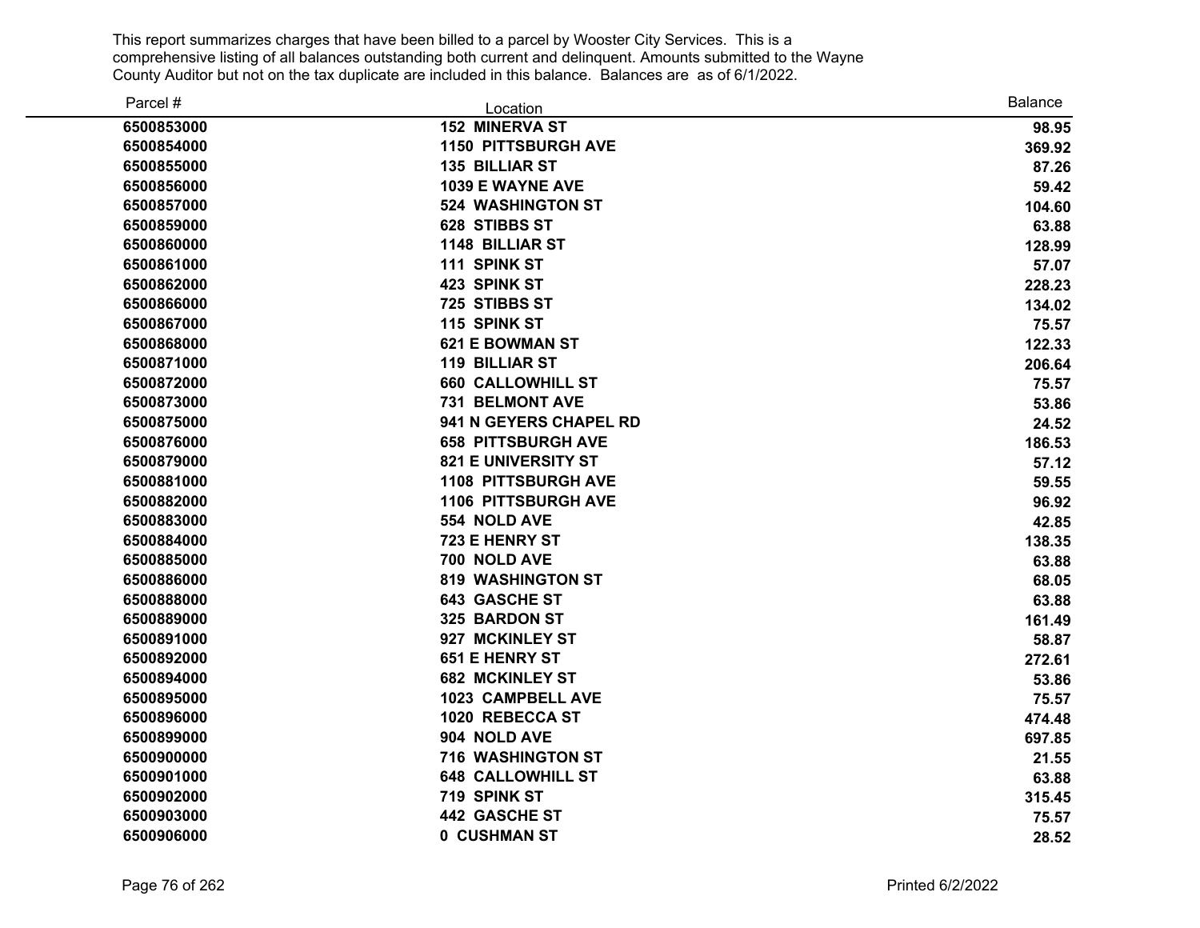This report summarizes charges that have been billed to a parcel by Wooster City Services. This is a comprehensive listing of all balances outstanding both current and delinquent. Amounts submitted to the Wayne County Auditor but not on the tax duplicate are included in this balance. Balances are as of 6/1/2022.

| Parcel # | Location | Balance |
|---|---|---|
| **6500853000** | **152 MINERVA ST** | **98.95** |
| **6500854000** | **1150 PITTSBURGH AVE** | **369.92** |
| **6500855000** | **135 BILLIAR ST** | **87.26** |
| **6500856000** | **1039 E WAYNE AVE** | **59.42** |
| **6500857000** | **524 WASHINGTON ST** | **104.60** |
| **6500859000** | **628 STIBBS ST** | **63.88** |
| **6500860000** | **1148 BILLIAR ST** | **128.99** |
| **6500861000** | **111 SPINK ST** | **57.07** |
| **6500862000** | **423 SPINK ST** | **228.23** |
| **6500866000** | **725 STIBBS ST** | **134.02** |
| **6500867000** | **115 SPINK ST** | **75.57** |
| **6500868000** | **621 E BOWMAN ST** | **122.33** |
| **6500871000** | **119 BILLIAR ST** | **206.64** |
| **6500872000** | **660 CALLOWHILL ST** | **75.57** |
| **6500873000** | **731 BELMONT AVE** | **53.86** |
| **6500875000** | **941 N GEYERS CHAPEL RD** | **24.52** |
| **6500876000** | **658 PITTSBURGH AVE** | **186.53** |
| **6500879000** | **821 E UNIVERSITY ST** | **57.12** |
| **6500881000** | **1108 PITTSBURGH AVE** | **59.55** |
| **6500882000** | **1106 PITTSBURGH AVE** | **96.92** |
| **6500883000** | **554 NOLD AVE** | **42.85** |
| **6500884000** | **723 E HENRY ST** | **138.35** |
| **6500885000** | **700 NOLD AVE** | **63.88** |
| **6500886000** | **819 WASHINGTON ST** | **68.05** |
| **6500888000** | **643 GASCHE ST** | **63.88** |
| **6500889000** | **325 BARDON ST** | **161.49** |
| **6500891000** | **927 MCKINLEY ST** | **58.87** |
| **6500892000** | **651 E HENRY ST** | **272.61** |
| **6500894000** | **682 MCKINLEY ST** | **53.86** |
| **6500895000** | **1023 CAMPBELL AVE** | **75.57** |
| **6500896000** | **1020 REBECCA ST** | **474.48** |
| **6500899000** | **904 NOLD AVE** | **697.85** |
| **6500900000** | **716 WASHINGTON ST** | **21.55** |
| **6500901000** | **648 CALLOWHILL ST** | **63.88** |
| **6500902000** | **719 SPINK ST** | **315.45** |
| **6500903000** | **442 GASCHE ST** | **75.57** |
| **6500906000** | **0 CUSHMAN ST** | **28.52** |

Printed 6/2/2022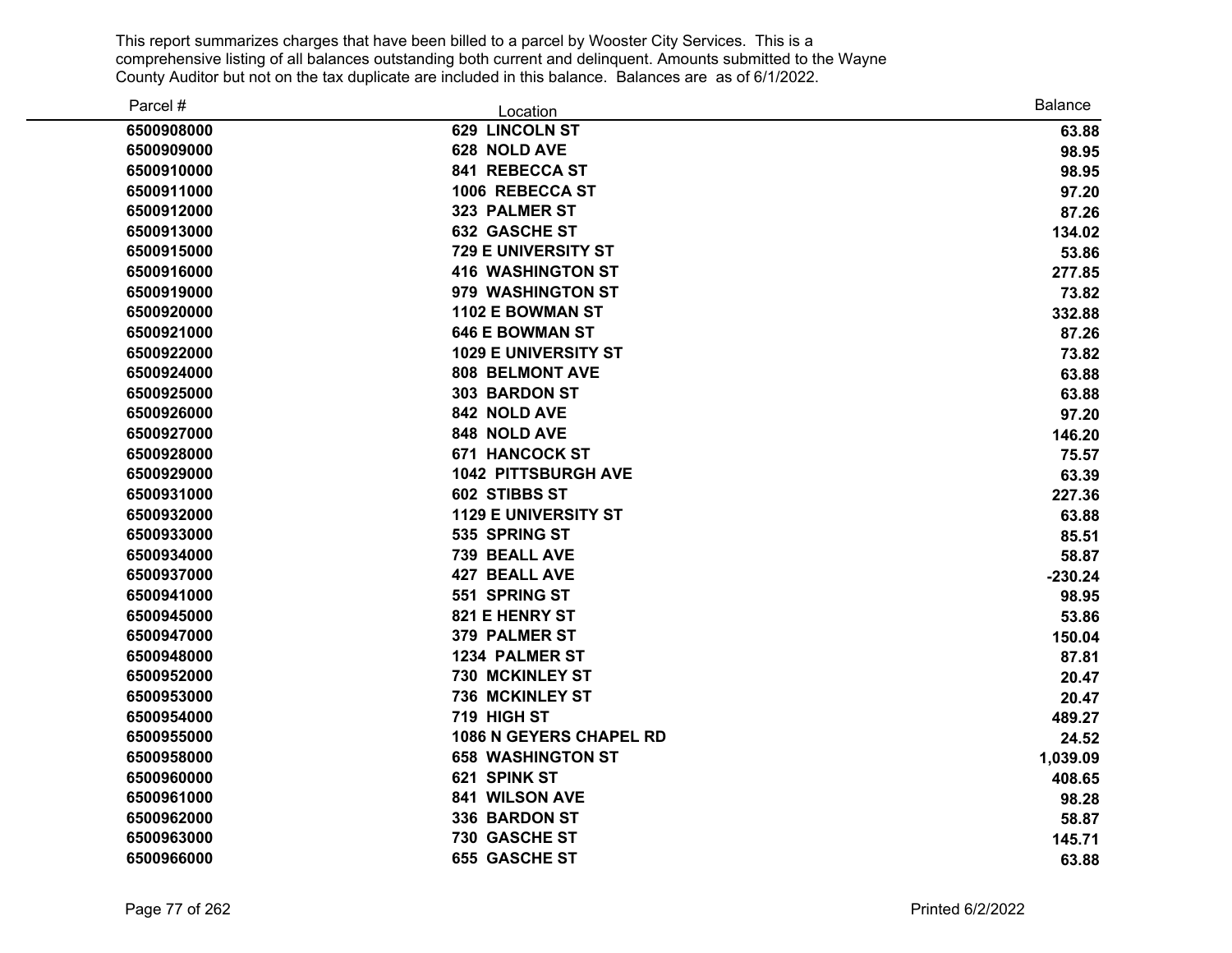This report summarizes charges that have been billed to a parcel by Wooster City Services. This is a comprehensive listing of all balances outstanding both current and delinquent. Amounts submitted to the Wayne County Auditor but not on the tax duplicate are included in this balance. Balances are as of 6/1/2022.

| Parcel # | Location | Balance |
|---|---|---|
| 6500908000 | 629 LINCOLN ST | 63.88 |
| 6500909000 | 628 NOLD AVE | 98.95 |
| 6500910000 | 841 REBECCA ST | 98.95 |
| 6500911000 | 1006 REBECCA ST | 97.20 |
| 6500912000 | 323 PALMER ST | 87.26 |
| 6500913000 | 632 GASCHE ST | 134.02 |
| 6500915000 | 729 E UNIVERSITY ST | 53.86 |
| 6500916000 | 416 WASHINGTON ST | 277.85 |
| 6500919000 | 979 WASHINGTON ST | 73.82 |
| 6500920000 | 1102 E BOWMAN ST | 332.88 |
| 6500921000 | 646 E BOWMAN ST | 87.26 |
| 6500922000 | 1029 E UNIVERSITY ST | 73.82 |
| 6500924000 | 808 BELMONT AVE | 63.88 |
| 6500925000 | 303 BARDON ST | 63.88 |
| 6500926000 | 842 NOLD AVE | 97.20 |
| 6500927000 | 848 NOLD AVE | 146.20 |
| 6500928000 | 671 HANCOCK ST | 75.57 |
| 6500929000 | 1042 PITTSBURGH AVE | 63.39 |
| 6500931000 | 602 STIBBS ST | 227.36 |
| 6500932000 | 1129 E UNIVERSITY ST | 63.88 |
| 6500933000 | 535 SPRING ST | 85.51 |
| 6500934000 | 739 BEALL AVE | 58.87 |
| 6500937000 | 427 BEALL AVE | -230.24 |
| 6500941000 | 551 SPRING ST | 98.95 |
| 6500945000 | 821 E HENRY ST | 53.86 |
| 6500947000 | 379 PALMER ST | 150.04 |
| 6500948000 | 1234 PALMER ST | 87.81 |
| 6500952000 | 730 MCKINLEY ST | 20.47 |
| 6500953000 | 736 MCKINLEY ST | 20.47 |
| 6500954000 | 719 HIGH ST | 489.27 |
| 6500955000 | 1086 N GEYERS CHAPEL RD | 24.52 |
| 6500958000 | 658 WASHINGTON ST | 1,039.09 |
| 6500960000 | 621 SPINK ST | 408.65 |
| 6500961000 | 841 WILSON AVE | 98.28 |
| 6500962000 | 336 BARDON ST | 58.87 |
| 6500963000 | 730 GASCHE ST | 145.71 |
| 6500966000 | 655 GASCHE ST | 63.88 |

Printed 6/2/2022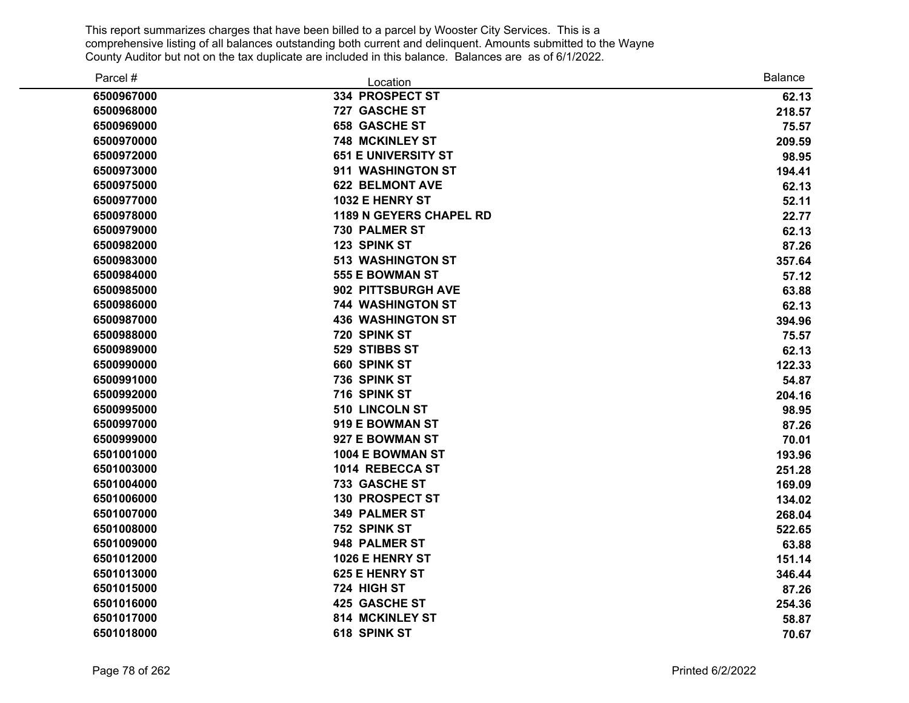This report summarizes charges that have been billed to a parcel by Wooster City Services. This is a comprehensive listing of all balances outstanding both current and delinquent. Amounts submitted to the Wayne County Auditor but not on the tax duplicate are included in this balance. Balances are as of 6/1/2022.

| Parcel # | Location | Balance |
|---|---|---|
| 6500967000 | 334 PROSPECT ST | 62.13 |
| 6500968000 | 727 GASCHE ST | 218.57 |
| 6500969000 | 658 GASCHE ST | 75.57 |
| 6500970000 | 748 MCKINLEY ST | 209.59 |
| 6500972000 | 651 E UNIVERSITY ST | 98.95 |
| 6500973000 | 911 WASHINGTON ST | 194.41 |
| 6500975000 | 622 BELMONT AVE | 62.13 |
| 6500977000 | 1032 E HENRY ST | 52.11 |
| 6500978000 | 1189 N GEYERS CHAPEL RD | 22.77 |
| 6500979000 | 730 PALMER ST | 62.13 |
| 6500982000 | 123 SPINK ST | 87.26 |
| 6500983000 | 513 WASHINGTON ST | 357.64 |
| 6500984000 | 555 E BOWMAN ST | 57.12 |
| 6500985000 | 902 PITTSBURGH AVE | 63.88 |
| 6500986000 | 744 WASHINGTON ST | 62.13 |
| 6500987000 | 436 WASHINGTON ST | 394.96 |
| 6500988000 | 720 SPINK ST | 75.57 |
| 6500989000 | 529 STIBBS ST | 62.13 |
| 6500990000 | 660 SPINK ST | 122.33 |
| 6500991000 | 736 SPINK ST | 54.87 |
| 6500992000 | 716 SPINK ST | 204.16 |
| 6500995000 | 510 LINCOLN ST | 98.95 |
| 6500997000 | 919 E BOWMAN ST | 87.26 |
| 6500999000 | 927 E BOWMAN ST | 70.01 |
| 6501001000 | 1004 E BOWMAN ST | 193.96 |
| 6501003000 | 1014 REBECCA ST | 251.28 |
| 6501004000 | 733 GASCHE ST | 169.09 |
| 6501006000 | 130 PROSPECT ST | 134.02 |
| 6501007000 | 349 PALMER ST | 268.04 |
| 6501008000 | 752 SPINK ST | 522.65 |
| 6501009000 | 948 PALMER ST | 63.88 |
| 6501012000 | 1026 E HENRY ST | 151.14 |
| 6501013000 | 625 E HENRY ST | 346.44 |
| 6501015000 | 724 HIGH ST | 87.26 |
| 6501016000 | 425 GASCHE ST | 254.36 |
| 6501017000 | 814 MCKINLEY ST | 58.87 |
| 6501018000 | 618 SPINK ST | 70.67 |

Printed 6/2/2022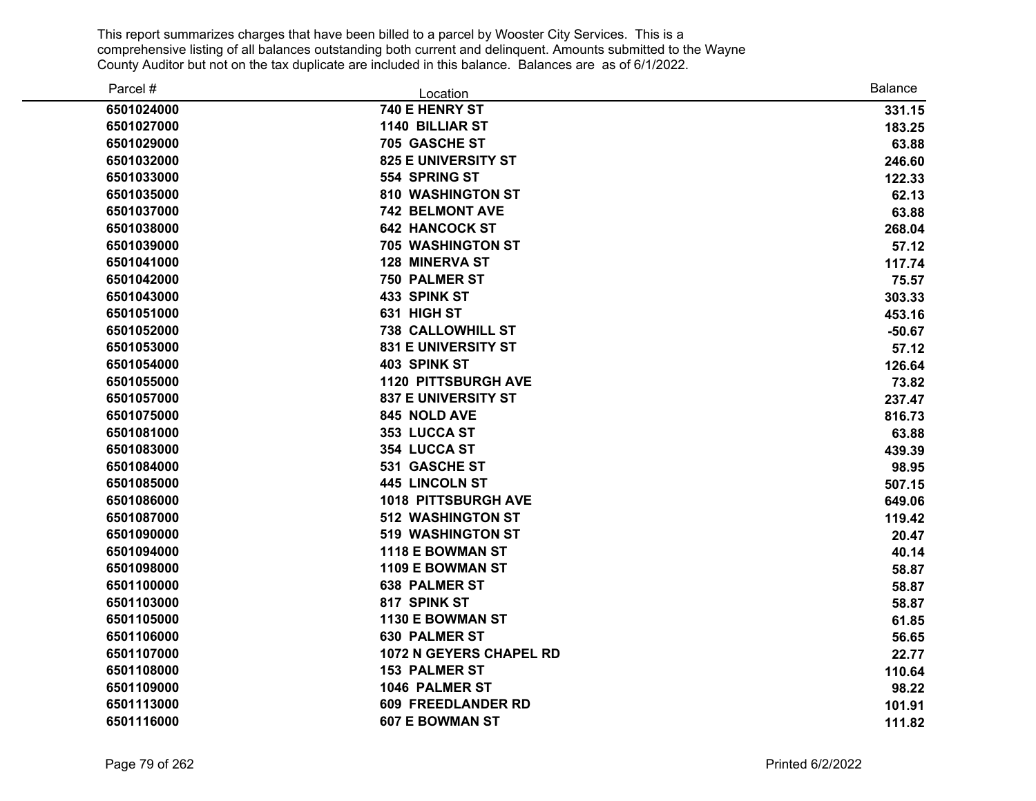This report summarizes charges that have been billed to a parcel by Wooster City Services. This is a comprehensive listing of all balances outstanding both current and delinquent. Amounts submitted to the Wayne County Auditor but not on the tax duplicate are included in this balance. Balances are as of 6/1/2022.

| Parcel # | Location | Balance |
|---|---|---|
| 6501024000 | 740 E HENRY ST | 331.15 |
| 6501027000 | 1140 BILLIAR ST | 183.25 |
| 6501029000 | 705 GASCHE ST | 63.88 |
| 6501032000 | 825 E UNIVERSITY ST | 246.60 |
| 6501033000 | 554 SPRING ST | 122.33 |
| 6501035000 | 810 WASHINGTON ST | 62.13 |
| 6501037000 | 742 BELMONT AVE | 63.88 |
| 6501038000 | 642 HANCOCK ST | 268.04 |
| 6501039000 | 705 WASHINGTON ST | 57.12 |
| 6501041000 | 128 MINERVA ST | 117.74 |
| 6501042000 | 750 PALMER ST | 75.57 |
| 6501043000 | 433 SPINK ST | 303.33 |
| 6501051000 | 631 HIGH ST | 453.16 |
| 6501052000 | 738 CALLOWHILL ST | -50.67 |
| 6501053000 | 831 E UNIVERSITY ST | 57.12 |
| 6501054000 | 403 SPINK ST | 126.64 |
| 6501055000 | 1120 PITTSBURGH AVE | 73.82 |
| 6501057000 | 837 E UNIVERSITY ST | 237.47 |
| 6501075000 | 845 NOLD AVE | 816.73 |
| 6501081000 | 353 LUCCA ST | 63.88 |
| 6501083000 | 354 LUCCA ST | 439.39 |
| 6501084000 | 531 GASCHE ST | 98.95 |
| 6501085000 | 445 LINCOLN ST | 507.15 |
| 6501086000 | 1018 PITTSBURGH AVE | 649.06 |
| 6501087000 | 512 WASHINGTON ST | 119.42 |
| 6501090000 | 519 WASHINGTON ST | 20.47 |
| 6501094000 | 1118 E BOWMAN ST | 40.14 |
| 6501098000 | 1109 E BOWMAN ST | 58.87 |
| 6501100000 | 638 PALMER ST | 58.87 |
| 6501103000 | 817 SPINK ST | 58.87 |
| 6501105000 | 1130 E BOWMAN ST | 61.85 |
| 6501106000 | 630 PALMER ST | 56.65 |
| 6501107000 | 1072 N GEYERS CHAPEL RD | 22.77 |
| 6501108000 | 153 PALMER ST | 110.64 |
| 6501109000 | 1046 PALMER ST | 98.22 |
| 6501113000 | 609 FREEDLANDER RD | 101.91 |
| 6501116000 | 607 E BOWMAN ST | 111.82 |

Printed 6/2/2022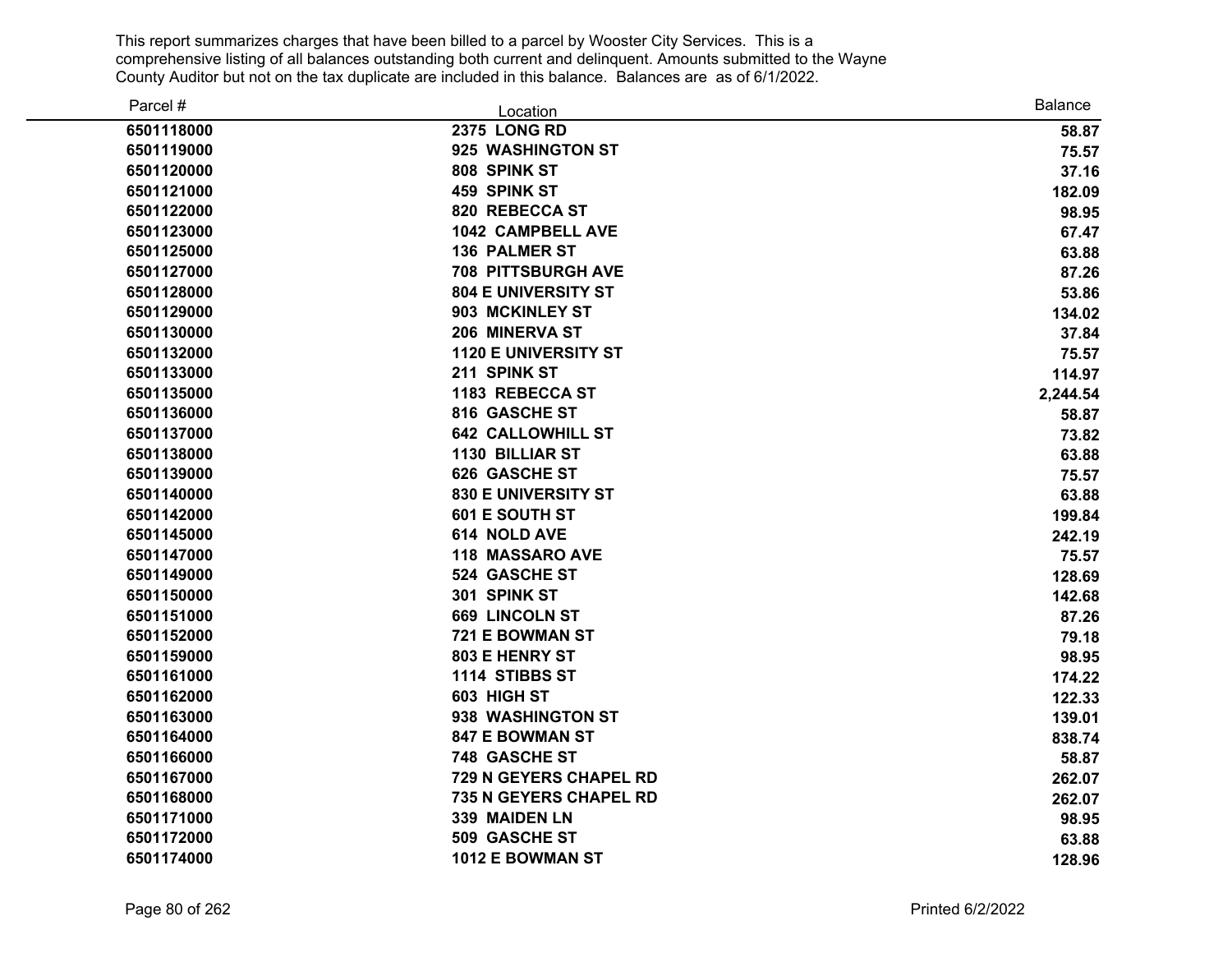This report summarizes charges that have been billed to a parcel by Wooster City Services. This is a comprehensive listing of all balances outstanding both current and delinquent. Amounts submitted to the Wayne County Auditor but not on the tax duplicate are included in this balance. Balances are as of 6/1/2022.

| Parcel # | Location | Balance |
|---|---|---|
| **6501118000** | **2375 LONG RD** | **58.87** |
| **6501119000** | **925 WASHINGTON ST** | **75.57** |
| **6501120000** | **808 SPINK ST** | **37.16** |
| **6501121000** | **459 SPINK ST** | **182.09** |
| **6501122000** | **820 REBECCA ST** | **98.95** |
| **6501123000** | **1042 CAMPBELL AVE** | **67.47** |
| **6501125000** | **136 PALMER ST** | **63.88** |
| **6501127000** | **708 PITTSBURGH AVE** | **87.26** |
| **6501128000** | **804 E UNIVERSITY ST** | **53.86** |
| **6501129000** | **903 MCKINLEY ST** | **134.02** |
| **6501130000** | **206 MINERVA ST** | **37.84** |
| **6501132000** | **1120 E UNIVERSITY ST** | **75.57** |
| **6501133000** | **211 SPINK ST** | **114.97** |
| **6501135000** | **1183 REBECCA ST** | **2,244.54** |
| **6501136000** | **816 GASCHE ST** | **58.87** |
| **6501137000** | **642 CALLOWHILL ST** | **73.82** |
| **6501138000** | **1130 BILLIAR ST** | **63.88** |
| **6501139000** | **626 GASCHE ST** | **75.57** |
| **6501140000** | **830 E UNIVERSITY ST** | **63.88** |
| **6501142000** | **601 E SOUTH ST** | **199.84** |
| **6501145000** | **614 NOLD AVE** | **242.19** |
| **6501147000** | **118 MASSARO AVE** | **75.57** |
| **6501149000** | **524 GASCHE ST** | **128.69** |
| **6501150000** | **301 SPINK ST** | **142.68** |
| **6501151000** | **669 LINCOLN ST** | **87.26** |
| **6501152000** | **721 E BOWMAN ST** | **79.18** |
| **6501159000** | **803 E HENRY ST** | **98.95** |
| **6501161000** | **1114 STIBBS ST** | **174.22** |
| **6501162000** | **603 HIGH ST** | **122.33** |
| **6501163000** | **938 WASHINGTON ST** | **139.01** |
| **6501164000** | **847 E BOWMAN ST** | **838.74** |
| **6501166000** | **748 GASCHE ST** | **58.87** |
| **6501167000** | **729 N GEYERS CHAPEL RD** | **262.07** |
| **6501168000** | **735 N GEYERS CHAPEL RD** | **262.07** |
| **6501171000** | **339 MAIDEN LN** | **98.95** |
| **6501172000** | **509 GASCHE ST** | **63.88** |
| **6501174000** | **1012 E BOWMAN ST** | **128.96** |

Printed 6/2/2022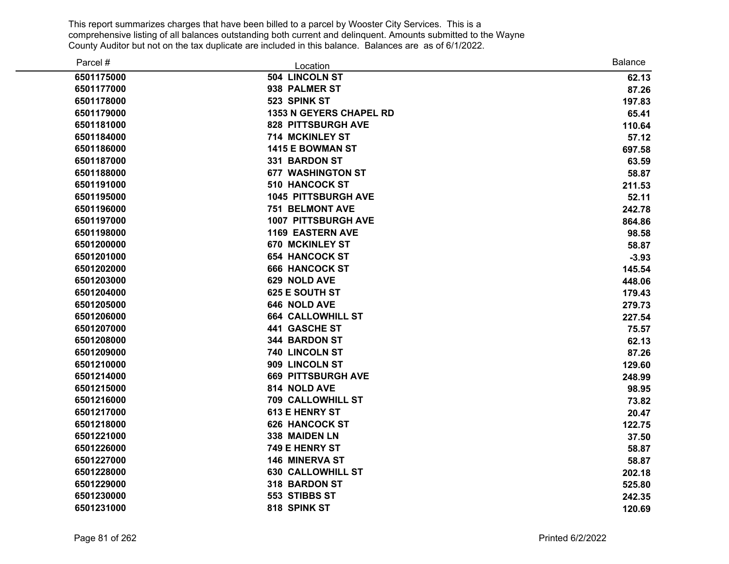This report summarizes charges that have been billed to a parcel by Wooster City Services. This is a comprehensive listing of all balances outstanding both current and delinquent. Amounts submitted to the Wayne County Auditor but not on the tax duplicate are included in this balance. Balances are as of 6/1/2022.

| Parcel # | Location | Balance |
|---|---|---|
| 6501175000 | 504 LINCOLN ST | 62.13 |
| 6501177000 | 938 PALMER ST | 87.26 |
| 6501178000 | 523 SPINK ST | 197.83 |
| 6501179000 | 1353 N GEYERS CHAPEL RD | 65.41 |
| 6501181000 | 828 PITTSBURGH AVE | 110.64 |
| 6501184000 | 714 MCKINLEY ST | 57.12 |
| 6501186000 | 1415 E BOWMAN ST | 697.58 |
| 6501187000 | 331 BARDON ST | 63.59 |
| 6501188000 | 677 WASHINGTON ST | 58.87 |
| 6501191000 | 510 HANCOCK ST | 211.53 |
| 6501195000 | 1045 PITTSBURGH AVE | 52.11 |
| 6501196000 | 751 BELMONT AVE | 242.78 |
| 6501197000 | 1007 PITTSBURGH AVE | 864.86 |
| 6501198000 | 1169 EASTERN AVE | 98.58 |
| 6501200000 | 670 MCKINLEY ST | 58.87 |
| 6501201000 | 654 HANCOCK ST | -3.93 |
| 6501202000 | 666 HANCOCK ST | 145.54 |
| 6501203000 | 629 NOLD AVE | 448.06 |
| 6501204000 | 625 E SOUTH ST | 179.43 |
| 6501205000 | 646 NOLD AVE | 279.73 |
| 6501206000 | 664 CALLOWHILL ST | 227.54 |
| 6501207000 | 441 GASCHE ST | 75.57 |
| 6501208000 | 344 BARDON ST | 62.13 |
| 6501209000 | 740 LINCOLN ST | 87.26 |
| 6501210000 | 909 LINCOLN ST | 129.60 |
| 6501214000 | 669 PITTSBURGH AVE | 248.99 |
| 6501215000 | 814 NOLD AVE | 98.95 |
| 6501216000 | 709 CALLOWHILL ST | 73.82 |
| 6501217000 | 613 E HENRY ST | 20.47 |
| 6501218000 | 626 HANCOCK ST | 122.75 |
| 6501221000 | 338 MAIDEN LN | 37.50 |
| 6501226000 | 749 E HENRY ST | 58.87 |
| 6501227000 | 146 MINERVA ST | 58.87 |
| 6501228000 | 630 CALLOWHILL ST | 202.18 |
| 6501229000 | 318 BARDON ST | 525.80 |
| 6501230000 | 553 STIBBS ST | 242.35 |
| 6501231000 | 818 SPINK ST | 120.69 |

Printed 6/2/2022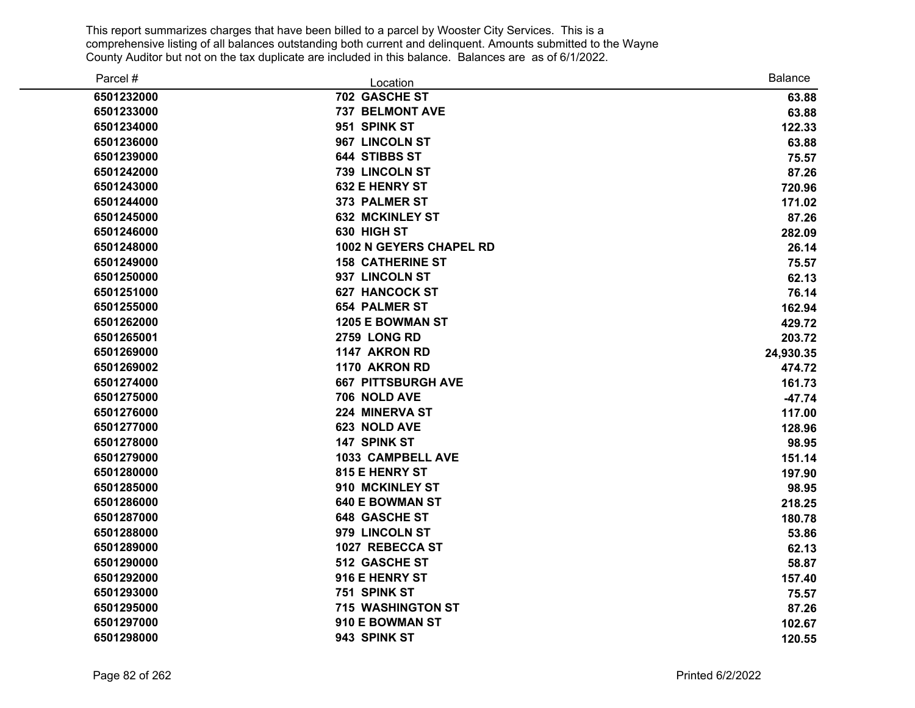This report summarizes charges that have been billed to a parcel by Wooster City Services. This is a comprehensive listing of all balances outstanding both current and delinquent. Amounts submitted to the Wayne County Auditor but not on the tax duplicate are included in this balance. Balances are as of 6/1/2022.

| Parcel # | Location | Balance |
|---|---|---|
| 6501232000 | 702 GASCHE ST | 63.88 |
| 6501233000 | 737 BELMONT AVE | 63.88 |
| 6501234000 | 951 SPINK ST | 122.33 |
| 6501236000 | 967 LINCOLN ST | 63.88 |
| 6501239000 | 644 STIBBS ST | 75.57 |
| 6501242000 | 739 LINCOLN ST | 87.26 |
| 6501243000 | 632 E HENRY ST | 720.96 |
| 6501244000 | 373 PALMER ST | 171.02 |
| 6501245000 | 632 MCKINLEY ST | 87.26 |
| 6501246000 | 630 HIGH ST | 282.09 |
| 6501248000 | 1002 N GEYERS CHAPEL RD | 26.14 |
| 6501249000 | 158 CATHERINE ST | 75.57 |
| 6501250000 | 937 LINCOLN ST | 62.13 |
| 6501251000 | 627 HANCOCK ST | 76.14 |
| 6501255000 | 654 PALMER ST | 162.94 |
| 6501262000 | 1205 E BOWMAN ST | 429.72 |
| 6501265001 | 2759 LONG RD | 203.72 |
| 6501269000 | 1147 AKRON RD | 24,930.35 |
| 6501269002 | 1170 AKRON RD | 474.72 |
| 6501274000 | 667 PITTSBURGH AVE | 161.73 |
| 6501275000 | 706 NOLD AVE | -47.74 |
| 6501276000 | 224 MINERVA ST | 117.00 |
| 6501277000 | 623 NOLD AVE | 128.96 |
| 6501278000 | 147 SPINK ST | 98.95 |
| 6501279000 | 1033 CAMPBELL AVE | 151.14 |
| 6501280000 | 815 E HENRY ST | 197.90 |
| 6501285000 | 910 MCKINLEY ST | 98.95 |
| 6501286000 | 640 E BOWMAN ST | 218.25 |
| 6501287000 | 648 GASCHE ST | 180.78 |
| 6501288000 | 979 LINCOLN ST | 53.86 |
| 6501289000 | 1027 REBECCA ST | 62.13 |
| 6501290000 | 512 GASCHE ST | 58.87 |
| 6501292000 | 916 E HENRY ST | 157.40 |
| 6501293000 | 751 SPINK ST | 75.57 |
| 6501295000 | 715 WASHINGTON ST | 87.26 |
| 6501297000 | 910 E BOWMAN ST | 102.67 |
| 6501298000 | 943 SPINK ST | 120.55 |

Printed 6/2/2022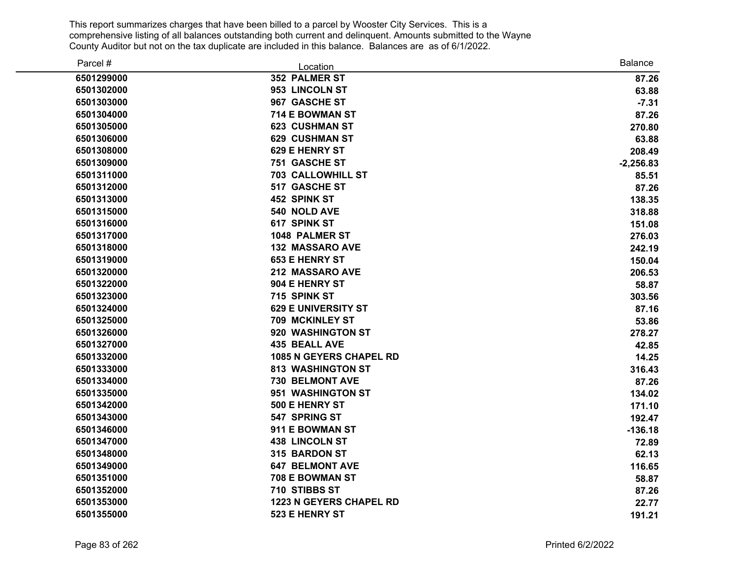This report summarizes charges that have been billed to a parcel by Wooster City Services. This is a comprehensive listing of all balances outstanding both current and delinquent. Amounts submitted to the Wayne County Auditor but not on the tax duplicate are included in this balance. Balances are as of 6/1/2022.

| Parcel # | Location | Balance |
|---|---|---|
| 6501299000 | 352 PALMER ST | 87.26 |
| 6501302000 | 953 LINCOLN ST | 63.88 |
| 6501303000 | 967 GASCHE ST | -7.31 |
| 6501304000 | 714 E BOWMAN ST | 87.26 |
| 6501305000 | 623 CUSHMAN ST | 270.80 |
| 6501306000 | 629 CUSHMAN ST | 63.88 |
| 6501308000 | 629 E HENRY ST | 208.49 |
| 6501309000 | 751 GASCHE ST | -2,256.83 |
| 6501311000 | 703 CALLOWHILL ST | 85.51 |
| 6501312000 | 517 GASCHE ST | 87.26 |
| 6501313000 | 452 SPINK ST | 138.35 |
| 6501315000 | 540 NOLD AVE | 318.88 |
| 6501316000 | 617 SPINK ST | 151.08 |
| 6501317000 | 1048 PALMER ST | 276.03 |
| 6501318000 | 132 MASSARO AVE | 242.19 |
| 6501319000 | 653 E HENRY ST | 150.04 |
| 6501320000 | 212 MASSARO AVE | 206.53 |
| 6501322000 | 904 E HENRY ST | 58.87 |
| 6501323000 | 715 SPINK ST | 303.56 |
| 6501324000 | 629 E UNIVERSITY ST | 87.16 |
| 6501325000 | 709 MCKINLEY ST | 53.86 |
| 6501326000 | 920 WASHINGTON ST | 278.27 |
| 6501327000 | 435 BEALL AVE | 42.85 |
| 6501332000 | 1085 N GEYERS CHAPEL RD | 14.25 |
| 6501333000 | 813 WASHINGTON ST | 316.43 |
| 6501334000 | 730 BELMONT AVE | 87.26 |
| 6501335000 | 951 WASHINGTON ST | 134.02 |
| 6501342000 | 500 E HENRY ST | 171.10 |
| 6501343000 | 547 SPRING ST | 192.47 |
| 6501346000 | 911 E BOWMAN ST | -136.18 |
| 6501347000 | 438 LINCOLN ST | 72.89 |
| 6501348000 | 315 BARDON ST | 62.13 |
| 6501349000 | 647 BELMONT AVE | 116.65 |
| 6501351000 | 708 E BOWMAN ST | 58.87 |
| 6501352000 | 710 STIBBS ST | 87.26 |
| 6501353000 | 1223 N GEYERS CHAPEL RD | 22.77 |
| 6501355000 | 523 E HENRY ST | 191.21 |

Printed 6/2/2022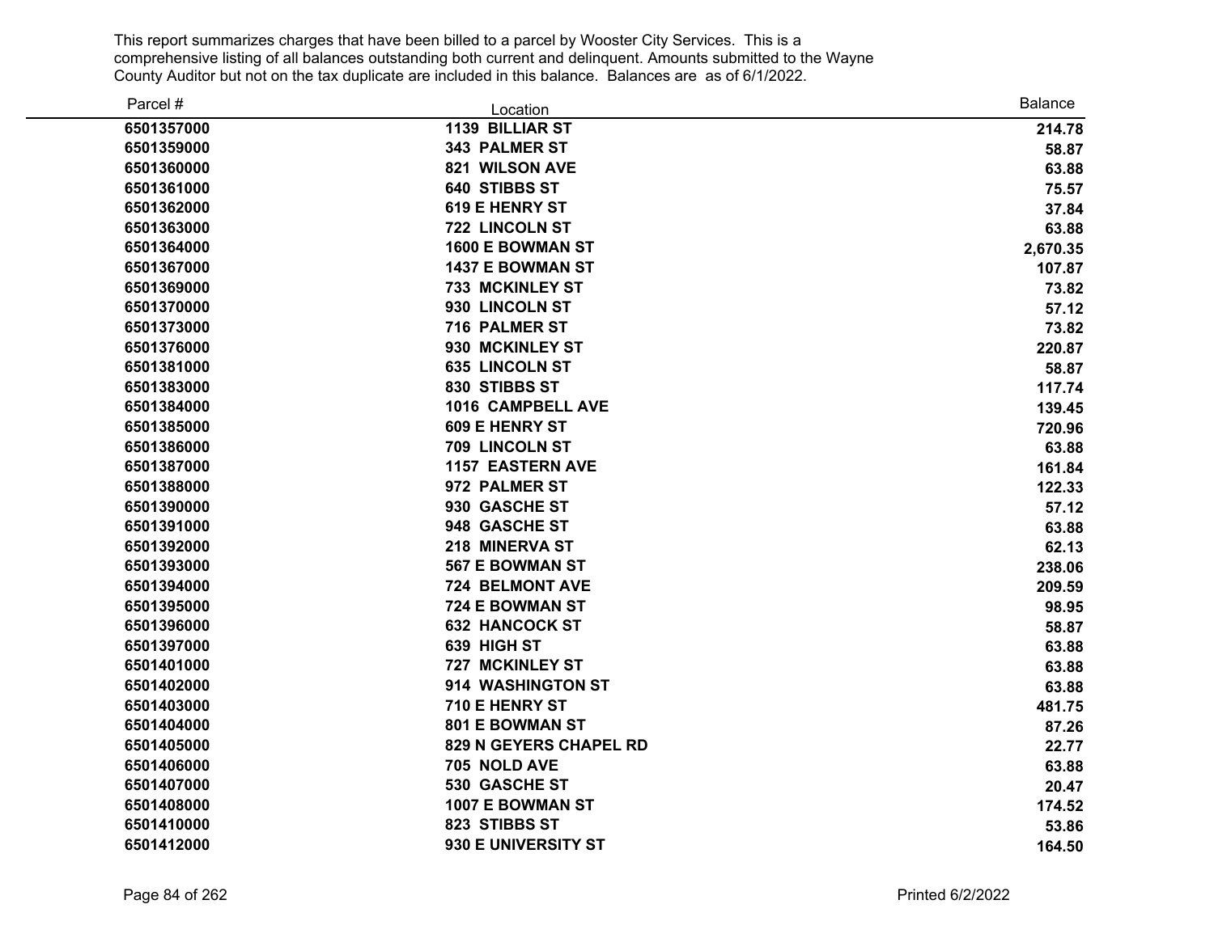This report summarizes charges that have been billed to a parcel by Wooster City Services. This is a comprehensive listing of all balances outstanding both current and delinquent. Amounts submitted to the Wayne County Auditor but not on the tax duplicate are included in this balance. Balances are as of 6/1/2022.

| Parcel # | Location | Balance |
|---|---|---|
| 6501357000 | 1139 BILLIAR ST | 214.78 |
| 6501359000 | 343 PALMER ST | 58.87 |
| 6501360000 | 821 WILSON AVE | 63.88 |
| 6501361000 | 640 STIBBS ST | 75.57 |
| 6501362000 | 619 E HENRY ST | 37.84 |
| 6501363000 | 722 LINCOLN ST | 63.88 |
| 6501364000 | 1600 E BOWMAN ST | 2,670.35 |
| 6501367000 | 1437 E BOWMAN ST | 107.87 |
| 6501369000 | 733 MCKINLEY ST | 73.82 |
| 6501370000 | 930 LINCOLN ST | 57.12 |
| 6501373000 | 716 PALMER ST | 73.82 |
| 6501376000 | 930 MCKINLEY ST | 220.87 |
| 6501381000 | 635 LINCOLN ST | 58.87 |
| 6501383000 | 830 STIBBS ST | 117.74 |
| 6501384000 | 1016 CAMPBELL AVE | 139.45 |
| 6501385000 | 609 E HENRY ST | 720.96 |
| 6501386000 | 709 LINCOLN ST | 63.88 |
| 6501387000 | 1157 EASTERN AVE | 161.84 |
| 6501388000 | 972 PALMER ST | 122.33 |
| 6501390000 | 930 GASCHE ST | 57.12 |
| 6501391000 | 948 GASCHE ST | 63.88 |
| 6501392000 | 218 MINERVA ST | 62.13 |
| 6501393000 | 567 E BOWMAN ST | 238.06 |
| 6501394000 | 724 BELMONT AVE | 209.59 |
| 6501395000 | 724 E BOWMAN ST | 98.95 |
| 6501396000 | 632 HANCOCK ST | 58.87 |
| 6501397000 | 639 HIGH ST | 63.88 |
| 6501401000 | 727 MCKINLEY ST | 63.88 |
| 6501402000 | 914 WASHINGTON ST | 63.88 |
| 6501403000 | 710 E HENRY ST | 481.75 |
| 6501404000 | 801 E BOWMAN ST | 87.26 |
| 6501405000 | 829 N GEYERS CHAPEL RD | 22.77 |
| 6501406000 | 705 NOLD AVE | 63.88 |
| 6501407000 | 530 GASCHE ST | 20.47 |
| 6501408000 | 1007 E BOWMAN ST | 174.52 |
| 6501410000 | 823 STIBBS ST | 53.86 |
| 6501412000 | 930 E UNIVERSITY ST | 164.50 |

Printed 6/2/2022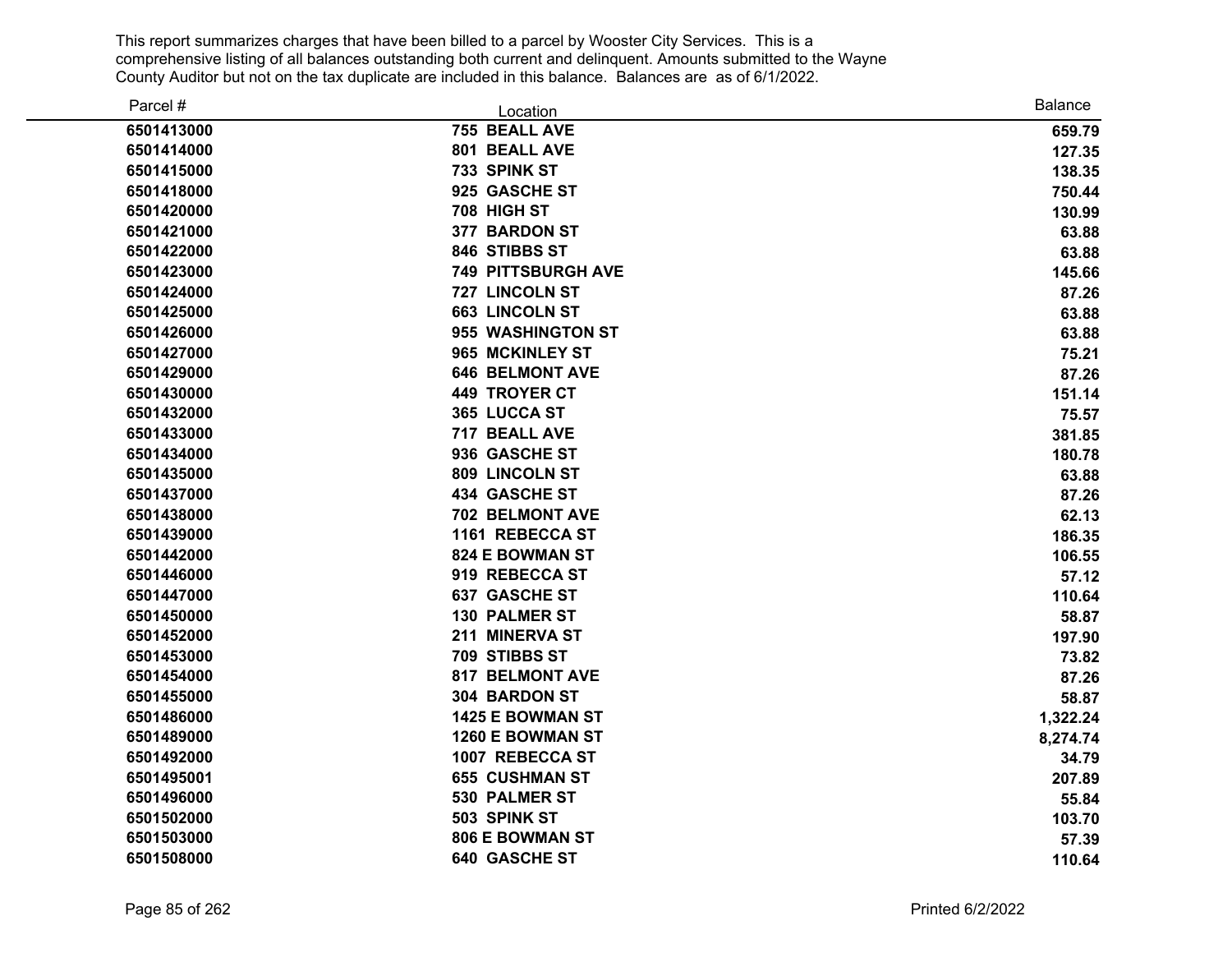This report summarizes charges that have been billed to a parcel by Wooster City Services. This is a comprehensive listing of all balances outstanding both current and delinquent. Amounts submitted to the Wayne County Auditor but not on the tax duplicate are included in this balance. Balances are as of 6/1/2022.

| Parcel # | Location | Balance |
|---|---|---|
| 6501413000 | 755 BEALL AVE | 659.79 |
| 6501414000 | 801 BEALL AVE | 127.35 |
| 6501415000 | 733 SPINK ST | 138.35 |
| 6501418000 | 925 GASCHE ST | 750.44 |
| 6501420000 | 708 HIGH ST | 130.99 |
| 6501421000 | 377 BARDON ST | 63.88 |
| 6501422000 | 846 STIBBS ST | 63.88 |
| 6501423000 | 749 PITTSBURGH AVE | 145.66 |
| 6501424000 | 727 LINCOLN ST | 87.26 |
| 6501425000 | 663 LINCOLN ST | 63.88 |
| 6501426000 | 955 WASHINGTON ST | 63.88 |
| 6501427000 | 965 MCKINLEY ST | 75.21 |
| 6501429000 | 646 BELMONT AVE | 87.26 |
| 6501430000 | 449 TROYER CT | 151.14 |
| 6501432000 | 365 LUCCA ST | 75.57 |
| 6501433000 | 717 BEALL AVE | 381.85 |
| 6501434000 | 936 GASCHE ST | 180.78 |
| 6501435000 | 809 LINCOLN ST | 63.88 |
| 6501437000 | 434 GASCHE ST | 87.26 |
| 6501438000 | 702 BELMONT AVE | 62.13 |
| 6501439000 | 1161 REBECCA ST | 186.35 |
| 6501442000 | 824 E BOWMAN ST | 106.55 |
| 6501446000 | 919 REBECCA ST | 57.12 |
| 6501447000 | 637 GASCHE ST | 110.64 |
| 6501450000 | 130 PALMER ST | 58.87 |
| 6501452000 | 211 MINERVA ST | 197.90 |
| 6501453000 | 709 STIBBS ST | 73.82 |
| 6501454000 | 817 BELMONT AVE | 87.26 |
| 6501455000 | 304 BARDON ST | 58.87 |
| 6501486000 | 1425 E BOWMAN ST | 1,322.24 |
| 6501489000 | 1260 E BOWMAN ST | 8,274.74 |
| 6501492000 | 1007 REBECCA ST | 34.79 |
| 6501495001 | 655 CUSHMAN ST | 207.89 |
| 6501496000 | 530 PALMER ST | 55.84 |
| 6501502000 | 503 SPINK ST | 103.70 |
| 6501503000 | 806 E BOWMAN ST | 57.39 |
| 6501508000 | 640 GASCHE ST | 110.64 |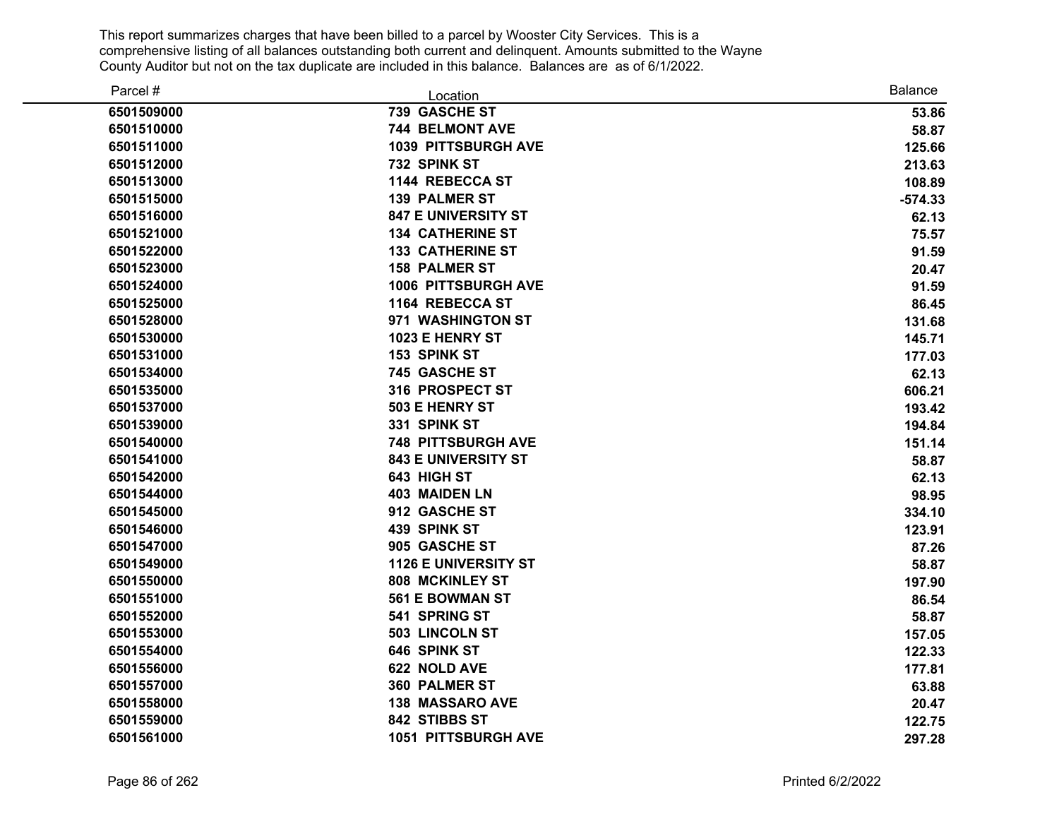This report summarizes charges that have been billed to a parcel by Wooster City Services. This is a comprehensive listing of all balances outstanding both current and delinquent. Amounts submitted to the Wayne County Auditor but not on the tax duplicate are included in this balance. Balances are as of 6/1/2022.

| Parcel # | Location | Balance |
|---|---|---|
| 6501509000 | 739 GASCHE ST | 53.86 |
| 6501510000 | 744 BELMONT AVE | 58.87 |
| 6501511000 | 1039 PITTSBURGH AVE | 125.66 |
| 6501512000 | 732 SPINK ST | 213.63 |
| 6501513000 | 1144 REBECCA ST | 108.89 |
| 6501515000 | 139 PALMER ST | -574.33 |
| 6501516000 | 847 E UNIVERSITY ST | 62.13 |
| 6501521000 | 134 CATHERINE ST | 75.57 |
| 6501522000 | 133 CATHERINE ST | 91.59 |
| 6501523000 | 158 PALMER ST | 20.47 |
| 6501524000 | 1006 PITTSBURGH AVE | 91.59 |
| 6501525000 | 1164 REBECCA ST | 86.45 |
| 6501528000 | 971 WASHINGTON ST | 131.68 |
| 6501530000 | 1023 E HENRY ST | 145.71 |
| 6501531000 | 153 SPINK ST | 177.03 |
| 6501534000 | 745 GASCHE ST | 62.13 |
| 6501535000 | 316 PROSPECT ST | 606.21 |
| 6501537000 | 503 E HENRY ST | 193.42 |
| 6501539000 | 331 SPINK ST | 194.84 |
| 6501540000 | 748 PITTSBURGH AVE | 151.14 |
| 6501541000 | 843 E UNIVERSITY ST | 58.87 |
| 6501542000 | 643 HIGH ST | 62.13 |
| 6501544000 | 403 MAIDEN LN | 98.95 |
| 6501545000 | 912 GASCHE ST | 334.10 |
| 6501546000 | 439 SPINK ST | 123.91 |
| 6501547000 | 905 GASCHE ST | 87.26 |
| 6501549000 | 1126 E UNIVERSITY ST | 58.87 |
| 6501550000 | 808 MCKINLEY ST | 197.90 |
| 6501551000 | 561 E BOWMAN ST | 86.54 |
| 6501552000 | 541 SPRING ST | 58.87 |
| 6501553000 | 503 LINCOLN ST | 157.05 |
| 6501554000 | 646 SPINK ST | 122.33 |
| 6501556000 | 622 NOLD AVE | 177.81 |
| 6501557000 | 360 PALMER ST | 63.88 |
| 6501558000 | 138 MASSARO AVE | 20.47 |
| 6501559000 | 842 STIBBS ST | 122.75 |
| 6501561000 | 1051 PITTSBURGH AVE | 297.28 |

Printed 6/2/2022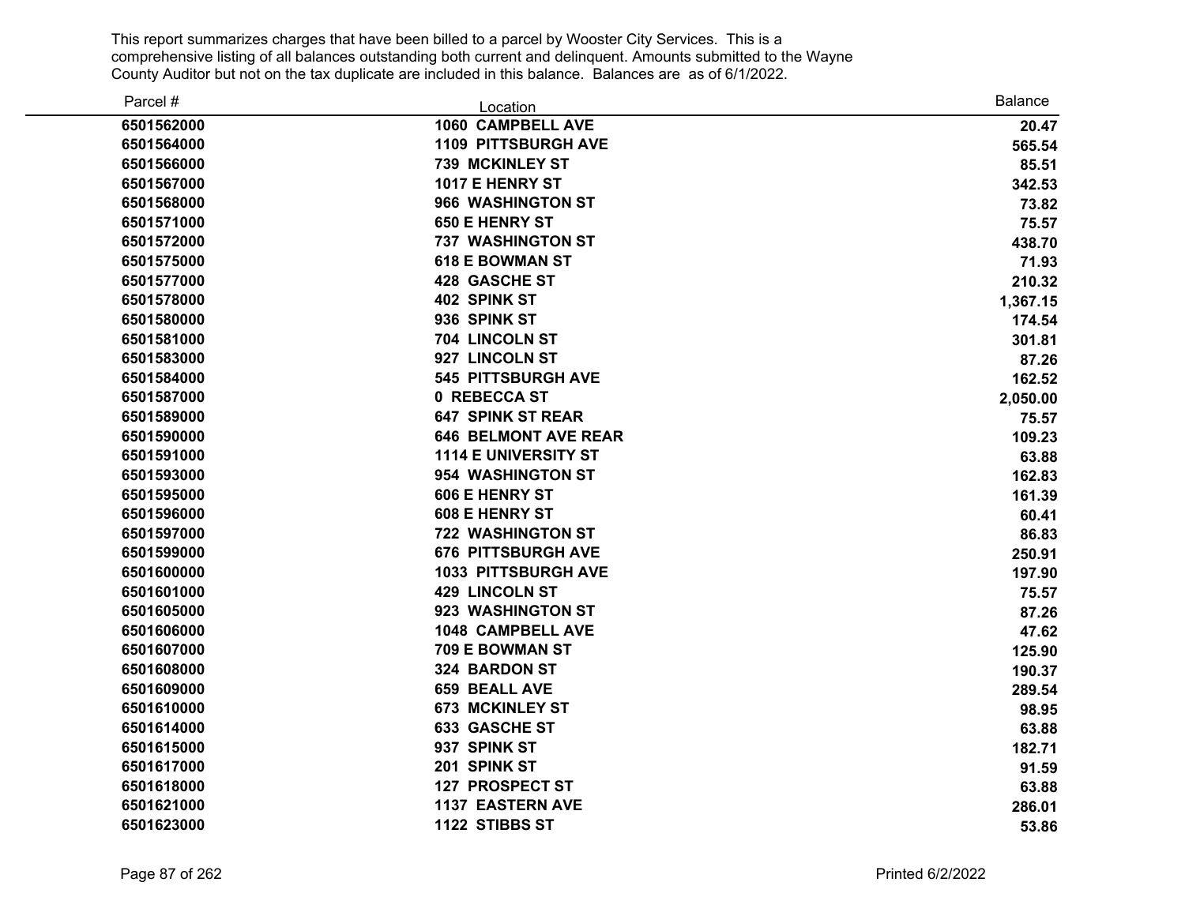This report summarizes charges that have been billed to a parcel by Wooster City Services. This is a comprehensive listing of all balances outstanding both current and delinquent. Amounts submitted to the Wayne County Auditor but not on the tax duplicate are included in this balance. Balances are as of 6/1/2022.

| Parcel # | Location | Balance |
|---|---|---|
| 6501562000 | 1060 CAMPBELL AVE | 20.47 |
| 6501564000 | 1109 PITTSBURGH AVE | 565.54 |
| 6501566000 | 739 MCKINLEY ST | 85.51 |
| 6501567000 | 1017 E HENRY ST | 342.53 |
| 6501568000 | 966 WASHINGTON ST | 73.82 |
| 6501571000 | 650 E HENRY ST | 75.57 |
| 6501572000 | 737 WASHINGTON ST | 438.70 |
| 6501575000 | 618 E BOWMAN ST | 71.93 |
| 6501577000 | 428 GASCHE ST | 210.32 |
| 6501578000 | 402 SPINK ST | 1,367.15 |
| 6501580000 | 936 SPINK ST | 174.54 |
| 6501581000 | 704 LINCOLN ST | 301.81 |
| 6501583000 | 927 LINCOLN ST | 87.26 |
| 6501584000 | 545 PITTSBURGH AVE | 162.52 |
| 6501587000 | 0 REBECCA ST | 2,050.00 |
| 6501589000 | 647 SPINK ST REAR | 75.57 |
| 6501590000 | 646 BELMONT AVE REAR | 109.23 |
| 6501591000 | 1114 E UNIVERSITY ST | 63.88 |
| 6501593000 | 954 WASHINGTON ST | 162.83 |
| 6501595000 | 606 E HENRY ST | 161.39 |
| 6501596000 | 608 E HENRY ST | 60.41 |
| 6501597000 | 722 WASHINGTON ST | 86.83 |
| 6501599000 | 676 PITTSBURGH AVE | 250.91 |
| 6501600000 | 1033 PITTSBURGH AVE | 197.90 |
| 6501601000 | 429 LINCOLN ST | 75.57 |
| 6501605000 | 923 WASHINGTON ST | 87.26 |
| 6501606000 | 1048 CAMPBELL AVE | 47.62 |
| 6501607000 | 709 E BOWMAN ST | 125.90 |
| 6501608000 | 324 BARDON ST | 190.37 |
| 6501609000 | 659 BEALL AVE | 289.54 |
| 6501610000 | 673 MCKINLEY ST | 98.95 |
| 6501614000 | 633 GASCHE ST | 63.88 |
| 6501615000 | 937 SPINK ST | 182.71 |
| 6501617000 | 201 SPINK ST | 91.59 |
| 6501618000 | 127 PROSPECT ST | 63.88 |
| 6501621000 | 1137 EASTERN AVE | 286.01 |
| 6501623000 | 1122 STIBBS ST | 53.86 |

Printed 6/2/2022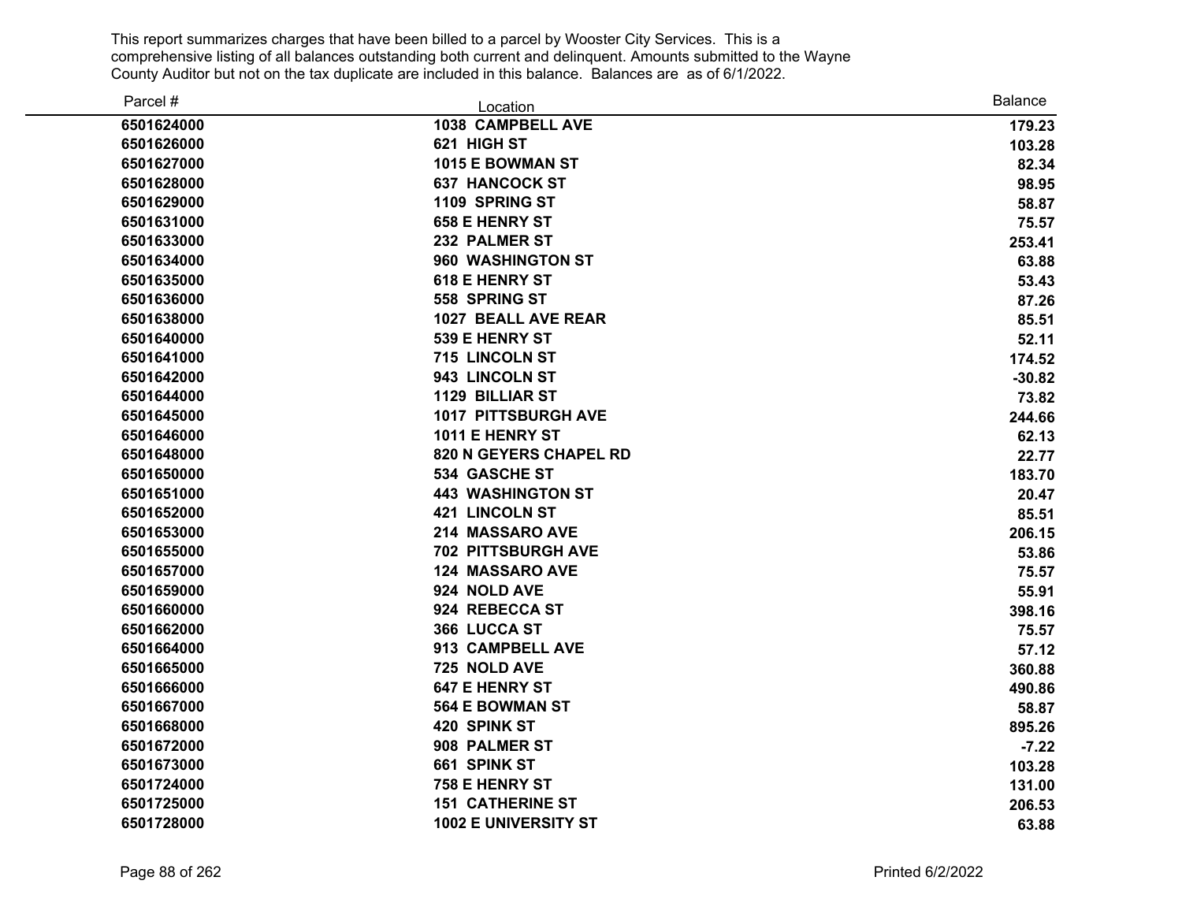This report summarizes charges that have been billed to a parcel by Wooster City Services. This is a comprehensive listing of all balances outstanding both current and delinquent. Amounts submitted to the Wayne County Auditor but not on the tax duplicate are included in this balance. Balances are as of 6/1/2022.

| Parcel # | Location | Balance |
|---|---|---|
| **6501624000** | **1038 CAMPBELL AVE** | **179.23** |
| **6501626000** | **621 HIGH ST** | **103.28** |
| **6501627000** | **1015 E BOWMAN ST** | **82.34** |
| **6501628000** | **637 HANCOCK ST** | **98.95** |
| **6501629000** | **1109 SPRING ST** | **58.87** |
| **6501631000** | **658 E HENRY ST** | **75.57** |
| **6501633000** | **232 PALMER ST** | **253.41** |
| **6501634000** | **960 WASHINGTON ST** | **63.88** |
| **6501635000** | **618 E HENRY ST** | **53.43** |
| **6501636000** | **558 SPRING ST** | **87.26** |
| **6501638000** | **1027 BEALL AVE REAR** | **85.51** |
| **6501640000** | **539 E HENRY ST** | **52.11** |
| **6501641000** | **715 LINCOLN ST** | **174.52** |
| **6501642000** | **943 LINCOLN ST** | **-30.82** |
| **6501644000** | **1129 BILLIAR ST** | **73.82** |
| **6501645000** | **1017 PITTSBURGH AVE** | **244.66** |
| **6501646000** | **1011 E HENRY ST** | **62.13** |
| **6501648000** | **820 N GEYERS CHAPEL RD** | **22.77** |
| **6501650000** | **534 GASCHE ST** | **183.70** |
| **6501651000** | **443 WASHINGTON ST** | **20.47** |
| **6501652000** | **421 LINCOLN ST** | **85.51** |
| **6501653000** | **214 MASSARO AVE** | **206.15** |
| **6501655000** | **702 PITTSBURGH AVE** | **53.86** |
| **6501657000** | **124 MASSARO AVE** | **75.57** |
| **6501659000** | **924 NOLD AVE** | **55.91** |
| **6501660000** | **924 REBECCA ST** | **398.16** |
| **6501662000** | **366 LUCCA ST** | **75.57** |
| **6501664000** | **913 CAMPBELL AVE** | **57.12** |
| **6501665000** | **725 NOLD AVE** | **360.88** |
| **6501666000** | **647 E HENRY ST** | **490.86** |
| **6501667000** | **564 E BOWMAN ST** | **58.87** |
| **6501668000** | **420 SPINK ST** | **895.26** |
| **6501672000** | **908 PALMER ST** | **-7.22** |
| **6501673000** | **661 SPINK ST** | **103.28** |
| **6501724000** | **758 E HENRY ST** | **131.00** |
| **6501725000** | **151 CATHERINE ST** | **206.53** |
| **6501728000** | **1002 E UNIVERSITY ST** | **63.88** |

Printed 6/2/2022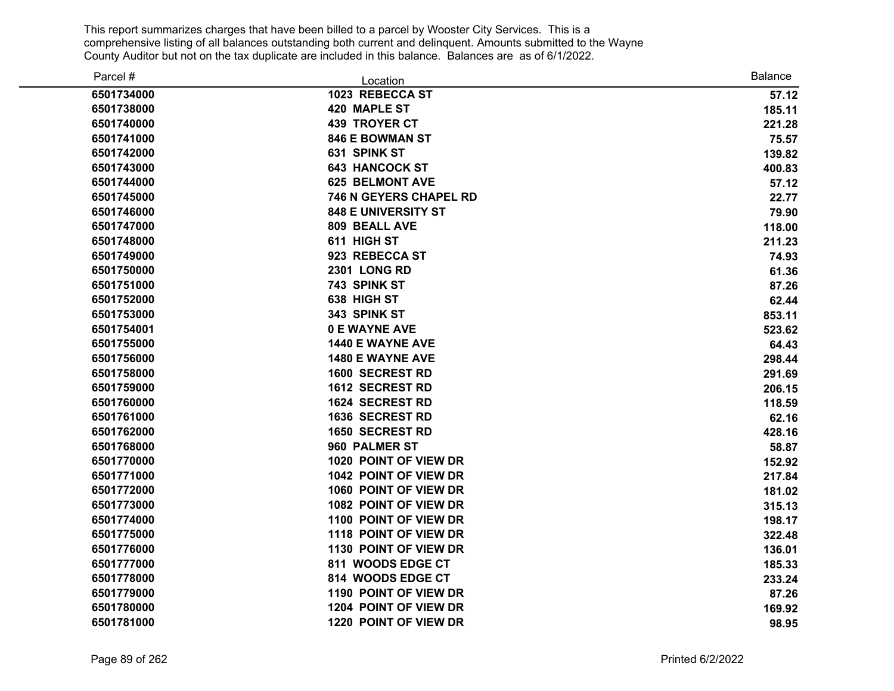This report summarizes charges that have been billed to a parcel by Wooster City Services. This is a comprehensive listing of all balances outstanding both current and delinquent. Amounts submitted to the Wayne County Auditor but not on the tax duplicate are included in this balance. Balances are as of 6/1/2022.

| Parcel # | Location | Balance |
|---|---|---|
| 6501734000 | 1023 REBECCA ST | 57.12 |
| 6501738000 | 420 MAPLE ST | 185.11 |
| 6501740000 | 439 TROYER CT | 221.28 |
| 6501741000 | 846 E BOWMAN ST | 75.57 |
| 6501742000 | 631 SPINK ST | 139.82 |
| 6501743000 | 643 HANCOCK ST | 400.83 |
| 6501744000 | 625 BELMONT AVE | 57.12 |
| 6501745000 | 746 N GEYERS CHAPEL RD | 22.77 |
| 6501746000 | 848 E UNIVERSITY ST | 79.90 |
| 6501747000 | 809 BEALL AVE | 118.00 |
| 6501748000 | 611 HIGH ST | 211.23 |
| 6501749000 | 923 REBECCA ST | 74.93 |
| 6501750000 | 2301 LONG RD | 61.36 |
| 6501751000 | 743 SPINK ST | 87.26 |
| 6501752000 | 638 HIGH ST | 62.44 |
| 6501753000 | 343 SPINK ST | 853.11 |
| 6501754001 | 0 E WAYNE AVE | 523.62 |
| 6501755000 | 1440 E WAYNE AVE | 64.43 |
| 6501756000 | 1480 E WAYNE AVE | 298.44 |
| 6501758000 | 1600 SECREST RD | 291.69 |
| 6501759000 | 1612 SECREST RD | 206.15 |
| 6501760000 | 1624 SECREST RD | 118.59 |
| 6501761000 | 1636 SECREST RD | 62.16 |
| 6501762000 | 1650 SECREST RD | 428.16 |
| 6501768000 | 960 PALMER ST | 58.87 |
| 6501770000 | 1020 POINT OF VIEW DR | 152.92 |
| 6501771000 | 1042 POINT OF VIEW DR | 217.84 |
| 6501772000 | 1060 POINT OF VIEW DR | 181.02 |
| 6501773000 | 1082 POINT OF VIEW DR | 315.13 |
| 6501774000 | 1100 POINT OF VIEW DR | 198.17 |
| 6501775000 | 1118 POINT OF VIEW DR | 322.48 |
| 6501776000 | 1130 POINT OF VIEW DR | 136.01 |
| 6501777000 | 811 WOODS EDGE CT | 185.33 |
| 6501778000 | 814 WOODS EDGE CT | 233.24 |
| 6501779000 | 1190 POINT OF VIEW DR | 87.26 |
| 6501780000 | 1204 POINT OF VIEW DR | 169.92 |
| 6501781000 | 1220 POINT OF VIEW DR | 98.95 |

Printed 6/2/2022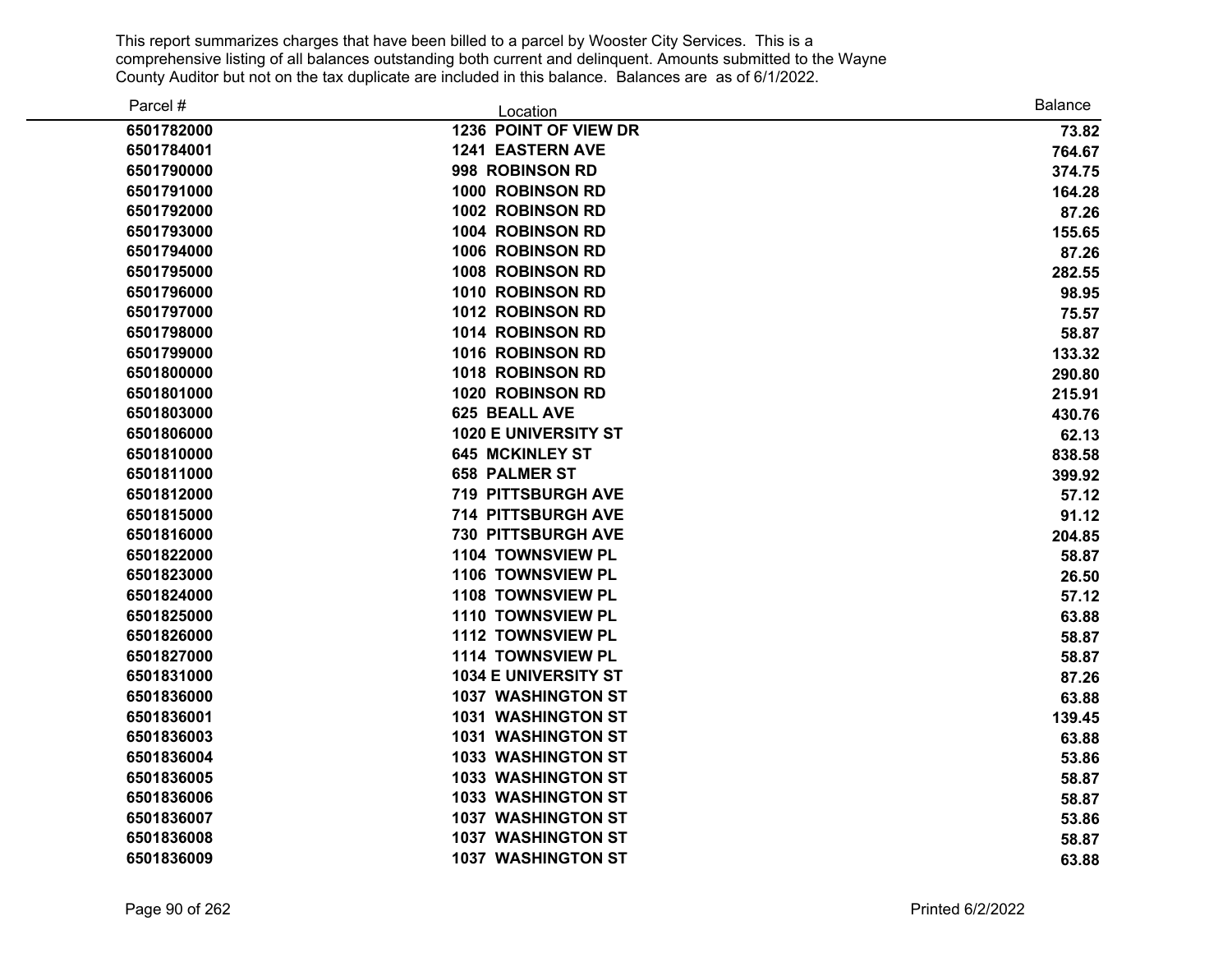This report summarizes charges that have been billed to a parcel by Wooster City Services. This is a comprehensive listing of all balances outstanding both current and delinquent. Amounts submitted to the Wayne County Auditor but not on the tax duplicate are included in this balance. Balances are as of 6/1/2022.

| Parcel # | Location | Balance |
|---|---|---|
| 6501782000 | 1236 POINT OF VIEW DR | 73.82 |
| 6501784001 | 1241 EASTERN AVE | 764.67 |
| 6501790000 | 998 ROBINSON RD | 374.75 |
| 6501791000 | 1000 ROBINSON RD | 164.28 |
| 6501792000 | 1002 ROBINSON RD | 87.26 |
| 6501793000 | 1004 ROBINSON RD | 155.65 |
| 6501794000 | 1006 ROBINSON RD | 87.26 |
| 6501795000 | 1008 ROBINSON RD | 282.55 |
| 6501796000 | 1010 ROBINSON RD | 98.95 |
| 6501797000 | 1012 ROBINSON RD | 75.57 |
| 6501798000 | 1014 ROBINSON RD | 58.87 |
| 6501799000 | 1016 ROBINSON RD | 133.32 |
| 6501800000 | 1018 ROBINSON RD | 290.80 |
| 6501801000 | 1020 ROBINSON RD | 215.91 |
| 6501803000 | 625 BEALL AVE | 430.76 |
| 6501806000 | 1020 E UNIVERSITY ST | 62.13 |
| 6501810000 | 645 MCKINLEY ST | 838.58 |
| 6501811000 | 658 PALMER ST | 399.92 |
| 6501812000 | 719 PITTSBURGH AVE | 57.12 |
| 6501815000 | 714 PITTSBURGH AVE | 91.12 |
| 6501816000 | 730 PITTSBURGH AVE | 204.85 |
| 6501822000 | 1104 TOWNSVIEW PL | 58.87 |
| 6501823000 | 1106 TOWNSVIEW PL | 26.50 |
| 6501824000 | 1108 TOWNSVIEW PL | 57.12 |
| 6501825000 | 1110 TOWNSVIEW PL | 63.88 |
| 6501826000 | 1112 TOWNSVIEW PL | 58.87 |
| 6501827000 | 1114 TOWNSVIEW PL | 58.87 |
| 6501831000 | 1034 E UNIVERSITY ST | 87.26 |
| 6501836000 | 1037 WASHINGTON ST | 63.88 |
| 6501836001 | 1031 WASHINGTON ST | 139.45 |
| 6501836003 | 1031 WASHINGTON ST | 63.88 |
| 6501836004 | 1033 WASHINGTON ST | 53.86 |
| 6501836005 | 1033 WASHINGTON ST | 58.87 |
| 6501836006 | 1033 WASHINGTON ST | 58.87 |
| 6501836007 | 1037 WASHINGTON ST | 53.86 |
| 6501836008 | 1037 WASHINGTON ST | 58.87 |
| 6501836009 | 1037 WASHINGTON ST | 63.88 |

Printed 6/2/2022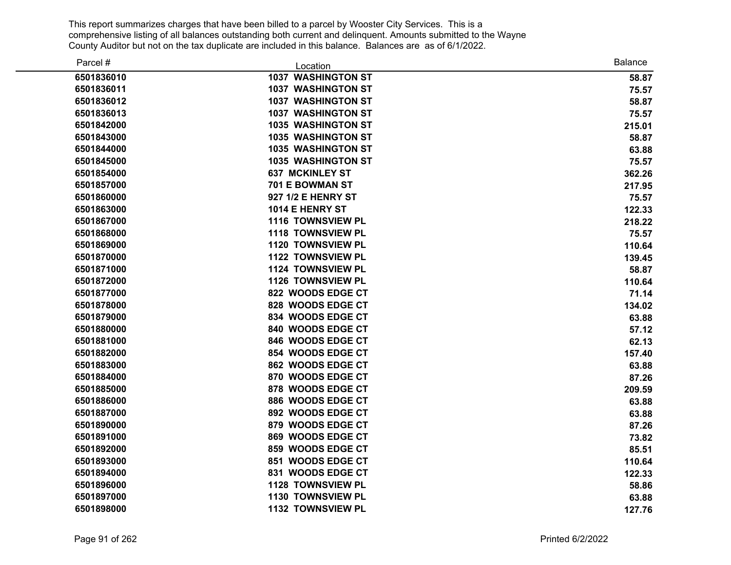This report summarizes charges that have been billed to a parcel by Wooster City Services. This is a comprehensive listing of all balances outstanding both current and delinquent. Amounts submitted to the Wayne County Auditor but not on the tax duplicate are included in this balance. Balances are as of 6/1/2022.

| Parcel # | Location | Balance |
|---|---|---|
| 6501836010 | 1037 WASHINGTON ST | 58.87 |
| 6501836011 | 1037 WASHINGTON ST | 75.57 |
| 6501836012 | 1037 WASHINGTON ST | 58.87 |
| 6501836013 | 1037 WASHINGTON ST | 75.57 |
| 6501842000 | 1035 WASHINGTON ST | 215.01 |
| 6501843000 | 1035 WASHINGTON ST | 58.87 |
| 6501844000 | 1035 WASHINGTON ST | 63.88 |
| 6501845000 | 1035 WASHINGTON ST | 75.57 |
| 6501854000 | 637 MCKINLEY ST | 362.26 |
| 6501857000 | 701 E BOWMAN ST | 217.95 |
| 6501860000 | 927 1/2 E HENRY ST | 75.57 |
| 6501863000 | 1014 E HENRY ST | 122.33 |
| 6501867000 | 1116 TOWNSVIEW PL | 218.22 |
| 6501868000 | 1118 TOWNSVIEW PL | 75.57 |
| 6501869000 | 1120 TOWNSVIEW PL | 110.64 |
| 6501870000 | 1122 TOWNSVIEW PL | 139.45 |
| 6501871000 | 1124 TOWNSVIEW PL | 58.87 |
| 6501872000 | 1126 TOWNSVIEW PL | 110.64 |
| 6501877000 | 822 WOODS EDGE CT | 71.14 |
| 6501878000 | 828 WOODS EDGE CT | 134.02 |
| 6501879000 | 834 WOODS EDGE CT | 63.88 |
| 6501880000 | 840 WOODS EDGE CT | 57.12 |
| 6501881000 | 846 WOODS EDGE CT | 62.13 |
| 6501882000 | 854 WOODS EDGE CT | 157.40 |
| 6501883000 | 862 WOODS EDGE CT | 63.88 |
| 6501884000 | 870 WOODS EDGE CT | 87.26 |
| 6501885000 | 878 WOODS EDGE CT | 209.59 |
| 6501886000 | 886 WOODS EDGE CT | 63.88 |
| 6501887000 | 892 WOODS EDGE CT | 63.88 |
| 6501890000 | 879 WOODS EDGE CT | 87.26 |
| 6501891000 | 869 WOODS EDGE CT | 73.82 |
| 6501892000 | 859 WOODS EDGE CT | 85.51 |
| 6501893000 | 851 WOODS EDGE CT | 110.64 |
| 6501894000 | 831 WOODS EDGE CT | 122.33 |
| 6501896000 | 1128 TOWNSVIEW PL | 58.86 |
| 6501897000 | 1130 TOWNSVIEW PL | 63.88 |
| 6501898000 | 1132 TOWNSVIEW PL | 127.76 |

Printed 6/2/2022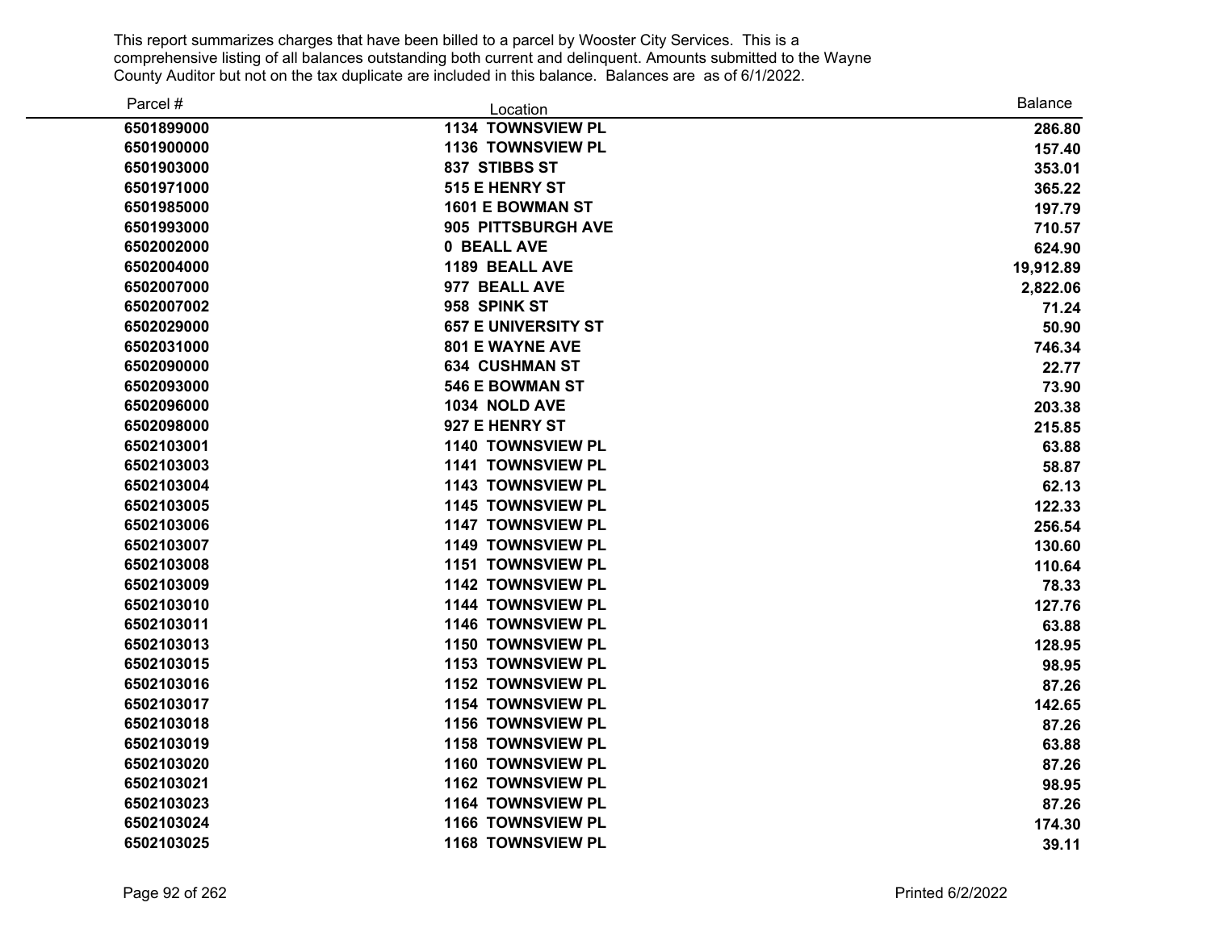This report summarizes charges that have been billed to a parcel by Wooster City Services. This is a comprehensive listing of all balances outstanding both current and delinquent. Amounts submitted to the Wayne County Auditor but not on the tax duplicate are included in this balance. Balances are as of 6/1/2022.

| Parcel # | Location | Balance |
|---|---|---|
| **6501899000** | **1134 TOWNSVIEW PL** | **286.80** |
| **6501900000** | **1136 TOWNSVIEW PL** | **157.40** |
| **6501903000** | **837 STIBBS ST** | **353.01** |
| **6501971000** | **515 E HENRY ST** | **365.22** |
| **6501985000** | **1601 E BOWMAN ST** | **197.79** |
| **6501993000** | **905 PITTSBURGH AVE** | **710.57** |
| **6502002000** | **0 BEALL AVE** | **624.90** |
| **6502004000** | **1189 BEALL AVE** | **19,912.89** |
| **6502007000** | **977 BEALL AVE** | **2,822.06** |
| **6502007002** | **958 SPINK ST** | **71.24** |
| **6502029000** | **657 E UNIVERSITY ST** | **50.90** |
| **6502031000** | **801 E WAYNE AVE** | **746.34** |
| **6502090000** | **634 CUSHMAN ST** | **22.77** |
| **6502093000** | **546 E BOWMAN ST** | **73.90** |
| **6502096000** | **1034 NOLD AVE** | **203.38** |
| **6502098000** | **927 E HENRY ST** | **215.85** |
| **6502103001** | **1140 TOWNSVIEW PL** | **63.88** |
| **6502103003** | **1141 TOWNSVIEW PL** | **58.87** |
| **6502103004** | **1143 TOWNSVIEW PL** | **62.13** |
| **6502103005** | **1145 TOWNSVIEW PL** | **122.33** |
| **6502103006** | **1147 TOWNSVIEW PL** | **256.54** |
| **6502103007** | **1149 TOWNSVIEW PL** | **130.60** |
| **6502103008** | **1151 TOWNSVIEW PL** | **110.64** |
| **6502103009** | **1142 TOWNSVIEW PL** | **78.33** |
| **6502103010** | **1144 TOWNSVIEW PL** | **127.76** |
| **6502103011** | **1146 TOWNSVIEW PL** | **63.88** |
| **6502103013** | **1150 TOWNSVIEW PL** | **128.95** |
| **6502103015** | **1153 TOWNSVIEW PL** | **98.95** |
| **6502103016** | **1152 TOWNSVIEW PL** | **87.26** |
| **6502103017** | **1154 TOWNSVIEW PL** | **142.65** |
| **6502103018** | **1156 TOWNSVIEW PL** | **87.26** |
| **6502103019** | **1158 TOWNSVIEW PL** | **63.88** |
| **6502103020** | **1160 TOWNSVIEW PL** | **87.26** |
| **6502103021** | **1162 TOWNSVIEW PL** | **98.95** |
| **6502103023** | **1164 TOWNSVIEW PL** | **87.26** |
| **6502103024** | **1166 TOWNSVIEW PL** | **174.30** |
| **6502103025** | **1168 TOWNSVIEW PL** | **39.11** |

Printed 6/2/2022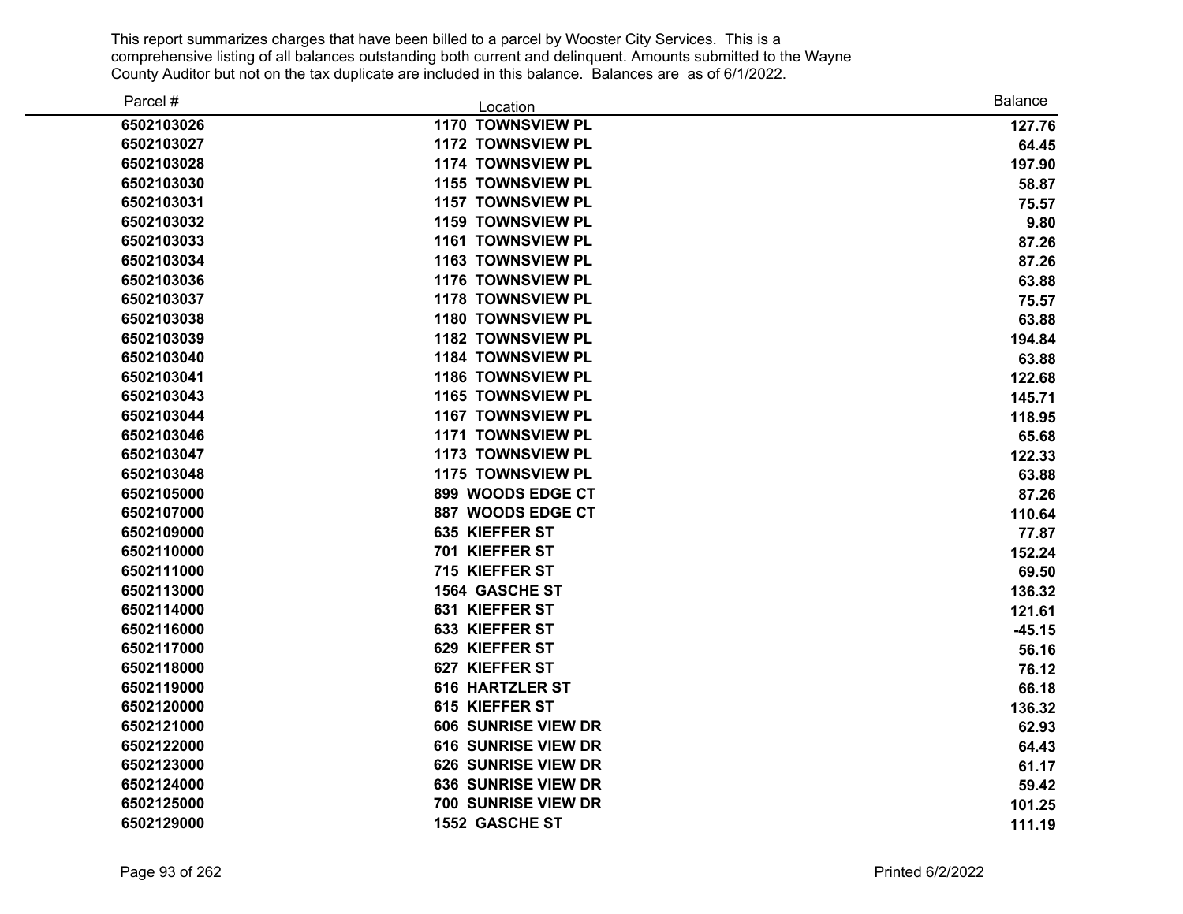This report summarizes charges that have been billed to a parcel by Wooster City Services. This is a comprehensive listing of all balances outstanding both current and delinquent. Amounts submitted to the Wayne County Auditor but not on the tax duplicate are included in this balance. Balances are as of 6/1/2022.

| Parcel # | Location | Balance |
|---|---|---|
| 6502103026 | 1170 TOWNSVIEW PL | 127.76 |
| 6502103027 | 1172 TOWNSVIEW PL | 64.45 |
| 6502103028 | 1174 TOWNSVIEW PL | 197.90 |
| 6502103030 | 1155 TOWNSVIEW PL | 58.87 |
| 6502103031 | 1157 TOWNSVIEW PL | 75.57 |
| 6502103032 | 1159 TOWNSVIEW PL | 9.80 |
| 6502103033 | 1161 TOWNSVIEW PL | 87.26 |
| 6502103034 | 1163 TOWNSVIEW PL | 87.26 |
| 6502103036 | 1176 TOWNSVIEW PL | 63.88 |
| 6502103037 | 1178 TOWNSVIEW PL | 75.57 |
| 6502103038 | 1180 TOWNSVIEW PL | 63.88 |
| 6502103039 | 1182 TOWNSVIEW PL | 194.84 |
| 6502103040 | 1184 TOWNSVIEW PL | 63.88 |
| 6502103041 | 1186 TOWNSVIEW PL | 122.68 |
| 6502103043 | 1165 TOWNSVIEW PL | 145.71 |
| 6502103044 | 1167 TOWNSVIEW PL | 118.95 |
| 6502103046 | 1171 TOWNSVIEW PL | 65.68 |
| 6502103047 | 1173 TOWNSVIEW PL | 122.33 |
| 6502103048 | 1175 TOWNSVIEW PL | 63.88 |
| 6502105000 | 899 WOODS EDGE CT | 87.26 |
| 6502107000 | 887 WOODS EDGE CT | 110.64 |
| 6502109000 | 635 KIEFFER ST | 77.87 |
| 6502110000 | 701 KIEFFER ST | 152.24 |
| 6502111000 | 715 KIEFFER ST | 69.50 |
| 6502113000 | 1564 GASCHE ST | 136.32 |
| 6502114000 | 631 KIEFFER ST | 121.61 |
| 6502116000 | 633 KIEFFER ST | -45.15 |
| 6502117000 | 629 KIEFFER ST | 56.16 |
| 6502118000 | 627 KIEFFER ST | 76.12 |
| 6502119000 | 616 HARTZLER ST | 66.18 |
| 6502120000 | 615 KIEFFER ST | 136.32 |
| 6502121000 | 606 SUNRISE VIEW DR | 62.93 |
| 6502122000 | 616 SUNRISE VIEW DR | 64.43 |
| 6502123000 | 626 SUNRISE VIEW DR | 61.17 |
| 6502124000 | 636 SUNRISE VIEW DR | 59.42 |
| 6502125000 | 700 SUNRISE VIEW DR | 101.25 |
| 6502129000 | 1552 GASCHE ST | 111.19 |

Printed 6/2/2022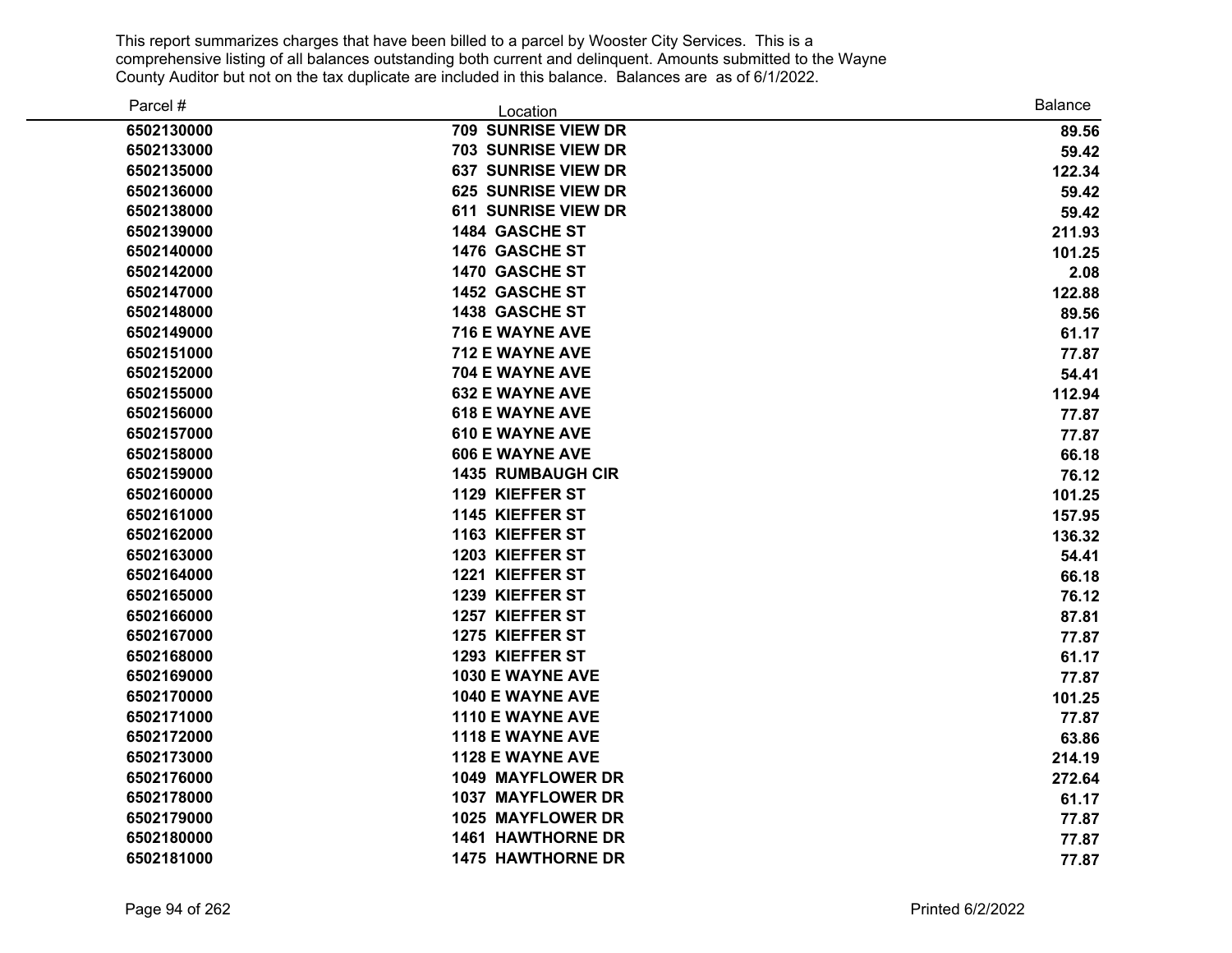This report summarizes charges that have been billed to a parcel by Wooster City Services. This is a comprehensive listing of all balances outstanding both current and delinquent. Amounts submitted to the Wayne County Auditor but not on the tax duplicate are included in this balance. Balances are as of 6/1/2022.

| Parcel # | Location | Balance |
|---|---|---|
| **6502130000** | **709 SUNRISE VIEW DR** | **89.56** |
| **6502133000** | **703 SUNRISE VIEW DR** | **59.42** |
| **6502135000** | **637 SUNRISE VIEW DR** | **122.34** |
| **6502136000** | **625 SUNRISE VIEW DR** | **59.42** |
| **6502138000** | **611 SUNRISE VIEW DR** | **59.42** |
| **6502139000** | **1484 GASCHE ST** | **211.93** |
| **6502140000** | **1476 GASCHE ST** | **101.25** |
| **6502142000** | **1470 GASCHE ST** | **2.08** |
| **6502147000** | **1452 GASCHE ST** | **122.88** |
| **6502148000** | **1438 GASCHE ST** | **89.56** |
| **6502149000** | **716 E WAYNE AVE** | **61.17** |
| **6502151000** | **712 E WAYNE AVE** | **77.87** |
| **6502152000** | **704 E WAYNE AVE** | **54.41** |
| **6502155000** | **632 E WAYNE AVE** | **112.94** |
| **6502156000** | **618 E WAYNE AVE** | **77.87** |
| **6502157000** | **610 E WAYNE AVE** | **77.87** |
| **6502158000** | **606 E WAYNE AVE** | **66.18** |
| **6502159000** | **1435 RUMBAUGH CIR** | **76.12** |
| **6502160000** | **1129 KIEFFER ST** | **101.25** |
| **6502161000** | **1145 KIEFFER ST** | **157.95** |
| **6502162000** | **1163 KIEFFER ST** | **136.32** |
| **6502163000** | **1203 KIEFFER ST** | **54.41** |
| **6502164000** | **1221 KIEFFER ST** | **66.18** |
| **6502165000** | **1239 KIEFFER ST** | **76.12** |
| **6502166000** | **1257 KIEFFER ST** | **87.81** |
| **6502167000** | **1275 KIEFFER ST** | **77.87** |
| **6502168000** | **1293 KIEFFER ST** | **61.17** |
| **6502169000** | **1030 E WAYNE AVE** | **77.87** |
| **6502170000** | **1040 E WAYNE AVE** | **101.25** |
| **6502171000** | **1110 E WAYNE AVE** | **77.87** |
| **6502172000** | **1118 E WAYNE AVE** | **63.86** |
| **6502173000** | **1128 E WAYNE AVE** | **214.19** |
| **6502176000** | **1049 MAYFLOWER DR** | **272.64** |
| **6502178000** | **1037 MAYFLOWER DR** | **61.17** |
| **6502179000** | **1025 MAYFLOWER DR** | **77.87** |
| **6502180000** | **1461 HAWTHORNE DR** | **77.87** |
| **6502181000** | **1475 HAWTHORNE DR** | **77.87** |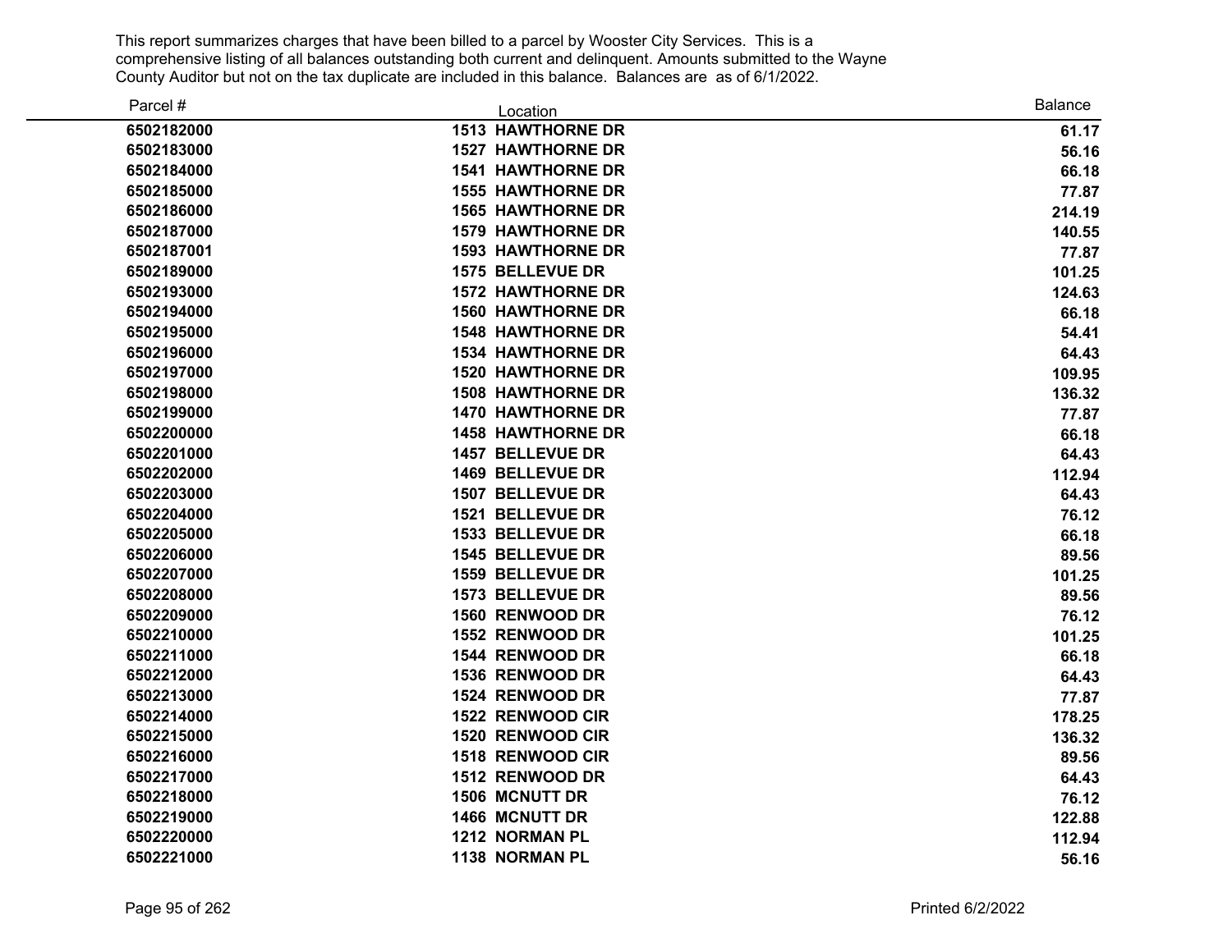This report summarizes charges that have been billed to a parcel by Wooster City Services. This is a comprehensive listing of all balances outstanding both current and delinquent. Amounts submitted to the Wayne County Auditor but not on the tax duplicate are included in this balance. Balances are as of 6/1/2022.

| Parcel # | Location | Balance |
|---|---|---|
| 6502182000 | 1513 HAWTHORNE DR | 61.17 |
| 6502183000 | 1527 HAWTHORNE DR | 56.16 |
| 6502184000 | 1541 HAWTHORNE DR | 66.18 |
| 6502185000 | 1555 HAWTHORNE DR | 77.87 |
| 6502186000 | 1565 HAWTHORNE DR | 214.19 |
| 6502187000 | 1579 HAWTHORNE DR | 140.55 |
| 6502187001 | 1593 HAWTHORNE DR | 77.87 |
| 6502189000 | 1575 BELLEVUE DR | 101.25 |
| 6502193000 | 1572 HAWTHORNE DR | 124.63 |
| 6502194000 | 1560 HAWTHORNE DR | 66.18 |
| 6502195000 | 1548 HAWTHORNE DR | 54.41 |
| 6502196000 | 1534 HAWTHORNE DR | 64.43 |
| 6502197000 | 1520 HAWTHORNE DR | 109.95 |
| 6502198000 | 1508 HAWTHORNE DR | 136.32 |
| 6502199000 | 1470 HAWTHORNE DR | 77.87 |
| 6502200000 | 1458 HAWTHORNE DR | 66.18 |
| 6502201000 | 1457 BELLEVUE DR | 64.43 |
| 6502202000 | 1469 BELLEVUE DR | 112.94 |
| 6502203000 | 1507 BELLEVUE DR | 64.43 |
| 6502204000 | 1521 BELLEVUE DR | 76.12 |
| 6502205000 | 1533 BELLEVUE DR | 66.18 |
| 6502206000 | 1545 BELLEVUE DR | 89.56 |
| 6502207000 | 1559 BELLEVUE DR | 101.25 |
| 6502208000 | 1573 BELLEVUE DR | 89.56 |
| 6502209000 | 1560 RENWOOD DR | 76.12 |
| 6502210000 | 1552 RENWOOD DR | 101.25 |
| 6502211000 | 1544 RENWOOD DR | 66.18 |
| 6502212000 | 1536 RENWOOD DR | 64.43 |
| 6502213000 | 1524 RENWOOD DR | 77.87 |
| 6502214000 | 1522 RENWOOD CIR | 178.25 |
| 6502215000 | 1520 RENWOOD CIR | 136.32 |
| 6502216000 | 1518 RENWOOD CIR | 89.56 |
| 6502217000 | 1512 RENWOOD DR | 64.43 |
| 6502218000 | 1506 MCNUTT DR | 76.12 |
| 6502219000 | 1466 MCNUTT DR | 122.88 |
| 6502220000 | 1212 NORMAN PL | 112.94 |
| 6502221000 | 1138 NORMAN PL | 56.16 |

Printed 6/2/2022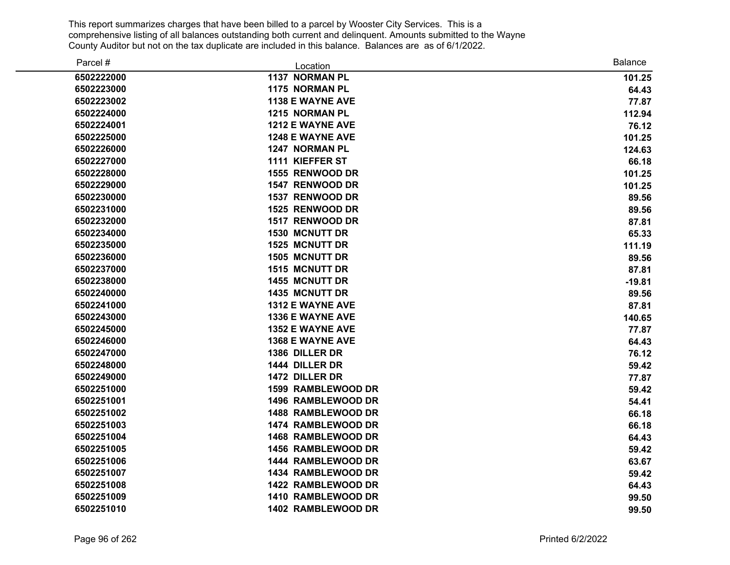This report summarizes charges that have been billed to a parcel by Wooster City Services. This is a comprehensive listing of all balances outstanding both current and delinquent. Amounts submitted to the Wayne County Auditor but not on the tax duplicate are included in this balance. Balances are as of 6/1/2022.

| Parcel # | Location | Balance |
|---|---|---|
| 6502222000 | 1137 NORMAN PL | 101.25 |
| 6502223000 | 1175 NORMAN PL | 64.43 |
| 6502223002 | 1138 E WAYNE AVE | 77.87 |
| 6502224000 | 1215 NORMAN PL | 112.94 |
| 6502224001 | 1212 E WAYNE AVE | 76.12 |
| 6502225000 | 1248 E WAYNE AVE | 101.25 |
| 6502226000 | 1247 NORMAN PL | 124.63 |
| 6502227000 | 1111 KIEFFER ST | 66.18 |
| 6502228000 | 1555 RENWOOD DR | 101.25 |
| 6502229000 | 1547 RENWOOD DR | 101.25 |
| 6502230000 | 1537 RENWOOD DR | 89.56 |
| 6502231000 | 1525 RENWOOD DR | 89.56 |
| 6502232000 | 1517 RENWOOD DR | 87.81 |
| 6502234000 | 1530 MCNUTT DR | 65.33 |
| 6502235000 | 1525 MCNUTT DR | 111.19 |
| 6502236000 | 1505 MCNUTT DR | 89.56 |
| 6502237000 | 1515 MCNUTT DR | 87.81 |
| 6502238000 | 1455 MCNUTT DR | -19.81 |
| 6502240000 | 1435 MCNUTT DR | 89.56 |
| 6502241000 | 1312 E WAYNE AVE | 87.81 |
| 6502243000 | 1336 E WAYNE AVE | 140.65 |
| 6502245000 | 1352 E WAYNE AVE | 77.87 |
| 6502246000 | 1368 E WAYNE AVE | 64.43 |
| 6502247000 | 1386 DILLER DR | 76.12 |
| 6502248000 | 1444 DILLER DR | 59.42 |
| 6502249000 | 1472 DILLER DR | 77.87 |
| 6502251000 | 1599 RAMBLEWOOD DR | 59.42 |
| 6502251001 | 1496 RAMBLEWOOD DR | 54.41 |
| 6502251002 | 1488 RAMBLEWOOD DR | 66.18 |
| 6502251003 | 1474 RAMBLEWOOD DR | 66.18 |
| 6502251004 | 1468 RAMBLEWOOD DR | 64.43 |
| 6502251005 | 1456 RAMBLEWOOD DR | 59.42 |
| 6502251006 | 1444 RAMBLEWOOD DR | 63.67 |
| 6502251007 | 1434 RAMBLEWOOD DR | 59.42 |
| 6502251008 | 1422 RAMBLEWOOD DR | 64.43 |
| 6502251009 | 1410 RAMBLEWOOD DR | 99.50 |
| 6502251010 | 1402 RAMBLEWOOD DR | 99.50 |

Printed 6/2/2022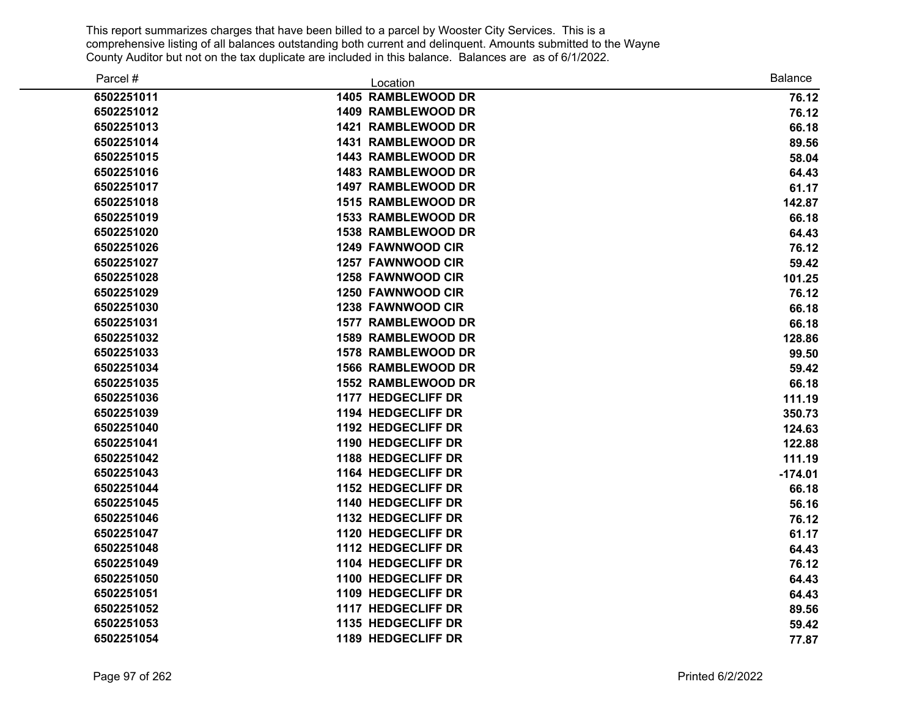This report summarizes charges that have been billed to a parcel by Wooster City Services. This is a comprehensive listing of all balances outstanding both current and delinquent. Amounts submitted to the Wayne County Auditor but not on the tax duplicate are included in this balance. Balances are as of 6/1/2022.

| Parcel # | Location | Balance |
|---|---|---|
| **6502251011** | **1405 RAMBLEWOOD DR** | **76.12** |
| **6502251012** | **1409 RAMBLEWOOD DR** | **76.12** |
| **6502251013** | **1421 RAMBLEWOOD DR** | **66.18** |
| **6502251014** | **1431 RAMBLEWOOD DR** | **89.56** |
| **6502251015** | **1443 RAMBLEWOOD DR** | **58.04** |
| **6502251016** | **1483 RAMBLEWOOD DR** | **64.43** |
| **6502251017** | **1497 RAMBLEWOOD DR** | **61.17** |
| **6502251018** | **1515 RAMBLEWOOD DR** | **142.87** |
| **6502251019** | **1533 RAMBLEWOOD DR** | **66.18** |
| **6502251020** | **1538 RAMBLEWOOD DR** | **64.43** |
| **6502251026** | **1249 FAWNWOOD CIR** | **76.12** |
| **6502251027** | **1257 FAWNWOOD CIR** | **59.42** |
| **6502251028** | **1258 FAWNWOOD CIR** | **101.25** |
| **6502251029** | **1250 FAWNWOOD CIR** | **76.12** |
| **6502251030** | **1238 FAWNWOOD CIR** | **66.18** |
| **6502251031** | **1577 RAMBLEWOOD DR** | **66.18** |
| **6502251032** | **1589 RAMBLEWOOD DR** | **128.86** |
| **6502251033** | **1578 RAMBLEWOOD DR** | **99.50** |
| **6502251034** | **1566 RAMBLEWOOD DR** | **59.42** |
| **6502251035** | **1552 RAMBLEWOOD DR** | **66.18** |
| **6502251036** | **1177 HEDGECLIFF DR** | **111.19** |
| **6502251039** | **1194 HEDGECLIFF DR** | **350.73** |
| **6502251040** | **1192 HEDGECLIFF DR** | **124.63** |
| **6502251041** | **1190 HEDGECLIFF DR** | **122.88** |
| **6502251042** | **1188 HEDGECLIFF DR** | **111.19** |
| **6502251043** | **1164 HEDGECLIFF DR** | **-174.01** |
| **6502251044** | **1152 HEDGECLIFF DR** | **66.18** |
| **6502251045** | **1140 HEDGECLIFF DR** | **56.16** |
| **6502251046** | **1132 HEDGECLIFF DR** | **76.12** |
| **6502251047** | **1120 HEDGECLIFF DR** | **61.17** |
| **6502251048** | **1112 HEDGECLIFF DR** | **64.43** |
| **6502251049** | **1104 HEDGECLIFF DR** | **76.12** |
| **6502251050** | **1100 HEDGECLIFF DR** | **64.43** |
| **6502251051** | **1109 HEDGECLIFF DR** | **64.43** |
| **6502251052** | **1117 HEDGECLIFF DR** | **89.56** |
| **6502251053** | **1135 HEDGECLIFF DR** | **59.42** |
| **6502251054** | **1189 HEDGECLIFF DR** | **77.87** |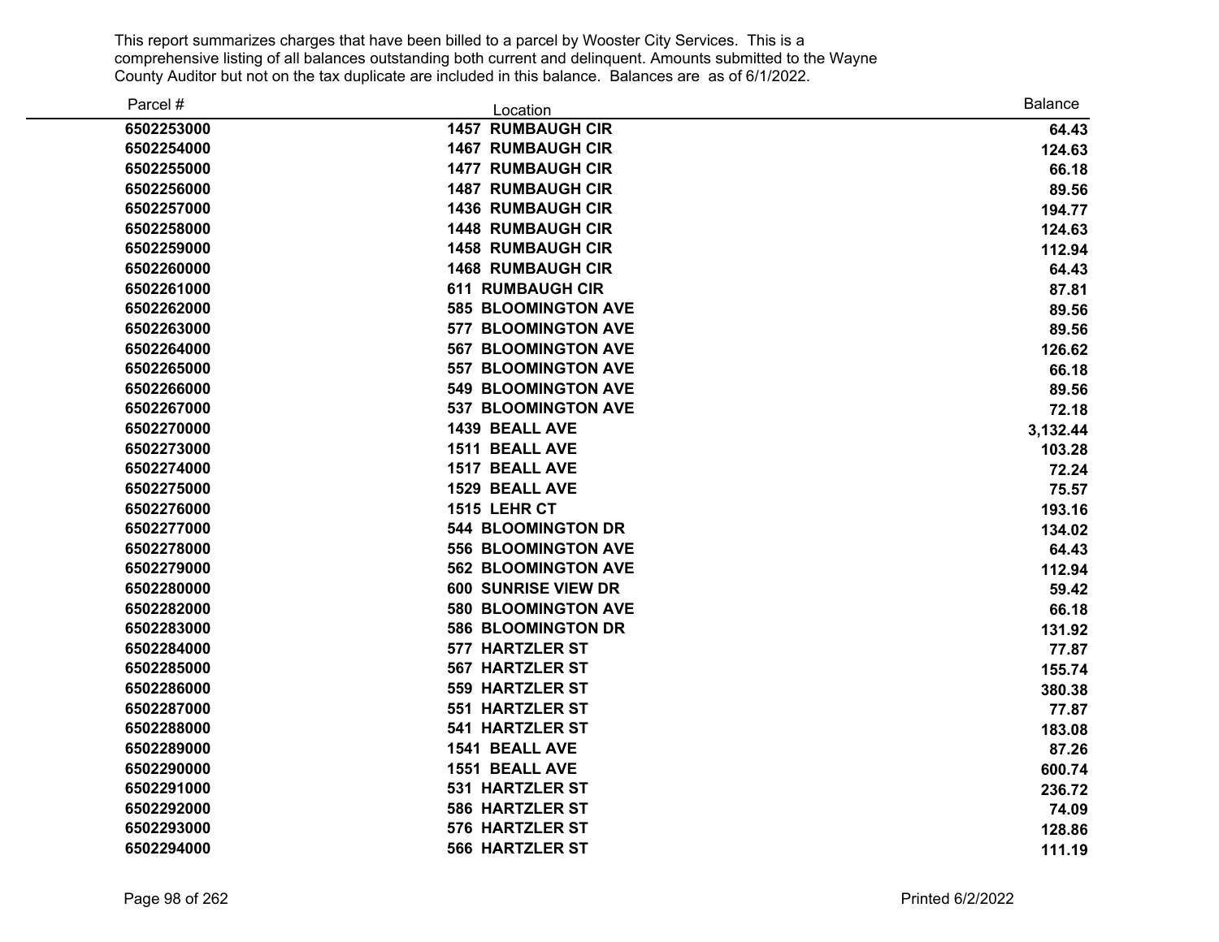This report summarizes charges that have been billed to a parcel by Wooster City Services. This is a comprehensive listing of all balances outstanding both current and delinquent. Amounts submitted to the Wayne County Auditor but not on the tax duplicate are included in this balance. Balances are as of 6/1/2022.

| Parcel # | Location | Balance |
|---|---|---|
| 6502253000 | 1457 RUMBAUGH CIR | 64.43 |
| 6502254000 | 1467 RUMBAUGH CIR | 124.63 |
| 6502255000 | 1477 RUMBAUGH CIR | 66.18 |
| 6502256000 | 1487 RUMBAUGH CIR | 89.56 |
| 6502257000 | 1436 RUMBAUGH CIR | 194.77 |
| 6502258000 | 1448 RUMBAUGH CIR | 124.63 |
| 6502259000 | 1458 RUMBAUGH CIR | 112.94 |
| 6502260000 | 1468 RUMBAUGH CIR | 64.43 |
| 6502261000 | 611 RUMBAUGH CIR | 87.81 |
| 6502262000 | 585 BLOOMINGTON AVE | 89.56 |
| 6502263000 | 577 BLOOMINGTON AVE | 89.56 |
| 6502264000 | 567 BLOOMINGTON AVE | 126.62 |
| 6502265000 | 557 BLOOMINGTON AVE | 66.18 |
| 6502266000 | 549 BLOOMINGTON AVE | 89.56 |
| 6502267000 | 537 BLOOMINGTON AVE | 72.18 |
| 6502270000 | 1439 BEALL AVE | 3,132.44 |
| 6502273000 | 1511 BEALL AVE | 103.28 |
| 6502274000 | 1517 BEALL AVE | 72.24 |
| 6502275000 | 1529 BEALL AVE | 75.57 |
| 6502276000 | 1515 LEHR CT | 193.16 |
| 6502277000 | 544 BLOOMINGTON DR | 134.02 |
| 6502278000 | 556 BLOOMINGTON AVE | 64.43 |
| 6502279000 | 562 BLOOMINGTON AVE | 112.94 |
| 6502280000 | 600 SUNRISE VIEW DR | 59.42 |
| 6502282000 | 580 BLOOMINGTON AVE | 66.18 |
| 6502283000 | 586 BLOOMINGTON DR | 131.92 |
| 6502284000 | 577 HARTZLER ST | 77.87 |
| 6502285000 | 567 HARTZLER ST | 155.74 |
| 6502286000 | 559 HARTZLER ST | 380.38 |
| 6502287000 | 551 HARTZLER ST | 77.87 |
| 6502288000 | 541 HARTZLER ST | 183.08 |
| 6502289000 | 1541 BEALL AVE | 87.26 |
| 6502290000 | 1551 BEALL AVE | 600.74 |
| 6502291000 | 531 HARTZLER ST | 236.72 |
| 6502292000 | 586 HARTZLER ST | 74.09 |
| 6502293000 | 576 HARTZLER ST | 128.86 |
| 6502294000 | 566 HARTZLER ST | 111.19 |

Printed 6/2/2022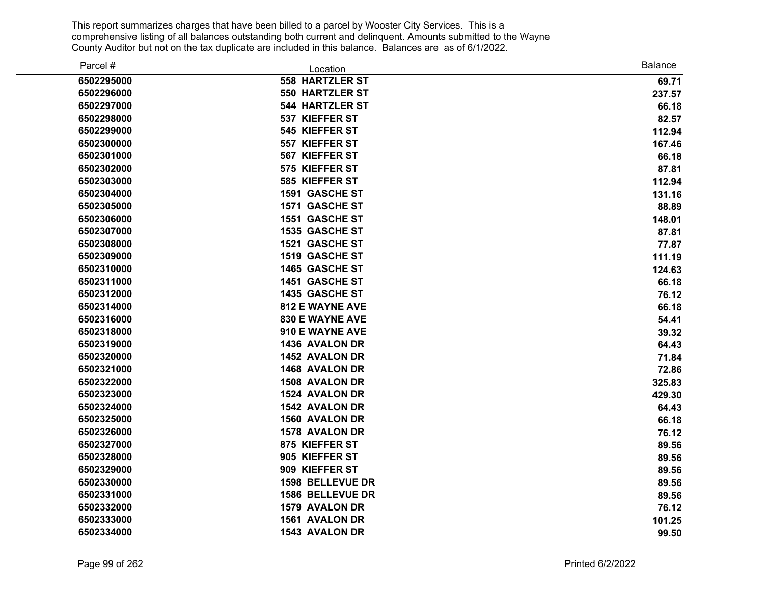This report summarizes charges that have been billed to a parcel by Wooster City Services. This is a comprehensive listing of all balances outstanding both current and delinquent. Amounts submitted to the Wayne County Auditor but not on the tax duplicate are included in this balance. Balances are as of 6/1/2022.

| Parcel # | Location | Balance |
|---|---|---|
| 6502295000 | 558 HARTZLER ST | 69.71 |
| 6502296000 | 550 HARTZLER ST | 237.57 |
| 6502297000 | 544 HARTZLER ST | 66.18 |
| 6502298000 | 537 KIEFFER ST | 82.57 |
| 6502299000 | 545 KIEFFER ST | 112.94 |
| 6502300000 | 557 KIEFFER ST | 167.46 |
| 6502301000 | 567 KIEFFER ST | 66.18 |
| 6502302000 | 575 KIEFFER ST | 87.81 |
| 6502303000 | 585 KIEFFER ST | 112.94 |
| 6502304000 | 1591 GASCHE ST | 131.16 |
| 6502305000 | 1571 GASCHE ST | 88.89 |
| 6502306000 | 1551 GASCHE ST | 148.01 |
| 6502307000 | 1535 GASCHE ST | 87.81 |
| 6502308000 | 1521 GASCHE ST | 77.87 |
| 6502309000 | 1519 GASCHE ST | 111.19 |
| 6502310000 | 1465 GASCHE ST | 124.63 |
| 6502311000 | 1451 GASCHE ST | 66.18 |
| 6502312000 | 1435 GASCHE ST | 76.12 |
| 6502314000 | 812 E WAYNE AVE | 66.18 |
| 6502316000 | 830 E WAYNE AVE | 54.41 |
| 6502318000 | 910 E WAYNE AVE | 39.32 |
| 6502319000 | 1436 AVALON DR | 64.43 |
| 6502320000 | 1452 AVALON DR | 71.84 |
| 6502321000 | 1468 AVALON DR | 72.86 |
| 6502322000 | 1508 AVALON DR | 325.83 |
| 6502323000 | 1524 AVALON DR | 429.30 |
| 6502324000 | 1542 AVALON DR | 64.43 |
| 6502325000 | 1560 AVALON DR | 66.18 |
| 6502326000 | 1578 AVALON DR | 76.12 |
| 6502327000 | 875 KIEFFER ST | 89.56 |
| 6502328000 | 905 KIEFFER ST | 89.56 |
| 6502329000 | 909 KIEFFER ST | 89.56 |
| 6502330000 | 1598 BELLEVUE DR | 89.56 |
| 6502331000 | 1586 BELLEVUE DR | 89.56 |
| 6502332000 | 1579 AVALON DR | 76.12 |
| 6502333000 | 1561 AVALON DR | 101.25 |
| 6502334000 | 1543 AVALON DR | 99.50 |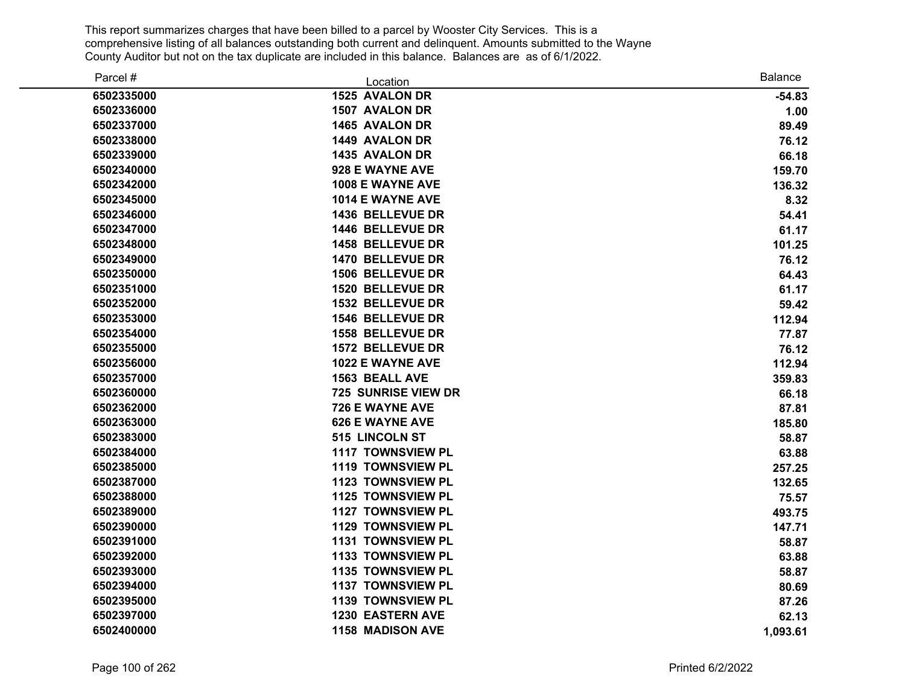This report summarizes charges that have been billed to a parcel by Wooster City Services. This is a comprehensive listing of all balances outstanding both current and delinquent. Amounts submitted to the Wayne County Auditor but not on the tax duplicate are included in this balance. Balances are as of 6/1/2022.

| Parcel # | Location | Balance |
|---|---|---|
| 6502335000 | 1525 AVALON DR | -54.83 |
| 6502336000 | 1507 AVALON DR | 1.00 |
| 6502337000 | 1465 AVALON DR | 89.49 |
| 6502338000 | 1449 AVALON DR | 76.12 |
| 6502339000 | 1435 AVALON DR | 66.18 |
| 6502340000 | 928 E WAYNE AVE | 159.70 |
| 6502342000 | 1008 E WAYNE AVE | 136.32 |
| 6502345000 | 1014 E WAYNE AVE | 8.32 |
| 6502346000 | 1436 BELLEVUE DR | 54.41 |
| 6502347000 | 1446 BELLEVUE DR | 61.17 |
| 6502348000 | 1458 BELLEVUE DR | 101.25 |
| 6502349000 | 1470 BELLEVUE DR | 76.12 |
| 6502350000 | 1506 BELLEVUE DR | 64.43 |
| 6502351000 | 1520 BELLEVUE DR | 61.17 |
| 6502352000 | 1532 BELLEVUE DR | 59.42 |
| 6502353000 | 1546 BELLEVUE DR | 112.94 |
| 6502354000 | 1558 BELLEVUE DR | 77.87 |
| 6502355000 | 1572 BELLEVUE DR | 76.12 |
| 6502356000 | 1022 E WAYNE AVE | 112.94 |
| 6502357000 | 1563 BEALL AVE | 359.83 |
| 6502360000 | 725 SUNRISE VIEW DR | 66.18 |
| 6502362000 | 726 E WAYNE AVE | 87.81 |
| 6502363000 | 626 E WAYNE AVE | 185.80 |
| 6502383000 | 515 LINCOLN ST | 58.87 |
| 6502384000 | 1117 TOWNSVIEW PL | 63.88 |
| 6502385000 | 1119 TOWNSVIEW PL | 257.25 |
| 6502387000 | 1123 TOWNSVIEW PL | 132.65 |
| 6502388000 | 1125 TOWNSVIEW PL | 75.57 |
| 6502389000 | 1127 TOWNSVIEW PL | 493.75 |
| 6502390000 | 1129 TOWNSVIEW PL | 147.71 |
| 6502391000 | 1131 TOWNSVIEW PL | 58.87 |
| 6502392000 | 1133 TOWNSVIEW PL | 63.88 |
| 6502393000 | 1135 TOWNSVIEW PL | 58.87 |
| 6502394000 | 1137 TOWNSVIEW PL | 80.69 |
| 6502395000 | 1139 TOWNSVIEW PL | 87.26 |
| 6502397000 | 1230 EASTERN AVE | 62.13 |
| 6502400000 | 1158 MADISON AVE | 1,093.61 |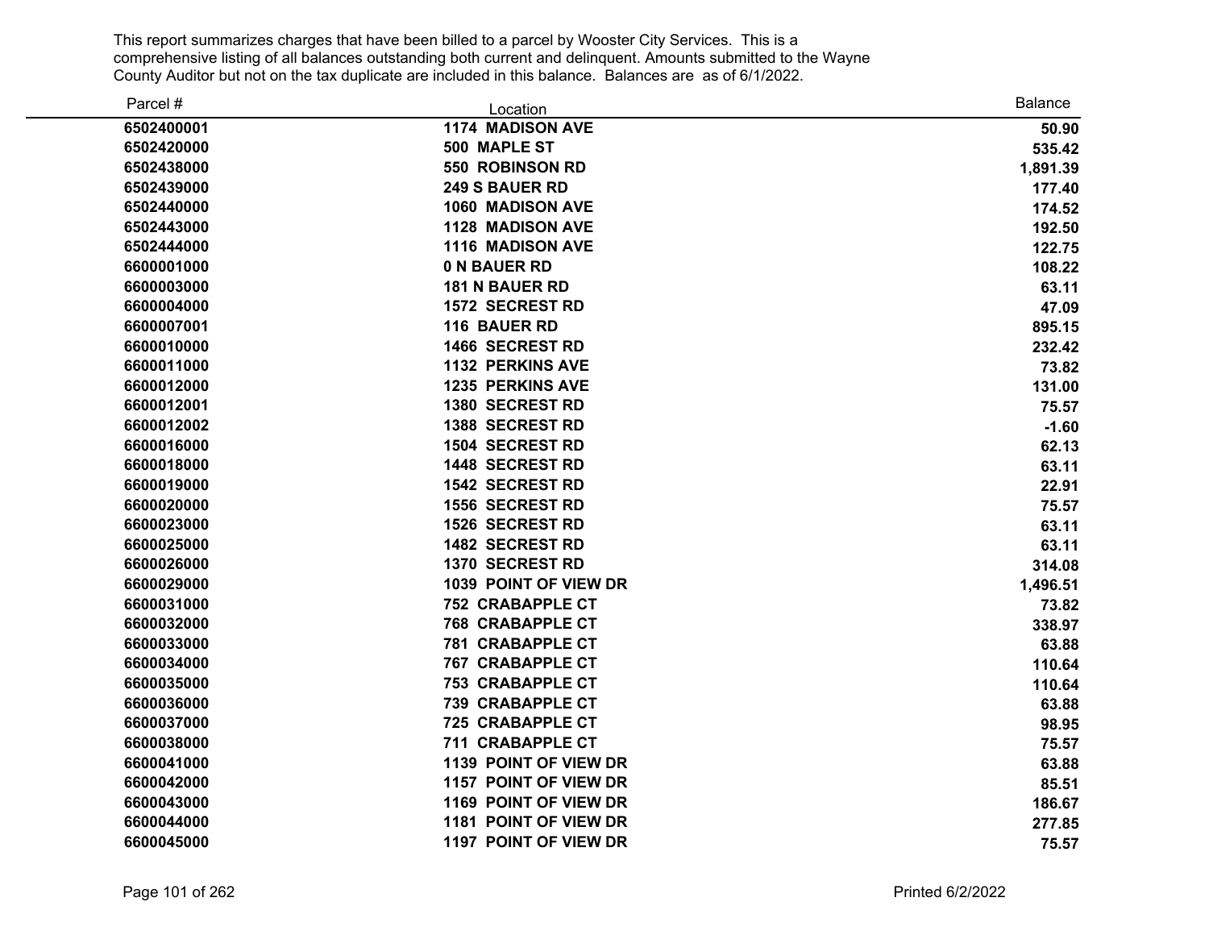This report summarizes charges that have been billed to a parcel by Wooster City Services. This is a comprehensive listing of all balances outstanding both current and delinquent. Amounts submitted to the Wayne County Auditor but not on the tax duplicate are included in this balance. Balances are as of 6/1/2022.

| Parcel # | Location | Balance |
|---|---|---|
| **6502400001** | **1174 MADISON AVE** | **50.90** |
| **6502420000** | **500 MAPLE ST** | **535.42** |
| **6502438000** | **550 ROBINSON RD** | **1,891.39** |
| **6502439000** | **249 S BAUER RD** | **177.40** |
| **6502440000** | **1060 MADISON AVE** | **174.52** |
| **6502443000** | **1128 MADISON AVE** | **192.50** |
| **6502444000** | **1116 MADISON AVE** | **122.75** |
| **6600001000** | **0 N BAUER RD** | **108.22** |
| **6600003000** | **181 N BAUER RD** | **63.11** |
| **6600004000** | **1572 SECREST RD** | **47.09** |
| **6600007001** | **116 BAUER RD** | **895.15** |
| **6600010000** | **1466 SECREST RD** | **232.42** |
| **6600011000** | **1132 PERKINS AVE** | **73.82** |
| **6600012000** | **1235 PERKINS AVE** | **131.00** |
| **6600012001** | **1380 SECREST RD** | **75.57** |
| **6600012002** | **1388 SECREST RD** | **-1.60** |
| **6600016000** | **1504 SECREST RD** | **62.13** |
| **6600018000** | **1448 SECREST RD** | **63.11** |
| **6600019000** | **1542 SECREST RD** | **22.91** |
| **6600020000** | **1556 SECREST RD** | **75.57** |
| **6600023000** | **1526 SECREST RD** | **63.11** |
| **6600025000** | **1482 SECREST RD** | **63.11** |
| **6600026000** | **1370 SECREST RD** | **314.08** |
| **6600029000** | **1039 POINT OF VIEW DR** | **1,496.51** |
| **6600031000** | **752 CRABAPPLE CT** | **73.82** |
| **6600032000** | **768 CRABAPPLE CT** | **338.97** |
| **6600033000** | **781 CRABAPPLE CT** | **63.88** |
| **6600034000** | **767 CRABAPPLE CT** | **110.64** |
| **6600035000** | **753 CRABAPPLE CT** | **110.64** |
| **6600036000** | **739 CRABAPPLE CT** | **63.88** |
| **6600037000** | **725 CRABAPPLE CT** | **98.95** |
| **6600038000** | **711 CRABAPPLE CT** | **75.57** |
| **6600041000** | **1139 POINT OF VIEW DR** | **63.88** |
| **6600042000** | **1157 POINT OF VIEW DR** | **85.51** |
| **6600043000** | **1169 POINT OF VIEW DR** | **186.67** |
| **6600044000** | **1181 POINT OF VIEW DR** | **277.85** |
| **6600045000** | **1197 POINT OF VIEW DR** | **75.57** |

Printed 6/2/2022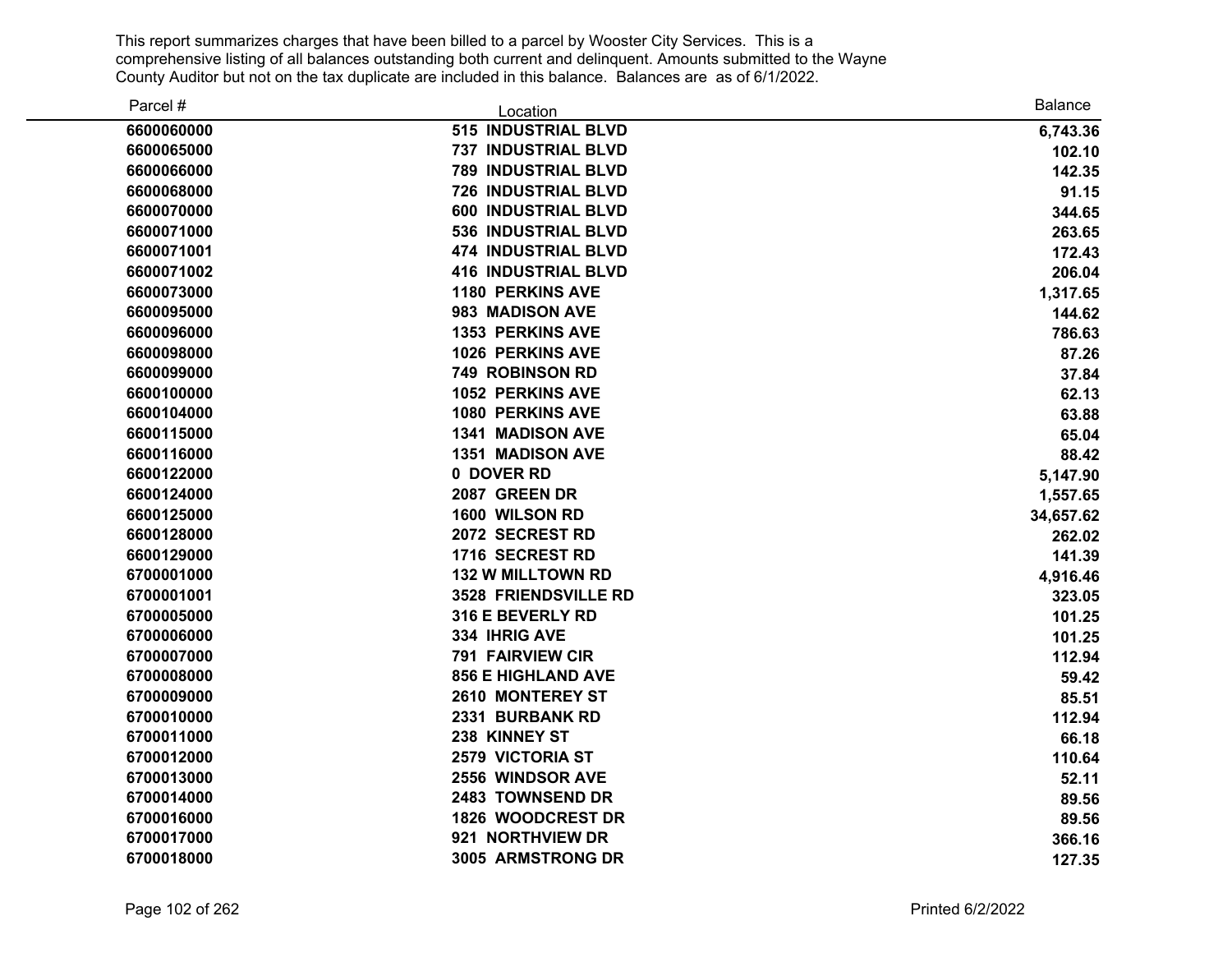This report summarizes charges that have been billed to a parcel by Wooster City Services. This is a comprehensive listing of all balances outstanding both current and delinquent. Amounts submitted to the Wayne County Auditor but not on the tax duplicate are included in this balance. Balances are as of 6/1/2022.

| Parcel # | Location | Balance |
|---|---|---|
| 6600060000 | 515 INDUSTRIAL BLVD | 6,743.36 |
| 6600065000 | 737 INDUSTRIAL BLVD | 102.10 |
| 6600066000 | 789 INDUSTRIAL BLVD | 142.35 |
| 6600068000 | 726 INDUSTRIAL BLVD | 91.15 |
| 6600070000 | 600 INDUSTRIAL BLVD | 344.65 |
| 6600071000 | 536 INDUSTRIAL BLVD | 263.65 |
| 6600071001 | 474 INDUSTRIAL BLVD | 172.43 |
| 6600071002 | 416 INDUSTRIAL BLVD | 206.04 |
| 6600073000 | 1180 PERKINS AVE | 1,317.65 |
| 6600095000 | 983 MADISON AVE | 144.62 |
| 6600096000 | 1353 PERKINS AVE | 786.63 |
| 6600098000 | 1026 PERKINS AVE | 87.26 |
| 6600099000 | 749 ROBINSON RD | 37.84 |
| 6600100000 | 1052 PERKINS AVE | 62.13 |
| 6600104000 | 1080 PERKINS AVE | 63.88 |
| 6600115000 | 1341 MADISON AVE | 65.04 |
| 6600116000 | 1351 MADISON AVE | 88.42 |
| 6600122000 | 0 DOVER RD | 5,147.90 |
| 6600124000 | 2087 GREEN DR | 1,557.65 |
| 6600125000 | 1600 WILSON RD | 34,657.62 |
| 6600128000 | 2072 SECREST RD | 262.02 |
| 6600129000 | 1716 SECREST RD | 141.39 |
| 6700001000 | 132 W MILLTOWN RD | 4,916.46 |
| 6700001001 | 3528 FRIENDSVILLE RD | 323.05 |
| 6700005000 | 316 E BEVERLY RD | 101.25 |
| 6700006000 | 334 IHRIG AVE | 101.25 |
| 6700007000 | 791 FAIRVIEW CIR | 112.94 |
| 6700008000 | 856 E HIGHLAND AVE | 59.42 |
| 6700009000 | 2610 MONTEREY ST | 85.51 |
| 6700010000 | 2331 BURBANK RD | 112.94 |
| 6700011000 | 238 KINNEY ST | 66.18 |
| 6700012000 | 2579 VICTORIA ST | 110.64 |
| 6700013000 | 2556 WINDSOR AVE | 52.11 |
| 6700014000 | 2483 TOWNSEND DR | 89.56 |
| 6700016000 | 1826 WOODCREST DR | 89.56 |
| 6700017000 | 921 NORTHVIEW DR | 366.16 |
| 6700018000 | 3005 ARMSTRONG DR | 127.35 |

Printed 6/2/2022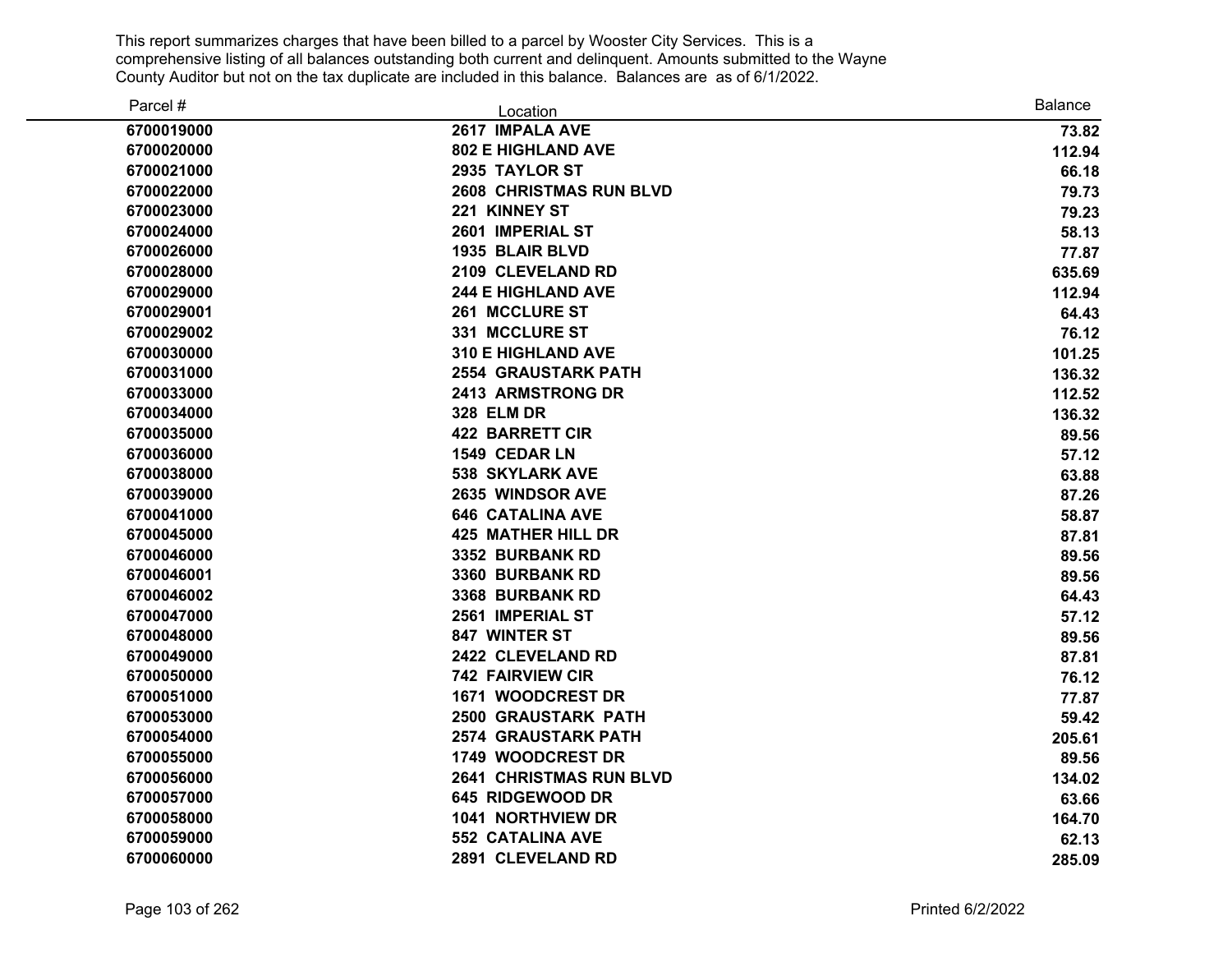This report summarizes charges that have been billed to a parcel by Wooster City Services. This is a comprehensive listing of all balances outstanding both current and delinquent. Amounts submitted to the Wayne County Auditor but not on the tax duplicate are included in this balance. Balances are as of 6/1/2022.

| Parcel # | Location | Balance |
|---|---|---|
| 6700019000 | 2617 IMPALA AVE | 73.82 |
| 6700020000 | 802 E HIGHLAND AVE | 112.94 |
| 6700021000 | 2935 TAYLOR ST | 66.18 |
| 6700022000 | 2608 CHRISTMAS RUN BLVD | 79.73 |
| 6700023000 | 221 KINNEY ST | 79.23 |
| 6700024000 | 2601 IMPERIAL ST | 58.13 |
| 6700026000 | 1935 BLAIR BLVD | 77.87 |
| 6700028000 | 2109 CLEVELAND RD | 635.69 |
| 6700029000 | 244 E HIGHLAND AVE | 112.94 |
| 6700029001 | 261 MCCLURE ST | 64.43 |
| 6700029002 | 331 MCCLURE ST | 76.12 |
| 6700030000 | 310 E HIGHLAND AVE | 101.25 |
| 6700031000 | 2554 GRAUSTARK PATH | 136.32 |
| 6700033000 | 2413 ARMSTRONG DR | 112.52 |
| 6700034000 | 328 ELM DR | 136.32 |
| 6700035000 | 422 BARRETT CIR | 89.56 |
| 6700036000 | 1549 CEDAR LN | 57.12 |
| 6700038000 | 538 SKYLARK AVE | 63.88 |
| 6700039000 | 2635 WINDSOR AVE | 87.26 |
| 6700041000 | 646 CATALINA AVE | 58.87 |
| 6700045000 | 425 MATHER HILL DR | 87.81 |
| 6700046000 | 3352 BURBANK RD | 89.56 |
| 6700046001 | 3360 BURBANK RD | 89.56 |
| 6700046002 | 3368 BURBANK RD | 64.43 |
| 6700047000 | 2561 IMPERIAL ST | 57.12 |
| 6700048000 | 847 WINTER ST | 89.56 |
| 6700049000 | 2422 CLEVELAND RD | 87.81 |
| 6700050000 | 742 FAIRVIEW CIR | 76.12 |
| 6700051000 | 1671 WOODCREST DR | 77.87 |
| 6700053000 | 2500 GRAUSTARK PATH | 59.42 |
| 6700054000 | 2574 GRAUSTARK PATH | 205.61 |
| 6700055000 | 1749 WOODCREST DR | 89.56 |
| 6700056000 | 2641 CHRISTMAS RUN BLVD | 134.02 |
| 6700057000 | 645 RIDGEWOOD DR | 63.66 |
| 6700058000 | 1041 NORTHVIEW DR | 164.70 |
| 6700059000 | 552 CATALINA AVE | 62.13 |
| 6700060000 | 2891 CLEVELAND RD | 285.09 |

Printed 6/2/2022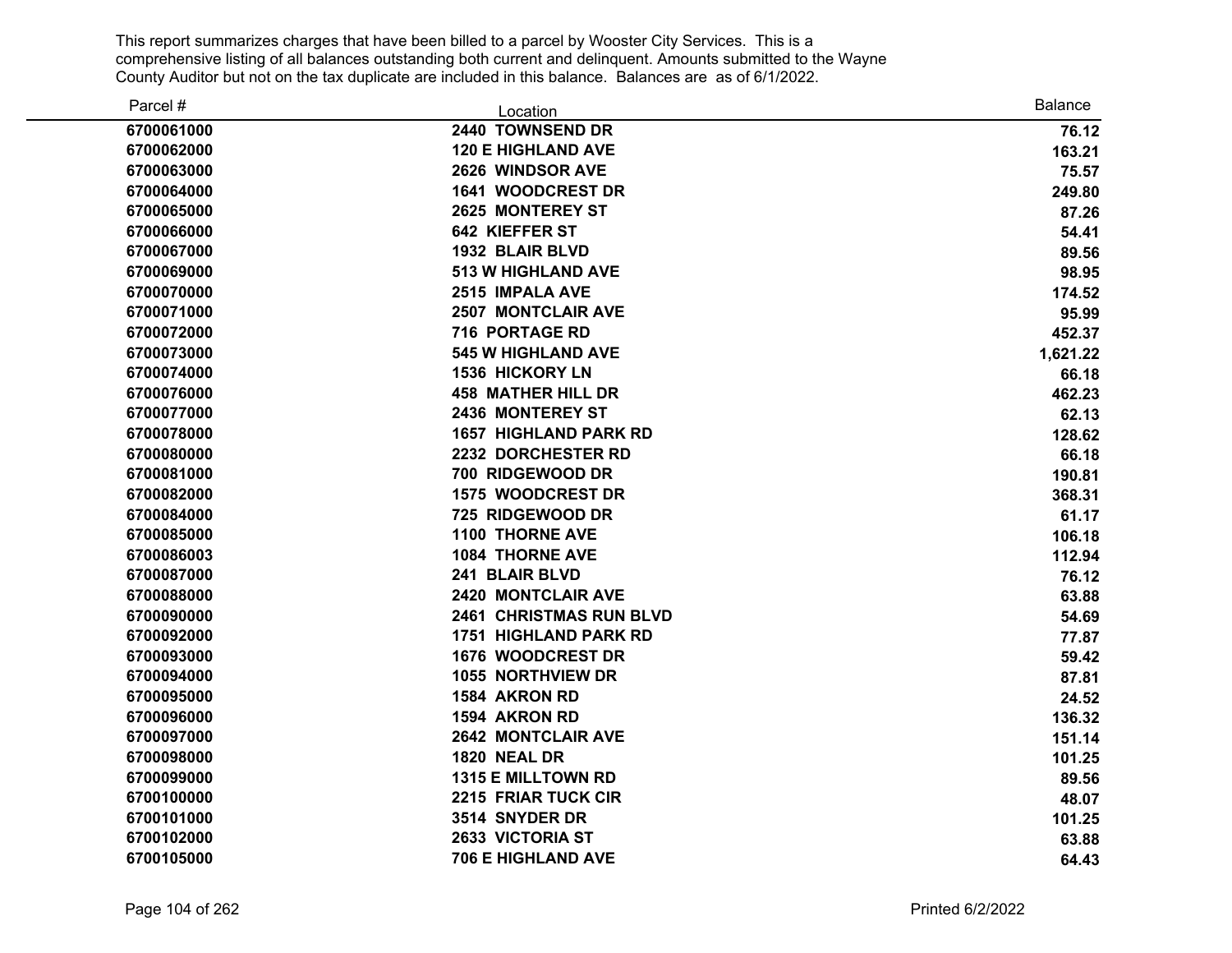This report summarizes charges that have been billed to a parcel by Wooster City Services. This is a comprehensive listing of all balances outstanding both current and delinquent. Amounts submitted to the Wayne County Auditor but not on the tax duplicate are included in this balance. Balances are as of 6/1/2022.

| Parcel # | Location | Balance |
|---|---|---|
| 6700061000 | 2440 TOWNSEND DR | 76.12 |
| 6700062000 | 120 E HIGHLAND AVE | 163.21 |
| 6700063000 | 2626 WINDSOR AVE | 75.57 |
| 6700064000 | 1641 WOODCREST DR | 249.80 |
| 6700065000 | 2625 MONTEREY ST | 87.26 |
| 6700066000 | 642 KIEFFER ST | 54.41 |
| 6700067000 | 1932 BLAIR BLVD | 89.56 |
| 6700069000 | 513 W HIGHLAND AVE | 98.95 |
| 6700070000 | 2515 IMPALA AVE | 174.52 |
| 6700071000 | 2507 MONTCLAIR AVE | 95.99 |
| 6700072000 | 716 PORTAGE RD | 452.37 |
| 6700073000 | 545 W HIGHLAND AVE | 1,621.22 |
| 6700074000 | 1536 HICKORY LN | 66.18 |
| 6700076000 | 458 MATHER HILL DR | 462.23 |
| 6700077000 | 2436 MONTEREY ST | 62.13 |
| 6700078000 | 1657 HIGHLAND PARK RD | 128.62 |
| 6700080000 | 2232 DORCHESTER RD | 66.18 |
| 6700081000 | 700 RIDGEWOOD DR | 190.81 |
| 6700082000 | 1575 WOODCREST DR | 368.31 |
| 6700084000 | 725 RIDGEWOOD DR | 61.17 |
| 6700085000 | 1100 THORNE AVE | 106.18 |
| 6700086003 | 1084 THORNE AVE | 112.94 |
| 6700087000 | 241 BLAIR BLVD | 76.12 |
| 6700088000 | 2420 MONTCLAIR AVE | 63.88 |
| 6700090000 | 2461 CHRISTMAS RUN BLVD | 54.69 |
| 6700092000 | 1751 HIGHLAND PARK RD | 77.87 |
| 6700093000 | 1676 WOODCREST DR | 59.42 |
| 6700094000 | 1055 NORTHVIEW DR | 87.81 |
| 6700095000 | 1584 AKRON RD | 24.52 |
| 6700096000 | 1594 AKRON RD | 136.32 |
| 6700097000 | 2642 MONTCLAIR AVE | 151.14 |
| 6700098000 | 1820 NEAL DR | 101.25 |
| 6700099000 | 1315 E MILLTOWN RD | 89.56 |
| 6700100000 | 2215 FRIAR TUCK CIR | 48.07 |
| 6700101000 | 3514 SNYDER DR | 101.25 |
| 6700102000 | 2633 VICTORIA ST | 63.88 |
| 6700105000 | 706 E HIGHLAND AVE | 64.43 |

Printed 6/2/2022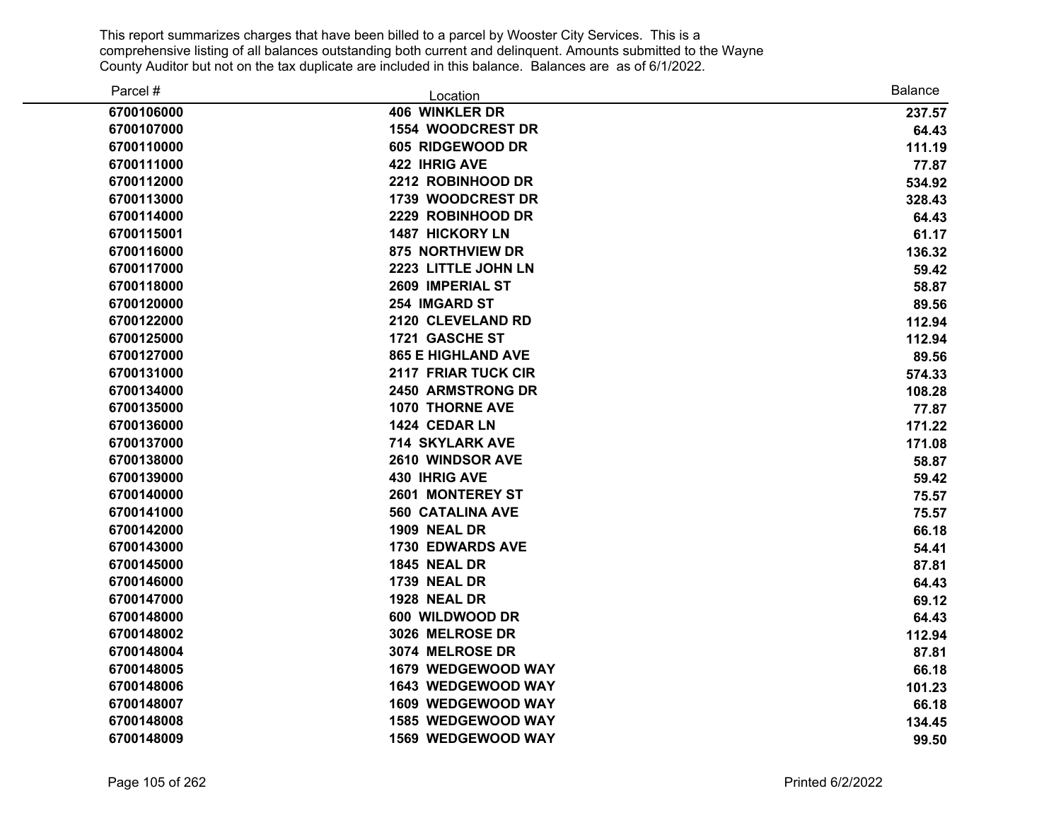This report summarizes charges that have been billed to a parcel by Wooster City Services. This is a comprehensive listing of all balances outstanding both current and delinquent. Amounts submitted to the Wayne County Auditor but not on the tax duplicate are included in this balance. Balances are as of 6/1/2022.

| Parcel # | Location | Balance |
|---|---|---|
| **6700106000** | **406 WINKLER DR** | **237.57** |
| **6700107000** | **1554 WOODCREST DR** | **64.43** |
| **6700110000** | **605 RIDGEWOOD DR** | **111.19** |
| **6700111000** | **422 IHRIG AVE** | **77.87** |
| **6700112000** | **2212 ROBINHOOD DR** | **534.92** |
| **6700113000** | **1739 WOODCREST DR** | **328.43** |
| **6700114000** | **2229 ROBINHOOD DR** | **64.43** |
| **6700115001** | **1487 HICKORY LN** | **61.17** |
| **6700116000** | **875 NORTHVIEW DR** | **136.32** |
| **6700117000** | **2223 LITTLE JOHN LN** | **59.42** |
| **6700118000** | **2609 IMPERIAL ST** | **58.87** |
| **6700120000** | **254 IMGARD ST** | **89.56** |
| **6700122000** | **2120 CLEVELAND RD** | **112.94** |
| **6700125000** | **1721 GASCHE ST** | **112.94** |
| **6700127000** | **865 E HIGHLAND AVE** | **89.56** |
| **6700131000** | **2117 FRIAR TUCK CIR** | **574.33** |
| **6700134000** | **2450 ARMSTRONG DR** | **108.28** |
| **6700135000** | **1070 THORNE AVE** | **77.87** |
| **6700136000** | **1424 CEDAR LN** | **171.22** |
| **6700137000** | **714 SKYLARK AVE** | **171.08** |
| **6700138000** | **2610 WINDSOR AVE** | **58.87** |
| **6700139000** | **430 IHRIG AVE** | **59.42** |
| **6700140000** | **2601 MONTEREY ST** | **75.57** |
| **6700141000** | **560 CATALINA AVE** | **75.57** |
| **6700142000** | **1909 NEAL DR** | **66.18** |
| **6700143000** | **1730 EDWARDS AVE** | **54.41** |
| **6700145000** | **1845 NEAL DR** | **87.81** |
| **6700146000** | **1739 NEAL DR** | **64.43** |
| **6700147000** | **1928 NEAL DR** | **69.12** |
| **6700148000** | **600 WILDWOOD DR** | **64.43** |
| **6700148002** | **3026 MELROSE DR** | **112.94** |
| **6700148004** | **3074 MELROSE DR** | **87.81** |
| **6700148005** | **1679 WEDGEWOOD WAY** | **66.18** |
| **6700148006** | **1643 WEDGEWOOD WAY** | **101.23** |
| **6700148007** | **1609 WEDGEWOOD WAY** | **66.18** |
| **6700148008** | **1585 WEDGEWOOD WAY** | **134.45** |
| **6700148009** | **1569 WEDGEWOOD WAY** | **99.50** |

Printed 6/2/2022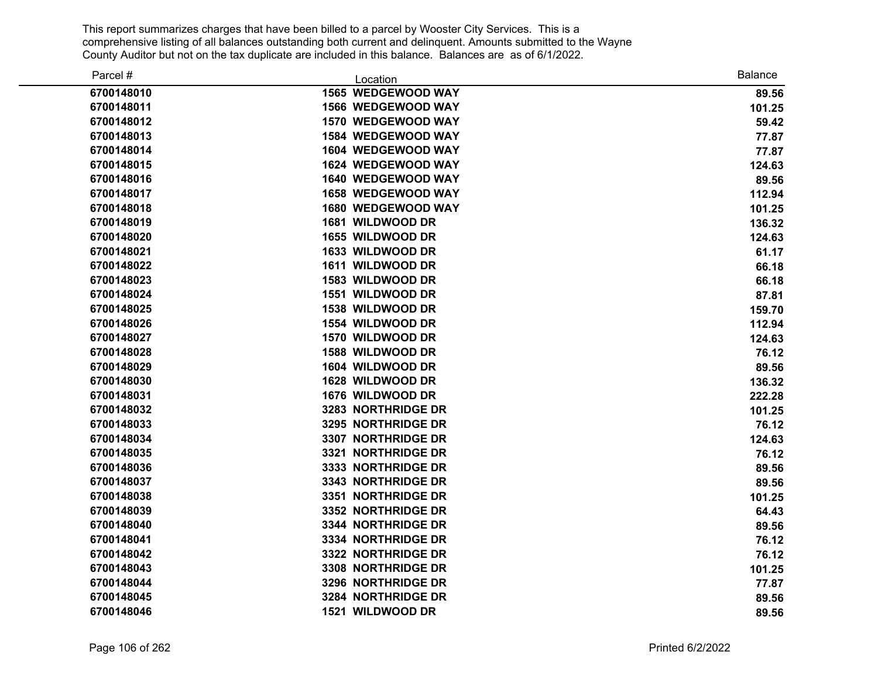This report summarizes charges that have been billed to a parcel by Wooster City Services. This is a comprehensive listing of all balances outstanding both current and delinquent. Amounts submitted to the Wayne County Auditor but not on the tax duplicate are included in this balance. Balances are as of 6/1/2022.

| Parcel # | Location | Balance |
|---|---|---|
| 6700148010 | 1565 WEDGEWOOD WAY | 89.56 |
| 6700148011 | 1566 WEDGEWOOD WAY | 101.25 |
| 6700148012 | 1570 WEDGEWOOD WAY | 59.42 |
| 6700148013 | 1584 WEDGEWOOD WAY | 77.87 |
| 6700148014 | 1604 WEDGEWOOD WAY | 77.87 |
| 6700148015 | 1624 WEDGEWOOD WAY | 124.63 |
| 6700148016 | 1640 WEDGEWOOD WAY | 89.56 |
| 6700148017 | 1658 WEDGEWOOD WAY | 112.94 |
| 6700148018 | 1680 WEDGEWOOD WAY | 101.25 |
| 6700148019 | 1681 WILDWOOD DR | 136.32 |
| 6700148020 | 1655 WILDWOOD DR | 124.63 |
| 6700148021 | 1633 WILDWOOD DR | 61.17 |
| 6700148022 | 1611 WILDWOOD DR | 66.18 |
| 6700148023 | 1583 WILDWOOD DR | 66.18 |
| 6700148024 | 1551 WILDWOOD DR | 87.81 |
| 6700148025 | 1538 WILDWOOD DR | 159.70 |
| 6700148026 | 1554 WILDWOOD DR | 112.94 |
| 6700148027 | 1570 WILDWOOD DR | 124.63 |
| 6700148028 | 1588 WILDWOOD DR | 76.12 |
| 6700148029 | 1604 WILDWOOD DR | 89.56 |
| 6700148030 | 1628 WILDWOOD DR | 136.32 |
| 6700148031 | 1676 WILDWOOD DR | 222.28 |
| 6700148032 | 3283 NORTHRIDGE DR | 101.25 |
| 6700148033 | 3295 NORTHRIDGE DR | 76.12 |
| 6700148034 | 3307 NORTHRIDGE DR | 124.63 |
| 6700148035 | 3321 NORTHRIDGE DR | 76.12 |
| 6700148036 | 3333 NORTHRIDGE DR | 89.56 |
| 6700148037 | 3343 NORTHRIDGE DR | 89.56 |
| 6700148038 | 3351 NORTHRIDGE DR | 101.25 |
| 6700148039 | 3352 NORTHRIDGE DR | 64.43 |
| 6700148040 | 3344 NORTHRIDGE DR | 89.56 |
| 6700148041 | 3334 NORTHRIDGE DR | 76.12 |
| 6700148042 | 3322 NORTHRIDGE DR | 76.12 |
| 6700148043 | 3308 NORTHRIDGE DR | 101.25 |
| 6700148044 | 3296 NORTHRIDGE DR | 77.87 |
| 6700148045 | 3284 NORTHRIDGE DR | 89.56 |
| 6700148046 | 1521 WILDWOOD DR | 89.56 |

Printed 6/2/2022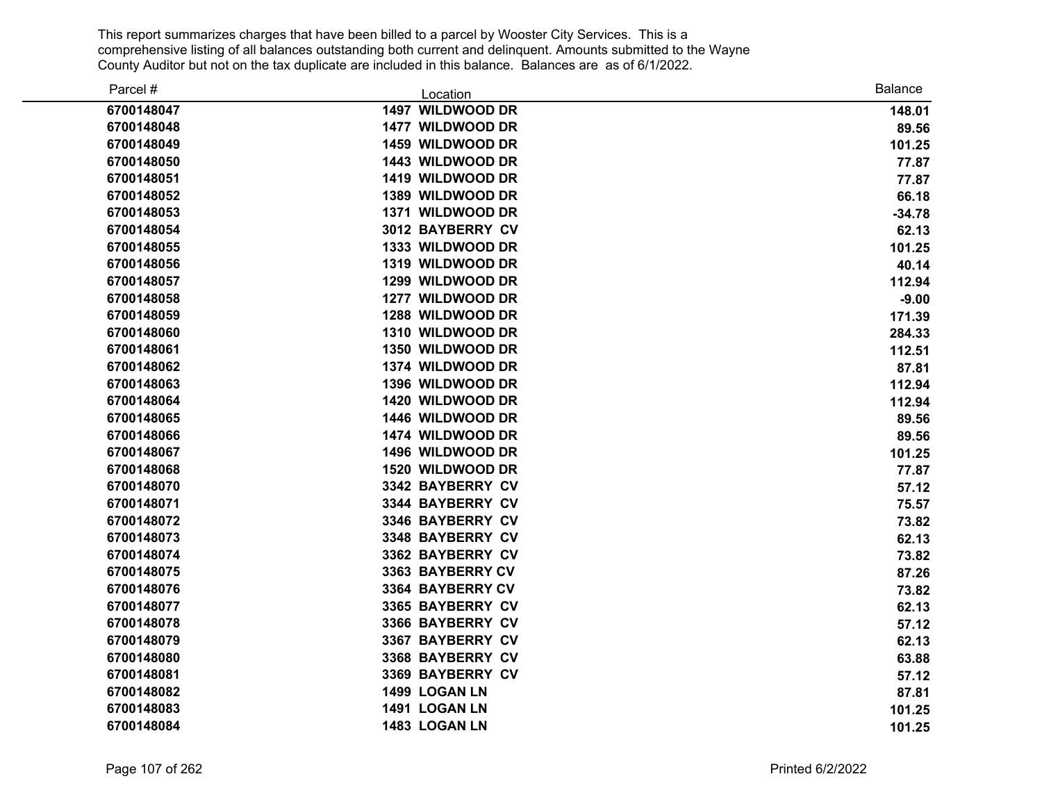This report summarizes charges that have been billed to a parcel by Wooster City Services. This is a comprehensive listing of all balances outstanding both current and delinquent. Amounts submitted to the Wayne County Auditor but not on the tax duplicate are included in this balance. Balances are as of 6/1/2022.

| Parcel # | Location | Balance |
|---|---|---|
| 6700148047 | 1497 WILDWOOD DR | 148.01 |
| 6700148048 | 1477 WILDWOOD DR | 89.56 |
| 6700148049 | 1459 WILDWOOD DR | 101.25 |
| 6700148050 | 1443 WILDWOOD DR | 77.87 |
| 6700148051 | 1419 WILDWOOD DR | 77.87 |
| 6700148052 | 1389 WILDWOOD DR | 66.18 |
| 6700148053 | 1371 WILDWOOD DR | -34.78 |
| 6700148054 | 3012 BAYBERRY CV | 62.13 |
| 6700148055 | 1333 WILDWOOD DR | 101.25 |
| 6700148056 | 1319 WILDWOOD DR | 40.14 |
| 6700148057 | 1299 WILDWOOD DR | 112.94 |
| 6700148058 | 1277 WILDWOOD DR | -9.00 |
| 6700148059 | 1288 WILDWOOD DR | 171.39 |
| 6700148060 | 1310 WILDWOOD DR | 284.33 |
| 6700148061 | 1350 WILDWOOD DR | 112.51 |
| 6700148062 | 1374 WILDWOOD DR | 87.81 |
| 6700148063 | 1396 WILDWOOD DR | 112.94 |
| 6700148064 | 1420 WILDWOOD DR | 112.94 |
| 6700148065 | 1446 WILDWOOD DR | 89.56 |
| 6700148066 | 1474 WILDWOOD DR | 89.56 |
| 6700148067 | 1496 WILDWOOD DR | 101.25 |
| 6700148068 | 1520 WILDWOOD DR | 77.87 |
| 6700148070 | 3342 BAYBERRY CV | 57.12 |
| 6700148071 | 3344 BAYBERRY CV | 75.57 |
| 6700148072 | 3346 BAYBERRY CV | 73.82 |
| 6700148073 | 3348 BAYBERRY CV | 62.13 |
| 6700148074 | 3362 BAYBERRY CV | 73.82 |
| 6700148075 | 3363 BAYBERRY CV | 87.26 |
| 6700148076 | 3364 BAYBERRY CV | 73.82 |
| 6700148077 | 3365 BAYBERRY CV | 62.13 |
| 6700148078 | 3366 BAYBERRY CV | 57.12 |
| 6700148079 | 3367 BAYBERRY CV | 62.13 |
| 6700148080 | 3368 BAYBERRY CV | 63.88 |
| 6700148081 | 3369 BAYBERRY CV | 57.12 |
| 6700148082 | 1499 LOGAN LN | 87.81 |
| 6700148083 | 1491 LOGAN LN | 101.25 |
| 6700148084 | 1483 LOGAN LN | 101.25 |

Printed 6/2/2022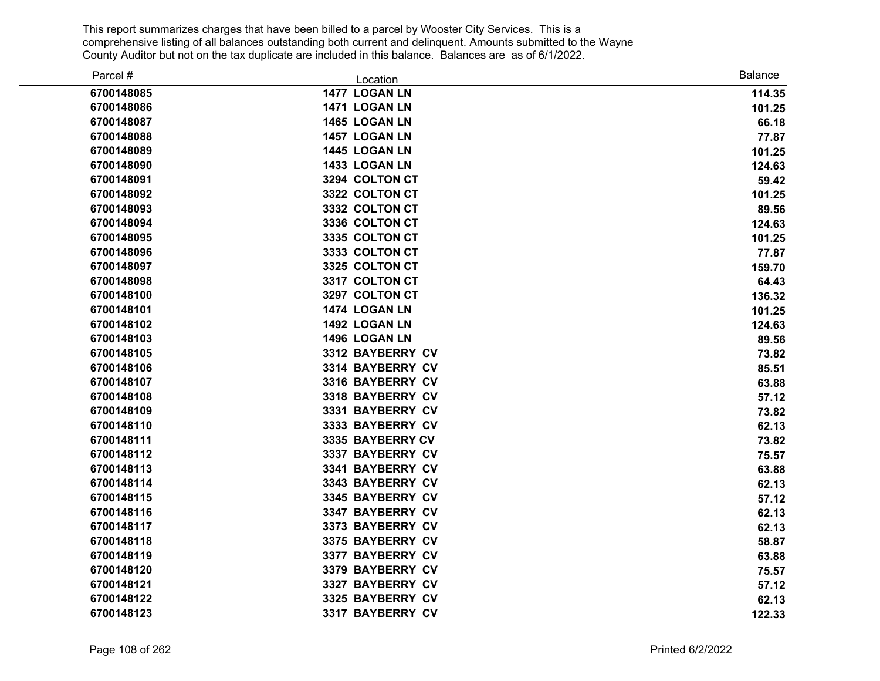This report summarizes charges that have been billed to a parcel by Wooster City Services. This is a comprehensive listing of all balances outstanding both current and delinquent. Amounts submitted to the Wayne County Auditor but not on the tax duplicate are included in this balance. Balances are as of 6/1/2022.

| Parcel # | Location | Balance |
|---|---|---|
| **6700148085** | **1477 LOGAN LN** | **114.35** |
| **6700148086** | **1471 LOGAN LN** | **101.25** |
| **6700148087** | **1465 LOGAN LN** | **66.18** |
| **6700148088** | **1457 LOGAN LN** | **77.87** |
| **6700148089** | **1445 LOGAN LN** | **101.25** |
| **6700148090** | **1433 LOGAN LN** | **124.63** |
| **6700148091** | **3294 COLTON CT** | **59.42** |
| **6700148092** | **3322 COLTON CT** | **101.25** |
| **6700148093** | **3332 COLTON CT** | **89.56** |
| **6700148094** | **3336 COLTON CT** | **124.63** |
| **6700148095** | **3335 COLTON CT** | **101.25** |
| **6700148096** | **3333 COLTON CT** | **77.87** |
| **6700148097** | **3325 COLTON CT** | **159.70** |
| **6700148098** | **3317 COLTON CT** | **64.43** |
| **6700148100** | **3297 COLTON CT** | **136.32** |
| **6700148101** | **1474 LOGAN LN** | **101.25** |
| **6700148102** | **1492 LOGAN LN** | **124.63** |
| **6700148103** | **1496 LOGAN LN** | **89.56** |
| **6700148105** | **3312 BAYBERRY CV** | **73.82** |
| **6700148106** | **3314 BAYBERRY CV** | **85.51** |
| **6700148107** | **3316 BAYBERRY CV** | **63.88** |
| **6700148108** | **3318 BAYBERRY CV** | **57.12** |
| **6700148109** | **3331 BAYBERRY CV** | **73.82** |
| **6700148110** | **3333 BAYBERRY CV** | **62.13** |
| **6700148111** | **3335 BAYBERRY CV** | **73.82** |
| **6700148112** | **3337 BAYBERRY CV** | **75.57** |
| **6700148113** | **3341 BAYBERRY CV** | **63.88** |
| **6700148114** | **3343 BAYBERRY CV** | **62.13** |
| **6700148115** | **3345 BAYBERRY CV** | **57.12** |
| **6700148116** | **3347 BAYBERRY CV** | **62.13** |
| **6700148117** | **3373 BAYBERRY CV** | **62.13** |
| **6700148118** | **3375 BAYBERRY CV** | **58.87** |
| **6700148119** | **3377 BAYBERRY CV** | **63.88** |
| **6700148120** | **3379 BAYBERRY CV** | **75.57** |
| **6700148121** | **3327 BAYBERRY CV** | **57.12** |
| **6700148122** | **3325 BAYBERRY CV** | **62.13** |
| **6700148123** | **3317 BAYBERRY CV** | **122.33** |

Printed 6/2/2022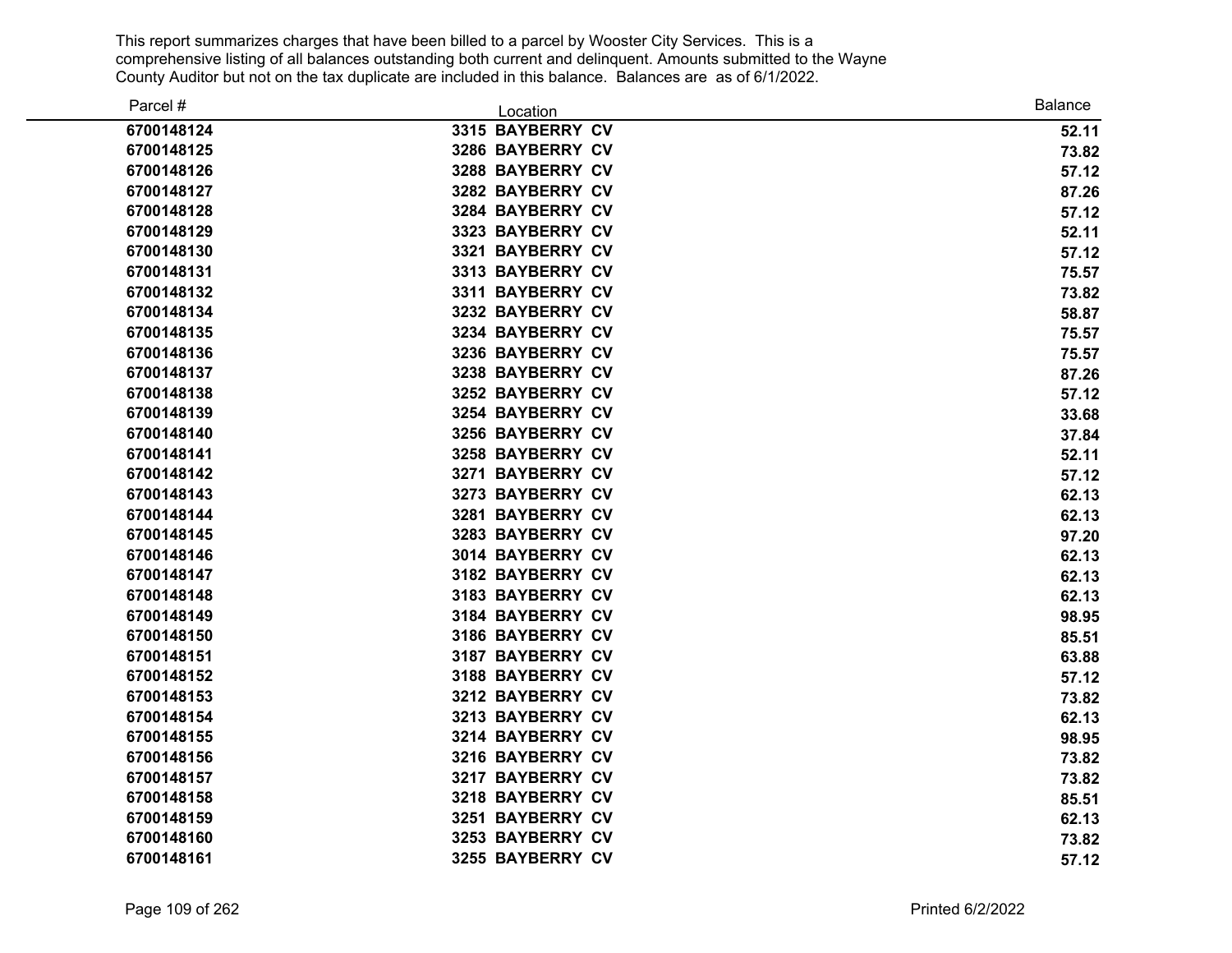This report summarizes charges that have been billed to a parcel by Wooster City Services. This is a comprehensive listing of all balances outstanding both current and delinquent. Amounts submitted to the Wayne County Auditor but not on the tax duplicate are included in this balance. Balances are as of 6/1/2022.

| Parcel # | Location | Balance |
|---|---|---|
| 6700148124 | 3315 BAYBERRY CV | 52.11 |
| 6700148125 | 3286 BAYBERRY CV | 73.82 |
| 6700148126 | 3288 BAYBERRY CV | 57.12 |
| 6700148127 | 3282 BAYBERRY CV | 87.26 |
| 6700148128 | 3284 BAYBERRY CV | 57.12 |
| 6700148129 | 3323 BAYBERRY CV | 52.11 |
| 6700148130 | 3321 BAYBERRY CV | 57.12 |
| 6700148131 | 3313 BAYBERRY CV | 75.57 |
| 6700148132 | 3311 BAYBERRY CV | 73.82 |
| 6700148134 | 3232 BAYBERRY CV | 58.87 |
| 6700148135 | 3234 BAYBERRY CV | 75.57 |
| 6700148136 | 3236 BAYBERRY CV | 75.57 |
| 6700148137 | 3238 BAYBERRY CV | 87.26 |
| 6700148138 | 3252 BAYBERRY CV | 57.12 |
| 6700148139 | 3254 BAYBERRY CV | 33.68 |
| 6700148140 | 3256 BAYBERRY CV | 37.84 |
| 6700148141 | 3258 BAYBERRY CV | 52.11 |
| 6700148142 | 3271 BAYBERRY CV | 57.12 |
| 6700148143 | 3273 BAYBERRY CV | 62.13 |
| 6700148144 | 3281 BAYBERRY CV | 62.13 |
| 6700148145 | 3283 BAYBERRY CV | 97.20 |
| 6700148146 | 3014 BAYBERRY CV | 62.13 |
| 6700148147 | 3182 BAYBERRY CV | 62.13 |
| 6700148148 | 3183 BAYBERRY CV | 62.13 |
| 6700148149 | 3184 BAYBERRY CV | 98.95 |
| 6700148150 | 3186 BAYBERRY CV | 85.51 |
| 6700148151 | 3187 BAYBERRY CV | 63.88 |
| 6700148152 | 3188 BAYBERRY CV | 57.12 |
| 6700148153 | 3212 BAYBERRY CV | 73.82 |
| 6700148154 | 3213 BAYBERRY CV | 62.13 |
| 6700148155 | 3214 BAYBERRY CV | 98.95 |
| 6700148156 | 3216 BAYBERRY CV | 73.82 |
| 6700148157 | 3217 BAYBERRY CV | 73.82 |
| 6700148158 | 3218 BAYBERRY CV | 85.51 |
| 6700148159 | 3251 BAYBERRY CV | 62.13 |
| 6700148160 | 3253 BAYBERRY CV | 73.82 |
| 6700148161 | 3255 BAYBERRY CV | 57.12 |

Printed 6/2/2022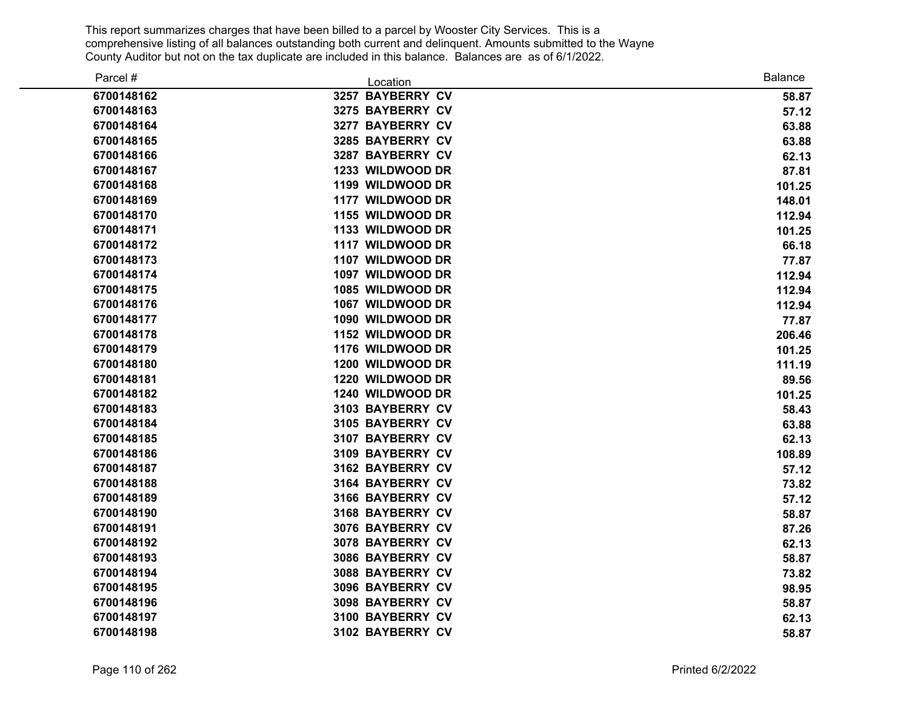This report summarizes charges that have been billed to a parcel by Wooster City Services. This is a comprehensive listing of all balances outstanding both current and delinquent. Amounts submitted to the Wayne County Auditor but not on the tax duplicate are included in this balance. Balances are as of 6/1/2022.

| Parcel # | Location | Balance |
|---|---|---|
| 6700148162 | 3257 BAYBERRY CV | 58.87 |
| 6700148163 | 3275 BAYBERRY CV | 57.12 |
| 6700148164 | 3277 BAYBERRY CV | 63.88 |
| 6700148165 | 3285 BAYBERRY CV | 63.88 |
| 6700148166 | 3287 BAYBERRY CV | 62.13 |
| 6700148167 | 1233 WILDWOOD DR | 87.81 |
| 6700148168 | 1199 WILDWOOD DR | 101.25 |
| 6700148169 | 1177 WILDWOOD DR | 148.01 |
| 6700148170 | 1155 WILDWOOD DR | 112.94 |
| 6700148171 | 1133 WILDWOOD DR | 101.25 |
| 6700148172 | 1117 WILDWOOD DR | 66.18 |
| 6700148173 | 1107 WILDWOOD DR | 77.87 |
| 6700148174 | 1097 WILDWOOD DR | 112.94 |
| 6700148175 | 1085 WILDWOOD DR | 112.94 |
| 6700148176 | 1067 WILDWOOD DR | 112.94 |
| 6700148177 | 1090 WILDWOOD DR | 77.87 |
| 6700148178 | 1152 WILDWOOD DR | 206.46 |
| 6700148179 | 1176 WILDWOOD DR | 101.25 |
| 6700148180 | 1200 WILDWOOD DR | 111.19 |
| 6700148181 | 1220 WILDWOOD DR | 89.56 |
| 6700148182 | 1240 WILDWOOD DR | 101.25 |
| 6700148183 | 3103 BAYBERRY CV | 58.43 |
| 6700148184 | 3105 BAYBERRY CV | 63.88 |
| 6700148185 | 3107 BAYBERRY CV | 62.13 |
| 6700148186 | 3109 BAYBERRY CV | 108.89 |
| 6700148187 | 3162 BAYBERRY CV | 57.12 |
| 6700148188 | 3164 BAYBERRY CV | 73.82 |
| 6700148189 | 3166 BAYBERRY CV | 57.12 |
| 6700148190 | 3168 BAYBERRY CV | 58.87 |
| 6700148191 | 3076 BAYBERRY CV | 87.26 |
| 6700148192 | 3078 BAYBERRY CV | 62.13 |
| 6700148193 | 3086 BAYBERRY CV | 58.87 |
| 6700148194 | 3088 BAYBERRY CV | 73.82 |
| 6700148195 | 3096 BAYBERRY CV | 98.95 |
| 6700148196 | 3098 BAYBERRY CV | 58.87 |
| 6700148197 | 3100 BAYBERRY CV | 62.13 |
| 6700148198 | 3102 BAYBERRY CV | 58.87 |

Printed 6/2/2022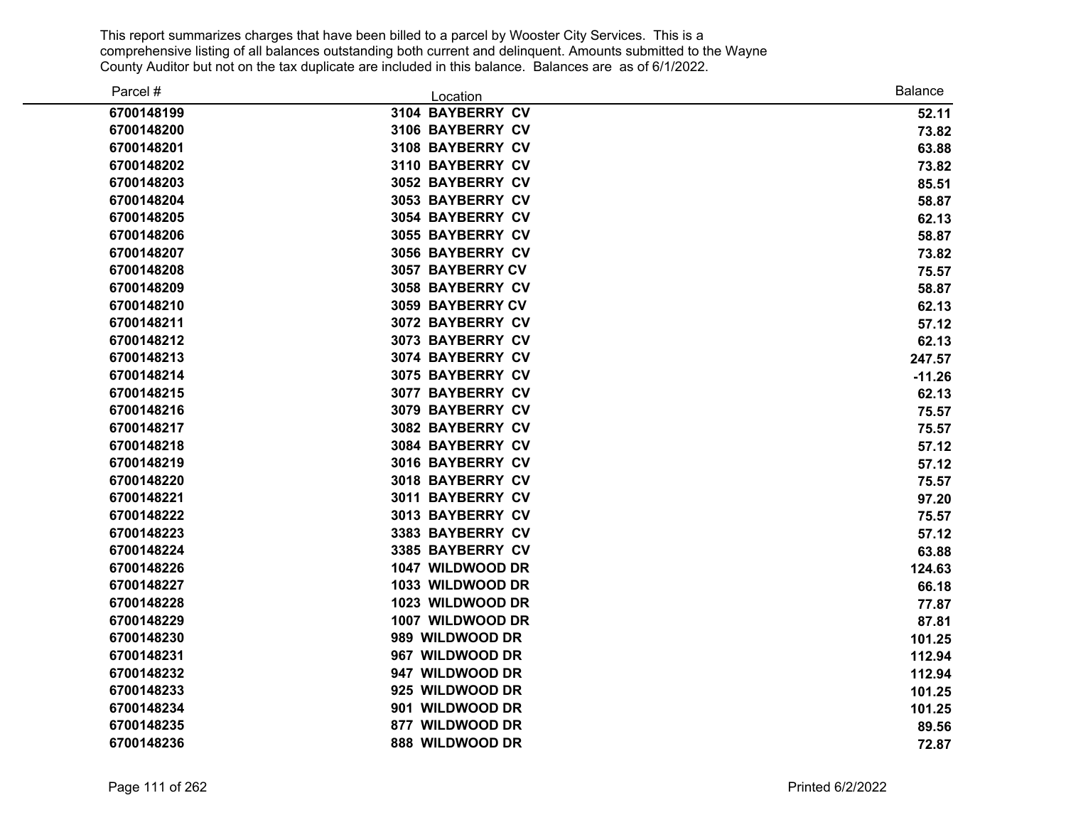This report summarizes charges that have been billed to a parcel by Wooster City Services. This is a comprehensive listing of all balances outstanding both current and delinquent. Amounts submitted to the Wayne County Auditor but not on the tax duplicate are included in this balance. Balances are as of 6/1/2022.

| Parcel # | Location | Balance |
|---|---|---|
| 6700148199 | 3104 BAYBERRY CV | 52.11 |
| 6700148200 | 3106 BAYBERRY CV | 73.82 |
| 6700148201 | 3108 BAYBERRY CV | 63.88 |
| 6700148202 | 3110 BAYBERRY CV | 73.82 |
| 6700148203 | 3052 BAYBERRY CV | 85.51 |
| 6700148204 | 3053 BAYBERRY CV | 58.87 |
| 6700148205 | 3054 BAYBERRY CV | 62.13 |
| 6700148206 | 3055 BAYBERRY CV | 58.87 |
| 6700148207 | 3056 BAYBERRY CV | 73.82 |
| 6700148208 | 3057 BAYBERRY CV | 75.57 |
| 6700148209 | 3058 BAYBERRY CV | 58.87 |
| 6700148210 | 3059 BAYBERRY CV | 62.13 |
| 6700148211 | 3072 BAYBERRY CV | 57.12 |
| 6700148212 | 3073 BAYBERRY CV | 62.13 |
| 6700148213 | 3074 BAYBERRY CV | 247.57 |
| 6700148214 | 3075 BAYBERRY CV | -11.26 |
| 6700148215 | 3077 BAYBERRY CV | 62.13 |
| 6700148216 | 3079 BAYBERRY CV | 75.57 |
| 6700148217 | 3082 BAYBERRY CV | 75.57 |
| 6700148218 | 3084 BAYBERRY CV | 57.12 |
| 6700148219 | 3016 BAYBERRY CV | 57.12 |
| 6700148220 | 3018 BAYBERRY CV | 75.57 |
| 6700148221 | 3011 BAYBERRY CV | 97.20 |
| 6700148222 | 3013 BAYBERRY CV | 75.57 |
| 6700148223 | 3383 BAYBERRY CV | 57.12 |
| 6700148224 | 3385 BAYBERRY CV | 63.88 |
| 6700148226 | 1047 WILDWOOD DR | 124.63 |
| 6700148227 | 1033 WILDWOOD DR | 66.18 |
| 6700148228 | 1023 WILDWOOD DR | 77.87 |
| 6700148229 | 1007 WILDWOOD DR | 87.81 |
| 6700148230 | 989 WILDWOOD DR | 101.25 |
| 6700148231 | 967 WILDWOOD DR | 112.94 |
| 6700148232 | 947 WILDWOOD DR | 112.94 |
| 6700148233 | 925 WILDWOOD DR | 101.25 |
| 6700148234 | 901 WILDWOOD DR | 101.25 |
| 6700148235 | 877 WILDWOOD DR | 89.56 |
| 6700148236 | 888 WILDWOOD DR | 72.87 |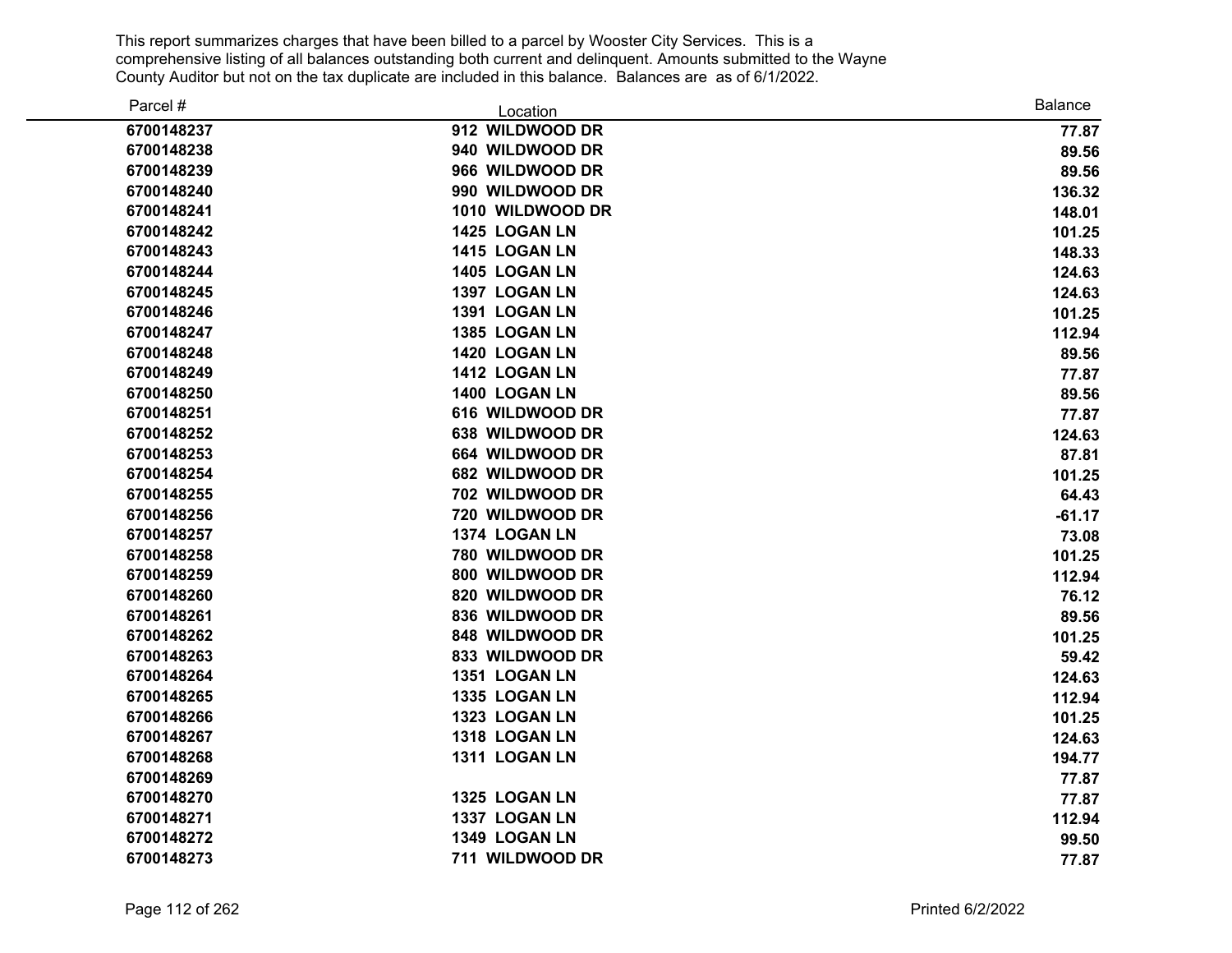This report summarizes charges that have been billed to a parcel by Wooster City Services. This is a comprehensive listing of all balances outstanding both current and delinquent. Amounts submitted to the Wayne County Auditor but not on the tax duplicate are included in this balance. Balances are as of 6/1/2022.

| Parcel # | Location | Balance |
|---|---|---|
| **6700148237** | **912 WILDWOOD DR** | **77.87** |
| **6700148238** | **940 WILDWOOD DR** | **89.56** |
| **6700148239** | **966 WILDWOOD DR** | **89.56** |
| **6700148240** | **990 WILDWOOD DR** | **136.32** |
| **6700148241** | **1010 WILDWOOD DR** | **148.01** |
| **6700148242** | **1425 LOGAN LN** | **101.25** |
| **6700148243** | **1415 LOGAN LN** | **148.33** |
| **6700148244** | **1405 LOGAN LN** | **124.63** |
| **6700148245** | **1397 LOGAN LN** | **124.63** |
| **6700148246** | **1391 LOGAN LN** | **101.25** |
| **6700148247** | **1385 LOGAN LN** | **112.94** |
| **6700148248** | **1420 LOGAN LN** | **89.56** |
| **6700148249** | **1412 LOGAN LN** | **77.87** |
| **6700148250** | **1400 LOGAN LN** | **89.56** |
| **6700148251** | **616 WILDWOOD DR** | **77.87** |
| **6700148252** | **638 WILDWOOD DR** | **124.63** |
| **6700148253** | **664 WILDWOOD DR** | **87.81** |
| **6700148254** | **682 WILDWOOD DR** | **101.25** |
| **6700148255** | **702 WILDWOOD DR** | **64.43** |
| **6700148256** | **720 WILDWOOD DR** | **-61.17** |
| **6700148257** | **1374 LOGAN LN** | **73.08** |
| **6700148258** | **780 WILDWOOD DR** | **101.25** |
| **6700148259** | **800 WILDWOOD DR** | **112.94** |
| **6700148260** | **820 WILDWOOD DR** | **76.12** |
| **6700148261** | **836 WILDWOOD DR** | **89.56** |
| **6700148262** | **848 WILDWOOD DR** | **101.25** |
| **6700148263** | **833 WILDWOOD DR** | **59.42** |
| **6700148264** | **1351 LOGAN LN** | **124.63** |
| **6700148265** | **1335 LOGAN LN** | **112.94** |
| **6700148266** | **1323 LOGAN LN** | **101.25** |
| **6700148267** | **1318 LOGAN LN** | **124.63** |
| **6700148268** | **1311 LOGAN LN** | **194.77** |
| **6700148269** | | **77.87** |
| **6700148270** | **1325 LOGAN LN** | **77.87** |
| **6700148271** | **1337 LOGAN LN** | **112.94** |
| **6700148272** | **1349 LOGAN LN** | **99.50** |
| **6700148273** | **711 WILDWOOD DR** | **77.87** |

Printed 6/2/2022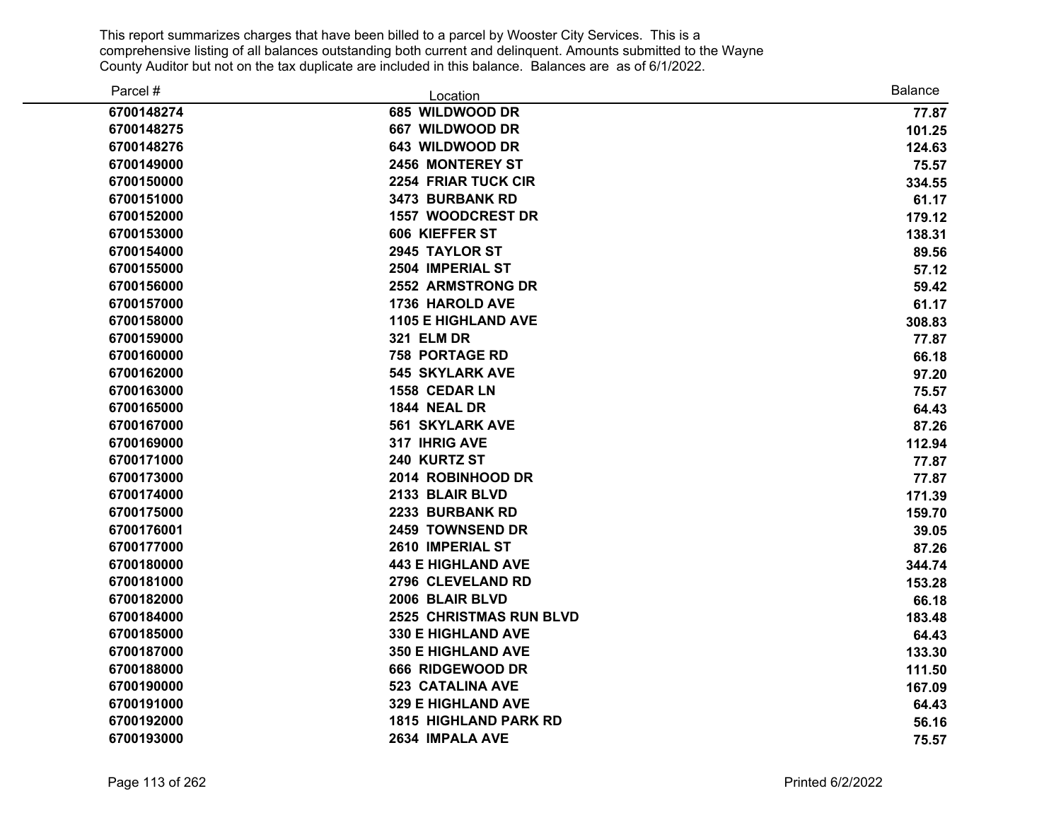This report summarizes charges that have been billed to a parcel by Wooster City Services. This is a comprehensive listing of all balances outstanding both current and delinquent. Amounts submitted to the Wayne County Auditor but not on the tax duplicate are included in this balance. Balances are as of 6/1/2022.

| Parcel # | Location | Balance |
|---|---|---|
| 6700148274 | 685 WILDWOOD DR | 77.87 |
| 6700148275 | 667 WILDWOOD DR | 101.25 |
| 6700148276 | 643 WILDWOOD DR | 124.63 |
| 6700149000 | 2456 MONTEREY ST | 75.57 |
| 6700150000 | 2254 FRIAR TUCK CIR | 334.55 |
| 6700151000 | 3473 BURBANK RD | 61.17 |
| 6700152000 | 1557 WOODCREST DR | 179.12 |
| 6700153000 | 606 KIEFFER ST | 138.31 |
| 6700154000 | 2945 TAYLOR ST | 89.56 |
| 6700155000 | 2504 IMPERIAL ST | 57.12 |
| 6700156000 | 2552 ARMSTRONG DR | 59.42 |
| 6700157000 | 1736 HAROLD AVE | 61.17 |
| 6700158000 | 1105 E HIGHLAND AVE | 308.83 |
| 6700159000 | 321 ELM DR | 77.87 |
| 6700160000 | 758 PORTAGE RD | 66.18 |
| 6700162000 | 545 SKYLARK AVE | 97.20 |
| 6700163000 | 1558 CEDAR LN | 75.57 |
| 6700165000 | 1844 NEAL DR | 64.43 |
| 6700167000 | 561 SKYLARK AVE | 87.26 |
| 6700169000 | 317 IHRIG AVE | 112.94 |
| 6700171000 | 240 KURTZ ST | 77.87 |
| 6700173000 | 2014 ROBINHOOD DR | 77.87 |
| 6700174000 | 2133 BLAIR BLVD | 171.39 |
| 6700175000 | 2233 BURBANK RD | 159.70 |
| 6700176001 | 2459 TOWNSEND DR | 39.05 |
| 6700177000 | 2610 IMPERIAL ST | 87.26 |
| 6700180000 | 443 E HIGHLAND AVE | 344.74 |
| 6700181000 | 2796 CLEVELAND RD | 153.28 |
| 6700182000 | 2006 BLAIR BLVD | 66.18 |
| 6700184000 | 2525 CHRISTMAS RUN BLVD | 183.48 |
| 6700185000 | 330 E HIGHLAND AVE | 64.43 |
| 6700187000 | 350 E HIGHLAND AVE | 133.30 |
| 6700188000 | 666 RIDGEWOOD DR | 111.50 |
| 6700190000 | 523 CATALINA AVE | 167.09 |
| 6700191000 | 329 E HIGHLAND AVE | 64.43 |
| 6700192000 | 1815 HIGHLAND PARK RD | 56.16 |
| 6700193000 | 2634 IMPALA AVE | 75.57 |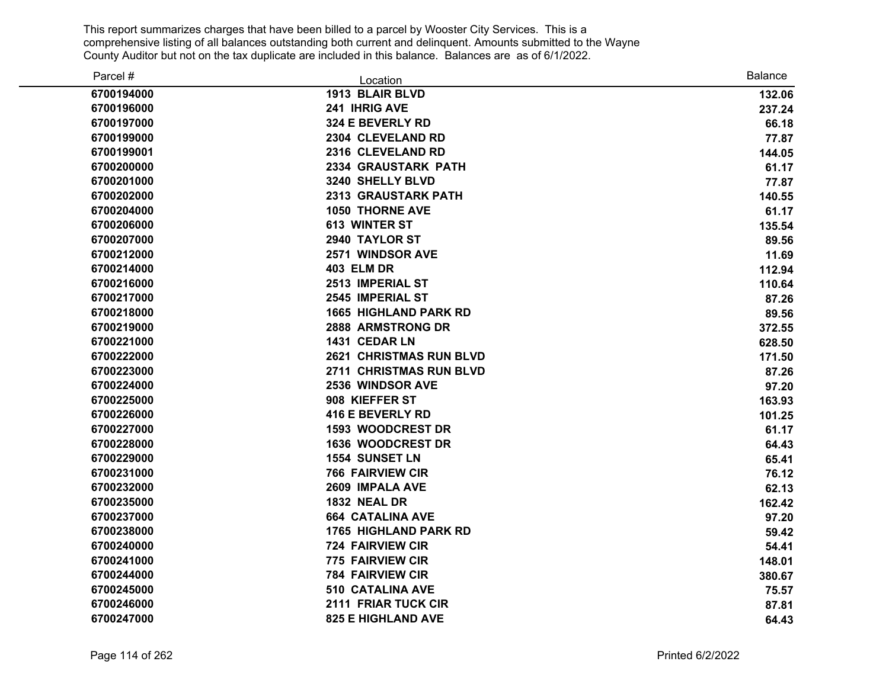This report summarizes charges that have been billed to a parcel by Wooster City Services. This is a comprehensive listing of all balances outstanding both current and delinquent. Amounts submitted to the Wayne County Auditor but not on the tax duplicate are included in this balance. Balances are as of 6/1/2022.

| Parcel # | Location | Balance |
|---|---|---|
| 6700194000 | 1913 BLAIR BLVD | 132.06 |
| 6700196000 | 241 IHRIG AVE | 237.24 |
| 6700197000 | 324 E BEVERLY RD | 66.18 |
| 6700199000 | 2304 CLEVELAND RD | 77.87 |
| 6700199001 | 2316 CLEVELAND RD | 144.05 |
| 6700200000 | 2334 GRAUSTARK PATH | 61.17 |
| 6700201000 | 3240 SHELLY BLVD | 77.87 |
| 6700202000 | 2313 GRAUSTARK PATH | 140.55 |
| 6700204000 | 1050 THORNE AVE | 61.17 |
| 6700206000 | 613 WINTER ST | 135.54 |
| 6700207000 | 2940 TAYLOR ST | 89.56 |
| 6700212000 | 2571 WINDSOR AVE | 11.69 |
| 6700214000 | 403 ELM DR | 112.94 |
| 6700216000 | 2513 IMPERIAL ST | 110.64 |
| 6700217000 | 2545 IMPERIAL ST | 87.26 |
| 6700218000 | 1665 HIGHLAND PARK RD | 89.56 |
| 6700219000 | 2888 ARMSTRONG DR | 372.55 |
| 6700221000 | 1431 CEDAR LN | 628.50 |
| 6700222000 | 2621 CHRISTMAS RUN BLVD | 171.50 |
| 6700223000 | 2711 CHRISTMAS RUN BLVD | 87.26 |
| 6700224000 | 2536 WINDSOR AVE | 97.20 |
| 6700225000 | 908 KIEFFER ST | 163.93 |
| 6700226000 | 416 E BEVERLY RD | 101.25 |
| 6700227000 | 1593 WOODCREST DR | 61.17 |
| 6700228000 | 1636 WOODCREST DR | 64.43 |
| 6700229000 | 1554 SUNSET LN | 65.41 |
| 6700231000 | 766 FAIRVIEW CIR | 76.12 |
| 6700232000 | 2609 IMPALA AVE | 62.13 |
| 6700235000 | 1832 NEAL DR | 162.42 |
| 6700237000 | 664 CATALINA AVE | 97.20 |
| 6700238000 | 1765 HIGHLAND PARK RD | 59.42 |
| 6700240000 | 724 FAIRVIEW CIR | 54.41 |
| 6700241000 | 775 FAIRVIEW CIR | 148.01 |
| 6700244000 | 784 FAIRVIEW CIR | 380.67 |
| 6700245000 | 510 CATALINA AVE | 75.57 |
| 6700246000 | 2111 FRIAR TUCK CIR | 87.81 |
| 6700247000 | 825 E HIGHLAND AVE | 64.43 |

Printed 6/2/2022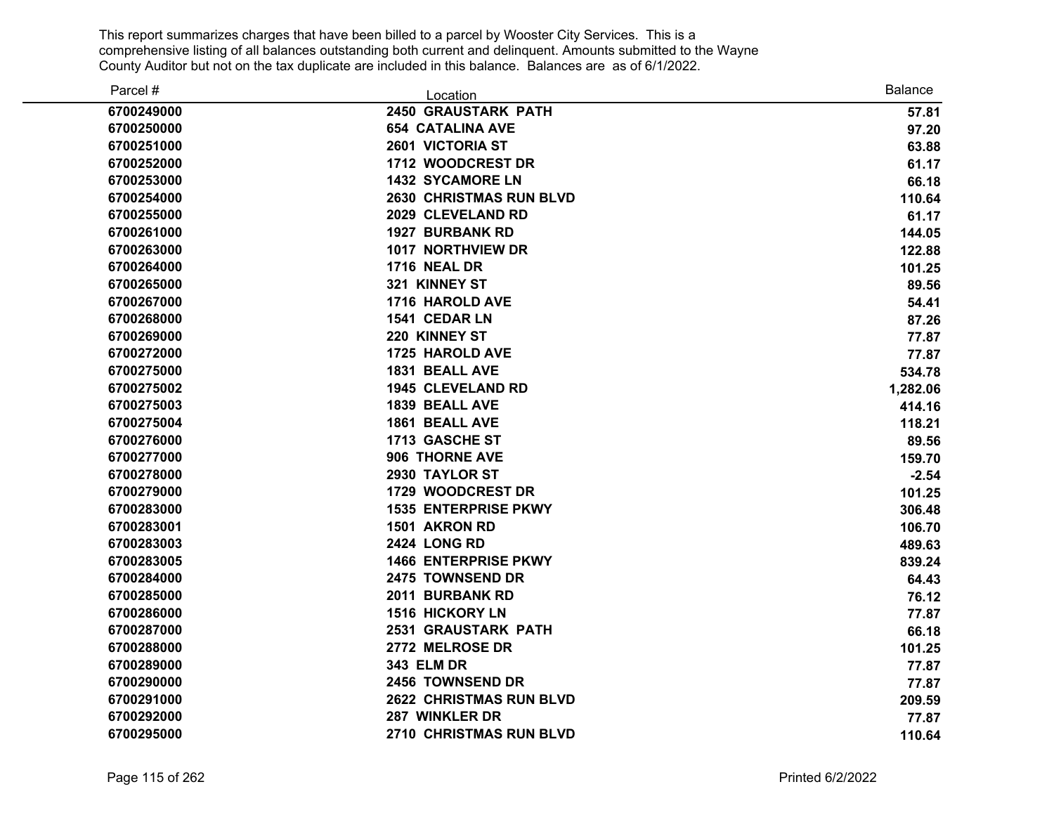This report summarizes charges that have been billed to a parcel by Wooster City Services. This is a comprehensive listing of all balances outstanding both current and delinquent. Amounts submitted to the Wayne County Auditor but not on the tax duplicate are included in this balance. Balances are as of 6/1/2022.

| Parcel # | Location | Balance |
|---|---|---|
| 6700249000 | 2450 GRAUSTARK PATH | 57.81 |
| 6700250000 | 654 CATALINA AVE | 97.20 |
| 6700251000 | 2601 VICTORIA ST | 63.88 |
| 6700252000 | 1712 WOODCREST DR | 61.17 |
| 6700253000 | 1432 SYCAMORE LN | 66.18 |
| 6700254000 | 2630 CHRISTMAS RUN BLVD | 110.64 |
| 6700255000 | 2029 CLEVELAND RD | 61.17 |
| 6700261000 | 1927 BURBANK RD | 144.05 |
| 6700263000 | 1017 NORTHVIEW DR | 122.88 |
| 6700264000 | 1716 NEAL DR | 101.25 |
| 6700265000 | 321 KINNEY ST | 89.56 |
| 6700267000 | 1716 HAROLD AVE | 54.41 |
| 6700268000 | 1541 CEDAR LN | 87.26 |
| 6700269000 | 220 KINNEY ST | 77.87 |
| 6700272000 | 1725 HAROLD AVE | 77.87 |
| 6700275000 | 1831 BEALL AVE | 534.78 |
| 6700275002 | 1945 CLEVELAND RD | 1,282.06 |
| 6700275003 | 1839 BEALL AVE | 414.16 |
| 6700275004 | 1861 BEALL AVE | 118.21 |
| 6700276000 | 1713 GASCHE ST | 89.56 |
| 6700277000 | 906 THORNE AVE | 159.70 |
| 6700278000 | 2930 TAYLOR ST | -2.54 |
| 6700279000 | 1729 WOODCREST DR | 101.25 |
| 6700283000 | 1535 ENTERPRISE PKWY | 306.48 |
| 6700283001 | 1501 AKRON RD | 106.70 |
| 6700283003 | 2424 LONG RD | 489.63 |
| 6700283005 | 1466 ENTERPRISE PKWY | 839.24 |
| 6700284000 | 2475 TOWNSEND DR | 64.43 |
| 6700285000 | 2011 BURBANK RD | 76.12 |
| 6700286000 | 1516 HICKORY LN | 77.87 |
| 6700287000 | 2531 GRAUSTARK PATH | 66.18 |
| 6700288000 | 2772 MELROSE DR | 101.25 |
| 6700289000 | 343 ELM DR | 77.87 |
| 6700290000 | 2456 TOWNSEND DR | 77.87 |
| 6700291000 | 2622 CHRISTMAS RUN BLVD | 209.59 |
| 6700292000 | 287 WINKLER DR | 77.87 |
| 6700295000 | 2710 CHRISTMAS RUN BLVD | 110.64 |

Printed 6/2/2022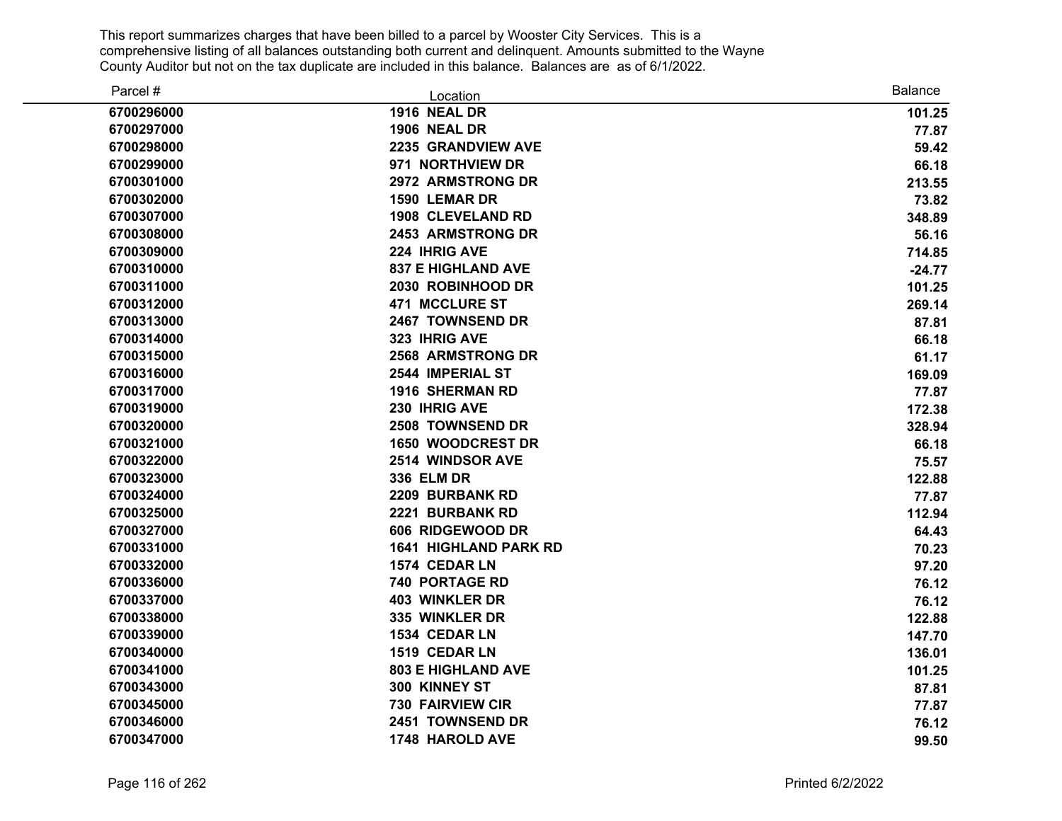This report summarizes charges that have been billed to a parcel by Wooster City Services. This is a comprehensive listing of all balances outstanding both current and delinquent. Amounts submitted to the Wayne County Auditor but not on the tax duplicate are included in this balance. Balances are as of 6/1/2022.

| Parcel # | Location | Balance |
|---|---|---|
| 6700296000 | 1916 NEAL DR | 101.25 |
| 6700297000 | 1906 NEAL DR | 77.87 |
| 6700298000 | 2235 GRANDVIEW AVE | 59.42 |
| 6700299000 | 971 NORTHVIEW DR | 66.18 |
| 6700301000 | 2972 ARMSTRONG DR | 213.55 |
| 6700302000 | 1590 LEMAR DR | 73.82 |
| 6700307000 | 1908 CLEVELAND RD | 348.89 |
| 6700308000 | 2453 ARMSTRONG DR | 56.16 |
| 6700309000 | 224 IHRIG AVE | 714.85 |
| 6700310000 | 837 E HIGHLAND AVE | -24.77 |
| 6700311000 | 2030 ROBINHOOD DR | 101.25 |
| 6700312000 | 471 MCCLURE ST | 269.14 |
| 6700313000 | 2467 TOWNSEND DR | 87.81 |
| 6700314000 | 323 IHRIG AVE | 66.18 |
| 6700315000 | 2568 ARMSTRONG DR | 61.17 |
| 6700316000 | 2544 IMPERIAL ST | 169.09 |
| 6700317000 | 1916 SHERMAN RD | 77.87 |
| 6700319000 | 230 IHRIG AVE | 172.38 |
| 6700320000 | 2508 TOWNSEND DR | 328.94 |
| 6700321000 | 1650 WOODCREST DR | 66.18 |
| 6700322000 | 2514 WINDSOR AVE | 75.57 |
| 6700323000 | 336 ELM DR | 122.88 |
| 6700324000 | 2209 BURBANK RD | 77.87 |
| 6700325000 | 2221 BURBANK RD | 112.94 |
| 6700327000 | 606 RIDGEWOOD DR | 64.43 |
| 6700331000 | 1641 HIGHLAND PARK RD | 70.23 |
| 6700332000 | 1574 CEDAR LN | 97.20 |
| 6700336000 | 740 PORTAGE RD | 76.12 |
| 6700337000 | 403 WINKLER DR | 76.12 |
| 6700338000 | 335 WINKLER DR | 122.88 |
| 6700339000 | 1534 CEDAR LN | 147.70 |
| 6700340000 | 1519 CEDAR LN | 136.01 |
| 6700341000 | 803 E HIGHLAND AVE | 101.25 |
| 6700343000 | 300 KINNEY ST | 87.81 |
| 6700345000 | 730 FAIRVIEW CIR | 77.87 |
| 6700346000 | 2451 TOWNSEND DR | 76.12 |
| 6700347000 | 1748 HAROLD AVE | 99.50 |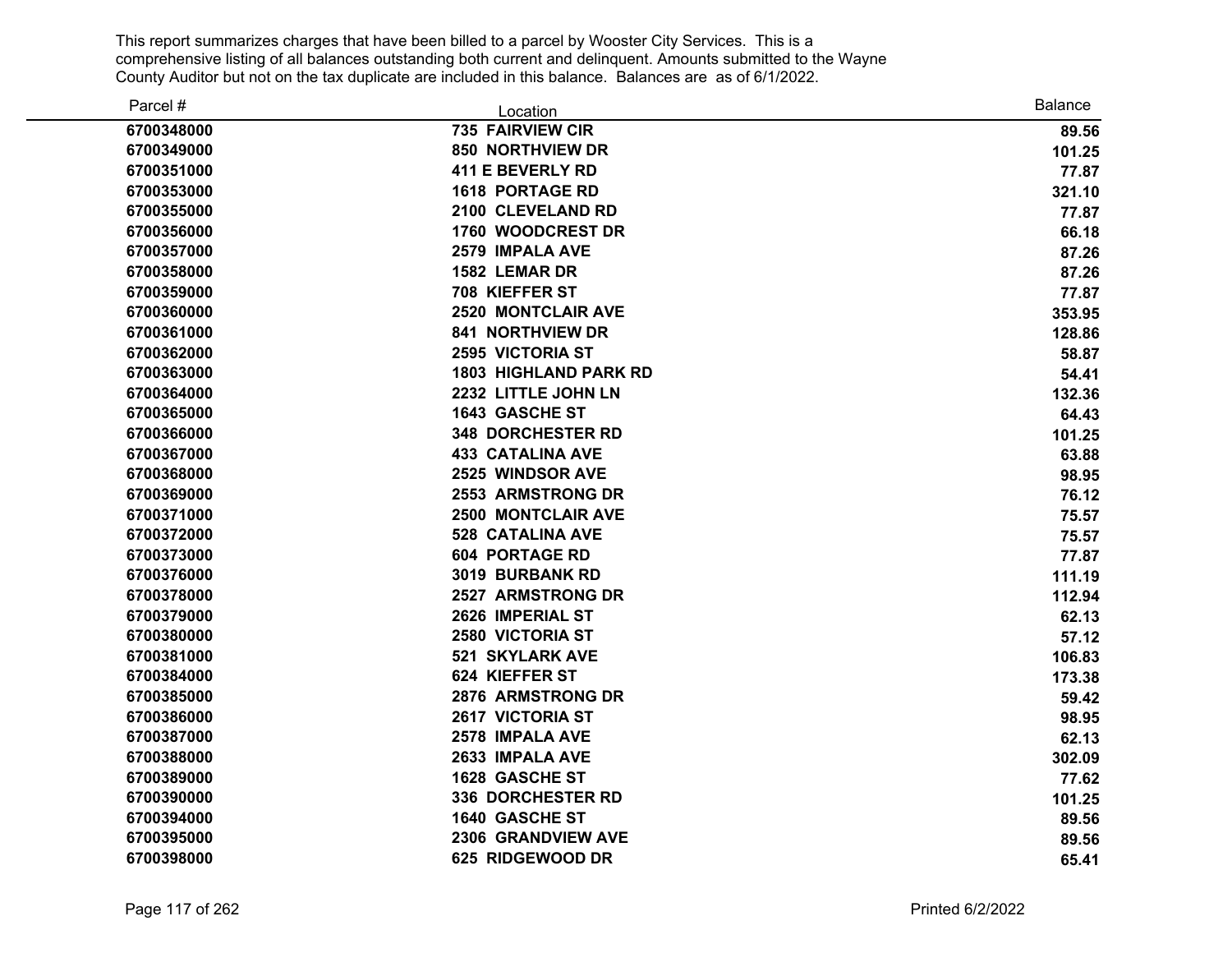This report summarizes charges that have been billed to a parcel by Wooster City Services. This is a comprehensive listing of all balances outstanding both current and delinquent. Amounts submitted to the Wayne County Auditor but not on the tax duplicate are included in this balance. Balances are as of 6/1/2022.

| Parcel # | Location | Balance |
|---|---|---|
| 6700348000 | 735 FAIRVIEW CIR | 89.56 |
| 6700349000 | 850 NORTHVIEW DR | 101.25 |
| 6700351000 | 411 E BEVERLY RD | 77.87 |
| 6700353000 | 1618 PORTAGE RD | 321.10 |
| 6700355000 | 2100 CLEVELAND RD | 77.87 |
| 6700356000 | 1760 WOODCREST DR | 66.18 |
| 6700357000 | 2579 IMPALA AVE | 87.26 |
| 6700358000 | 1582 LEMAR DR | 87.26 |
| 6700359000 | 708 KIEFFER ST | 77.87 |
| 6700360000 | 2520 MONTCLAIR AVE | 353.95 |
| 6700361000 | 841 NORTHVIEW DR | 128.86 |
| 6700362000 | 2595 VICTORIA ST | 58.87 |
| 6700363000 | 1803 HIGHLAND PARK RD | 54.41 |
| 6700364000 | 2232 LITTLE JOHN LN | 132.36 |
| 6700365000 | 1643 GASCHE ST | 64.43 |
| 6700366000 | 348 DORCHESTER RD | 101.25 |
| 6700367000 | 433 CATALINA AVE | 63.88 |
| 6700368000 | 2525 WINDSOR AVE | 98.95 |
| 6700369000 | 2553 ARMSTRONG DR | 76.12 |
| 6700371000 | 2500 MONTCLAIR AVE | 75.57 |
| 6700372000 | 528 CATALINA AVE | 75.57 |
| 6700373000 | 604 PORTAGE RD | 77.87 |
| 6700376000 | 3019 BURBANK RD | 111.19 |
| 6700378000 | 2527 ARMSTRONG DR | 112.94 |
| 6700379000 | 2626 IMPERIAL ST | 62.13 |
| 6700380000 | 2580 VICTORIA ST | 57.12 |
| 6700381000 | 521 SKYLARK AVE | 106.83 |
| 6700384000 | 624 KIEFFER ST | 173.38 |
| 6700385000 | 2876 ARMSTRONG DR | 59.42 |
| 6700386000 | 2617 VICTORIA ST | 98.95 |
| 6700387000 | 2578 IMPALA AVE | 62.13 |
| 6700388000 | 2633 IMPALA AVE | 302.09 |
| 6700389000 | 1628 GASCHE ST | 77.62 |
| 6700390000 | 336 DORCHESTER RD | 101.25 |
| 6700394000 | 1640 GASCHE ST | 89.56 |
| 6700395000 | 2306 GRANDVIEW AVE | 89.56 |
| 6700398000 | 625 RIDGEWOOD DR | 65.41 |

Printed 6/2/2022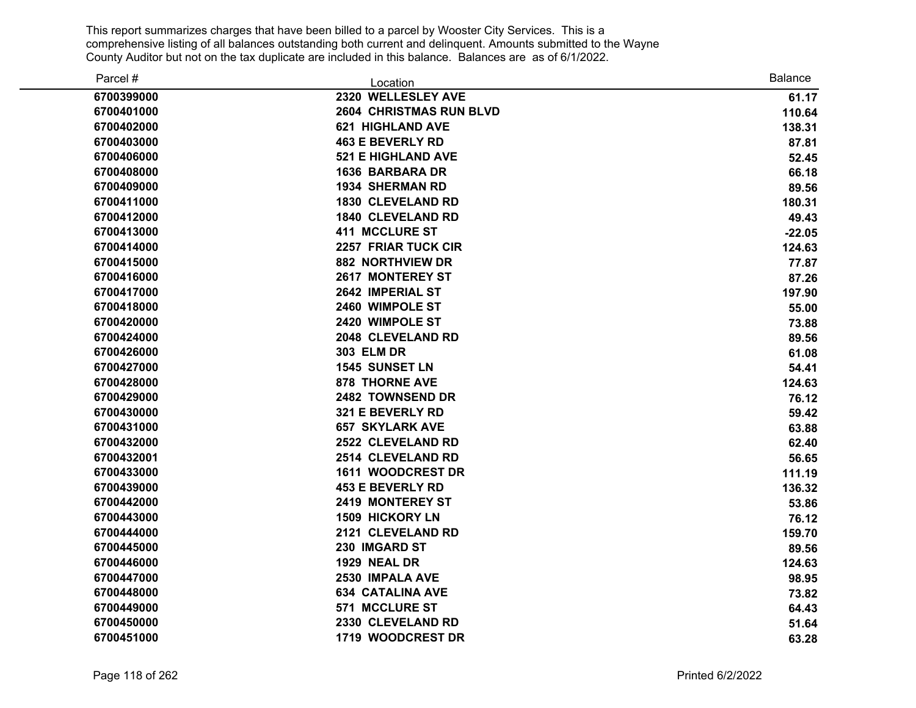This report summarizes charges that have been billed to a parcel by Wooster City Services. This is a comprehensive listing of all balances outstanding both current and delinquent. Amounts submitted to the Wayne County Auditor but not on the tax duplicate are included in this balance. Balances are as of 6/1/2022.

| Parcel # | Location | Balance |
|---|---|---|
| 6700399000 | 2320 WELLESLEY AVE | 61.17 |
| 6700401000 | 2604 CHRISTMAS RUN BLVD | 110.64 |
| 6700402000 | 621 HIGHLAND AVE | 138.31 |
| 6700403000 | 463 E BEVERLY RD | 87.81 |
| 6700406000 | 521 E HIGHLAND AVE | 52.45 |
| 6700408000 | 1636 BARBARA DR | 66.18 |
| 6700409000 | 1934 SHERMAN RD | 89.56 |
| 6700411000 | 1830 CLEVELAND RD | 180.31 |
| 6700412000 | 1840 CLEVELAND RD | 49.43 |
| 6700413000 | 411 MCCLURE ST | -22.05 |
| 6700414000 | 2257 FRIAR TUCK CIR | 124.63 |
| 6700415000 | 882 NORTHVIEW DR | 77.87 |
| 6700416000 | 2617 MONTEREY ST | 87.26 |
| 6700417000 | 2642 IMPERIAL ST | 197.90 |
| 6700418000 | 2460 WIMPOLE ST | 55.00 |
| 6700420000 | 2420 WIMPOLE ST | 73.88 |
| 6700424000 | 2048 CLEVELAND RD | 89.56 |
| 6700426000 | 303 ELM DR | 61.08 |
| 6700427000 | 1545 SUNSET LN | 54.41 |
| 6700428000 | 878 THORNE AVE | 124.63 |
| 6700429000 | 2482 TOWNSEND DR | 76.12 |
| 6700430000 | 321 E BEVERLY RD | 59.42 |
| 6700431000 | 657 SKYLARK AVE | 63.88 |
| 6700432000 | 2522 CLEVELAND RD | 62.40 |
| 6700432001 | 2514 CLEVELAND RD | 56.65 |
| 6700433000 | 1611 WOODCREST DR | 111.19 |
| 6700439000 | 453 E BEVERLY RD | 136.32 |
| 6700442000 | 2419 MONTEREY ST | 53.86 |
| 6700443000 | 1509 HICKORY LN | 76.12 |
| 6700444000 | 2121 CLEVELAND RD | 159.70 |
| 6700445000 | 230 IMGARD ST | 89.56 |
| 6700446000 | 1929 NEAL DR | 124.63 |
| 6700447000 | 2530 IMPALA AVE | 98.95 |
| 6700448000 | 634 CATALINA AVE | 73.82 |
| 6700449000 | 571 MCCLURE ST | 64.43 |
| 6700450000 | 2330 CLEVELAND RD | 51.64 |
| 6700451000 | 1719 WOODCREST DR | 63.28 |

Printed 6/2/2022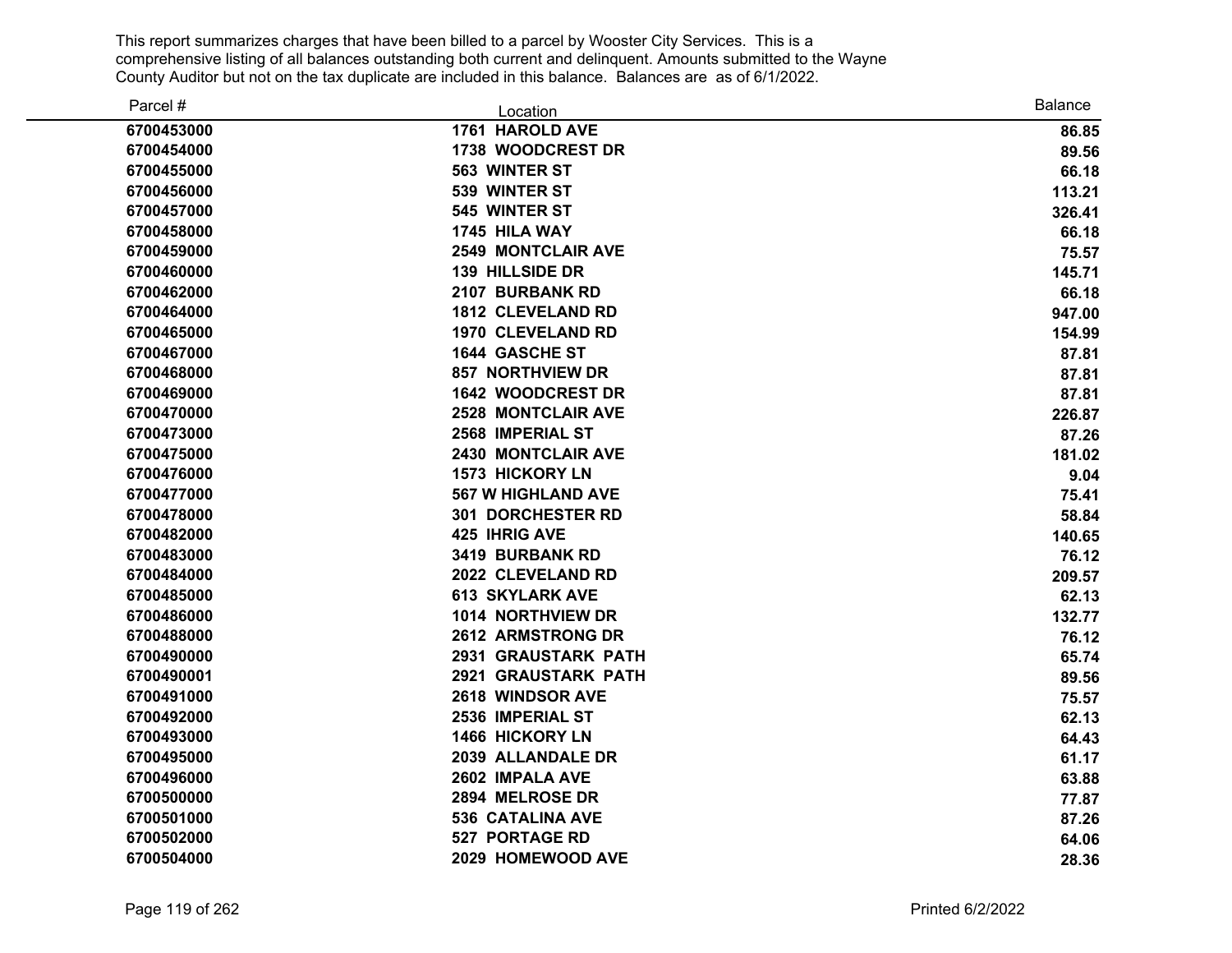This report summarizes charges that have been billed to a parcel by Wooster City Services. This is a comprehensive listing of all balances outstanding both current and delinquent. Amounts submitted to the Wayne County Auditor but not on the tax duplicate are included in this balance. Balances are as of 6/1/2022.

| Parcel # | Location | Balance |
|---|---|---|
| 6700453000 | 1761 HAROLD AVE | 86.85 |
| 6700454000 | 1738 WOODCREST DR | 89.56 |
| 6700455000 | 563 WINTER ST | 66.18 |
| 6700456000 | 539 WINTER ST | 113.21 |
| 6700457000 | 545 WINTER ST | 326.41 |
| 6700458000 | 1745 HILA WAY | 66.18 |
| 6700459000 | 2549 MONTCLAIR AVE | 75.57 |
| 6700460000 | 139 HILLSIDE DR | 145.71 |
| 6700462000 | 2107 BURBANK RD | 66.18 |
| 6700464000 | 1812 CLEVELAND RD | 947.00 |
| 6700465000 | 1970 CLEVELAND RD | 154.99 |
| 6700467000 | 1644 GASCHE ST | 87.81 |
| 6700468000 | 857 NORTHVIEW DR | 87.81 |
| 6700469000 | 1642 WOODCREST DR | 87.81 |
| 6700470000 | 2528 MONTCLAIR AVE | 226.87 |
| 6700473000 | 2568 IMPERIAL ST | 87.26 |
| 6700475000 | 2430 MONTCLAIR AVE | 181.02 |
| 6700476000 | 1573 HICKORY LN | 9.04 |
| 6700477000 | 567 W HIGHLAND AVE | 75.41 |
| 6700478000 | 301 DORCHESTER RD | 58.84 |
| 6700482000 | 425 IHRIG AVE | 140.65 |
| 6700483000 | 3419 BURBANK RD | 76.12 |
| 6700484000 | 2022 CLEVELAND RD | 209.57 |
| 6700485000 | 613 SKYLARK AVE | 62.13 |
| 6700486000 | 1014 NORTHVIEW DR | 132.77 |
| 6700488000 | 2612 ARMSTRONG DR | 76.12 |
| 6700490000 | 2931 GRAUSTARK PATH | 65.74 |
| 6700490001 | 2921 GRAUSTARK PATH | 89.56 |
| 6700491000 | 2618 WINDSOR AVE | 75.57 |
| 6700492000 | 2536 IMPERIAL ST | 62.13 |
| 6700493000 | 1466 HICKORY LN | 64.43 |
| 6700495000 | 2039 ALLANDALE DR | 61.17 |
| 6700496000 | 2602 IMPALA AVE | 63.88 |
| 6700500000 | 2894 MELROSE DR | 77.87 |
| 6700501000 | 536 CATALINA AVE | 87.26 |
| 6700502000 | 527 PORTAGE RD | 64.06 |
| 6700504000 | 2029 HOMEWOOD AVE | 28.36 |

Printed 6/2/2022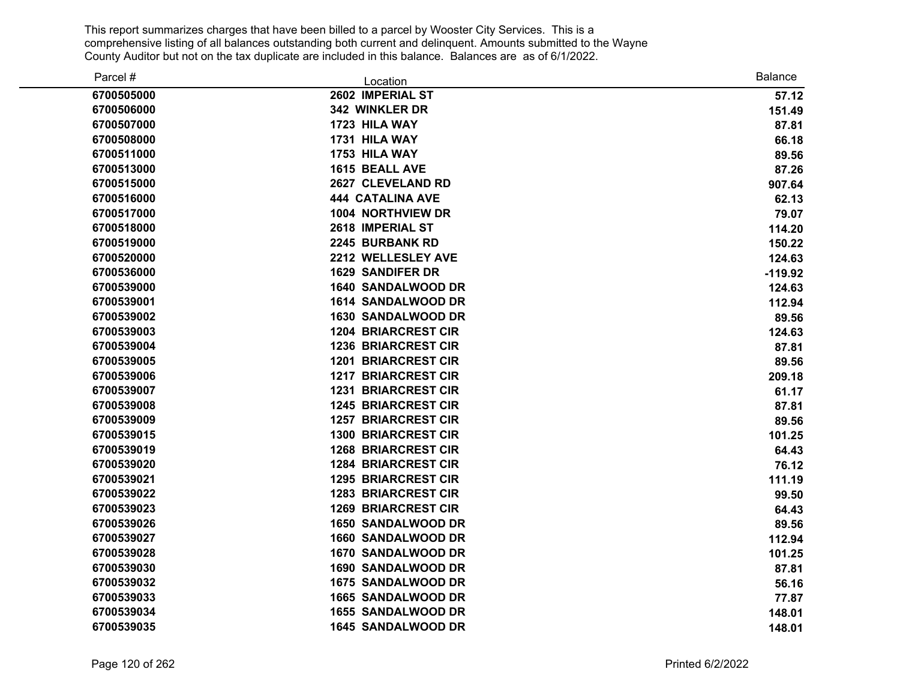This report summarizes charges that have been billed to a parcel by Wooster City Services. This is a comprehensive listing of all balances outstanding both current and delinquent. Amounts submitted to the Wayne County Auditor but not on the tax duplicate are included in this balance. Balances are as of 6/1/2022.

| Parcel # | Location | Balance |
|---|---|---|
| **6700505000** | **2602 IMPERIAL ST** | **57.12** |
| **6700506000** | **342 WINKLER DR** | **151.49** |
| **6700507000** | **1723 HILA WAY** | **87.81** |
| **6700508000** | **1731 HILA WAY** | **66.18** |
| **6700511000** | **1753 HILA WAY** | **89.56** |
| **6700513000** | **1615 BEALL AVE** | **87.26** |
| **6700515000** | **2627 CLEVELAND RD** | **907.64** |
| **6700516000** | **444 CATALINA AVE** | **62.13** |
| **6700517000** | **1004 NORTHVIEW DR** | **79.07** |
| **6700518000** | **2618 IMPERIAL ST** | **114.20** |
| **6700519000** | **2245 BURBANK RD** | **150.22** |
| **6700520000** | **2212 WELLESLEY AVE** | **124.63** |
| **6700536000** | **1629 SANDIFER DR** | **-119.92** |
| **6700539000** | **1640 SANDALWOOD DR** | **124.63** |
| **6700539001** | **1614 SANDALWOOD DR** | **112.94** |
| **6700539002** | **1630 SANDALWOOD DR** | **89.56** |
| **6700539003** | **1204 BRIARCREST CIR** | **124.63** |
| **6700539004** | **1236 BRIARCREST CIR** | **87.81** |
| **6700539005** | **1201 BRIARCREST CIR** | **89.56** |
| **6700539006** | **1217 BRIARCREST CIR** | **209.18** |
| **6700539007** | **1231 BRIARCREST CIR** | **61.17** |
| **6700539008** | **1245 BRIARCREST CIR** | **87.81** |
| **6700539009** | **1257 BRIARCREST CIR** | **89.56** |
| **6700539015** | **1300 BRIARCREST CIR** | **101.25** |
| **6700539019** | **1268 BRIARCREST CIR** | **64.43** |
| **6700539020** | **1284 BRIARCREST CIR** | **76.12** |
| **6700539021** | **1295 BRIARCREST CIR** | **111.19** |
| **6700539022** | **1283 BRIARCREST CIR** | **99.50** |
| **6700539023** | **1269 BRIARCREST CIR** | **64.43** |
| **6700539026** | **1650 SANDALWOOD DR** | **89.56** |
| **6700539027** | **1660 SANDALWOOD DR** | **112.94** |
| **6700539028** | **1670 SANDALWOOD DR** | **101.25** |
| **6700539030** | **1690 SANDALWOOD DR** | **87.81** |
| **6700539032** | **1675 SANDALWOOD DR** | **56.16** |
| **6700539033** | **1665 SANDALWOOD DR** | **77.87** |
| **6700539034** | **1655 SANDALWOOD DR** | **148.01** |
| **6700539035** | **1645 SANDALWOOD DR** | **148.01** |

Printed 6/2/2022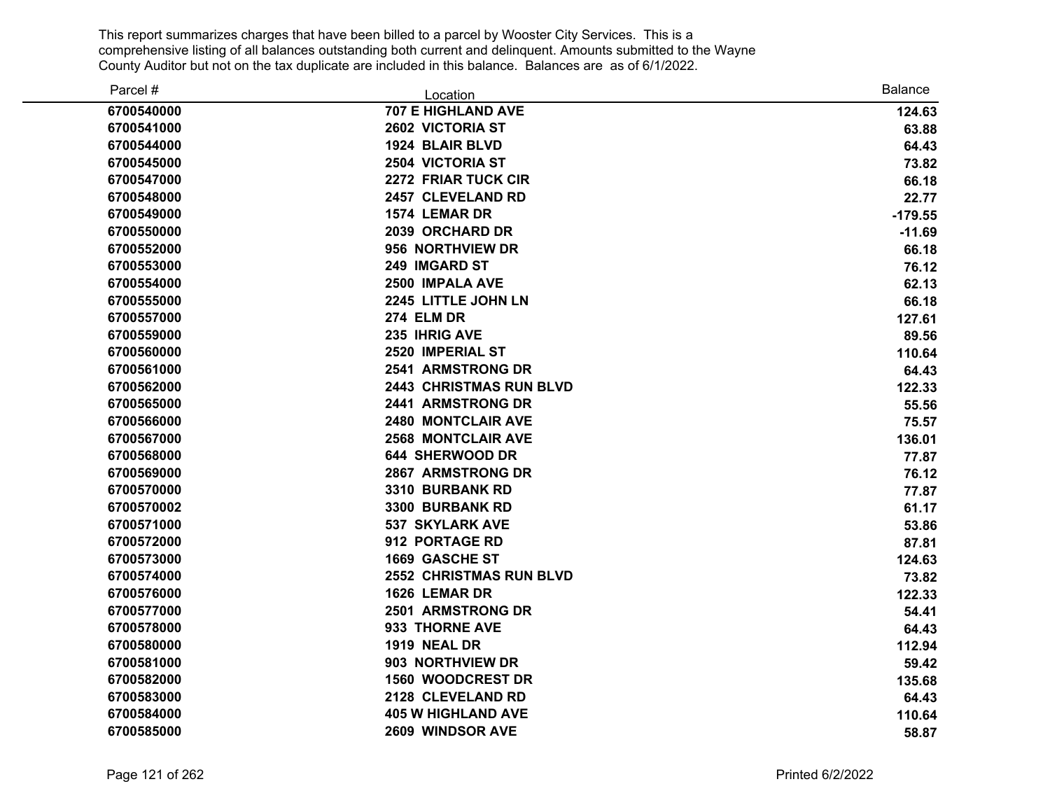This report summarizes charges that have been billed to a parcel by Wooster City Services. This is a comprehensive listing of all balances outstanding both current and delinquent. Amounts submitted to the Wayne County Auditor but not on the tax duplicate are included in this balance. Balances are as of 6/1/2022.

| Parcel # | Location | Balance |
|---|---|---|
| 6700540000 | 707 E HIGHLAND AVE | 124.63 |
| 6700541000 | 2602 VICTORIA ST | 63.88 |
| 6700544000 | 1924 BLAIR BLVD | 64.43 |
| 6700545000 | 2504 VICTORIA ST | 73.82 |
| 6700547000 | 2272 FRIAR TUCK CIR | 66.18 |
| 6700548000 | 2457 CLEVELAND RD | 22.77 |
| 6700549000 | 1574 LEMAR DR | -179.55 |
| 6700550000 | 2039 ORCHARD DR | -11.69 |
| 6700552000 | 956 NORTHVIEW DR | 66.18 |
| 6700553000 | 249 IMGARD ST | 76.12 |
| 6700554000 | 2500 IMPALA AVE | 62.13 |
| 6700555000 | 2245 LITTLE JOHN LN | 66.18 |
| 6700557000 | 274 ELM DR | 127.61 |
| 6700559000 | 235 IHRIG AVE | 89.56 |
| 6700560000 | 2520 IMPERIAL ST | 110.64 |
| 6700561000 | 2541 ARMSTRONG DR | 64.43 |
| 6700562000 | 2443 CHRISTMAS RUN BLVD | 122.33 |
| 6700565000 | 2441 ARMSTRONG DR | 55.56 |
| 6700566000 | 2480 MONTCLAIR AVE | 75.57 |
| 6700567000 | 2568 MONTCLAIR AVE | 136.01 |
| 6700568000 | 644 SHERWOOD DR | 77.87 |
| 6700569000 | 2867 ARMSTRONG DR | 76.12 |
| 6700570000 | 3310 BURBANK RD | 77.87 |
| 6700570002 | 3300 BURBANK RD | 61.17 |
| 6700571000 | 537 SKYLARK AVE | 53.86 |
| 6700572000 | 912 PORTAGE RD | 87.81 |
| 6700573000 | 1669 GASCHE ST | 124.63 |
| 6700574000 | 2552 CHRISTMAS RUN BLVD | 73.82 |
| 6700576000 | 1626 LEMAR DR | 122.33 |
| 6700577000 | 2501 ARMSTRONG DR | 54.41 |
| 6700578000 | 933 THORNE AVE | 64.43 |
| 6700580000 | 1919 NEAL DR | 112.94 |
| 6700581000 | 903 NORTHVIEW DR | 59.42 |
| 6700582000 | 1560 WOODCREST DR | 135.68 |
| 6700583000 | 2128 CLEVELAND RD | 64.43 |
| 6700584000 | 405 W HIGHLAND AVE | 110.64 |
| 6700585000 | 2609 WINDSOR AVE | 58.87 |

Printed 6/2/2022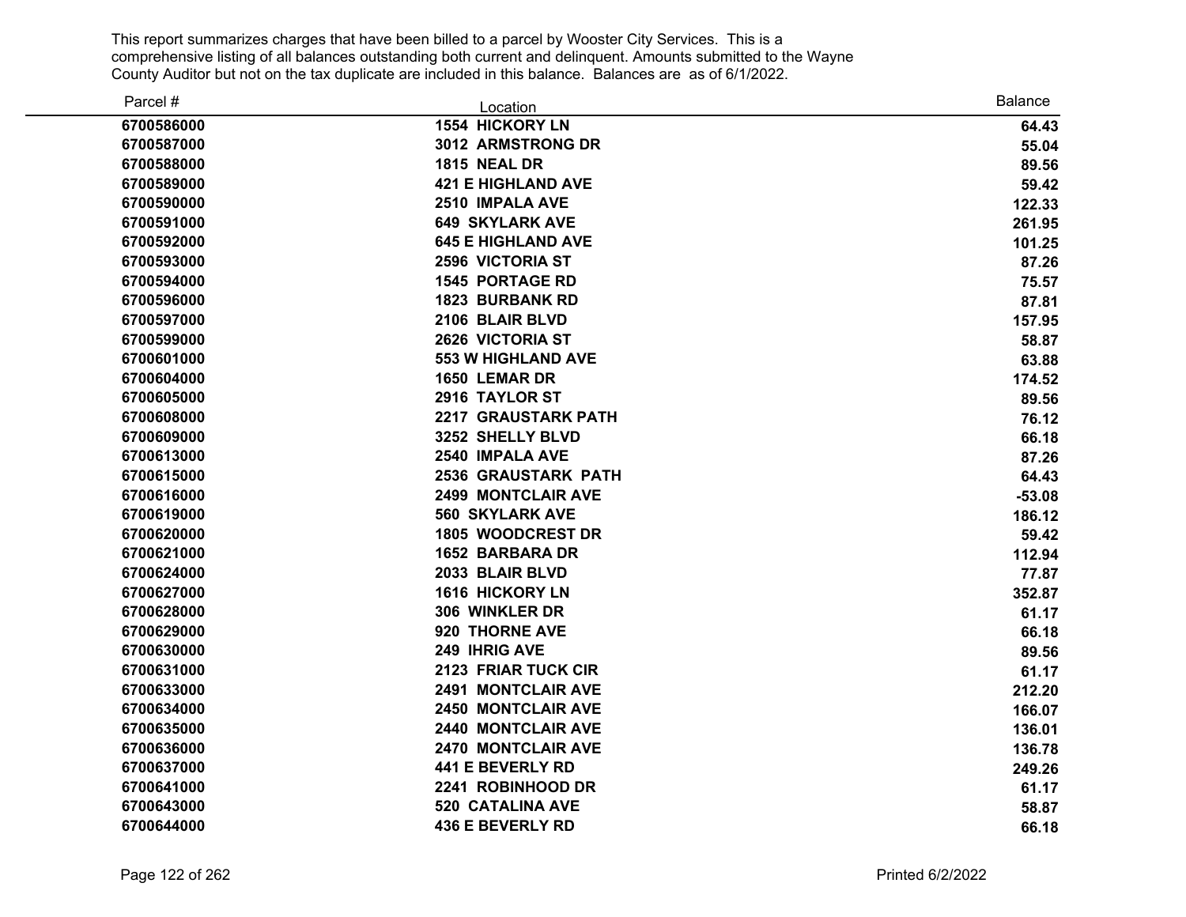This report summarizes charges that have been billed to a parcel by Wooster City Services. This is a comprehensive listing of all balances outstanding both current and delinquent. Amounts submitted to the Wayne County Auditor but not on the tax duplicate are included in this balance. Balances are as of 6/1/2022.

| Parcel # | Location | Balance |
|---|---|---|
| 6700586000 | 1554 HICKORY LN | 64.43 |
| 6700587000 | 3012 ARMSTRONG DR | 55.04 |
| 6700588000 | 1815 NEAL DR | 89.56 |
| 6700589000 | 421 E HIGHLAND AVE | 59.42 |
| 6700590000 | 2510 IMPALA AVE | 122.33 |
| 6700591000 | 649 SKYLARK AVE | 261.95 |
| 6700592000 | 645 E HIGHLAND AVE | 101.25 |
| 6700593000 | 2596 VICTORIA ST | 87.26 |
| 6700594000 | 1545 PORTAGE RD | 75.57 |
| 6700596000 | 1823 BURBANK RD | 87.81 |
| 6700597000 | 2106 BLAIR BLVD | 157.95 |
| 6700599000 | 2626 VICTORIA ST | 58.87 |
| 6700601000 | 553 W HIGHLAND AVE | 63.88 |
| 6700604000 | 1650 LEMAR DR | 174.52 |
| 6700605000 | 2916 TAYLOR ST | 89.56 |
| 6700608000 | 2217 GRAUSTARK PATH | 76.12 |
| 6700609000 | 3252 SHELLY BLVD | 66.18 |
| 6700613000 | 2540 IMPALA AVE | 87.26 |
| 6700615000 | 2536 GRAUSTARK PATH | 64.43 |
| 6700616000 | 2499 MONTCLAIR AVE | -53.08 |
| 6700619000 | 560 SKYLARK AVE | 186.12 |
| 6700620000 | 1805 WOODCREST DR | 59.42 |
| 6700621000 | 1652 BARBARA DR | 112.94 |
| 6700624000 | 2033 BLAIR BLVD | 77.87 |
| 6700627000 | 1616 HICKORY LN | 352.87 |
| 6700628000 | 306 WINKLER DR | 61.17 |
| 6700629000 | 920 THORNE AVE | 66.18 |
| 6700630000 | 249 IHRIG AVE | 89.56 |
| 6700631000 | 2123 FRIAR TUCK CIR | 61.17 |
| 6700633000 | 2491 MONTCLAIR AVE | 212.20 |
| 6700634000 | 2450 MONTCLAIR AVE | 166.07 |
| 6700635000 | 2440 MONTCLAIR AVE | 136.01 |
| 6700636000 | 2470 MONTCLAIR AVE | 136.78 |
| 6700637000 | 441 E BEVERLY RD | 249.26 |
| 6700641000 | 2241 ROBINHOOD DR | 61.17 |
| 6700643000 | 520 CATALINA AVE | 58.87 |
| 6700644000 | 436 E BEVERLY RD | 66.18 |

Printed 6/2/2022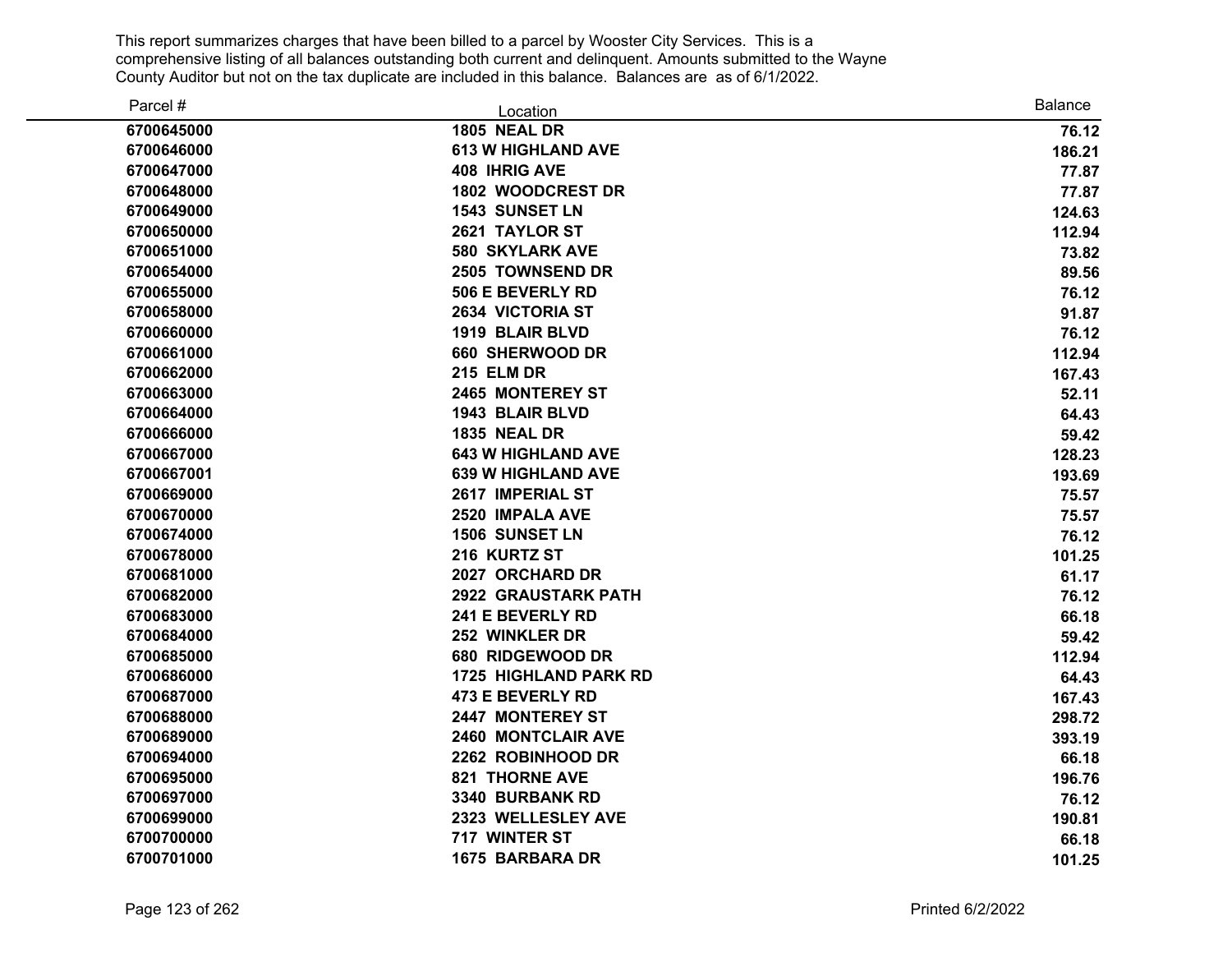This report summarizes charges that have been billed to a parcel by Wooster City Services. This is a comprehensive listing of all balances outstanding both current and delinquent. Amounts submitted to the Wayne County Auditor but not on the tax duplicate are included in this balance. Balances are as of 6/1/2022.

| Parcel # | Location | Balance |
|---|---|---|
| 6700645000 | 1805 NEAL DR | 76.12 |
| 6700646000 | 613 W HIGHLAND AVE | 186.21 |
| 6700647000 | 408 IHRIG AVE | 77.87 |
| 6700648000 | 1802 WOODCREST DR | 77.87 |
| 6700649000 | 1543 SUNSET LN | 124.63 |
| 6700650000 | 2621 TAYLOR ST | 112.94 |
| 6700651000 | 580 SKYLARK AVE | 73.82 |
| 6700654000 | 2505 TOWNSEND DR | 89.56 |
| 6700655000 | 506 E BEVERLY RD | 76.12 |
| 6700658000 | 2634 VICTORIA ST | 91.87 |
| 6700660000 | 1919 BLAIR BLVD | 76.12 |
| 6700661000 | 660 SHERWOOD DR | 112.94 |
| 6700662000 | 215 ELM DR | 167.43 |
| 6700663000 | 2465 MONTEREY ST | 52.11 |
| 6700664000 | 1943 BLAIR BLVD | 64.43 |
| 6700666000 | 1835 NEAL DR | 59.42 |
| 6700667000 | 643 W HIGHLAND AVE | 128.23 |
| 6700667001 | 639 W HIGHLAND AVE | 193.69 |
| 6700669000 | 2617 IMPERIAL ST | 75.57 |
| 6700670000 | 2520 IMPALA AVE | 75.57 |
| 6700674000 | 1506 SUNSET LN | 76.12 |
| 6700678000 | 216 KURTZ ST | 101.25 |
| 6700681000 | 2027 ORCHARD DR | 61.17 |
| 6700682000 | 2922 GRAUSTARK PATH | 76.12 |
| 6700683000 | 241 E BEVERLY RD | 66.18 |
| 6700684000 | 252 WINKLER DR | 59.42 |
| 6700685000 | 680 RIDGEWOOD DR | 112.94 |
| 6700686000 | 1725 HIGHLAND PARK RD | 64.43 |
| 6700687000 | 473 E BEVERLY RD | 167.43 |
| 6700688000 | 2447 MONTEREY ST | 298.72 |
| 6700689000 | 2460 MONTCLAIR AVE | 393.19 |
| 6700694000 | 2262 ROBINHOOD DR | 66.18 |
| 6700695000 | 821 THORNE AVE | 196.76 |
| 6700697000 | 3340 BURBANK RD | 76.12 |
| 6700699000 | 2323 WELLESLEY AVE | 190.81 |
| 6700700000 | 717 WINTER ST | 66.18 |
| 6700701000 | 1675 BARBARA DR | 101.25 |

Printed 6/2/2022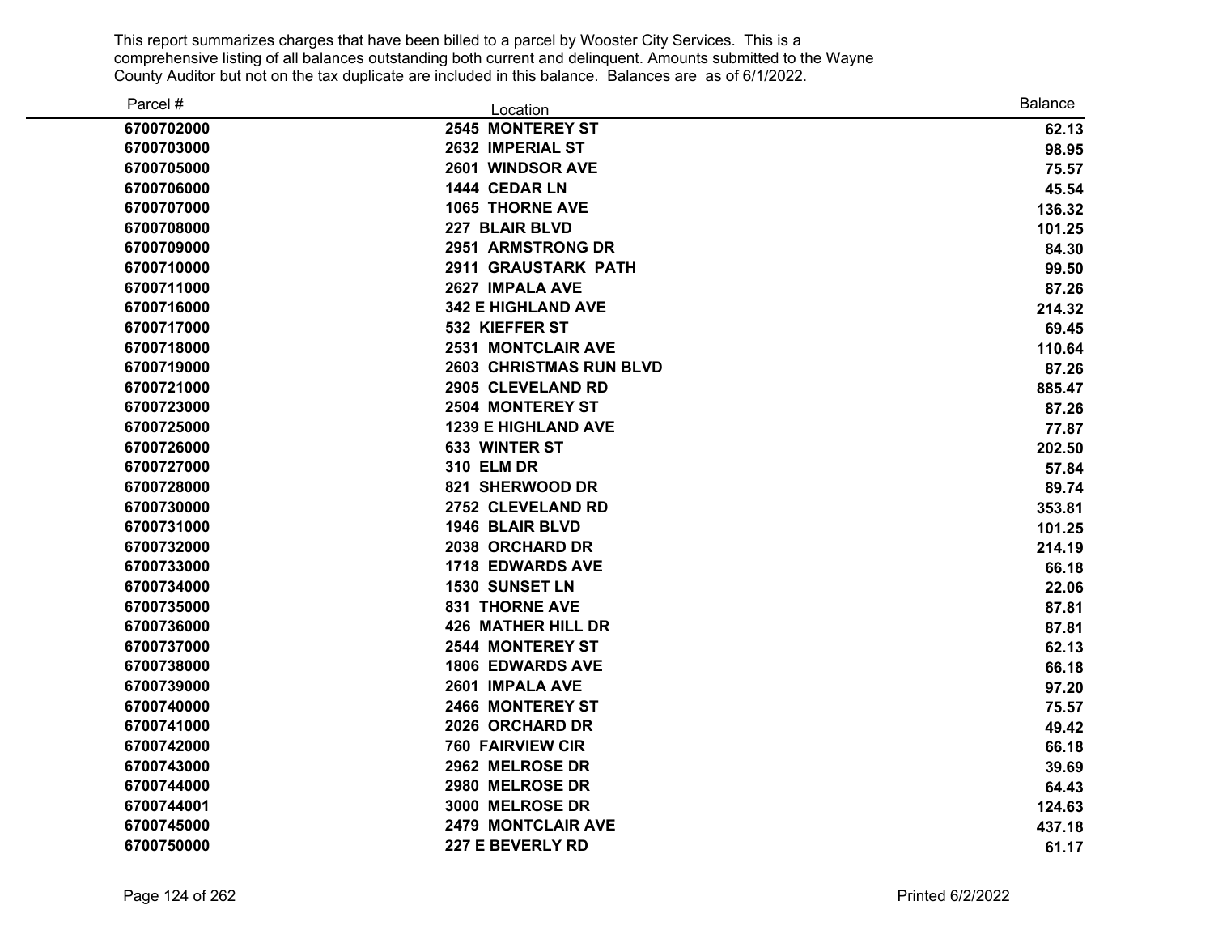This report summarizes charges that have been billed to a parcel by Wooster City Services. This is a comprehensive listing of all balances outstanding both current and delinquent. Amounts submitted to the Wayne County Auditor but not on the tax duplicate are included in this balance. Balances are as of 6/1/2022.

| Parcel # | Location | Balance |
|---|---|---|
| 6700702000 | 2545 MONTEREY ST | 62.13 |
| 6700703000 | 2632 IMPERIAL ST | 98.95 |
| 6700705000 | 2601 WINDSOR AVE | 75.57 |
| 6700706000 | 1444 CEDAR LN | 45.54 |
| 6700707000 | 1065 THORNE AVE | 136.32 |
| 6700708000 | 227 BLAIR BLVD | 101.25 |
| 6700709000 | 2951 ARMSTRONG DR | 84.30 |
| 6700710000 | 2911 GRAUSTARK PATH | 99.50 |
| 6700711000 | 2627 IMPALA AVE | 87.26 |
| 6700716000 | 342 E HIGHLAND AVE | 214.32 |
| 6700717000 | 532 KIEFFER ST | 69.45 |
| 6700718000 | 2531 MONTCLAIR AVE | 110.64 |
| 6700719000 | 2603 CHRISTMAS RUN BLVD | 87.26 |
| 6700721000 | 2905 CLEVELAND RD | 885.47 |
| 6700723000 | 2504 MONTEREY ST | 87.26 |
| 6700725000 | 1239 E HIGHLAND AVE | 77.87 |
| 6700726000 | 633 WINTER ST | 202.50 |
| 6700727000 | 310 ELM DR | 57.84 |
| 6700728000 | 821 SHERWOOD DR | 89.74 |
| 6700730000 | 2752 CLEVELAND RD | 353.81 |
| 6700731000 | 1946 BLAIR BLVD | 101.25 |
| 6700732000 | 2038 ORCHARD DR | 214.19 |
| 6700733000 | 1718 EDWARDS AVE | 66.18 |
| 6700734000 | 1530 SUNSET LN | 22.06 |
| 6700735000 | 831 THORNE AVE | 87.81 |
| 6700736000 | 426 MATHER HILL DR | 87.81 |
| 6700737000 | 2544 MONTEREY ST | 62.13 |
| 6700738000 | 1806 EDWARDS AVE | 66.18 |
| 6700739000 | 2601 IMPALA AVE | 97.20 |
| 6700740000 | 2466 MONTEREY ST | 75.57 |
| 6700741000 | 2026 ORCHARD DR | 49.42 |
| 6700742000 | 760 FAIRVIEW CIR | 66.18 |
| 6700743000 | 2962 MELROSE DR | 39.69 |
| 6700744000 | 2980 MELROSE DR | 64.43 |
| 6700744001 | 3000 MELROSE DR | 124.63 |
| 6700745000 | 2479 MONTCLAIR AVE | 437.18 |
| 6700750000 | 227 E BEVERLY RD | 61.17 |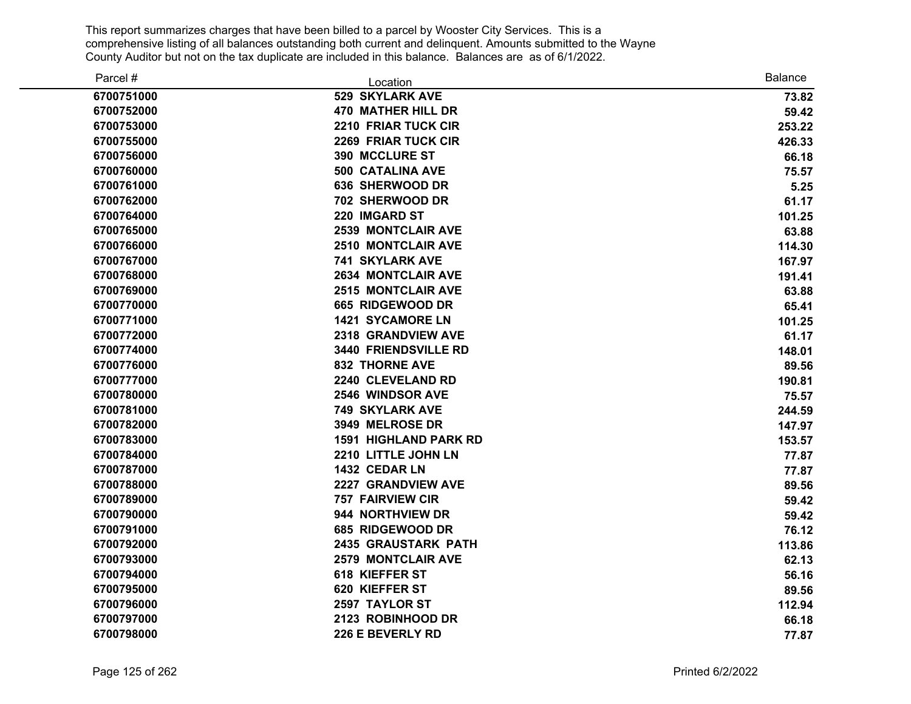This report summarizes charges that have been billed to a parcel by Wooster City Services. This is a comprehensive listing of all balances outstanding both current and delinquent. Amounts submitted to the Wayne County Auditor but not on the tax duplicate are included in this balance. Balances are as of 6/1/2022.

| Parcel # | Location | Balance |
|---|---|---|
| 6700751000 | 529 SKYLARK AVE | 73.82 |
| 6700752000 | 470 MATHER HILL DR | 59.42 |
| 6700753000 | 2210 FRIAR TUCK CIR | 253.22 |
| 6700755000 | 2269 FRIAR TUCK CIR | 426.33 |
| 6700756000 | 390 MCCLURE ST | 66.18 |
| 6700760000 | 500 CATALINA AVE | 75.57 |
| 6700761000 | 636 SHERWOOD DR | 5.25 |
| 6700762000 | 702 SHERWOOD DR | 61.17 |
| 6700764000 | 220 IMGARD ST | 101.25 |
| 6700765000 | 2539 MONTCLAIR AVE | 63.88 |
| 6700766000 | 2510 MONTCLAIR AVE | 114.30 |
| 6700767000 | 741 SKYLARK AVE | 167.97 |
| 6700768000 | 2634 MONTCLAIR AVE | 191.41 |
| 6700769000 | 2515 MONTCLAIR AVE | 63.88 |
| 6700770000 | 665 RIDGEWOOD DR | 65.41 |
| 6700771000 | 1421 SYCAMORE LN | 101.25 |
| 6700772000 | 2318 GRANDVIEW AVE | 61.17 |
| 6700774000 | 3440 FRIENDSVILLE RD | 148.01 |
| 6700776000 | 832 THORNE AVE | 89.56 |
| 6700777000 | 2240 CLEVELAND RD | 190.81 |
| 6700780000 | 2546 WINDSOR AVE | 75.57 |
| 6700781000 | 749 SKYLARK AVE | 244.59 |
| 6700782000 | 3949 MELROSE DR | 147.97 |
| 6700783000 | 1591 HIGHLAND PARK RD | 153.57 |
| 6700784000 | 2210 LITTLE JOHN LN | 77.87 |
| 6700787000 | 1432 CEDAR LN | 77.87 |
| 6700788000 | 2227 GRANDVIEW AVE | 89.56 |
| 6700789000 | 757 FAIRVIEW CIR | 59.42 |
| 6700790000 | 944 NORTHVIEW DR | 59.42 |
| 6700791000 | 685 RIDGEWOOD DR | 76.12 |
| 6700792000 | 2435 GRAUSTARK PATH | 113.86 |
| 6700793000 | 2579 MONTCLAIR AVE | 62.13 |
| 6700794000 | 618 KIEFFER ST | 56.16 |
| 6700795000 | 620 KIEFFER ST | 89.56 |
| 6700796000 | 2597 TAYLOR ST | 112.94 |
| 6700797000 | 2123 ROBINHOOD DR | 66.18 |
| 6700798000 | 226 E BEVERLY RD | 77.87 |

Printed 6/2/2022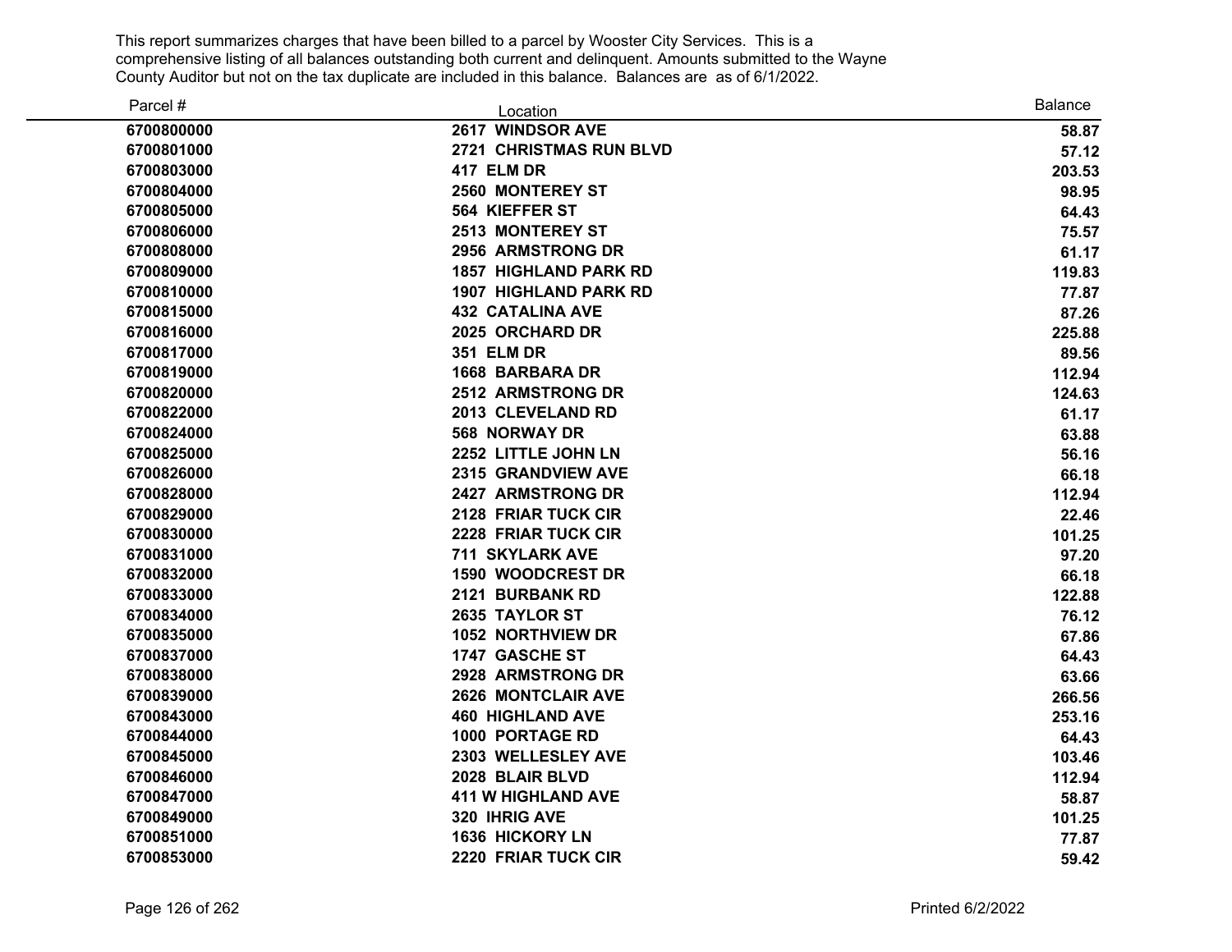This report summarizes charges that have been billed to a parcel by Wooster City Services. This is a comprehensive listing of all balances outstanding both current and delinquent. Amounts submitted to the Wayne County Auditor but not on the tax duplicate are included in this balance. Balances are as of 6/1/2022.

| Parcel # | Location | Balance |
|---|---|---|
| **6700800000** | **2617 WINDSOR AVE** | **58.87** |
| **6700801000** | **2721 CHRISTMAS RUN BLVD** | **57.12** |
| **6700803000** | **417 ELM DR** | **203.53** |
| **6700804000** | **2560 MONTEREY ST** | **98.95** |
| **6700805000** | **564 KIEFFER ST** | **64.43** |
| **6700806000** | **2513 MONTEREY ST** | **75.57** |
| **6700808000** | **2956 ARMSTRONG DR** | **61.17** |
| **6700809000** | **1857 HIGHLAND PARK RD** | **119.83** |
| **6700810000** | **1907 HIGHLAND PARK RD** | **77.87** |
| **6700815000** | **432 CATALINA AVE** | **87.26** |
| **6700816000** | **2025 ORCHARD DR** | **225.88** |
| **6700817000** | **351 ELM DR** | **89.56** |
| **6700819000** | **1668 BARBARA DR** | **112.94** |
| **6700820000** | **2512 ARMSTRONG DR** | **124.63** |
| **6700822000** | **2013 CLEVELAND RD** | **61.17** |
| **6700824000** | **568 NORWAY DR** | **63.88** |
| **6700825000** | **2252 LITTLE JOHN LN** | **56.16** |
| **6700826000** | **2315 GRANDVIEW AVE** | **66.18** |
| **6700828000** | **2427 ARMSTRONG DR** | **112.94** |
| **6700829000** | **2128 FRIAR TUCK CIR** | **22.46** |
| **6700830000** | **2228 FRIAR TUCK CIR** | **101.25** |
| **6700831000** | **711 SKYLARK AVE** | **97.20** |
| **6700832000** | **1590 WOODCREST DR** | **66.18** |
| **6700833000** | **2121 BURBANK RD** | **122.88** |
| **6700834000** | **2635 TAYLOR ST** | **76.12** |
| **6700835000** | **1052 NORTHVIEW DR** | **67.86** |
| **6700837000** | **1747 GASCHE ST** | **64.43** |
| **6700838000** | **2928 ARMSTRONG DR** | **63.66** |
| **6700839000** | **2626 MONTCLAIR AVE** | **266.56** |
| **6700843000** | **460 HIGHLAND AVE** | **253.16** |
| **6700844000** | **1000 PORTAGE RD** | **64.43** |
| **6700845000** | **2303 WELLESLEY AVE** | **103.46** |
| **6700846000** | **2028 BLAIR BLVD** | **112.94** |
| **6700847000** | **411 W HIGHLAND AVE** | **58.87** |
| **6700849000** | **320 IHRIG AVE** | **101.25** |
| **6700851000** | **1636 HICKORY LN** | **77.87** |
| **6700853000** | **2220 FRIAR TUCK CIR** | **59.42** |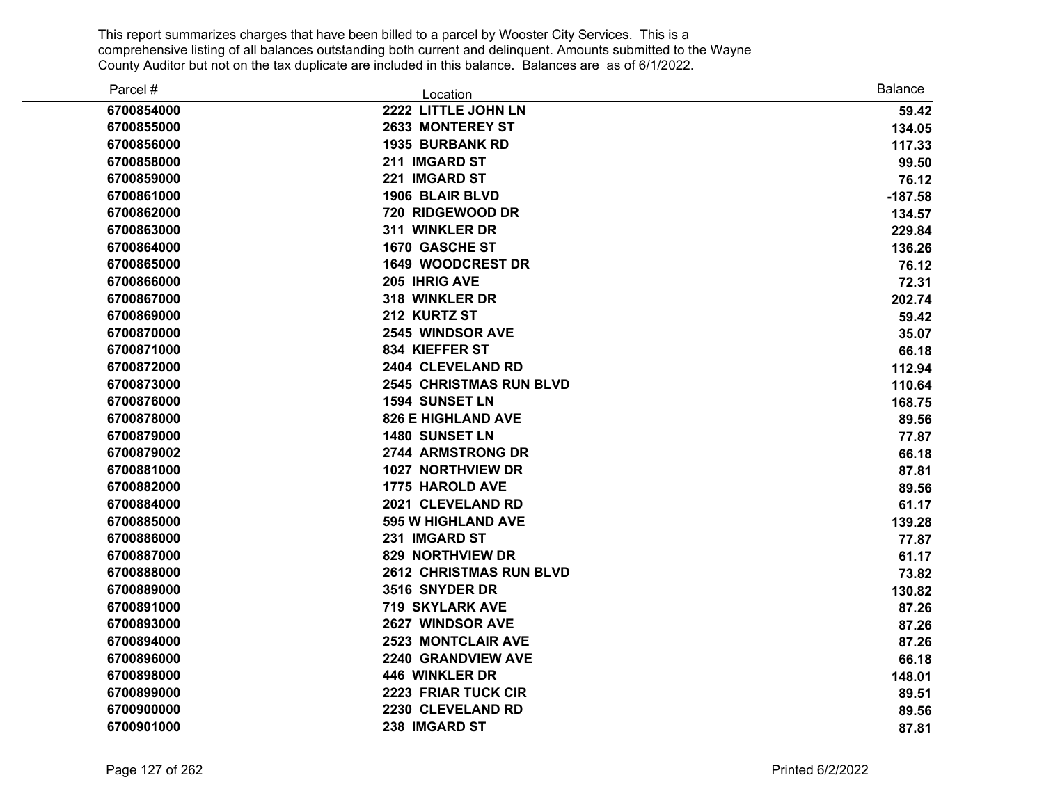This report summarizes charges that have been billed to a parcel by Wooster City Services. This is a comprehensive listing of all balances outstanding both current and delinquent. Amounts submitted to the Wayne County Auditor but not on the tax duplicate are included in this balance. Balances are as of 6/1/2022.

| Parcel # | Location | Balance |
|---|---|---|
| 6700854000 | 2222 LITTLE JOHN LN | 59.42 |
| 6700855000 | 2633 MONTEREY ST | 134.05 |
| 6700856000 | 1935 BURBANK RD | 117.33 |
| 6700858000 | 211 IMGARD ST | 99.50 |
| 6700859000 | 221 IMGARD ST | 76.12 |
| 6700861000 | 1906 BLAIR BLVD | -187.58 |
| 6700862000 | 720 RIDGEWOOD DR | 134.57 |
| 6700863000 | 311 WINKLER DR | 229.84 |
| 6700864000 | 1670 GASCHE ST | 136.26 |
| 6700865000 | 1649 WOODCREST DR | 76.12 |
| 6700866000 | 205 IHRIG AVE | 72.31 |
| 6700867000 | 318 WINKLER DR | 202.74 |
| 6700869000 | 212 KURTZ ST | 59.42 |
| 6700870000 | 2545 WINDSOR AVE | 35.07 |
| 6700871000 | 834 KIEFFER ST | 66.18 |
| 6700872000 | 2404 CLEVELAND RD | 112.94 |
| 6700873000 | 2545 CHRISTMAS RUN BLVD | 110.64 |
| 6700876000 | 1594 SUNSET LN | 168.75 |
| 6700878000 | 826 E HIGHLAND AVE | 89.56 |
| 6700879000 | 1480 SUNSET LN | 77.87 |
| 6700879002 | 2744 ARMSTRONG DR | 66.18 |
| 6700881000 | 1027 NORTHVIEW DR | 87.81 |
| 6700882000 | 1775 HAROLD AVE | 89.56 |
| 6700884000 | 2021 CLEVELAND RD | 61.17 |
| 6700885000 | 595 W HIGHLAND AVE | 139.28 |
| 6700886000 | 231 IMGARD ST | 77.87 |
| 6700887000 | 829 NORTHVIEW DR | 61.17 |
| 6700888000 | 2612 CHRISTMAS RUN BLVD | 73.82 |
| 6700889000 | 3516 SNYDER DR | 130.82 |
| 6700891000 | 719 SKYLARK AVE | 87.26 |
| 6700893000 | 2627 WINDSOR AVE | 87.26 |
| 6700894000 | 2523 MONTCLAIR AVE | 87.26 |
| 6700896000 | 2240 GRANDVIEW AVE | 66.18 |
| 6700898000 | 446 WINKLER DR | 148.01 |
| 6700899000 | 2223 FRIAR TUCK CIR | 89.51 |
| 6700900000 | 2230 CLEVELAND RD | 89.56 |
| 6700901000 | 238 IMGARD ST | 87.81 |

Printed 6/2/2022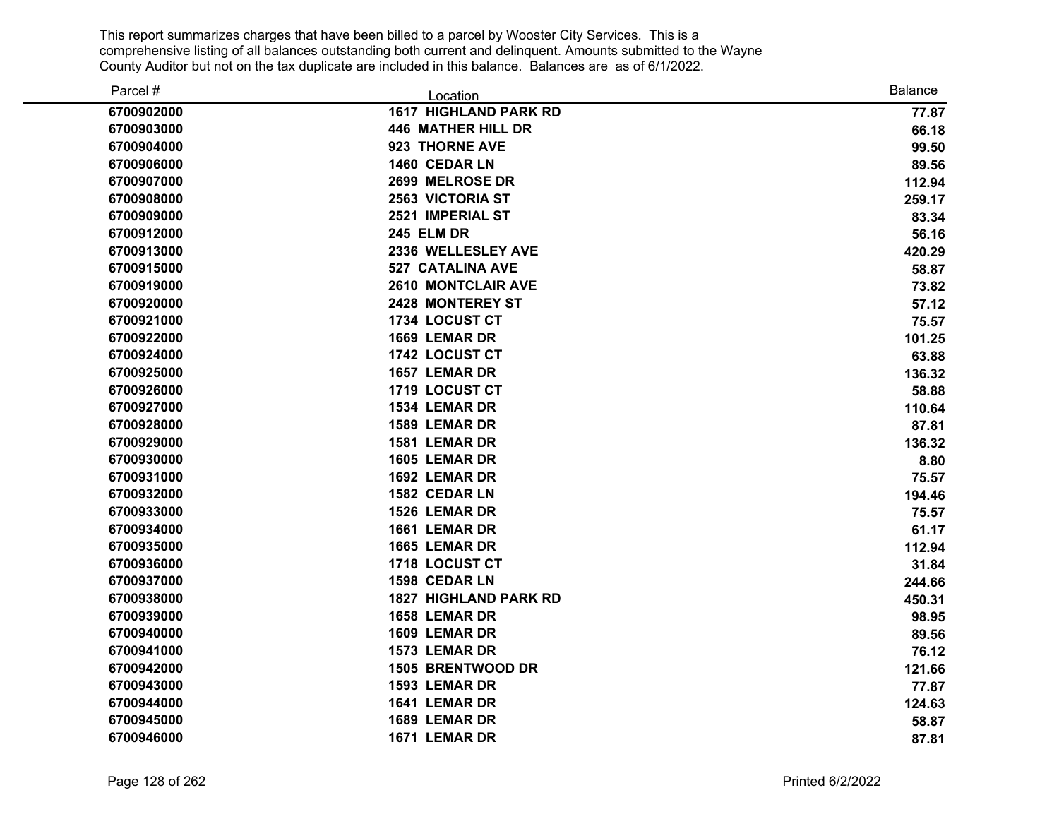This report summarizes charges that have been billed to a parcel by Wooster City Services. This is a comprehensive listing of all balances outstanding both current and delinquent. Amounts submitted to the Wayne County Auditor but not on the tax duplicate are included in this balance. Balances are as of 6/1/2022.

| Parcel # | Location | Balance |
|---|---|---|
| 6700902000 | 1617 HIGHLAND PARK RD | 77.87 |
| 6700903000 | 446 MATHER HILL DR | 66.18 |
| 6700904000 | 923 THORNE AVE | 99.50 |
| 6700906000 | 1460 CEDAR LN | 89.56 |
| 6700907000 | 2699 MELROSE DR | 112.94 |
| 6700908000 | 2563 VICTORIA ST | 259.17 |
| 6700909000 | 2521 IMPERIAL ST | 83.34 |
| 6700912000 | 245 ELM DR | 56.16 |
| 6700913000 | 2336 WELLESLEY AVE | 420.29 |
| 6700915000 | 527 CATALINA AVE | 58.87 |
| 6700919000 | 2610 MONTCLAIR AVE | 73.82 |
| 6700920000 | 2428 MONTEREY ST | 57.12 |
| 6700921000 | 1734 LOCUST CT | 75.57 |
| 6700922000 | 1669 LEMAR DR | 101.25 |
| 6700924000 | 1742 LOCUST CT | 63.88 |
| 6700925000 | 1657 LEMAR DR | 136.32 |
| 6700926000 | 1719 LOCUST CT | 58.88 |
| 6700927000 | 1534 LEMAR DR | 110.64 |
| 6700928000 | 1589 LEMAR DR | 87.81 |
| 6700929000 | 1581 LEMAR DR | 136.32 |
| 6700930000 | 1605 LEMAR DR | 8.80 |
| 6700931000 | 1692 LEMAR DR | 75.57 |
| 6700932000 | 1582 CEDAR LN | 194.46 |
| 6700933000 | 1526 LEMAR DR | 75.57 |
| 6700934000 | 1661 LEMAR DR | 61.17 |
| 6700935000 | 1665 LEMAR DR | 112.94 |
| 6700936000 | 1718 LOCUST CT | 31.84 |
| 6700937000 | 1598 CEDAR LN | 244.66 |
| 6700938000 | 1827 HIGHLAND PARK RD | 450.31 |
| 6700939000 | 1658 LEMAR DR | 98.95 |
| 6700940000 | 1609 LEMAR DR | 89.56 |
| 6700941000 | 1573 LEMAR DR | 76.12 |
| 6700942000 | 1505 BRENTWOOD DR | 121.66 |
| 6700943000 | 1593 LEMAR DR | 77.87 |
| 6700944000 | 1641 LEMAR DR | 124.63 |
| 6700945000 | 1689 LEMAR DR | 58.87 |
| 6700946000 | 1671 LEMAR DR | 87.81 |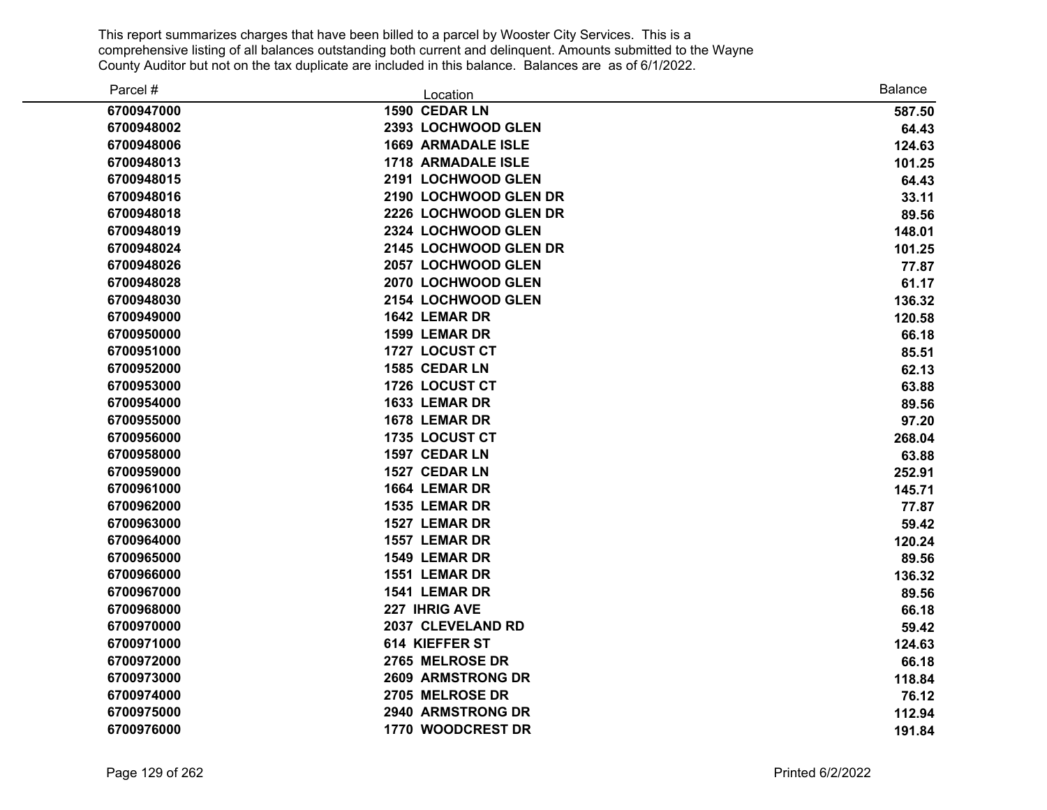This report summarizes charges that have been billed to a parcel by Wooster City Services. This is a comprehensive listing of all balances outstanding both current and delinquent. Amounts submitted to the Wayne County Auditor but not on the tax duplicate are included in this balance. Balances are as of 6/1/2022.

| Parcel # | Location | Balance |
|---|---|---|
| 6700947000 | 1590 CEDAR LN | 587.50 |
| 6700948002 | 2393 LOCHWOOD GLEN | 64.43 |
| 6700948006 | 1669 ARMADALE ISLE | 124.63 |
| 6700948013 | 1718 ARMADALE ISLE | 101.25 |
| 6700948015 | 2191 LOCHWOOD GLEN | 64.43 |
| 6700948016 | 2190 LOCHWOOD GLEN DR | 33.11 |
| 6700948018 | 2226 LOCHWOOD GLEN DR | 89.56 |
| 6700948019 | 2324 LOCHWOOD GLEN | 148.01 |
| 6700948024 | 2145 LOCHWOOD GLEN DR | 101.25 |
| 6700948026 | 2057 LOCHWOOD GLEN | 77.87 |
| 6700948028 | 2070 LOCHWOOD GLEN | 61.17 |
| 6700948030 | 2154 LOCHWOOD GLEN | 136.32 |
| 6700949000 | 1642 LEMAR DR | 120.58 |
| 6700950000 | 1599 LEMAR DR | 66.18 |
| 6700951000 | 1727 LOCUST CT | 85.51 |
| 6700952000 | 1585 CEDAR LN | 62.13 |
| 6700953000 | 1726 LOCUST CT | 63.88 |
| 6700954000 | 1633 LEMAR DR | 89.56 |
| 6700955000 | 1678 LEMAR DR | 97.20 |
| 6700956000 | 1735 LOCUST CT | 268.04 |
| 6700958000 | 1597 CEDAR LN | 63.88 |
| 6700959000 | 1527 CEDAR LN | 252.91 |
| 6700961000 | 1664 LEMAR DR | 145.71 |
| 6700962000 | 1535 LEMAR DR | 77.87 |
| 6700963000 | 1527 LEMAR DR | 59.42 |
| 6700964000 | 1557 LEMAR DR | 120.24 |
| 6700965000 | 1549 LEMAR DR | 89.56 |
| 6700966000 | 1551 LEMAR DR | 136.32 |
| 6700967000 | 1541 LEMAR DR | 89.56 |
| 6700968000 | 227 IHRIG AVE | 66.18 |
| 6700970000 | 2037 CLEVELAND RD | 59.42 |
| 6700971000 | 614 KIEFFER ST | 124.63 |
| 6700972000 | 2765 MELROSE DR | 66.18 |
| 6700973000 | 2609 ARMSTRONG DR | 118.84 |
| 6700974000 | 2705 MELROSE DR | 76.12 |
| 6700975000 | 2940 ARMSTRONG DR | 112.94 |
| 6700976000 | 1770 WOODCREST DR | 191.84 |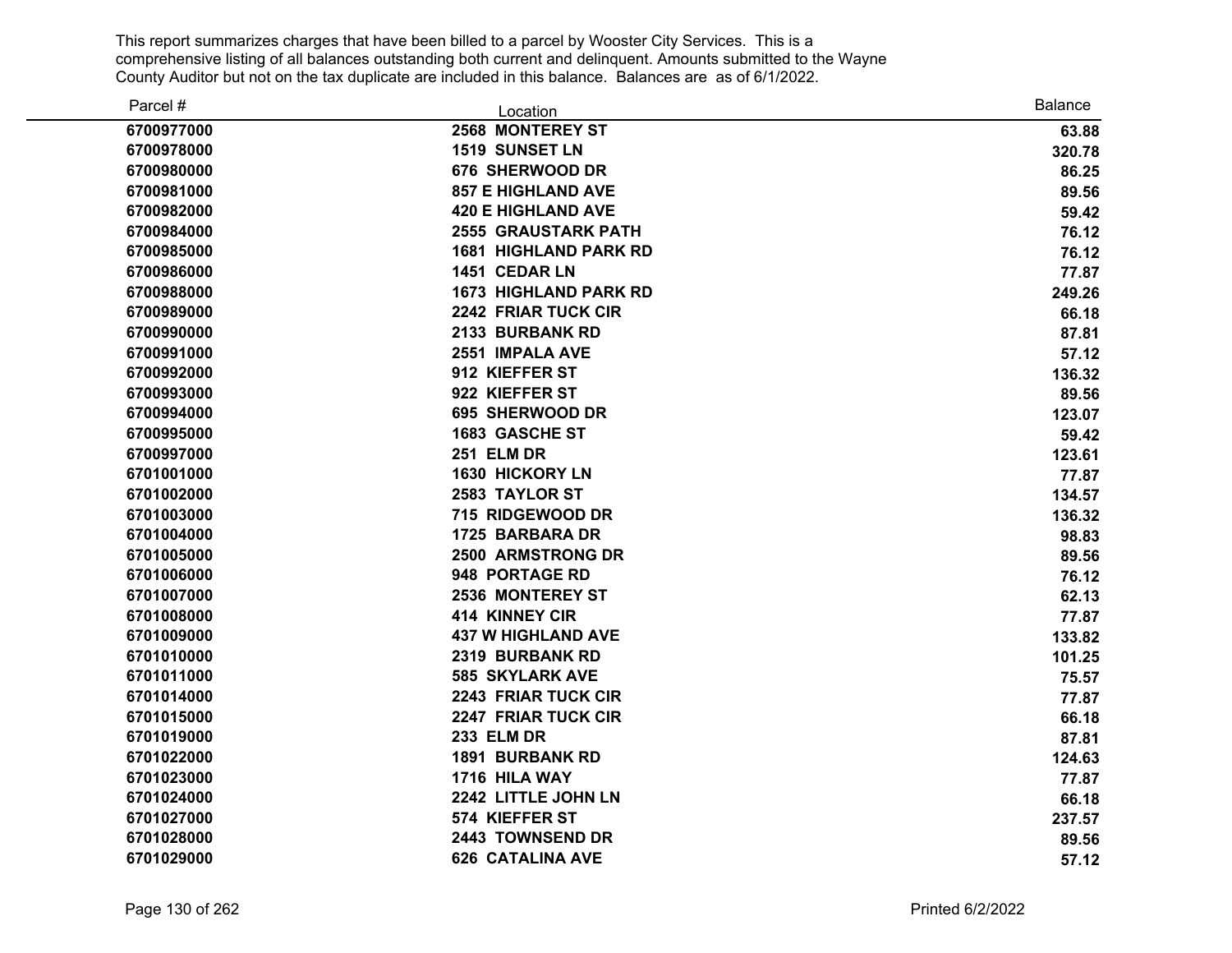This report summarizes charges that have been billed to a parcel by Wooster City Services. This is a comprehensive listing of all balances outstanding both current and delinquent. Amounts submitted to the Wayne County Auditor but not on the tax duplicate are included in this balance. Balances are as of 6/1/2022.

| Parcel # | Location | Balance |
|---|---|---|
| **6700977000** | **2568 MONTEREY ST** | **63.88** |
| **6700978000** | **1519 SUNSET LN** | **320.78** |
| **6700980000** | **676 SHERWOOD DR** | **86.25** |
| **6700981000** | **857 E HIGHLAND AVE** | **89.56** |
| **6700982000** | **420 E HIGHLAND AVE** | **59.42** |
| **6700984000** | **2555 GRAUSTARK PATH** | **76.12** |
| **6700985000** | **1681 HIGHLAND PARK RD** | **76.12** |
| **6700986000** | **1451 CEDAR LN** | **77.87** |
| **6700988000** | **1673 HIGHLAND PARK RD** | **249.26** |
| **6700989000** | **2242 FRIAR TUCK CIR** | **66.18** |
| **6700990000** | **2133 BURBANK RD** | **87.81** |
| **6700991000** | **2551 IMPALA AVE** | **57.12** |
| **6700992000** | **912 KIEFFER ST** | **136.32** |
| **6700993000** | **922 KIEFFER ST** | **89.56** |
| **6700994000** | **695 SHERWOOD DR** | **123.07** |
| **6700995000** | **1683 GASCHE ST** | **59.42** |
| **6700997000** | **251 ELM DR** | **123.61** |
| **6701001000** | **1630 HICKORY LN** | **77.87** |
| **6701002000** | **2583 TAYLOR ST** | **134.57** |
| **6701003000** | **715 RIDGEWOOD DR** | **136.32** |
| **6701004000** | **1725 BARBARA DR** | **98.83** |
| **6701005000** | **2500 ARMSTRONG DR** | **89.56** |
| **6701006000** | **948 PORTAGE RD** | **76.12** |
| **6701007000** | **2536 MONTEREY ST** | **62.13** |
| **6701008000** | **414 KINNEY CIR** | **77.87** |
| **6701009000** | **437 W HIGHLAND AVE** | **133.82** |
| **6701010000** | **2319 BURBANK RD** | **101.25** |
| **6701011000** | **585 SKYLARK AVE** | **75.57** |
| **6701014000** | **2243 FRIAR TUCK CIR** | **77.87** |
| **6701015000** | **2247 FRIAR TUCK CIR** | **66.18** |
| **6701019000** | **233 ELM DR** | **87.81** |
| **6701022000** | **1891 BURBANK RD** | **124.63** |
| **6701023000** | **1716 HILA WAY** | **77.87** |
| **6701024000** | **2242 LITTLE JOHN LN** | **66.18** |
| **6701027000** | **574 KIEFFER ST** | **237.57** |
| **6701028000** | **2443 TOWNSEND DR** | **89.56** |
| **6701029000** | **626 CATALINA AVE** | **57.12** |

Printed 6/2/2022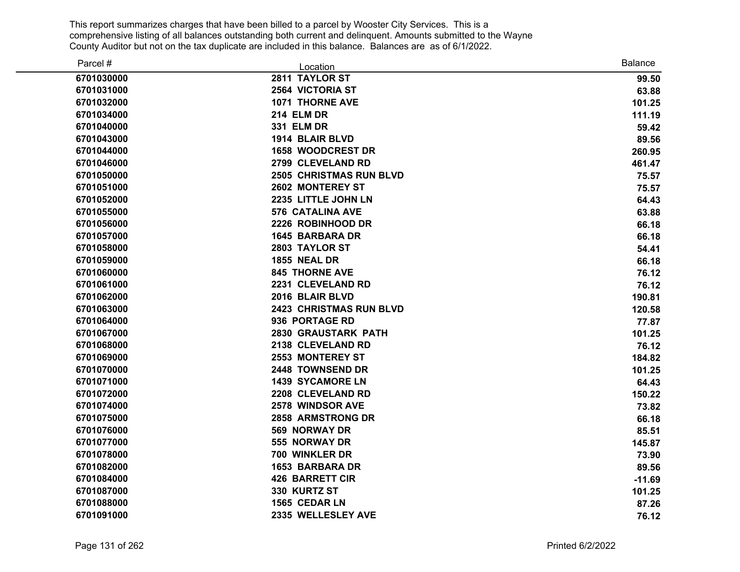This report summarizes charges that have been billed to a parcel by Wooster City Services. This is a comprehensive listing of all balances outstanding both current and delinquent. Amounts submitted to the Wayne County Auditor but not on the tax duplicate are included in this balance. Balances are as of 6/1/2022.

| Parcel # | Location | Balance |
|---|---|---|
| 6701030000 | 2811 TAYLOR ST | 99.50 |
| 6701031000 | 2564 VICTORIA ST | 63.88 |
| 6701032000 | 1071 THORNE AVE | 101.25 |
| 6701034000 | 214 ELM DR | 111.19 |
| 6701040000 | 331 ELM DR | 59.42 |
| 6701043000 | 1914 BLAIR BLVD | 89.56 |
| 6701044000 | 1658 WOODCREST DR | 260.95 |
| 6701046000 | 2799 CLEVELAND RD | 461.47 |
| 6701050000 | 2505 CHRISTMAS RUN BLVD | 75.57 |
| 6701051000 | 2602 MONTEREY ST | 75.57 |
| 6701052000 | 2235 LITTLE JOHN LN | 64.43 |
| 6701055000 | 576 CATALINA AVE | 63.88 |
| 6701056000 | 2226 ROBINHOOD DR | 66.18 |
| 6701057000 | 1645 BARBARA DR | 66.18 |
| 6701058000 | 2803 TAYLOR ST | 54.41 |
| 6701059000 | 1855 NEAL DR | 66.18 |
| 6701060000 | 845 THORNE AVE | 76.12 |
| 6701061000 | 2231 CLEVELAND RD | 76.12 |
| 6701062000 | 2016 BLAIR BLVD | 190.81 |
| 6701063000 | 2423 CHRISTMAS RUN BLVD | 120.58 |
| 6701064000 | 936 PORTAGE RD | 77.87 |
| 6701067000 | 2830 GRAUSTARK PATH | 101.25 |
| 6701068000 | 2138 CLEVELAND RD | 76.12 |
| 6701069000 | 2553 MONTEREY ST | 184.82 |
| 6701070000 | 2448 TOWNSEND DR | 101.25 |
| 6701071000 | 1439 SYCAMORE LN | 64.43 |
| 6701072000 | 2208 CLEVELAND RD | 150.22 |
| 6701074000 | 2578 WINDSOR AVE | 73.82 |
| 6701075000 | 2858 ARMSTRONG DR | 66.18 |
| 6701076000 | 569 NORWAY DR | 85.51 |
| 6701077000 | 555 NORWAY DR | 145.87 |
| 6701078000 | 700 WINKLER DR | 73.90 |
| 6701082000 | 1653 BARBARA DR | 89.56 |
| 6701084000 | 426 BARRETT CIR | -11.69 |
| 6701087000 | 330 KURTZ ST | 101.25 |
| 6701088000 | 1565 CEDAR LN | 87.26 |
| 6701091000 | 2335 WELLESLEY AVE | 76.12 |

Printed 6/2/2022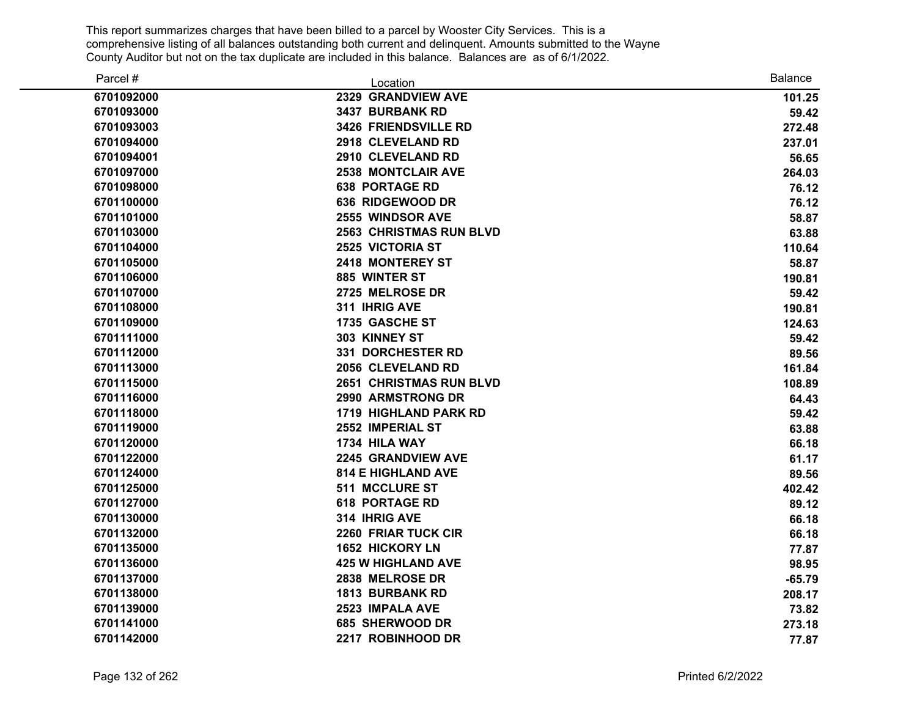This report summarizes charges that have been billed to a parcel by Wooster City Services. This is a comprehensive listing of all balances outstanding both current and delinquent. Amounts submitted to the Wayne County Auditor but not on the tax duplicate are included in this balance. Balances are as of 6/1/2022.

| Parcel # | Location | Balance |
|---|---|---|
| 6701092000 | 2329 GRANDVIEW AVE | 101.25 |
| 6701093000 | 3437 BURBANK RD | 59.42 |
| 6701093003 | 3426 FRIENDSVILLE RD | 272.48 |
| 6701094000 | 2918 CLEVELAND RD | 237.01 |
| 6701094001 | 2910 CLEVELAND RD | 56.65 |
| 6701097000 | 2538 MONTCLAIR AVE | 264.03 |
| 6701098000 | 638 PORTAGE RD | 76.12 |
| 6701100000 | 636 RIDGEWOOD DR | 76.12 |
| 6701101000 | 2555 WINDSOR AVE | 58.87 |
| 6701103000 | 2563 CHRISTMAS RUN BLVD | 63.88 |
| 6701104000 | 2525 VICTORIA ST | 110.64 |
| 6701105000 | 2418 MONTEREY ST | 58.87 |
| 6701106000 | 885 WINTER ST | 190.81 |
| 6701107000 | 2725 MELROSE DR | 59.42 |
| 6701108000 | 311 IHRIG AVE | 190.81 |
| 6701109000 | 1735 GASCHE ST | 124.63 |
| 6701111000 | 303 KINNEY ST | 59.42 |
| 6701112000 | 331 DORCHESTER RD | 89.56 |
| 6701113000 | 2056 CLEVELAND RD | 161.84 |
| 6701115000 | 2651 CHRISTMAS RUN BLVD | 108.89 |
| 6701116000 | 2990 ARMSTRONG DR | 64.43 |
| 6701118000 | 1719 HIGHLAND PARK RD | 59.42 |
| 6701119000 | 2552 IMPERIAL ST | 63.88 |
| 6701120000 | 1734 HILA WAY | 66.18 |
| 6701122000 | 2245 GRANDVIEW AVE | 61.17 |
| 6701124000 | 814 E HIGHLAND AVE | 89.56 |
| 6701125000 | 511 MCCLURE ST | 402.42 |
| 6701127000 | 618 PORTAGE RD | 89.12 |
| 6701130000 | 314 IHRIG AVE | 66.18 |
| 6701132000 | 2260 FRIAR TUCK CIR | 66.18 |
| 6701135000 | 1652 HICKORY LN | 77.87 |
| 6701136000 | 425 W HIGHLAND AVE | 98.95 |
| 6701137000 | 2838 MELROSE DR | -65.79 |
| 6701138000 | 1813 BURBANK RD | 208.17 |
| 6701139000 | 2523 IMPALA AVE | 73.82 |
| 6701141000 | 685 SHERWOOD DR | 273.18 |
| 6701142000 | 2217 ROBINHOOD DR | 77.87 |

Printed 6/2/2022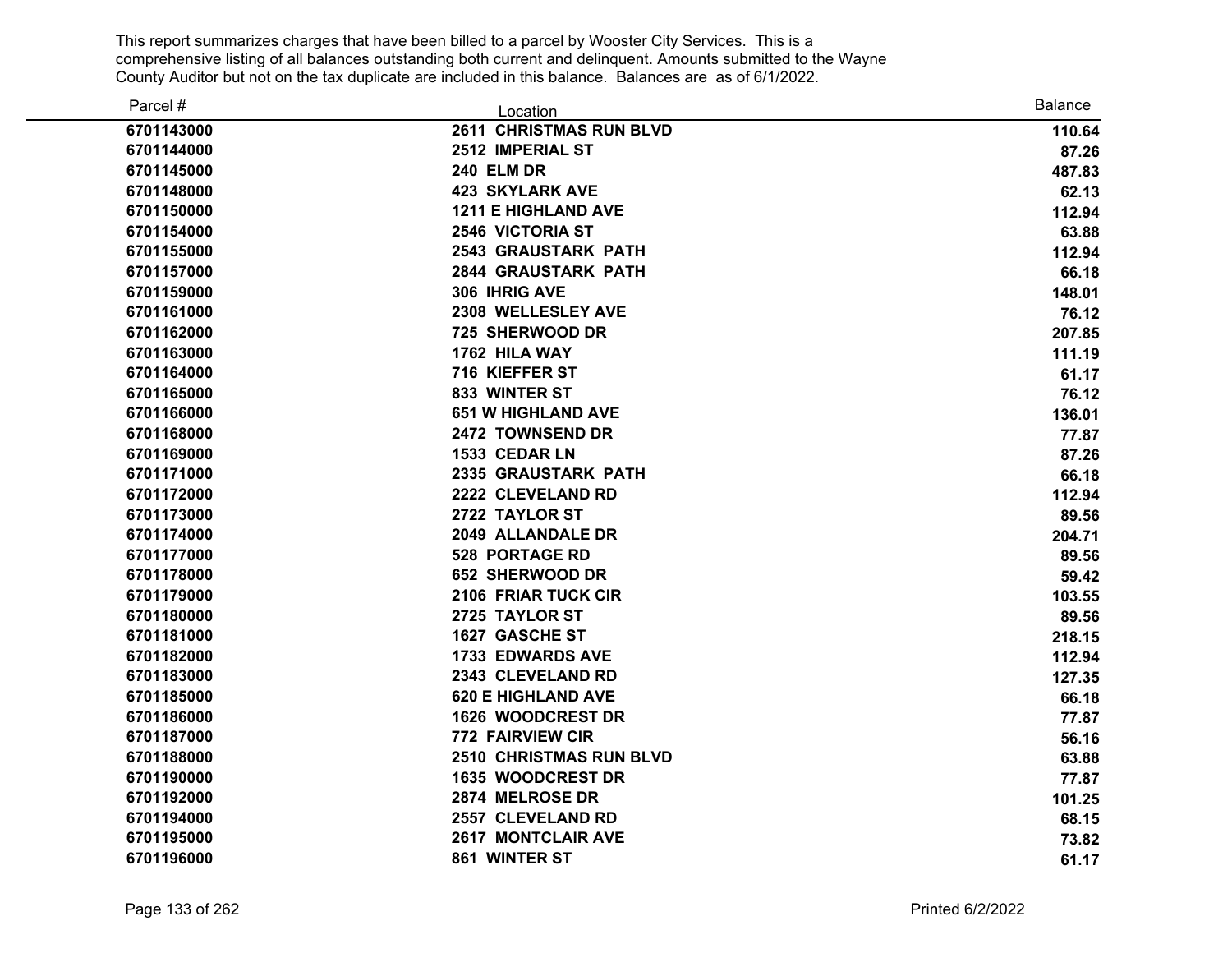This report summarizes charges that have been billed to a parcel by Wooster City Services. This is a comprehensive listing of all balances outstanding both current and delinquent. Amounts submitted to the Wayne County Auditor but not on the tax duplicate are included in this balance. Balances are as of 6/1/2022.

| Parcel # | Location | Balance |
|---|---|---|
| 6701143000 | 2611 CHRISTMAS RUN BLVD | 110.64 |
| 6701144000 | 2512 IMPERIAL ST | 87.26 |
| 6701145000 | 240 ELM DR | 487.83 |
| 6701148000 | 423 SKYLARK AVE | 62.13 |
| 6701150000 | 1211 E HIGHLAND AVE | 112.94 |
| 6701154000 | 2546 VICTORIA ST | 63.88 |
| 6701155000 | 2543 GRAUSTARK PATH | 112.94 |
| 6701157000 | 2844 GRAUSTARK PATH | 66.18 |
| 6701159000 | 306 IHRIG AVE | 148.01 |
| 6701161000 | 2308 WELLESLEY AVE | 76.12 |
| 6701162000 | 725 SHERWOOD DR | 207.85 |
| 6701163000 | 1762 HILA WAY | 111.19 |
| 6701164000 | 716 KIEFFER ST | 61.17 |
| 6701165000 | 833 WINTER ST | 76.12 |
| 6701166000 | 651 W HIGHLAND AVE | 136.01 |
| 6701168000 | 2472 TOWNSEND DR | 77.87 |
| 6701169000 | 1533 CEDAR LN | 87.26 |
| 6701171000 | 2335 GRAUSTARK PATH | 66.18 |
| 6701172000 | 2222 CLEVELAND RD | 112.94 |
| 6701173000 | 2722 TAYLOR ST | 89.56 |
| 6701174000 | 2049 ALLANDALE DR | 204.71 |
| 6701177000 | 528 PORTAGE RD | 89.56 |
| 6701178000 | 652 SHERWOOD DR | 59.42 |
| 6701179000 | 2106 FRIAR TUCK CIR | 103.55 |
| 6701180000 | 2725 TAYLOR ST | 89.56 |
| 6701181000 | 1627 GASCHE ST | 218.15 |
| 6701182000 | 1733 EDWARDS AVE | 112.94 |
| 6701183000 | 2343 CLEVELAND RD | 127.35 |
| 6701185000 | 620 E HIGHLAND AVE | 66.18 |
| 6701186000 | 1626 WOODCREST DR | 77.87 |
| 6701187000 | 772 FAIRVIEW CIR | 56.16 |
| 6701188000 | 2510 CHRISTMAS RUN BLVD | 63.88 |
| 6701190000 | 1635 WOODCREST DR | 77.87 |
| 6701192000 | 2874 MELROSE DR | 101.25 |
| 6701194000 | 2557 CLEVELAND RD | 68.15 |
| 6701195000 | 2617 MONTCLAIR AVE | 73.82 |
| 6701196000 | 861 WINTER ST | 61.17 |

Printed 6/2/2022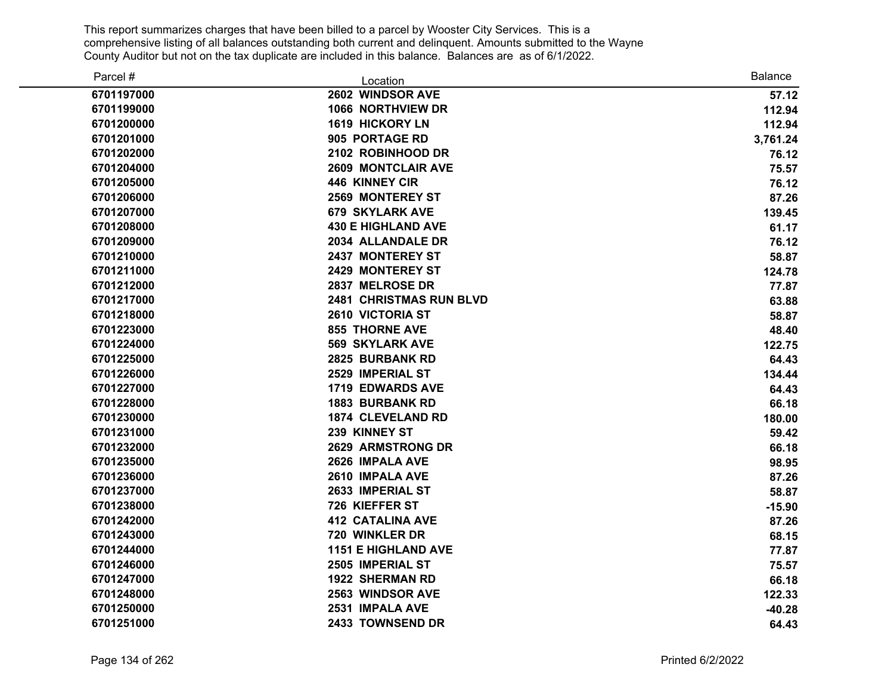This report summarizes charges that have been billed to a parcel by Wooster City Services. This is a comprehensive listing of all balances outstanding both current and delinquent. Amounts submitted to the Wayne County Auditor but not on the tax duplicate are included in this balance. Balances are as of 6/1/2022.

| Parcel # | Location | Balance |
|---|---|---|
| 6701197000 | 2602 WINDSOR AVE | 57.12 |
| 6701199000 | 1066 NORTHVIEW DR | 112.94 |
| 6701200000 | 1619 HICKORY LN | 112.94 |
| 6701201000 | 905 PORTAGE RD | 3,761.24 |
| 6701202000 | 2102 ROBINHOOD DR | 76.12 |
| 6701204000 | 2609 MONTCLAIR AVE | 75.57 |
| 6701205000 | 446 KINNEY CIR | 76.12 |
| 6701206000 | 2569 MONTEREY ST | 87.26 |
| 6701207000 | 679 SKYLARK AVE | 139.45 |
| 6701208000 | 430 E HIGHLAND AVE | 61.17 |
| 6701209000 | 2034 ALLANDALE DR | 76.12 |
| 6701210000 | 2437 MONTEREY ST | 58.87 |
| 6701211000 | 2429 MONTEREY ST | 124.78 |
| 6701212000 | 2837 MELROSE DR | 77.87 |
| 6701217000 | 2481 CHRISTMAS RUN BLVD | 63.88 |
| 6701218000 | 2610 VICTORIA ST | 58.87 |
| 6701223000 | 855 THORNE AVE | 48.40 |
| 6701224000 | 569 SKYLARK AVE | 122.75 |
| 6701225000 | 2825 BURBANK RD | 64.43 |
| 6701226000 | 2529 IMPERIAL ST | 134.44 |
| 6701227000 | 1719 EDWARDS AVE | 64.43 |
| 6701228000 | 1883 BURBANK RD | 66.18 |
| 6701230000 | 1874 CLEVELAND RD | 180.00 |
| 6701231000 | 239 KINNEY ST | 59.42 |
| 6701232000 | 2629 ARMSTRONG DR | 66.18 |
| 6701235000 | 2626 IMPALA AVE | 98.95 |
| 6701236000 | 2610 IMPALA AVE | 87.26 |
| 6701237000 | 2633 IMPERIAL ST | 58.87 |
| 6701238000 | 726 KIEFFER ST | -15.90 |
| 6701242000 | 412 CATALINA AVE | 87.26 |
| 6701243000 | 720 WINKLER DR | 68.15 |
| 6701244000 | 1151 E HIGHLAND AVE | 77.87 |
| 6701246000 | 2505 IMPERIAL ST | 75.57 |
| 6701247000 | 1922 SHERMAN RD | 66.18 |
| 6701248000 | 2563 WINDSOR AVE | 122.33 |
| 6701250000 | 2531 IMPALA AVE | -40.28 |
| 6701251000 | 2433 TOWNSEND DR | 64.43 |

Printed 6/2/2022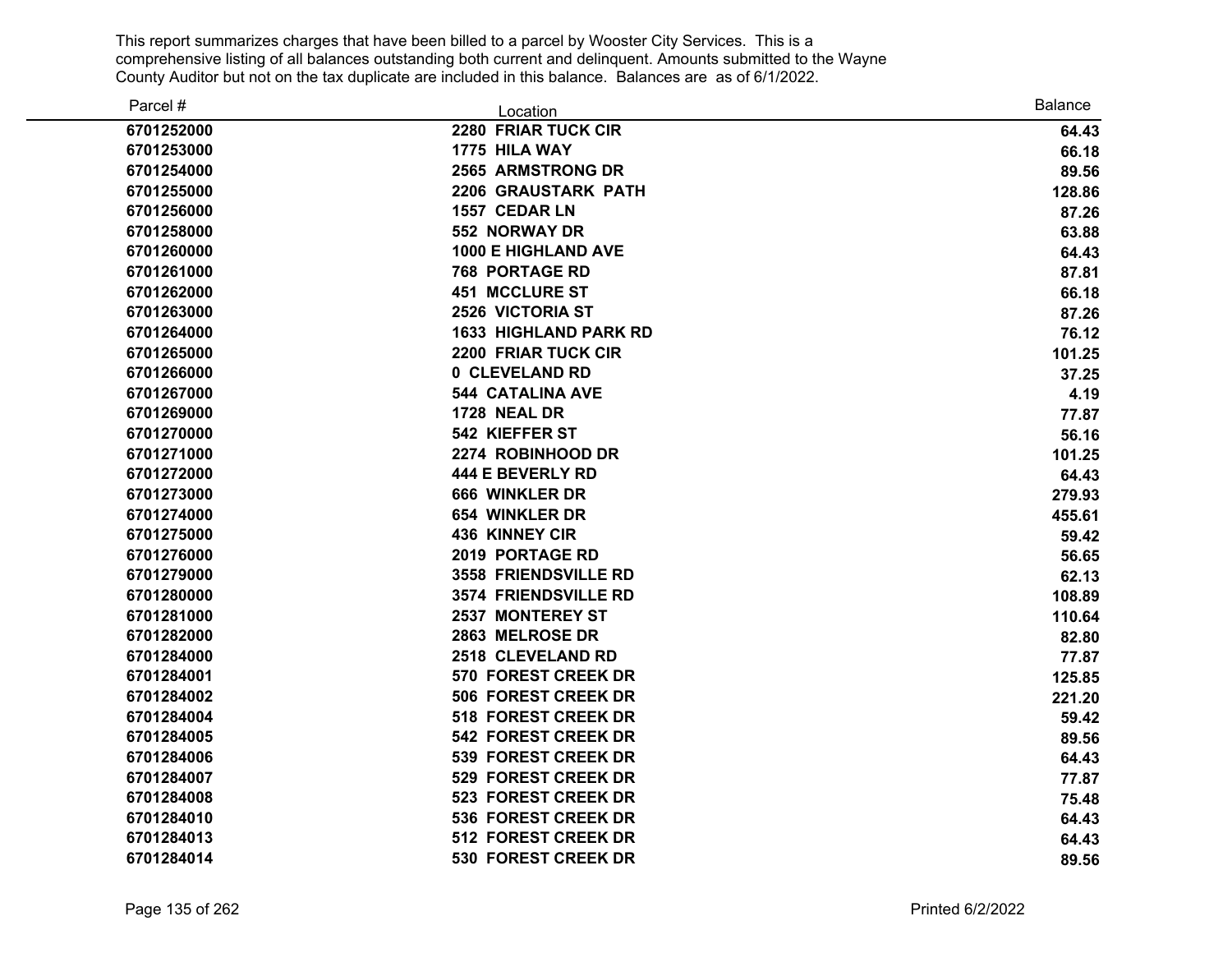This report summarizes charges that have been billed to a parcel by Wooster City Services. This is a comprehensive listing of all balances outstanding both current and delinquent. Amounts submitted to the Wayne County Auditor but not on the tax duplicate are included in this balance. Balances are as of 6/1/2022.

| Parcel # | Location | Balance |
|---|---|---|
| 6701252000 | 2280 FRIAR TUCK CIR | 64.43 |
| 6701253000 | 1775 HILA WAY | 66.18 |
| 6701254000 | 2565 ARMSTRONG DR | 89.56 |
| 6701255000 | 2206 GRAUSTARK PATH | 128.86 |
| 6701256000 | 1557 CEDAR LN | 87.26 |
| 6701258000 | 552 NORWAY DR | 63.88 |
| 6701260000 | 1000 E HIGHLAND AVE | 64.43 |
| 6701261000 | 768 PORTAGE RD | 87.81 |
| 6701262000 | 451 MCCLURE ST | 66.18 |
| 6701263000 | 2526 VICTORIA ST | 87.26 |
| 6701264000 | 1633 HIGHLAND PARK RD | 76.12 |
| 6701265000 | 2200 FRIAR TUCK CIR | 101.25 |
| 6701266000 | 0 CLEVELAND RD | 37.25 |
| 6701267000 | 544 CATALINA AVE | 4.19 |
| 6701269000 | 1728 NEAL DR | 77.87 |
| 6701270000 | 542 KIEFFER ST | 56.16 |
| 6701271000 | 2274 ROBINHOOD DR | 101.25 |
| 6701272000 | 444 E BEVERLY RD | 64.43 |
| 6701273000 | 666 WINKLER DR | 279.93 |
| 6701274000 | 654 WINKLER DR | 455.61 |
| 6701275000 | 436 KINNEY CIR | 59.42 |
| 6701276000 | 2019 PORTAGE RD | 56.65 |
| 6701279000 | 3558 FRIENDSVILLE RD | 62.13 |
| 6701280000 | 3574 FRIENDSVILLE RD | 108.89 |
| 6701281000 | 2537 MONTEREY ST | 110.64 |
| 6701282000 | 2863 MELROSE DR | 82.80 |
| 6701284000 | 2518 CLEVELAND RD | 77.87 |
| 6701284001 | 570 FOREST CREEK DR | 125.85 |
| 6701284002 | 506 FOREST CREEK DR | 221.20 |
| 6701284004 | 518 FOREST CREEK DR | 59.42 |
| 6701284005 | 542 FOREST CREEK DR | 89.56 |
| 6701284006 | 539 FOREST CREEK DR | 64.43 |
| 6701284007 | 529 FOREST CREEK DR | 77.87 |
| 6701284008 | 523 FOREST CREEK DR | 75.48 |
| 6701284010 | 536 FOREST CREEK DR | 64.43 |
| 6701284013 | 512 FOREST CREEK DR | 64.43 |
| 6701284014 | 530 FOREST CREEK DR | 89.56 |

Printed 6/2/2022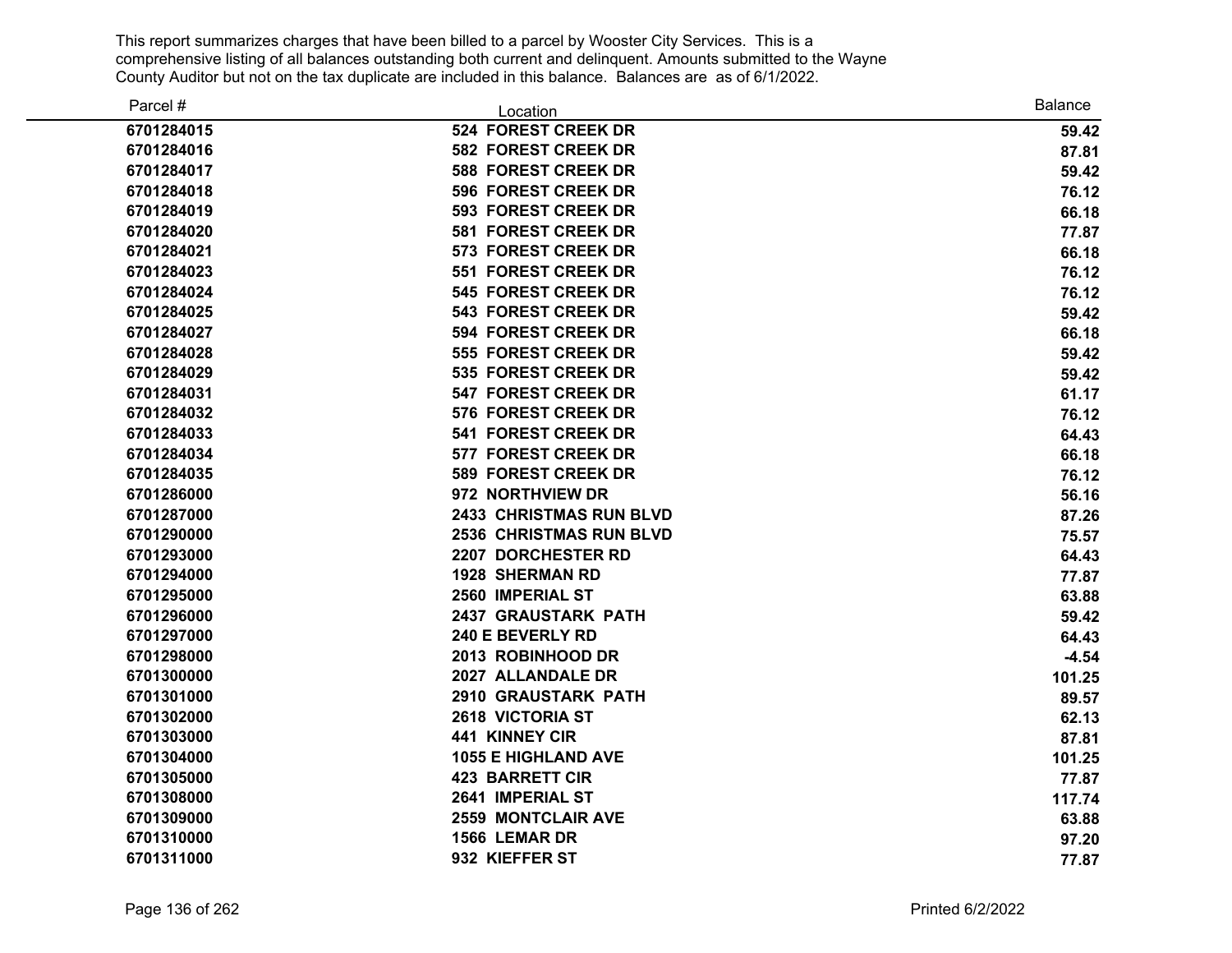This report summarizes charges that have been billed to a parcel by Wooster City Services. This is a comprehensive listing of all balances outstanding both current and delinquent. Amounts submitted to the Wayne County Auditor but not on the tax duplicate are included in this balance. Balances are as of 6/1/2022.

| Parcel # | Location | Balance |
|---|---|---|
| 6701284015 | 524 FOREST CREEK DR | 59.42 |
| 6701284016 | 582 FOREST CREEK DR | 87.81 |
| 6701284017 | 588 FOREST CREEK DR | 59.42 |
| 6701284018 | 596 FOREST CREEK DR | 76.12 |
| 6701284019 | 593 FOREST CREEK DR | 66.18 |
| 6701284020 | 581 FOREST CREEK DR | 77.87 |
| 6701284021 | 573 FOREST CREEK DR | 66.18 |
| 6701284023 | 551 FOREST CREEK DR | 76.12 |
| 6701284024 | 545 FOREST CREEK DR | 76.12 |
| 6701284025 | 543 FOREST CREEK DR | 59.42 |
| 6701284027 | 594 FOREST CREEK DR | 66.18 |
| 6701284028 | 555 FOREST CREEK DR | 59.42 |
| 6701284029 | 535 FOREST CREEK DR | 59.42 |
| 6701284031 | 547 FOREST CREEK DR | 61.17 |
| 6701284032 | 576 FOREST CREEK DR | 76.12 |
| 6701284033 | 541 FOREST CREEK DR | 64.43 |
| 6701284034 | 577 FOREST CREEK DR | 66.18 |
| 6701284035 | 589 FOREST CREEK DR | 76.12 |
| 6701286000 | 972 NORTHVIEW DR | 56.16 |
| 6701287000 | 2433 CHRISTMAS RUN BLVD | 87.26 |
| 6701290000 | 2536 CHRISTMAS RUN BLVD | 75.57 |
| 6701293000 | 2207 DORCHESTER RD | 64.43 |
| 6701294000 | 1928 SHERMAN RD | 77.87 |
| 6701295000 | 2560 IMPERIAL ST | 63.88 |
| 6701296000 | 2437 GRAUSTARK PATH | 59.42 |
| 6701297000 | 240 E BEVERLY RD | 64.43 |
| 6701298000 | 2013 ROBINHOOD DR | -4.54 |
| 6701300000 | 2027 ALLANDALE DR | 101.25 |
| 6701301000 | 2910 GRAUSTARK PATH | 89.57 |
| 6701302000 | 2618 VICTORIA ST | 62.13 |
| 6701303000 | 441 KINNEY CIR | 87.81 |
| 6701304000 | 1055 E HIGHLAND AVE | 101.25 |
| 6701305000 | 423 BARRETT CIR | 77.87 |
| 6701308000 | 2641 IMPERIAL ST | 117.74 |
| 6701309000 | 2559 MONTCLAIR AVE | 63.88 |
| 6701310000 | 1566 LEMAR DR | 97.20 |
| 6701311000 | 932 KIEFFER ST | 77.87 |

Printed 6/2/2022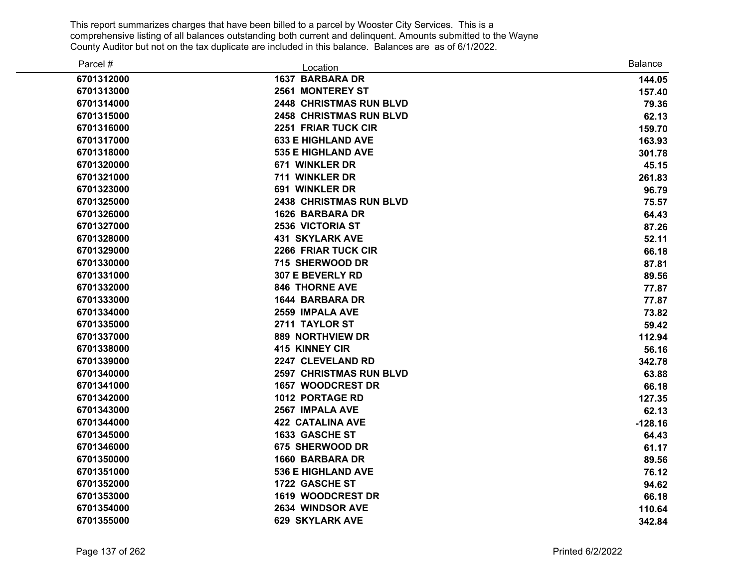This report summarizes charges that have been billed to a parcel by Wooster City Services. This is a comprehensive listing of all balances outstanding both current and delinquent. Amounts submitted to the Wayne County Auditor but not on the tax duplicate are included in this balance. Balances are as of 6/1/2022.

| Parcel # | Location | Balance |
|---|---|---|
| 6701312000 | 1637 BARBARA DR | 144.05 |
| 6701313000 | 2561 MONTEREY ST | 157.40 |
| 6701314000 | 2448 CHRISTMAS RUN BLVD | 79.36 |
| 6701315000 | 2458 CHRISTMAS RUN BLVD | 62.13 |
| 6701316000 | 2251 FRIAR TUCK CIR | 159.70 |
| 6701317000 | 633 E HIGHLAND AVE | 163.93 |
| 6701318000 | 535 E HIGHLAND AVE | 301.78 |
| 6701320000 | 671 WINKLER DR | 45.15 |
| 6701321000 | 711 WINKLER DR | 261.83 |
| 6701323000 | 691 WINKLER DR | 96.79 |
| 6701325000 | 2438 CHRISTMAS RUN BLVD | 75.57 |
| 6701326000 | 1626 BARBARA DR | 64.43 |
| 6701327000 | 2536 VICTORIA ST | 87.26 |
| 6701328000 | 431 SKYLARK AVE | 52.11 |
| 6701329000 | 2266 FRIAR TUCK CIR | 66.18 |
| 6701330000 | 715 SHERWOOD DR | 87.81 |
| 6701331000 | 307 E BEVERLY RD | 89.56 |
| 6701332000 | 846 THORNE AVE | 77.87 |
| 6701333000 | 1644 BARBARA DR | 77.87 |
| 6701334000 | 2559 IMPALA AVE | 73.82 |
| 6701335000 | 2711 TAYLOR ST | 59.42 |
| 6701337000 | 889 NORTHVIEW DR | 112.94 |
| 6701338000 | 415 KINNEY CIR | 56.16 |
| 6701339000 | 2247 CLEVELAND RD | 342.78 |
| 6701340000 | 2597 CHRISTMAS RUN BLVD | 63.88 |
| 6701341000 | 1657 WOODCREST DR | 66.18 |
| 6701342000 | 1012 PORTAGE RD | 127.35 |
| 6701343000 | 2567 IMPALA AVE | 62.13 |
| 6701344000 | 422 CATALINA AVE | -128.16 |
| 6701345000 | 1633 GASCHE ST | 64.43 |
| 6701346000 | 675 SHERWOOD DR | 61.17 |
| 6701350000 | 1660 BARBARA DR | 89.56 |
| 6701351000 | 536 E HIGHLAND AVE | 76.12 |
| 6701352000 | 1722 GASCHE ST | 94.62 |
| 6701353000 | 1619 WOODCREST DR | 66.18 |
| 6701354000 | 2634 WINDSOR AVE | 110.64 |
| 6701355000 | 629 SKYLARK AVE | 342.84 |

Printed 6/2/2022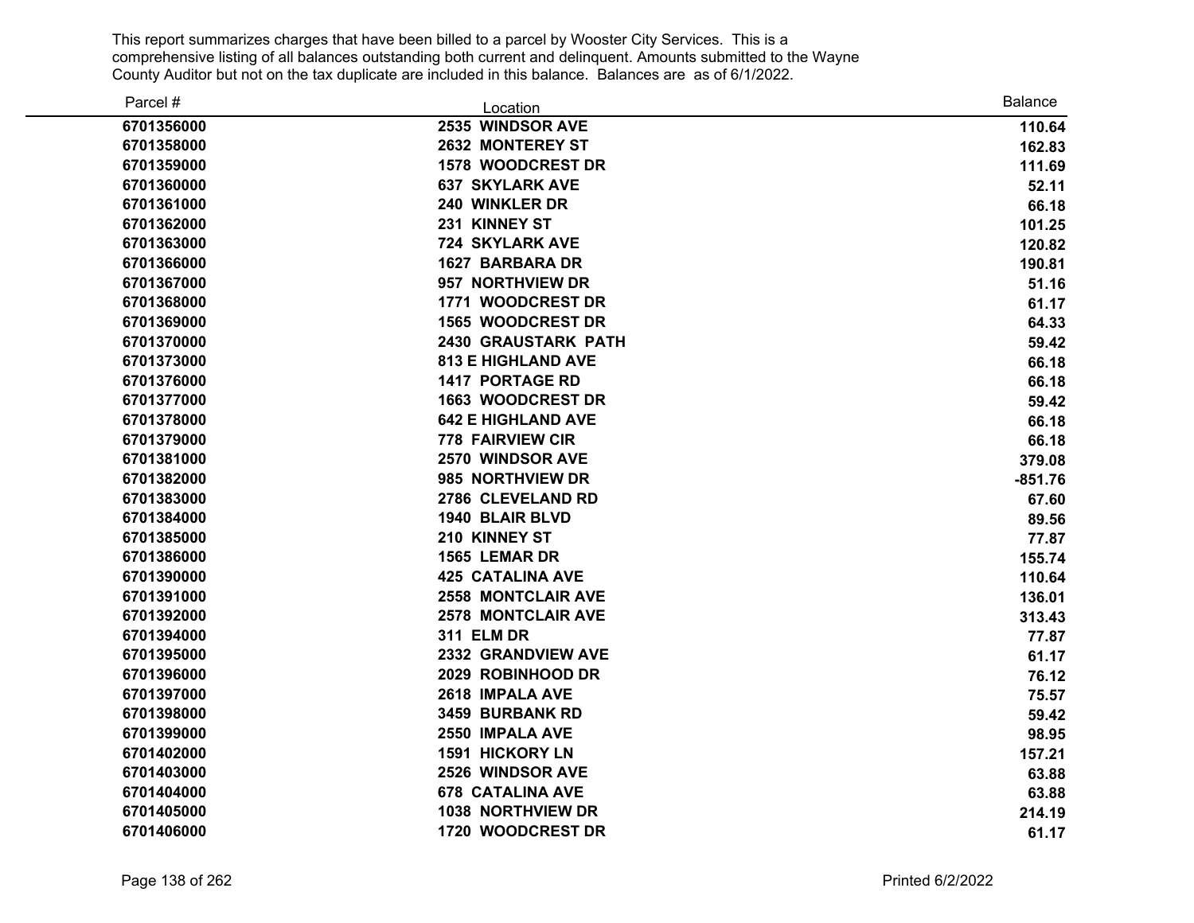This report summarizes charges that have been billed to a parcel by Wooster City Services. This is a comprehensive listing of all balances outstanding both current and delinquent. Amounts submitted to the Wayne County Auditor but not on the tax duplicate are included in this balance. Balances are as of 6/1/2022.

| Parcel # | Location | Balance |
|---|---|---|
| 6701356000 | 2535 WINDSOR AVE | 110.64 |
| 6701358000 | 2632 MONTEREY ST | 162.83 |
| 6701359000 | 1578 WOODCREST DR | 111.69 |
| 6701360000 | 637 SKYLARK AVE | 52.11 |
| 6701361000 | 240 WINKLER DR | 66.18 |
| 6701362000 | 231 KINNEY ST | 101.25 |
| 6701363000 | 724 SKYLARK AVE | 120.82 |
| 6701366000 | 1627 BARBARA DR | 190.81 |
| 6701367000 | 957 NORTHVIEW DR | 51.16 |
| 6701368000 | 1771 WOODCREST DR | 61.17 |
| 6701369000 | 1565 WOODCREST DR | 64.33 |
| 6701370000 | 2430 GRAUSTARK PATH | 59.42 |
| 6701373000 | 813 E HIGHLAND AVE | 66.18 |
| 6701376000 | 1417 PORTAGE RD | 66.18 |
| 6701377000 | 1663 WOODCREST DR | 59.42 |
| 6701378000 | 642 E HIGHLAND AVE | 66.18 |
| 6701379000 | 778 FAIRVIEW CIR | 66.18 |
| 6701381000 | 2570 WINDSOR AVE | 379.08 |
| 6701382000 | 985 NORTHVIEW DR | -851.76 |
| 6701383000 | 2786 CLEVELAND RD | 67.60 |
| 6701384000 | 1940 BLAIR BLVD | 89.56 |
| 6701385000 | 210 KINNEY ST | 77.87 |
| 6701386000 | 1565 LEMAR DR | 155.74 |
| 6701390000 | 425 CATALINA AVE | 110.64 |
| 6701391000 | 2558 MONTCLAIR AVE | 136.01 |
| 6701392000 | 2578 MONTCLAIR AVE | 313.43 |
| 6701394000 | 311 ELM DR | 77.87 |
| 6701395000 | 2332 GRANDVIEW AVE | 61.17 |
| 6701396000 | 2029 ROBINHOOD DR | 76.12 |
| 6701397000 | 2618 IMPALA AVE | 75.57 |
| 6701398000 | 3459 BURBANK RD | 59.42 |
| 6701399000 | 2550 IMPALA AVE | 98.95 |
| 6701402000 | 1591 HICKORY LN | 157.21 |
| 6701403000 | 2526 WINDSOR AVE | 63.88 |
| 6701404000 | 678 CATALINA AVE | 63.88 |
| 6701405000 | 1038 NORTHVIEW DR | 214.19 |
| 6701406000 | 1720 WOODCREST DR | 61.17 |

Printed 6/2/2022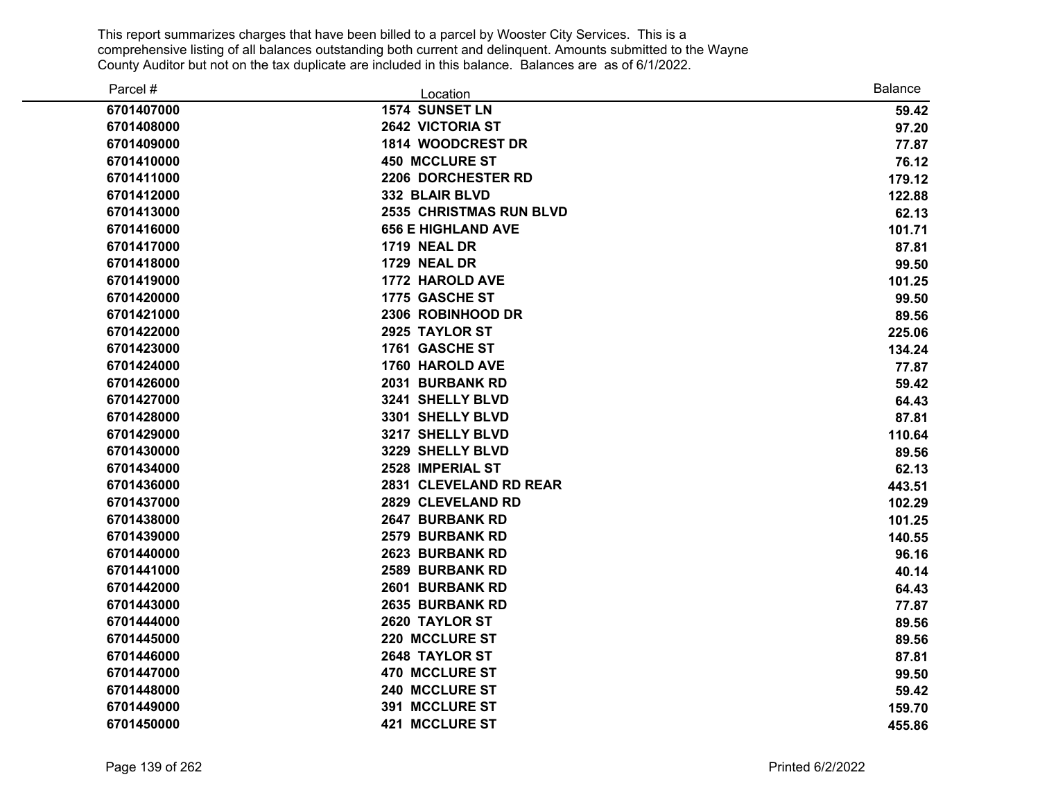This report summarizes charges that have been billed to a parcel by Wooster City Services. This is a comprehensive listing of all balances outstanding both current and delinquent. Amounts submitted to the Wayne County Auditor but not on the tax duplicate are included in this balance. Balances are as of 6/1/2022.

| Parcel # | Location | Balance |
|---|---|---|
| 6701407000 | 1574 SUNSET LN | 59.42 |
| 6701408000 | 2642 VICTORIA ST | 97.20 |
| 6701409000 | 1814 WOODCREST DR | 77.87 |
| 6701410000 | 450 MCCLURE ST | 76.12 |
| 6701411000 | 2206 DORCHESTER RD | 179.12 |
| 6701412000 | 332 BLAIR BLVD | 122.88 |
| 6701413000 | 2535 CHRISTMAS RUN BLVD | 62.13 |
| 6701416000 | 656 E HIGHLAND AVE | 101.71 |
| 6701417000 | 1719 NEAL DR | 87.81 |
| 6701418000 | 1729 NEAL DR | 99.50 |
| 6701419000 | 1772 HAROLD AVE | 101.25 |
| 6701420000 | 1775 GASCHE ST | 99.50 |
| 6701421000 | 2306 ROBINHOOD DR | 89.56 |
| 6701422000 | 2925 TAYLOR ST | 225.06 |
| 6701423000 | 1761 GASCHE ST | 134.24 |
| 6701424000 | 1760 HAROLD AVE | 77.87 |
| 6701426000 | 2031 BURBANK RD | 59.42 |
| 6701427000 | 3241 SHELLY BLVD | 64.43 |
| 6701428000 | 3301 SHELLY BLVD | 87.81 |
| 6701429000 | 3217 SHELLY BLVD | 110.64 |
| 6701430000 | 3229 SHELLY BLVD | 89.56 |
| 6701434000 | 2528 IMPERIAL ST | 62.13 |
| 6701436000 | 2831 CLEVELAND RD REAR | 443.51 |
| 6701437000 | 2829 CLEVELAND RD | 102.29 |
| 6701438000 | 2647 BURBANK RD | 101.25 |
| 6701439000 | 2579 BURBANK RD | 140.55 |
| 6701440000 | 2623 BURBANK RD | 96.16 |
| 6701441000 | 2589 BURBANK RD | 40.14 |
| 6701442000 | 2601 BURBANK RD | 64.43 |
| 6701443000 | 2635 BURBANK RD | 77.87 |
| 6701444000 | 2620 TAYLOR ST | 89.56 |
| 6701445000 | 220 MCCLURE ST | 89.56 |
| 6701446000 | 2648 TAYLOR ST | 87.81 |
| 6701447000 | 470 MCCLURE ST | 99.50 |
| 6701448000 | 240 MCCLURE ST | 59.42 |
| 6701449000 | 391 MCCLURE ST | 159.70 |
| 6701450000 | 421 MCCLURE ST | 455.86 |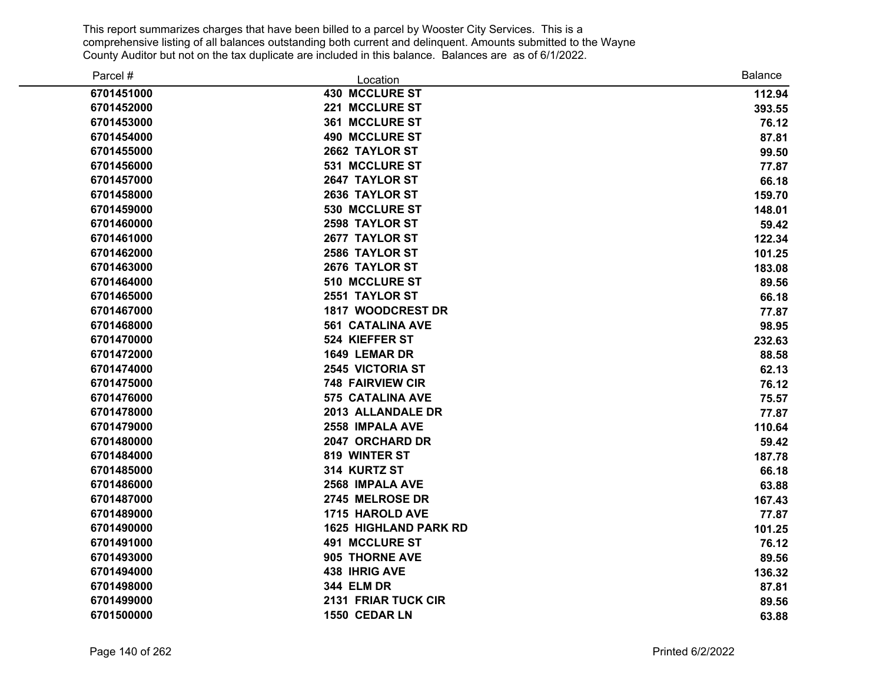This report summarizes charges that have been billed to a parcel by Wooster City Services. This is a comprehensive listing of all balances outstanding both current and delinquent. Amounts submitted to the Wayne County Auditor but not on the tax duplicate are included in this balance. Balances are as of 6/1/2022.

| Parcel # | Location | Balance |
|---|---|---|
| 6701451000 | 430 MCCLURE ST | 112.94 |
| 6701452000 | 221 MCCLURE ST | 393.55 |
| 6701453000 | 361 MCCLURE ST | 76.12 |
| 6701454000 | 490 MCCLURE ST | 87.81 |
| 6701455000 | 2662 TAYLOR ST | 99.50 |
| 6701456000 | 531 MCCLURE ST | 77.87 |
| 6701457000 | 2647 TAYLOR ST | 66.18 |
| 6701458000 | 2636 TAYLOR ST | 159.70 |
| 6701459000 | 530 MCCLURE ST | 148.01 |
| 6701460000 | 2598 TAYLOR ST | 59.42 |
| 6701461000 | 2677 TAYLOR ST | 122.34 |
| 6701462000 | 2586 TAYLOR ST | 101.25 |
| 6701463000 | 2676 TAYLOR ST | 183.08 |
| 6701464000 | 510 MCCLURE ST | 89.56 |
| 6701465000 | 2551 TAYLOR ST | 66.18 |
| 6701467000 | 1817 WOODCREST DR | 77.87 |
| 6701468000 | 561 CATALINA AVE | 98.95 |
| 6701470000 | 524 KIEFFER ST | 232.63 |
| 6701472000 | 1649 LEMAR DR | 88.58 |
| 6701474000 | 2545 VICTORIA ST | 62.13 |
| 6701475000 | 748 FAIRVIEW CIR | 76.12 |
| 6701476000 | 575 CATALINA AVE | 75.57 |
| 6701478000 | 2013 ALLANDALE DR | 77.87 |
| 6701479000 | 2558 IMPALA AVE | 110.64 |
| 6701480000 | 2047 ORCHARD DR | 59.42 |
| 6701484000 | 819 WINTER ST | 187.78 |
| 6701485000 | 314 KURTZ ST | 66.18 |
| 6701486000 | 2568 IMPALA AVE | 63.88 |
| 6701487000 | 2745 MELROSE DR | 167.43 |
| 6701489000 | 1715 HAROLD AVE | 77.87 |
| 6701490000 | 1625 HIGHLAND PARK RD | 101.25 |
| 6701491000 | 491 MCCLURE ST | 76.12 |
| 6701493000 | 905 THORNE AVE | 89.56 |
| 6701494000 | 438 IHRIG AVE | 136.32 |
| 6701498000 | 344 ELM DR | 87.81 |
| 6701499000 | 2131 FRIAR TUCK CIR | 89.56 |
| 6701500000 | 1550 CEDAR LN | 63.88 |

Printed 6/2/2022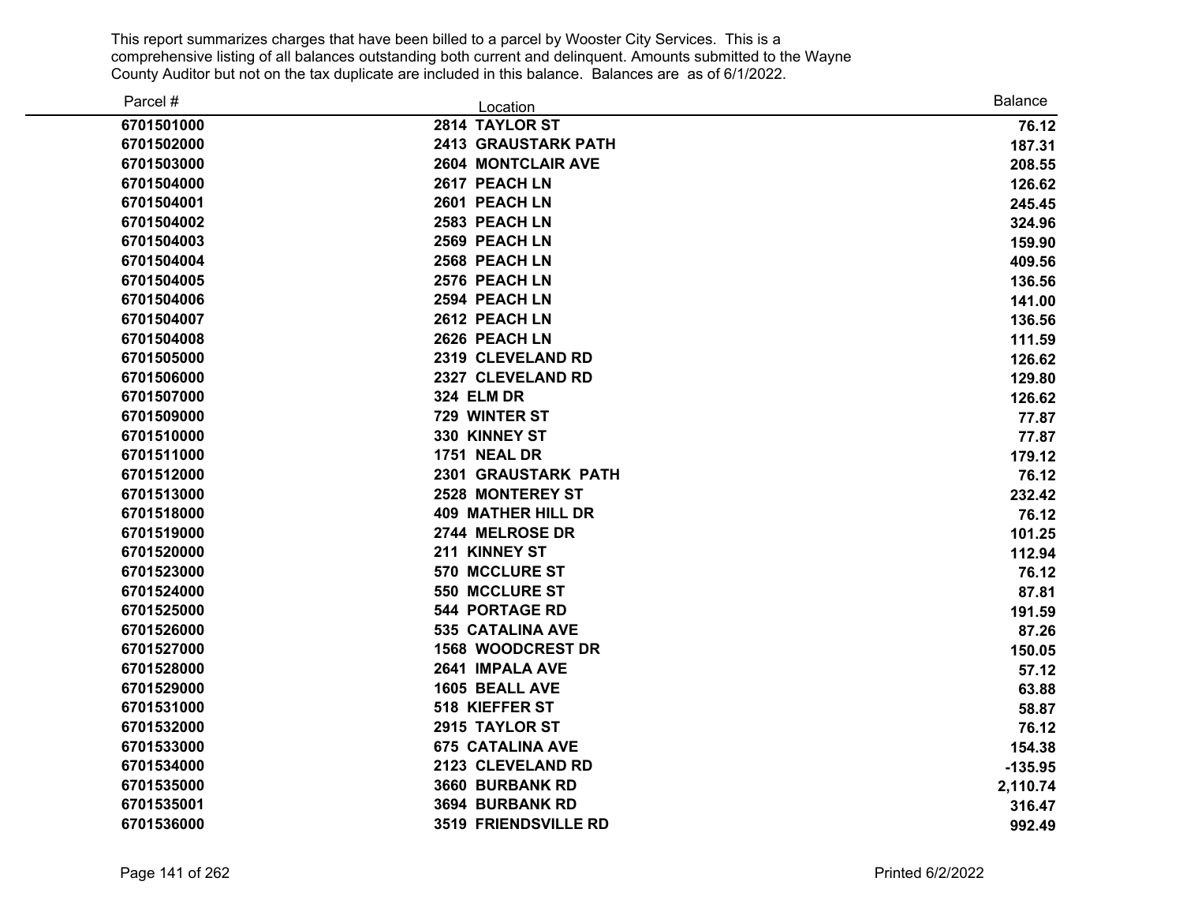This report summarizes charges that have been billed to a parcel by Wooster City Services. This is a comprehensive listing of all balances outstanding both current and delinquent. Amounts submitted to the Wayne County Auditor but not on the tax duplicate are included in this balance. Balances are as of 6/1/2022.

| Parcel # | Location | Balance |
|---|---|---|
| 6701501000 | 2814 TAYLOR ST | 76.12 |
| 6701502000 | 2413 GRAUSTARK PATH | 187.31 |
| 6701503000 | 2604 MONTCLAIR AVE | 208.55 |
| 6701504000 | 2617 PEACH LN | 126.62 |
| 6701504001 | 2601 PEACH LN | 245.45 |
| 6701504002 | 2583 PEACH LN | 324.96 |
| 6701504003 | 2569 PEACH LN | 159.90 |
| 6701504004 | 2568 PEACH LN | 409.56 |
| 6701504005 | 2576 PEACH LN | 136.56 |
| 6701504006 | 2594 PEACH LN | 141.00 |
| 6701504007 | 2612 PEACH LN | 136.56 |
| 6701504008 | 2626 PEACH LN | 111.59 |
| 6701505000 | 2319 CLEVELAND RD | 126.62 |
| 6701506000 | 2327 CLEVELAND RD | 129.80 |
| 6701507000 | 324 ELM DR | 126.62 |
| 6701509000 | 729 WINTER ST | 77.87 |
| 6701510000 | 330 KINNEY ST | 77.87 |
| 6701511000 | 1751 NEAL DR | 179.12 |
| 6701512000 | 2301 GRAUSTARK PATH | 76.12 |
| 6701513000 | 2528 MONTEREY ST | 232.42 |
| 6701518000 | 409 MATHER HILL DR | 76.12 |
| 6701519000 | 2744 MELROSE DR | 101.25 |
| 6701520000 | 211 KINNEY ST | 112.94 |
| 6701523000 | 570 MCCLURE ST | 76.12 |
| 6701524000 | 550 MCCLURE ST | 87.81 |
| 6701525000 | 544 PORTAGE RD | 191.59 |
| 6701526000 | 535 CATALINA AVE | 87.26 |
| 6701527000 | 1568 WOODCREST DR | 150.05 |
| 6701528000 | 2641 IMPALA AVE | 57.12 |
| 6701529000 | 1605 BEALL AVE | 63.88 |
| 6701531000 | 518 KIEFFER ST | 58.87 |
| 6701532000 | 2915 TAYLOR ST | 76.12 |
| 6701533000 | 675 CATALINA AVE | 154.38 |
| 6701534000 | 2123 CLEVELAND RD | -135.95 |
| 6701535000 | 3660 BURBANK RD | 2,110.74 |
| 6701535001 | 3694 BURBANK RD | 316.47 |
| 6701536000 | 3519 FRIENDSVILLE RD | 992.49 |

Printed 6/2/2022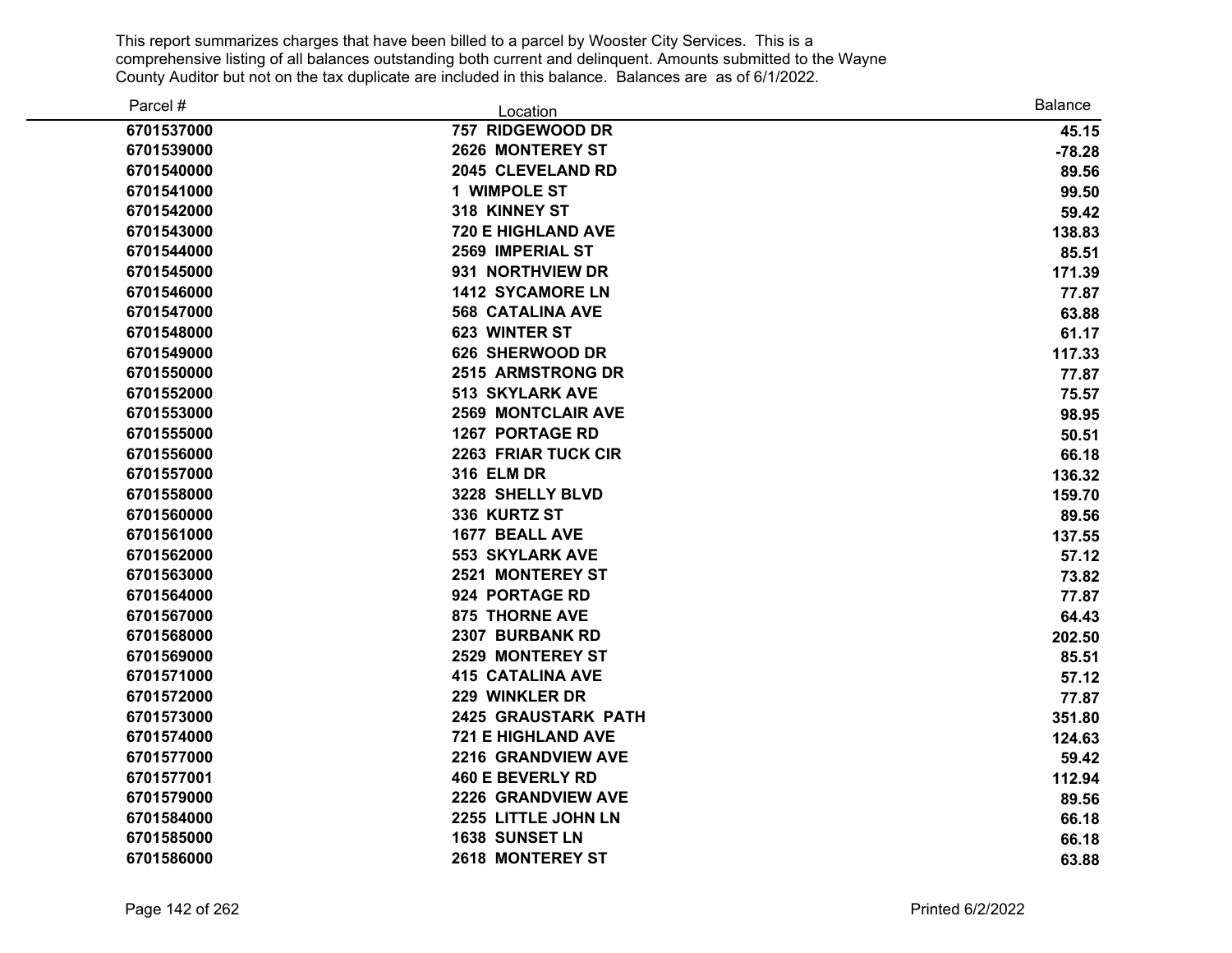This report summarizes charges that have been billed to a parcel by Wooster City Services. This is a comprehensive listing of all balances outstanding both current and delinquent. Amounts submitted to the Wayne County Auditor but not on the tax duplicate are included in this balance. Balances are as of 6/1/2022.

| Parcel # | Location | Balance |
|---|---|---|
| 6701537000 | 757 RIDGEWOOD DR | 45.15 |
| 6701539000 | 2626 MONTEREY ST | -78.28 |
| 6701540000 | 2045 CLEVELAND RD | 89.56 |
| 6701541000 | 1 WIMPOLE ST | 99.50 |
| 6701542000 | 318 KINNEY ST | 59.42 |
| 6701543000 | 720 E HIGHLAND AVE | 138.83 |
| 6701544000 | 2569 IMPERIAL ST | 85.51 |
| 6701545000 | 931 NORTHVIEW DR | 171.39 |
| 6701546000 | 1412 SYCAMORE LN | 77.87 |
| 6701547000 | 568 CATALINA AVE | 63.88 |
| 6701548000 | 623 WINTER ST | 61.17 |
| 6701549000 | 626 SHERWOOD DR | 117.33 |
| 6701550000 | 2515 ARMSTRONG DR | 77.87 |
| 6701552000 | 513 SKYLARK AVE | 75.57 |
| 6701553000 | 2569 MONTCLAIR AVE | 98.95 |
| 6701555000 | 1267 PORTAGE RD | 50.51 |
| 6701556000 | 2263 FRIAR TUCK CIR | 66.18 |
| 6701557000 | 316 ELM DR | 136.32 |
| 6701558000 | 3228 SHELLY BLVD | 159.70 |
| 6701560000 | 336 KURTZ ST | 89.56 |
| 6701561000 | 1677 BEALL AVE | 137.55 |
| 6701562000 | 553 SKYLARK AVE | 57.12 |
| 6701563000 | 2521 MONTEREY ST | 73.82 |
| 6701564000 | 924 PORTAGE RD | 77.87 |
| 6701567000 | 875 THORNE AVE | 64.43 |
| 6701568000 | 2307 BURBANK RD | 202.50 |
| 6701569000 | 2529 MONTEREY ST | 85.51 |
| 6701571000 | 415 CATALINA AVE | 57.12 |
| 6701572000 | 229 WINKLER DR | 77.87 |
| 6701573000 | 2425 GRAUSTARK PATH | 351.80 |
| 6701574000 | 721 E HIGHLAND AVE | 124.63 |
| 6701577000 | 2216 GRANDVIEW AVE | 59.42 |
| 6701577001 | 460 E BEVERLY RD | 112.94 |
| 6701579000 | 2226 GRANDVIEW AVE | 89.56 |
| 6701584000 | 2255 LITTLE JOHN LN | 66.18 |
| 6701585000 | 1638 SUNSET LN | 66.18 |
| 6701586000 | 2618 MONTEREY ST | 63.88 |

Printed 6/2/2022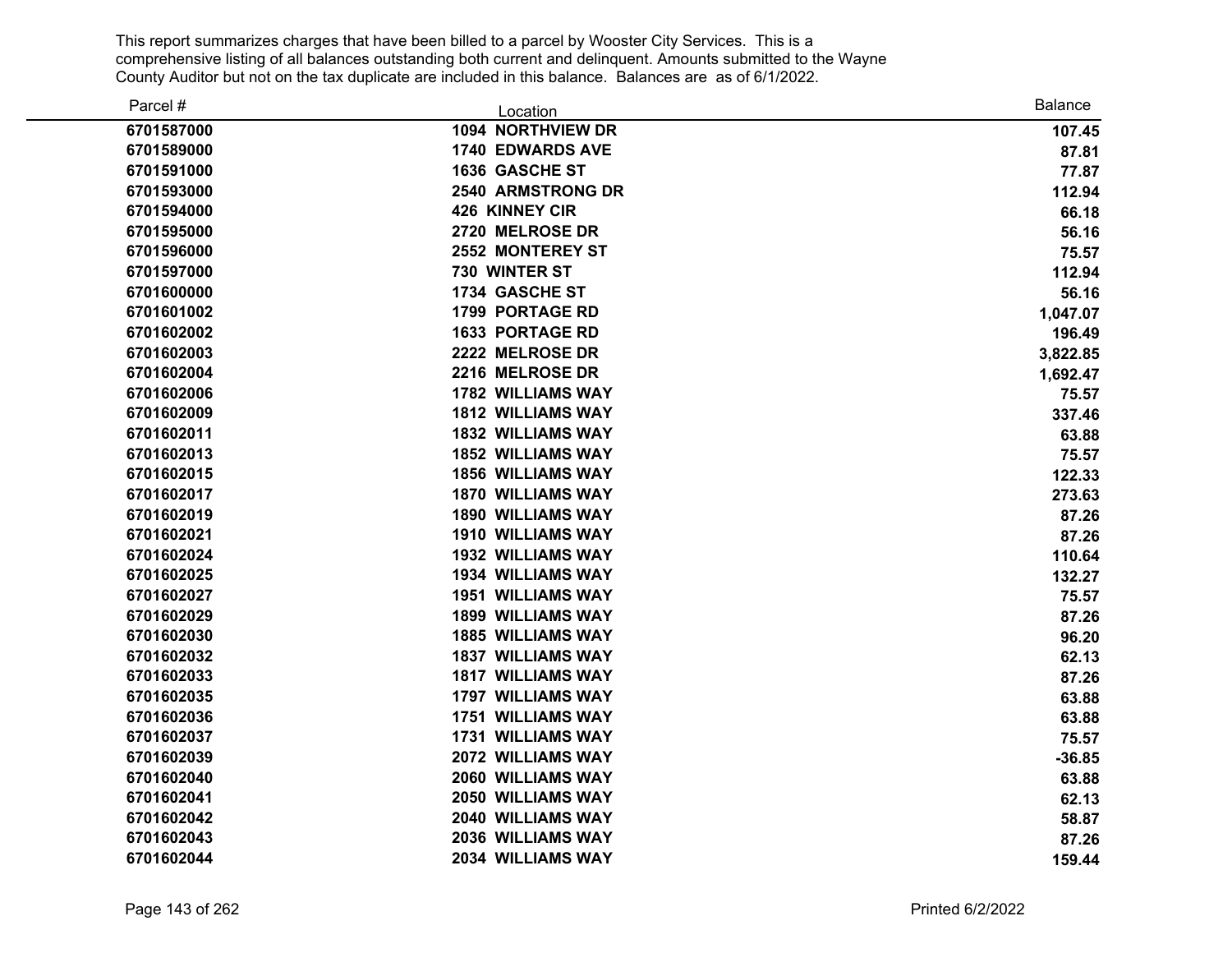This report summarizes charges that have been billed to a parcel by Wooster City Services. This is a comprehensive listing of all balances outstanding both current and delinquent. Amounts submitted to the Wayne County Auditor but not on the tax duplicate are included in this balance. Balances are as of 6/1/2022.

| Parcel # | Location | Balance |
|---|---|---|
| 6701587000 | 1094 NORTHVIEW DR | 107.45 |
| 6701589000 | 1740 EDWARDS AVE | 87.81 |
| 6701591000 | 1636 GASCHE ST | 77.87 |
| 6701593000 | 2540 ARMSTRONG DR | 112.94 |
| 6701594000 | 426 KINNEY CIR | 66.18 |
| 6701595000 | 2720 MELROSE DR | 56.16 |
| 6701596000 | 2552 MONTEREY ST | 75.57 |
| 6701597000 | 730 WINTER ST | 112.94 |
| 6701600000 | 1734 GASCHE ST | 56.16 |
| 6701601002 | 1799 PORTAGE RD | 1,047.07 |
| 6701602002 | 1633 PORTAGE RD | 196.49 |
| 6701602003 | 2222 MELROSE DR | 3,822.85 |
| 6701602004 | 2216 MELROSE DR | 1,692.47 |
| 6701602006 | 1782 WILLIAMS WAY | 75.57 |
| 6701602009 | 1812 WILLIAMS WAY | 337.46 |
| 6701602011 | 1832 WILLIAMS WAY | 63.88 |
| 6701602013 | 1852 WILLIAMS WAY | 75.57 |
| 6701602015 | 1856 WILLIAMS WAY | 122.33 |
| 6701602017 | 1870 WILLIAMS WAY | 273.63 |
| 6701602019 | 1890 WILLIAMS WAY | 87.26 |
| 6701602021 | 1910 WILLIAMS WAY | 87.26 |
| 6701602024 | 1932 WILLIAMS WAY | 110.64 |
| 6701602025 | 1934 WILLIAMS WAY | 132.27 |
| 6701602027 | 1951 WILLIAMS WAY | 75.57 |
| 6701602029 | 1899 WILLIAMS WAY | 87.26 |
| 6701602030 | 1885 WILLIAMS WAY | 96.20 |
| 6701602032 | 1837 WILLIAMS WAY | 62.13 |
| 6701602033 | 1817 WILLIAMS WAY | 87.26 |
| 6701602035 | 1797 WILLIAMS WAY | 63.88 |
| 6701602036 | 1751 WILLIAMS WAY | 63.88 |
| 6701602037 | 1731 WILLIAMS WAY | 75.57 |
| 6701602039 | 2072 WILLIAMS WAY | -36.85 |
| 6701602040 | 2060 WILLIAMS WAY | 63.88 |
| 6701602041 | 2050 WILLIAMS WAY | 62.13 |
| 6701602042 | 2040 WILLIAMS WAY | 58.87 |
| 6701602043 | 2036 WILLIAMS WAY | 87.26 |
| 6701602044 | 2034 WILLIAMS WAY | 159.44 |

Printed 6/2/2022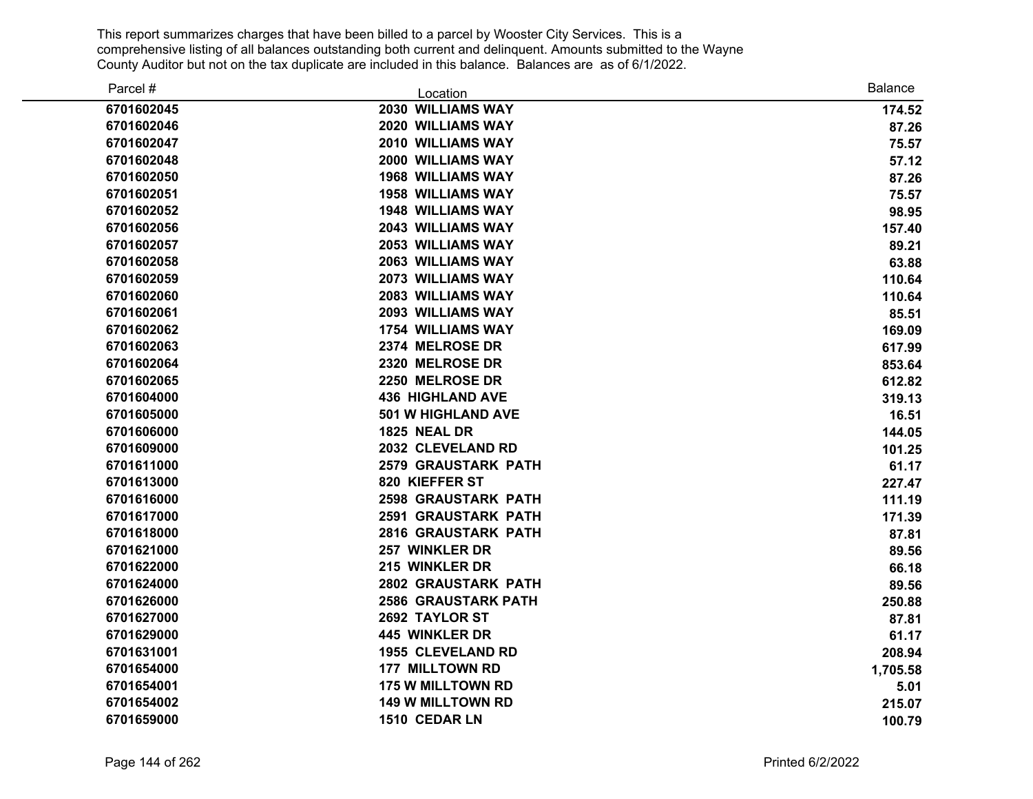This report summarizes charges that have been billed to a parcel by Wooster City Services. This is a comprehensive listing of all balances outstanding both current and delinquent. Amounts submitted to the Wayne County Auditor but not on the tax duplicate are included in this balance. Balances are as of 6/1/2022.

| Parcel # | Location | Balance |
|---|---|---|
| 6701602045 | 2030 WILLIAMS WAY | 174.52 |
| 6701602046 | 2020 WILLIAMS WAY | 87.26 |
| 6701602047 | 2010 WILLIAMS WAY | 75.57 |
| 6701602048 | 2000 WILLIAMS WAY | 57.12 |
| 6701602050 | 1968 WILLIAMS WAY | 87.26 |
| 6701602051 | 1958 WILLIAMS WAY | 75.57 |
| 6701602052 | 1948 WILLIAMS WAY | 98.95 |
| 6701602056 | 2043 WILLIAMS WAY | 157.40 |
| 6701602057 | 2053 WILLIAMS WAY | 89.21 |
| 6701602058 | 2063 WILLIAMS WAY | 63.88 |
| 6701602059 | 2073 WILLIAMS WAY | 110.64 |
| 6701602060 | 2083 WILLIAMS WAY | 110.64 |
| 6701602061 | 2093 WILLIAMS WAY | 85.51 |
| 6701602062 | 1754 WILLIAMS WAY | 169.09 |
| 6701602063 | 2374 MELROSE DR | 617.99 |
| 6701602064 | 2320 MELROSE DR | 853.64 |
| 6701602065 | 2250 MELROSE DR | 612.82 |
| 6701604000 | 436 HIGHLAND AVE | 319.13 |
| 6701605000 | 501 W HIGHLAND AVE | 16.51 |
| 6701606000 | 1825 NEAL DR | 144.05 |
| 6701609000 | 2032 CLEVELAND RD | 101.25 |
| 6701611000 | 2579 GRAUSTARK PATH | 61.17 |
| 6701613000 | 820 KIEFFER ST | 227.47 |
| 6701616000 | 2598 GRAUSTARK PATH | 111.19 |
| 6701617000 | 2591 GRAUSTARK PATH | 171.39 |
| 6701618000 | 2816 GRAUSTARK PATH | 87.81 |
| 6701621000 | 257 WINKLER DR | 89.56 |
| 6701622000 | 215 WINKLER DR | 66.18 |
| 6701624000 | 2802 GRAUSTARK PATH | 89.56 |
| 6701626000 | 2586 GRAUSTARK PATH | 250.88 |
| 6701627000 | 2692 TAYLOR ST | 87.81 |
| 6701629000 | 445 WINKLER DR | 61.17 |
| 6701631001 | 1955 CLEVELAND RD | 208.94 |
| 6701654000 | 177 MILLTOWN RD | 1,705.58 |
| 6701654001 | 175 W MILLTOWN RD | 5.01 |
| 6701654002 | 149 W MILLTOWN RD | 215.07 |
| 6701659000 | 1510 CEDAR LN | 100.79 |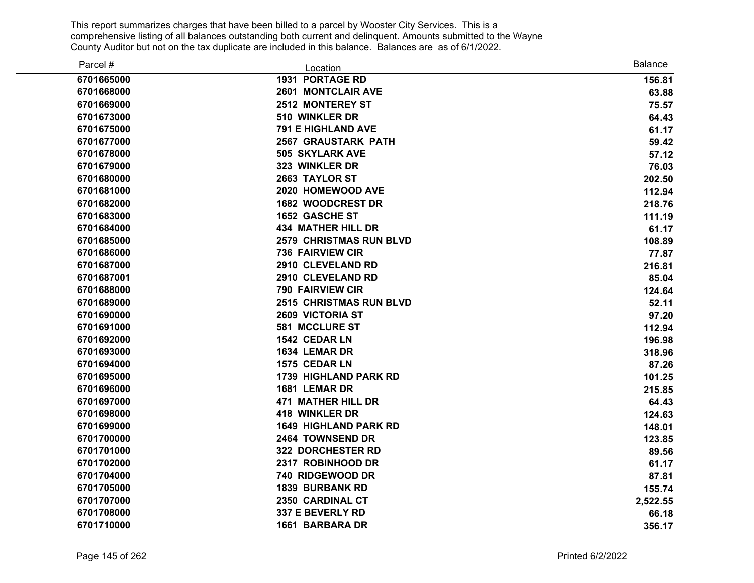This report summarizes charges that have been billed to a parcel by Wooster City Services. This is a comprehensive listing of all balances outstanding both current and delinquent. Amounts submitted to the Wayne County Auditor but not on the tax duplicate are included in this balance. Balances are as of 6/1/2022.

| Parcel # | Location | Balance |
|---|---|---|
| 6701665000 | 1931 PORTAGE RD | 156.81 |
| 6701668000 | 2601 MONTCLAIR AVE | 63.88 |
| 6701669000 | 2512 MONTEREY ST | 75.57 |
| 6701673000 | 510 WINKLER DR | 64.43 |
| 6701675000 | 791 E HIGHLAND AVE | 61.17 |
| 6701677000 | 2567 GRAUSTARK PATH | 59.42 |
| 6701678000 | 505 SKYLARK AVE | 57.12 |
| 6701679000 | 323 WINKLER DR | 76.03 |
| 6701680000 | 2663 TAYLOR ST | 202.50 |
| 6701681000 | 2020 HOMEWOOD AVE | 112.94 |
| 6701682000 | 1682 WOODCREST DR | 218.76 |
| 6701683000 | 1652 GASCHE ST | 111.19 |
| 6701684000 | 434 MATHER HILL DR | 61.17 |
| 6701685000 | 2579 CHRISTMAS RUN BLVD | 108.89 |
| 6701686000 | 736 FAIRVIEW CIR | 77.87 |
| 6701687000 | 2910 CLEVELAND RD | 216.81 |
| 6701687001 | 2910 CLEVELAND RD | 85.04 |
| 6701688000 | 790 FAIRVIEW CIR | 124.64 |
| 6701689000 | 2515 CHRISTMAS RUN BLVD | 52.11 |
| 6701690000 | 2609 VICTORIA ST | 97.20 |
| 6701691000 | 581 MCCLURE ST | 112.94 |
| 6701692000 | 1542 CEDAR LN | 196.98 |
| 6701693000 | 1634 LEMAR DR | 318.96 |
| 6701694000 | 1575 CEDAR LN | 87.26 |
| 6701695000 | 1739 HIGHLAND PARK RD | 101.25 |
| 6701696000 | 1681 LEMAR DR | 215.85 |
| 6701697000 | 471 MATHER HILL DR | 64.43 |
| 6701698000 | 418 WINKLER DR | 124.63 |
| 6701699000 | 1649 HIGHLAND PARK RD | 148.01 |
| 6701700000 | 2464 TOWNSEND DR | 123.85 |
| 6701701000 | 322 DORCHESTER RD | 89.56 |
| 6701702000 | 2317 ROBINHOOD DR | 61.17 |
| 6701704000 | 740 RIDGEWOOD DR | 87.81 |
| 6701705000 | 1839 BURBANK RD | 155.74 |
| 6701707000 | 2350 CARDINAL CT | 2,522.55 |
| 6701708000 | 337 E BEVERLY RD | 66.18 |
| 6701710000 | 1661 BARBARA DR | 356.17 |

Printed 6/2/2022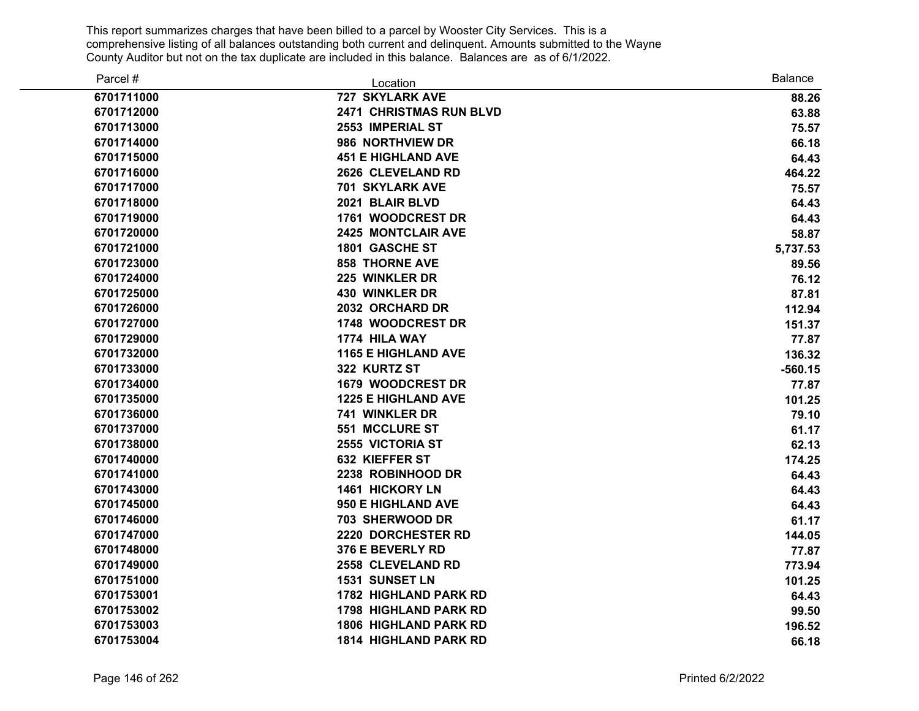This report summarizes charges that have been billed to a parcel by Wooster City Services. This is a comprehensive listing of all balances outstanding both current and delinquent. Amounts submitted to the Wayne County Auditor but not on the tax duplicate are included in this balance. Balances are as of 6/1/2022.

| Parcel # | Location | Balance |
|---|---|---|
| **6701711000** | **727 SKYLARK AVE** | **88.26** |
| **6701712000** | **2471 CHRISTMAS RUN BLVD** | **63.88** |
| **6701713000** | **2553 IMPERIAL ST** | **75.57** |
| **6701714000** | **986 NORTHVIEW DR** | **66.18** |
| **6701715000** | **451 E HIGHLAND AVE** | **64.43** |
| **6701716000** | **2626 CLEVELAND RD** | **464.22** |
| **6701717000** | **701 SKYLARK AVE** | **75.57** |
| **6701718000** | **2021 BLAIR BLVD** | **64.43** |
| **6701719000** | **1761 WOODCREST DR** | **64.43** |
| **6701720000** | **2425 MONTCLAIR AVE** | **58.87** |
| **6701721000** | **1801 GASCHE ST** | **5,737.53** |
| **6701723000** | **858 THORNE AVE** | **89.56** |
| **6701724000** | **225 WINKLER DR** | **76.12** |
| **6701725000** | **430 WINKLER DR** | **87.81** |
| **6701726000** | **2032 ORCHARD DR** | **112.94** |
| **6701727000** | **1748 WOODCREST DR** | **151.37** |
| **6701729000** | **1774 HILA WAY** | **77.87** |
| **6701732000** | **1165 E HIGHLAND AVE** | **136.32** |
| **6701733000** | **322 KURTZ ST** | **-560.15** |
| **6701734000** | **1679 WOODCREST DR** | **77.87** |
| **6701735000** | **1225 E HIGHLAND AVE** | **101.25** |
| **6701736000** | **741 WINKLER DR** | **79.10** |
| **6701737000** | **551 MCCLURE ST** | **61.17** |
| **6701738000** | **2555 VICTORIA ST** | **62.13** |
| **6701740000** | **632 KIEFFER ST** | **174.25** |
| **6701741000** | **2238 ROBINHOOD DR** | **64.43** |
| **6701743000** | **1461 HICKORY LN** | **64.43** |
| **6701745000** | **950 E HIGHLAND AVE** | **64.43** |
| **6701746000** | **703 SHERWOOD DR** | **61.17** |
| **6701747000** | **2220 DORCHESTER RD** | **144.05** |
| **6701748000** | **376 E BEVERLY RD** | **77.87** |
| **6701749000** | **2558 CLEVELAND RD** | **773.94** |
| **6701751000** | **1531 SUNSET LN** | **101.25** |
| **6701753001** | **1782 HIGHLAND PARK RD** | **64.43** |
| **6701753002** | **1798 HIGHLAND PARK RD** | **99.50** |
| **6701753003** | **1806 HIGHLAND PARK RD** | **196.52** |
| **6701753004** | **1814 HIGHLAND PARK RD** | **66.18** |

Printed 6/2/2022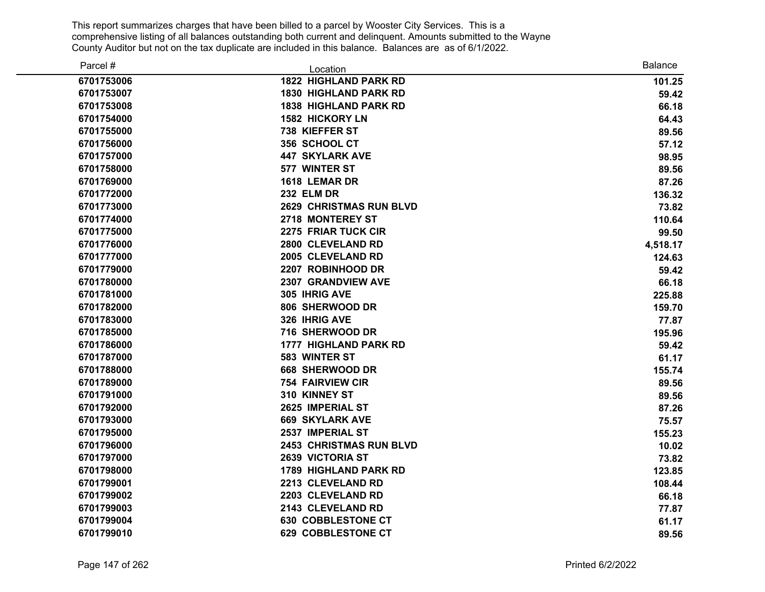This report summarizes charges that have been billed to a parcel by Wooster City Services. This is a comprehensive listing of all balances outstanding both current and delinquent. Amounts submitted to the Wayne County Auditor but not on the tax duplicate are included in this balance. Balances are as of 6/1/2022.

| Parcel # | Location | Balance |
|---|---|---|
| 6701753006 | 1822 HIGHLAND PARK RD | 101.25 |
| 6701753007 | 1830 HIGHLAND PARK RD | 59.42 |
| 6701753008 | 1838 HIGHLAND PARK RD | 66.18 |
| 6701754000 | 1582 HICKORY LN | 64.43 |
| 6701755000 | 738 KIEFFER ST | 89.56 |
| 6701756000 | 356 SCHOOL CT | 57.12 |
| 6701757000 | 447 SKYLARK AVE | 98.95 |
| 6701758000 | 577 WINTER ST | 89.56 |
| 6701769000 | 1618 LEMAR DR | 87.26 |
| 6701772000 | 232 ELM DR | 136.32 |
| 6701773000 | 2629 CHRISTMAS RUN BLVD | 73.82 |
| 6701774000 | 2718 MONTEREY ST | 110.64 |
| 6701775000 | 2275 FRIAR TUCK CIR | 99.50 |
| 6701776000 | 2800 CLEVELAND RD | 4,518.17 |
| 6701777000 | 2005 CLEVELAND RD | 124.63 |
| 6701779000 | 2207 ROBINHOOD DR | 59.42 |
| 6701780000 | 2307 GRANDVIEW AVE | 66.18 |
| 6701781000 | 305 IHRIG AVE | 225.88 |
| 6701782000 | 806 SHERWOOD DR | 159.70 |
| 6701783000 | 326 IHRIG AVE | 77.87 |
| 6701785000 | 716 SHERWOOD DR | 195.96 |
| 6701786000 | 1777 HIGHLAND PARK RD | 59.42 |
| 6701787000 | 583 WINTER ST | 61.17 |
| 6701788000 | 668 SHERWOOD DR | 155.74 |
| 6701789000 | 754 FAIRVIEW CIR | 89.56 |
| 6701791000 | 310 KINNEY ST | 89.56 |
| 6701792000 | 2625 IMPERIAL ST | 87.26 |
| 6701793000 | 669 SKYLARK AVE | 75.57 |
| 6701795000 | 2537 IMPERIAL ST | 155.23 |
| 6701796000 | 2453 CHRISTMAS RUN BLVD | 10.02 |
| 6701797000 | 2639 VICTORIA ST | 73.82 |
| 6701798000 | 1789 HIGHLAND PARK RD | 123.85 |
| 6701799001 | 2213 CLEVELAND RD | 108.44 |
| 6701799002 | 2203 CLEVELAND RD | 66.18 |
| 6701799003 | 2143 CLEVELAND RD | 77.87 |
| 6701799004 | 630 COBBLESTONE CT | 61.17 |
| 6701799010 | 629 COBBLESTONE CT | 89.56 |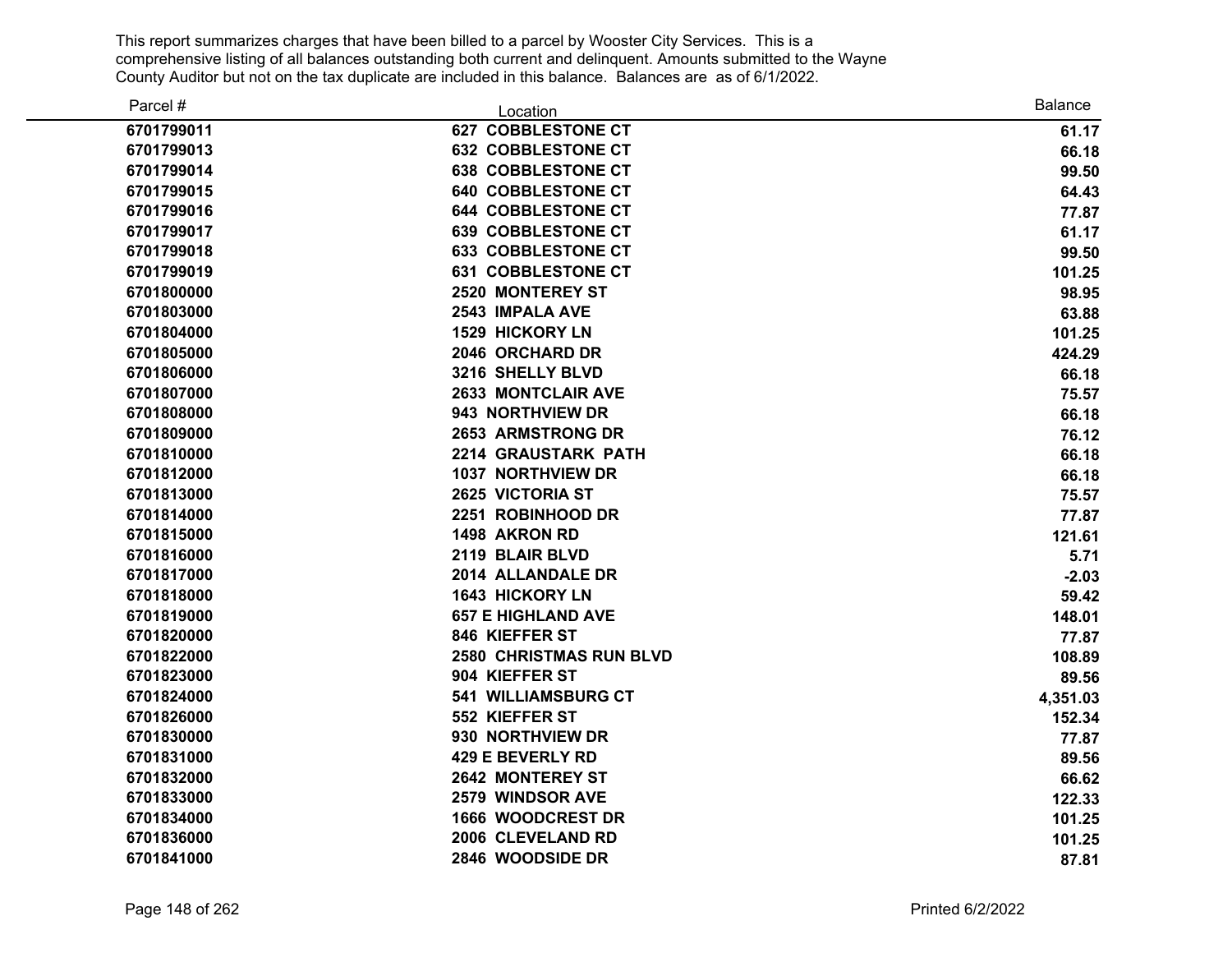This report summarizes charges that have been billed to a parcel by Wooster City Services. This is a comprehensive listing of all balances outstanding both current and delinquent. Amounts submitted to the Wayne County Auditor but not on the tax duplicate are included in this balance. Balances are as of 6/1/2022.

| Parcel # | Location | Balance |
|---|---|---|
| 6701799011 | 627 COBBLESTONE CT | 61.17 |
| 6701799013 | 632 COBBLESTONE CT | 66.18 |
| 6701799014 | 638 COBBLESTONE CT | 99.50 |
| 6701799015 | 640 COBBLESTONE CT | 64.43 |
| 6701799016 | 644 COBBLESTONE CT | 77.87 |
| 6701799017 | 639 COBBLESTONE CT | 61.17 |
| 6701799018 | 633 COBBLESTONE CT | 99.50 |
| 6701799019 | 631 COBBLESTONE CT | 101.25 |
| 6701800000 | 2520 MONTEREY ST | 98.95 |
| 6701803000 | 2543 IMPALA AVE | 63.88 |
| 6701804000 | 1529 HICKORY LN | 101.25 |
| 6701805000 | 2046 ORCHARD DR | 424.29 |
| 6701806000 | 3216 SHELLY BLVD | 66.18 |
| 6701807000 | 2633 MONTCLAIR AVE | 75.57 |
| 6701808000 | 943 NORTHVIEW DR | 66.18 |
| 6701809000 | 2653 ARMSTRONG DR | 76.12 |
| 6701810000 | 2214 GRAUSTARK PATH | 66.18 |
| 6701812000 | 1037 NORTHVIEW DR | 66.18 |
| 6701813000 | 2625 VICTORIA ST | 75.57 |
| 6701814000 | 2251 ROBINHOOD DR | 77.87 |
| 6701815000 | 1498 AKRON RD | 121.61 |
| 6701816000 | 2119 BLAIR BLVD | 5.71 |
| 6701817000 | 2014 ALLANDALE DR | -2.03 |
| 6701818000 | 1643 HICKORY LN | 59.42 |
| 6701819000 | 657 E HIGHLAND AVE | 148.01 |
| 6701820000 | 846 KIEFFER ST | 77.87 |
| 6701822000 | 2580 CHRISTMAS RUN BLVD | 108.89 |
| 6701823000 | 904 KIEFFER ST | 89.56 |
| 6701824000 | 541 WILLIAMSBURG CT | 4,351.03 |
| 6701826000 | 552 KIEFFER ST | 152.34 |
| 6701830000 | 930 NORTHVIEW DR | 77.87 |
| 6701831000 | 429 E BEVERLY RD | 89.56 |
| 6701832000 | 2642 MONTEREY ST | 66.62 |
| 6701833000 | 2579 WINDSOR AVE | 122.33 |
| 6701834000 | 1666 WOODCREST DR | 101.25 |
| 6701836000 | 2006 CLEVELAND RD | 101.25 |
| 6701841000 | 2846 WOODSIDE DR | 87.81 |

Printed 6/2/2022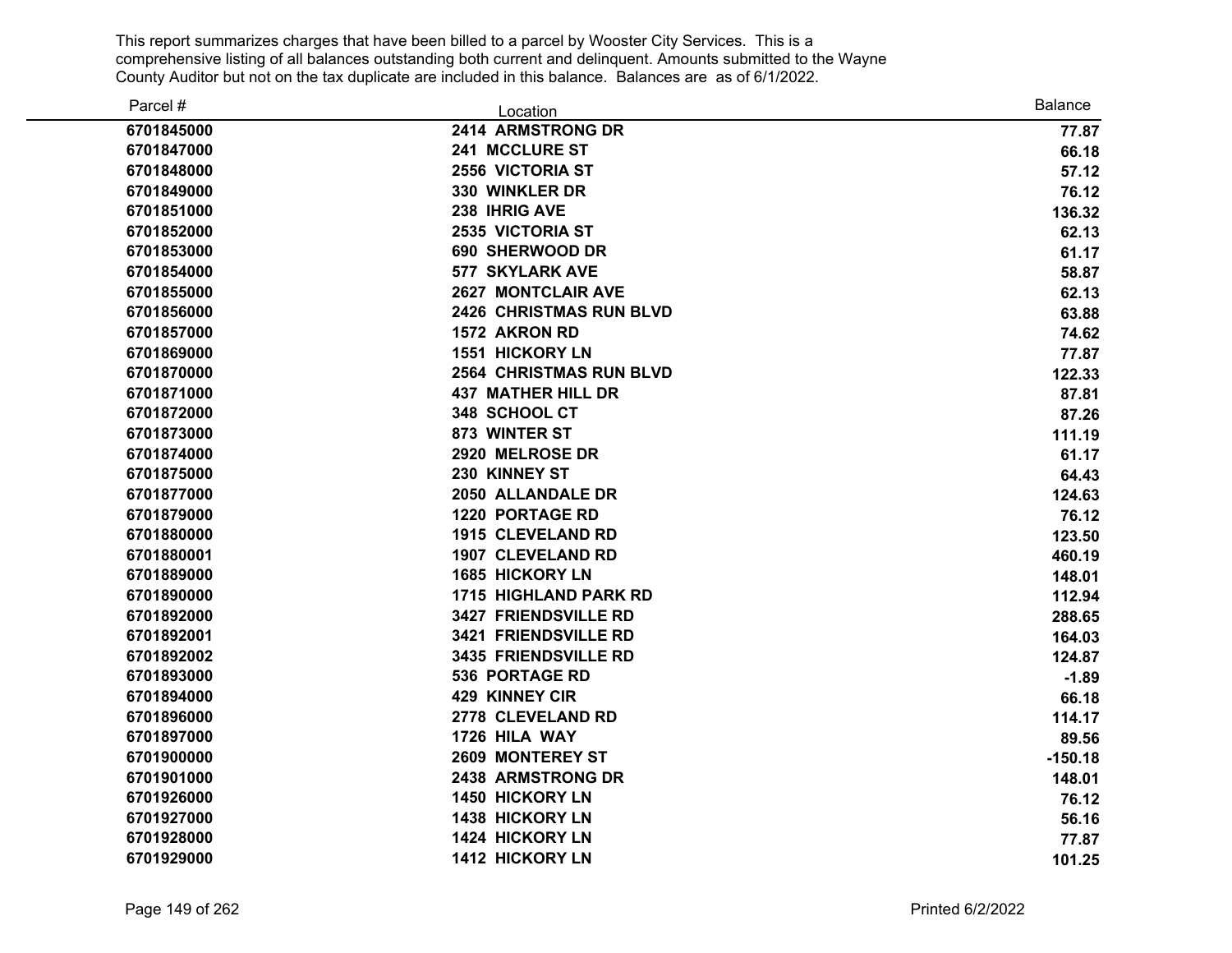This report summarizes charges that have been billed to a parcel by Wooster City Services. This is a comprehensive listing of all balances outstanding both current and delinquent. Amounts submitted to the Wayne County Auditor but not on the tax duplicate are included in this balance. Balances are as of 6/1/2022.

| Parcel # | Location | Balance |
|---|---|---|
| 6701845000 | 2414 ARMSTRONG DR | 77.87 |
| 6701847000 | 241 MCCLURE ST | 66.18 |
| 6701848000 | 2556 VICTORIA ST | 57.12 |
| 6701849000 | 330 WINKLER DR | 76.12 |
| 6701851000 | 238 IHRIG AVE | 136.32 |
| 6701852000 | 2535 VICTORIA ST | 62.13 |
| 6701853000 | 690 SHERWOOD DR | 61.17 |
| 6701854000 | 577 SKYLARK AVE | 58.87 |
| 6701855000 | 2627 MONTCLAIR AVE | 62.13 |
| 6701856000 | 2426 CHRISTMAS RUN BLVD | 63.88 |
| 6701857000 | 1572 AKRON RD | 74.62 |
| 6701869000 | 1551 HICKORY LN | 77.87 |
| 6701870000 | 2564 CHRISTMAS RUN BLVD | 122.33 |
| 6701871000 | 437 MATHER HILL DR | 87.81 |
| 6701872000 | 348 SCHOOL CT | 87.26 |
| 6701873000 | 873 WINTER ST | 111.19 |
| 6701874000 | 2920 MELROSE DR | 61.17 |
| 6701875000 | 230 KINNEY ST | 64.43 |
| 6701877000 | 2050 ALLANDALE DR | 124.63 |
| 6701879000 | 1220 PORTAGE RD | 76.12 |
| 6701880000 | 1915 CLEVELAND RD | 123.50 |
| 6701880001 | 1907 CLEVELAND RD | 460.19 |
| 6701889000 | 1685 HICKORY LN | 148.01 |
| 6701890000 | 1715 HIGHLAND PARK RD | 112.94 |
| 6701892000 | 3427 FRIENDSVILLE RD | 288.65 |
| 6701892001 | 3421 FRIENDSVILLE RD | 164.03 |
| 6701892002 | 3435 FRIENDSVILLE RD | 124.87 |
| 6701893000 | 536 PORTAGE RD | -1.89 |
| 6701894000 | 429 KINNEY CIR | 66.18 |
| 6701896000 | 2778 CLEVELAND RD | 114.17 |
| 6701897000 | 1726 HILA WAY | 89.56 |
| 6701900000 | 2609 MONTEREY ST | -150.18 |
| 6701901000 | 2438 ARMSTRONG DR | 148.01 |
| 6701926000 | 1450 HICKORY LN | 76.12 |
| 6701927000 | 1438 HICKORY LN | 56.16 |
| 6701928000 | 1424 HICKORY LN | 77.87 |
| 6701929000 | 1412 HICKORY LN | 101.25 |

Printed 6/2/2022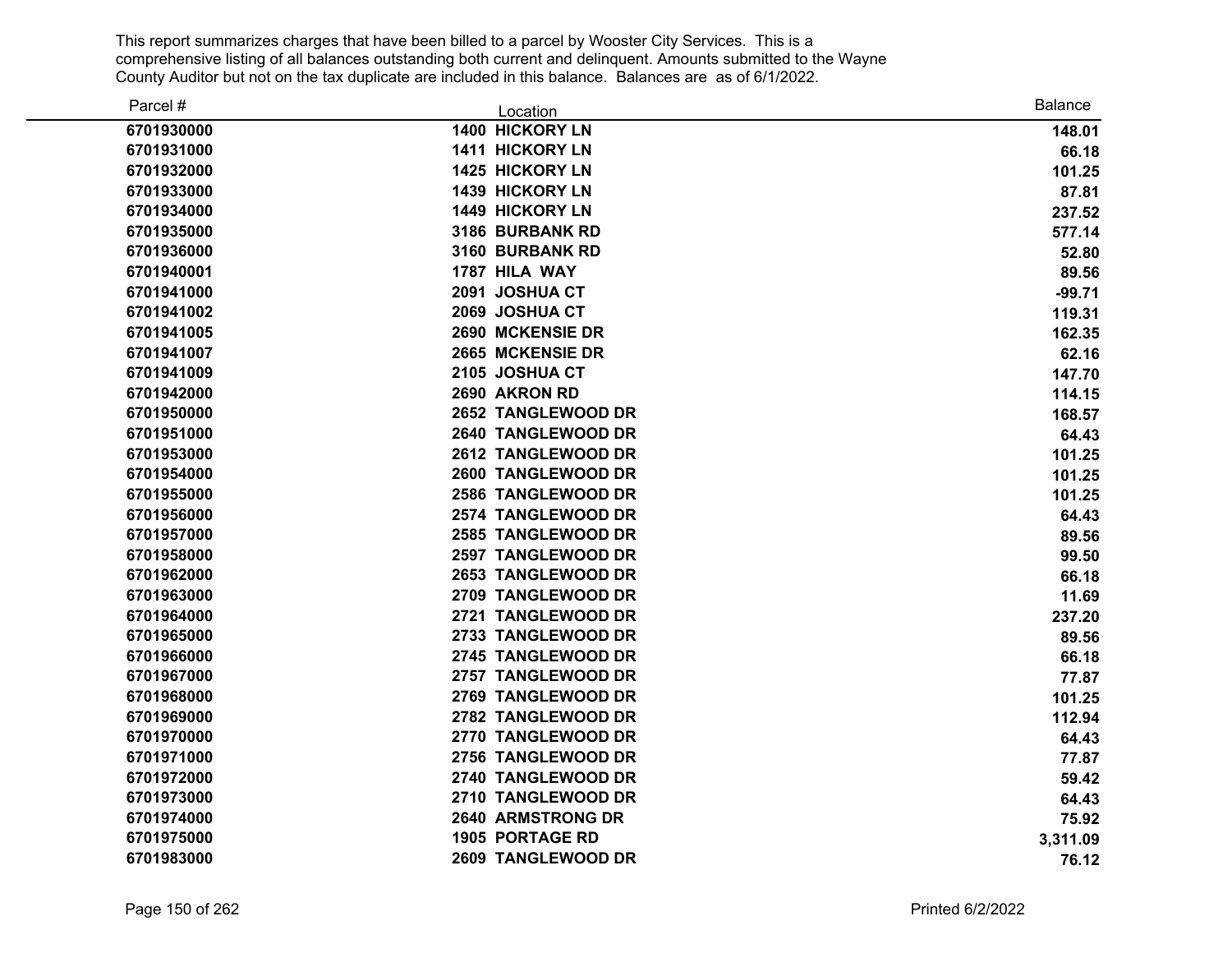This report summarizes charges that have been billed to a parcel by Wooster City Services. This is a comprehensive listing of all balances outstanding both current and delinquent. Amounts submitted to the Wayne County Auditor but not on the tax duplicate are included in this balance. Balances are as of 6/1/2022.

| Parcel # | Location | Balance |
|---|---|---|
| **6701930000** | **1400 HICKORY LN** | **148.01** |
| **6701931000** | **1411 HICKORY LN** | **66.18** |
| **6701932000** | **1425 HICKORY LN** | **101.25** |
| **6701933000** | **1439 HICKORY LN** | **87.81** |
| **6701934000** | **1449 HICKORY LN** | **237.52** |
| **6701935000** | **3186 BURBANK RD** | **577.14** |
| **6701936000** | **3160 BURBANK RD** | **52.80** |
| **6701940001** | **1787 HILA WAY** | **89.56** |
| **6701941000** | **2091 JOSHUA CT** | **-99.71** |
| **6701941002** | **2069 JOSHUA CT** | **119.31** |
| **6701941005** | **2690 MCKENSIE DR** | **162.35** |
| **6701941007** | **2665 MCKENSIE DR** | **62.16** |
| **6701941009** | **2105 JOSHUA CT** | **147.70** |
| **6701942000** | **2690 AKRON RD** | **114.15** |
| **6701950000** | **2652 TANGLEWOOD DR** | **168.57** |
| **6701951000** | **2640 TANGLEWOOD DR** | **64.43** |
| **6701953000** | **2612 TANGLEWOOD DR** | **101.25** |
| **6701954000** | **2600 TANGLEWOOD DR** | **101.25** |
| **6701955000** | **2586 TANGLEWOOD DR** | **101.25** |
| **6701956000** | **2574 TANGLEWOOD DR** | **64.43** |
| **6701957000** | **2585 TANGLEWOOD DR** | **89.56** |
| **6701958000** | **2597 TANGLEWOOD DR** | **99.50** |
| **6701962000** | **2653 TANGLEWOOD DR** | **66.18** |
| **6701963000** | **2709 TANGLEWOOD DR** | **11.69** |
| **6701964000** | **2721 TANGLEWOOD DR** | **237.20** |
| **6701965000** | **2733 TANGLEWOOD DR** | **89.56** |
| **6701966000** | **2745 TANGLEWOOD DR** | **66.18** |
| **6701967000** | **2757 TANGLEWOOD DR** | **77.87** |
| **6701968000** | **2769 TANGLEWOOD DR** | **101.25** |
| **6701969000** | **2782 TANGLEWOOD DR** | **112.94** |
| **6701970000** | **2770 TANGLEWOOD DR** | **64.43** |
| **6701971000** | **2756 TANGLEWOOD DR** | **77.87** |
| **6701972000** | **2740 TANGLEWOOD DR** | **59.42** |
| **6701973000** | **2710 TANGLEWOOD DR** | **64.43** |
| **6701974000** | **2640 ARMSTRONG DR** | **75.92** |
| **6701975000** | **1905 PORTAGE RD** | **3,311.09** |
| **6701983000** | **2609 TANGLEWOOD DR** | **76.12** |

Printed 6/2/2022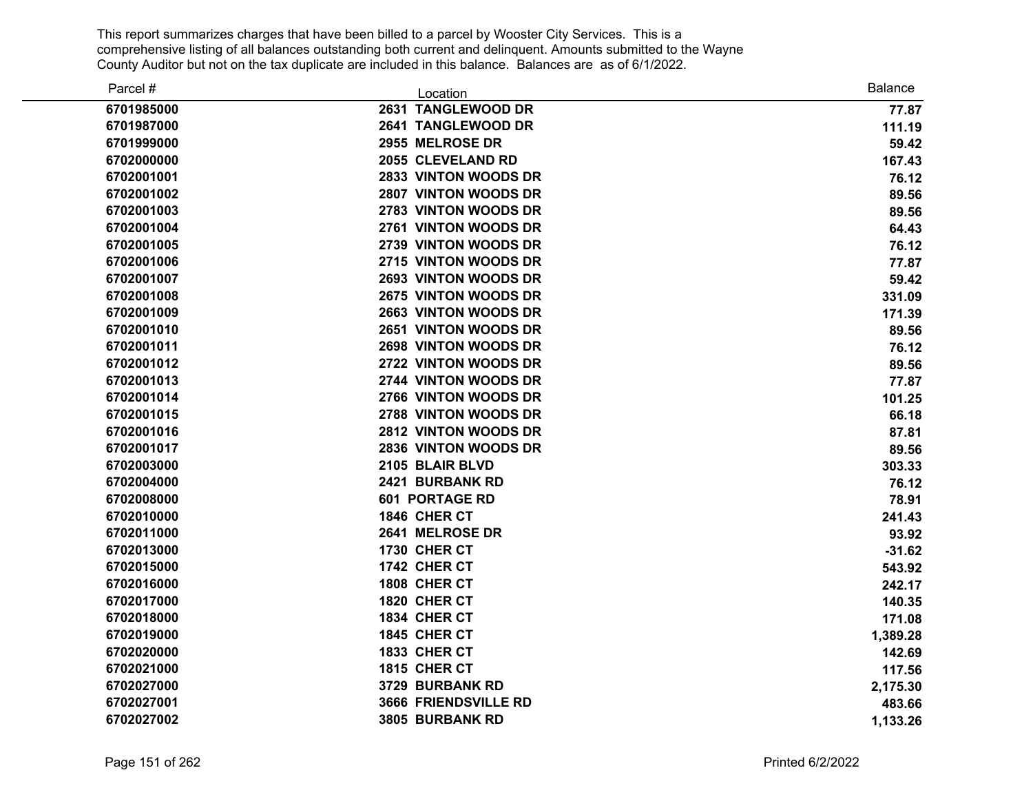This report summarizes charges that have been billed to a parcel by Wooster City Services. This is a comprehensive listing of all balances outstanding both current and delinquent. Amounts submitted to the Wayne County Auditor but not on the tax duplicate are included in this balance. Balances are as of 6/1/2022.

| Parcel # | Location | Balance |
|---|---|---|
| 6701985000 | 2631 TANGLEWOOD DR | 77.87 |
| 6701987000 | 2641 TANGLEWOOD DR | 111.19 |
| 6701999000 | 2955 MELROSE DR | 59.42 |
| 6702000000 | 2055 CLEVELAND RD | 167.43 |
| 6702001001 | 2833 VINTON WOODS DR | 76.12 |
| 6702001002 | 2807 VINTON WOODS DR | 89.56 |
| 6702001003 | 2783 VINTON WOODS DR | 89.56 |
| 6702001004 | 2761 VINTON WOODS DR | 64.43 |
| 6702001005 | 2739 VINTON WOODS DR | 76.12 |
| 6702001006 | 2715 VINTON WOODS DR | 77.87 |
| 6702001007 | 2693 VINTON WOODS DR | 59.42 |
| 6702001008 | 2675 VINTON WOODS DR | 331.09 |
| 6702001009 | 2663 VINTON WOODS DR | 171.39 |
| 6702001010 | 2651 VINTON WOODS DR | 89.56 |
| 6702001011 | 2698 VINTON WOODS DR | 76.12 |
| 6702001012 | 2722 VINTON WOODS DR | 89.56 |
| 6702001013 | 2744 VINTON WOODS DR | 77.87 |
| 6702001014 | 2766 VINTON WOODS DR | 101.25 |
| 6702001015 | 2788 VINTON WOODS DR | 66.18 |
| 6702001016 | 2812 VINTON WOODS DR | 87.81 |
| 6702001017 | 2836 VINTON WOODS DR | 89.56 |
| 6702003000 | 2105 BLAIR BLVD | 303.33 |
| 6702004000 | 2421 BURBANK RD | 76.12 |
| 6702008000 | 601 PORTAGE RD | 78.91 |
| 6702010000 | 1846 CHER CT | 241.43 |
| 6702011000 | 2641 MELROSE DR | 93.92 |
| 6702013000 | 1730 CHER CT | -31.62 |
| 6702015000 | 1742 CHER CT | 543.92 |
| 6702016000 | 1808 CHER CT | 242.17 |
| 6702017000 | 1820 CHER CT | 140.35 |
| 6702018000 | 1834 CHER CT | 171.08 |
| 6702019000 | 1845 CHER CT | 1,389.28 |
| 6702020000 | 1833 CHER CT | 142.69 |
| 6702021000 | 1815 CHER CT | 117.56 |
| 6702027000 | 3729 BURBANK RD | 2,175.30 |
| 6702027001 | 3666 FRIENDSVILLE RD | 483.66 |
| 6702027002 | 3805 BURBANK RD | 1,133.26 |

Printed 6/2/2022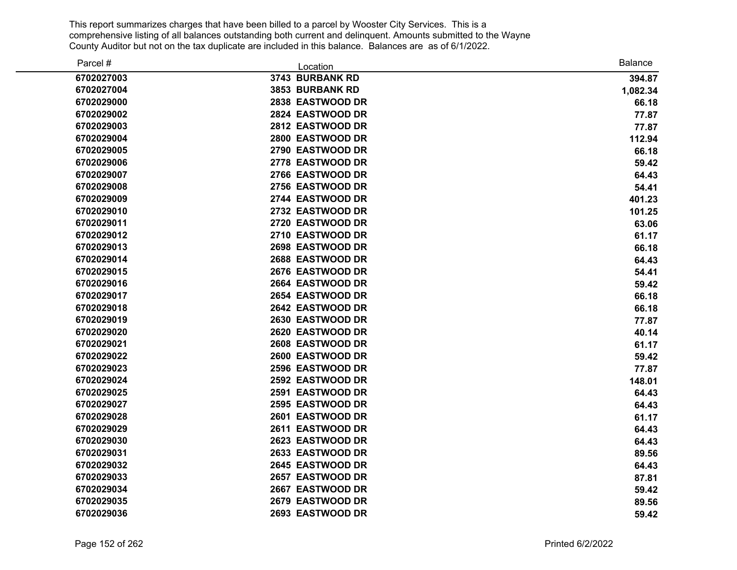This report summarizes charges that have been billed to a parcel by Wooster City Services. This is a comprehensive listing of all balances outstanding both current and delinquent. Amounts submitted to the Wayne County Auditor but not on the tax duplicate are included in this balance. Balances are as of 6/1/2022.

| Parcel # | Location | Balance |
|---|---|---|
| 6702027003 | 3743 BURBANK RD | 394.87 |
| 6702027004 | 3853 BURBANK RD | 1,082.34 |
| 6702029000 | 2838 EASTWOOD DR | 66.18 |
| 6702029002 | 2824 EASTWOOD DR | 77.87 |
| 6702029003 | 2812 EASTWOOD DR | 77.87 |
| 6702029004 | 2800 EASTWOOD DR | 112.94 |
| 6702029005 | 2790 EASTWOOD DR | 66.18 |
| 6702029006 | 2778 EASTWOOD DR | 59.42 |
| 6702029007 | 2766 EASTWOOD DR | 64.43 |
| 6702029008 | 2756 EASTWOOD DR | 54.41 |
| 6702029009 | 2744 EASTWOOD DR | 401.23 |
| 6702029010 | 2732 EASTWOOD DR | 101.25 |
| 6702029011 | 2720 EASTWOOD DR | 63.06 |
| 6702029012 | 2710 EASTWOOD DR | 61.17 |
| 6702029013 | 2698 EASTWOOD DR | 66.18 |
| 6702029014 | 2688 EASTWOOD DR | 64.43 |
| 6702029015 | 2676 EASTWOOD DR | 54.41 |
| 6702029016 | 2664 EASTWOOD DR | 59.42 |
| 6702029017 | 2654 EASTWOOD DR | 66.18 |
| 6702029018 | 2642 EASTWOOD DR | 66.18 |
| 6702029019 | 2630 EASTWOOD DR | 77.87 |
| 6702029020 | 2620 EASTWOOD DR | 40.14 |
| 6702029021 | 2608 EASTWOOD DR | 61.17 |
| 6702029022 | 2600 EASTWOOD DR | 59.42 |
| 6702029023 | 2596 EASTWOOD DR | 77.87 |
| 6702029024 | 2592 EASTWOOD DR | 148.01 |
| 6702029025 | 2591 EASTWOOD DR | 64.43 |
| 6702029027 | 2595 EASTWOOD DR | 64.43 |
| 6702029028 | 2601 EASTWOOD DR | 61.17 |
| 6702029029 | 2611 EASTWOOD DR | 64.43 |
| 6702029030 | 2623 EASTWOOD DR | 64.43 |
| 6702029031 | 2633 EASTWOOD DR | 89.56 |
| 6702029032 | 2645 EASTWOOD DR | 64.43 |
| 6702029033 | 2657 EASTWOOD DR | 87.81 |
| 6702029034 | 2667 EASTWOOD DR | 59.42 |
| 6702029035 | 2679 EASTWOOD DR | 89.56 |
| 6702029036 | 2693 EASTWOOD DR | 59.42 |

Printed 6/2/2022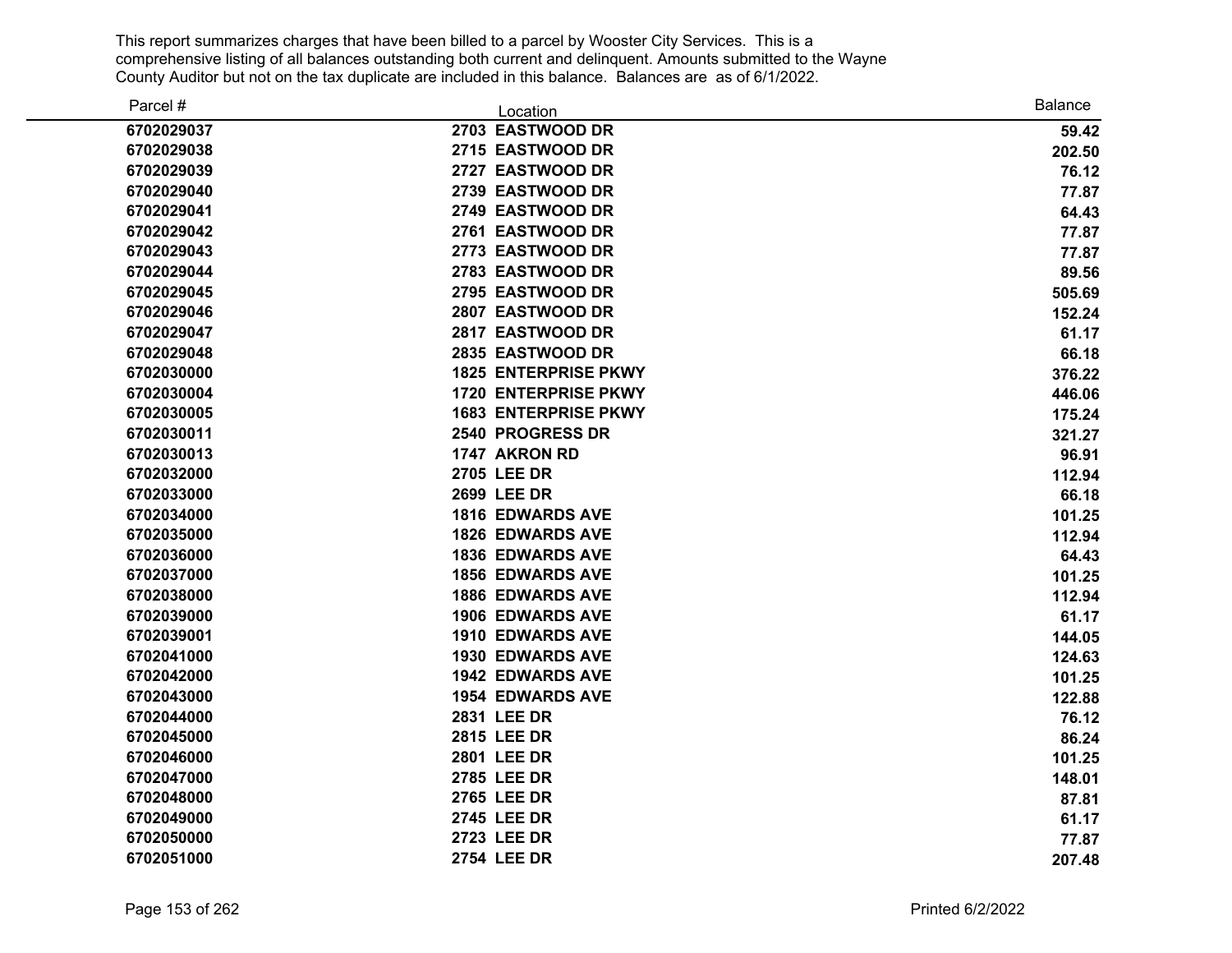This report summarizes charges that have been billed to a parcel by Wooster City Services. This is a comprehensive listing of all balances outstanding both current and delinquent. Amounts submitted to the Wayne County Auditor but not on the tax duplicate are included in this balance. Balances are as of 6/1/2022.

| Parcel # | Location | Balance |
|---|---|---|
| 6702029037 | 2703 EASTWOOD DR | 59.42 |
| 6702029038 | 2715 EASTWOOD DR | 202.50 |
| 6702029039 | 2727 EASTWOOD DR | 76.12 |
| 6702029040 | 2739 EASTWOOD DR | 77.87 |
| 6702029041 | 2749 EASTWOOD DR | 64.43 |
| 6702029042 | 2761 EASTWOOD DR | 77.87 |
| 6702029043 | 2773 EASTWOOD DR | 77.87 |
| 6702029044 | 2783 EASTWOOD DR | 89.56 |
| 6702029045 | 2795 EASTWOOD DR | 505.69 |
| 6702029046 | 2807 EASTWOOD DR | 152.24 |
| 6702029047 | 2817 EASTWOOD DR | 61.17 |
| 6702029048 | 2835 EASTWOOD DR | 66.18 |
| 6702030000 | 1825 ENTERPRISE PKWY | 376.22 |
| 6702030004 | 1720 ENTERPRISE PKWY | 446.06 |
| 6702030005 | 1683 ENTERPRISE PKWY | 175.24 |
| 6702030011 | 2540 PROGRESS DR | 321.27 |
| 6702030013 | 1747 AKRON RD | 96.91 |
| 6702032000 | 2705 LEE DR | 112.94 |
| 6702033000 | 2699 LEE DR | 66.18 |
| 6702034000 | 1816 EDWARDS AVE | 101.25 |
| 6702035000 | 1826 EDWARDS AVE | 112.94 |
| 6702036000 | 1836 EDWARDS AVE | 64.43 |
| 6702037000 | 1856 EDWARDS AVE | 101.25 |
| 6702038000 | 1886 EDWARDS AVE | 112.94 |
| 6702039000 | 1906 EDWARDS AVE | 61.17 |
| 6702039001 | 1910 EDWARDS AVE | 144.05 |
| 6702041000 | 1930 EDWARDS AVE | 124.63 |
| 6702042000 | 1942 EDWARDS AVE | 101.25 |
| 6702043000 | 1954 EDWARDS AVE | 122.88 |
| 6702044000 | 2831 LEE DR | 76.12 |
| 6702045000 | 2815 LEE DR | 86.24 |
| 6702046000 | 2801 LEE DR | 101.25 |
| 6702047000 | 2785 LEE DR | 148.01 |
| 6702048000 | 2765 LEE DR | 87.81 |
| 6702049000 | 2745 LEE DR | 61.17 |
| 6702050000 | 2723 LEE DR | 77.87 |
| 6702051000 | 2754 LEE DR | 207.48 |

Printed 6/2/2022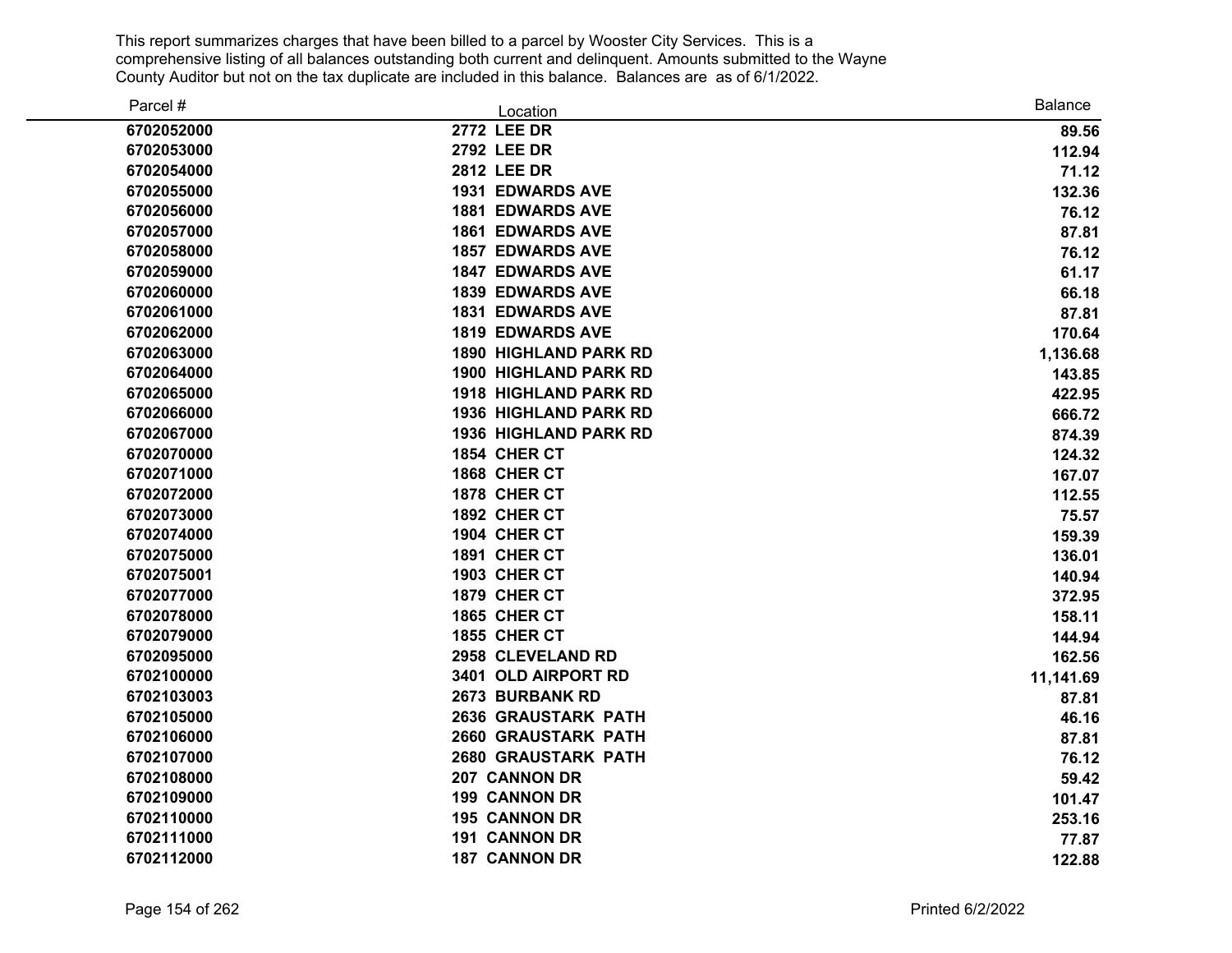This report summarizes charges that have been billed to a parcel by Wooster City Services. This is a comprehensive listing of all balances outstanding both current and delinquent. Amounts submitted to the Wayne County Auditor but not on the tax duplicate are included in this balance. Balances are as of 6/1/2022.

| Parcel # | Location | Balance |
|---|---|---|
| 6702052000 | 2772 LEE DR | 89.56 |
| 6702053000 | 2792 LEE DR | 112.94 |
| 6702054000 | 2812 LEE DR | 71.12 |
| 6702055000 | 1931 EDWARDS AVE | 132.36 |
| 6702056000 | 1881 EDWARDS AVE | 76.12 |
| 6702057000 | 1861 EDWARDS AVE | 87.81 |
| 6702058000 | 1857 EDWARDS AVE | 76.12 |
| 6702059000 | 1847 EDWARDS AVE | 61.17 |
| 6702060000 | 1839 EDWARDS AVE | 66.18 |
| 6702061000 | 1831 EDWARDS AVE | 87.81 |
| 6702062000 | 1819 EDWARDS AVE | 170.64 |
| 6702063000 | 1890 HIGHLAND PARK RD | 1,136.68 |
| 6702064000 | 1900 HIGHLAND PARK RD | 143.85 |
| 6702065000 | 1918 HIGHLAND PARK RD | 422.95 |
| 6702066000 | 1936 HIGHLAND PARK RD | 666.72 |
| 6702067000 | 1936 HIGHLAND PARK RD | 874.39 |
| 6702070000 | 1854 CHER CT | 124.32 |
| 6702071000 | 1868 CHER CT | 167.07 |
| 6702072000 | 1878 CHER CT | 112.55 |
| 6702073000 | 1892 CHER CT | 75.57 |
| 6702074000 | 1904 CHER CT | 159.39 |
| 6702075000 | 1891 CHER CT | 136.01 |
| 6702075001 | 1903 CHER CT | 140.94 |
| 6702077000 | 1879 CHER CT | 372.95 |
| 6702078000 | 1865 CHER CT | 158.11 |
| 6702079000 | 1855 CHER CT | 144.94 |
| 6702095000 | 2958 CLEVELAND RD | 162.56 |
| 6702100000 | 3401 OLD AIRPORT RD | 11,141.69 |
| 6702103003 | 2673 BURBANK RD | 87.81 |
| 6702105000 | 2636 GRAUSTARK PATH | 46.16 |
| 6702106000 | 2660 GRAUSTARK PATH | 87.81 |
| 6702107000 | 2680 GRAUSTARK PATH | 76.12 |
| 6702108000 | 207 CANNON DR | 59.42 |
| 6702109000 | 199 CANNON DR | 101.47 |
| 6702110000 | 195 CANNON DR | 253.16 |
| 6702111000 | 191 CANNON DR | 77.87 |
| 6702112000 | 187 CANNON DR | 122.88 |

Printed 6/2/2022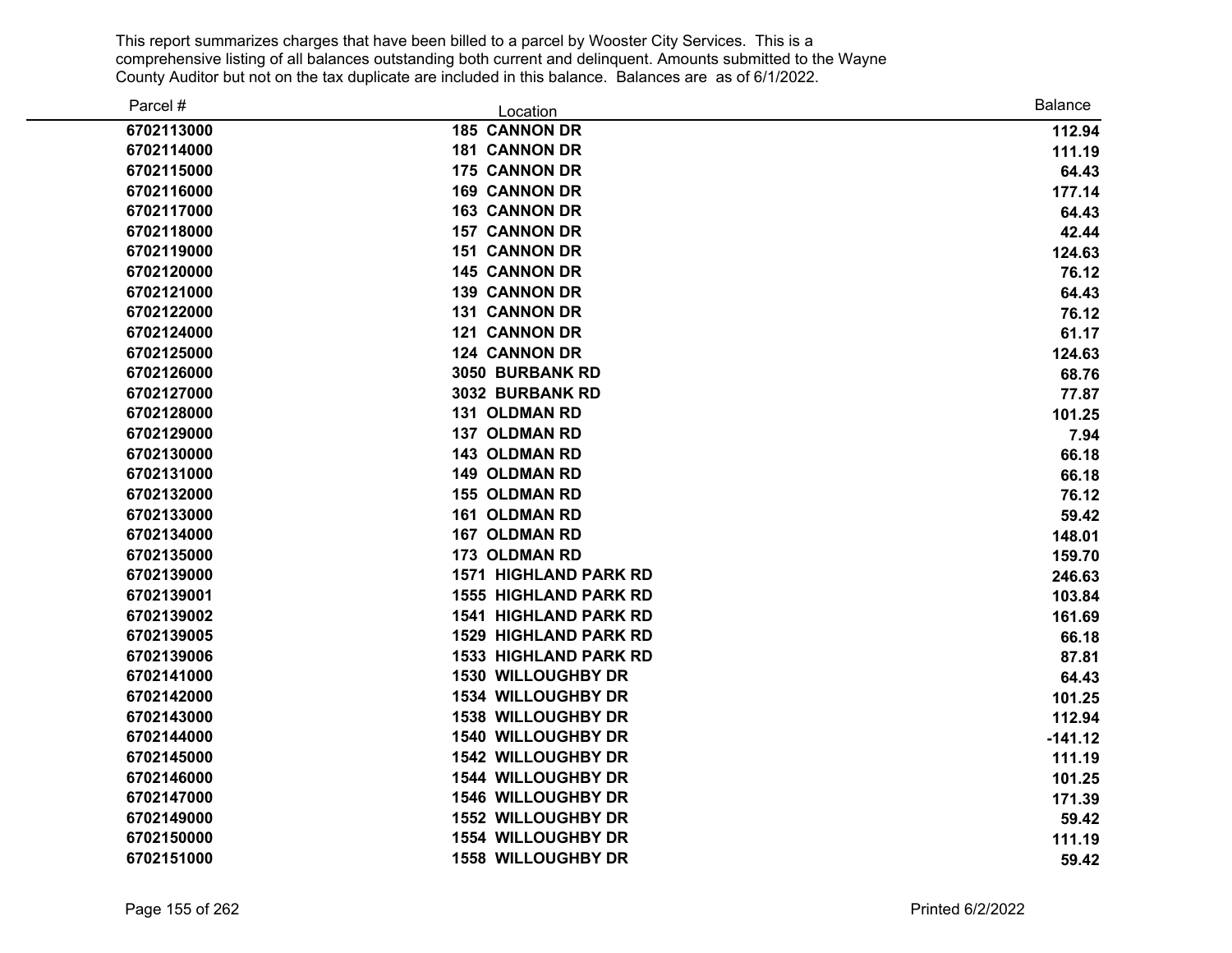This report summarizes charges that have been billed to a parcel by Wooster City Services. This is a comprehensive listing of all balances outstanding both current and delinquent. Amounts submitted to the Wayne County Auditor but not on the tax duplicate are included in this balance. Balances are as of 6/1/2022.

| Parcel # | Location | Balance |
|---|---|---|
| 6702113000 | 185 CANNON DR | 112.94 |
| 6702114000 | 181 CANNON DR | 111.19 |
| 6702115000 | 175 CANNON DR | 64.43 |
| 6702116000 | 169 CANNON DR | 177.14 |
| 6702117000 | 163 CANNON DR | 64.43 |
| 6702118000 | 157 CANNON DR | 42.44 |
| 6702119000 | 151 CANNON DR | 124.63 |
| 6702120000 | 145 CANNON DR | 76.12 |
| 6702121000 | 139 CANNON DR | 64.43 |
| 6702122000 | 131 CANNON DR | 76.12 |
| 6702124000 | 121 CANNON DR | 61.17 |
| 6702125000 | 124 CANNON DR | 124.63 |
| 6702126000 | 3050 BURBANK RD | 68.76 |
| 6702127000 | 3032 BURBANK RD | 77.87 |
| 6702128000 | 131 OLDMAN RD | 101.25 |
| 6702129000 | 137 OLDMAN RD | 7.94 |
| 6702130000 | 143 OLDMAN RD | 66.18 |
| 6702131000 | 149 OLDMAN RD | 66.18 |
| 6702132000 | 155 OLDMAN RD | 76.12 |
| 6702133000 | 161 OLDMAN RD | 59.42 |
| 6702134000 | 167 OLDMAN RD | 148.01 |
| 6702135000 | 173 OLDMAN RD | 159.70 |
| 6702139000 | 1571 HIGHLAND PARK RD | 246.63 |
| 6702139001 | 1555 HIGHLAND PARK RD | 103.84 |
| 6702139002 | 1541 HIGHLAND PARK RD | 161.69 |
| 6702139005 | 1529 HIGHLAND PARK RD | 66.18 |
| 6702139006 | 1533 HIGHLAND PARK RD | 87.81 |
| 6702141000 | 1530 WILLOUGHBY DR | 64.43 |
| 6702142000 | 1534 WILLOUGHBY DR | 101.25 |
| 6702143000 | 1538 WILLOUGHBY DR | 112.94 |
| 6702144000 | 1540 WILLOUGHBY DR | -141.12 |
| 6702145000 | 1542 WILLOUGHBY DR | 111.19 |
| 6702146000 | 1544 WILLOUGHBY DR | 101.25 |
| 6702147000 | 1546 WILLOUGHBY DR | 171.39 |
| 6702149000 | 1552 WILLOUGHBY DR | 59.42 |
| 6702150000 | 1554 WILLOUGHBY DR | 111.19 |
| 6702151000 | 1558 WILLOUGHBY DR | 59.42 |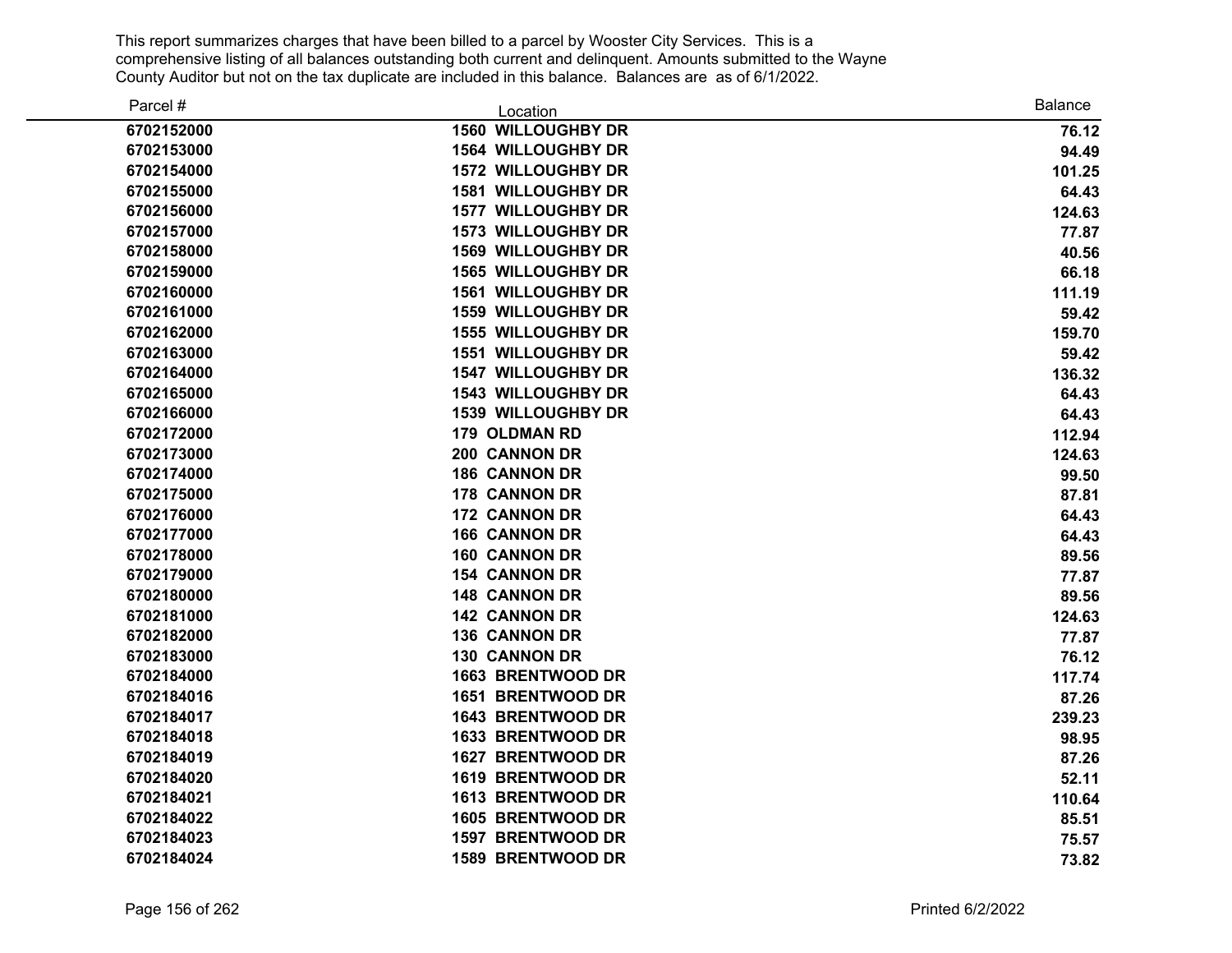This report summarizes charges that have been billed to a parcel by Wooster City Services. This is a comprehensive listing of all balances outstanding both current and delinquent. Amounts submitted to the Wayne County Auditor but not on the tax duplicate are included in this balance. Balances are as of 6/1/2022.

| Parcel # | Location | Balance |
|---|---|---|
| **6702152000** | **1560 WILLOUGHBY DR** | **76.12** |
| **6702153000** | **1564 WILLOUGHBY DR** | **94.49** |
| **6702154000** | **1572 WILLOUGHBY DR** | **101.25** |
| **6702155000** | **1581 WILLOUGHBY DR** | **64.43** |
| **6702156000** | **1577 WILLOUGHBY DR** | **124.63** |
| **6702157000** | **1573 WILLOUGHBY DR** | **77.87** |
| **6702158000** | **1569 WILLOUGHBY DR** | **40.56** |
| **6702159000** | **1565 WILLOUGHBY DR** | **66.18** |
| **6702160000** | **1561 WILLOUGHBY DR** | **111.19** |
| **6702161000** | **1559 WILLOUGHBY DR** | **59.42** |
| **6702162000** | **1555 WILLOUGHBY DR** | **159.70** |
| **6702163000** | **1551 WILLOUGHBY DR** | **59.42** |
| **6702164000** | **1547 WILLOUGHBY DR** | **136.32** |
| **6702165000** | **1543 WILLOUGHBY DR** | **64.43** |
| **6702166000** | **1539 WILLOUGHBY DR** | **64.43** |
| **6702172000** | **179 OLDMAN RD** | **112.94** |
| **6702173000** | **200 CANNON DR** | **124.63** |
| **6702174000** | **186 CANNON DR** | **99.50** |
| **6702175000** | **178 CANNON DR** | **87.81** |
| **6702176000** | **172 CANNON DR** | **64.43** |
| **6702177000** | **166 CANNON DR** | **64.43** |
| **6702178000** | **160 CANNON DR** | **89.56** |
| **6702179000** | **154 CANNON DR** | **77.87** |
| **6702180000** | **148 CANNON DR** | **89.56** |
| **6702181000** | **142 CANNON DR** | **124.63** |
| **6702182000** | **136 CANNON DR** | **77.87** |
| **6702183000** | **130 CANNON DR** | **76.12** |
| **6702184000** | **1663 BRENTWOOD DR** | **117.74** |
| **6702184016** | **1651 BRENTWOOD DR** | **87.26** |
| **6702184017** | **1643 BRENTWOOD DR** | **239.23** |
| **6702184018** | **1633 BRENTWOOD DR** | **98.95** |
| **6702184019** | **1627 BRENTWOOD DR** | **87.26** |
| **6702184020** | **1619 BRENTWOOD DR** | **52.11** |
| **6702184021** | **1613 BRENTWOOD DR** | **110.64** |
| **6702184022** | **1605 BRENTWOOD DR** | **85.51** |
| **6702184023** | **1597 BRENTWOOD DR** | **75.57** |
| **6702184024** | **1589 BRENTWOOD DR** | **73.82** |

Printed 6/2/2022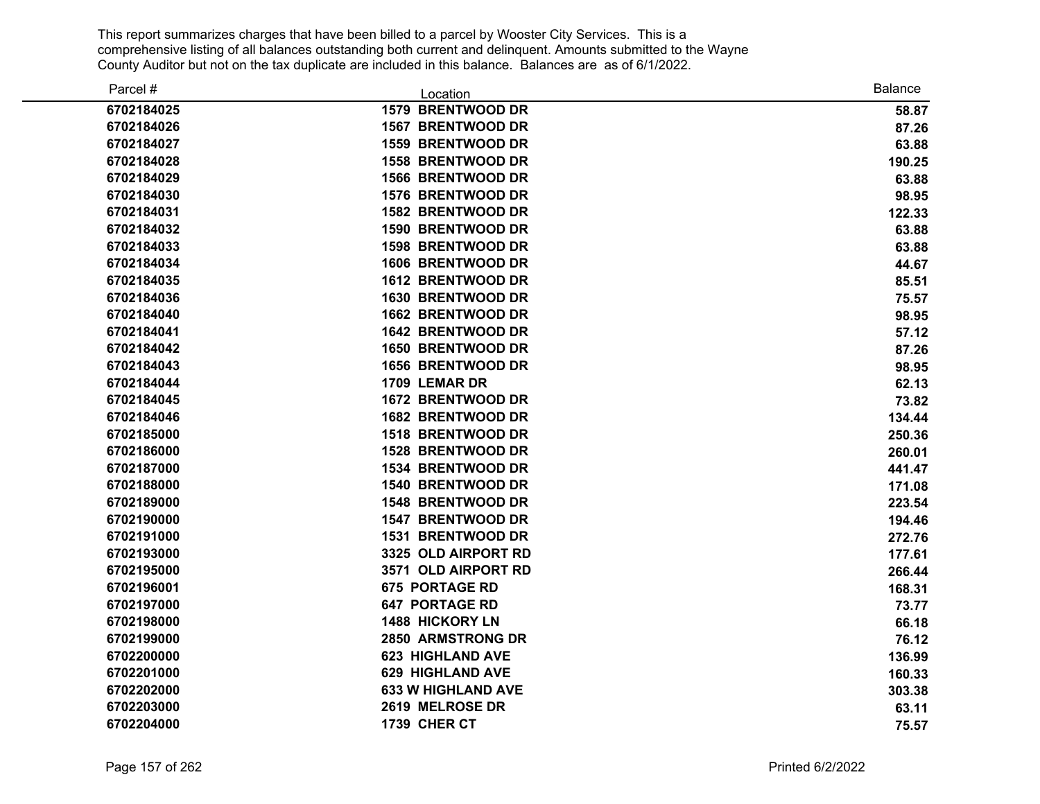This report summarizes charges that have been billed to a parcel by Wooster City Services. This is a comprehensive listing of all balances outstanding both current and delinquent. Amounts submitted to the Wayne County Auditor but not on the tax duplicate are included in this balance. Balances are as of 6/1/2022.

| Parcel # | Location | Balance |
|---|---|---|
| 6702184025 | 1579 BRENTWOOD DR | 58.87 |
| 6702184026 | 1567 BRENTWOOD DR | 87.26 |
| 6702184027 | 1559 BRENTWOOD DR | 63.88 |
| 6702184028 | 1558 BRENTWOOD DR | 190.25 |
| 6702184029 | 1566 BRENTWOOD DR | 63.88 |
| 6702184030 | 1576 BRENTWOOD DR | 98.95 |
| 6702184031 | 1582 BRENTWOOD DR | 122.33 |
| 6702184032 | 1590 BRENTWOOD DR | 63.88 |
| 6702184033 | 1598 BRENTWOOD DR | 63.88 |
| 6702184034 | 1606 BRENTWOOD DR | 44.67 |
| 6702184035 | 1612 BRENTWOOD DR | 85.51 |
| 6702184036 | 1630 BRENTWOOD DR | 75.57 |
| 6702184040 | 1662 BRENTWOOD DR | 98.95 |
| 6702184041 | 1642 BRENTWOOD DR | 57.12 |
| 6702184042 | 1650 BRENTWOOD DR | 87.26 |
| 6702184043 | 1656 BRENTWOOD DR | 98.95 |
| 6702184044 | 1709 LEMAR DR | 62.13 |
| 6702184045 | 1672 BRENTWOOD DR | 73.82 |
| 6702184046 | 1682 BRENTWOOD DR | 134.44 |
| 6702185000 | 1518 BRENTWOOD DR | 250.36 |
| 6702186000 | 1528 BRENTWOOD DR | 260.01 |
| 6702187000 | 1534 BRENTWOOD DR | 441.47 |
| 6702188000 | 1540 BRENTWOOD DR | 171.08 |
| 6702189000 | 1548 BRENTWOOD DR | 223.54 |
| 6702190000 | 1547 BRENTWOOD DR | 194.46 |
| 6702191000 | 1531 BRENTWOOD DR | 272.76 |
| 6702193000 | 3325 OLD AIRPORT RD | 177.61 |
| 6702195000 | 3571 OLD AIRPORT RD | 266.44 |
| 6702196001 | 675 PORTAGE RD | 168.31 |
| 6702197000 | 647 PORTAGE RD | 73.77 |
| 6702198000 | 1488 HICKORY LN | 66.18 |
| 6702199000 | 2850 ARMSTRONG DR | 76.12 |
| 6702200000 | 623 HIGHLAND AVE | 136.99 |
| 6702201000 | 629 HIGHLAND AVE | 160.33 |
| 6702202000 | 633 W HIGHLAND AVE | 303.38 |
| 6702203000 | 2619 MELROSE DR | 63.11 |
| 6702204000 | 1739 CHER CT | 75.57 |

Printed 6/2/2022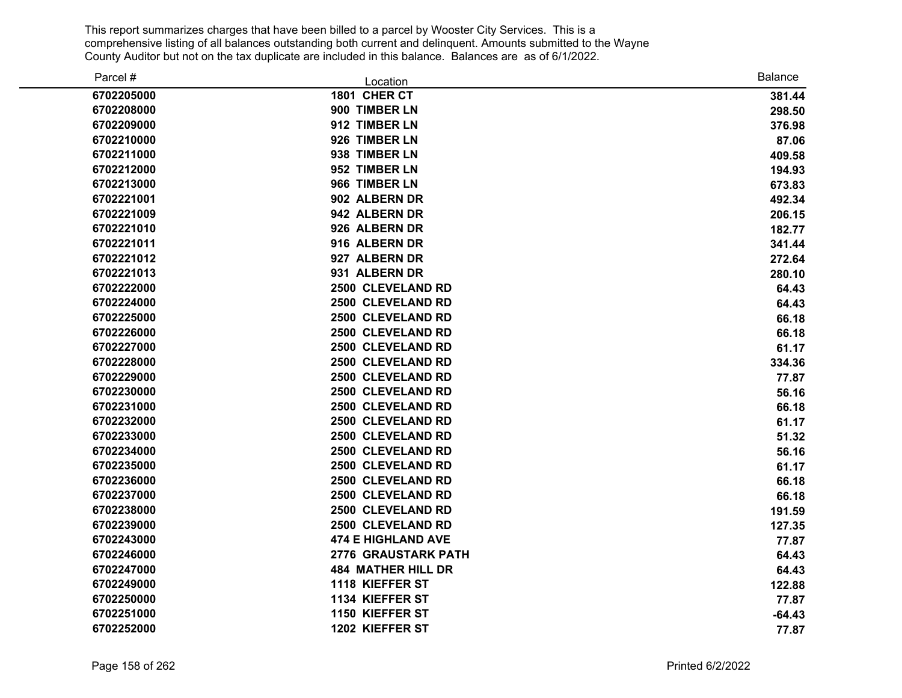This report summarizes charges that have been billed to a parcel by Wooster City Services. This is a comprehensive listing of all balances outstanding both current and delinquent. Amounts submitted to the Wayne County Auditor but not on the tax duplicate are included in this balance. Balances are as of 6/1/2022.

| Parcel # | Location | Balance |
|---|---|---|
| 6702205000 | 1801 CHER CT | 381.44 |
| 6702208000 | 900 TIMBER LN | 298.50 |
| 6702209000 | 912 TIMBER LN | 376.98 |
| 6702210000 | 926 TIMBER LN | 87.06 |
| 6702211000 | 938 TIMBER LN | 409.58 |
| 6702212000 | 952 TIMBER LN | 194.93 |
| 6702213000 | 966 TIMBER LN | 673.83 |
| 6702221001 | 902 ALBERN DR | 492.34 |
| 6702221009 | 942 ALBERN DR | 206.15 |
| 6702221010 | 926 ALBERN DR | 182.77 |
| 6702221011 | 916 ALBERN DR | 341.44 |
| 6702221012 | 927 ALBERN DR | 272.64 |
| 6702221013 | 931 ALBERN DR | 280.10 |
| 6702222000 | 2500 CLEVELAND RD | 64.43 |
| 6702224000 | 2500 CLEVELAND RD | 64.43 |
| 6702225000 | 2500 CLEVELAND RD | 66.18 |
| 6702226000 | 2500 CLEVELAND RD | 66.18 |
| 6702227000 | 2500 CLEVELAND RD | 61.17 |
| 6702228000 | 2500 CLEVELAND RD | 334.36 |
| 6702229000 | 2500 CLEVELAND RD | 77.87 |
| 6702230000 | 2500 CLEVELAND RD | 56.16 |
| 6702231000 | 2500 CLEVELAND RD | 66.18 |
| 6702232000 | 2500 CLEVELAND RD | 61.17 |
| 6702233000 | 2500 CLEVELAND RD | 51.32 |
| 6702234000 | 2500 CLEVELAND RD | 56.16 |
| 6702235000 | 2500 CLEVELAND RD | 61.17 |
| 6702236000 | 2500 CLEVELAND RD | 66.18 |
| 6702237000 | 2500 CLEVELAND RD | 66.18 |
| 6702238000 | 2500 CLEVELAND RD | 191.59 |
| 6702239000 | 2500 CLEVELAND RD | 127.35 |
| 6702243000 | 474 E HIGHLAND AVE | 77.87 |
| 6702246000 | 2776 GRAUSTARK PATH | 64.43 |
| 6702247000 | 484 MATHER HILL DR | 64.43 |
| 6702249000 | 1118 KIEFFER ST | 122.88 |
| 6702250000 | 1134 KIEFFER ST | 77.87 |
| 6702251000 | 1150 KIEFFER ST | -64.43 |
| 6702252000 | 1202 KIEFFER ST | 77.87 |

Printed 6/2/2022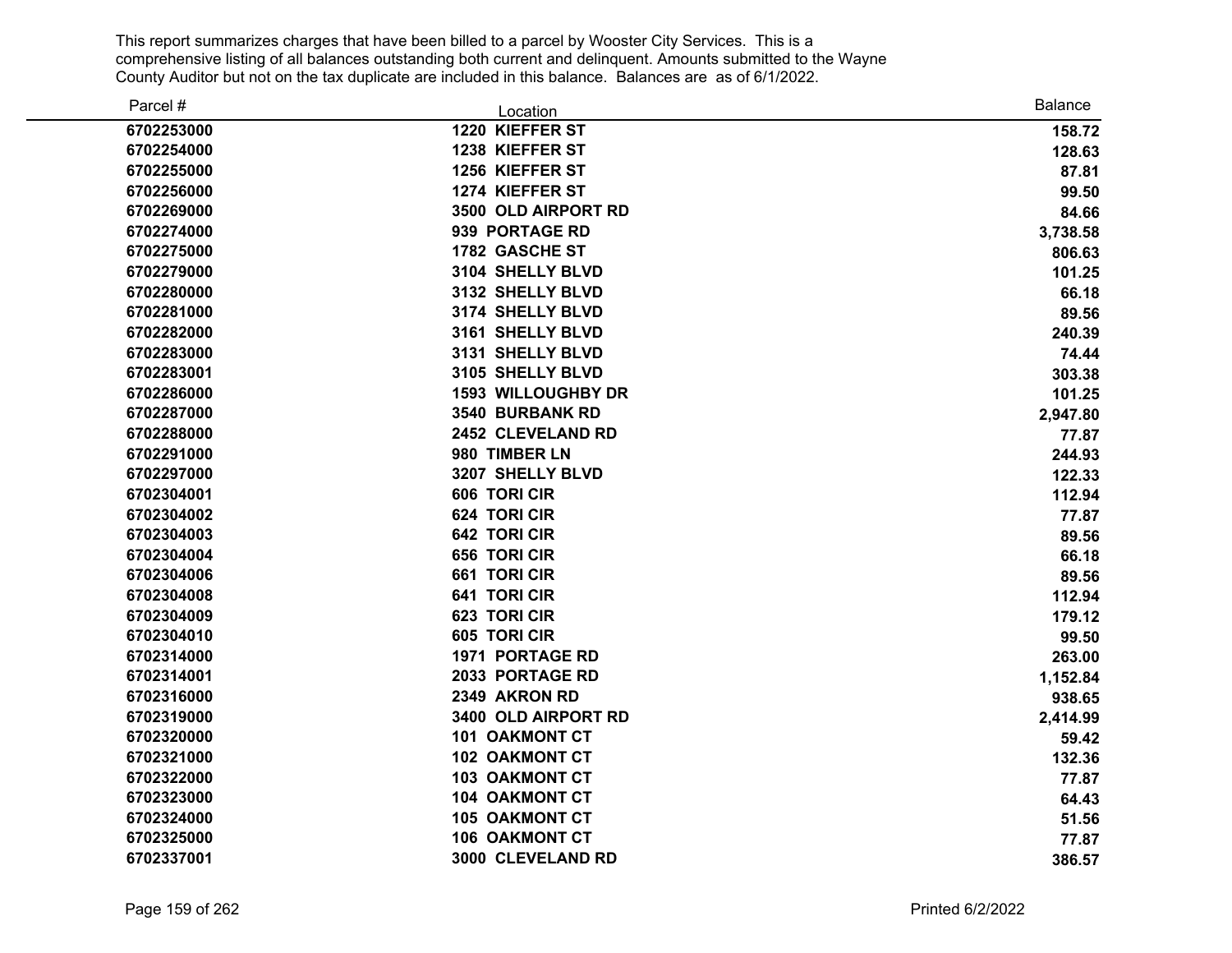This report summarizes charges that have been billed to a parcel by Wooster City Services. This is a comprehensive listing of all balances outstanding both current and delinquent. Amounts submitted to the Wayne County Auditor but not on the tax duplicate are included in this balance. Balances are as of 6/1/2022.

| Parcel # | Location | Balance |
|---|---|---|
| **6702253000** | **1220 KIEFFER ST** | **158.72** |
| **6702254000** | **1238 KIEFFER ST** | **128.63** |
| **6702255000** | **1256 KIEFFER ST** | **87.81** |
| **6702256000** | **1274 KIEFFER ST** | **99.50** |
| **6702269000** | **3500 OLD AIRPORT RD** | **84.66** |
| **6702274000** | **939 PORTAGE RD** | **3,738.58** |
| **6702275000** | **1782 GASCHE ST** | **806.63** |
| **6702279000** | **3104 SHELLY BLVD** | **101.25** |
| **6702280000** | **3132 SHELLY BLVD** | **66.18** |
| **6702281000** | **3174 SHELLY BLVD** | **89.56** |
| **6702282000** | **3161 SHELLY BLVD** | **240.39** |
| **6702283000** | **3131 SHELLY BLVD** | **74.44** |
| **6702283001** | **3105 SHELLY BLVD** | **303.38** |
| **6702286000** | **1593 WILLOUGHBY DR** | **101.25** |
| **6702287000** | **3540 BURBANK RD** | **2,947.80** |
| **6702288000** | **2452 CLEVELAND RD** | **77.87** |
| **6702291000** | **980 TIMBER LN** | **244.93** |
| **6702297000** | **3207 SHELLY BLVD** | **122.33** |
| **6702304001** | **606 TORI CIR** | **112.94** |
| **6702304002** | **624 TORI CIR** | **77.87** |
| **6702304003** | **642 TORI CIR** | **89.56** |
| **6702304004** | **656 TORI CIR** | **66.18** |
| **6702304006** | **661 TORI CIR** | **89.56** |
| **6702304008** | **641 TORI CIR** | **112.94** |
| **6702304009** | **623 TORI CIR** | **179.12** |
| **6702304010** | **605 TORI CIR** | **99.50** |
| **6702314000** | **1971 PORTAGE RD** | **263.00** |
| **6702314001** | **2033 PORTAGE RD** | **1,152.84** |
| **6702316000** | **2349 AKRON RD** | **938.65** |
| **6702319000** | **3400 OLD AIRPORT RD** | **2,414.99** |
| **6702320000** | **101 OAKMONT CT** | **59.42** |
| **6702321000** | **102 OAKMONT CT** | **132.36** |
| **6702322000** | **103 OAKMONT CT** | **77.87** |
| **6702323000** | **104 OAKMONT CT** | **64.43** |
| **6702324000** | **105 OAKMONT CT** | **51.56** |
| **6702325000** | **106 OAKMONT CT** | **77.87** |
| **6702337001** | **3000 CLEVELAND RD** | **386.57** |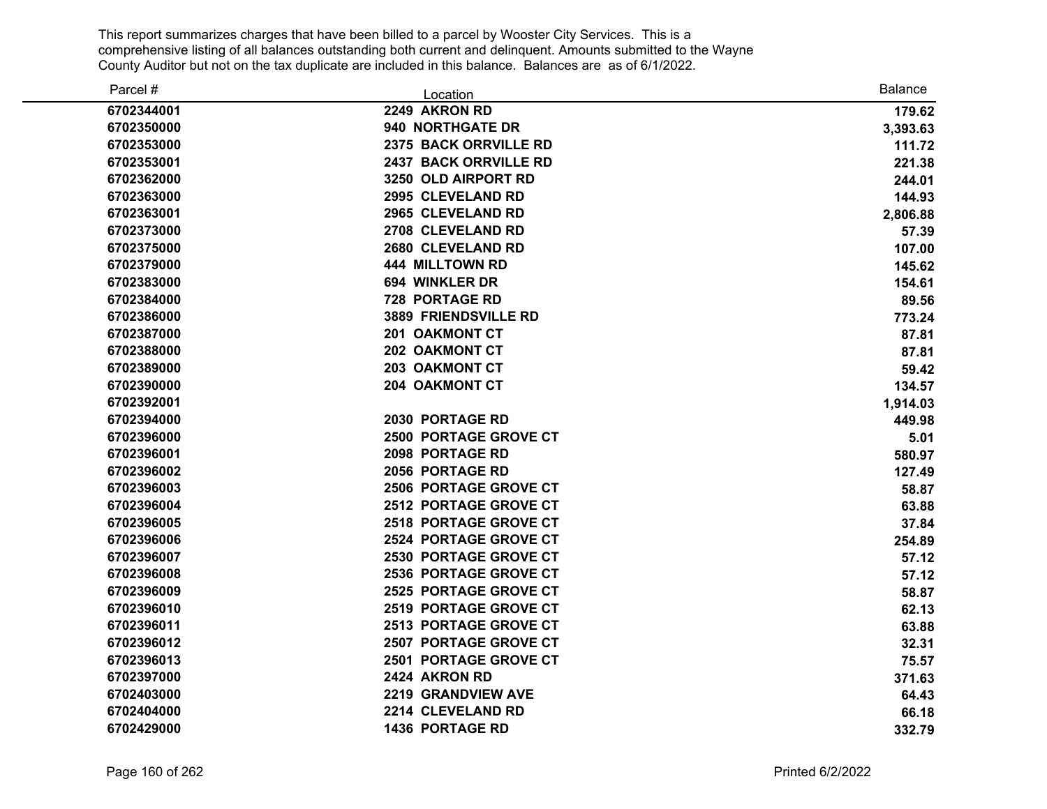This report summarizes charges that have been billed to a parcel by Wooster City Services. This is a comprehensive listing of all balances outstanding both current and delinquent. Amounts submitted to the Wayne County Auditor but not on the tax duplicate are included in this balance. Balances are as of 6/1/2022.

| Parcel # | Location | Balance |
|---|---|---|
| **6702344001** | **2249 AKRON RD** | **179.62** |
| **6702350000** | **940 NORTHGATE DR** | **3,393.63** |
| **6702353000** | **2375 BACK ORRVILLE RD** | **111.72** |
| **6702353001** | **2437 BACK ORRVILLE RD** | **221.38** |
| **6702362000** | **3250 OLD AIRPORT RD** | **244.01** |
| **6702363000** | **2995 CLEVELAND RD** | **144.93** |
| **6702363001** | **2965 CLEVELAND RD** | **2,806.88** |
| **6702373000** | **2708 CLEVELAND RD** | **57.39** |
| **6702375000** | **2680 CLEVELAND RD** | **107.00** |
| **6702379000** | **444 MILLTOWN RD** | **145.62** |
| **6702383000** | **694 WINKLER DR** | **154.61** |
| **6702384000** | **728 PORTAGE RD** | **89.56** |
| **6702386000** | **3889 FRIENDSVILLE RD** | **773.24** |
| **6702387000** | **201 OAKMONT CT** | **87.81** |
| **6702388000** | **202 OAKMONT CT** | **87.81** |
| **6702389000** | **203 OAKMONT CT** | **59.42** |
| **6702390000** | **204 OAKMONT CT** | **134.57** |
| **6702392001** | | **1,914.03** |
| **6702394000** | **2030 PORTAGE RD** | **449.98** |
| **6702396000** | **2500 PORTAGE GROVE CT** | **5.01** |
| **6702396001** | **2098 PORTAGE RD** | **580.97** |
| **6702396002** | **2056 PORTAGE RD** | **127.49** |
| **6702396003** | **2506 PORTAGE GROVE CT** | **58.87** |
| **6702396004** | **2512 PORTAGE GROVE CT** | **63.88** |
| **6702396005** | **2518 PORTAGE GROVE CT** | **37.84** |
| **6702396006** | **2524 PORTAGE GROVE CT** | **254.89** |
| **6702396007** | **2530 PORTAGE GROVE CT** | **57.12** |
| **6702396008** | **2536 PORTAGE GROVE CT** | **57.12** |
| **6702396009** | **2525 PORTAGE GROVE CT** | **58.87** |
| **6702396010** | **2519 PORTAGE GROVE CT** | **62.13** |
| **6702396011** | **2513 PORTAGE GROVE CT** | **63.88** |
| **6702396012** | **2507 PORTAGE GROVE CT** | **32.31** |
| **6702396013** | **2501 PORTAGE GROVE CT** | **75.57** |
| **6702397000** | **2424 AKRON RD** | **371.63** |
| **6702403000** | **2219 GRANDVIEW AVE** | **64.43** |
| **6702404000** | **2214 CLEVELAND RD** | **66.18** |
| **6702429000** | **1436 PORTAGE RD** | **332.79** |

Printed 6/2/2022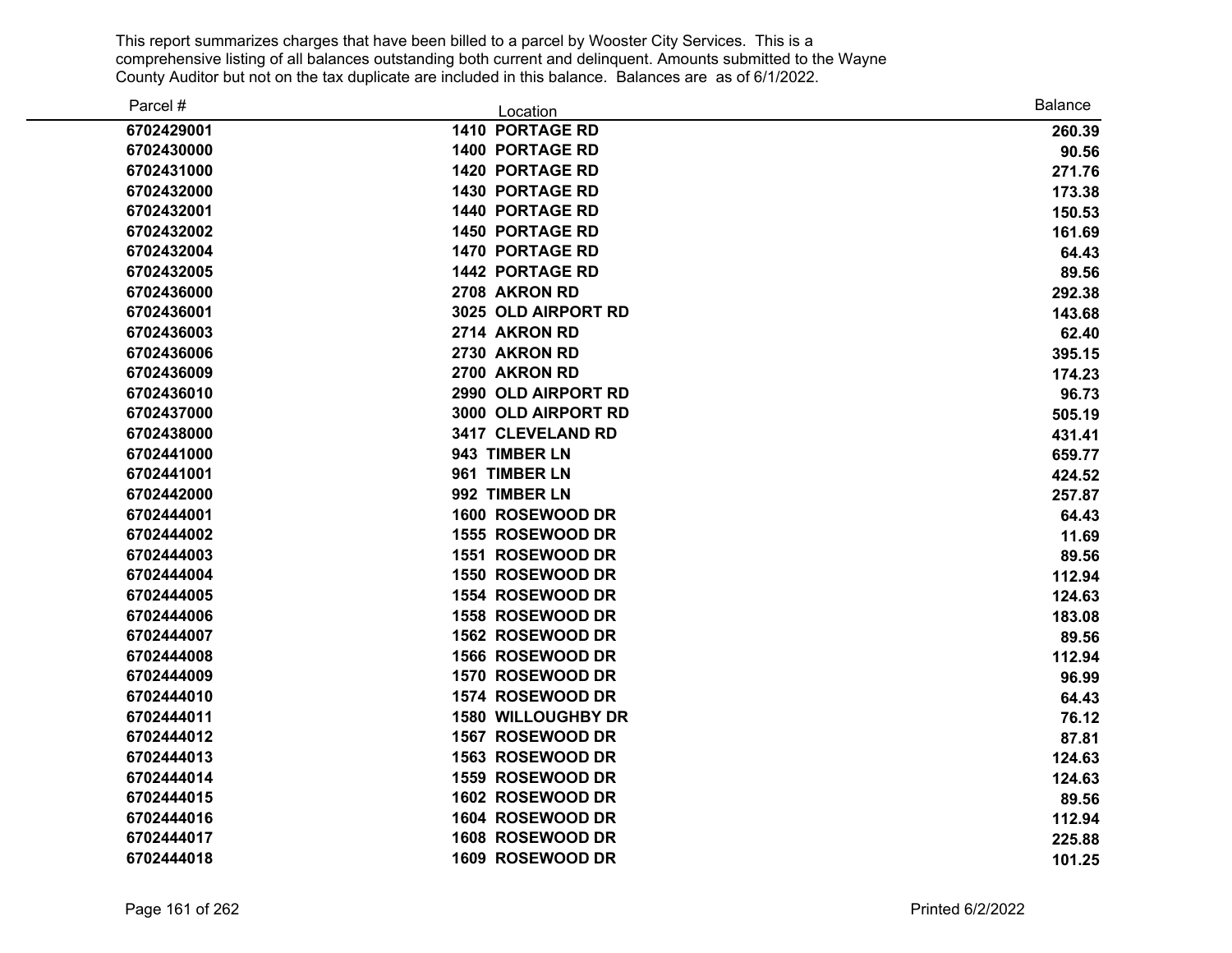This report summarizes charges that have been billed to a parcel by Wooster City Services. This is a comprehensive listing of all balances outstanding both current and delinquent. Amounts submitted to the Wayne County Auditor but not on the tax duplicate are included in this balance. Balances are as of 6/1/2022.

| Parcel # | Location | Balance |
|---|---|---|
| 6702429001 | 1410 PORTAGE RD | 260.39 |
| 6702430000 | 1400 PORTAGE RD | 90.56 |
| 6702431000 | 1420 PORTAGE RD | 271.76 |
| 6702432000 | 1430 PORTAGE RD | 173.38 |
| 6702432001 | 1440 PORTAGE RD | 150.53 |
| 6702432002 | 1450 PORTAGE RD | 161.69 |
| 6702432004 | 1470 PORTAGE RD | 64.43 |
| 6702432005 | 1442 PORTAGE RD | 89.56 |
| 6702436000 | 2708 AKRON RD | 292.38 |
| 6702436001 | 3025 OLD AIRPORT RD | 143.68 |
| 6702436003 | 2714 AKRON RD | 62.40 |
| 6702436006 | 2730 AKRON RD | 395.15 |
| 6702436009 | 2700 AKRON RD | 174.23 |
| 6702436010 | 2990 OLD AIRPORT RD | 96.73 |
| 6702437000 | 3000 OLD AIRPORT RD | 505.19 |
| 6702438000 | 3417 CLEVELAND RD | 431.41 |
| 6702441000 | 943 TIMBER LN | 659.77 |
| 6702441001 | 961 TIMBER LN | 424.52 |
| 6702442000 | 992 TIMBER LN | 257.87 |
| 6702444001 | 1600 ROSEWOOD DR | 64.43 |
| 6702444002 | 1555 ROSEWOOD DR | 11.69 |
| 6702444003 | 1551 ROSEWOOD DR | 89.56 |
| 6702444004 | 1550 ROSEWOOD DR | 112.94 |
| 6702444005 | 1554 ROSEWOOD DR | 124.63 |
| 6702444006 | 1558 ROSEWOOD DR | 183.08 |
| 6702444007 | 1562 ROSEWOOD DR | 89.56 |
| 6702444008 | 1566 ROSEWOOD DR | 112.94 |
| 6702444009 | 1570 ROSEWOOD DR | 96.99 |
| 6702444010 | 1574 ROSEWOOD DR | 64.43 |
| 6702444011 | 1580 WILLOUGHBY DR | 76.12 |
| 6702444012 | 1567 ROSEWOOD DR | 87.81 |
| 6702444013 | 1563 ROSEWOOD DR | 124.63 |
| 6702444014 | 1559 ROSEWOOD DR | 124.63 |
| 6702444015 | 1602 ROSEWOOD DR | 89.56 |
| 6702444016 | 1604 ROSEWOOD DR | 112.94 |
| 6702444017 | 1608 ROSEWOOD DR | 225.88 |
| 6702444018 | 1609 ROSEWOOD DR | 101.25 |

Printed 6/2/2022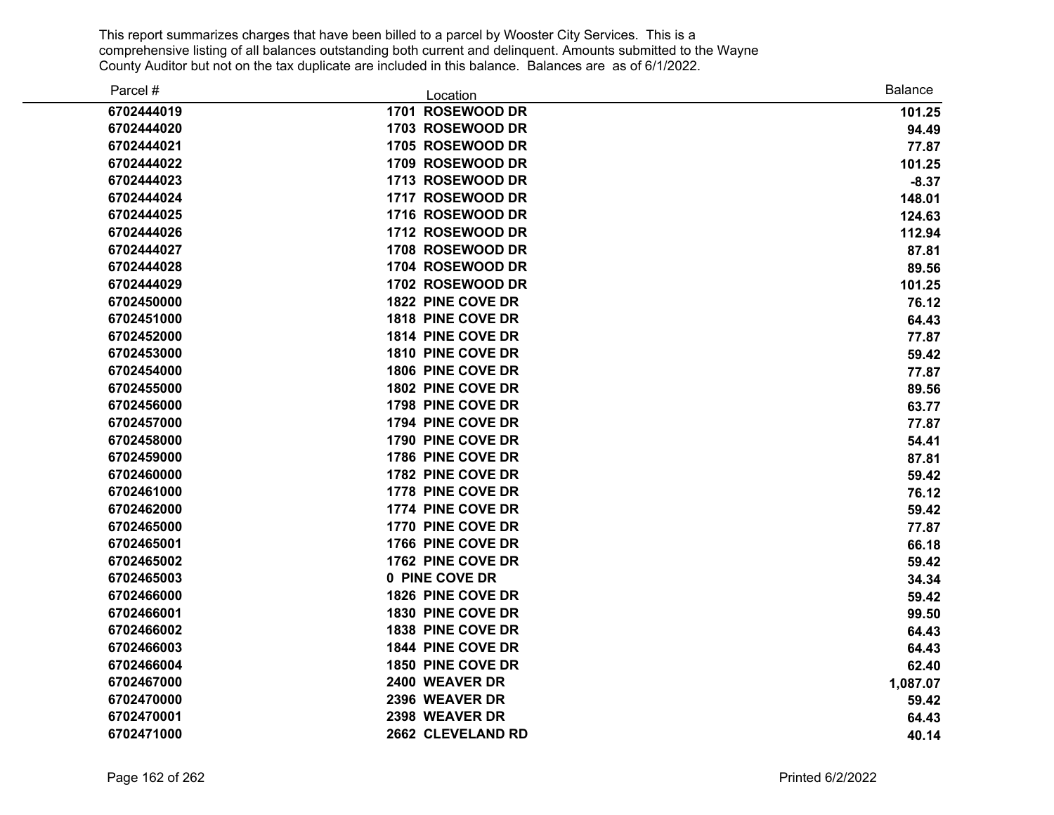This report summarizes charges that have been billed to a parcel by Wooster City Services. This is a comprehensive listing of all balances outstanding both current and delinquent. Amounts submitted to the Wayne County Auditor but not on the tax duplicate are included in this balance. Balances are as of 6/1/2022.

| Parcel # | Location | Balance |
|---|---|---|
| 6702444019 | 1701 ROSEWOOD DR | 101.25 |
| 6702444020 | 1703 ROSEWOOD DR | 94.49 |
| 6702444021 | 1705 ROSEWOOD DR | 77.87 |
| 6702444022 | 1709 ROSEWOOD DR | 101.25 |
| 6702444023 | 1713 ROSEWOOD DR | -8.37 |
| 6702444024 | 1717 ROSEWOOD DR | 148.01 |
| 6702444025 | 1716 ROSEWOOD DR | 124.63 |
| 6702444026 | 1712 ROSEWOOD DR | 112.94 |
| 6702444027 | 1708 ROSEWOOD DR | 87.81 |
| 6702444028 | 1704 ROSEWOOD DR | 89.56 |
| 6702444029 | 1702 ROSEWOOD DR | 101.25 |
| 6702450000 | 1822 PINE COVE DR | 76.12 |
| 6702451000 | 1818 PINE COVE DR | 64.43 |
| 6702452000 | 1814 PINE COVE DR | 77.87 |
| 6702453000 | 1810 PINE COVE DR | 59.42 |
| 6702454000 | 1806 PINE COVE DR | 77.87 |
| 6702455000 | 1802 PINE COVE DR | 89.56 |
| 6702456000 | 1798 PINE COVE DR | 63.77 |
| 6702457000 | 1794 PINE COVE DR | 77.87 |
| 6702458000 | 1790 PINE COVE DR | 54.41 |
| 6702459000 | 1786 PINE COVE DR | 87.81 |
| 6702460000 | 1782 PINE COVE DR | 59.42 |
| 6702461000 | 1778 PINE COVE DR | 76.12 |
| 6702462000 | 1774 PINE COVE DR | 59.42 |
| 6702465000 | 1770 PINE COVE DR | 77.87 |
| 6702465001 | 1766 PINE COVE DR | 66.18 |
| 6702465002 | 1762 PINE COVE DR | 59.42 |
| 6702465003 | 0 PINE COVE DR | 34.34 |
| 6702466000 | 1826 PINE COVE DR | 59.42 |
| 6702466001 | 1830 PINE COVE DR | 99.50 |
| 6702466002 | 1838 PINE COVE DR | 64.43 |
| 6702466003 | 1844 PINE COVE DR | 64.43 |
| 6702466004 | 1850 PINE COVE DR | 62.40 |
| 6702467000 | 2400 WEAVER DR | 1,087.07 |
| 6702470000 | 2396 WEAVER DR | 59.42 |
| 6702470001 | 2398 WEAVER DR | 64.43 |
| 6702471000 | 2662 CLEVELAND RD | 40.14 |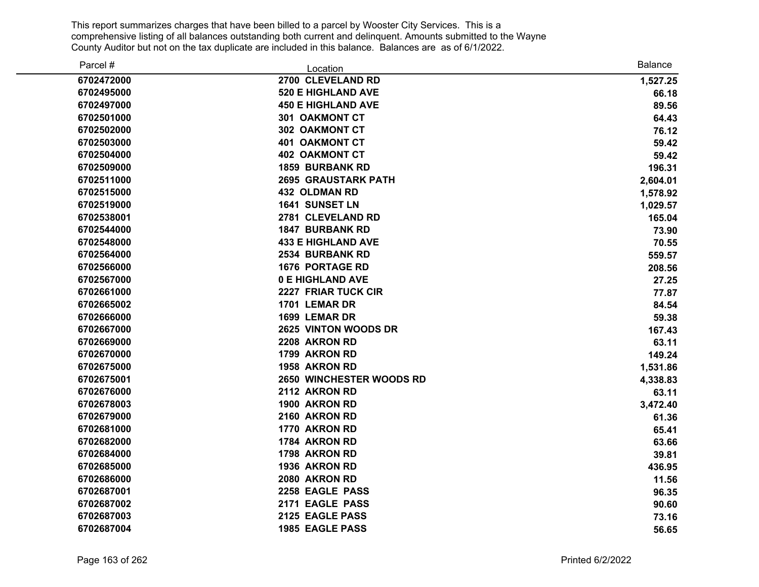This report summarizes charges that have been billed to a parcel by Wooster City Services. This is a comprehensive listing of all balances outstanding both current and delinquent. Amounts submitted to the Wayne County Auditor but not on the tax duplicate are included in this balance. Balances are as of 6/1/2022.

| Parcel # | Location | Balance |
|---|---|---|
| 6702472000 | 2700 CLEVELAND RD | 1,527.25 |
| 6702495000 | 520 E HIGHLAND AVE | 66.18 |
| 6702497000 | 450 E HIGHLAND AVE | 89.56 |
| 6702501000 | 301 OAKMONT CT | 64.43 |
| 6702502000 | 302 OAKMONT CT | 76.12 |
| 6702503000 | 401 OAKMONT CT | 59.42 |
| 6702504000 | 402 OAKMONT CT | 59.42 |
| 6702509000 | 1859 BURBANK RD | 196.31 |
| 6702511000 | 2695 GRAUSTARK PATH | 2,604.01 |
| 6702515000 | 432 OLDMAN RD | 1,578.92 |
| 6702519000 | 1641 SUNSET LN | 1,029.57 |
| 6702538001 | 2781 CLEVELAND RD | 165.04 |
| 6702544000 | 1847 BURBANK RD | 73.90 |
| 6702548000 | 433 E HIGHLAND AVE | 70.55 |
| 6702564000 | 2534 BURBANK RD | 559.57 |
| 6702566000 | 1676 PORTAGE RD | 208.56 |
| 6702567000 | 0 E HIGHLAND AVE | 27.25 |
| 6702661000 | 2227 FRIAR TUCK CIR | 77.87 |
| 6702665002 | 1701 LEMAR DR | 84.54 |
| 6702666000 | 1699 LEMAR DR | 59.38 |
| 6702667000 | 2625 VINTON WOODS DR | 167.43 |
| 6702669000 | 2208 AKRON RD | 63.11 |
| 6702670000 | 1799 AKRON RD | 149.24 |
| 6702675000 | 1958 AKRON RD | 1,531.86 |
| 6702675001 | 2650 WINCHESTER WOODS RD | 4,338.83 |
| 6702676000 | 2112 AKRON RD | 63.11 |
| 6702678003 | 1900 AKRON RD | 3,472.40 |
| 6702679000 | 2160 AKRON RD | 61.36 |
| 6702681000 | 1770 AKRON RD | 65.41 |
| 6702682000 | 1784 AKRON RD | 63.66 |
| 6702684000 | 1798 AKRON RD | 39.81 |
| 6702685000 | 1936 AKRON RD | 436.95 |
| 6702686000 | 2080 AKRON RD | 11.56 |
| 6702687001 | 2258 EAGLE PASS | 96.35 |
| 6702687002 | 2171 EAGLE PASS | 90.60 |
| 6702687003 | 2125 EAGLE PASS | 73.16 |
| 6702687004 | 1985 EAGLE PASS | 56.65 |

Printed 6/2/2022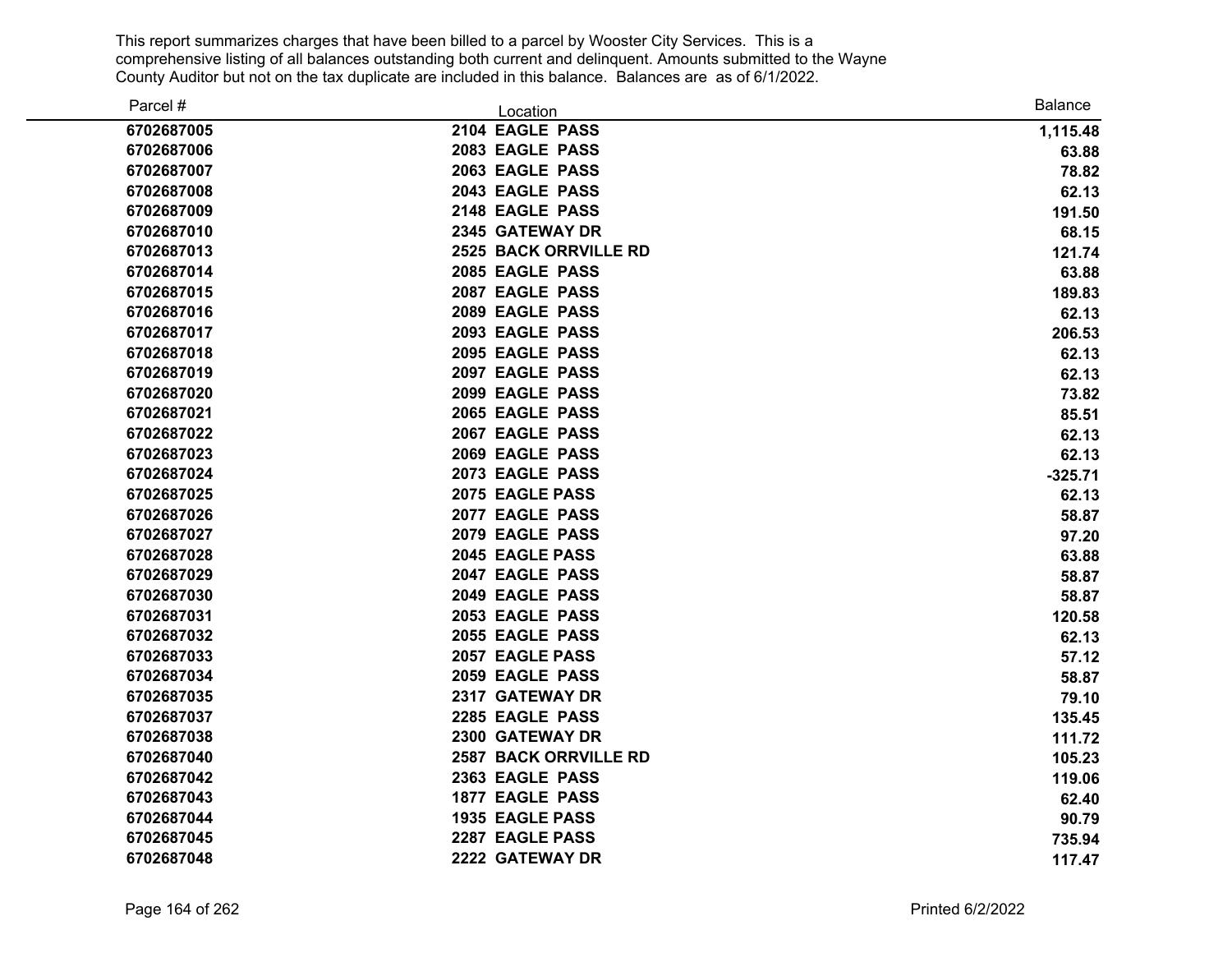This report summarizes charges that have been billed to a parcel by Wooster City Services. This is a comprehensive listing of all balances outstanding both current and delinquent. Amounts submitted to the Wayne County Auditor but not on the tax duplicate are included in this balance. Balances are as of 6/1/2022.

| Parcel # | Location | Balance |
|---|---|---|
| **6702687005** | **2104 EAGLE PASS** | **1,115.48** |
| **6702687006** | **2083 EAGLE PASS** | **63.88** |
| **6702687007** | **2063 EAGLE PASS** | **78.82** |
| **6702687008** | **2043 EAGLE PASS** | **62.13** |
| **6702687009** | **2148 EAGLE PASS** | **191.50** |
| **6702687010** | **2345 GATEWAY DR** | **68.15** |
| **6702687013** | **2525 BACK ORRVILLE RD** | **121.74** |
| **6702687014** | **2085 EAGLE PASS** | **63.88** |
| **6702687015** | **2087 EAGLE PASS** | **189.83** |
| **6702687016** | **2089 EAGLE PASS** | **62.13** |
| **6702687017** | **2093 EAGLE PASS** | **206.53** |
| **6702687018** | **2095 EAGLE PASS** | **62.13** |
| **6702687019** | **2097 EAGLE PASS** | **62.13** |
| **6702687020** | **2099 EAGLE PASS** | **73.82** |
| **6702687021** | **2065 EAGLE PASS** | **85.51** |
| **6702687022** | **2067 EAGLE PASS** | **62.13** |
| **6702687023** | **2069 EAGLE PASS** | **62.13** |
| **6702687024** | **2073 EAGLE PASS** | **-325.71** |
| **6702687025** | **2075 EAGLE PASS** | **62.13** |
| **6702687026** | **2077 EAGLE PASS** | **58.87** |
| **6702687027** | **2079 EAGLE PASS** | **97.20** |
| **6702687028** | **2045 EAGLE PASS** | **63.88** |
| **6702687029** | **2047 EAGLE PASS** | **58.87** |
| **6702687030** | **2049 EAGLE PASS** | **58.87** |
| **6702687031** | **2053 EAGLE PASS** | **120.58** |
| **6702687032** | **2055 EAGLE PASS** | **62.13** |
| **6702687033** | **2057 EAGLE PASS** | **57.12** |
| **6702687034** | **2059 EAGLE PASS** | **58.87** |
| **6702687035** | **2317 GATEWAY DR** | **79.10** |
| **6702687037** | **2285 EAGLE PASS** | **135.45** |
| **6702687038** | **2300 GATEWAY DR** | **111.72** |
| **6702687040** | **2587 BACK ORRVILLE RD** | **105.23** |
| **6702687042** | **2363 EAGLE PASS** | **119.06** |
| **6702687043** | **1877 EAGLE PASS** | **62.40** |
| **6702687044** | **1935 EAGLE PASS** | **90.79** |
| **6702687045** | **2287 EAGLE PASS** | **735.94** |
| **6702687048** | **2222 GATEWAY DR** | **117.47** |

Printed 6/2/2022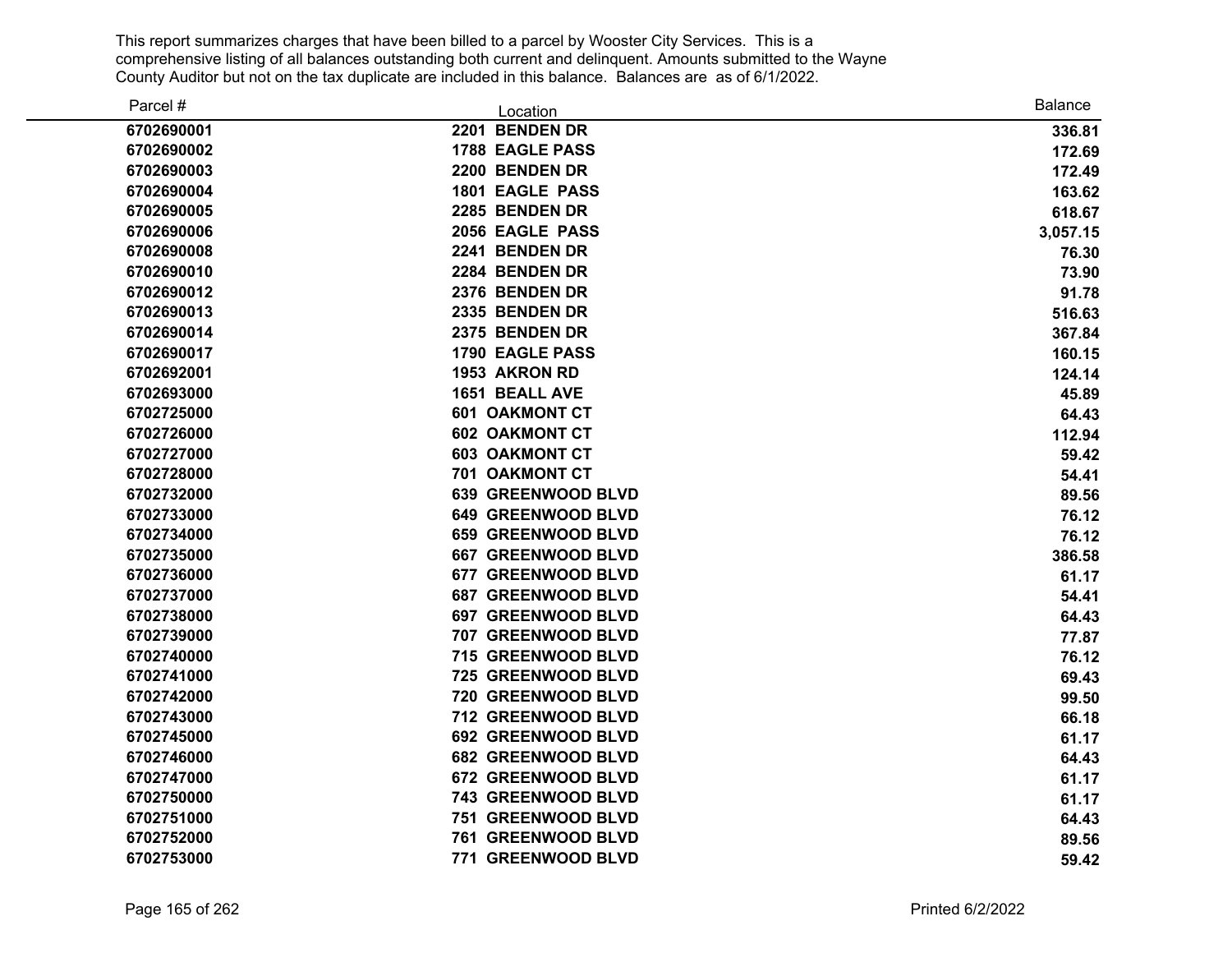This report summarizes charges that have been billed to a parcel by Wooster City Services. This is a comprehensive listing of all balances outstanding both current and delinquent. Amounts submitted to the Wayne County Auditor but not on the tax duplicate are included in this balance. Balances are as of 6/1/2022.

| Parcel # | Location | Balance |
|---|---|---|
| **6702690001** | **2201 BENDEN DR** | **336.81** |
| **6702690002** | **1788 EAGLE PASS** | **172.69** |
| **6702690003** | **2200 BENDEN DR** | **172.49** |
| **6702690004** | **1801 EAGLE PASS** | **163.62** |
| **6702690005** | **2285 BENDEN DR** | **618.67** |
| **6702690006** | **2056 EAGLE PASS** | **3,057.15** |
| **6702690008** | **2241 BENDEN DR** | **76.30** |
| **6702690010** | **2284 BENDEN DR** | **73.90** |
| **6702690012** | **2376 BENDEN DR** | **91.78** |
| **6702690013** | **2335 BENDEN DR** | **516.63** |
| **6702690014** | **2375 BENDEN DR** | **367.84** |
| **6702690017** | **1790 EAGLE PASS** | **160.15** |
| **6702692001** | **1953 AKRON RD** | **124.14** |
| **6702693000** | **1651 BEALL AVE** | **45.89** |
| **6702725000** | **601 OAKMONT CT** | **64.43** |
| **6702726000** | **602 OAKMONT CT** | **112.94** |
| **6702727000** | **603 OAKMONT CT** | **59.42** |
| **6702728000** | **701 OAKMONT CT** | **54.41** |
| **6702732000** | **639 GREENWOOD BLVD** | **89.56** |
| **6702733000** | **649 GREENWOOD BLVD** | **76.12** |
| **6702734000** | **659 GREENWOOD BLVD** | **76.12** |
| **6702735000** | **667 GREENWOOD BLVD** | **386.58** |
| **6702736000** | **677 GREENWOOD BLVD** | **61.17** |
| **6702737000** | **687 GREENWOOD BLVD** | **54.41** |
| **6702738000** | **697 GREENWOOD BLVD** | **64.43** |
| **6702739000** | **707 GREENWOOD BLVD** | **77.87** |
| **6702740000** | **715 GREENWOOD BLVD** | **76.12** |
| **6702741000** | **725 GREENWOOD BLVD** | **69.43** |
| **6702742000** | **720 GREENWOOD BLVD** | **99.50** |
| **6702743000** | **712 GREENWOOD BLVD** | **66.18** |
| **6702745000** | **692 GREENWOOD BLVD** | **61.17** |
| **6702746000** | **682 GREENWOOD BLVD** | **64.43** |
| **6702747000** | **672 GREENWOOD BLVD** | **61.17** |
| **6702750000** | **743 GREENWOOD BLVD** | **61.17** |
| **6702751000** | **751 GREENWOOD BLVD** | **64.43** |
| **6702752000** | **761 GREENWOOD BLVD** | **89.56** |
| **6702753000** | **771 GREENWOOD BLVD** | **59.42** |

Printed 6/2/2022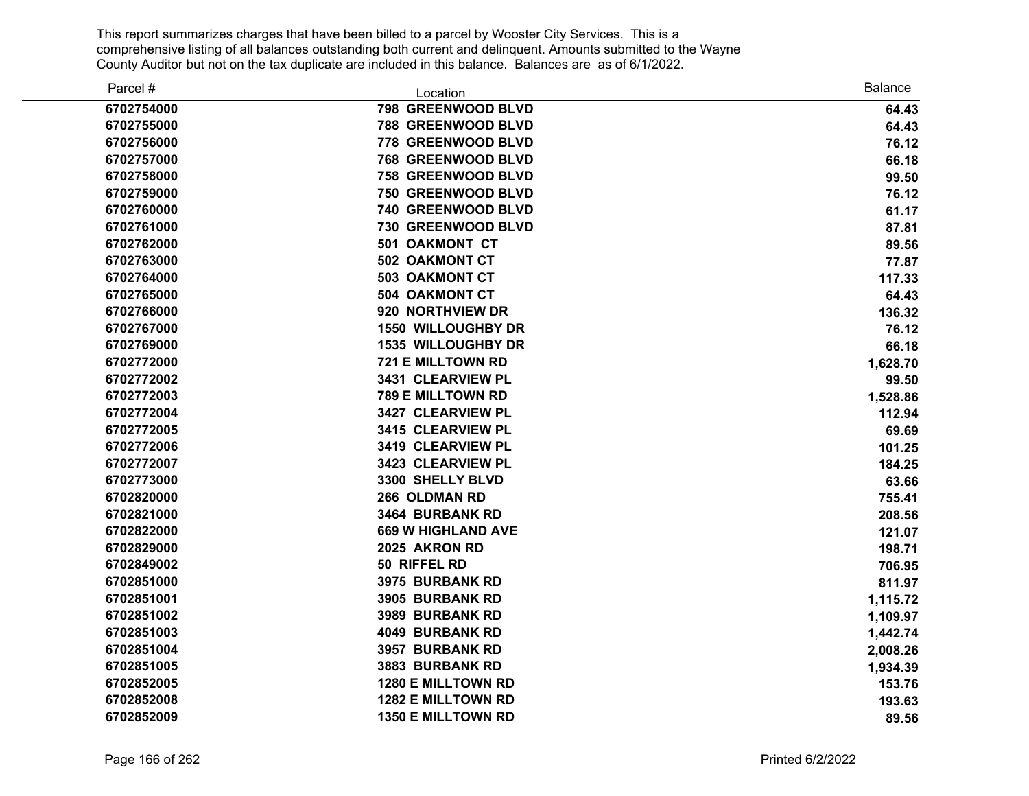This report summarizes charges that have been billed to a parcel by Wooster City Services. This is a comprehensive listing of all balances outstanding both current and delinquent. Amounts submitted to the Wayne County Auditor but not on the tax duplicate are included in this balance. Balances are as of 6/1/2022.

| Parcel # | Location | Balance |
|---|---|---|
| 6702754000 | 798 GREENWOOD BLVD | 64.43 |
| 6702755000 | 788 GREENWOOD BLVD | 64.43 |
| 6702756000 | 778 GREENWOOD BLVD | 76.12 |
| 6702757000 | 768 GREENWOOD BLVD | 66.18 |
| 6702758000 | 758 GREENWOOD BLVD | 99.50 |
| 6702759000 | 750 GREENWOOD BLVD | 76.12 |
| 6702760000 | 740 GREENWOOD BLVD | 61.17 |
| 6702761000 | 730 GREENWOOD BLVD | 87.81 |
| 6702762000 | 501 OAKMONT CT | 89.56 |
| 6702763000 | 502 OAKMONT CT | 77.87 |
| 6702764000 | 503 OAKMONT CT | 117.33 |
| 6702765000 | 504 OAKMONT CT | 64.43 |
| 6702766000 | 920 NORTHVIEW DR | 136.32 |
| 6702767000 | 1550 WILLOUGHBY DR | 76.12 |
| 6702769000 | 1535 WILLOUGHBY DR | 66.18 |
| 6702772000 | 721 E MILLTOWN RD | 1,628.70 |
| 6702772002 | 3431 CLEARVIEW PL | 99.50 |
| 6702772003 | 789 E MILLTOWN RD | 1,528.86 |
| 6702772004 | 3427 CLEARVIEW PL | 112.94 |
| 6702772005 | 3415 CLEARVIEW PL | 69.69 |
| 6702772006 | 3419 CLEARVIEW PL | 101.25 |
| 6702772007 | 3423 CLEARVIEW PL | 184.25 |
| 6702773000 | 3300 SHELLY BLVD | 63.66 |
| 6702820000 | 266 OLDMAN RD | 755.41 |
| 6702821000 | 3464 BURBANK RD | 208.56 |
| 6702822000 | 669 W HIGHLAND AVE | 121.07 |
| 6702829000 | 2025 AKRON RD | 198.71 |
| 6702849002 | 50 RIFFEL RD | 706.95 |
| 6702851000 | 3975 BURBANK RD | 811.97 |
| 6702851001 | 3905 BURBANK RD | 1,115.72 |
| 6702851002 | 3989 BURBANK RD | 1,109.97 |
| 6702851003 | 4049 BURBANK RD | 1,442.74 |
| 6702851004 | 3957 BURBANK RD | 2,008.26 |
| 6702851005 | 3883 BURBANK RD | 1,934.39 |
| 6702852005 | 1280 E MILLTOWN RD | 153.76 |
| 6702852008 | 1282 E MILLTOWN RD | 193.63 |
| 6702852009 | 1350 E MILLTOWN RD | 89.56 |

Printed 6/2/2022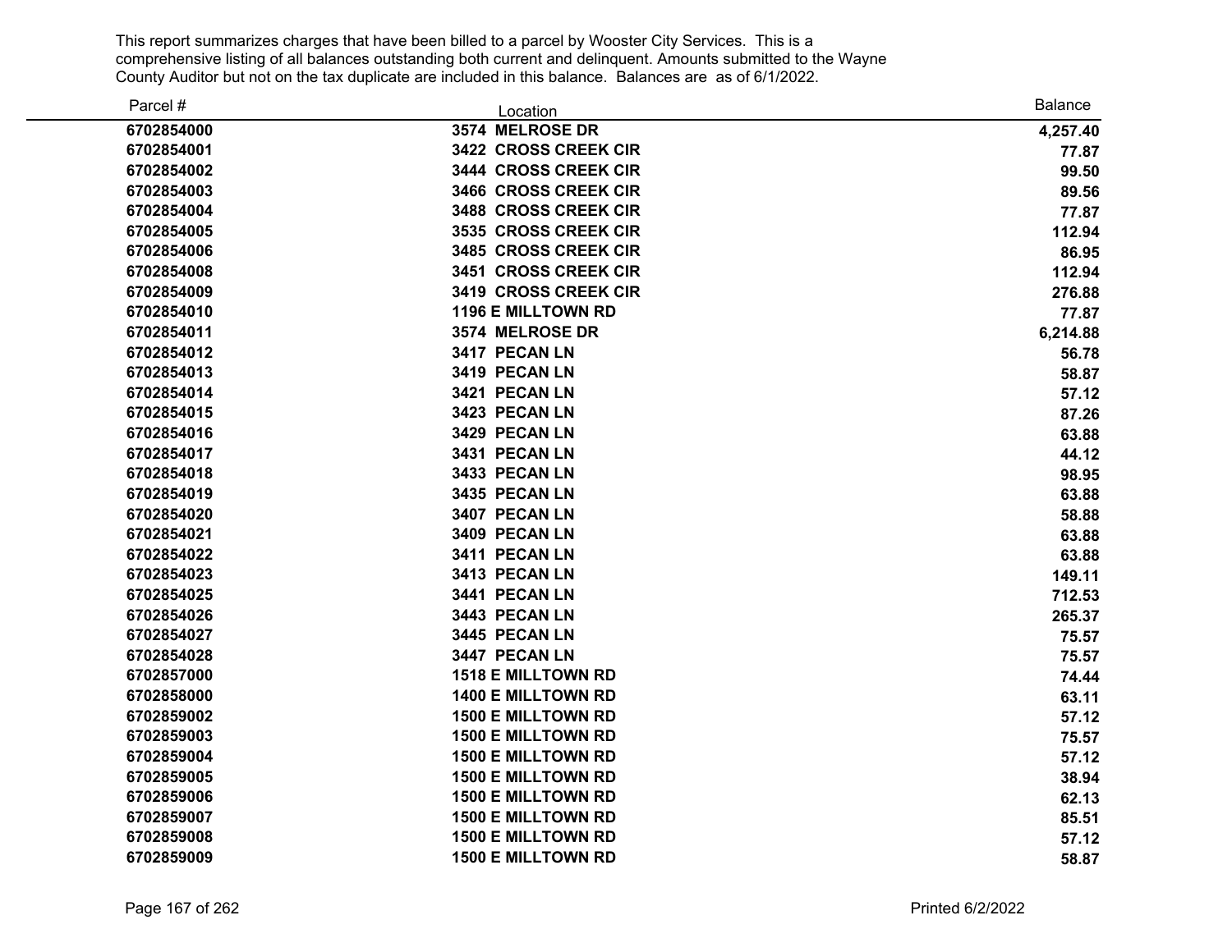This report summarizes charges that have been billed to a parcel by Wooster City Services. This is a comprehensive listing of all balances outstanding both current and delinquent. Amounts submitted to the Wayne County Auditor but not on the tax duplicate are included in this balance. Balances are as of 6/1/2022.

| Parcel # | Location | Balance |
|---|---|---|
| **6702854000** | **3574 MELROSE DR** | **4,257.40** |
| **6702854001** | **3422 CROSS CREEK CIR** | **77.87** |
| **6702854002** | **3444 CROSS CREEK CIR** | **99.50** |
| **6702854003** | **3466 CROSS CREEK CIR** | **89.56** |
| **6702854004** | **3488 CROSS CREEK CIR** | **77.87** |
| **6702854005** | **3535 CROSS CREEK CIR** | **112.94** |
| **6702854006** | **3485 CROSS CREEK CIR** | **86.95** |
| **6702854008** | **3451 CROSS CREEK CIR** | **112.94** |
| **6702854009** | **3419 CROSS CREEK CIR** | **276.88** |
| **6702854010** | **1196 E MILLTOWN RD** | **77.87** |
| **6702854011** | **3574 MELROSE DR** | **6,214.88** |
| **6702854012** | **3417 PECAN LN** | **56.78** |
| **6702854013** | **3419 PECAN LN** | **58.87** |
| **6702854014** | **3421 PECAN LN** | **57.12** |
| **6702854015** | **3423 PECAN LN** | **87.26** |
| **6702854016** | **3429 PECAN LN** | **63.88** |
| **6702854017** | **3431 PECAN LN** | **44.12** |
| **6702854018** | **3433 PECAN LN** | **98.95** |
| **6702854019** | **3435 PECAN LN** | **63.88** |
| **6702854020** | **3407 PECAN LN** | **58.88** |
| **6702854021** | **3409 PECAN LN** | **63.88** |
| **6702854022** | **3411 PECAN LN** | **63.88** |
| **6702854023** | **3413 PECAN LN** | **149.11** |
| **6702854025** | **3441 PECAN LN** | **712.53** |
| **6702854026** | **3443 PECAN LN** | **265.37** |
| **6702854027** | **3445 PECAN LN** | **75.57** |
| **6702854028** | **3447 PECAN LN** | **75.57** |
| **6702857000** | **1518 E MILLTOWN RD** | **74.44** |
| **6702858000** | **1400 E MILLTOWN RD** | **63.11** |
| **6702859002** | **1500 E MILLTOWN RD** | **57.12** |
| **6702859003** | **1500 E MILLTOWN RD** | **75.57** |
| **6702859004** | **1500 E MILLTOWN RD** | **57.12** |
| **6702859005** | **1500 E MILLTOWN RD** | **38.94** |
| **6702859006** | **1500 E MILLTOWN RD** | **62.13** |
| **6702859007** | **1500 E MILLTOWN RD** | **85.51** |
| **6702859008** | **1500 E MILLTOWN RD** | **57.12** |
| **6702859009** | **1500 E MILLTOWN RD** | **58.87** |

Printed 6/2/2022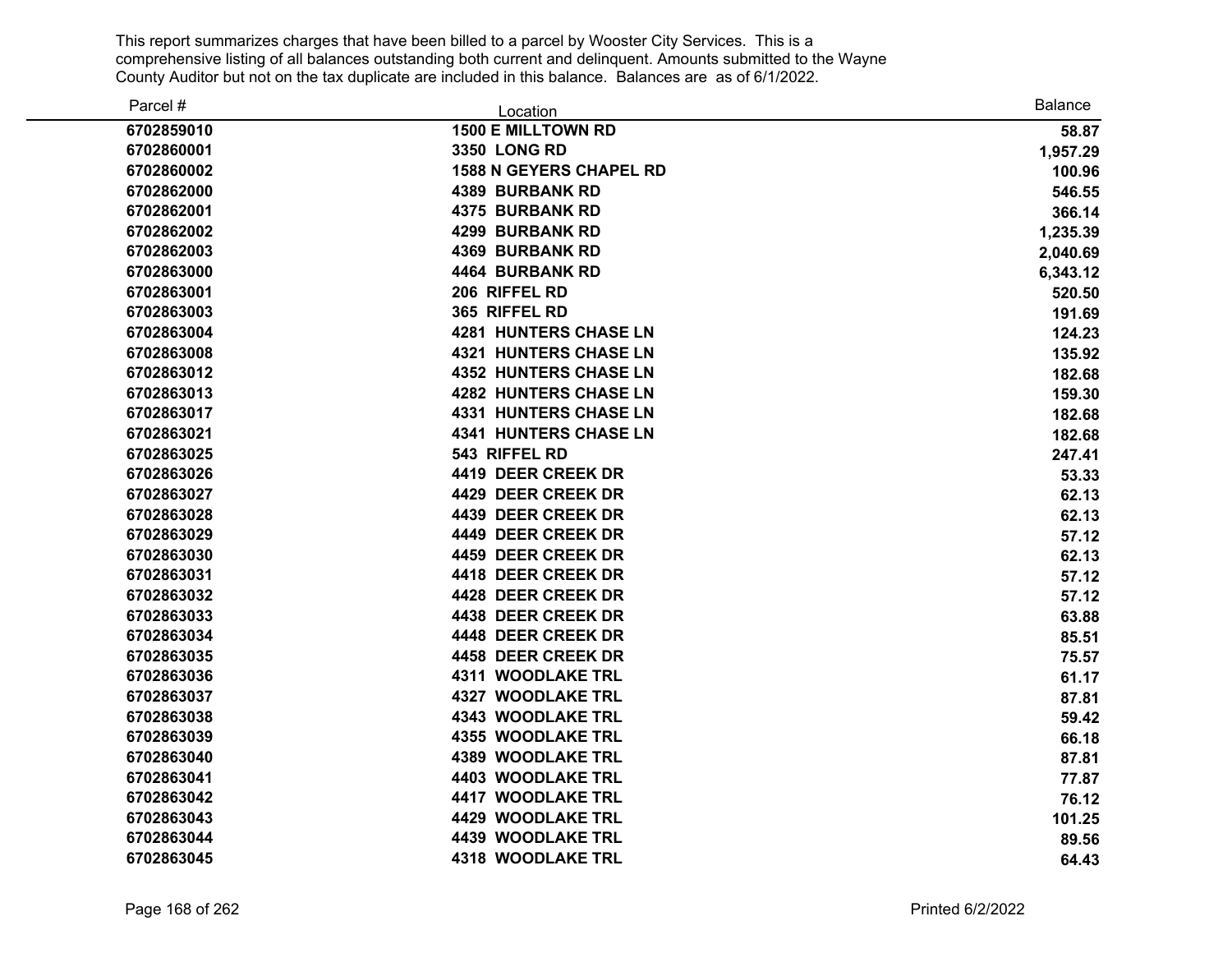This report summarizes charges that have been billed to a parcel by Wooster City Services. This is a comprehensive listing of all balances outstanding both current and delinquent. Amounts submitted to the Wayne County Auditor but not on the tax duplicate are included in this balance. Balances are as of 6/1/2022.

| Parcel # | Location | Balance |
|---|---|---|
| 6702859010 | 1500 E MILLTOWN RD | 58.87 |
| 6702860001 | 3350 LONG RD | 1,957.29 |
| 6702860002 | 1588 N GEYERS CHAPEL RD | 100.96 |
| 6702862000 | 4389 BURBANK RD | 546.55 |
| 6702862001 | 4375 BURBANK RD | 366.14 |
| 6702862002 | 4299 BURBANK RD | 1,235.39 |
| 6702862003 | 4369 BURBANK RD | 2,040.69 |
| 6702863000 | 4464 BURBANK RD | 6,343.12 |
| 6702863001 | 206 RIFFEL RD | 520.50 |
| 6702863003 | 365 RIFFEL RD | 191.69 |
| 6702863004 | 4281 HUNTERS CHASE LN | 124.23 |
| 6702863008 | 4321 HUNTERS CHASE LN | 135.92 |
| 6702863012 | 4352 HUNTERS CHASE LN | 182.68 |
| 6702863013 | 4282 HUNTERS CHASE LN | 159.30 |
| 6702863017 | 4331 HUNTERS CHASE LN | 182.68 |
| 6702863021 | 4341 HUNTERS CHASE LN | 182.68 |
| 6702863025 | 543 RIFFEL RD | 247.41 |
| 6702863026 | 4419 DEER CREEK DR | 53.33 |
| 6702863027 | 4429 DEER CREEK DR | 62.13 |
| 6702863028 | 4439 DEER CREEK DR | 62.13 |
| 6702863029 | 4449 DEER CREEK DR | 57.12 |
| 6702863030 | 4459 DEER CREEK DR | 62.13 |
| 6702863031 | 4418 DEER CREEK DR | 57.12 |
| 6702863032 | 4428 DEER CREEK DR | 57.12 |
| 6702863033 | 4438 DEER CREEK DR | 63.88 |
| 6702863034 | 4448 DEER CREEK DR | 85.51 |
| 6702863035 | 4458 DEER CREEK DR | 75.57 |
| 6702863036 | 4311 WOODLAKE TRL | 61.17 |
| 6702863037 | 4327 WOODLAKE TRL | 87.81 |
| 6702863038 | 4343 WOODLAKE TRL | 59.42 |
| 6702863039 | 4355 WOODLAKE TRL | 66.18 |
| 6702863040 | 4389 WOODLAKE TRL | 87.81 |
| 6702863041 | 4403 WOODLAKE TRL | 77.87 |
| 6702863042 | 4417 WOODLAKE TRL | 76.12 |
| 6702863043 | 4429 WOODLAKE TRL | 101.25 |
| 6702863044 | 4439 WOODLAKE TRL | 89.56 |
| 6702863045 | 4318 WOODLAKE TRL | 64.43 |

Printed 6/2/2022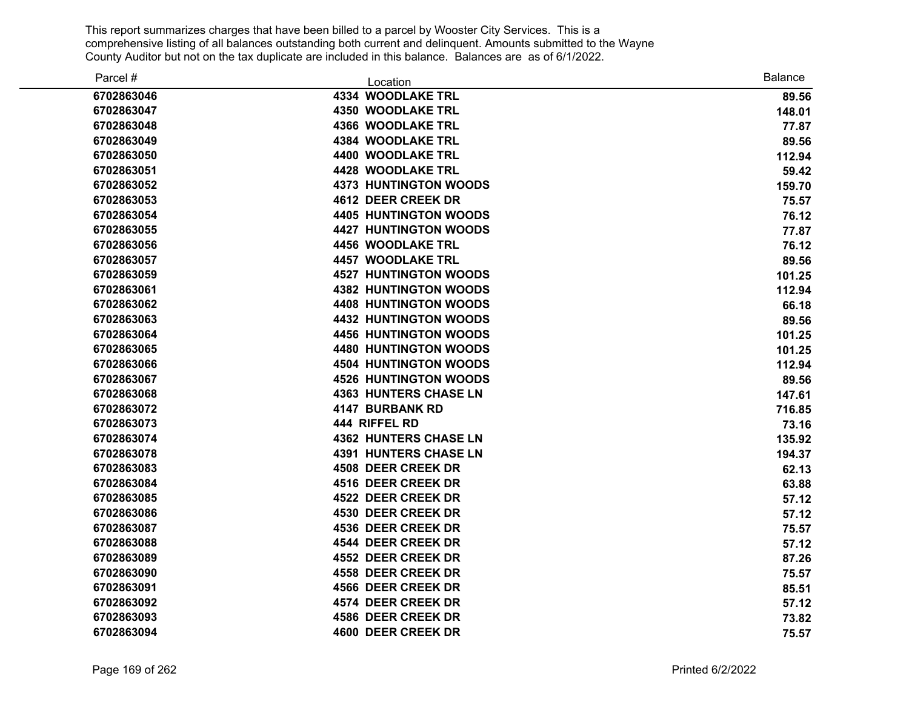This report summarizes charges that have been billed to a parcel by Wooster City Services. This is a comprehensive listing of all balances outstanding both current and delinquent. Amounts submitted to the Wayne County Auditor but not on the tax duplicate are included in this balance. Balances are as of 6/1/2022.

| Parcel # | Location | Balance |
|---|---|---|
| 6702863046 | 4334 WOODLAKE TRL | 89.56 |
| 6702863047 | 4350 WOODLAKE TRL | 148.01 |
| 6702863048 | 4366 WOODLAKE TRL | 77.87 |
| 6702863049 | 4384 WOODLAKE TRL | 89.56 |
| 6702863050 | 4400 WOODLAKE TRL | 112.94 |
| 6702863051 | 4428 WOODLAKE TRL | 59.42 |
| 6702863052 | 4373 HUNTINGTON WOODS | 159.70 |
| 6702863053 | 4612 DEER CREEK DR | 75.57 |
| 6702863054 | 4405 HUNTINGTON WOODS | 76.12 |
| 6702863055 | 4427 HUNTINGTON WOODS | 77.87 |
| 6702863056 | 4456 WOODLAKE TRL | 76.12 |
| 6702863057 | 4457 WOODLAKE TRL | 89.56 |
| 6702863059 | 4527 HUNTINGTON WOODS | 101.25 |
| 6702863061 | 4382 HUNTINGTON WOODS | 112.94 |
| 6702863062 | 4408 HUNTINGTON WOODS | 66.18 |
| 6702863063 | 4432 HUNTINGTON WOODS | 89.56 |
| 6702863064 | 4456 HUNTINGTON WOODS | 101.25 |
| 6702863065 | 4480 HUNTINGTON WOODS | 101.25 |
| 6702863066 | 4504 HUNTINGTON WOODS | 112.94 |
| 6702863067 | 4526 HUNTINGTON WOODS | 89.56 |
| 6702863068 | 4363 HUNTERS CHASE LN | 147.61 |
| 6702863072 | 4147 BURBANK RD | 716.85 |
| 6702863073 | 444 RIFFEL RD | 73.16 |
| 6702863074 | 4362 HUNTERS CHASE LN | 135.92 |
| 6702863078 | 4391 HUNTERS CHASE LN | 194.37 |
| 6702863083 | 4508 DEER CREEK DR | 62.13 |
| 6702863084 | 4516 DEER CREEK DR | 63.88 |
| 6702863085 | 4522 DEER CREEK DR | 57.12 |
| 6702863086 | 4530 DEER CREEK DR | 57.12 |
| 6702863087 | 4536 DEER CREEK DR | 75.57 |
| 6702863088 | 4544 DEER CREEK DR | 57.12 |
| 6702863089 | 4552 DEER CREEK DR | 87.26 |
| 6702863090 | 4558 DEER CREEK DR | 75.57 |
| 6702863091 | 4566 DEER CREEK DR | 85.51 |
| 6702863092 | 4574 DEER CREEK DR | 57.12 |
| 6702863093 | 4586 DEER CREEK DR | 73.82 |
| 6702863094 | 4600 DEER CREEK DR | 75.57 |

Printed 6/2/2022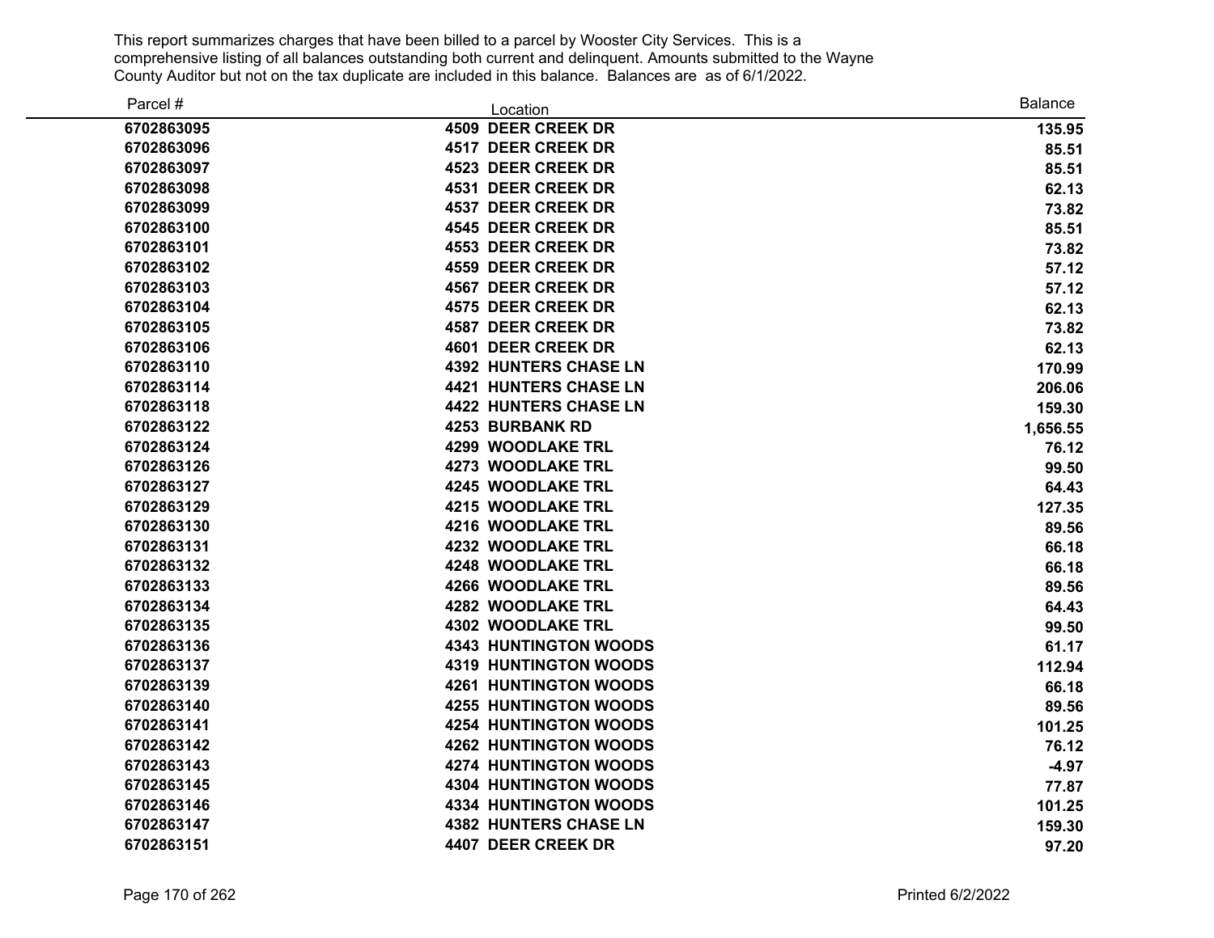This report summarizes charges that have been billed to a parcel by Wooster City Services. This is a comprehensive listing of all balances outstanding both current and delinquent. Amounts submitted to the Wayne County Auditor but not on the tax duplicate are included in this balance. Balances are as of 6/1/2022.

| Parcel # | Location | Balance |
|---|---|---|
| **6702863095** | **4509 DEER CREEK DR** | **135.95** |
| **6702863096** | **4517 DEER CREEK DR** | **85.51** |
| **6702863097** | **4523 DEER CREEK DR** | **85.51** |
| **6702863098** | **4531 DEER CREEK DR** | **62.13** |
| **6702863099** | **4537 DEER CREEK DR** | **73.82** |
| **6702863100** | **4545 DEER CREEK DR** | **85.51** |
| **6702863101** | **4553 DEER CREEK DR** | **73.82** |
| **6702863102** | **4559 DEER CREEK DR** | **57.12** |
| **6702863103** | **4567 DEER CREEK DR** | **57.12** |
| **6702863104** | **4575 DEER CREEK DR** | **62.13** |
| **6702863105** | **4587 DEER CREEK DR** | **73.82** |
| **6702863106** | **4601 DEER CREEK DR** | **62.13** |
| **6702863110** | **4392 HUNTERS CHASE LN** | **170.99** |
| **6702863114** | **4421 HUNTERS CHASE LN** | **206.06** |
| **6702863118** | **4422 HUNTERS CHASE LN** | **159.30** |
| **6702863122** | **4253 BURBANK RD** | **1,656.55** |
| **6702863124** | **4299 WOODLAKE TRL** | **76.12** |
| **6702863126** | **4273 WOODLAKE TRL** | **99.50** |
| **6702863127** | **4245 WOODLAKE TRL** | **64.43** |
| **6702863129** | **4215 WOODLAKE TRL** | **127.35** |
| **6702863130** | **4216 WOODLAKE TRL** | **89.56** |
| **6702863131** | **4232 WOODLAKE TRL** | **66.18** |
| **6702863132** | **4248 WOODLAKE TRL** | **66.18** |
| **6702863133** | **4266 WOODLAKE TRL** | **89.56** |
| **6702863134** | **4282 WOODLAKE TRL** | **64.43** |
| **6702863135** | **4302 WOODLAKE TRL** | **99.50** |
| **6702863136** | **4343 HUNTINGTON WOODS** | **61.17** |
| **6702863137** | **4319 HUNTINGTON WOODS** | **112.94** |
| **6702863139** | **4261 HUNTINGTON WOODS** | **66.18** |
| **6702863140** | **4255 HUNTINGTON WOODS** | **89.56** |
| **6702863141** | **4254 HUNTINGTON WOODS** | **101.25** |
| **6702863142** | **4262 HUNTINGTON WOODS** | **76.12** |
| **6702863143** | **4274 HUNTINGTON WOODS** | **-4.97** |
| **6702863145** | **4304 HUNTINGTON WOODS** | **77.87** |
| **6702863146** | **4334 HUNTINGTON WOODS** | **101.25** |
| **6702863147** | **4382 HUNTERS CHASE LN** | **159.30** |
| **6702863151** | **4407 DEER CREEK DR** | **97.20** |

Printed 6/2/2022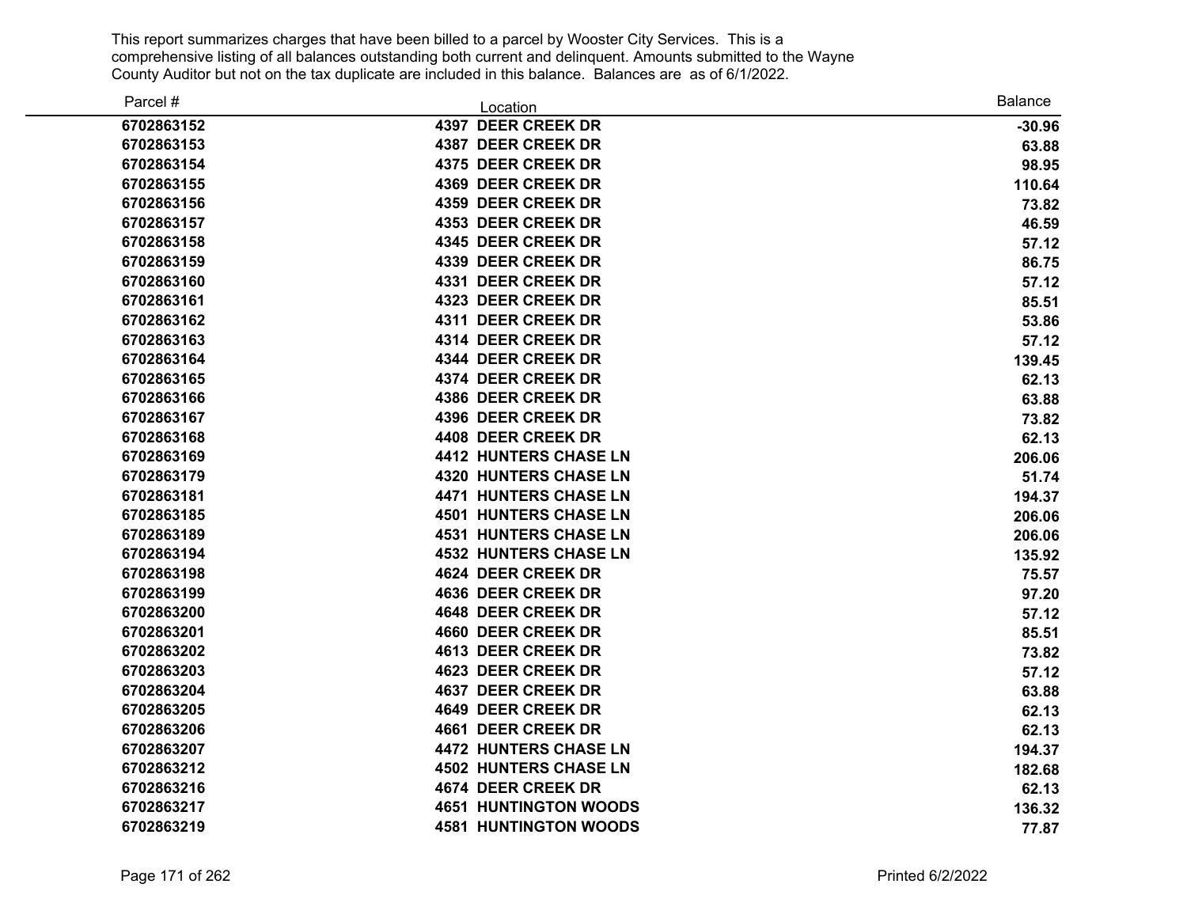This report summarizes charges that have been billed to a parcel by Wooster City Services. This is a comprehensive listing of all balances outstanding both current and delinquent. Amounts submitted to the Wayne County Auditor but not on the tax duplicate are included in this balance. Balances are as of 6/1/2022.

| Parcel # | Location | Balance |
|---|---|---|
| 6702863152 | 4397 DEER CREEK DR | -30.96 |
| 6702863153 | 4387 DEER CREEK DR | 63.88 |
| 6702863154 | 4375 DEER CREEK DR | 98.95 |
| 6702863155 | 4369 DEER CREEK DR | 110.64 |
| 6702863156 | 4359 DEER CREEK DR | 73.82 |
| 6702863157 | 4353 DEER CREEK DR | 46.59 |
| 6702863158 | 4345 DEER CREEK DR | 57.12 |
| 6702863159 | 4339 DEER CREEK DR | 86.75 |
| 6702863160 | 4331 DEER CREEK DR | 57.12 |
| 6702863161 | 4323 DEER CREEK DR | 85.51 |
| 6702863162 | 4311 DEER CREEK DR | 53.86 |
| 6702863163 | 4314 DEER CREEK DR | 57.12 |
| 6702863164 | 4344 DEER CREEK DR | 139.45 |
| 6702863165 | 4374 DEER CREEK DR | 62.13 |
| 6702863166 | 4386 DEER CREEK DR | 63.88 |
| 6702863167 | 4396 DEER CREEK DR | 73.82 |
| 6702863168 | 4408 DEER CREEK DR | 62.13 |
| 6702863169 | 4412 HUNTERS CHASE LN | 206.06 |
| 6702863179 | 4320 HUNTERS CHASE LN | 51.74 |
| 6702863181 | 4471 HUNTERS CHASE LN | 194.37 |
| 6702863185 | 4501 HUNTERS CHASE LN | 206.06 |
| 6702863189 | 4531 HUNTERS CHASE LN | 206.06 |
| 6702863194 | 4532 HUNTERS CHASE LN | 135.92 |
| 6702863198 | 4624 DEER CREEK DR | 75.57 |
| 6702863199 | 4636 DEER CREEK DR | 97.20 |
| 6702863200 | 4648 DEER CREEK DR | 57.12 |
| 6702863201 | 4660 DEER CREEK DR | 85.51 |
| 6702863202 | 4613 DEER CREEK DR | 73.82 |
| 6702863203 | 4623 DEER CREEK DR | 57.12 |
| 6702863204 | 4637 DEER CREEK DR | 63.88 |
| 6702863205 | 4649 DEER CREEK DR | 62.13 |
| 6702863206 | 4661 DEER CREEK DR | 62.13 |
| 6702863207 | 4472 HUNTERS CHASE LN | 194.37 |
| 6702863212 | 4502 HUNTERS CHASE LN | 182.68 |
| 6702863216 | 4674 DEER CREEK DR | 62.13 |
| 6702863217 | 4651 HUNTINGTON WOODS | 136.32 |
| 6702863219 | 4581 HUNTINGTON WOODS | 77.87 |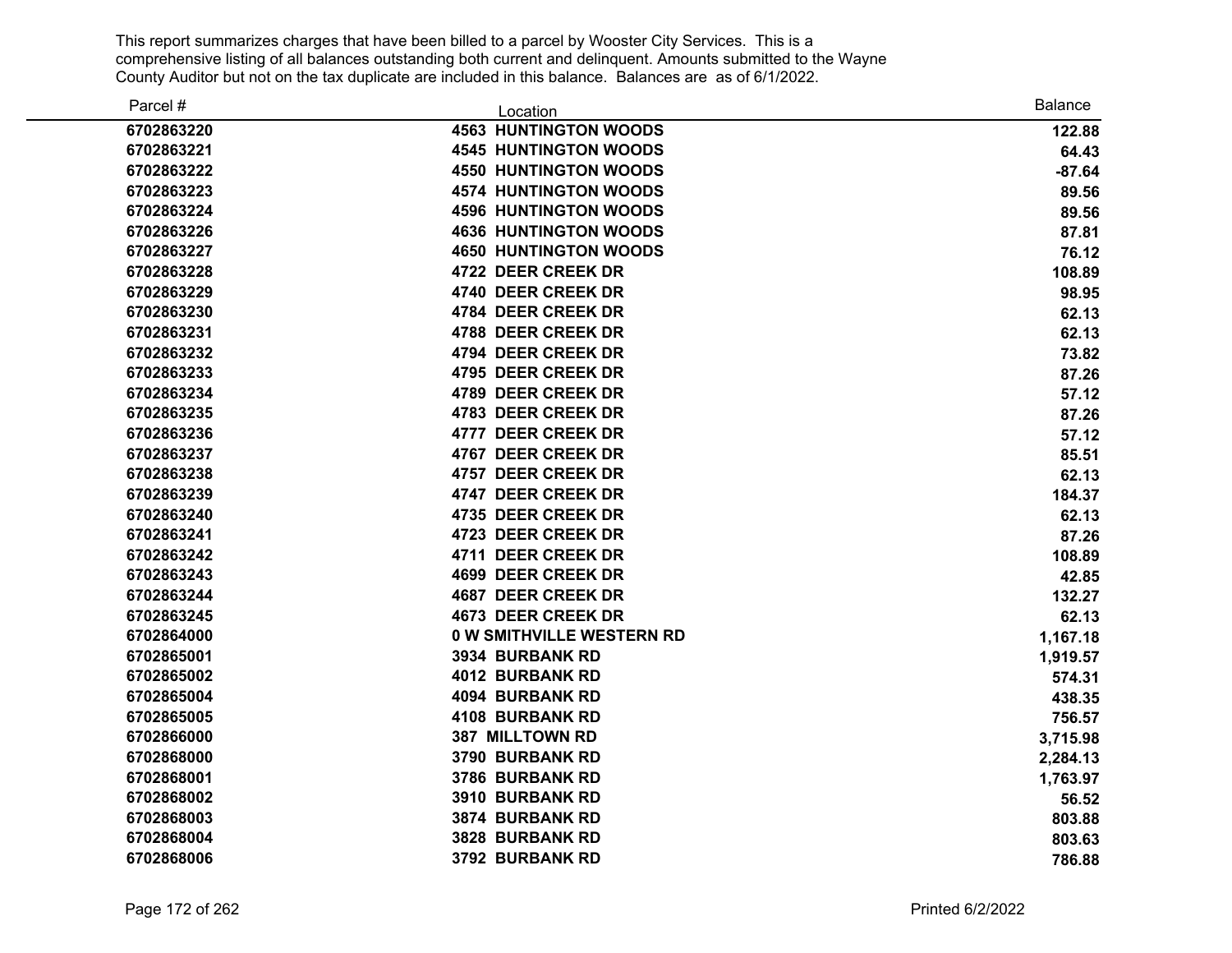This report summarizes charges that have been billed to a parcel by Wooster City Services. This is a comprehensive listing of all balances outstanding both current and delinquent. Amounts submitted to the Wayne County Auditor but not on the tax duplicate are included in this balance. Balances are as of 6/1/2022.

| Parcel # | Location | Balance |
|---|---|---|
| 6702863220 | 4563 HUNTINGTON WOODS | 122.88 |
| 6702863221 | 4545 HUNTINGTON WOODS | 64.43 |
| 6702863222 | 4550 HUNTINGTON WOODS | -87.64 |
| 6702863223 | 4574 HUNTINGTON WOODS | 89.56 |
| 6702863224 | 4596 HUNTINGTON WOODS | 89.56 |
| 6702863226 | 4636 HUNTINGTON WOODS | 87.81 |
| 6702863227 | 4650 HUNTINGTON WOODS | 76.12 |
| 6702863228 | 4722 DEER CREEK DR | 108.89 |
| 6702863229 | 4740 DEER CREEK DR | 98.95 |
| 6702863230 | 4784 DEER CREEK DR | 62.13 |
| 6702863231 | 4788 DEER CREEK DR | 62.13 |
| 6702863232 | 4794 DEER CREEK DR | 73.82 |
| 6702863233 | 4795 DEER CREEK DR | 87.26 |
| 6702863234 | 4789 DEER CREEK DR | 57.12 |
| 6702863235 | 4783 DEER CREEK DR | 87.26 |
| 6702863236 | 4777 DEER CREEK DR | 57.12 |
| 6702863237 | 4767 DEER CREEK DR | 85.51 |
| 6702863238 | 4757 DEER CREEK DR | 62.13 |
| 6702863239 | 4747 DEER CREEK DR | 184.37 |
| 6702863240 | 4735 DEER CREEK DR | 62.13 |
| 6702863241 | 4723 DEER CREEK DR | 87.26 |
| 6702863242 | 4711 DEER CREEK DR | 108.89 |
| 6702863243 | 4699 DEER CREEK DR | 42.85 |
| 6702863244 | 4687 DEER CREEK DR | 132.27 |
| 6702863245 | 4673 DEER CREEK DR | 62.13 |
| 6702864000 | 0 W SMITHVILLE WESTERN RD | 1,167.18 |
| 6702865001 | 3934 BURBANK RD | 1,919.57 |
| 6702865002 | 4012 BURBANK RD | 574.31 |
| 6702865004 | 4094 BURBANK RD | 438.35 |
| 6702865005 | 4108 BURBANK RD | 756.57 |
| 6702866000 | 387 MILLTOWN RD | 3,715.98 |
| 6702868000 | 3790 BURBANK RD | 2,284.13 |
| 6702868001 | 3786 BURBANK RD | 1,763.97 |
| 6702868002 | 3910 BURBANK RD | 56.52 |
| 6702868003 | 3874 BURBANK RD | 803.88 |
| 6702868004 | 3828 BURBANK RD | 803.63 |
| 6702868006 | 3792 BURBANK RD | 786.88 |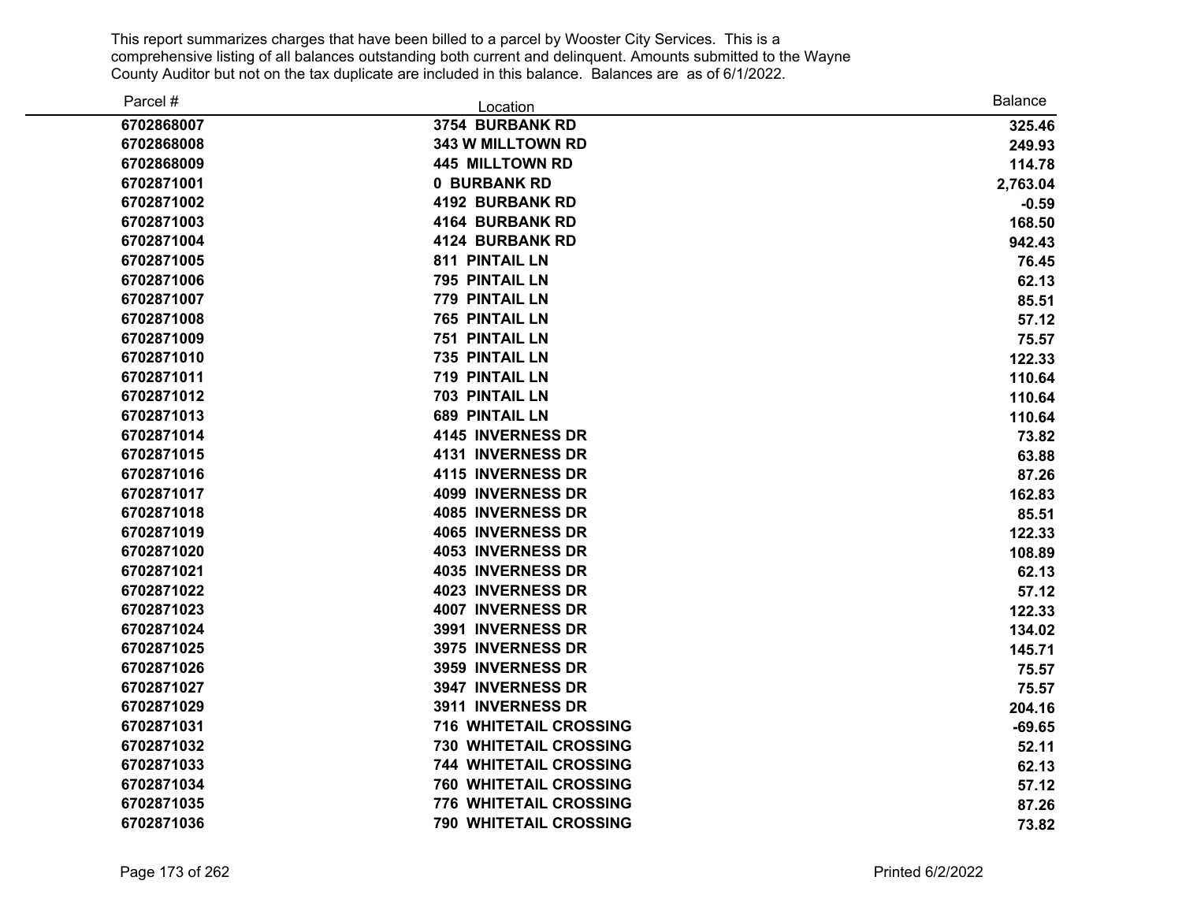This report summarizes charges that have been billed to a parcel by Wooster City Services. This is a comprehensive listing of all balances outstanding both current and delinquent. Amounts submitted to the Wayne County Auditor but not on the tax duplicate are included in this balance. Balances are as of 6/1/2022.

| Parcel # | Location | Balance |
|---|---|---|
| **6702868007** | **3754 BURBANK RD** | **325.46** |
| **6702868008** | **343 W MILLTOWN RD** | **249.93** |
| **6702868009** | **445 MILLTOWN RD** | **114.78** |
| **6702871001** | **0 BURBANK RD** | **2,763.04** |
| **6702871002** | **4192 BURBANK RD** | **-0.59** |
| **6702871003** | **4164 BURBANK RD** | **168.50** |
| **6702871004** | **4124 BURBANK RD** | **942.43** |
| **6702871005** | **811 PINTAIL LN** | **76.45** |
| **6702871006** | **795 PINTAIL LN** | **62.13** |
| **6702871007** | **779 PINTAIL LN** | **85.51** |
| **6702871008** | **765 PINTAIL LN** | **57.12** |
| **6702871009** | **751 PINTAIL LN** | **75.57** |
| **6702871010** | **735 PINTAIL LN** | **122.33** |
| **6702871011** | **719 PINTAIL LN** | **110.64** |
| **6702871012** | **703 PINTAIL LN** | **110.64** |
| **6702871013** | **689 PINTAIL LN** | **110.64** |
| **6702871014** | **4145 INVERNESS DR** | **73.82** |
| **6702871015** | **4131 INVERNESS DR** | **63.88** |
| **6702871016** | **4115 INVERNESS DR** | **87.26** |
| **6702871017** | **4099 INVERNESS DR** | **162.83** |
| **6702871018** | **4085 INVERNESS DR** | **85.51** |
| **6702871019** | **4065 INVERNESS DR** | **122.33** |
| **6702871020** | **4053 INVERNESS DR** | **108.89** |
| **6702871021** | **4035 INVERNESS DR** | **62.13** |
| **6702871022** | **4023 INVERNESS DR** | **57.12** |
| **6702871023** | **4007 INVERNESS DR** | **122.33** |
| **6702871024** | **3991 INVERNESS DR** | **134.02** |
| **6702871025** | **3975 INVERNESS DR** | **145.71** |
| **6702871026** | **3959 INVERNESS DR** | **75.57** |
| **6702871027** | **3947 INVERNESS DR** | **75.57** |
| **6702871029** | **3911 INVERNESS DR** | **204.16** |
| **6702871031** | **716 WHITETAIL CROSSING** | **-69.65** |
| **6702871032** | **730 WHITETAIL CROSSING** | **52.11** |
| **6702871033** | **744 WHITETAIL CROSSING** | **62.13** |
| **6702871034** | **760 WHITETAIL CROSSING** | **57.12** |
| **6702871035** | **776 WHITETAIL CROSSING** | **87.26** |
| **6702871036** | **790 WHITETAIL CROSSING** | **73.82** |

Printed 6/2/2022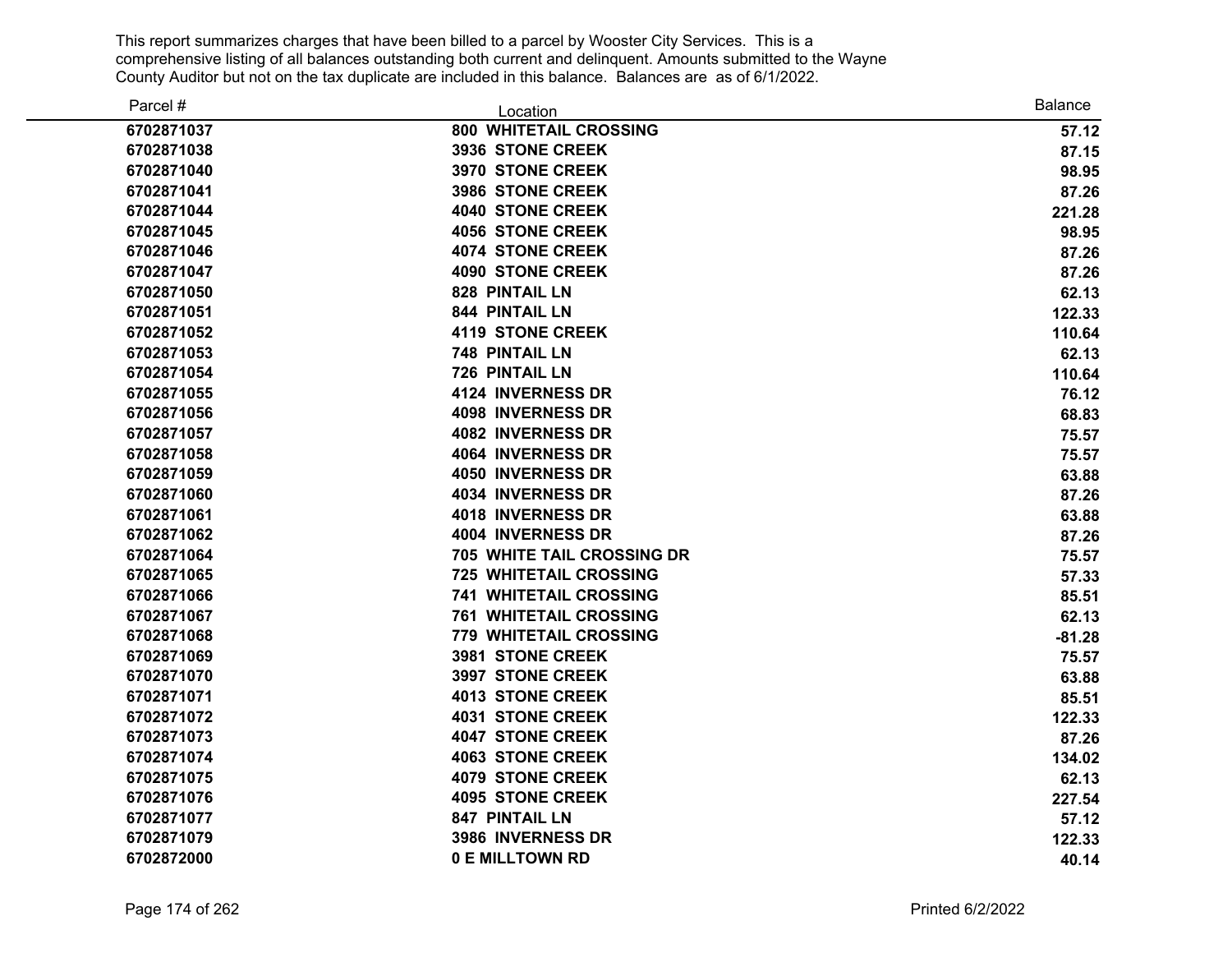This report summarizes charges that have been billed to a parcel by Wooster City Services. This is a comprehensive listing of all balances outstanding both current and delinquent. Amounts submitted to the Wayne County Auditor but not on the tax duplicate are included in this balance. Balances are as of 6/1/2022.

| Parcel # | Location | Balance |
|---|---|---|
| 6702871037 | 800 WHITETAIL CROSSING | 57.12 |
| 6702871038 | 3936 STONE CREEK | 87.15 |
| 6702871040 | 3970 STONE CREEK | 98.95 |
| 6702871041 | 3986 STONE CREEK | 87.26 |
| 6702871044 | 4040 STONE CREEK | 221.28 |
| 6702871045 | 4056 STONE CREEK | 98.95 |
| 6702871046 | 4074 STONE CREEK | 87.26 |
| 6702871047 | 4090 STONE CREEK | 87.26 |
| 6702871050 | 828 PINTAIL LN | 62.13 |
| 6702871051 | 844 PINTAIL LN | 122.33 |
| 6702871052 | 4119 STONE CREEK | 110.64 |
| 6702871053 | 748 PINTAIL LN | 62.13 |
| 6702871054 | 726 PINTAIL LN | 110.64 |
| 6702871055 | 4124 INVERNESS DR | 76.12 |
| 6702871056 | 4098 INVERNESS DR | 68.83 |
| 6702871057 | 4082 INVERNESS DR | 75.57 |
| 6702871058 | 4064 INVERNESS DR | 75.57 |
| 6702871059 | 4050 INVERNESS DR | 63.88 |
| 6702871060 | 4034 INVERNESS DR | 87.26 |
| 6702871061 | 4018 INVERNESS DR | 63.88 |
| 6702871062 | 4004 INVERNESS DR | 87.26 |
| 6702871064 | 705 WHITE TAIL CROSSING DR | 75.57 |
| 6702871065 | 725 WHITETAIL CROSSING | 57.33 |
| 6702871066 | 741 WHITETAIL CROSSING | 85.51 |
| 6702871067 | 761 WHITETAIL CROSSING | 62.13 |
| 6702871068 | 779 WHITETAIL CROSSING | -81.28 |
| 6702871069 | 3981 STONE CREEK | 75.57 |
| 6702871070 | 3997 STONE CREEK | 63.88 |
| 6702871071 | 4013 STONE CREEK | 85.51 |
| 6702871072 | 4031 STONE CREEK | 122.33 |
| 6702871073 | 4047 STONE CREEK | 87.26 |
| 6702871074 | 4063 STONE CREEK | 134.02 |
| 6702871075 | 4079 STONE CREEK | 62.13 |
| 6702871076 | 4095 STONE CREEK | 227.54 |
| 6702871077 | 847 PINTAIL LN | 57.12 |
| 6702871079 | 3986 INVERNESS DR | 122.33 |
| 6702872000 | 0 E MILLTOWN RD | 40.14 |

Printed 6/2/2022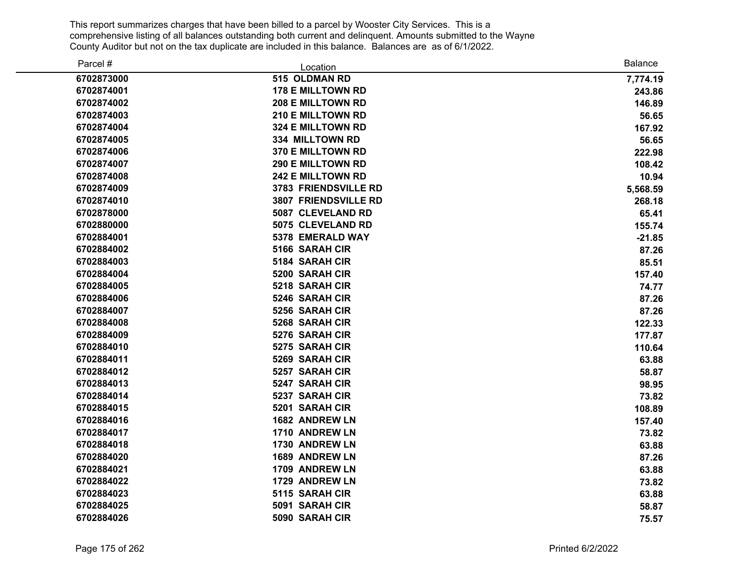This report summarizes charges that have been billed to a parcel by Wooster City Services. This is a comprehensive listing of all balances outstanding both current and delinquent. Amounts submitted to the Wayne County Auditor but not on the tax duplicate are included in this balance. Balances are as of 6/1/2022.

| Parcel # | Location | Balance |
|---|---|---|
| 6702873000 | 515 OLDMAN RD | 7,774.19 |
| 6702874001 | 178 E MILLTOWN RD | 243.86 |
| 6702874002 | 208 E MILLTOWN RD | 146.89 |
| 6702874003 | 210 E MILLTOWN RD | 56.65 |
| 6702874004 | 324 E MILLTOWN RD | 167.92 |
| 6702874005 | 334 MILLTOWN RD | 56.65 |
| 6702874006 | 370 E MILLTOWN RD | 222.98 |
| 6702874007 | 290 E MILLTOWN RD | 108.42 |
| 6702874008 | 242 E MILLTOWN RD | 10.94 |
| 6702874009 | 3783 FRIENDSVILLE RD | 5,568.59 |
| 6702874010 | 3807 FRIENDSVILLE RD | 268.18 |
| 6702878000 | 5087 CLEVELAND RD | 65.41 |
| 6702880000 | 5075 CLEVELAND RD | 155.74 |
| 6702884001 | 5378 EMERALD WAY | -21.85 |
| 6702884002 | 5166 SARAH CIR | 87.26 |
| 6702884003 | 5184 SARAH CIR | 85.51 |
| 6702884004 | 5200 SARAH CIR | 157.40 |
| 6702884005 | 5218 SARAH CIR | 74.77 |
| 6702884006 | 5246 SARAH CIR | 87.26 |
| 6702884007 | 5256 SARAH CIR | 87.26 |
| 6702884008 | 5268 SARAH CIR | 122.33 |
| 6702884009 | 5276 SARAH CIR | 177.87 |
| 6702884010 | 5275 SARAH CIR | 110.64 |
| 6702884011 | 5269 SARAH CIR | 63.88 |
| 6702884012 | 5257 SARAH CIR | 58.87 |
| 6702884013 | 5247 SARAH CIR | 98.95 |
| 6702884014 | 5237 SARAH CIR | 73.82 |
| 6702884015 | 5201 SARAH CIR | 108.89 |
| 6702884016 | 1682 ANDREW LN | 157.40 |
| 6702884017 | 1710 ANDREW LN | 73.82 |
| 6702884018 | 1730 ANDREW LN | 63.88 |
| 6702884020 | 1689 ANDREW LN | 87.26 |
| 6702884021 | 1709 ANDREW LN | 63.88 |
| 6702884022 | 1729 ANDREW LN | 73.82 |
| 6702884023 | 5115 SARAH CIR | 63.88 |
| 6702884025 | 5091 SARAH CIR | 58.87 |
| 6702884026 | 5090 SARAH CIR | 75.57 |

Printed 6/2/2022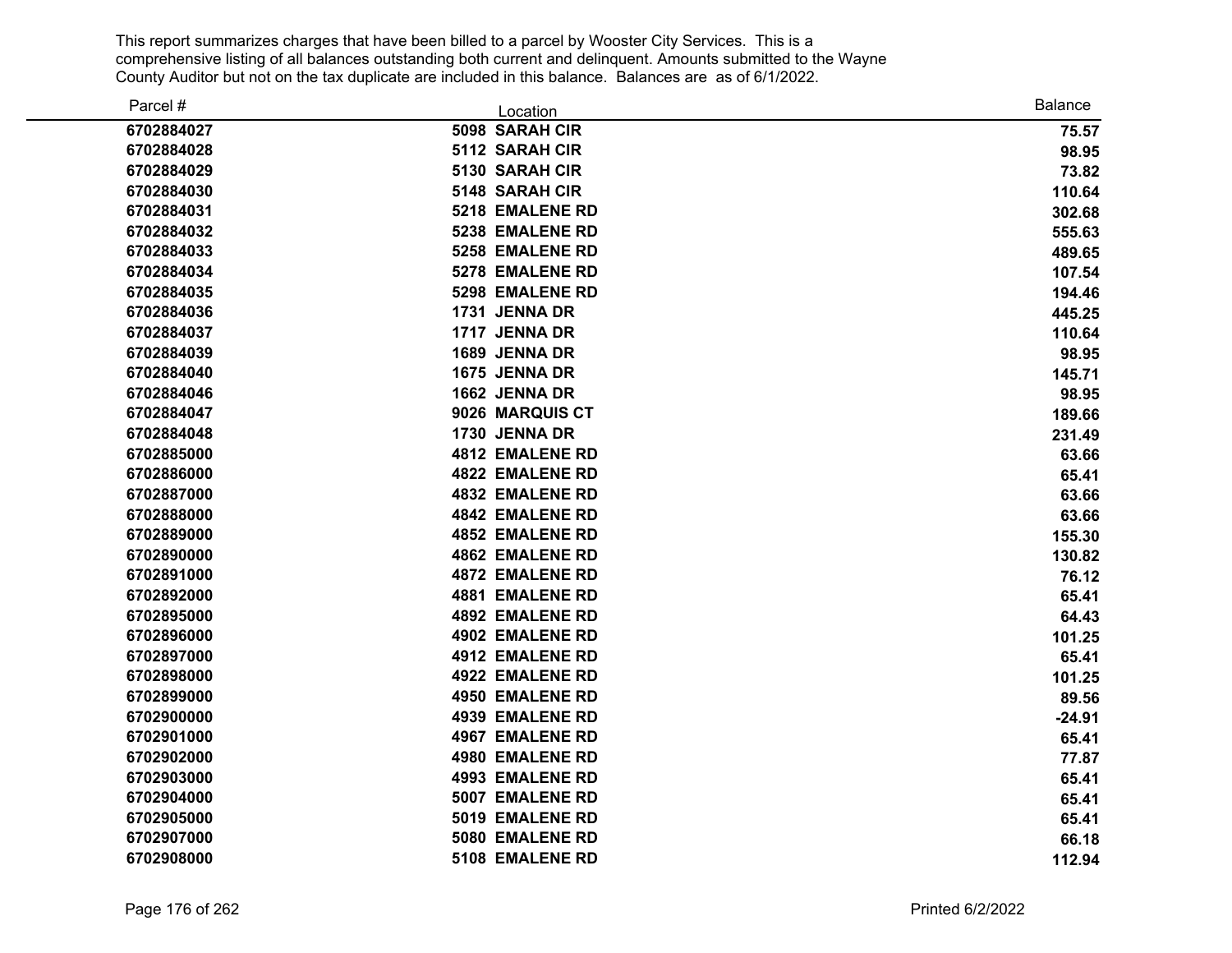This report summarizes charges that have been billed to a parcel by Wooster City Services. This is a comprehensive listing of all balances outstanding both current and delinquent. Amounts submitted to the Wayne County Auditor but not on the tax duplicate are included in this balance. Balances are as of 6/1/2022.

| Parcel # | Location | Balance |
|---|---|---|
| 6702884027 | 5098 SARAH CIR | 75.57 |
| 6702884028 | 5112 SARAH CIR | 98.95 |
| 6702884029 | 5130 SARAH CIR | 73.82 |
| 6702884030 | 5148 SARAH CIR | 110.64 |
| 6702884031 | 5218 EMALENE RD | 302.68 |
| 6702884032 | 5238 EMALENE RD | 555.63 |
| 6702884033 | 5258 EMALENE RD | 489.65 |
| 6702884034 | 5278 EMALENE RD | 107.54 |
| 6702884035 | 5298 EMALENE RD | 194.46 |
| 6702884036 | 1731 JENNA DR | 445.25 |
| 6702884037 | 1717 JENNA DR | 110.64 |
| 6702884039 | 1689 JENNA DR | 98.95 |
| 6702884040 | 1675 JENNA DR | 145.71 |
| 6702884046 | 1662 JENNA DR | 98.95 |
| 6702884047 | 9026 MARQUIS CT | 189.66 |
| 6702884048 | 1730 JENNA DR | 231.49 |
| 6702885000 | 4812 EMALENE RD | 63.66 |
| 6702886000 | 4822 EMALENE RD | 65.41 |
| 6702887000 | 4832 EMALENE RD | 63.66 |
| 6702888000 | 4842 EMALENE RD | 63.66 |
| 6702889000 | 4852 EMALENE RD | 155.30 |
| 6702890000 | 4862 EMALENE RD | 130.82 |
| 6702891000 | 4872 EMALENE RD | 76.12 |
| 6702892000 | 4881 EMALENE RD | 65.41 |
| 6702895000 | 4892 EMALENE RD | 64.43 |
| 6702896000 | 4902 EMALENE RD | 101.25 |
| 6702897000 | 4912 EMALENE RD | 65.41 |
| 6702898000 | 4922 EMALENE RD | 101.25 |
| 6702899000 | 4950 EMALENE RD | 89.56 |
| 6702900000 | 4939 EMALENE RD | -24.91 |
| 6702901000 | 4967 EMALENE RD | 65.41 |
| 6702902000 | 4980 EMALENE RD | 77.87 |
| 6702903000 | 4993 EMALENE RD | 65.41 |
| 6702904000 | 5007 EMALENE RD | 65.41 |
| 6702905000 | 5019 EMALENE RD | 65.41 |
| 6702907000 | 5080 EMALENE RD | 66.18 |
| 6702908000 | 5108 EMALENE RD | 112.94 |

Printed 6/2/2022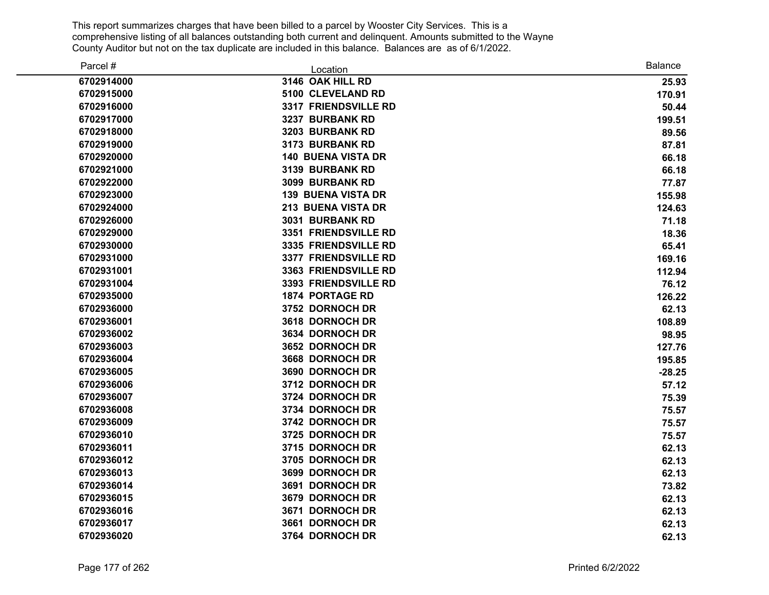This report summarizes charges that have been billed to a parcel by Wooster City Services. This is a comprehensive listing of all balances outstanding both current and delinquent. Amounts submitted to the Wayne County Auditor but not on the tax duplicate are included in this balance. Balances are as of 6/1/2022.

| Parcel # | Location | Balance |
|---|---|---|
| 6702914000 | 3146 OAK HILL RD | 25.93 |
| 6702915000 | 5100 CLEVELAND RD | 170.91 |
| 6702916000 | 3317 FRIENDSVILLE RD | 50.44 |
| 6702917000 | 3237 BURBANK RD | 199.51 |
| 6702918000 | 3203 BURBANK RD | 89.56 |
| 6702919000 | 3173 BURBANK RD | 87.81 |
| 6702920000 | 140 BUENA VISTA DR | 66.18 |
| 6702921000 | 3139 BURBANK RD | 66.18 |
| 6702922000 | 3099 BURBANK RD | 77.87 |
| 6702923000 | 139 BUENA VISTA DR | 155.98 |
| 6702924000 | 213 BUENA VISTA DR | 124.63 |
| 6702926000 | 3031 BURBANK RD | 71.18 |
| 6702929000 | 3351 FRIENDSVILLE RD | 18.36 |
| 6702930000 | 3335 FRIENDSVILLE RD | 65.41 |
| 6702931000 | 3377 FRIENDSVILLE RD | 169.16 |
| 6702931001 | 3363 FRIENDSVILLE RD | 112.94 |
| 6702931004 | 3393 FRIENDSVILLE RD | 76.12 |
| 6702935000 | 1874 PORTAGE RD | 126.22 |
| 6702936000 | 3752 DORNOCH DR | 62.13 |
| 6702936001 | 3618 DORNOCH DR | 108.89 |
| 6702936002 | 3634 DORNOCH DR | 98.95 |
| 6702936003 | 3652 DORNOCH DR | 127.76 |
| 6702936004 | 3668 DORNOCH DR | 195.85 |
| 6702936005 | 3690 DORNOCH DR | -28.25 |
| 6702936006 | 3712 DORNOCH DR | 57.12 |
| 6702936007 | 3724 DORNOCH DR | 75.39 |
| 6702936008 | 3734 DORNOCH DR | 75.57 |
| 6702936009 | 3742 DORNOCH DR | 75.57 |
| 6702936010 | 3725 DORNOCH DR | 75.57 |
| 6702936011 | 3715 DORNOCH DR | 62.13 |
| 6702936012 | 3705 DORNOCH DR | 62.13 |
| 6702936013 | 3699 DORNOCH DR | 62.13 |
| 6702936014 | 3691 DORNOCH DR | 73.82 |
| 6702936015 | 3679 DORNOCH DR | 62.13 |
| 6702936016 | 3671 DORNOCH DR | 62.13 |
| 6702936017 | 3661 DORNOCH DR | 62.13 |
| 6702936020 | 3764 DORNOCH DR | 62.13 |

Printed 6/2/2022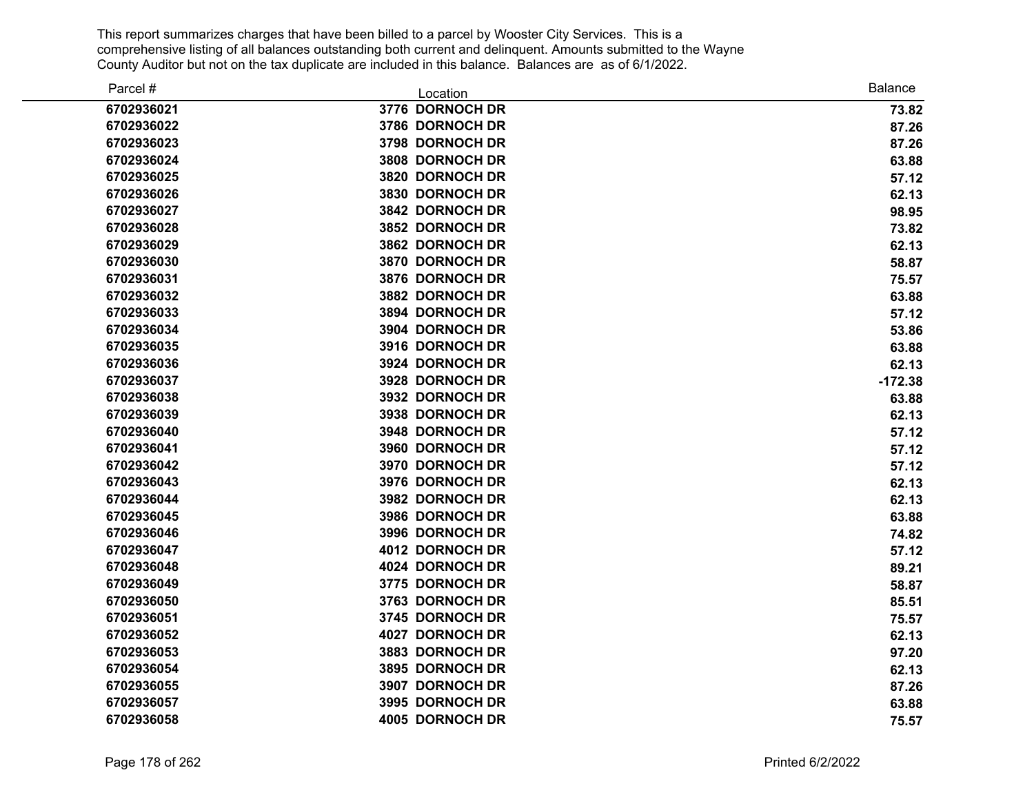This report summarizes charges that have been billed to a parcel by Wooster City Services. This is a comprehensive listing of all balances outstanding both current and delinquent. Amounts submitted to the Wayne County Auditor but not on the tax duplicate are included in this balance. Balances are as of 6/1/2022.

| Parcel # | Location | Balance |
|---|---|---|
| 6702936021 | 3776 DORNOCH DR | 73.82 |
| 6702936022 | 3786 DORNOCH DR | 87.26 |
| 6702936023 | 3798 DORNOCH DR | 87.26 |
| 6702936024 | 3808 DORNOCH DR | 63.88 |
| 6702936025 | 3820 DORNOCH DR | 57.12 |
| 6702936026 | 3830 DORNOCH DR | 62.13 |
| 6702936027 | 3842 DORNOCH DR | 98.95 |
| 6702936028 | 3852 DORNOCH DR | 73.82 |
| 6702936029 | 3862 DORNOCH DR | 62.13 |
| 6702936030 | 3870 DORNOCH DR | 58.87 |
| 6702936031 | 3876 DORNOCH DR | 75.57 |
| 6702936032 | 3882 DORNOCH DR | 63.88 |
| 6702936033 | 3894 DORNOCH DR | 57.12 |
| 6702936034 | 3904 DORNOCH DR | 53.86 |
| 6702936035 | 3916 DORNOCH DR | 63.88 |
| 6702936036 | 3924 DORNOCH DR | 62.13 |
| 6702936037 | 3928 DORNOCH DR | -172.38 |
| 6702936038 | 3932 DORNOCH DR | 63.88 |
| 6702936039 | 3938 DORNOCH DR | 62.13 |
| 6702936040 | 3948 DORNOCH DR | 57.12 |
| 6702936041 | 3960 DORNOCH DR | 57.12 |
| 6702936042 | 3970 DORNOCH DR | 57.12 |
| 6702936043 | 3976 DORNOCH DR | 62.13 |
| 6702936044 | 3982 DORNOCH DR | 62.13 |
| 6702936045 | 3986 DORNOCH DR | 63.88 |
| 6702936046 | 3996 DORNOCH DR | 74.82 |
| 6702936047 | 4012 DORNOCH DR | 57.12 |
| 6702936048 | 4024 DORNOCH DR | 89.21 |
| 6702936049 | 3775 DORNOCH DR | 58.87 |
| 6702936050 | 3763 DORNOCH DR | 85.51 |
| 6702936051 | 3745 DORNOCH DR | 75.57 |
| 6702936052 | 4027 DORNOCH DR | 62.13 |
| 6702936053 | 3883 DORNOCH DR | 97.20 |
| 6702936054 | 3895 DORNOCH DR | 62.13 |
| 6702936055 | 3907 DORNOCH DR | 87.26 |
| 6702936057 | 3995 DORNOCH DR | 63.88 |
| 6702936058 | 4005 DORNOCH DR | 75.57 |

Printed 6/2/2022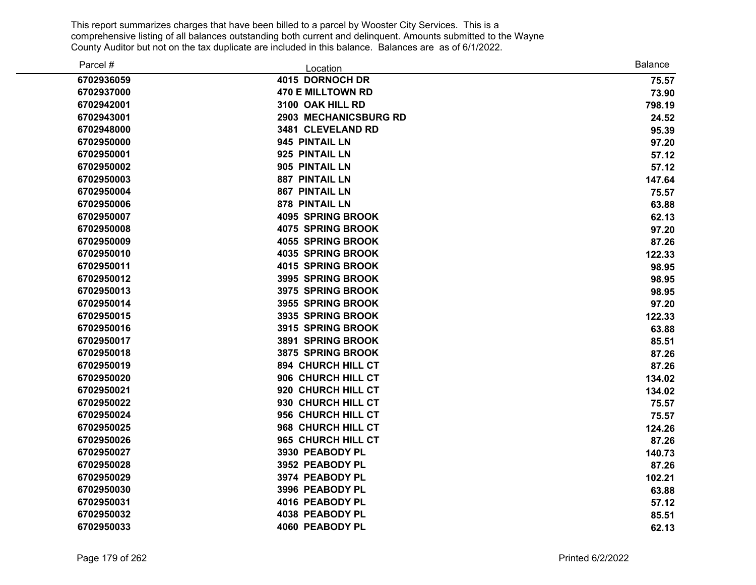This report summarizes charges that have been billed to a parcel by Wooster City Services. This is a comprehensive listing of all balances outstanding both current and delinquent. Amounts submitted to the Wayne County Auditor but not on the tax duplicate are included in this balance. Balances are as of 6/1/2022.

| Parcel # | Location | Balance |
|---|---|---|
| 6702936059 | 4015 DORNOCH DR | 75.57 |
| 6702937000 | 470 E MILLTOWN RD | 73.90 |
| 6702942001 | 3100 OAK HILL RD | 798.19 |
| 6702943001 | 2903 MECHANICSBURG RD | 24.52 |
| 6702948000 | 3481 CLEVELAND RD | 95.39 |
| 6702950000 | 945 PINTAIL LN | 97.20 |
| 6702950001 | 925 PINTAIL LN | 57.12 |
| 6702950002 | 905 PINTAIL LN | 57.12 |
| 6702950003 | 887 PINTAIL LN | 147.64 |
| 6702950004 | 867 PINTAIL LN | 75.57 |
| 6702950006 | 878 PINTAIL LN | 63.88 |
| 6702950007 | 4095 SPRING BROOK | 62.13 |
| 6702950008 | 4075 SPRING BROOK | 97.20 |
| 6702950009 | 4055 SPRING BROOK | 87.26 |
| 6702950010 | 4035 SPRING BROOK | 122.33 |
| 6702950011 | 4015 SPRING BROOK | 98.95 |
| 6702950012 | 3995 SPRING BROOK | 98.95 |
| 6702950013 | 3975 SPRING BROOK | 98.95 |
| 6702950014 | 3955 SPRING BROOK | 97.20 |
| 6702950015 | 3935 SPRING BROOK | 122.33 |
| 6702950016 | 3915 SPRING BROOK | 63.88 |
| 6702950017 | 3891 SPRING BROOK | 85.51 |
| 6702950018 | 3875 SPRING BROOK | 87.26 |
| 6702950019 | 894 CHURCH HILL CT | 87.26 |
| 6702950020 | 906 CHURCH HILL CT | 134.02 |
| 6702950021 | 920 CHURCH HILL CT | 134.02 |
| 6702950022 | 930 CHURCH HILL CT | 75.57 |
| 6702950024 | 956 CHURCH HILL CT | 75.57 |
| 6702950025 | 968 CHURCH HILL CT | 124.26 |
| 6702950026 | 965 CHURCH HILL CT | 87.26 |
| 6702950027 | 3930 PEABODY PL | 140.73 |
| 6702950028 | 3952 PEABODY PL | 87.26 |
| 6702950029 | 3974 PEABODY PL | 102.21 |
| 6702950030 | 3996 PEABODY PL | 63.88 |
| 6702950031 | 4016 PEABODY PL | 57.12 |
| 6702950032 | 4038 PEABODY PL | 85.51 |
| 6702950033 | 4060 PEABODY PL | 62.13 |

Printed 6/2/2022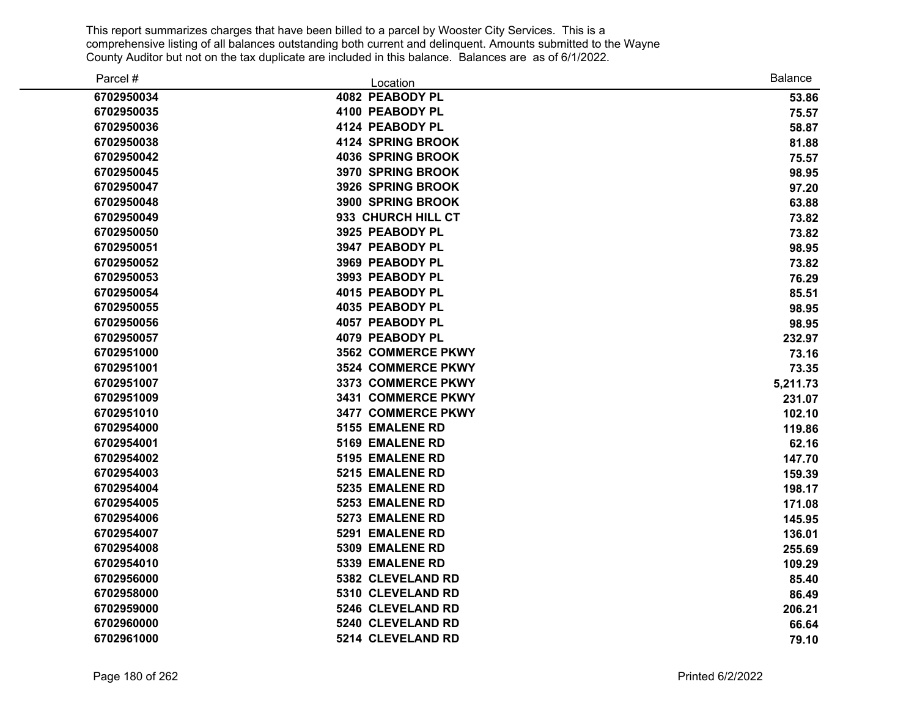This report summarizes charges that have been billed to a parcel by Wooster City Services. This is a comprehensive listing of all balances outstanding both current and delinquent. Amounts submitted to the Wayne County Auditor but not on the tax duplicate are included in this balance. Balances are as of 6/1/2022.

| Parcel # | Location | Balance |
|---|---|---|
| 6702950034 | 4082 PEABODY PL | 53.86 |
| 6702950035 | 4100 PEABODY PL | 75.57 |
| 6702950036 | 4124 PEABODY PL | 58.87 |
| 6702950038 | 4124 SPRING BROOK | 81.88 |
| 6702950042 | 4036 SPRING BROOK | 75.57 |
| 6702950045 | 3970 SPRING BROOK | 98.95 |
| 6702950047 | 3926 SPRING BROOK | 97.20 |
| 6702950048 | 3900 SPRING BROOK | 63.88 |
| 6702950049 | 933 CHURCH HILL CT | 73.82 |
| 6702950050 | 3925 PEABODY PL | 73.82 |
| 6702950051 | 3947 PEABODY PL | 98.95 |
| 6702950052 | 3969 PEABODY PL | 73.82 |
| 6702950053 | 3993 PEABODY PL | 76.29 |
| 6702950054 | 4015 PEABODY PL | 85.51 |
| 6702950055 | 4035 PEABODY PL | 98.95 |
| 6702950056 | 4057 PEABODY PL | 98.95 |
| 6702950057 | 4079 PEABODY PL | 232.97 |
| 6702951000 | 3562 COMMERCE PKWY | 73.16 |
| 6702951001 | 3524 COMMERCE PKWY | 73.35 |
| 6702951007 | 3373 COMMERCE PKWY | 5,211.73 |
| 6702951009 | 3431 COMMERCE PKWY | 231.07 |
| 6702951010 | 3477 COMMERCE PKWY | 102.10 |
| 6702954000 | 5155 EMALENE RD | 119.86 |
| 6702954001 | 5169 EMALENE RD | 62.16 |
| 6702954002 | 5195 EMALENE RD | 147.70 |
| 6702954003 | 5215 EMALENE RD | 159.39 |
| 6702954004 | 5235 EMALENE RD | 198.17 |
| 6702954005 | 5253 EMALENE RD | 171.08 |
| 6702954006 | 5273 EMALENE RD | 145.95 |
| 6702954007 | 5291 EMALENE RD | 136.01 |
| 6702954008 | 5309 EMALENE RD | 255.69 |
| 6702954010 | 5339 EMALENE RD | 109.29 |
| 6702956000 | 5382 CLEVELAND RD | 85.40 |
| 6702958000 | 5310 CLEVELAND RD | 86.49 |
| 6702959000 | 5246 CLEVELAND RD | 206.21 |
| 6702960000 | 5240 CLEVELAND RD | 66.64 |
| 6702961000 | 5214 CLEVELAND RD | 79.10 |

Printed 6/2/2022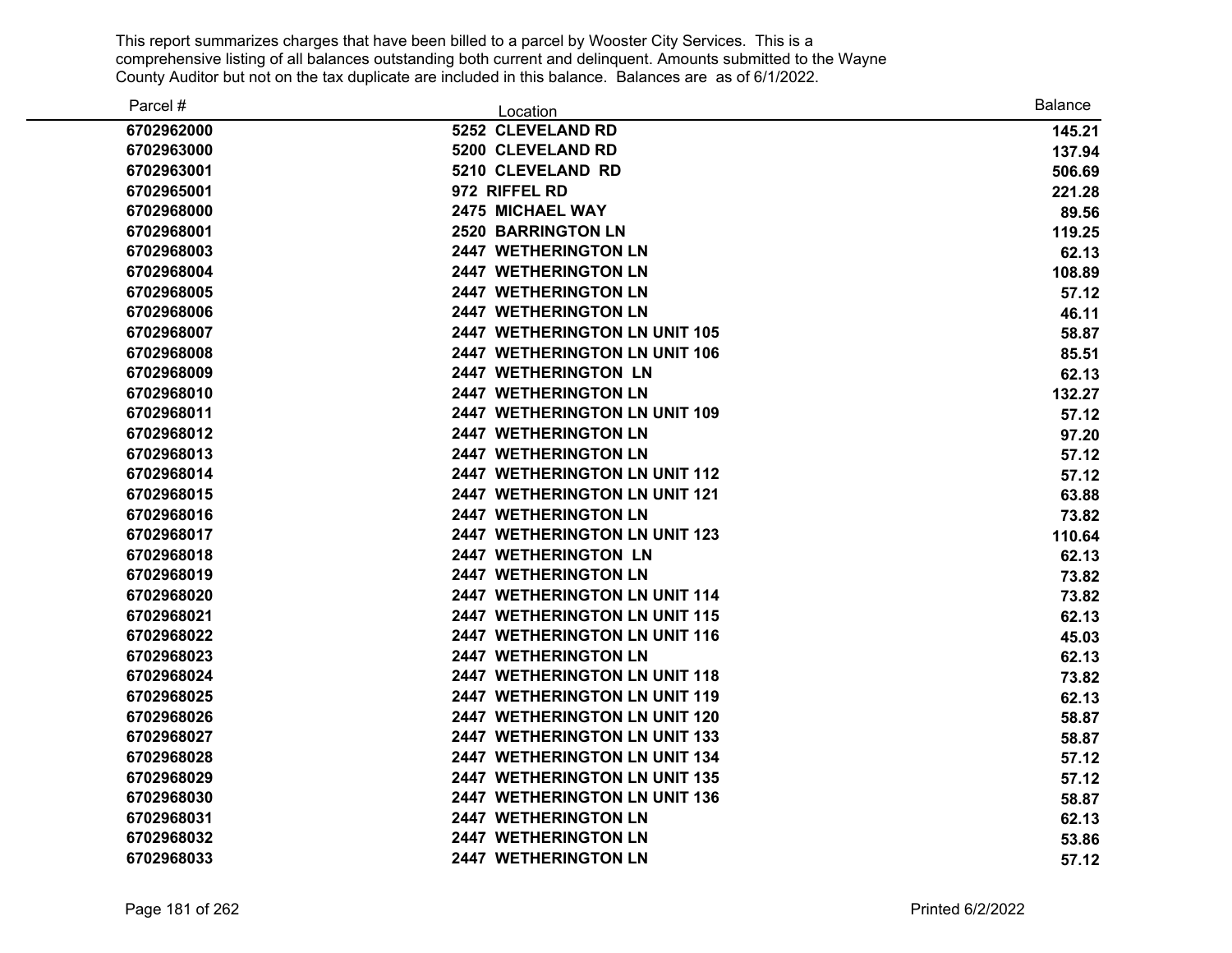This report summarizes charges that have been billed to a parcel by Wooster City Services. This is a comprehensive listing of all balances outstanding both current and delinquent. Amounts submitted to the Wayne County Auditor but not on the tax duplicate are included in this balance. Balances are as of 6/1/2022.

| Parcel # | Location | Balance |
|---|---|---|
| 6702962000 | 5252 CLEVELAND RD | 145.21 |
| 6702963000 | 5200 CLEVELAND RD | 137.94 |
| 6702963001 | 5210 CLEVELAND RD | 506.69 |
| 6702965001 | 972 RIFFEL RD | 221.28 |
| 6702968000 | 2475 MICHAEL WAY | 89.56 |
| 6702968001 | 2520 BARRINGTON LN | 119.25 |
| 6702968003 | 2447 WETHERINGTON LN | 62.13 |
| 6702968004 | 2447 WETHERINGTON LN | 108.89 |
| 6702968005 | 2447 WETHERINGTON LN | 57.12 |
| 6702968006 | 2447 WETHERINGTON LN | 46.11 |
| 6702968007 | 2447 WETHERINGTON LN UNIT 105 | 58.87 |
| 6702968008 | 2447 WETHERINGTON LN UNIT 106 | 85.51 |
| 6702968009 | 2447 WETHERINGTON LN | 62.13 |
| 6702968010 | 2447 WETHERINGTON LN | 132.27 |
| 6702968011 | 2447 WETHERINGTON LN UNIT 109 | 57.12 |
| 6702968012 | 2447 WETHERINGTON LN | 97.20 |
| 6702968013 | 2447 WETHERINGTON LN | 57.12 |
| 6702968014 | 2447 WETHERINGTON LN UNIT 112 | 57.12 |
| 6702968015 | 2447 WETHERINGTON LN UNIT 121 | 63.88 |
| 6702968016 | 2447 WETHERINGTON LN | 73.82 |
| 6702968017 | 2447 WETHERINGTON LN UNIT 123 | 110.64 |
| 6702968018 | 2447 WETHERINGTON LN | 62.13 |
| 6702968019 | 2447 WETHERINGTON LN | 73.82 |
| 6702968020 | 2447 WETHERINGTON LN UNIT 114 | 73.82 |
| 6702968021 | 2447 WETHERINGTON LN UNIT 115 | 62.13 |
| 6702968022 | 2447 WETHERINGTON LN UNIT 116 | 45.03 |
| 6702968023 | 2447 WETHERINGTON LN | 62.13 |
| 6702968024 | 2447 WETHERINGTON LN UNIT 118 | 73.82 |
| 6702968025 | 2447 WETHERINGTON LN UNIT 119 | 62.13 |
| 6702968026 | 2447 WETHERINGTON LN UNIT 120 | 58.87 |
| 6702968027 | 2447 WETHERINGTON LN UNIT 133 | 58.87 |
| 6702968028 | 2447 WETHERINGTON LN UNIT 134 | 57.12 |
| 6702968029 | 2447 WETHERINGTON LN UNIT 135 | 57.12 |
| 6702968030 | 2447 WETHERINGTON LN UNIT 136 | 58.87 |
| 6702968031 | 2447 WETHERINGTON LN | 62.13 |
| 6702968032 | 2447 WETHERINGTON LN | 53.86 |
| 6702968033 | 2447 WETHERINGTON LN | 57.12 |

Printed 6/2/2022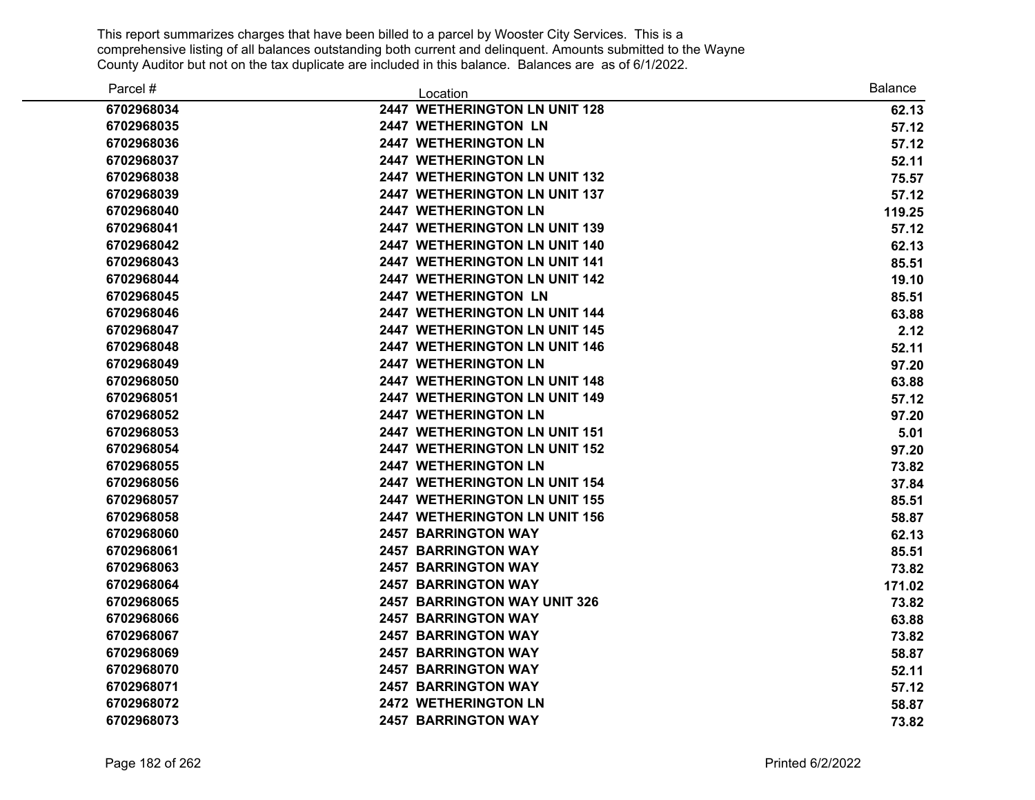This report summarizes charges that have been billed to a parcel by Wooster City Services. This is a comprehensive listing of all balances outstanding both current and delinquent. Amounts submitted to the Wayne County Auditor but not on the tax duplicate are included in this balance. Balances are as of 6/1/2022.

| Parcel # | Location | Balance |
|---|---|---|
| 6702968034 | 2447 WETHERINGTON LN UNIT 128 | 62.13 |
| 6702968035 | 2447 WETHERINGTON LN | 57.12 |
| 6702968036 | 2447 WETHERINGTON LN | 57.12 |
| 6702968037 | 2447 WETHERINGTON LN | 52.11 |
| 6702968038 | 2447 WETHERINGTON LN UNIT 132 | 75.57 |
| 6702968039 | 2447 WETHERINGTON LN UNIT 137 | 57.12 |
| 6702968040 | 2447 WETHERINGTON LN | 119.25 |
| 6702968041 | 2447 WETHERINGTON LN UNIT 139 | 57.12 |
| 6702968042 | 2447 WETHERINGTON LN UNIT 140 | 62.13 |
| 6702968043 | 2447 WETHERINGTON LN UNIT 141 | 85.51 |
| 6702968044 | 2447 WETHERINGTON LN UNIT 142 | 19.10 |
| 6702968045 | 2447 WETHERINGTON LN | 85.51 |
| 6702968046 | 2447 WETHERINGTON LN UNIT 144 | 63.88 |
| 6702968047 | 2447 WETHERINGTON LN UNIT 145 | 2.12 |
| 6702968048 | 2447 WETHERINGTON LN UNIT 146 | 52.11 |
| 6702968049 | 2447 WETHERINGTON LN | 97.20 |
| 6702968050 | 2447 WETHERINGTON LN UNIT 148 | 63.88 |
| 6702968051 | 2447 WETHERINGTON LN UNIT 149 | 57.12 |
| 6702968052 | 2447 WETHERINGTON LN | 97.20 |
| 6702968053 | 2447 WETHERINGTON LN UNIT 151 | 5.01 |
| 6702968054 | 2447 WETHERINGTON LN UNIT 152 | 97.20 |
| 6702968055 | 2447 WETHERINGTON LN | 73.82 |
| 6702968056 | 2447 WETHERINGTON LN UNIT 154 | 37.84 |
| 6702968057 | 2447 WETHERINGTON LN UNIT 155 | 85.51 |
| 6702968058 | 2447 WETHERINGTON LN UNIT 156 | 58.87 |
| 6702968060 | 2457 BARRINGTON WAY | 62.13 |
| 6702968061 | 2457 BARRINGTON WAY | 85.51 |
| 6702968063 | 2457 BARRINGTON WAY | 73.82 |
| 6702968064 | 2457 BARRINGTON WAY | 171.02 |
| 6702968065 | 2457 BARRINGTON WAY UNIT 326 | 73.82 |
| 6702968066 | 2457 BARRINGTON WAY | 63.88 |
| 6702968067 | 2457 BARRINGTON WAY | 73.82 |
| 6702968069 | 2457 BARRINGTON WAY | 58.87 |
| 6702968070 | 2457 BARRINGTON WAY | 52.11 |
| 6702968071 | 2457 BARRINGTON WAY | 57.12 |
| 6702968072 | 2472 WETHERINGTON LN | 58.87 |
| 6702968073 | 2457 BARRINGTON WAY | 73.82 |

Printed 6/2/2022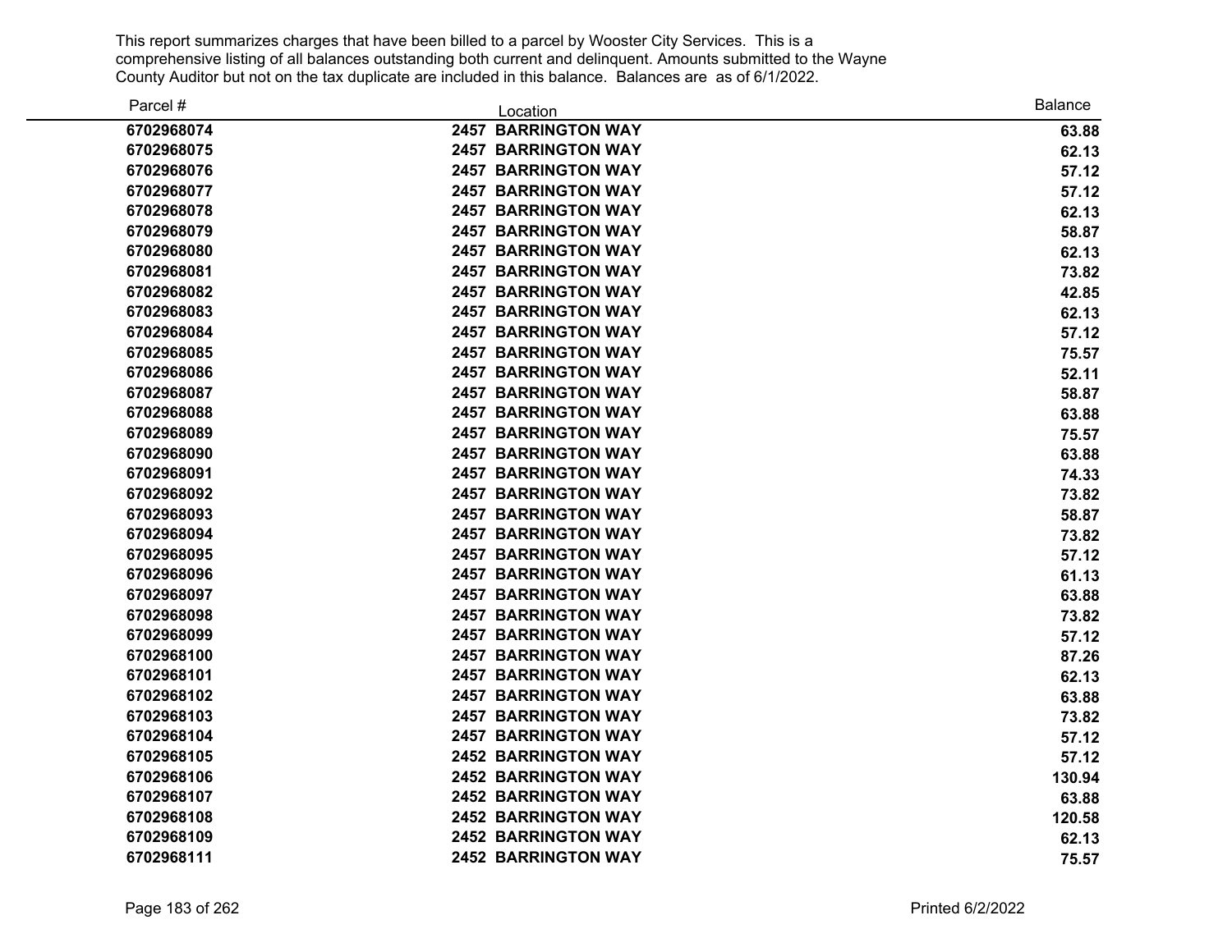This report summarizes charges that have been billed to a parcel by Wooster City Services. This is a comprehensive listing of all balances outstanding both current and delinquent. Amounts submitted to the Wayne County Auditor but not on the tax duplicate are included in this balance. Balances are as of 6/1/2022.

| Parcel # | Location | Balance |
|---|---|---|
| 6702968074 | 2457 BARRINGTON WAY | 63.88 |
| 6702968075 | 2457 BARRINGTON WAY | 62.13 |
| 6702968076 | 2457 BARRINGTON WAY | 57.12 |
| 6702968077 | 2457 BARRINGTON WAY | 57.12 |
| 6702968078 | 2457 BARRINGTON WAY | 62.13 |
| 6702968079 | 2457 BARRINGTON WAY | 58.87 |
| 6702968080 | 2457 BARRINGTON WAY | 62.13 |
| 6702968081 | 2457 BARRINGTON WAY | 73.82 |
| 6702968082 | 2457 BARRINGTON WAY | 42.85 |
| 6702968083 | 2457 BARRINGTON WAY | 62.13 |
| 6702968084 | 2457 BARRINGTON WAY | 57.12 |
| 6702968085 | 2457 BARRINGTON WAY | 75.57 |
| 6702968086 | 2457 BARRINGTON WAY | 52.11 |
| 6702968087 | 2457 BARRINGTON WAY | 58.87 |
| 6702968088 | 2457 BARRINGTON WAY | 63.88 |
| 6702968089 | 2457 BARRINGTON WAY | 75.57 |
| 6702968090 | 2457 BARRINGTON WAY | 63.88 |
| 6702968091 | 2457 BARRINGTON WAY | 74.33 |
| 6702968092 | 2457 BARRINGTON WAY | 73.82 |
| 6702968093 | 2457 BARRINGTON WAY | 58.87 |
| 6702968094 | 2457 BARRINGTON WAY | 73.82 |
| 6702968095 | 2457 BARRINGTON WAY | 57.12 |
| 6702968096 | 2457 BARRINGTON WAY | 61.13 |
| 6702968097 | 2457 BARRINGTON WAY | 63.88 |
| 6702968098 | 2457 BARRINGTON WAY | 73.82 |
| 6702968099 | 2457 BARRINGTON WAY | 57.12 |
| 6702968100 | 2457 BARRINGTON WAY | 87.26 |
| 6702968101 | 2457 BARRINGTON WAY | 62.13 |
| 6702968102 | 2457 BARRINGTON WAY | 63.88 |
| 6702968103 | 2457 BARRINGTON WAY | 73.82 |
| 6702968104 | 2457 BARRINGTON WAY | 57.12 |
| 6702968105 | 2452 BARRINGTON WAY | 57.12 |
| 6702968106 | 2452 BARRINGTON WAY | 130.94 |
| 6702968107 | 2452 BARRINGTON WAY | 63.88 |
| 6702968108 | 2452 BARRINGTON WAY | 120.58 |
| 6702968109 | 2452 BARRINGTON WAY | 62.13 |
| 6702968111 | 2452 BARRINGTON WAY | 75.57 |

Printed 6/2/2022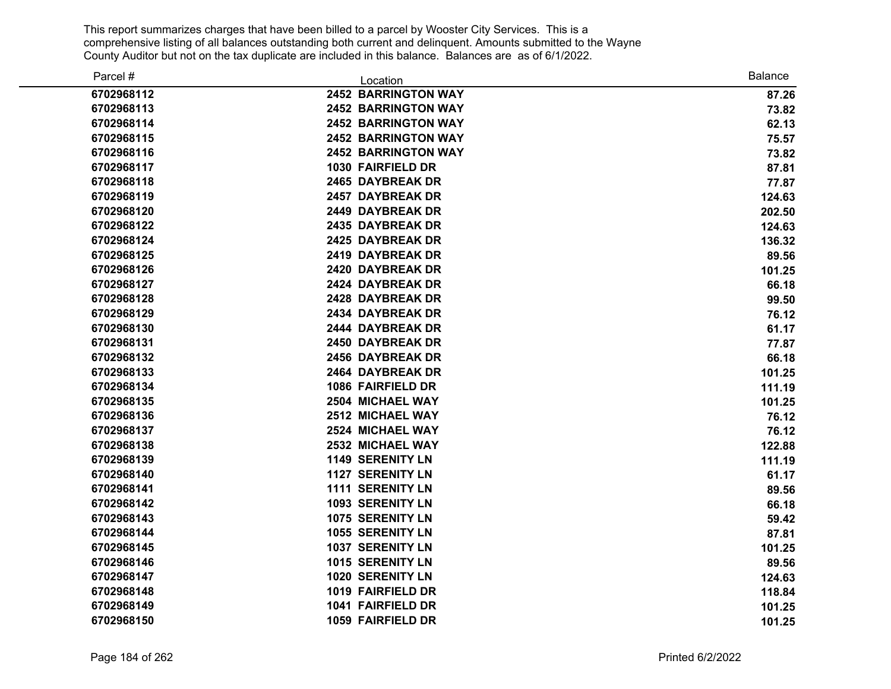This report summarizes charges that have been billed to a parcel by Wooster City Services. This is a comprehensive listing of all balances outstanding both current and delinquent. Amounts submitted to the Wayne County Auditor but not on the tax duplicate are included in this balance. Balances are as of 6/1/2022.

| Parcel # | Location | Balance |
|---|---|---|
| **6702968112** | **2452 BARRINGTON WAY** | **87.26** |
| **6702968113** | **2452 BARRINGTON WAY** | **73.82** |
| **6702968114** | **2452 BARRINGTON WAY** | **62.13** |
| **6702968115** | **2452 BARRINGTON WAY** | **75.57** |
| **6702968116** | **2452 BARRINGTON WAY** | **73.82** |
| **6702968117** | **1030 FAIRFIELD DR** | **87.81** |
| **6702968118** | **2465 DAYBREAK DR** | **77.87** |
| **6702968119** | **2457 DAYBREAK DR** | **124.63** |
| **6702968120** | **2449 DAYBREAK DR** | **202.50** |
| **6702968122** | **2435 DAYBREAK DR** | **124.63** |
| **6702968124** | **2425 DAYBREAK DR** | **136.32** |
| **6702968125** | **2419 DAYBREAK DR** | **89.56** |
| **6702968126** | **2420 DAYBREAK DR** | **101.25** |
| **6702968127** | **2424 DAYBREAK DR** | **66.18** |
| **6702968128** | **2428 DAYBREAK DR** | **99.50** |
| **6702968129** | **2434 DAYBREAK DR** | **76.12** |
| **6702968130** | **2444 DAYBREAK DR** | **61.17** |
| **6702968131** | **2450 DAYBREAK DR** | **77.87** |
| **6702968132** | **2456 DAYBREAK DR** | **66.18** |
| **6702968133** | **2464 DAYBREAK DR** | **101.25** |
| **6702968134** | **1086 FAIRFIELD DR** | **111.19** |
| **6702968135** | **2504 MICHAEL WAY** | **101.25** |
| **6702968136** | **2512 MICHAEL WAY** | **76.12** |
| **6702968137** | **2524 MICHAEL WAY** | **76.12** |
| **6702968138** | **2532 MICHAEL WAY** | **122.88** |
| **6702968139** | **1149 SERENITY LN** | **111.19** |
| **6702968140** | **1127 SERENITY LN** | **61.17** |
| **6702968141** | **1111 SERENITY LN** | **89.56** |
| **6702968142** | **1093 SERENITY LN** | **66.18** |
| **6702968143** | **1075 SERENITY LN** | **59.42** |
| **6702968144** | **1055 SERENITY LN** | **87.81** |
| **6702968145** | **1037 SERENITY LN** | **101.25** |
| **6702968146** | **1015 SERENITY LN** | **89.56** |
| **6702968147** | **1020 SERENITY LN** | **124.63** |
| **6702968148** | **1019 FAIRFIELD DR** | **118.84** |
| **6702968149** | **1041 FAIRFIELD DR** | **101.25** |
| **6702968150** | **1059 FAIRFIELD DR** | **101.25** |

Printed 6/2/2022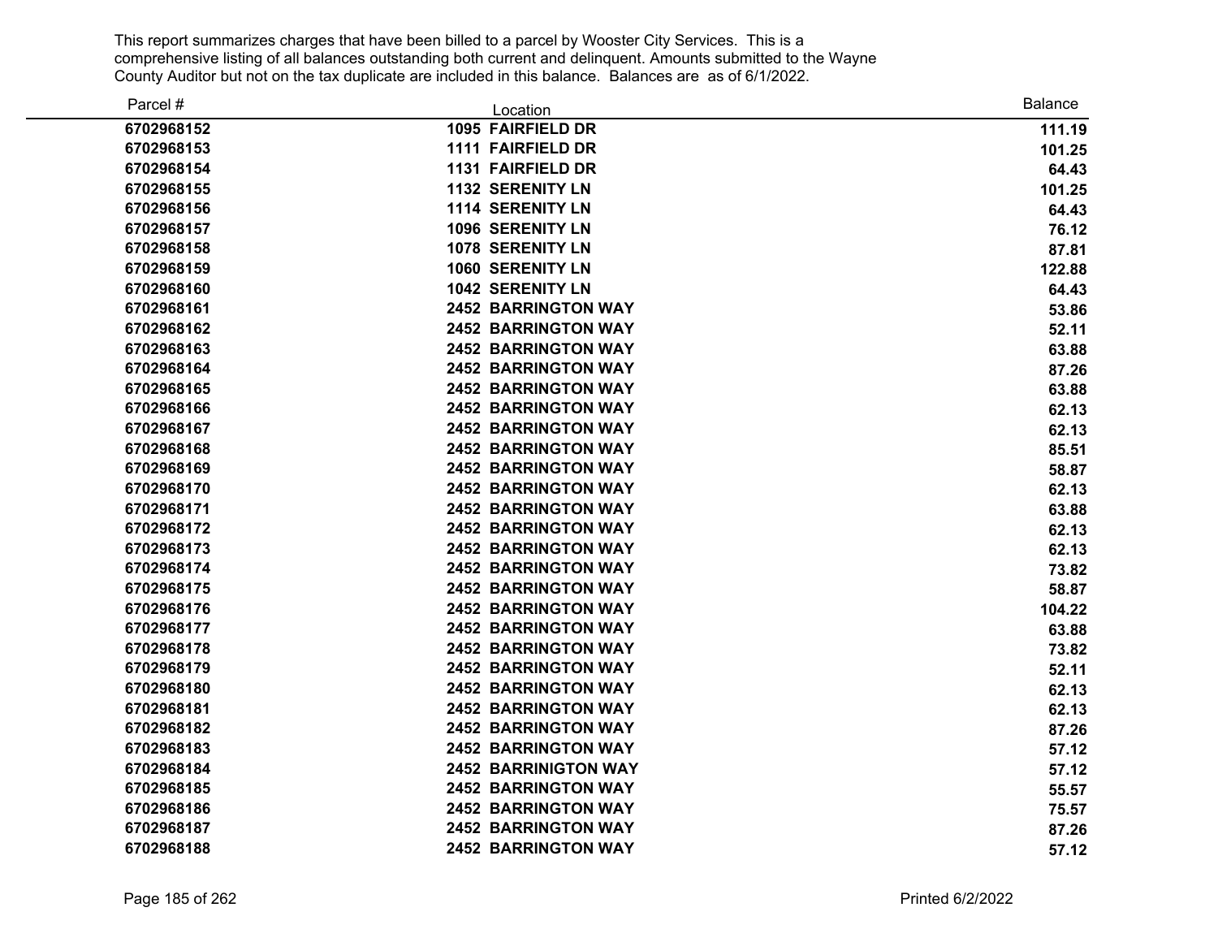This report summarizes charges that have been billed to a parcel by Wooster City Services. This is a comprehensive listing of all balances outstanding both current and delinquent. Amounts submitted to the Wayne County Auditor but not on the tax duplicate are included in this balance. Balances are as of 6/1/2022.

| Parcel # | Location | Balance |
|---|---|---|
| 6702968152 | 1095 FAIRFIELD DR | 111.19 |
| 6702968153 | 1111 FAIRFIELD DR | 101.25 |
| 6702968154 | 1131 FAIRFIELD DR | 64.43 |
| 6702968155 | 1132 SERENITY LN | 101.25 |
| 6702968156 | 1114 SERENITY LN | 64.43 |
| 6702968157 | 1096 SERENITY LN | 76.12 |
| 6702968158 | 1078 SERENITY LN | 87.81 |
| 6702968159 | 1060 SERENITY LN | 122.88 |
| 6702968160 | 1042 SERENITY LN | 64.43 |
| 6702968161 | 2452 BARRINGTON WAY | 53.86 |
| 6702968162 | 2452 BARRINGTON WAY | 52.11 |
| 6702968163 | 2452 BARRINGTON WAY | 63.88 |
| 6702968164 | 2452 BARRINGTON WAY | 87.26 |
| 6702968165 | 2452 BARRINGTON WAY | 63.88 |
| 6702968166 | 2452 BARRINGTON WAY | 62.13 |
| 6702968167 | 2452 BARRINGTON WAY | 62.13 |
| 6702968168 | 2452 BARRINGTON WAY | 85.51 |
| 6702968169 | 2452 BARRINGTON WAY | 58.87 |
| 6702968170 | 2452 BARRINGTON WAY | 62.13 |
| 6702968171 | 2452 BARRINGTON WAY | 63.88 |
| 6702968172 | 2452 BARRINGTON WAY | 62.13 |
| 6702968173 | 2452 BARRINGTON WAY | 62.13 |
| 6702968174 | 2452 BARRINGTON WAY | 73.82 |
| 6702968175 | 2452 BARRINGTON WAY | 58.87 |
| 6702968176 | 2452 BARRINGTON WAY | 104.22 |
| 6702968177 | 2452 BARRINGTON WAY | 63.88 |
| 6702968178 | 2452 BARRINGTON WAY | 73.82 |
| 6702968179 | 2452 BARRINGTON WAY | 52.11 |
| 6702968180 | 2452 BARRINGTON WAY | 62.13 |
| 6702968181 | 2452 BARRINGTON WAY | 62.13 |
| 6702968182 | 2452 BARRINGTON WAY | 87.26 |
| 6702968183 | 2452 BARRINGTON WAY | 57.12 |
| 6702968184 | 2452 BARRINIGTON WAY | 57.12 |
| 6702968185 | 2452 BARRINGTON WAY | 55.57 |
| 6702968186 | 2452 BARRINGTON WAY | 75.57 |
| 6702968187 | 2452 BARRINGTON WAY | 87.26 |
| 6702968188 | 2452 BARRINGTON WAY | 57.12 |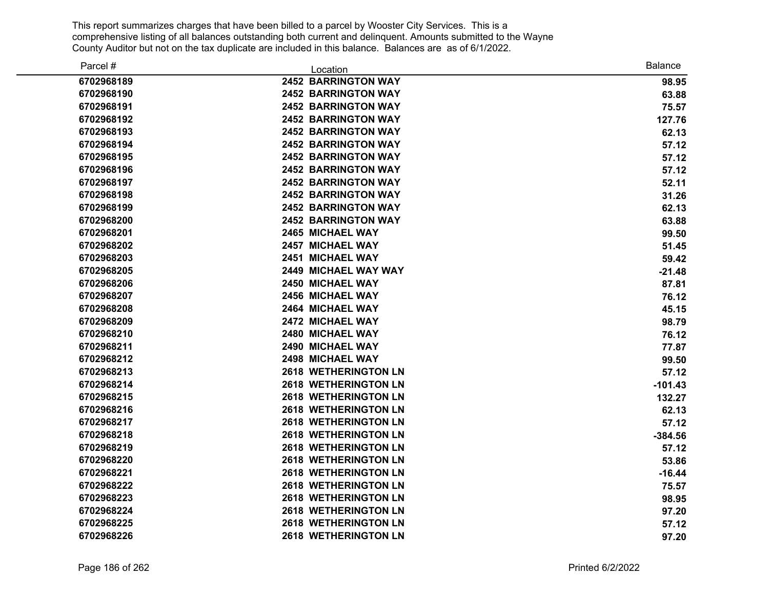This report summarizes charges that have been billed to a parcel by Wooster City Services. This is a comprehensive listing of all balances outstanding both current and delinquent. Amounts submitted to the Wayne County Auditor but not on the tax duplicate are included in this balance. Balances are as of 6/1/2022.

| Parcel # | Location | Balance |
|---|---|---|
| 6702968189 | 2452 BARRINGTON WAY | 98.95 |
| 6702968190 | 2452 BARRINGTON WAY | 63.88 |
| 6702968191 | 2452 BARRINGTON WAY | 75.57 |
| 6702968192 | 2452 BARRINGTON WAY | 127.76 |
| 6702968193 | 2452 BARRINGTON WAY | 62.13 |
| 6702968194 | 2452 BARRINGTON WAY | 57.12 |
| 6702968195 | 2452 BARRINGTON WAY | 57.12 |
| 6702968196 | 2452 BARRINGTON WAY | 57.12 |
| 6702968197 | 2452 BARRINGTON WAY | 52.11 |
| 6702968198 | 2452 BARRINGTON WAY | 31.26 |
| 6702968199 | 2452 BARRINGTON WAY | 62.13 |
| 6702968200 | 2452 BARRINGTON WAY | 63.88 |
| 6702968201 | 2465 MICHAEL WAY | 99.50 |
| 6702968202 | 2457 MICHAEL WAY | 51.45 |
| 6702968203 | 2451 MICHAEL WAY | 59.42 |
| 6702968205 | 2449 MICHAEL WAY WAY | -21.48 |
| 6702968206 | 2450 MICHAEL WAY | 87.81 |
| 6702968207 | 2456 MICHAEL WAY | 76.12 |
| 6702968208 | 2464 MICHAEL WAY | 45.15 |
| 6702968209 | 2472 MICHAEL WAY | 98.79 |
| 6702968210 | 2480 MICHAEL WAY | 76.12 |
| 6702968211 | 2490 MICHAEL WAY | 77.87 |
| 6702968212 | 2498 MICHAEL WAY | 99.50 |
| 6702968213 | 2618 WETHERINGTON LN | 57.12 |
| 6702968214 | 2618 WETHERINGTON LN | -101.43 |
| 6702968215 | 2618 WETHERINGTON LN | 132.27 |
| 6702968216 | 2618 WETHERINGTON LN | 62.13 |
| 6702968217 | 2618 WETHERINGTON LN | 57.12 |
| 6702968218 | 2618 WETHERINGTON LN | -384.56 |
| 6702968219 | 2618 WETHERINGTON LN | 57.12 |
| 6702968220 | 2618 WETHERINGTON LN | 53.86 |
| 6702968221 | 2618 WETHERINGTON LN | -16.44 |
| 6702968222 | 2618 WETHERINGTON LN | 75.57 |
| 6702968223 | 2618 WETHERINGTON LN | 98.95 |
| 6702968224 | 2618 WETHERINGTON LN | 97.20 |
| 6702968225 | 2618 WETHERINGTON LN | 57.12 |
| 6702968226 | 2618 WETHERINGTON LN | 97.20 |

Printed 6/2/2022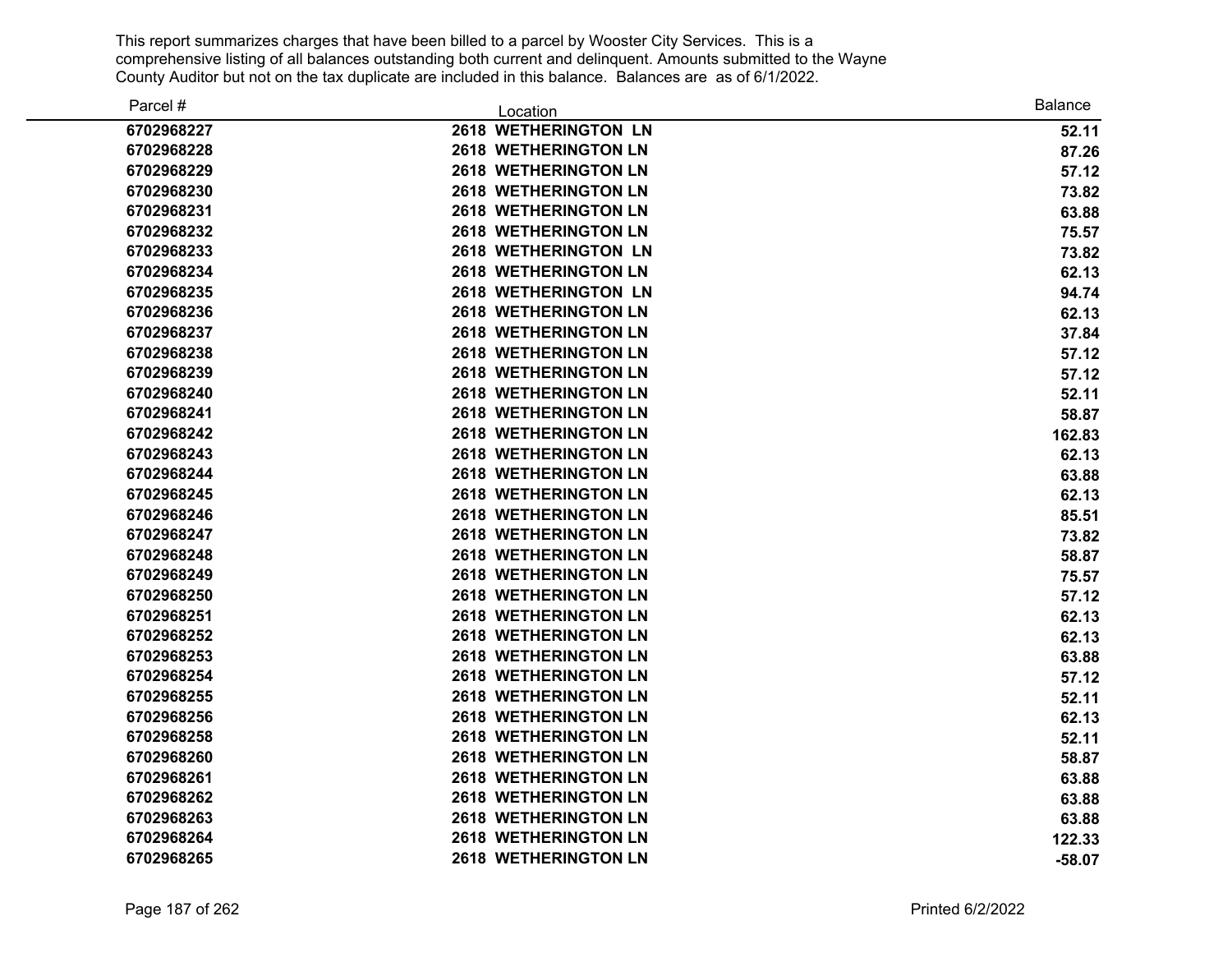This report summarizes charges that have been billed to a parcel by Wooster City Services. This is a comprehensive listing of all balances outstanding both current and delinquent. Amounts submitted to the Wayne County Auditor but not on the tax duplicate are included in this balance. Balances are as of 6/1/2022.

| Parcel # | Location | Balance |
|---|---|---|
| 6702968227 | 2618 WETHERINGTON LN | 52.11 |
| 6702968228 | 2618 WETHERINGTON LN | 87.26 |
| 6702968229 | 2618 WETHERINGTON LN | 57.12 |
| 6702968230 | 2618 WETHERINGTON LN | 73.82 |
| 6702968231 | 2618 WETHERINGTON LN | 63.88 |
| 6702968232 | 2618 WETHERINGTON LN | 75.57 |
| 6702968233 | 2618 WETHERINGTON LN | 73.82 |
| 6702968234 | 2618 WETHERINGTON LN | 62.13 |
| 6702968235 | 2618 WETHERINGTON LN | 94.74 |
| 6702968236 | 2618 WETHERINGTON LN | 62.13 |
| 6702968237 | 2618 WETHERINGTON LN | 37.84 |
| 6702968238 | 2618 WETHERINGTON LN | 57.12 |
| 6702968239 | 2618 WETHERINGTON LN | 57.12 |
| 6702968240 | 2618 WETHERINGTON LN | 52.11 |
| 6702968241 | 2618 WETHERINGTON LN | 58.87 |
| 6702968242 | 2618 WETHERINGTON LN | 162.83 |
| 6702968243 | 2618 WETHERINGTON LN | 62.13 |
| 6702968244 | 2618 WETHERINGTON LN | 63.88 |
| 6702968245 | 2618 WETHERINGTON LN | 62.13 |
| 6702968246 | 2618 WETHERINGTON LN | 85.51 |
| 6702968247 | 2618 WETHERINGTON LN | 73.82 |
| 6702968248 | 2618 WETHERINGTON LN | 58.87 |
| 6702968249 | 2618 WETHERINGTON LN | 75.57 |
| 6702968250 | 2618 WETHERINGTON LN | 57.12 |
| 6702968251 | 2618 WETHERINGTON LN | 62.13 |
| 6702968252 | 2618 WETHERINGTON LN | 62.13 |
| 6702968253 | 2618 WETHERINGTON LN | 63.88 |
| 6702968254 | 2618 WETHERINGTON LN | 57.12 |
| 6702968255 | 2618 WETHERINGTON LN | 52.11 |
| 6702968256 | 2618 WETHERINGTON LN | 62.13 |
| 6702968258 | 2618 WETHERINGTON LN | 52.11 |
| 6702968260 | 2618 WETHERINGTON LN | 58.87 |
| 6702968261 | 2618 WETHERINGTON LN | 63.88 |
| 6702968262 | 2618 WETHERINGTON LN | 63.88 |
| 6702968263 | 2618 WETHERINGTON LN | 63.88 |
| 6702968264 | 2618 WETHERINGTON LN | 122.33 |
| 6702968265 | 2618 WETHERINGTON LN | -58.07 |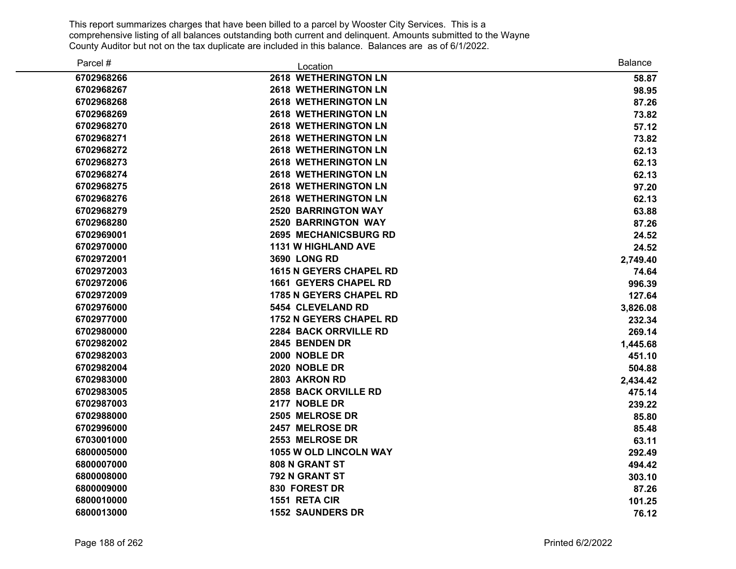This report summarizes charges that have been billed to a parcel by Wooster City Services. This is a comprehensive listing of all balances outstanding both current and delinquent. Amounts submitted to the Wayne County Auditor but not on the tax duplicate are included in this balance. Balances are as of 6/1/2022.

| Parcel # | Location | Balance |
|---|---|---|
| 6702968266 | 2618 WETHERINGTON LN | 58.87 |
| 6702968267 | 2618 WETHERINGTON LN | 98.95 |
| 6702968268 | 2618 WETHERINGTON LN | 87.26 |
| 6702968269 | 2618 WETHERINGTON LN | 73.82 |
| 6702968270 | 2618 WETHERINGTON LN | 57.12 |
| 6702968271 | 2618 WETHERINGTON LN | 73.82 |
| 6702968272 | 2618 WETHERINGTON LN | 62.13 |
| 6702968273 | 2618 WETHERINGTON LN | 62.13 |
| 6702968274 | 2618 WETHERINGTON LN | 62.13 |
| 6702968275 | 2618 WETHERINGTON LN | 97.20 |
| 6702968276 | 2618 WETHERINGTON LN | 62.13 |
| 6702968279 | 2520 BARRINGTON WAY | 63.88 |
| 6702968280 | 2520 BARRINGTON WAY | 87.26 |
| 6702969001 | 2695 MECHANICSBURG RD | 24.52 |
| 6702970000 | 1131 W HIGHLAND AVE | 24.52 |
| 6702972001 | 3690 LONG RD | 2,749.40 |
| 6702972003 | 1615 N GEYERS CHAPEL RD | 74.64 |
| 6702972006 | 1661 GEYERS CHAPEL RD | 996.39 |
| 6702972009 | 1785 N GEYERS CHAPEL RD | 127.64 |
| 6702976000 | 5454 CLEVELAND RD | 3,826.08 |
| 6702977000 | 1752 N GEYERS CHAPEL RD | 232.34 |
| 6702980000 | 2284 BACK ORRVILLE RD | 269.14 |
| 6702982002 | 2845 BENDEN DR | 1,445.68 |
| 6702982003 | 2000 NOBLE DR | 451.10 |
| 6702982004 | 2020 NOBLE DR | 504.88 |
| 6702983000 | 2803 AKRON RD | 2,434.42 |
| 6702983005 | 2858 BACK ORVILLE RD | 475.14 |
| 6702987003 | 2177 NOBLE DR | 239.22 |
| 6702988000 | 2505 MELROSE DR | 85.80 |
| 6702996000 | 2457 MELROSE DR | 85.48 |
| 6703001000 | 2553 MELROSE DR | 63.11 |
| 6800005000 | 1055 W OLD LINCOLN WAY | 292.49 |
| 6800007000 | 808 N GRANT ST | 494.42 |
| 6800008000 | 792 N GRANT ST | 303.10 |
| 6800009000 | 830 FOREST DR | 87.26 |
| 6800010000 | 1551 RETA CIR | 101.25 |
| 6800013000 | 1552 SAUNDERS DR | 76.12 |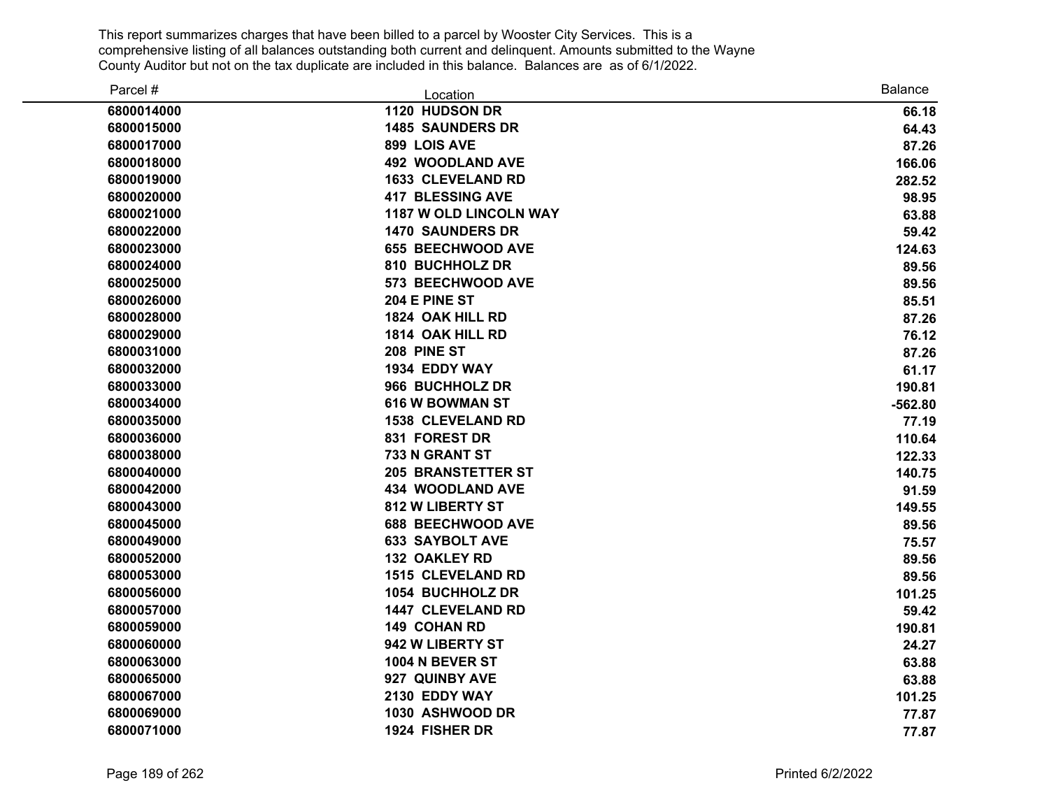This report summarizes charges that have been billed to a parcel by Wooster City Services. This is a comprehensive listing of all balances outstanding both current and delinquent. Amounts submitted to the Wayne County Auditor but not on the tax duplicate are included in this balance. Balances are as of 6/1/2022.

| Parcel # | Location | Balance |
|---|---|---|
| 6800014000 | 1120 HUDSON DR | 66.18 |
| 6800015000 | 1485 SAUNDERS DR | 64.43 |
| 6800017000 | 899 LOIS AVE | 87.26 |
| 6800018000 | 492 WOODLAND AVE | 166.06 |
| 6800019000 | 1633 CLEVELAND RD | 282.52 |
| 6800020000 | 417 BLESSING AVE | 98.95 |
| 6800021000 | 1187 W OLD LINCOLN WAY | 63.88 |
| 6800022000 | 1470 SAUNDERS DR | 59.42 |
| 6800023000 | 655 BEECHWOOD AVE | 124.63 |
| 6800024000 | 810 BUCHHOLZ DR | 89.56 |
| 6800025000 | 573 BEECHWOOD AVE | 89.56 |
| 6800026000 | 204 E PINE ST | 85.51 |
| 6800028000 | 1824 OAK HILL RD | 87.26 |
| 6800029000 | 1814 OAK HILL RD | 76.12 |
| 6800031000 | 208 PINE ST | 87.26 |
| 6800032000 | 1934 EDDY WAY | 61.17 |
| 6800033000 | 966 BUCHHOLZ DR | 190.81 |
| 6800034000 | 616 W BOWMAN ST | -562.80 |
| 6800035000 | 1538 CLEVELAND RD | 77.19 |
| 6800036000 | 831 FOREST DR | 110.64 |
| 6800038000 | 733 N GRANT ST | 122.33 |
| 6800040000 | 205 BRANSTETTER ST | 140.75 |
| 6800042000 | 434 WOODLAND AVE | 91.59 |
| 6800043000 | 812 W LIBERTY ST | 149.55 |
| 6800045000 | 688 BEECHWOOD AVE | 89.56 |
| 6800049000 | 633 SAYBOLT AVE | 75.57 |
| 6800052000 | 132 OAKLEY RD | 89.56 |
| 6800053000 | 1515 CLEVELAND RD | 89.56 |
| 6800056000 | 1054 BUCHHOLZ DR | 101.25 |
| 6800057000 | 1447 CLEVELAND RD | 59.42 |
| 6800059000 | 149 COHAN RD | 190.81 |
| 6800060000 | 942 W LIBERTY ST | 24.27 |
| 6800063000 | 1004 N BEVER ST | 63.88 |
| 6800065000 | 927 QUINBY AVE | 63.88 |
| 6800067000 | 2130 EDDY WAY | 101.25 |
| 6800069000 | 1030 ASHWOOD DR | 77.87 |
| 6800071000 | 1924 FISHER DR | 77.87 |

Printed 6/2/2022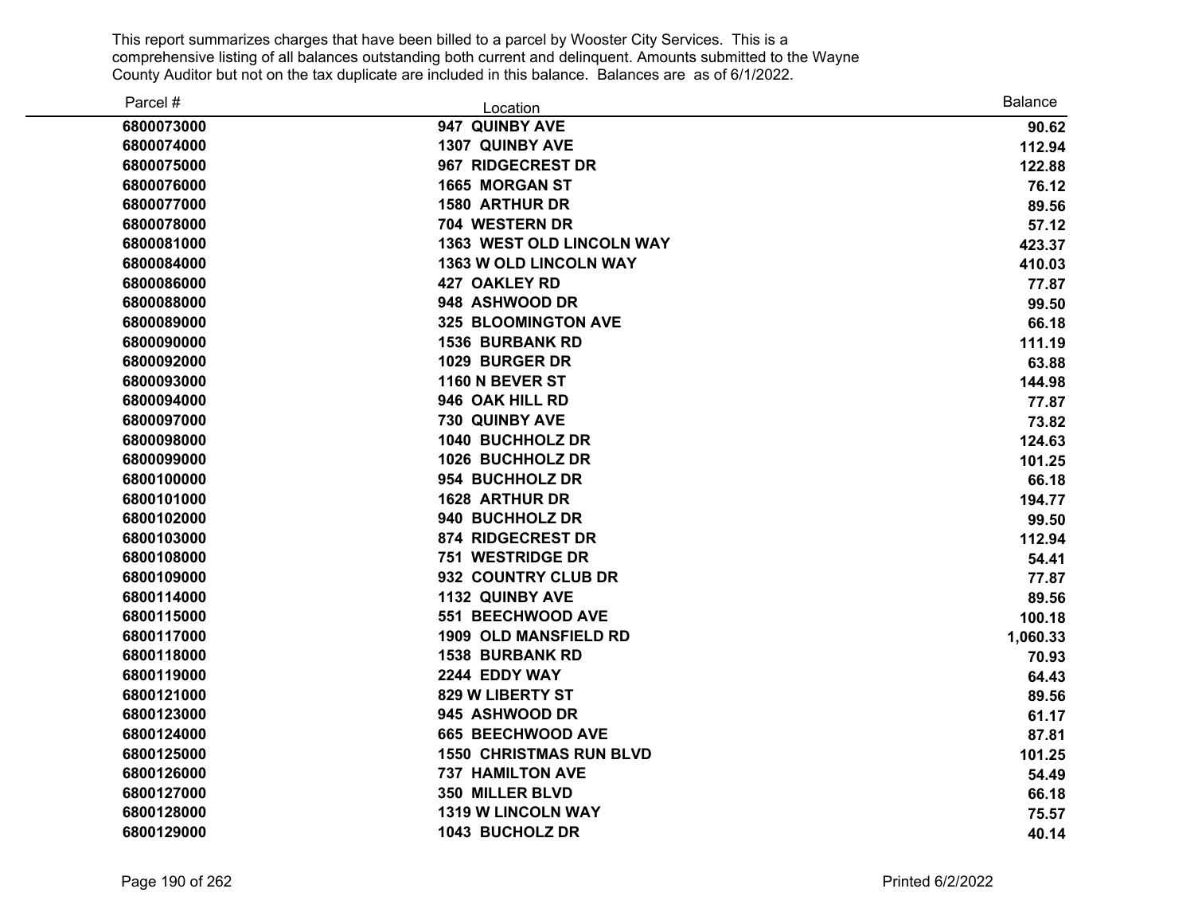This report summarizes charges that have been billed to a parcel by Wooster City Services. This is a comprehensive listing of all balances outstanding both current and delinquent. Amounts submitted to the Wayne County Auditor but not on the tax duplicate are included in this balance. Balances are as of 6/1/2022.

| Parcel # | Location | Balance |
|---|---|---|
| 6800073000 | 947 QUINBY AVE | 90.62 |
| 6800074000 | 1307 QUINBY AVE | 112.94 |
| 6800075000 | 967 RIDGECREST DR | 122.88 |
| 6800076000 | 1665 MORGAN ST | 76.12 |
| 6800077000 | 1580 ARTHUR DR | 89.56 |
| 6800078000 | 704 WESTERN DR | 57.12 |
| 6800081000 | 1363 WEST OLD LINCOLN WAY | 423.37 |
| 6800084000 | 1363 W OLD LINCOLN WAY | 410.03 |
| 6800086000 | 427 OAKLEY RD | 77.87 |
| 6800088000 | 948 ASHWOOD DR | 99.50 |
| 6800089000 | 325 BLOOMINGTON AVE | 66.18 |
| 6800090000 | 1536 BURBANK RD | 111.19 |
| 6800092000 | 1029 BURGER DR | 63.88 |
| 6800093000 | 1160 N BEVER ST | 144.98 |
| 6800094000 | 946 OAK HILL RD | 77.87 |
| 6800097000 | 730 QUINBY AVE | 73.82 |
| 6800098000 | 1040 BUCHHOLZ DR | 124.63 |
| 6800099000 | 1026 BUCHHOLZ DR | 101.25 |
| 6800100000 | 954 BUCHHOLZ DR | 66.18 |
| 6800101000 | 1628 ARTHUR DR | 194.77 |
| 6800102000 | 940 BUCHHOLZ DR | 99.50 |
| 6800103000 | 874 RIDGECREST DR | 112.94 |
| 6800108000 | 751 WESTRIDGE DR | 54.41 |
| 6800109000 | 932 COUNTRY CLUB DR | 77.87 |
| 6800114000 | 1132 QUINBY AVE | 89.56 |
| 6800115000 | 551 BEECHWOOD AVE | 100.18 |
| 6800117000 | 1909 OLD MANSFIELD RD | 1,060.33 |
| 6800118000 | 1538 BURBANK RD | 70.93 |
| 6800119000 | 2244 EDDY WAY | 64.43 |
| 6800121000 | 829 W LIBERTY ST | 89.56 |
| 6800123000 | 945 ASHWOOD DR | 61.17 |
| 6800124000 | 665 BEECHWOOD AVE | 87.81 |
| 6800125000 | 1550 CHRISTMAS RUN BLVD | 101.25 |
| 6800126000 | 737 HAMILTON AVE | 54.49 |
| 6800127000 | 350 MILLER BLVD | 66.18 |
| 6800128000 | 1319 W LINCOLN WAY | 75.57 |
| 6800129000 | 1043 BUCHOLZ DR | 40.14 |

Printed 6/2/2022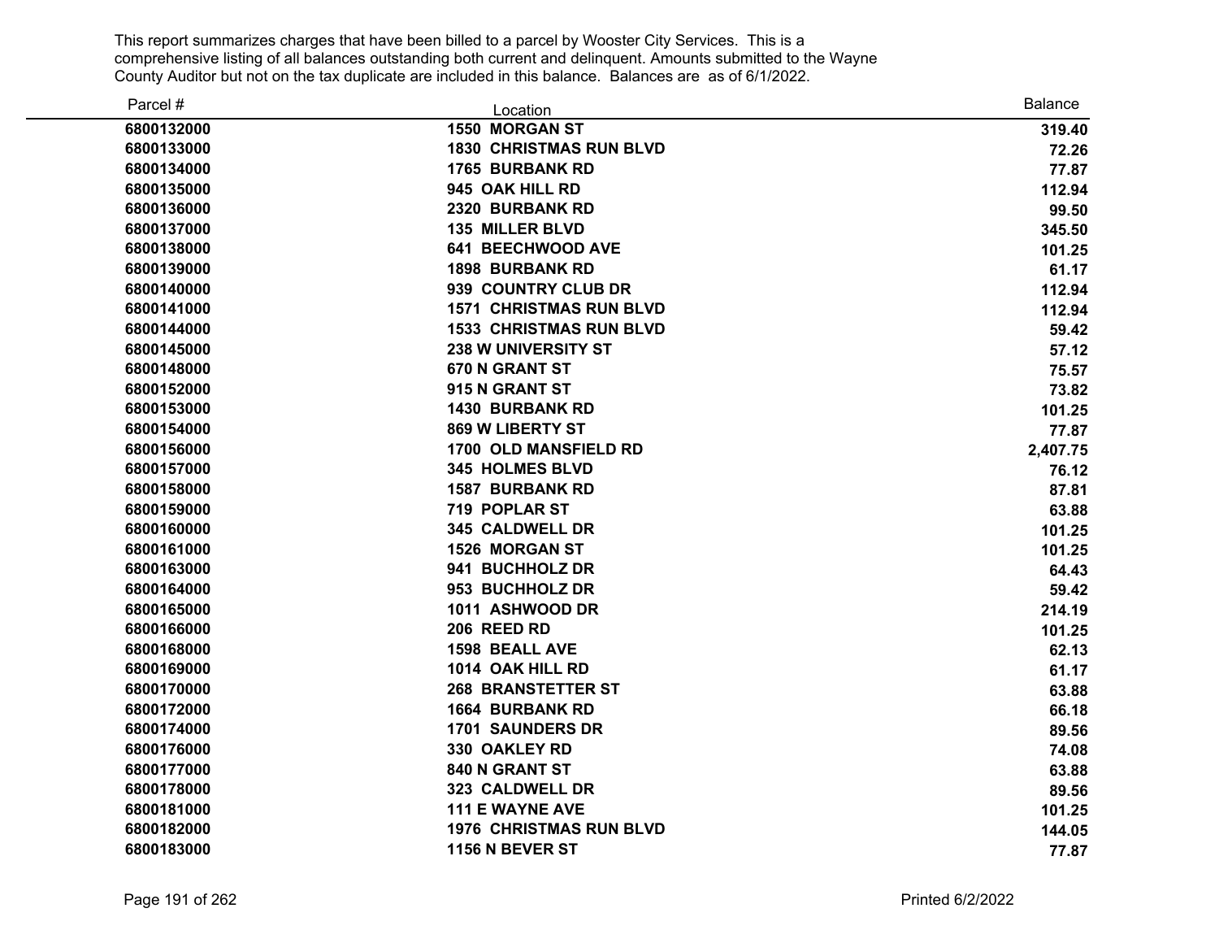This report summarizes charges that have been billed to a parcel by Wooster City Services. This is a comprehensive listing of all balances outstanding both current and delinquent. Amounts submitted to the Wayne County Auditor but not on the tax duplicate are included in this balance. Balances are as of 6/1/2022.

| Parcel # | Location | Balance |
|---|---|---|
| 6800132000 | 1550 MORGAN ST | 319.40 |
| 6800133000 | 1830 CHRISTMAS RUN BLVD | 72.26 |
| 6800134000 | 1765 BURBANK RD | 77.87 |
| 6800135000 | 945 OAK HILL RD | 112.94 |
| 6800136000 | 2320 BURBANK RD | 99.50 |
| 6800137000 | 135 MILLER BLVD | 345.50 |
| 6800138000 | 641 BEECHWOOD AVE | 101.25 |
| 6800139000 | 1898 BURBANK RD | 61.17 |
| 6800140000 | 939 COUNTRY CLUB DR | 112.94 |
| 6800141000 | 1571 CHRISTMAS RUN BLVD | 112.94 |
| 6800144000 | 1533 CHRISTMAS RUN BLVD | 59.42 |
| 6800145000 | 238 W UNIVERSITY ST | 57.12 |
| 6800148000 | 670 N GRANT ST | 75.57 |
| 6800152000 | 915 N GRANT ST | 73.82 |
| 6800153000 | 1430 BURBANK RD | 101.25 |
| 6800154000 | 869 W LIBERTY ST | 77.87 |
| 6800156000 | 1700 OLD MANSFIELD RD | 2,407.75 |
| 6800157000 | 345 HOLMES BLVD | 76.12 |
| 6800158000 | 1587 BURBANK RD | 87.81 |
| 6800159000 | 719 POPLAR ST | 63.88 |
| 6800160000 | 345 CALDWELL DR | 101.25 |
| 6800161000 | 1526 MORGAN ST | 101.25 |
| 6800163000 | 941 BUCHHOLZ DR | 64.43 |
| 6800164000 | 953 BUCHHOLZ DR | 59.42 |
| 6800165000 | 1011 ASHWOOD DR | 214.19 |
| 6800166000 | 206 REED RD | 101.25 |
| 6800168000 | 1598 BEALL AVE | 62.13 |
| 6800169000 | 1014 OAK HILL RD | 61.17 |
| 6800170000 | 268 BRANSTETTER ST | 63.88 |
| 6800172000 | 1664 BURBANK RD | 66.18 |
| 6800174000 | 1701 SAUNDERS DR | 89.56 |
| 6800176000 | 330 OAKLEY RD | 74.08 |
| 6800177000 | 840 N GRANT ST | 63.88 |
| 6800178000 | 323 CALDWELL DR | 89.56 |
| 6800181000 | 111 E WAYNE AVE | 101.25 |
| 6800182000 | 1976 CHRISTMAS RUN BLVD | 144.05 |
| 6800183000 | 1156 N BEVER ST | 77.87 |

Printed 6/2/2022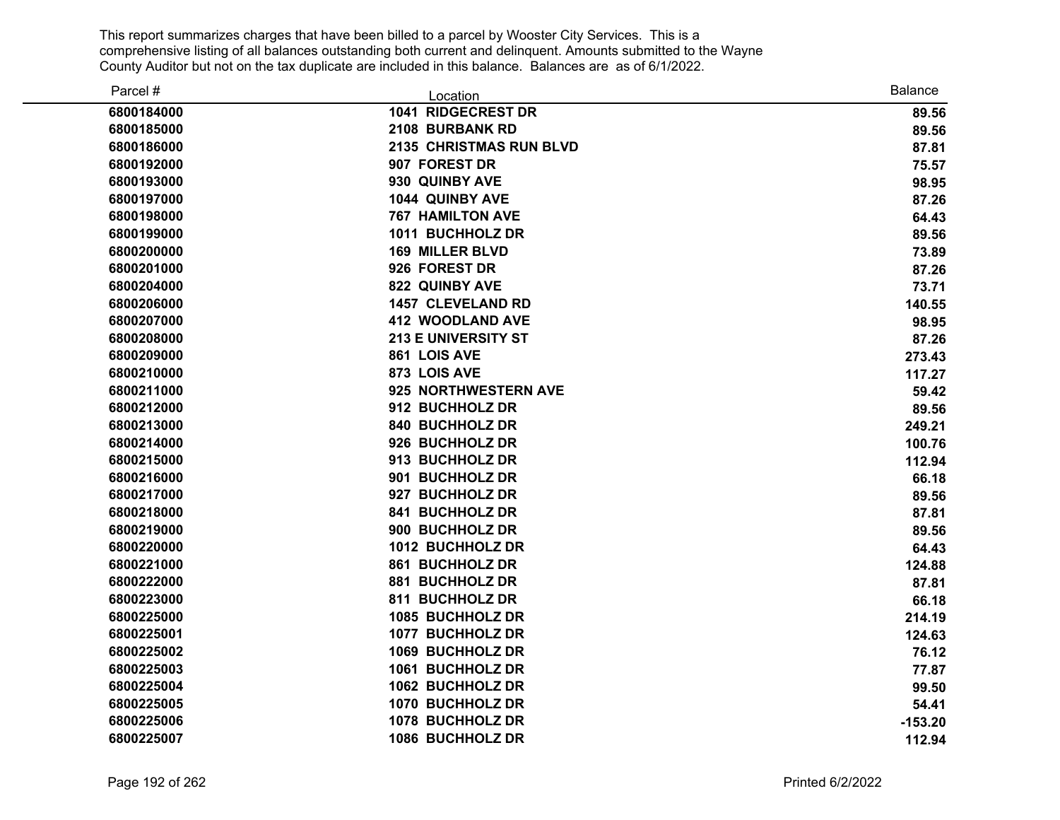This report summarizes charges that have been billed to a parcel by Wooster City Services. This is a comprehensive listing of all balances outstanding both current and delinquent. Amounts submitted to the Wayne County Auditor but not on the tax duplicate are included in this balance. Balances are as of 6/1/2022.

| Parcel # | Location | Balance |
|---|---|---|
| **6800184000** | **1041 RIDGECREST DR** | **89.56** |
| **6800185000** | **2108 BURBANK RD** | **89.56** |
| **6800186000** | **2135 CHRISTMAS RUN BLVD** | **87.81** |
| **6800192000** | **907 FOREST DR** | **75.57** |
| **6800193000** | **930 QUINBY AVE** | **98.95** |
| **6800197000** | **1044 QUINBY AVE** | **87.26** |
| **6800198000** | **767 HAMILTON AVE** | **64.43** |
| **6800199000** | **1011 BUCHHOLZ DR** | **89.56** |
| **6800200000** | **169 MILLER BLVD** | **73.89** |
| **6800201000** | **926 FOREST DR** | **87.26** |
| **6800204000** | **822 QUINBY AVE** | **73.71** |
| **6800206000** | **1457 CLEVELAND RD** | **140.55** |
| **6800207000** | **412 WOODLAND AVE** | **98.95** |
| **6800208000** | **213 E UNIVERSITY ST** | **87.26** |
| **6800209000** | **861 LOIS AVE** | **273.43** |
| **6800210000** | **873 LOIS AVE** | **117.27** |
| **6800211000** | **925 NORTHWESTERN AVE** | **59.42** |
| **6800212000** | **912 BUCHHOLZ DR** | **89.56** |
| **6800213000** | **840 BUCHHOLZ DR** | **249.21** |
| **6800214000** | **926 BUCHHOLZ DR** | **100.76** |
| **6800215000** | **913 BUCHHOLZ DR** | **112.94** |
| **6800216000** | **901 BUCHHOLZ DR** | **66.18** |
| **6800217000** | **927 BUCHHOLZ DR** | **89.56** |
| **6800218000** | **841 BUCHHOLZ DR** | **87.81** |
| **6800219000** | **900 BUCHHOLZ DR** | **89.56** |
| **6800220000** | **1012 BUCHHOLZ DR** | **64.43** |
| **6800221000** | **861 BUCHHOLZ DR** | **124.88** |
| **6800222000** | **881 BUCHHOLZ DR** | **87.81** |
| **6800223000** | **811 BUCHHOLZ DR** | **66.18** |
| **6800225000** | **1085 BUCHHOLZ DR** | **214.19** |
| **6800225001** | **1077 BUCHHOLZ DR** | **124.63** |
| **6800225002** | **1069 BUCHHOLZ DR** | **76.12** |
| **6800225003** | **1061 BUCHHOLZ DR** | **77.87** |
| **6800225004** | **1062 BUCHHOLZ DR** | **99.50** |
| **6800225005** | **1070 BUCHHOLZ DR** | **54.41** |
| **6800225006** | **1078 BUCHHOLZ DR** | **-153.20** |
| **6800225007** | **1086 BUCHHOLZ DR** | **112.94** |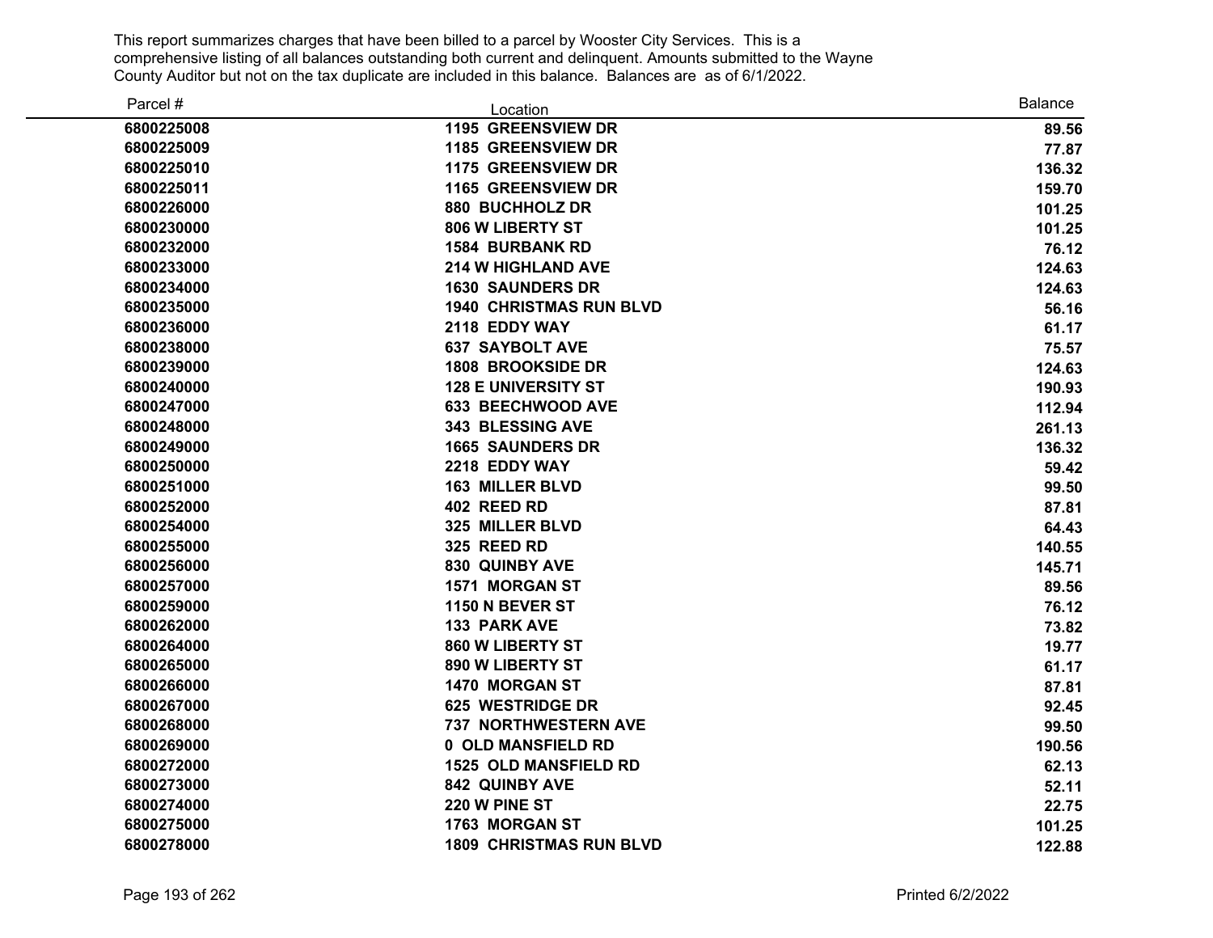This report summarizes charges that have been billed to a parcel by Wooster City Services. This is a comprehensive listing of all balances outstanding both current and delinquent. Amounts submitted to the Wayne County Auditor but not on the tax duplicate are included in this balance. Balances are as of 6/1/2022.

| Parcel # | Location | Balance |
|---|---|---|
| 6800225008 | 1195 GREENSVIEW DR | 89.56 |
| 6800225009 | 1185 GREENSVIEW DR | 77.87 |
| 6800225010 | 1175 GREENSVIEW DR | 136.32 |
| 6800225011 | 1165 GREENSVIEW DR | 159.70 |
| 6800226000 | 880 BUCHHOLZ DR | 101.25 |
| 6800230000 | 806 W LIBERTY ST | 101.25 |
| 6800232000 | 1584 BURBANK RD | 76.12 |
| 6800233000 | 214 W HIGHLAND AVE | 124.63 |
| 6800234000 | 1630 SAUNDERS DR | 124.63 |
| 6800235000 | 1940 CHRISTMAS RUN BLVD | 56.16 |
| 6800236000 | 2118 EDDY WAY | 61.17 |
| 6800238000 | 637 SAYBOLT AVE | 75.57 |
| 6800239000 | 1808 BROOKSIDE DR | 124.63 |
| 6800240000 | 128 E UNIVERSITY ST | 190.93 |
| 6800247000 | 633 BEECHWOOD AVE | 112.94 |
| 6800248000 | 343 BLESSING AVE | 261.13 |
| 6800249000 | 1665 SAUNDERS DR | 136.32 |
| 6800250000 | 2218 EDDY WAY | 59.42 |
| 6800251000 | 163 MILLER BLVD | 99.50 |
| 6800252000 | 402 REED RD | 87.81 |
| 6800254000 | 325 MILLER BLVD | 64.43 |
| 6800255000 | 325 REED RD | 140.55 |
| 6800256000 | 830 QUINBY AVE | 145.71 |
| 6800257000 | 1571 MORGAN ST | 89.56 |
| 6800259000 | 1150 N BEVER ST | 76.12 |
| 6800262000 | 133 PARK AVE | 73.82 |
| 6800264000 | 860 W LIBERTY ST | 19.77 |
| 6800265000 | 890 W LIBERTY ST | 61.17 |
| 6800266000 | 1470 MORGAN ST | 87.81 |
| 6800267000 | 625 WESTRIDGE DR | 92.45 |
| 6800268000 | 737 NORTHWESTERN AVE | 99.50 |
| 6800269000 | 0 OLD MANSFIELD RD | 190.56 |
| 6800272000 | 1525 OLD MANSFIELD RD | 62.13 |
| 6800273000 | 842 QUINBY AVE | 52.11 |
| 6800274000 | 220 W PINE ST | 22.75 |
| 6800275000 | 1763 MORGAN ST | 101.25 |
| 6800278000 | 1809 CHRISTMAS RUN BLVD | 122.88 |

Printed 6/2/2022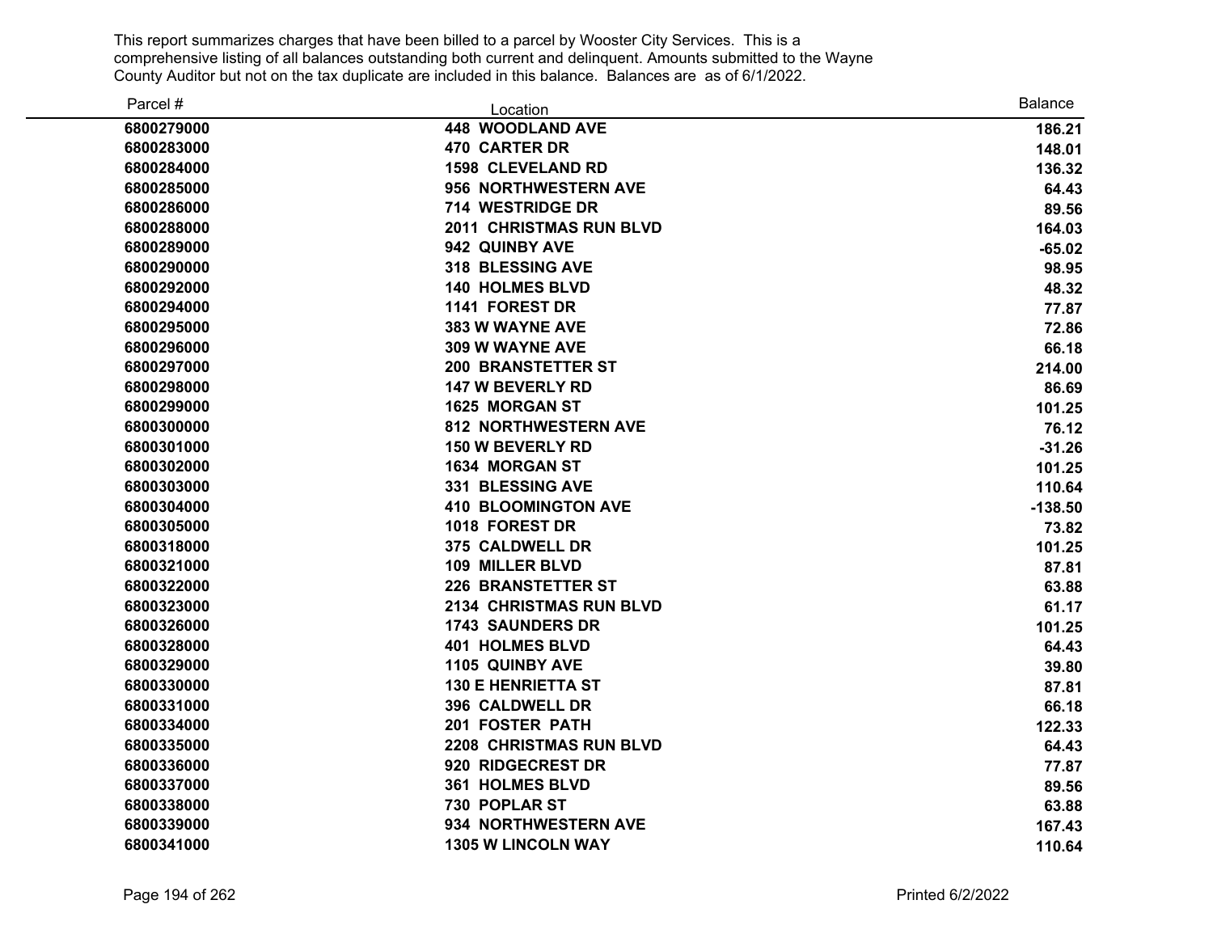This report summarizes charges that have been billed to a parcel by Wooster City Services. This is a comprehensive listing of all balances outstanding both current and delinquent. Amounts submitted to the Wayne County Auditor but not on the tax duplicate are included in this balance. Balances are as of 6/1/2022.

| Parcel # | Location | Balance |
|---|---|---|
| **6800279000** | **448 WOODLAND AVE** | **186.21** |
| **6800283000** | **470 CARTER DR** | **148.01** |
| **6800284000** | **1598 CLEVELAND RD** | **136.32** |
| **6800285000** | **956 NORTHWESTERN AVE** | **64.43** |
| **6800286000** | **714 WESTRIDGE DR** | **89.56** |
| **6800288000** | **2011 CHRISTMAS RUN BLVD** | **164.03** |
| **6800289000** | **942 QUINBY AVE** | **-65.02** |
| **6800290000** | **318 BLESSING AVE** | **98.95** |
| **6800292000** | **140 HOLMES BLVD** | **48.32** |
| **6800294000** | **1141 FOREST DR** | **77.87** |
| **6800295000** | **383 W WAYNE AVE** | **72.86** |
| **6800296000** | **309 W WAYNE AVE** | **66.18** |
| **6800297000** | **200 BRANSTETTER ST** | **214.00** |
| **6800298000** | **147 W BEVERLY RD** | **86.69** |
| **6800299000** | **1625 MORGAN ST** | **101.25** |
| **6800300000** | **812 NORTHWESTERN AVE** | **76.12** |
| **6800301000** | **150 W BEVERLY RD** | **-31.26** |
| **6800302000** | **1634 MORGAN ST** | **101.25** |
| **6800303000** | **331 BLESSING AVE** | **110.64** |
| **6800304000** | **410 BLOOMINGTON AVE** | **-138.50** |
| **6800305000** | **1018 FOREST DR** | **73.82** |
| **6800318000** | **375 CALDWELL DR** | **101.25** |
| **6800321000** | **109 MILLER BLVD** | **87.81** |
| **6800322000** | **226 BRANSTETTER ST** | **63.88** |
| **6800323000** | **2134 CHRISTMAS RUN BLVD** | **61.17** |
| **6800326000** | **1743 SAUNDERS DR** | **101.25** |
| **6800328000** | **401 HOLMES BLVD** | **64.43** |
| **6800329000** | **1105 QUINBY AVE** | **39.80** |
| **6800330000** | **130 E HENRIETTA ST** | **87.81** |
| **6800331000** | **396 CALDWELL DR** | **66.18** |
| **6800334000** | **201 FOSTER PATH** | **122.33** |
| **6800335000** | **2208 CHRISTMAS RUN BLVD** | **64.43** |
| **6800336000** | **920 RIDGECREST DR** | **77.87** |
| **6800337000** | **361 HOLMES BLVD** | **89.56** |
| **6800338000** | **730 POPLAR ST** | **63.88** |
| **6800339000** | **934 NORTHWESTERN AVE** | **167.43** |
| **6800341000** | **1305 W LINCOLN WAY** | **110.64** |

Printed 6/2/2022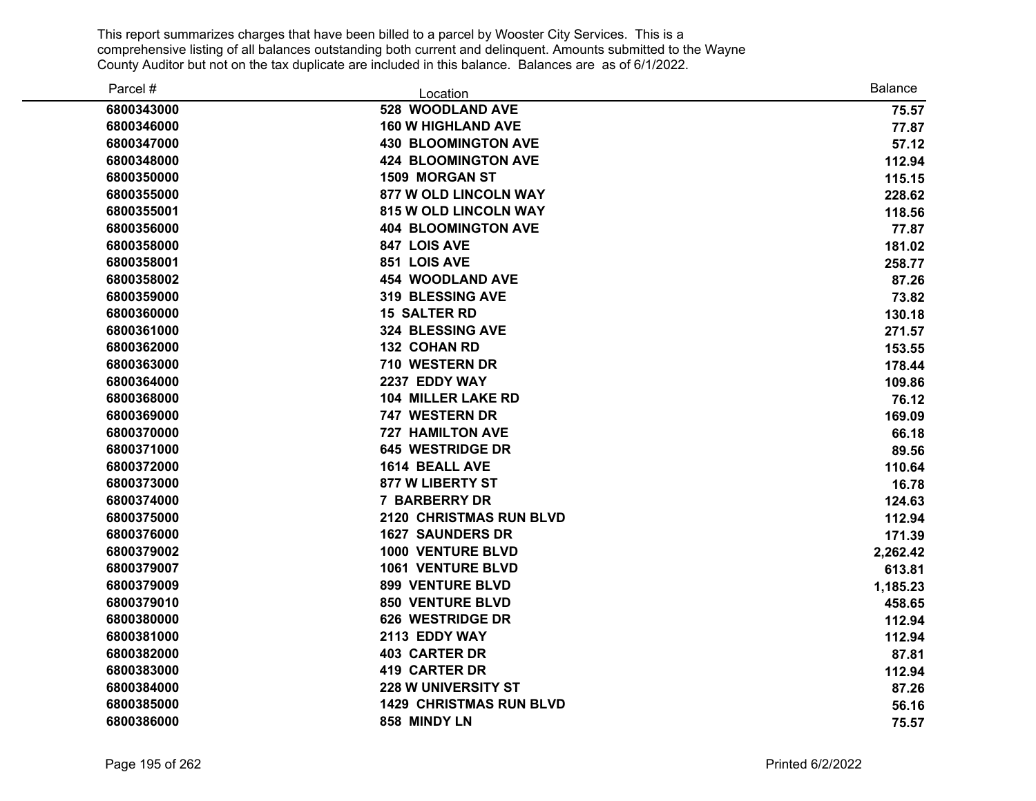This report summarizes charges that have been billed to a parcel by Wooster City Services. This is a comprehensive listing of all balances outstanding both current and delinquent. Amounts submitted to the Wayne County Auditor but not on the tax duplicate are included in this balance. Balances are as of 6/1/2022.

| Parcel # | Location | Balance |
|---|---|---|
| 6800343000 | 528 WOODLAND AVE | 75.57 |
| 6800346000 | 160 W HIGHLAND AVE | 77.87 |
| 6800347000 | 430 BLOOMINGTON AVE | 57.12 |
| 6800348000 | 424 BLOOMINGTON AVE | 112.94 |
| 6800350000 | 1509 MORGAN ST | 115.15 |
| 6800355000 | 877 W OLD LINCOLN WAY | 228.62 |
| 6800355001 | 815 W OLD LINCOLN WAY | 118.56 |
| 6800356000 | 404 BLOOMINGTON AVE | 77.87 |
| 6800358000 | 847 LOIS AVE | 181.02 |
| 6800358001 | 851 LOIS AVE | 258.77 |
| 6800358002 | 454 WOODLAND AVE | 87.26 |
| 6800359000 | 319 BLESSING AVE | 73.82 |
| 6800360000 | 15 SALTER RD | 130.18 |
| 6800361000 | 324 BLESSING AVE | 271.57 |
| 6800362000 | 132 COHAN RD | 153.55 |
| 6800363000 | 710 WESTERN DR | 178.44 |
| 6800364000 | 2237 EDDY WAY | 109.86 |
| 6800368000 | 104 MILLER LAKE RD | 76.12 |
| 6800369000 | 747 WESTERN DR | 169.09 |
| 6800370000 | 727 HAMILTON AVE | 66.18 |
| 6800371000 | 645 WESTRIDGE DR | 89.56 |
| 6800372000 | 1614 BEALL AVE | 110.64 |
| 6800373000 | 877 W LIBERTY ST | 16.78 |
| 6800374000 | 7 BARBERRY DR | 124.63 |
| 6800375000 | 2120 CHRISTMAS RUN BLVD | 112.94 |
| 6800376000 | 1627 SAUNDERS DR | 171.39 |
| 6800379002 | 1000 VENTURE BLVD | 2,262.42 |
| 6800379007 | 1061 VENTURE BLVD | 613.81 |
| 6800379009 | 899 VENTURE BLVD | 1,185.23 |
| 6800379010 | 850 VENTURE BLVD | 458.65 |
| 6800380000 | 626 WESTRIDGE DR | 112.94 |
| 6800381000 | 2113 EDDY WAY | 112.94 |
| 6800382000 | 403 CARTER DR | 87.81 |
| 6800383000 | 419 CARTER DR | 112.94 |
| 6800384000 | 228 W UNIVERSITY ST | 87.26 |
| 6800385000 | 1429 CHRISTMAS RUN BLVD | 56.16 |
| 6800386000 | 858 MINDY LN | 75.57 |

Printed 6/2/2022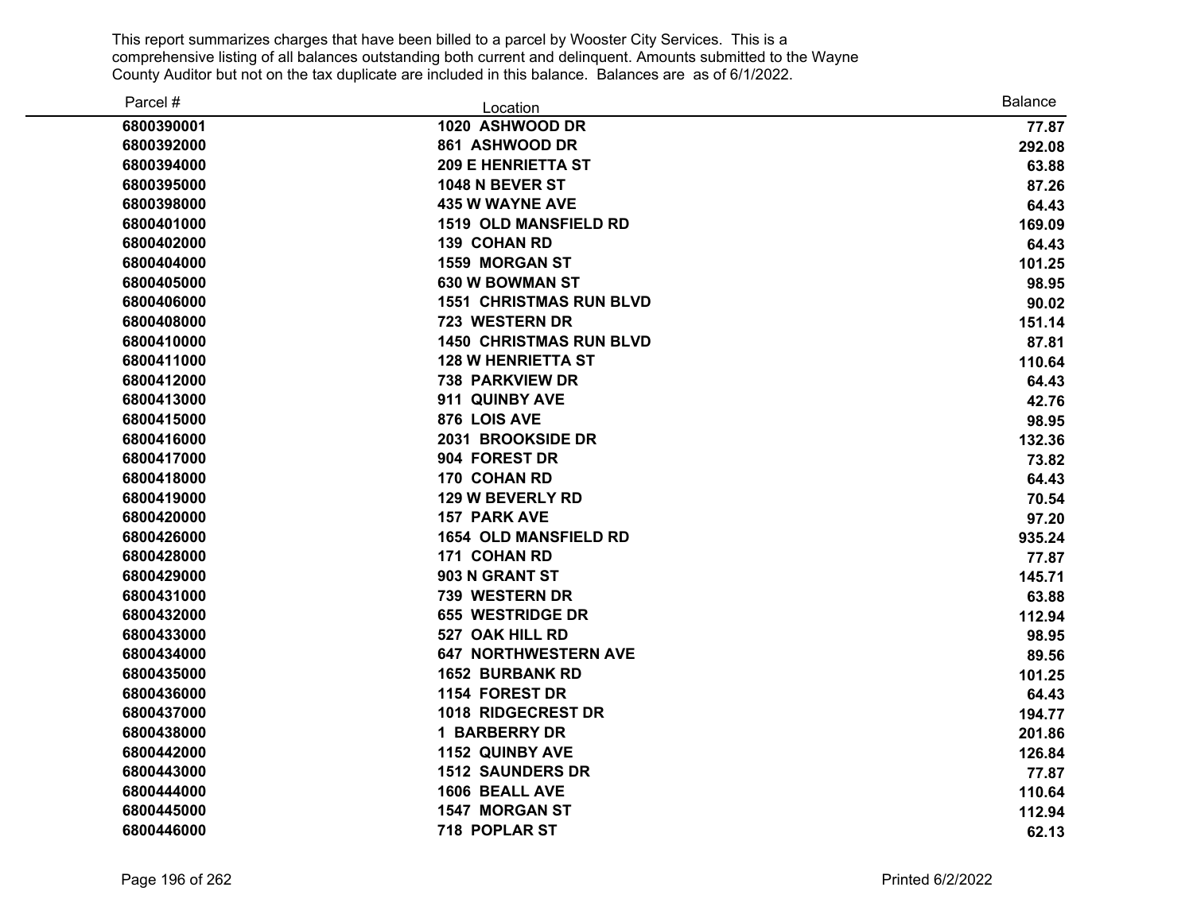This report summarizes charges that have been billed to a parcel by Wooster City Services. This is a comprehensive listing of all balances outstanding both current and delinquent. Amounts submitted to the Wayne County Auditor but not on the tax duplicate are included in this balance. Balances are as of 6/1/2022.

| Parcel # | Location | Balance |
|---|---|---|
| 6800390001 | 1020 ASHWOOD DR | 77.87 |
| 6800392000 | 861 ASHWOOD DR | 292.08 |
| 6800394000 | 209 E HENRIETTA ST | 63.88 |
| 6800395000 | 1048 N BEVER ST | 87.26 |
| 6800398000 | 435 W WAYNE AVE | 64.43 |
| 6800401000 | 1519 OLD MANSFIELD RD | 169.09 |
| 6800402000 | 139 COHAN RD | 64.43 |
| 6800404000 | 1559 MORGAN ST | 101.25 |
| 6800405000 | 630 W BOWMAN ST | 98.95 |
| 6800406000 | 1551 CHRISTMAS RUN BLVD | 90.02 |
| 6800408000 | 723 WESTERN DR | 151.14 |
| 6800410000 | 1450 CHRISTMAS RUN BLVD | 87.81 |
| 6800411000 | 128 W HENRIETTA ST | 110.64 |
| 6800412000 | 738 PARKVIEW DR | 64.43 |
| 6800413000 | 911 QUINBY AVE | 42.76 |
| 6800415000 | 876 LOIS AVE | 98.95 |
| 6800416000 | 2031 BROOKSIDE DR | 132.36 |
| 6800417000 | 904 FOREST DR | 73.82 |
| 6800418000 | 170 COHAN RD | 64.43 |
| 6800419000 | 129 W BEVERLY RD | 70.54 |
| 6800420000 | 157 PARK AVE | 97.20 |
| 6800426000 | 1654 OLD MANSFIELD RD | 935.24 |
| 6800428000 | 171 COHAN RD | 77.87 |
| 6800429000 | 903 N GRANT ST | 145.71 |
| 6800431000 | 739 WESTERN DR | 63.88 |
| 6800432000 | 655 WESTRIDGE DR | 112.94 |
| 6800433000 | 527 OAK HILL RD | 98.95 |
| 6800434000 | 647 NORTHWESTERN AVE | 89.56 |
| 6800435000 | 1652 BURBANK RD | 101.25 |
| 6800436000 | 1154 FOREST DR | 64.43 |
| 6800437000 | 1018 RIDGECREST DR | 194.77 |
| 6800438000 | 1 BARBERRY DR | 201.86 |
| 6800442000 | 1152 QUINBY AVE | 126.84 |
| 6800443000 | 1512 SAUNDERS DR | 77.87 |
| 6800444000 | 1606 BEALL AVE | 110.64 |
| 6800445000 | 1547 MORGAN ST | 112.94 |
| 6800446000 | 718 POPLAR ST | 62.13 |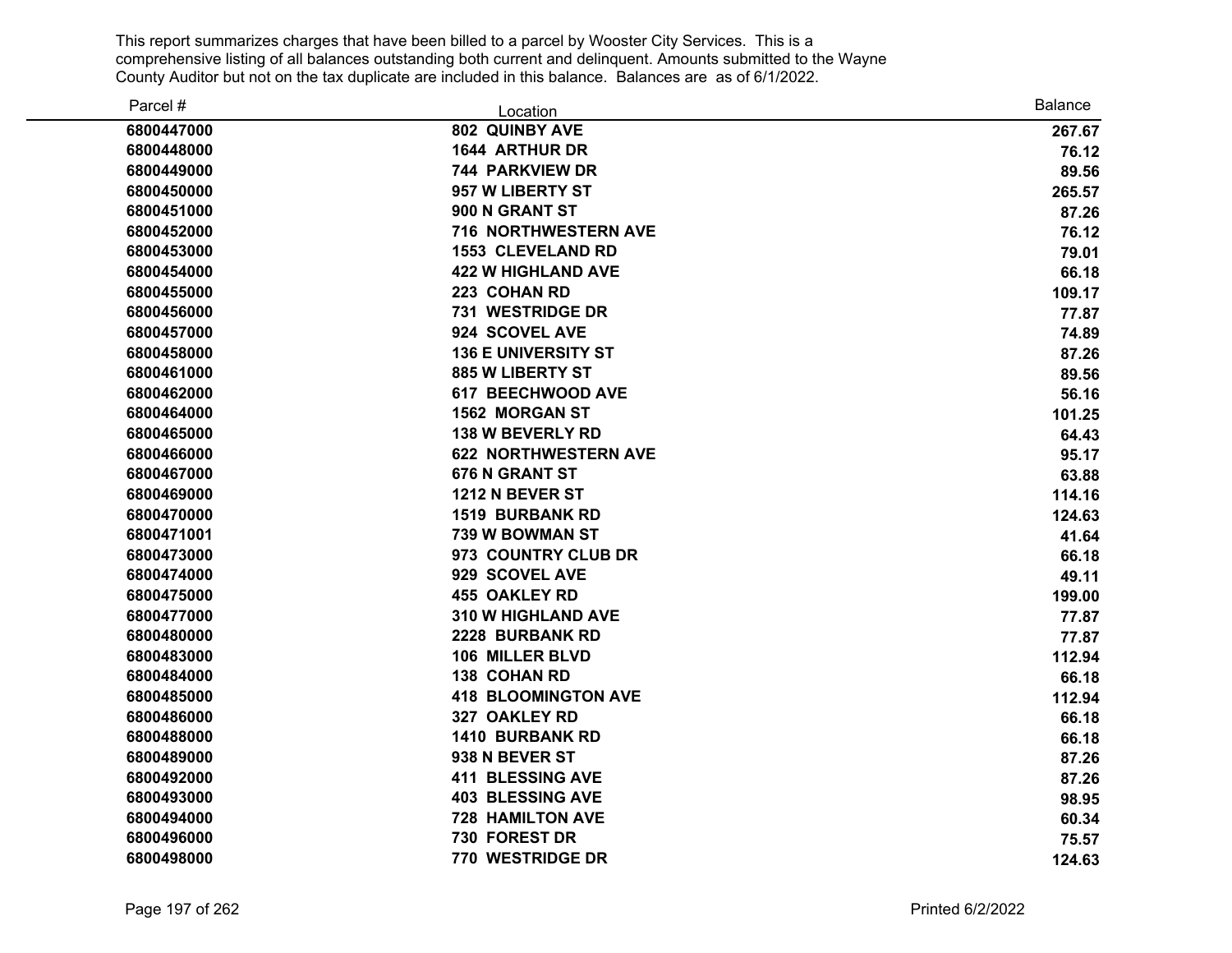This report summarizes charges that have been billed to a parcel by Wooster City Services. This is a comprehensive listing of all balances outstanding both current and delinquent. Amounts submitted to the Wayne County Auditor but not on the tax duplicate are included in this balance. Balances are as of 6/1/2022.

| Parcel # | Location | Balance |
|---|---|---|
| 6800447000 | 802 QUINBY AVE | 267.67 |
| 6800448000 | 1644 ARTHUR DR | 76.12 |
| 6800449000 | 744 PARKVIEW DR | 89.56 |
| 6800450000 | 957 W LIBERTY ST | 265.57 |
| 6800451000 | 900 N GRANT ST | 87.26 |
| 6800452000 | 716 NORTHWESTERN AVE | 76.12 |
| 6800453000 | 1553 CLEVELAND RD | 79.01 |
| 6800454000 | 422 W HIGHLAND AVE | 66.18 |
| 6800455000 | 223 COHAN RD | 109.17 |
| 6800456000 | 731 WESTRIDGE DR | 77.87 |
| 6800457000 | 924 SCOVEL AVE | 74.89 |
| 6800458000 | 136 E UNIVERSITY ST | 87.26 |
| 6800461000 | 885 W LIBERTY ST | 89.56 |
| 6800462000 | 617 BEECHWOOD AVE | 56.16 |
| 6800464000 | 1562 MORGAN ST | 101.25 |
| 6800465000 | 138 W BEVERLY RD | 64.43 |
| 6800466000 | 622 NORTHWESTERN AVE | 95.17 |
| 6800467000 | 676 N GRANT ST | 63.88 |
| 6800469000 | 1212 N BEVER ST | 114.16 |
| 6800470000 | 1519 BURBANK RD | 124.63 |
| 6800471001 | 739 W BOWMAN ST | 41.64 |
| 6800473000 | 973 COUNTRY CLUB DR | 66.18 |
| 6800474000 | 929 SCOVEL AVE | 49.11 |
| 6800475000 | 455 OAKLEY RD | 199.00 |
| 6800477000 | 310 W HIGHLAND AVE | 77.87 |
| 6800480000 | 2228 BURBANK RD | 77.87 |
| 6800483000 | 106 MILLER BLVD | 112.94 |
| 6800484000 | 138 COHAN RD | 66.18 |
| 6800485000 | 418 BLOOMINGTON AVE | 112.94 |
| 6800486000 | 327 OAKLEY RD | 66.18 |
| 6800488000 | 1410 BURBANK RD | 66.18 |
| 6800489000 | 938 N BEVER ST | 87.26 |
| 6800492000 | 411 BLESSING AVE | 87.26 |
| 6800493000 | 403 BLESSING AVE | 98.95 |
| 6800494000 | 728 HAMILTON AVE | 60.34 |
| 6800496000 | 730 FOREST DR | 75.57 |
| 6800498000 | 770 WESTRIDGE DR | 124.63 |

Printed 6/2/2022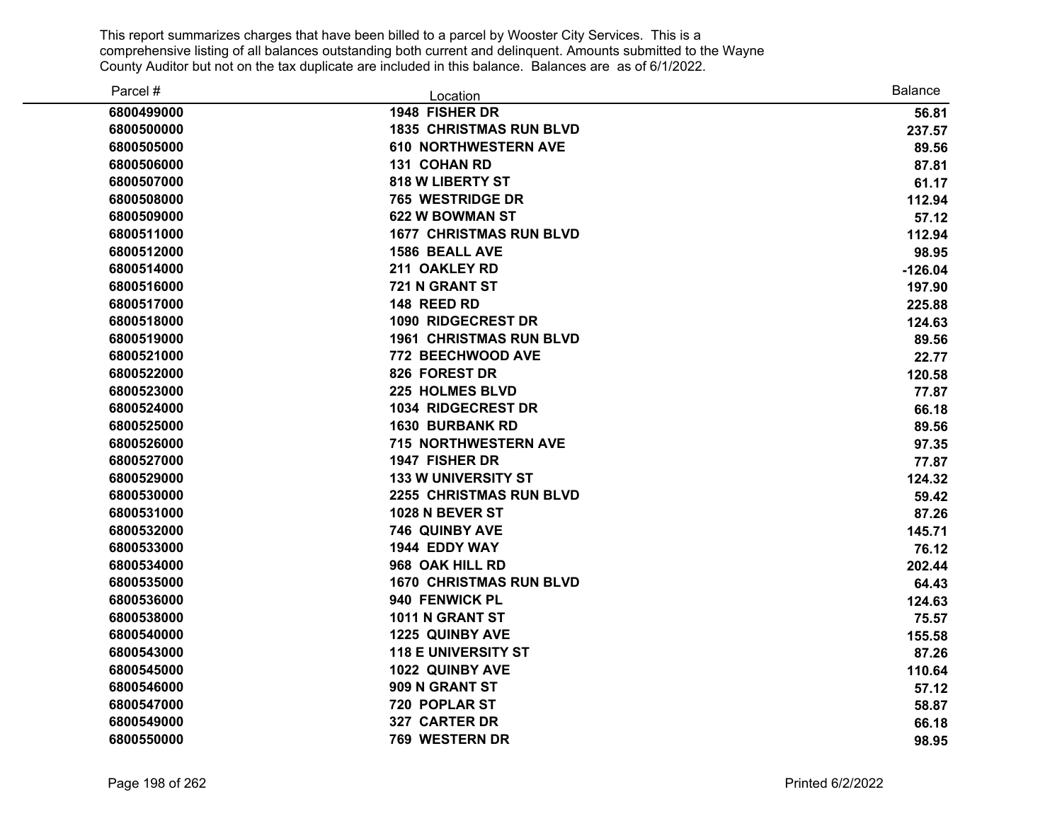This report summarizes charges that have been billed to a parcel by Wooster City Services. This is a comprehensive listing of all balances outstanding both current and delinquent. Amounts submitted to the Wayne County Auditor but not on the tax duplicate are included in this balance. Balances are as of 6/1/2022.

| Parcel # | Location | Balance |
|---|---|---|
| 6800499000 | 1948 FISHER DR | 56.81 |
| 6800500000 | 1835 CHRISTMAS RUN BLVD | 237.57 |
| 6800505000 | 610 NORTHWESTERN AVE | 89.56 |
| 6800506000 | 131 COHAN RD | 87.81 |
| 6800507000 | 818 W LIBERTY ST | 61.17 |
| 6800508000 | 765 WESTRIDGE DR | 112.94 |
| 6800509000 | 622 W BOWMAN ST | 57.12 |
| 6800511000 | 1677 CHRISTMAS RUN BLVD | 112.94 |
| 6800512000 | 1586 BEALL AVE | 98.95 |
| 6800514000 | 211 OAKLEY RD | -126.04 |
| 6800516000 | 721 N GRANT ST | 197.90 |
| 6800517000 | 148 REED RD | 225.88 |
| 6800518000 | 1090 RIDGECREST DR | 124.63 |
| 6800519000 | 1961 CHRISTMAS RUN BLVD | 89.56 |
| 6800521000 | 772 BEECHWOOD AVE | 22.77 |
| 6800522000 | 826 FOREST DR | 120.58 |
| 6800523000 | 225 HOLMES BLVD | 77.87 |
| 6800524000 | 1034 RIDGECREST DR | 66.18 |
| 6800525000 | 1630 BURBANK RD | 89.56 |
| 6800526000 | 715 NORTHWESTERN AVE | 97.35 |
| 6800527000 | 1947 FISHER DR | 77.87 |
| 6800529000 | 133 W UNIVERSITY ST | 124.32 |
| 6800530000 | 2255 CHRISTMAS RUN BLVD | 59.42 |
| 6800531000 | 1028 N BEVER ST | 87.26 |
| 6800532000 | 746 QUINBY AVE | 145.71 |
| 6800533000 | 1944 EDDY WAY | 76.12 |
| 6800534000 | 968 OAK HILL RD | 202.44 |
| 6800535000 | 1670 CHRISTMAS RUN BLVD | 64.43 |
| 6800536000 | 940 FENWICK PL | 124.63 |
| 6800538000 | 1011 N GRANT ST | 75.57 |
| 6800540000 | 1225 QUINBY AVE | 155.58 |
| 6800543000 | 118 E UNIVERSITY ST | 87.26 |
| 6800545000 | 1022 QUINBY AVE | 110.64 |
| 6800546000 | 909 N GRANT ST | 57.12 |
| 6800547000 | 720 POPLAR ST | 58.87 |
| 6800549000 | 327 CARTER DR | 66.18 |
| 6800550000 | 769 WESTERN DR | 98.95 |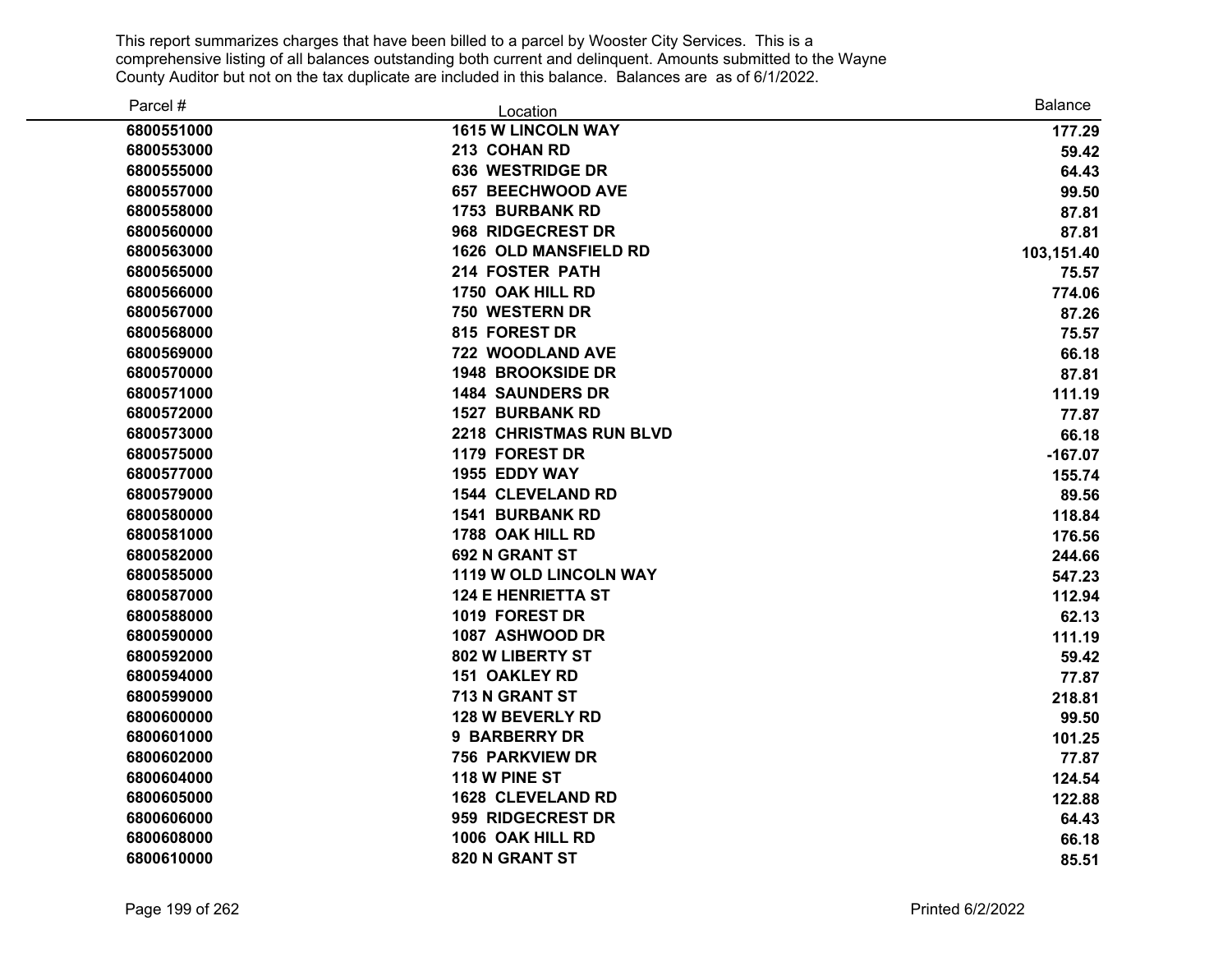This report summarizes charges that have been billed to a parcel by Wooster City Services. This is a comprehensive listing of all balances outstanding both current and delinquent. Amounts submitted to the Wayne County Auditor but not on the tax duplicate are included in this balance. Balances are as of 6/1/2022.

| Parcel # | Location | Balance |
|---|---|---|
| 6800551000 | 1615 W LINCOLN WAY | 177.29 |
| 6800553000 | 213 COHAN RD | 59.42 |
| 6800555000 | 636 WESTRIDGE DR | 64.43 |
| 6800557000 | 657 BEECHWOOD AVE | 99.50 |
| 6800558000 | 1753 BURBANK RD | 87.81 |
| 6800560000 | 968 RIDGECREST DR | 87.81 |
| 6800563000 | 1626 OLD MANSFIELD RD | 103,151.40 |
| 6800565000 | 214 FOSTER PATH | 75.57 |
| 6800566000 | 1750 OAK HILL RD | 774.06 |
| 6800567000 | 750 WESTERN DR | 87.26 |
| 6800568000 | 815 FOREST DR | 75.57 |
| 6800569000 | 722 WOODLAND AVE | 66.18 |
| 6800570000 | 1948 BROOKSIDE DR | 87.81 |
| 6800571000 | 1484 SAUNDERS DR | 111.19 |
| 6800572000 | 1527 BURBANK RD | 77.87 |
| 6800573000 | 2218 CHRISTMAS RUN BLVD | 66.18 |
| 6800575000 | 1179 FOREST DR | -167.07 |
| 6800577000 | 1955 EDDY WAY | 155.74 |
| 6800579000 | 1544 CLEVELAND RD | 89.56 |
| 6800580000 | 1541 BURBANK RD | 118.84 |
| 6800581000 | 1788 OAK HILL RD | 176.56 |
| 6800582000 | 692 N GRANT ST | 244.66 |
| 6800585000 | 1119 W OLD LINCOLN WAY | 547.23 |
| 6800587000 | 124 E HENRIETTA ST | 112.94 |
| 6800588000 | 1019 FOREST DR | 62.13 |
| 6800590000 | 1087 ASHWOOD DR | 111.19 |
| 6800592000 | 802 W LIBERTY ST | 59.42 |
| 6800594000 | 151 OAKLEY RD | 77.87 |
| 6800599000 | 713 N GRANT ST | 218.81 |
| 6800600000 | 128 W BEVERLY RD | 99.50 |
| 6800601000 | 9 BARBERRY DR | 101.25 |
| 6800602000 | 756 PARKVIEW DR | 77.87 |
| 6800604000 | 118 W PINE ST | 124.54 |
| 6800605000 | 1628 CLEVELAND RD | 122.88 |
| 6800606000 | 959 RIDGECREST DR | 64.43 |
| 6800608000 | 1006 OAK HILL RD | 66.18 |
| 6800610000 | 820 N GRANT ST | 85.51 |

Printed 6/2/2022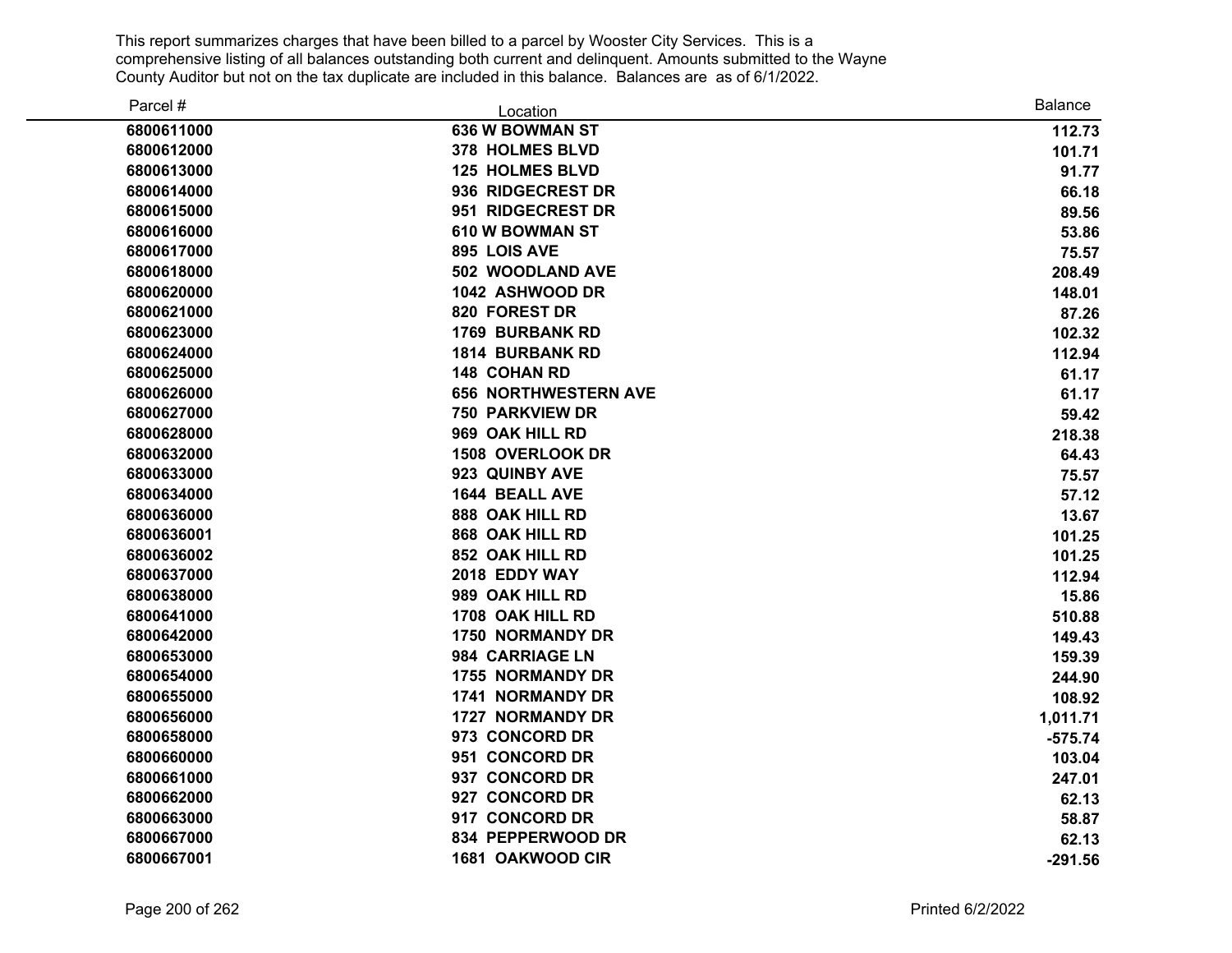This report summarizes charges that have been billed to a parcel by Wooster City Services. This is a comprehensive listing of all balances outstanding both current and delinquent. Amounts submitted to the Wayne County Auditor but not on the tax duplicate are included in this balance. Balances are as of 6/1/2022.

| Parcel # | Location | Balance |
|---|---|---|
| 6800611000 | 636 W BOWMAN ST | 112.73 |
| 6800612000 | 378 HOLMES BLVD | 101.71 |
| 6800613000 | 125 HOLMES BLVD | 91.77 |
| 6800614000 | 936 RIDGECREST DR | 66.18 |
| 6800615000 | 951 RIDGECREST DR | 89.56 |
| 6800616000 | 610 W BOWMAN ST | 53.86 |
| 6800617000 | 895 LOIS AVE | 75.57 |
| 6800618000 | 502 WOODLAND AVE | 208.49 |
| 6800620000 | 1042 ASHWOOD DR | 148.01 |
| 6800621000 | 820 FOREST DR | 87.26 |
| 6800623000 | 1769 BURBANK RD | 102.32 |
| 6800624000 | 1814 BURBANK RD | 112.94 |
| 6800625000 | 148 COHAN RD | 61.17 |
| 6800626000 | 656 NORTHWESTERN AVE | 61.17 |
| 6800627000 | 750 PARKVIEW DR | 59.42 |
| 6800628000 | 969 OAK HILL RD | 218.38 |
| 6800632000 | 1508 OVERLOOK DR | 64.43 |
| 6800633000 | 923 QUINBY AVE | 75.57 |
| 6800634000 | 1644 BEALL AVE | 57.12 |
| 6800636000 | 888 OAK HILL RD | 13.67 |
| 6800636001 | 868 OAK HILL RD | 101.25 |
| 6800636002 | 852 OAK HILL RD | 101.25 |
| 6800637000 | 2018 EDDY WAY | 112.94 |
| 6800638000 | 989 OAK HILL RD | 15.86 |
| 6800641000 | 1708 OAK HILL RD | 510.88 |
| 6800642000 | 1750 NORMANDY DR | 149.43 |
| 6800653000 | 984 CARRIAGE LN | 159.39 |
| 6800654000 | 1755 NORMANDY DR | 244.90 |
| 6800655000 | 1741 NORMANDY DR | 108.92 |
| 6800656000 | 1727 NORMANDY DR | 1,011.71 |
| 6800658000 | 973 CONCORD DR | -575.74 |
| 6800660000 | 951 CONCORD DR | 103.04 |
| 6800661000 | 937 CONCORD DR | 247.01 |
| 6800662000 | 927 CONCORD DR | 62.13 |
| 6800663000 | 917 CONCORD DR | 58.87 |
| 6800667000 | 834 PEPPERWOOD DR | 62.13 |
| 6800667001 | 1681 OAKWOOD CIR | -291.56 |

Printed 6/2/2022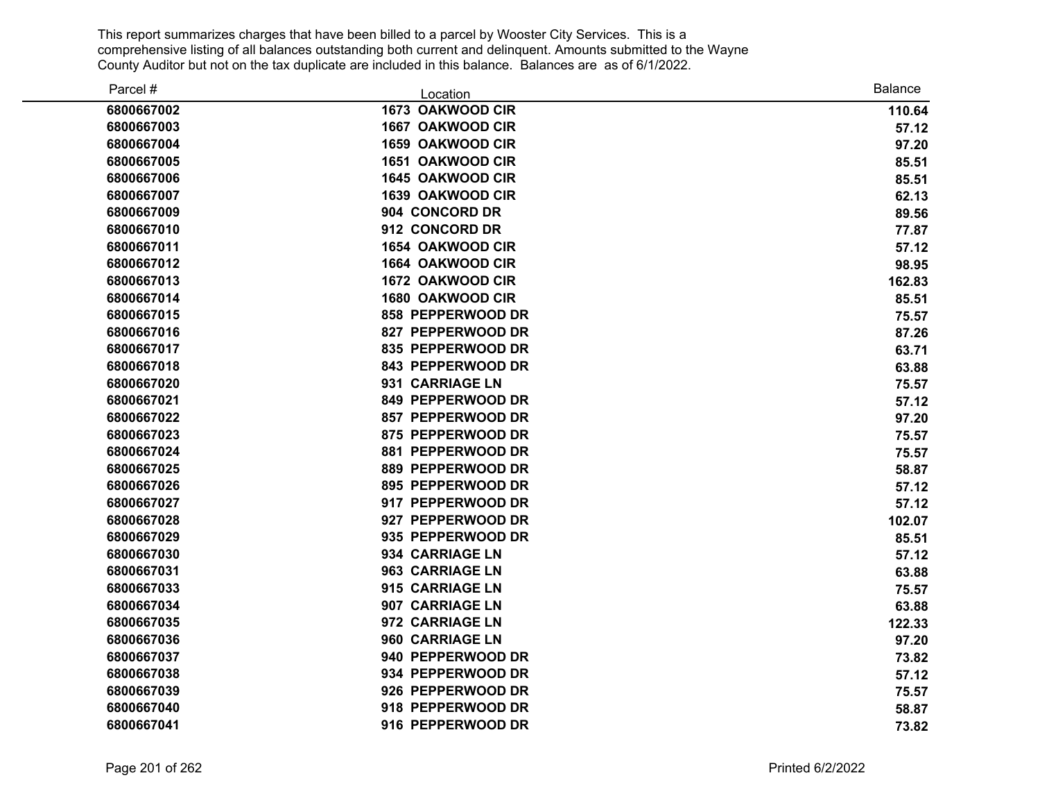This report summarizes charges that have been billed to a parcel by Wooster City Services. This is a comprehensive listing of all balances outstanding both current and delinquent. Amounts submitted to the Wayne County Auditor but not on the tax duplicate are included in this balance. Balances are as of 6/1/2022.

| Parcel # | Location | Balance |
|---|---|---|
| 6800667002 | 1673 OAKWOOD CIR | 110.64 |
| 6800667003 | 1667 OAKWOOD CIR | 57.12 |
| 6800667004 | 1659 OAKWOOD CIR | 97.20 |
| 6800667005 | 1651 OAKWOOD CIR | 85.51 |
| 6800667006 | 1645 OAKWOOD CIR | 85.51 |
| 6800667007 | 1639 OAKWOOD CIR | 62.13 |
| 6800667009 | 904 CONCORD DR | 89.56 |
| 6800667010 | 912 CONCORD DR | 77.87 |
| 6800667011 | 1654 OAKWOOD CIR | 57.12 |
| 6800667012 | 1664 OAKWOOD CIR | 98.95 |
| 6800667013 | 1672 OAKWOOD CIR | 162.83 |
| 6800667014 | 1680 OAKWOOD CIR | 85.51 |
| 6800667015 | 858 PEPPERWOOD DR | 75.57 |
| 6800667016 | 827 PEPPERWOOD DR | 87.26 |
| 6800667017 | 835 PEPPERWOOD DR | 63.71 |
| 6800667018 | 843 PEPPERWOOD DR | 63.88 |
| 6800667020 | 931 CARRIAGE LN | 75.57 |
| 6800667021 | 849 PEPPERWOOD DR | 57.12 |
| 6800667022 | 857 PEPPERWOOD DR | 97.20 |
| 6800667023 | 875 PEPPERWOOD DR | 75.57 |
| 6800667024 | 881 PEPPERWOOD DR | 75.57 |
| 6800667025 | 889 PEPPERWOOD DR | 58.87 |
| 6800667026 | 895 PEPPERWOOD DR | 57.12 |
| 6800667027 | 917 PEPPERWOOD DR | 57.12 |
| 6800667028 | 927 PEPPERWOOD DR | 102.07 |
| 6800667029 | 935 PEPPERWOOD DR | 85.51 |
| 6800667030 | 934 CARRIAGE LN | 57.12 |
| 6800667031 | 963 CARRIAGE LN | 63.88 |
| 6800667033 | 915 CARRIAGE LN | 75.57 |
| 6800667034 | 907 CARRIAGE LN | 63.88 |
| 6800667035 | 972 CARRIAGE LN | 122.33 |
| 6800667036 | 960 CARRIAGE LN | 97.20 |
| 6800667037 | 940 PEPPERWOOD DR | 73.82 |
| 6800667038 | 934 PEPPERWOOD DR | 57.12 |
| 6800667039 | 926 PEPPERWOOD DR | 75.57 |
| 6800667040 | 918 PEPPERWOOD DR | 58.87 |
| 6800667041 | 916 PEPPERWOOD DR | 73.82 |

Printed 6/2/2022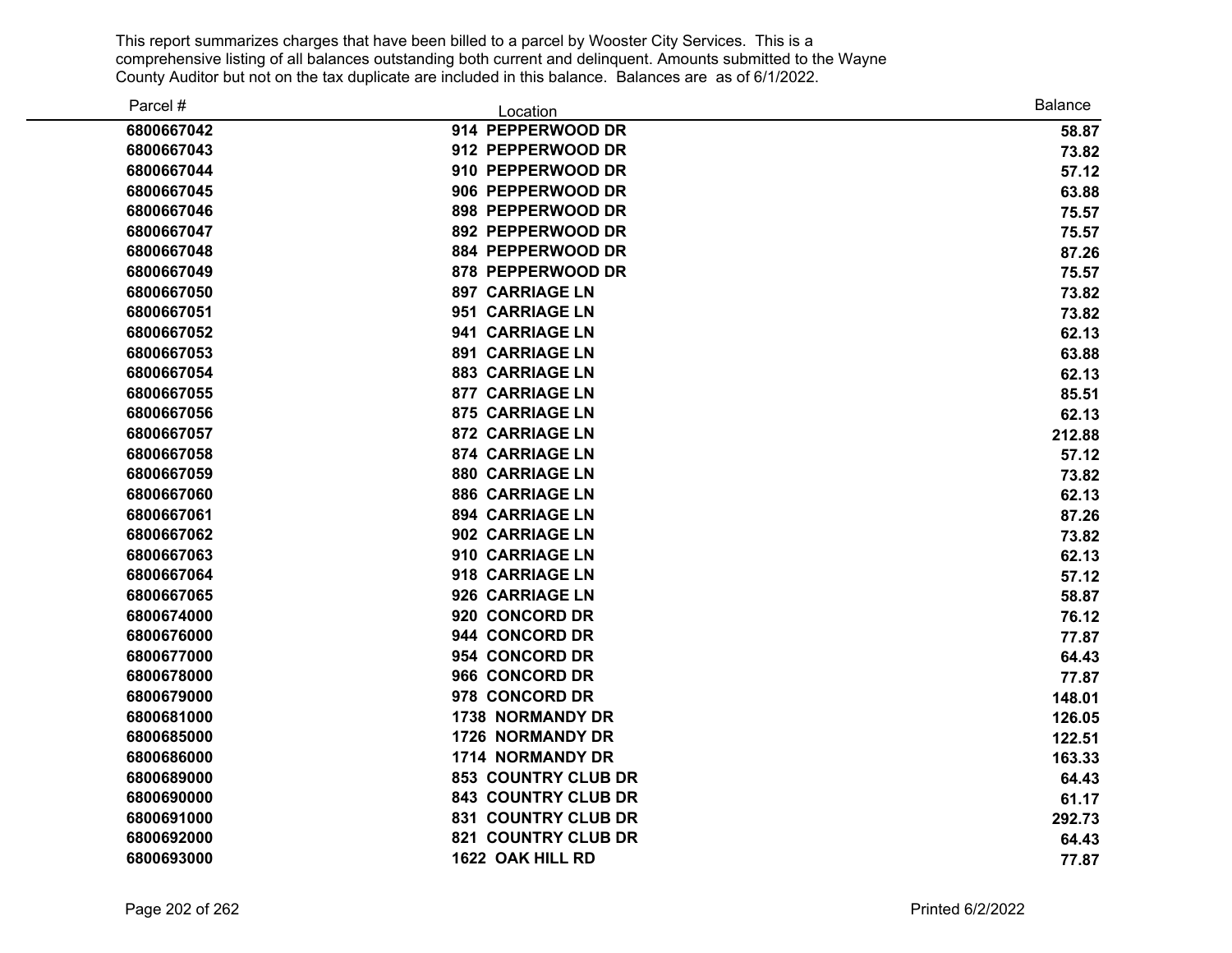This report summarizes charges that have been billed to a parcel by Wooster City Services. This is a comprehensive listing of all balances outstanding both current and delinquent. Amounts submitted to the Wayne County Auditor but not on the tax duplicate are included in this balance. Balances are as of 6/1/2022.

| Parcel # | Location | Balance |
|---|---|---|
| 6800667042 | 914 PEPPERWOOD DR | 58.87 |
| 6800667043 | 912 PEPPERWOOD DR | 73.82 |
| 6800667044 | 910 PEPPERWOOD DR | 57.12 |
| 6800667045 | 906 PEPPERWOOD DR | 63.88 |
| 6800667046 | 898 PEPPERWOOD DR | 75.57 |
| 6800667047 | 892 PEPPERWOOD DR | 75.57 |
| 6800667048 | 884 PEPPERWOOD DR | 87.26 |
| 6800667049 | 878 PEPPERWOOD DR | 75.57 |
| 6800667050 | 897 CARRIAGE LN | 73.82 |
| 6800667051 | 951 CARRIAGE LN | 73.82 |
| 6800667052 | 941 CARRIAGE LN | 62.13 |
| 6800667053 | 891 CARRIAGE LN | 63.88 |
| 6800667054 | 883 CARRIAGE LN | 62.13 |
| 6800667055 | 877 CARRIAGE LN | 85.51 |
| 6800667056 | 875 CARRIAGE LN | 62.13 |
| 6800667057 | 872 CARRIAGE LN | 212.88 |
| 6800667058 | 874 CARRIAGE LN | 57.12 |
| 6800667059 | 880 CARRIAGE LN | 73.82 |
| 6800667060 | 886 CARRIAGE LN | 62.13 |
| 6800667061 | 894 CARRIAGE LN | 87.26 |
| 6800667062 | 902 CARRIAGE LN | 73.82 |
| 6800667063 | 910 CARRIAGE LN | 62.13 |
| 6800667064 | 918 CARRIAGE LN | 57.12 |
| 6800667065 | 926 CARRIAGE LN | 58.87 |
| 6800674000 | 920 CONCORD DR | 76.12 |
| 6800676000 | 944 CONCORD DR | 77.87 |
| 6800677000 | 954 CONCORD DR | 64.43 |
| 6800678000 | 966 CONCORD DR | 77.87 |
| 6800679000 | 978 CONCORD DR | 148.01 |
| 6800681000 | 1738 NORMANDY DR | 126.05 |
| 6800685000 | 1726 NORMANDY DR | 122.51 |
| 6800686000 | 1714 NORMANDY DR | 163.33 |
| 6800689000 | 853 COUNTRY CLUB DR | 64.43 |
| 6800690000 | 843 COUNTRY CLUB DR | 61.17 |
| 6800691000 | 831 COUNTRY CLUB DR | 292.73 |
| 6800692000 | 821 COUNTRY CLUB DR | 64.43 |
| 6800693000 | 1622 OAK HILL RD | 77.87 |

Printed 6/2/2022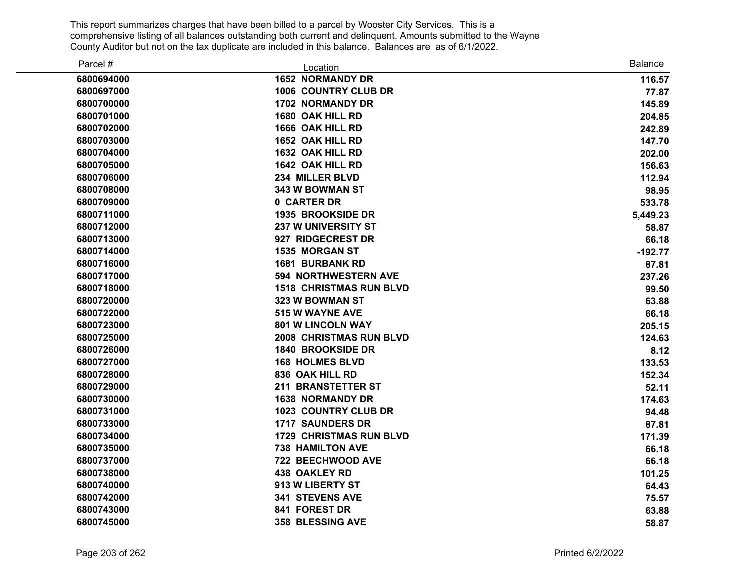This report summarizes charges that have been billed to a parcel by Wooster City Services. This is a comprehensive listing of all balances outstanding both current and delinquent. Amounts submitted to the Wayne County Auditor but not on the tax duplicate are included in this balance. Balances are as of 6/1/2022.

| Parcel # | Location | Balance |
|---|---|---|
| 6800694000 | 1652 NORMANDY DR | 116.57 |
| 6800697000 | 1006 COUNTRY CLUB DR | 77.87 |
| 6800700000 | 1702 NORMANDY DR | 145.89 |
| 6800701000 | 1680 OAK HILL RD | 204.85 |
| 6800702000 | 1666 OAK HILL RD | 242.89 |
| 6800703000 | 1652 OAK HILL RD | 147.70 |
| 6800704000 | 1632 OAK HILL RD | 202.00 |
| 6800705000 | 1642 OAK HILL RD | 156.63 |
| 6800706000 | 234 MILLER BLVD | 112.94 |
| 6800708000 | 343 W BOWMAN ST | 98.95 |
| 6800709000 | 0 CARTER DR | 533.78 |
| 6800711000 | 1935 BROOKSIDE DR | 5,449.23 |
| 6800712000 | 237 W UNIVERSITY ST | 58.87 |
| 6800713000 | 927 RIDGECREST DR | 66.18 |
| 6800714000 | 1535 MORGAN ST | -192.77 |
| 6800716000 | 1681 BURBANK RD | 87.81 |
| 6800717000 | 594 NORTHWESTERN AVE | 237.26 |
| 6800718000 | 1518 CHRISTMAS RUN BLVD | 99.50 |
| 6800720000 | 323 W BOWMAN ST | 63.88 |
| 6800722000 | 515 W WAYNE AVE | 66.18 |
| 6800723000 | 801 W LINCOLN WAY | 205.15 |
| 6800725000 | 2008 CHRISTMAS RUN BLVD | 124.63 |
| 6800726000 | 1840 BROOKSIDE DR | 8.12 |
| 6800727000 | 168 HOLMES BLVD | 133.53 |
| 6800728000 | 836 OAK HILL RD | 152.34 |
| 6800729000 | 211 BRANSTETTER ST | 52.11 |
| 6800730000 | 1638 NORMANDY DR | 174.63 |
| 6800731000 | 1023 COUNTRY CLUB DR | 94.48 |
| 6800733000 | 1717 SAUNDERS DR | 87.81 |
| 6800734000 | 1729 CHRISTMAS RUN BLVD | 171.39 |
| 6800735000 | 738 HAMILTON AVE | 66.18 |
| 6800737000 | 722 BEECHWOOD AVE | 66.18 |
| 6800738000 | 438 OAKLEY RD | 101.25 |
| 6800740000 | 913 W LIBERTY ST | 64.43 |
| 6800742000 | 341 STEVENS AVE | 75.57 |
| 6800743000 | 841 FOREST DR | 63.88 |
| 6800745000 | 358 BLESSING AVE | 58.87 |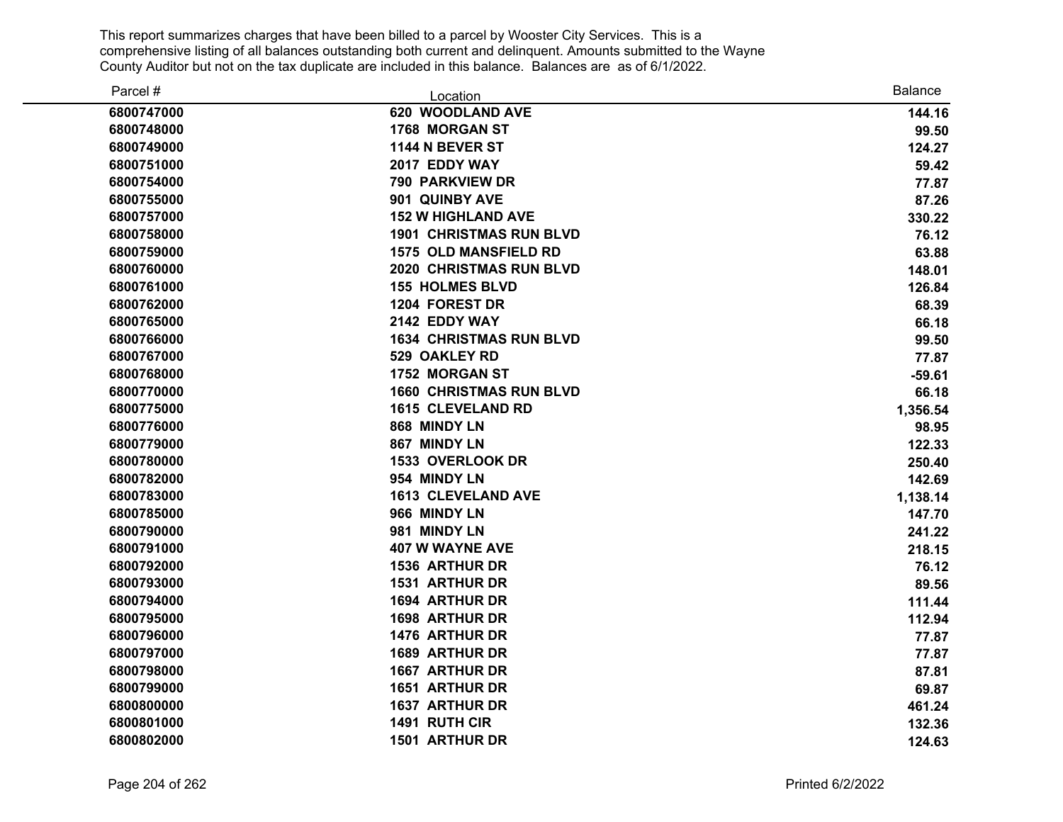This report summarizes charges that have been billed to a parcel by Wooster City Services. This is a comprehensive listing of all balances outstanding both current and delinquent. Amounts submitted to the Wayne County Auditor but not on the tax duplicate are included in this balance. Balances are as of 6/1/2022.

| Parcel # | Location | Balance |
|---|---|---|
| 6800747000 | 620 WOODLAND AVE | 144.16 |
| 6800748000 | 1768 MORGAN ST | 99.50 |
| 6800749000 | 1144 N BEVER ST | 124.27 |
| 6800751000 | 2017 EDDY WAY | 59.42 |
| 6800754000 | 790 PARKVIEW DR | 77.87 |
| 6800755000 | 901 QUINBY AVE | 87.26 |
| 6800757000 | 152 W HIGHLAND AVE | 330.22 |
| 6800758000 | 1901 CHRISTMAS RUN BLVD | 76.12 |
| 6800759000 | 1575 OLD MANSFIELD RD | 63.88 |
| 6800760000 | 2020 CHRISTMAS RUN BLVD | 148.01 |
| 6800761000 | 155 HOLMES BLVD | 126.84 |
| 6800762000 | 1204 FOREST DR | 68.39 |
| 6800765000 | 2142 EDDY WAY | 66.18 |
| 6800766000 | 1634 CHRISTMAS RUN BLVD | 99.50 |
| 6800767000 | 529 OAKLEY RD | 77.87 |
| 6800768000 | 1752 MORGAN ST | -59.61 |
| 6800770000 | 1660 CHRISTMAS RUN BLVD | 66.18 |
| 6800775000 | 1615 CLEVELAND RD | 1,356.54 |
| 6800776000 | 868 MINDY LN | 98.95 |
| 6800779000 | 867 MINDY LN | 122.33 |
| 6800780000 | 1533 OVERLOOK DR | 250.40 |
| 6800782000 | 954 MINDY LN | 142.69 |
| 6800783000 | 1613 CLEVELAND AVE | 1,138.14 |
| 6800785000 | 966 MINDY LN | 147.70 |
| 6800790000 | 981 MINDY LN | 241.22 |
| 6800791000 | 407 W WAYNE AVE | 218.15 |
| 6800792000 | 1536 ARTHUR DR | 76.12 |
| 6800793000 | 1531 ARTHUR DR | 89.56 |
| 6800794000 | 1694 ARTHUR DR | 111.44 |
| 6800795000 | 1698 ARTHUR DR | 112.94 |
| 6800796000 | 1476 ARTHUR DR | 77.87 |
| 6800797000 | 1689 ARTHUR DR | 77.87 |
| 6800798000 | 1667 ARTHUR DR | 87.81 |
| 6800799000 | 1651 ARTHUR DR | 69.87 |
| 6800800000 | 1637 ARTHUR DR | 461.24 |
| 6800801000 | 1491 RUTH CIR | 132.36 |
| 6800802000 | 1501 ARTHUR DR | 124.63 |

Printed 6/2/2022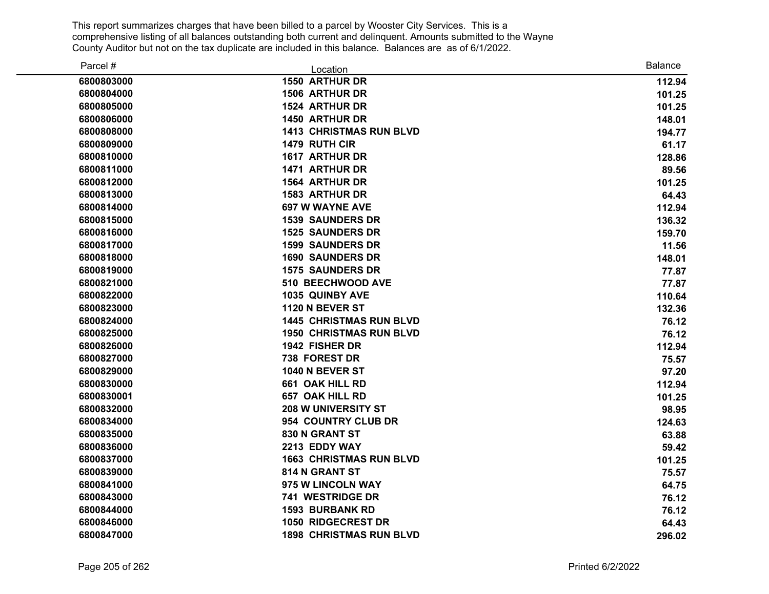This report summarizes charges that have been billed to a parcel by Wooster City Services. This is a comprehensive listing of all balances outstanding both current and delinquent. Amounts submitted to the Wayne County Auditor but not on the tax duplicate are included in this balance. Balances are as of 6/1/2022.

| Parcel # | Location | Balance |
|---|---|---|
| 6800803000 | 1550 ARTHUR DR | 112.94 |
| 6800804000 | 1506 ARTHUR DR | 101.25 |
| 6800805000 | 1524 ARTHUR DR | 101.25 |
| 6800806000 | 1450 ARTHUR DR | 148.01 |
| 6800808000 | 1413 CHRISTMAS RUN BLVD | 194.77 |
| 6800809000 | 1479 RUTH CIR | 61.17 |
| 6800810000 | 1617 ARTHUR DR | 128.86 |
| 6800811000 | 1471 ARTHUR DR | 89.56 |
| 6800812000 | 1564 ARTHUR DR | 101.25 |
| 6800813000 | 1583 ARTHUR DR | 64.43 |
| 6800814000 | 697 W WAYNE AVE | 112.94 |
| 6800815000 | 1539 SAUNDERS DR | 136.32 |
| 6800816000 | 1525 SAUNDERS DR | 159.70 |
| 6800817000 | 1599 SAUNDERS DR | 11.56 |
| 6800818000 | 1690 SAUNDERS DR | 148.01 |
| 6800819000 | 1575 SAUNDERS DR | 77.87 |
| 6800821000 | 510 BEECHWOOD AVE | 77.87 |
| 6800822000 | 1035 QUINBY AVE | 110.64 |
| 6800823000 | 1120 N BEVER ST | 132.36 |
| 6800824000 | 1445 CHRISTMAS RUN BLVD | 76.12 |
| 6800825000 | 1950 CHRISTMAS RUN BLVD | 76.12 |
| 6800826000 | 1942 FISHER DR | 112.94 |
| 6800827000 | 738 FOREST DR | 75.57 |
| 6800829000 | 1040 N BEVER ST | 97.20 |
| 6800830000 | 661 OAK HILL RD | 112.94 |
| 6800830001 | 657 OAK HILL RD | 101.25 |
| 6800832000 | 208 W UNIVERSITY ST | 98.95 |
| 6800834000 | 954 COUNTRY CLUB DR | 124.63 |
| 6800835000 | 830 N GRANT ST | 63.88 |
| 6800836000 | 2213 EDDY WAY | 59.42 |
| 6800837000 | 1663 CHRISTMAS RUN BLVD | 101.25 |
| 6800839000 | 814 N GRANT ST | 75.57 |
| 6800841000 | 975 W LINCOLN WAY | 64.75 |
| 6800843000 | 741 WESTRIDGE DR | 76.12 |
| 6800844000 | 1593 BURBANK RD | 76.12 |
| 6800846000 | 1050 RIDGECREST DR | 64.43 |
| 6800847000 | 1898 CHRISTMAS RUN BLVD | 296.02 |

Printed 6/2/2022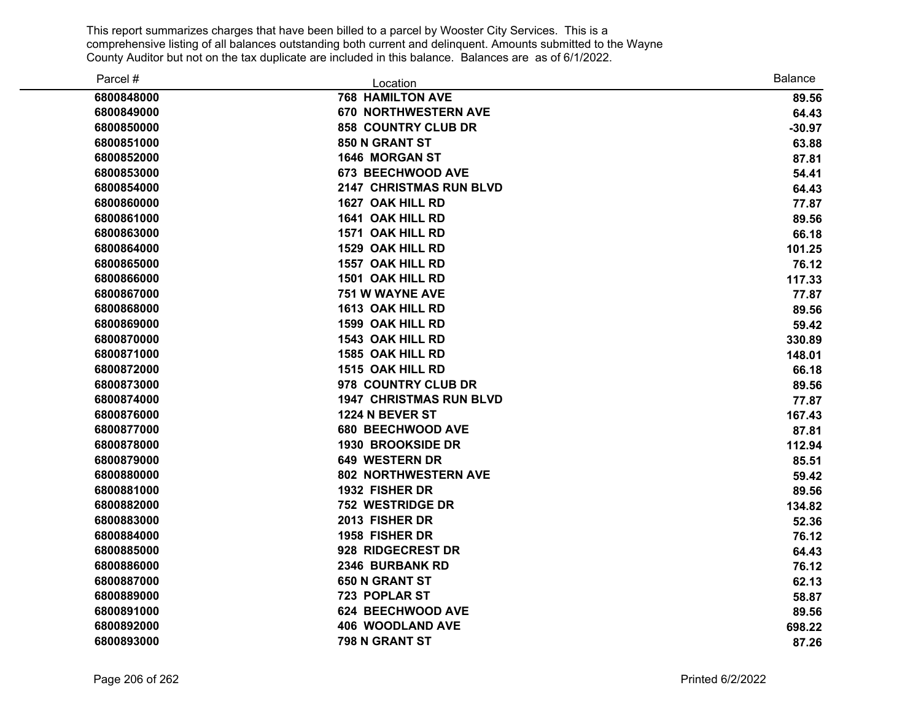This report summarizes charges that have been billed to a parcel by Wooster City Services. This is a comprehensive listing of all balances outstanding both current and delinquent. Amounts submitted to the Wayne County Auditor but not on the tax duplicate are included in this balance. Balances are as of 6/1/2022.

| Parcel # | Location | Balance |
|---|---|---|
| 6800848000 | 768 HAMILTON AVE | 89.56 |
| 6800849000 | 670 NORTHWESTERN AVE | 64.43 |
| 6800850000 | 858 COUNTRY CLUB DR | -30.97 |
| 6800851000 | 850 N GRANT ST | 63.88 |
| 6800852000 | 1646 MORGAN ST | 87.81 |
| 6800853000 | 673 BEECHWOOD AVE | 54.41 |
| 6800854000 | 2147 CHRISTMAS RUN BLVD | 64.43 |
| 6800860000 | 1627 OAK HILL RD | 77.87 |
| 6800861000 | 1641 OAK HILL RD | 89.56 |
| 6800863000 | 1571 OAK HILL RD | 66.18 |
| 6800864000 | 1529 OAK HILL RD | 101.25 |
| 6800865000 | 1557 OAK HILL RD | 76.12 |
| 6800866000 | 1501 OAK HILL RD | 117.33 |
| 6800867000 | 751 W WAYNE AVE | 77.87 |
| 6800868000 | 1613 OAK HILL RD | 89.56 |
| 6800869000 | 1599 OAK HILL RD | 59.42 |
| 6800870000 | 1543 OAK HILL RD | 330.89 |
| 6800871000 | 1585 OAK HILL RD | 148.01 |
| 6800872000 | 1515 OAK HILL RD | 66.18 |
| 6800873000 | 978 COUNTRY CLUB DR | 89.56 |
| 6800874000 | 1947 CHRISTMAS RUN BLVD | 77.87 |
| 6800876000 | 1224 N BEVER ST | 167.43 |
| 6800877000 | 680 BEECHWOOD AVE | 87.81 |
| 6800878000 | 1930 BROOKSIDE DR | 112.94 |
| 6800879000 | 649 WESTERN DR | 85.51 |
| 6800880000 | 802 NORTHWESTERN AVE | 59.42 |
| 6800881000 | 1932 FISHER DR | 89.56 |
| 6800882000 | 752 WESTRIDGE DR | 134.82 |
| 6800883000 | 2013 FISHER DR | 52.36 |
| 6800884000 | 1958 FISHER DR | 76.12 |
| 6800885000 | 928 RIDGECREST DR | 64.43 |
| 6800886000 | 2346 BURBANK RD | 76.12 |
| 6800887000 | 650 N GRANT ST | 62.13 |
| 6800889000 | 723 POPLAR ST | 58.87 |
| 6800891000 | 624 BEECHWOOD AVE | 89.56 |
| 6800892000 | 406 WOODLAND AVE | 698.22 |
| 6800893000 | 798 N GRANT ST | 87.26 |

Printed 6/2/2022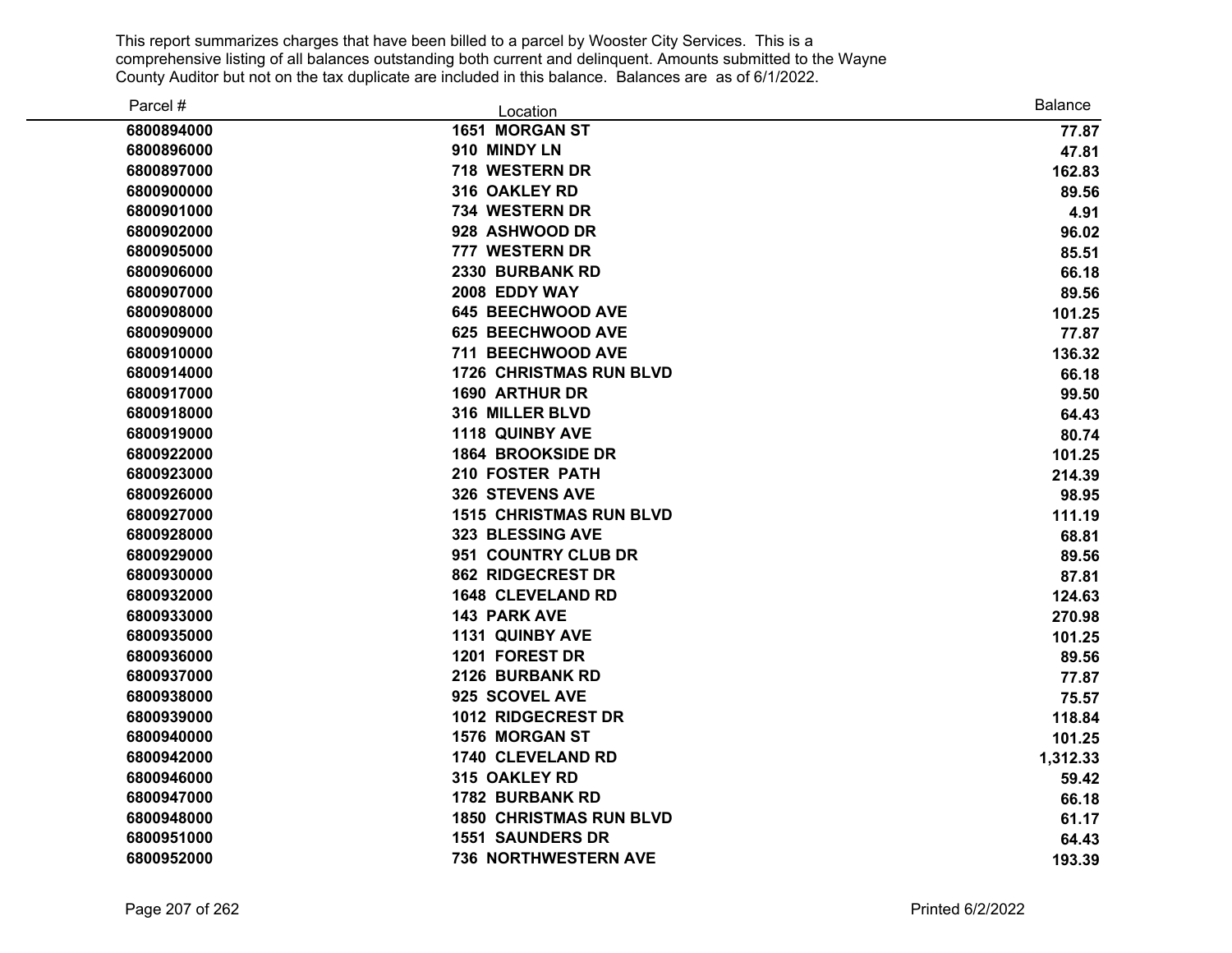This report summarizes charges that have been billed to a parcel by Wooster City Services. This is a comprehensive listing of all balances outstanding both current and delinquent. Amounts submitted to the Wayne County Auditor but not on the tax duplicate are included in this balance. Balances are as of 6/1/2022.

| Parcel # | Location | Balance |
|---|---|---|
| 6800894000 | 1651 MORGAN ST | 77.87 |
| 6800896000 | 910 MINDY LN | 47.81 |
| 6800897000 | 718 WESTERN DR | 162.83 |
| 6800900000 | 316 OAKLEY RD | 89.56 |
| 6800901000 | 734 WESTERN DR | 4.91 |
| 6800902000 | 928 ASHWOOD DR | 96.02 |
| 6800905000 | 777 WESTERN DR | 85.51 |
| 6800906000 | 2330 BURBANK RD | 66.18 |
| 6800907000 | 2008 EDDY WAY | 89.56 |
| 6800908000 | 645 BEECHWOOD AVE | 101.25 |
| 6800909000 | 625 BEECHWOOD AVE | 77.87 |
| 6800910000 | 711 BEECHWOOD AVE | 136.32 |
| 6800914000 | 1726 CHRISTMAS RUN BLVD | 66.18 |
| 6800917000 | 1690 ARTHUR DR | 99.50 |
| 6800918000 | 316 MILLER BLVD | 64.43 |
| 6800919000 | 1118 QUINBY AVE | 80.74 |
| 6800922000 | 1864 BROOKSIDE DR | 101.25 |
| 6800923000 | 210 FOSTER PATH | 214.39 |
| 6800926000 | 326 STEVENS AVE | 98.95 |
| 6800927000 | 1515 CHRISTMAS RUN BLVD | 111.19 |
| 6800928000 | 323 BLESSING AVE | 68.81 |
| 6800929000 | 951 COUNTRY CLUB DR | 89.56 |
| 6800930000 | 862 RIDGECREST DR | 87.81 |
| 6800932000 | 1648 CLEVELAND RD | 124.63 |
| 6800933000 | 143 PARK AVE | 270.98 |
| 6800935000 | 1131 QUINBY AVE | 101.25 |
| 6800936000 | 1201 FOREST DR | 89.56 |
| 6800937000 | 2126 BURBANK RD | 77.87 |
| 6800938000 | 925 SCOVEL AVE | 75.57 |
| 6800939000 | 1012 RIDGECREST DR | 118.84 |
| 6800940000 | 1576 MORGAN ST | 101.25 |
| 6800942000 | 1740 CLEVELAND RD | 1,312.33 |
| 6800946000 | 315 OAKLEY RD | 59.42 |
| 6800947000 | 1782 BURBANK RD | 66.18 |
| 6800948000 | 1850 CHRISTMAS RUN BLVD | 61.17 |
| 6800951000 | 1551 SAUNDERS DR | 64.43 |
| 6800952000 | 736 NORTHWESTERN AVE | 193.39 |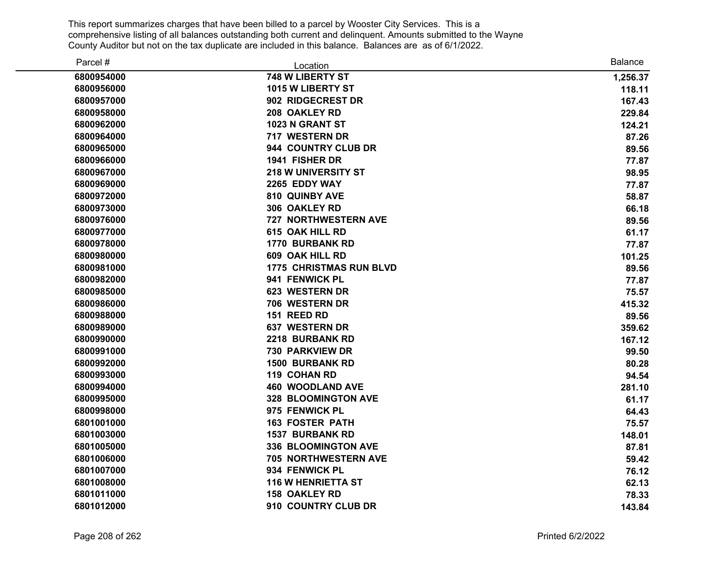This report summarizes charges that have been billed to a parcel by Wooster City Services. This is a comprehensive listing of all balances outstanding both current and delinquent. Amounts submitted to the Wayne County Auditor but not on the tax duplicate are included in this balance. Balances are as of 6/1/2022.

| Parcel # | Location | Balance |
|---|---|---|
| 6800954000 | 748 W LIBERTY ST | 1,256.37 |
| 6800956000 | 1015 W LIBERTY ST | 118.11 |
| 6800957000 | 902 RIDGECREST DR | 167.43 |
| 6800958000 | 208 OAKLEY RD | 229.84 |
| 6800962000 | 1023 N GRANT ST | 124.21 |
| 6800964000 | 717 WESTERN DR | 87.26 |
| 6800965000 | 944 COUNTRY CLUB DR | 89.56 |
| 6800966000 | 1941 FISHER DR | 77.87 |
| 6800967000 | 218 W UNIVERSITY ST | 98.95 |
| 6800969000 | 2265 EDDY WAY | 77.87 |
| 6800972000 | 810 QUINBY AVE | 58.87 |
| 6800973000 | 306 OAKLEY RD | 66.18 |
| 6800976000 | 727 NORTHWESTERN AVE | 89.56 |
| 6800977000 | 615 OAK HILL RD | 61.17 |
| 6800978000 | 1770 BURBANK RD | 77.87 |
| 6800980000 | 609 OAK HILL RD | 101.25 |
| 6800981000 | 1775 CHRISTMAS RUN BLVD | 89.56 |
| 6800982000 | 941 FENWICK PL | 77.87 |
| 6800985000 | 623 WESTERN DR | 75.57 |
| 6800986000 | 706 WESTERN DR | 415.32 |
| 6800988000 | 151 REED RD | 89.56 |
| 6800989000 | 637 WESTERN DR | 359.62 |
| 6800990000 | 2218 BURBANK RD | 167.12 |
| 6800991000 | 730 PARKVIEW DR | 99.50 |
| 6800992000 | 1500 BURBANK RD | 80.28 |
| 6800993000 | 119 COHAN RD | 94.54 |
| 6800994000 | 460 WOODLAND AVE | 281.10 |
| 6800995000 | 328 BLOOMINGTON AVE | 61.17 |
| 6800998000 | 975 FENWICK PL | 64.43 |
| 6801001000 | 163 FOSTER PATH | 75.57 |
| 6801003000 | 1537 BURBANK RD | 148.01 |
| 6801005000 | 336 BLOOMINGTON AVE | 87.81 |
| 6801006000 | 705 NORTHWESTERN AVE | 59.42 |
| 6801007000 | 934 FENWICK PL | 76.12 |
| 6801008000 | 116 W HENRIETTA ST | 62.13 |
| 6801011000 | 158 OAKLEY RD | 78.33 |
| 6801012000 | 910 COUNTRY CLUB DR | 143.84 |

Printed 6/2/2022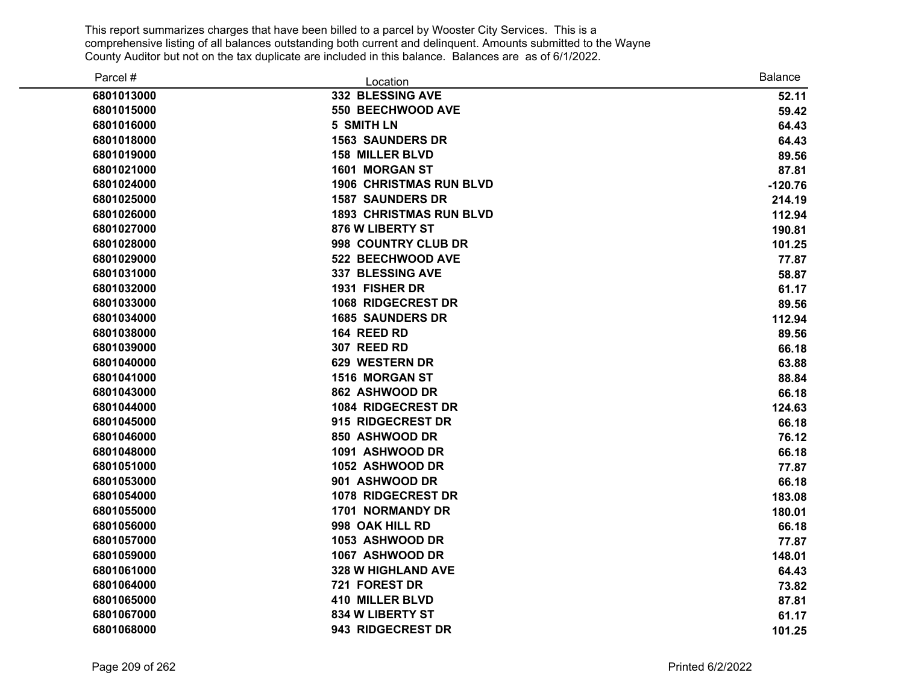This report summarizes charges that have been billed to a parcel by Wooster City Services. This is a comprehensive listing of all balances outstanding both current and delinquent. Amounts submitted to the Wayne County Auditor but not on the tax duplicate are included in this balance. Balances are as of 6/1/2022.

| Parcel # | Location | Balance |
|---|---|---|
| 6801013000 | 332 BLESSING AVE | 52.11 |
| 6801015000 | 550 BEECHWOOD AVE | 59.42 |
| 6801016000 | 5 SMITH LN | 64.43 |
| 6801018000 | 1563 SAUNDERS DR | 64.43 |
| 6801019000 | 158 MILLER BLVD | 89.56 |
| 6801021000 | 1601 MORGAN ST | 87.81 |
| 6801024000 | 1906 CHRISTMAS RUN BLVD | -120.76 |
| 6801025000 | 1587 SAUNDERS DR | 214.19 |
| 6801026000 | 1893 CHRISTMAS RUN BLVD | 112.94 |
| 6801027000 | 876 W LIBERTY ST | 190.81 |
| 6801028000 | 998 COUNTRY CLUB DR | 101.25 |
| 6801029000 | 522 BEECHWOOD AVE | 77.87 |
| 6801031000 | 337 BLESSING AVE | 58.87 |
| 6801032000 | 1931 FISHER DR | 61.17 |
| 6801033000 | 1068 RIDGECREST DR | 89.56 |
| 6801034000 | 1685 SAUNDERS DR | 112.94 |
| 6801038000 | 164 REED RD | 89.56 |
| 6801039000 | 307 REED RD | 66.18 |
| 6801040000 | 629 WESTERN DR | 63.88 |
| 6801041000 | 1516 MORGAN ST | 88.84 |
| 6801043000 | 862 ASHWOOD DR | 66.18 |
| 6801044000 | 1084 RIDGECREST DR | 124.63 |
| 6801045000 | 915 RIDGECREST DR | 66.18 |
| 6801046000 | 850 ASHWOOD DR | 76.12 |
| 6801048000 | 1091 ASHWOOD DR | 66.18 |
| 6801051000 | 1052 ASHWOOD DR | 77.87 |
| 6801053000 | 901 ASHWOOD DR | 66.18 |
| 6801054000 | 1078 RIDGECREST DR | 183.08 |
| 6801055000 | 1701 NORMANDY DR | 180.01 |
| 6801056000 | 998 OAK HILL RD | 66.18 |
| 6801057000 | 1053 ASHWOOD DR | 77.87 |
| 6801059000 | 1067 ASHWOOD DR | 148.01 |
| 6801061000 | 328 W HIGHLAND AVE | 64.43 |
| 6801064000 | 721 FOREST DR | 73.82 |
| 6801065000 | 410 MILLER BLVD | 87.81 |
| 6801067000 | 834 W LIBERTY ST | 61.17 |
| 6801068000 | 943 RIDGECREST DR | 101.25 |

Printed 6/2/2022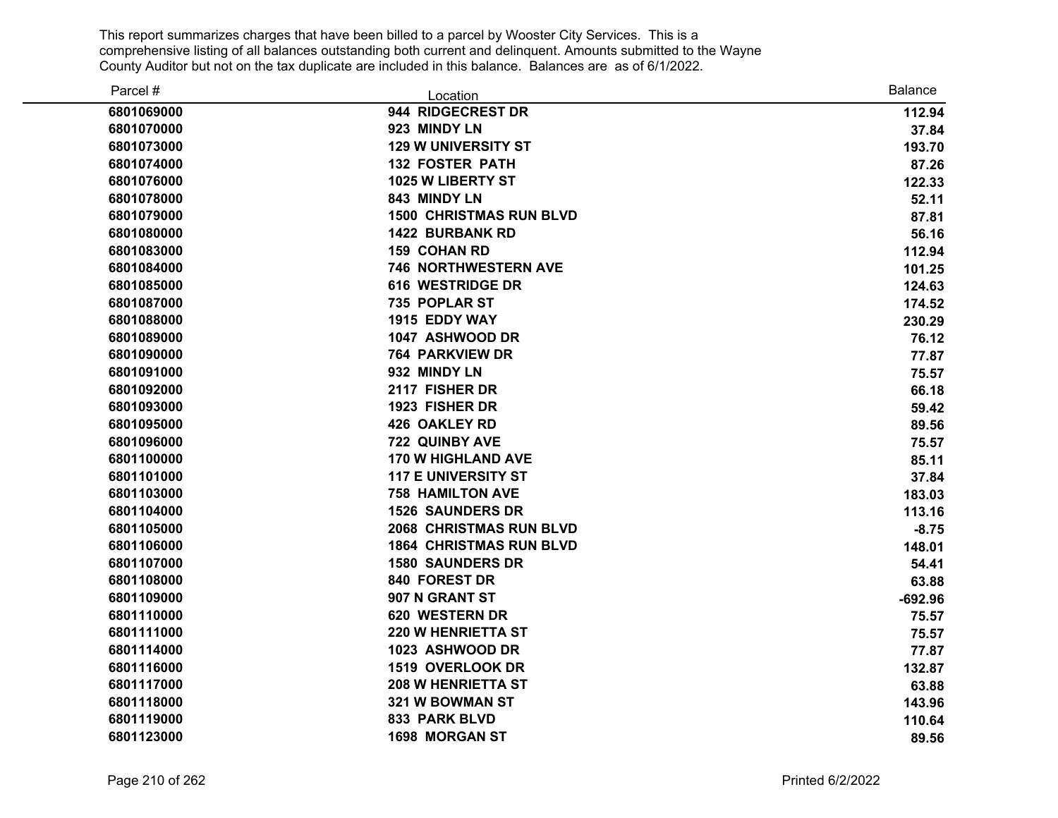This report summarizes charges that have been billed to a parcel by Wooster City Services. This is a comprehensive listing of all balances outstanding both current and delinquent. Amounts submitted to the Wayne County Auditor but not on the tax duplicate are included in this balance. Balances are as of 6/1/2022.

| Parcel # | Location | Balance |
|---|---|---|
| 6801069000 | 944 RIDGECREST DR | 112.94 |
| 6801070000 | 923 MINDY LN | 37.84 |
| 6801073000 | 129 W UNIVERSITY ST | 193.70 |
| 6801074000 | 132 FOSTER PATH | 87.26 |
| 6801076000 | 1025 W LIBERTY ST | 122.33 |
| 6801078000 | 843 MINDY LN | 52.11 |
| 6801079000 | 1500 CHRISTMAS RUN BLVD | 87.81 |
| 6801080000 | 1422 BURBANK RD | 56.16 |
| 6801083000 | 159 COHAN RD | 112.94 |
| 6801084000 | 746 NORTHWESTERN AVE | 101.25 |
| 6801085000 | 616 WESTRIDGE DR | 124.63 |
| 6801087000 | 735 POPLAR ST | 174.52 |
| 6801088000 | 1915 EDDY WAY | 230.29 |
| 6801089000 | 1047 ASHWOOD DR | 76.12 |
| 6801090000 | 764 PARKVIEW DR | 77.87 |
| 6801091000 | 932 MINDY LN | 75.57 |
| 6801092000 | 2117 FISHER DR | 66.18 |
| 6801093000 | 1923 FISHER DR | 59.42 |
| 6801095000 | 426 OAKLEY RD | 89.56 |
| 6801096000 | 722 QUINBY AVE | 75.57 |
| 6801100000 | 170 W HIGHLAND AVE | 85.11 |
| 6801101000 | 117 E UNIVERSITY ST | 37.84 |
| 6801103000 | 758 HAMILTON AVE | 183.03 |
| 6801104000 | 1526 SAUNDERS DR | 113.16 |
| 6801105000 | 2068 CHRISTMAS RUN BLVD | -8.75 |
| 6801106000 | 1864 CHRISTMAS RUN BLVD | 148.01 |
| 6801107000 | 1580 SAUNDERS DR | 54.41 |
| 6801108000 | 840 FOREST DR | 63.88 |
| 6801109000 | 907 N GRANT ST | -692.96 |
| 6801110000 | 620 WESTERN DR | 75.57 |
| 6801111000 | 220 W HENRIETTA ST | 75.57 |
| 6801114000 | 1023 ASHWOOD DR | 77.87 |
| 6801116000 | 1519 OVERLOOK DR | 132.87 |
| 6801117000 | 208 W HENRIETTA ST | 63.88 |
| 6801118000 | 321 W BOWMAN ST | 143.96 |
| 6801119000 | 833 PARK BLVD | 110.64 |
| 6801123000 | 1698 MORGAN ST | 89.56 |

Printed 6/2/2022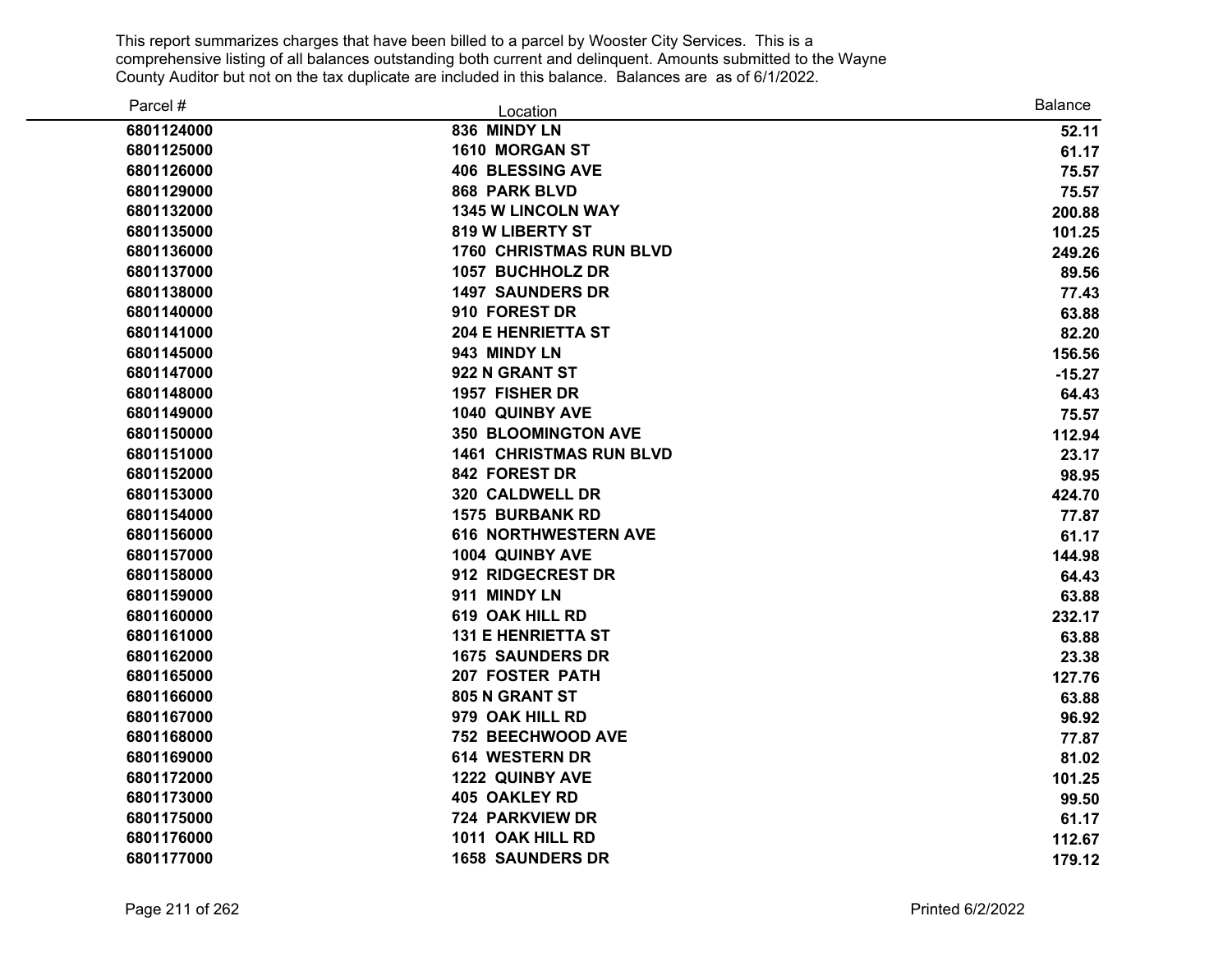This report summarizes charges that have been billed to a parcel by Wooster City Services. This is a comprehensive listing of all balances outstanding both current and delinquent. Amounts submitted to the Wayne County Auditor but not on the tax duplicate are included in this balance. Balances are as of 6/1/2022.

| Parcel # | Location | Balance |
|---|---|---|
| 6801124000 | 836 MINDY LN | 52.11 |
| 6801125000 | 1610 MORGAN ST | 61.17 |
| 6801126000 | 406 BLESSING AVE | 75.57 |
| 6801129000 | 868 PARK BLVD | 75.57 |
| 6801132000 | 1345 W LINCOLN WAY | 200.88 |
| 6801135000 | 819 W LIBERTY ST | 101.25 |
| 6801136000 | 1760 CHRISTMAS RUN BLVD | 249.26 |
| 6801137000 | 1057 BUCHHOLZ DR | 89.56 |
| 6801138000 | 1497 SAUNDERS DR | 77.43 |
| 6801140000 | 910 FOREST DR | 63.88 |
| 6801141000 | 204 E HENRIETTA ST | 82.20 |
| 6801145000 | 943 MINDY LN | 156.56 |
| 6801147000 | 922 N GRANT ST | -15.27 |
| 6801148000 | 1957 FISHER DR | 64.43 |
| 6801149000 | 1040 QUINBY AVE | 75.57 |
| 6801150000 | 350 BLOOMINGTON AVE | 112.94 |
| 6801151000 | 1461 CHRISTMAS RUN BLVD | 23.17 |
| 6801152000 | 842 FOREST DR | 98.95 |
| 6801153000 | 320 CALDWELL DR | 424.70 |
| 6801154000 | 1575 BURBANK RD | 77.87 |
| 6801156000 | 616 NORTHWESTERN AVE | 61.17 |
| 6801157000 | 1004 QUINBY AVE | 144.98 |
| 6801158000 | 912 RIDGECREST DR | 64.43 |
| 6801159000 | 911 MINDY LN | 63.88 |
| 6801160000 | 619 OAK HILL RD | 232.17 |
| 6801161000 | 131 E HENRIETTA ST | 63.88 |
| 6801162000 | 1675 SAUNDERS DR | 23.38 |
| 6801165000 | 207 FOSTER PATH | 127.76 |
| 6801166000 | 805 N GRANT ST | 63.88 |
| 6801167000 | 979 OAK HILL RD | 96.92 |
| 6801168000 | 752 BEECHWOOD AVE | 77.87 |
| 6801169000 | 614 WESTERN DR | 81.02 |
| 6801172000 | 1222 QUINBY AVE | 101.25 |
| 6801173000 | 405 OAKLEY RD | 99.50 |
| 6801175000 | 724 PARKVIEW DR | 61.17 |
| 6801176000 | 1011 OAK HILL RD | 112.67 |
| 6801177000 | 1658 SAUNDERS DR | 179.12 |

Printed 6/2/2022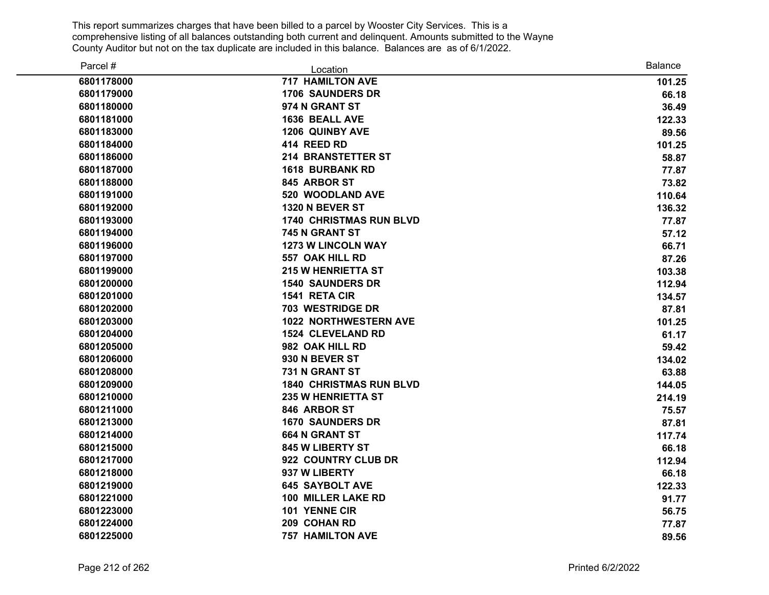This report summarizes charges that have been billed to a parcel by Wooster City Services. This is a comprehensive listing of all balances outstanding both current and delinquent. Amounts submitted to the Wayne County Auditor but not on the tax duplicate are included in this balance. Balances are as of 6/1/2022.

| Parcel # | Location | Balance |
|---|---|---|
| 6801178000 | 717 HAMILTON AVE | 101.25 |
| 6801179000 | 1706 SAUNDERS DR | 66.18 |
| 6801180000 | 974 N GRANT ST | 36.49 |
| 6801181000 | 1636 BEALL AVE | 122.33 |
| 6801183000 | 1206 QUINBY AVE | 89.56 |
| 6801184000 | 414 REED RD | 101.25 |
| 6801186000 | 214 BRANSTETTER ST | 58.87 |
| 6801187000 | 1618 BURBANK RD | 77.87 |
| 6801188000 | 845 ARBOR ST | 73.82 |
| 6801191000 | 520 WOODLAND AVE | 110.64 |
| 6801192000 | 1320 N BEVER ST | 136.32 |
| 6801193000 | 1740 CHRISTMAS RUN BLVD | 77.87 |
| 6801194000 | 745 N GRANT ST | 57.12 |
| 6801196000 | 1273 W LINCOLN WAY | 66.71 |
| 6801197000 | 557 OAK HILL RD | 87.26 |
| 6801199000 | 215 W HENRIETTA ST | 103.38 |
| 6801200000 | 1540 SAUNDERS DR | 112.94 |
| 6801201000 | 1541 RETA CIR | 134.57 |
| 6801202000 | 703 WESTRIDGE DR | 87.81 |
| 6801203000 | 1022 NORTHWESTERN AVE | 101.25 |
| 6801204000 | 1524 CLEVELAND RD | 61.17 |
| 6801205000 | 982 OAK HILL RD | 59.42 |
| 6801206000 | 930 N BEVER ST | 134.02 |
| 6801208000 | 731 N GRANT ST | 63.88 |
| 6801209000 | 1840 CHRISTMAS RUN BLVD | 144.05 |
| 6801210000 | 235 W HENRIETTA ST | 214.19 |
| 6801211000 | 846 ARBOR ST | 75.57 |
| 6801213000 | 1670 SAUNDERS DR | 87.81 |
| 6801214000 | 664 N GRANT ST | 117.74 |
| 6801215000 | 845 W LIBERTY ST | 66.18 |
| 6801217000 | 922 COUNTRY CLUB DR | 112.94 |
| 6801218000 | 937 W LIBERTY | 66.18 |
| 6801219000 | 645 SAYBOLT AVE | 122.33 |
| 6801221000 | 100 MILLER LAKE RD | 91.77 |
| 6801223000 | 101 YENNE CIR | 56.75 |
| 6801224000 | 209 COHAN RD | 77.87 |
| 6801225000 | 757 HAMILTON AVE | 89.56 |

Printed 6/2/2022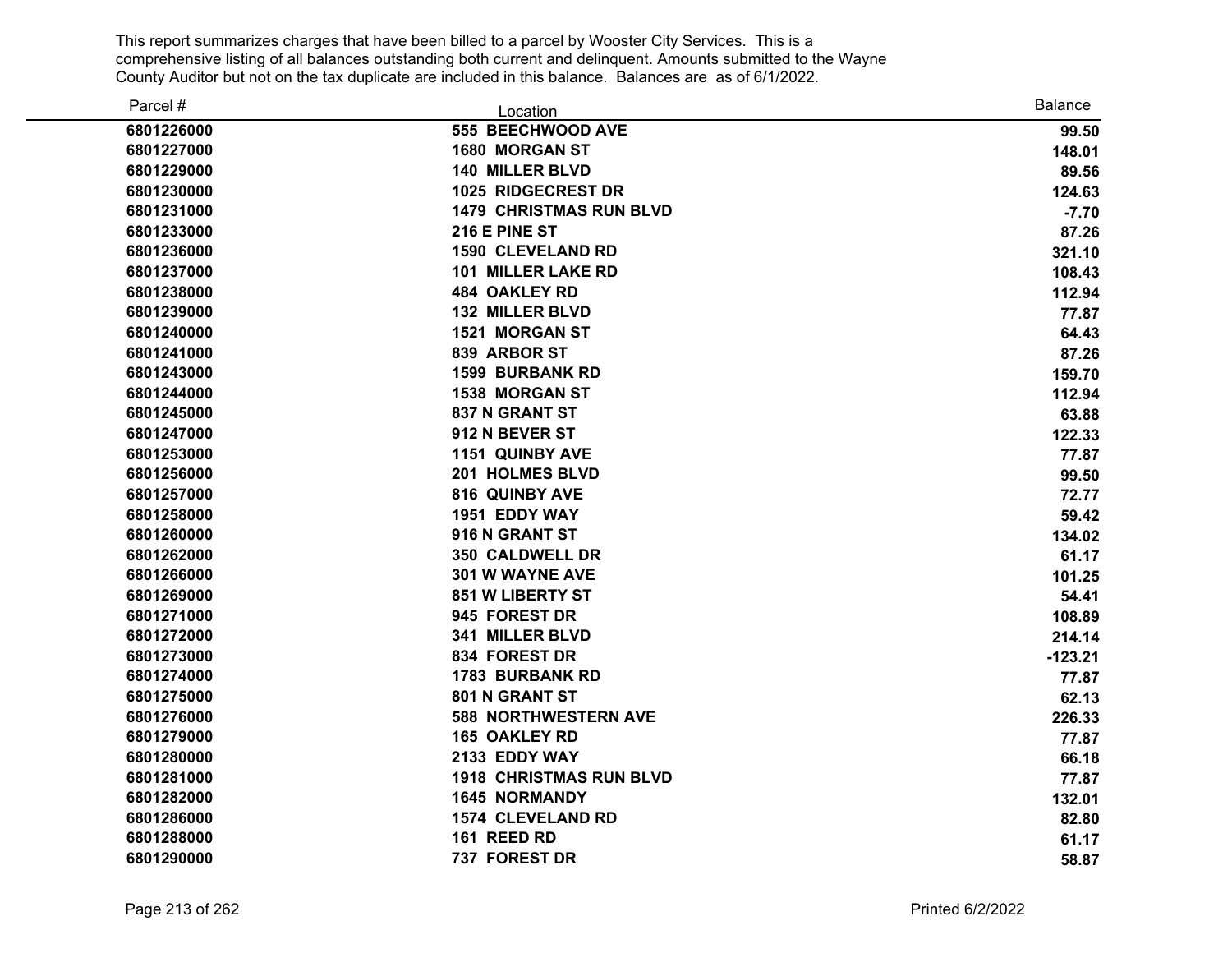This report summarizes charges that have been billed to a parcel by Wooster City Services. This is a comprehensive listing of all balances outstanding both current and delinquent. Amounts submitted to the Wayne County Auditor but not on the tax duplicate are included in this balance. Balances are as of 6/1/2022.

| Parcel # | Location | Balance |
|---|---|---|
| 6801226000 | 555 BEECHWOOD AVE | 99.50 |
| 6801227000 | 1680 MORGAN ST | 148.01 |
| 6801229000 | 140 MILLER BLVD | 89.56 |
| 6801230000 | 1025 RIDGECREST DR | 124.63 |
| 6801231000 | 1479 CHRISTMAS RUN BLVD | -7.70 |
| 6801233000 | 216 E PINE ST | 87.26 |
| 6801236000 | 1590 CLEVELAND RD | 321.10 |
| 6801237000 | 101 MILLER LAKE RD | 108.43 |
| 6801238000 | 484 OAKLEY RD | 112.94 |
| 6801239000 | 132 MILLER BLVD | 77.87 |
| 6801240000 | 1521 MORGAN ST | 64.43 |
| 6801241000 | 839 ARBOR ST | 87.26 |
| 6801243000 | 1599 BURBANK RD | 159.70 |
| 6801244000 | 1538 MORGAN ST | 112.94 |
| 6801245000 | 837 N GRANT ST | 63.88 |
| 6801247000 | 912 N BEVER ST | 122.33 |
| 6801253000 | 1151 QUINBY AVE | 77.87 |
| 6801256000 | 201 HOLMES BLVD | 99.50 |
| 6801257000 | 816 QUINBY AVE | 72.77 |
| 6801258000 | 1951 EDDY WAY | 59.42 |
| 6801260000 | 916 N GRANT ST | 134.02 |
| 6801262000 | 350 CALDWELL DR | 61.17 |
| 6801266000 | 301 W WAYNE AVE | 101.25 |
| 6801269000 | 851 W LIBERTY ST | 54.41 |
| 6801271000 | 945 FOREST DR | 108.89 |
| 6801272000 | 341 MILLER BLVD | 214.14 |
| 6801273000 | 834 FOREST DR | -123.21 |
| 6801274000 | 1783 BURBANK RD | 77.87 |
| 6801275000 | 801 N GRANT ST | 62.13 |
| 6801276000 | 588 NORTHWESTERN AVE | 226.33 |
| 6801279000 | 165 OAKLEY RD | 77.87 |
| 6801280000 | 2133 EDDY WAY | 66.18 |
| 6801281000 | 1918 CHRISTMAS RUN BLVD | 77.87 |
| 6801282000 | 1645 NORMANDY | 132.01 |
| 6801286000 | 1574 CLEVELAND RD | 82.80 |
| 6801288000 | 161 REED RD | 61.17 |
| 6801290000 | 737 FOREST DR | 58.87 |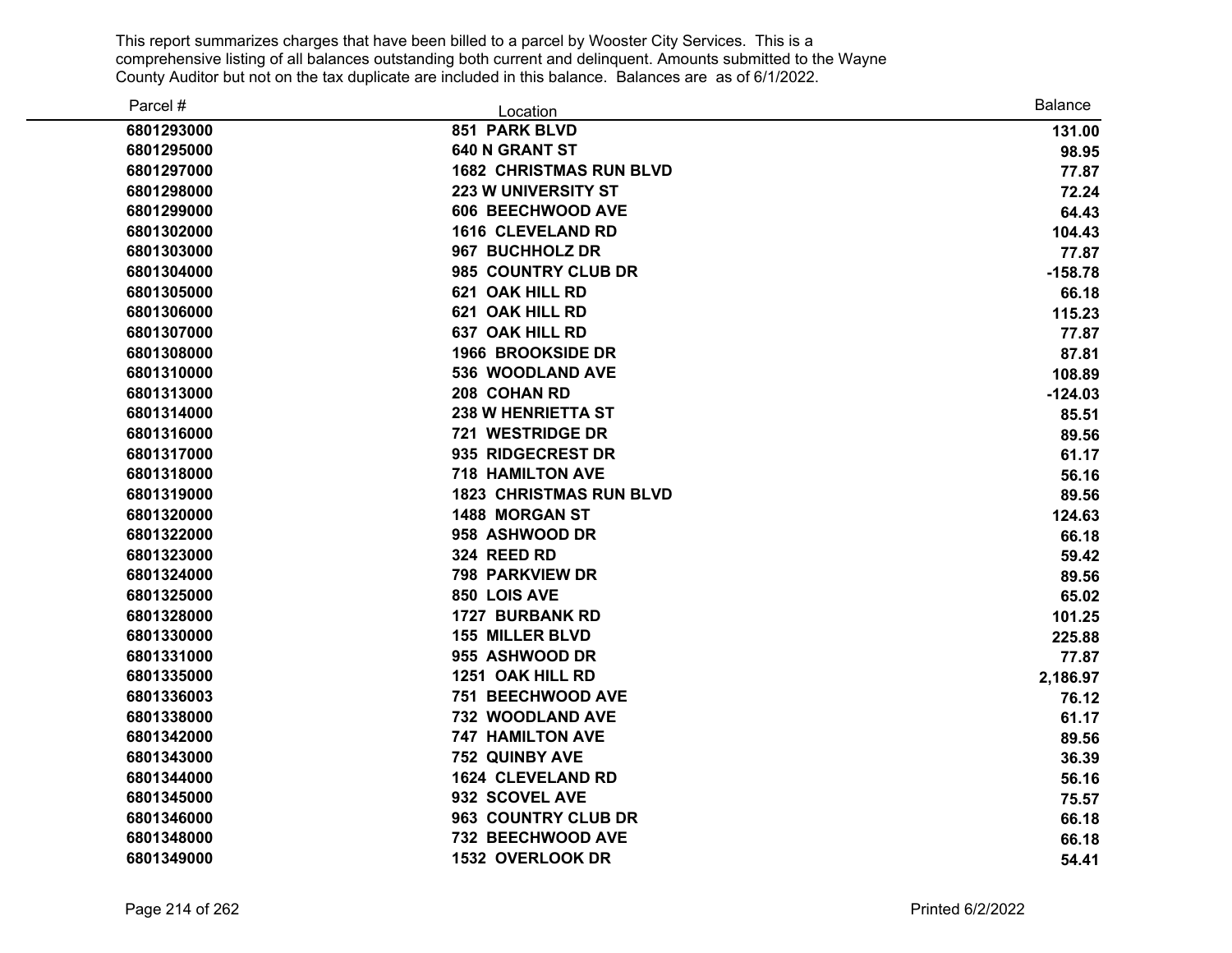This report summarizes charges that have been billed to a parcel by Wooster City Services. This is a comprehensive listing of all balances outstanding both current and delinquent. Amounts submitted to the Wayne County Auditor but not on the tax duplicate are included in this balance. Balances are as of 6/1/2022.

| Parcel # | Location | Balance |
|---|---|---|
| 6801293000 | 851 PARK BLVD | 131.00 |
| 6801295000 | 640 N GRANT ST | 98.95 |
| 6801297000 | 1682 CHRISTMAS RUN BLVD | 77.87 |
| 6801298000 | 223 W UNIVERSITY ST | 72.24 |
| 6801299000 | 606 BEECHWOOD AVE | 64.43 |
| 6801302000 | 1616 CLEVELAND RD | 104.43 |
| 6801303000 | 967 BUCHHOLZ DR | 77.87 |
| 6801304000 | 985 COUNTRY CLUB DR | -158.78 |
| 6801305000 | 621 OAK HILL RD | 66.18 |
| 6801306000 | 621 OAK HILL RD | 115.23 |
| 6801307000 | 637 OAK HILL RD | 77.87 |
| 6801308000 | 1966 BROOKSIDE DR | 87.81 |
| 6801310000 | 536 WOODLAND AVE | 108.89 |
| 6801313000 | 208 COHAN RD | -124.03 |
| 6801314000 | 238 W HENRIETTA ST | 85.51 |
| 6801316000 | 721 WESTRIDGE DR | 89.56 |
| 6801317000 | 935 RIDGECREST DR | 61.17 |
| 6801318000 | 718 HAMILTON AVE | 56.16 |
| 6801319000 | 1823 CHRISTMAS RUN BLVD | 89.56 |
| 6801320000 | 1488 MORGAN ST | 124.63 |
| 6801322000 | 958 ASHWOOD DR | 66.18 |
| 6801323000 | 324 REED RD | 59.42 |
| 6801324000 | 798 PARKVIEW DR | 89.56 |
| 6801325000 | 850 LOIS AVE | 65.02 |
| 6801328000 | 1727 BURBANK RD | 101.25 |
| 6801330000 | 155 MILLER BLVD | 225.88 |
| 6801331000 | 955 ASHWOOD DR | 77.87 |
| 6801335000 | 1251 OAK HILL RD | 2,186.97 |
| 6801336003 | 751 BEECHWOOD AVE | 76.12 |
| 6801338000 | 732 WOODLAND AVE | 61.17 |
| 6801342000 | 747 HAMILTON AVE | 89.56 |
| 6801343000 | 752 QUINBY AVE | 36.39 |
| 6801344000 | 1624 CLEVELAND RD | 56.16 |
| 6801345000 | 932 SCOVEL AVE | 75.57 |
| 6801346000 | 963 COUNTRY CLUB DR | 66.18 |
| 6801348000 | 732 BEECHWOOD AVE | 66.18 |
| 6801349000 | 1532 OVERLOOK DR | 54.41 |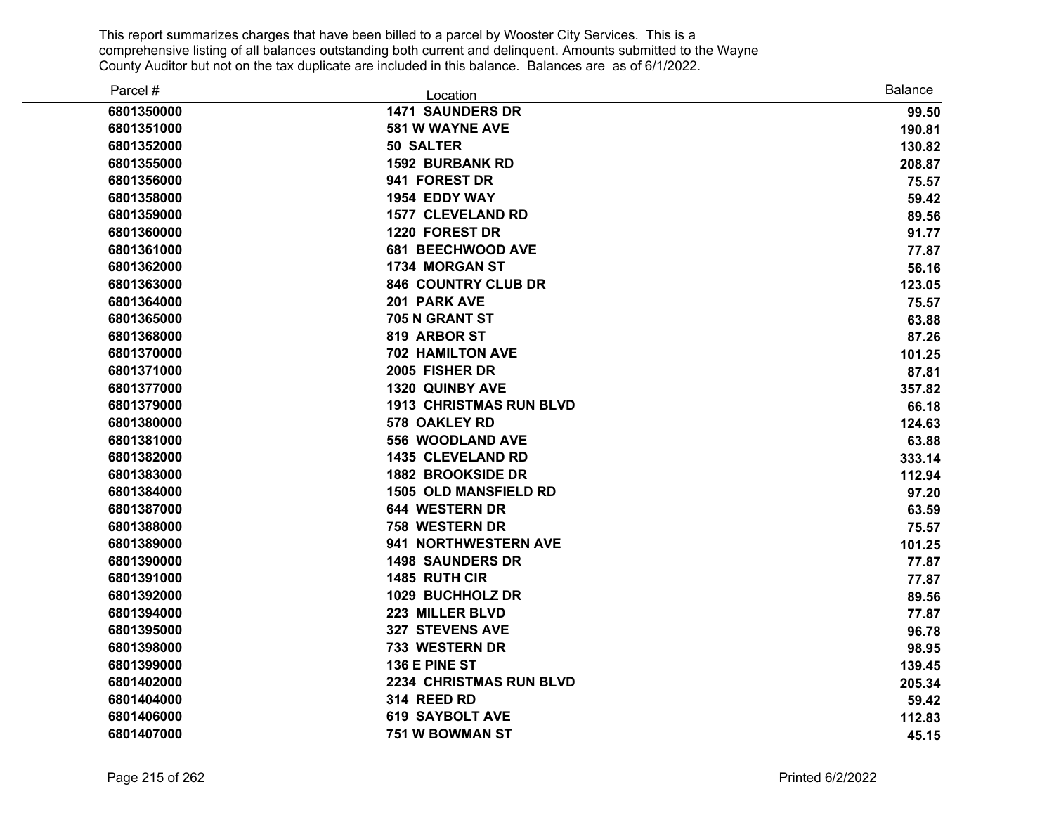This report summarizes charges that have been billed to a parcel by Wooster City Services. This is a comprehensive listing of all balances outstanding both current and delinquent. Amounts submitted to the Wayne County Auditor but not on the tax duplicate are included in this balance. Balances are as of 6/1/2022.

| Parcel # | Location | Balance |
|---|---|---|
| 6801350000 | 1471 SAUNDERS DR | 99.50 |
| 6801351000 | 581 W WAYNE AVE | 190.81 |
| 6801352000 | 50 SALTER | 130.82 |
| 6801355000 | 1592 BURBANK RD | 208.87 |
| 6801356000 | 941 FOREST DR | 75.57 |
| 6801358000 | 1954 EDDY WAY | 59.42 |
| 6801359000 | 1577 CLEVELAND RD | 89.56 |
| 6801360000 | 1220 FOREST DR | 91.77 |
| 6801361000 | 681 BEECHWOOD AVE | 77.87 |
| 6801362000 | 1734 MORGAN ST | 56.16 |
| 6801363000 | 846 COUNTRY CLUB DR | 123.05 |
| 6801364000 | 201 PARK AVE | 75.57 |
| 6801365000 | 705 N GRANT ST | 63.88 |
| 6801368000 | 819 ARBOR ST | 87.26 |
| 6801370000 | 702 HAMILTON AVE | 101.25 |
| 6801371000 | 2005 FISHER DR | 87.81 |
| 6801377000 | 1320 QUINBY AVE | 357.82 |
| 6801379000 | 1913 CHRISTMAS RUN BLVD | 66.18 |
| 6801380000 | 578 OAKLEY RD | 124.63 |
| 6801381000 | 556 WOODLAND AVE | 63.88 |
| 6801382000 | 1435 CLEVELAND RD | 333.14 |
| 6801383000 | 1882 BROOKSIDE DR | 112.94 |
| 6801384000 | 1505 OLD MANSFIELD RD | 97.20 |
| 6801387000 | 644 WESTERN DR | 63.59 |
| 6801388000 | 758 WESTERN DR | 75.57 |
| 6801389000 | 941 NORTHWESTERN AVE | 101.25 |
| 6801390000 | 1498 SAUNDERS DR | 77.87 |
| 6801391000 | 1485 RUTH CIR | 77.87 |
| 6801392000 | 1029 BUCHHOLZ DR | 89.56 |
| 6801394000 | 223 MILLER BLVD | 77.87 |
| 6801395000 | 327 STEVENS AVE | 96.78 |
| 6801398000 | 733 WESTERN DR | 98.95 |
| 6801399000 | 136 E PINE ST | 139.45 |
| 6801402000 | 2234 CHRISTMAS RUN BLVD | 205.34 |
| 6801404000 | 314 REED RD | 59.42 |
| 6801406000 | 619 SAYBOLT AVE | 112.83 |
| 6801407000 | 751 W BOWMAN ST | 45.15 |

Printed 6/2/2022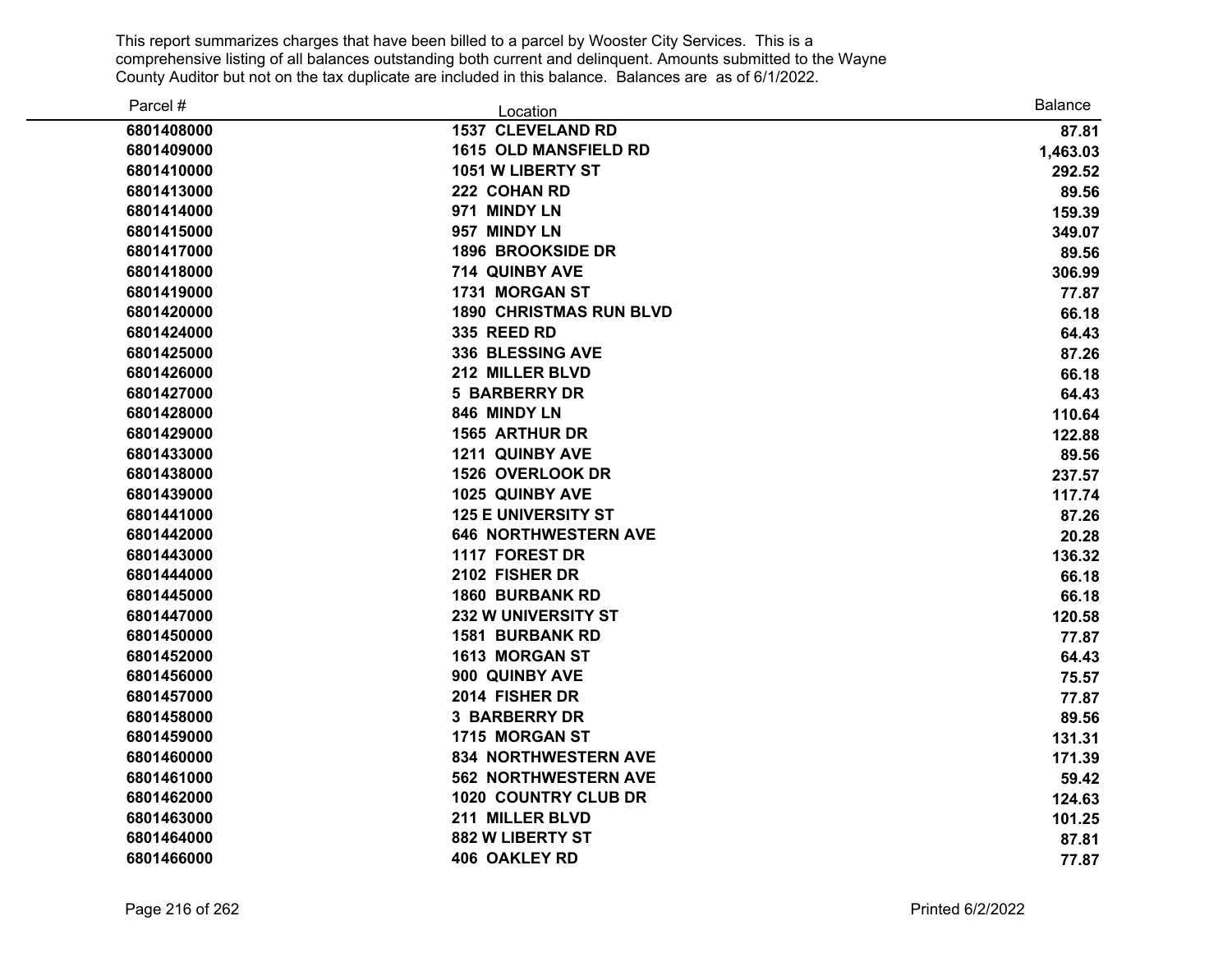This report summarizes charges that have been billed to a parcel by Wooster City Services. This is a comprehensive listing of all balances outstanding both current and delinquent. Amounts submitted to the Wayne County Auditor but not on the tax duplicate are included in this balance. Balances are as of 6/1/2022.

| Parcel # | Location | Balance |
|---|---|---|
| 6801408000 | 1537 CLEVELAND RD | 87.81 |
| 6801409000 | 1615 OLD MANSFIELD RD | 1,463.03 |
| 6801410000 | 1051 W LIBERTY ST | 292.52 |
| 6801413000 | 222 COHAN RD | 89.56 |
| 6801414000 | 971 MINDY LN | 159.39 |
| 6801415000 | 957 MINDY LN | 349.07 |
| 6801417000 | 1896 BROOKSIDE DR | 89.56 |
| 6801418000 | 714 QUINBY AVE | 306.99 |
| 6801419000 | 1731 MORGAN ST | 77.87 |
| 6801420000 | 1890 CHRISTMAS RUN BLVD | 66.18 |
| 6801424000 | 335 REED RD | 64.43 |
| 6801425000 | 336 BLESSING AVE | 87.26 |
| 6801426000 | 212 MILLER BLVD | 66.18 |
| 6801427000 | 5 BARBERRY DR | 64.43 |
| 6801428000 | 846 MINDY LN | 110.64 |
| 6801429000 | 1565 ARTHUR DR | 122.88 |
| 6801433000 | 1211 QUINBY AVE | 89.56 |
| 6801438000 | 1526 OVERLOOK DR | 237.57 |
| 6801439000 | 1025 QUINBY AVE | 117.74 |
| 6801441000 | 125 E UNIVERSITY ST | 87.26 |
| 6801442000 | 646 NORTHWESTERN AVE | 20.28 |
| 6801443000 | 1117 FOREST DR | 136.32 |
| 6801444000 | 2102 FISHER DR | 66.18 |
| 6801445000 | 1860 BURBANK RD | 66.18 |
| 6801447000 | 232 W UNIVERSITY ST | 120.58 |
| 6801450000 | 1581 BURBANK RD | 77.87 |
| 6801452000 | 1613 MORGAN ST | 64.43 |
| 6801456000 | 900 QUINBY AVE | 75.57 |
| 6801457000 | 2014 FISHER DR | 77.87 |
| 6801458000 | 3 BARBERRY DR | 89.56 |
| 6801459000 | 1715 MORGAN ST | 131.31 |
| 6801460000 | 834 NORTHWESTERN AVE | 171.39 |
| 6801461000 | 562 NORTHWESTERN AVE | 59.42 |
| 6801462000 | 1020 COUNTRY CLUB DR | 124.63 |
| 6801463000 | 211 MILLER BLVD | 101.25 |
| 6801464000 | 882 W LIBERTY ST | 87.81 |
| 6801466000 | 406 OAKLEY RD | 77.87 |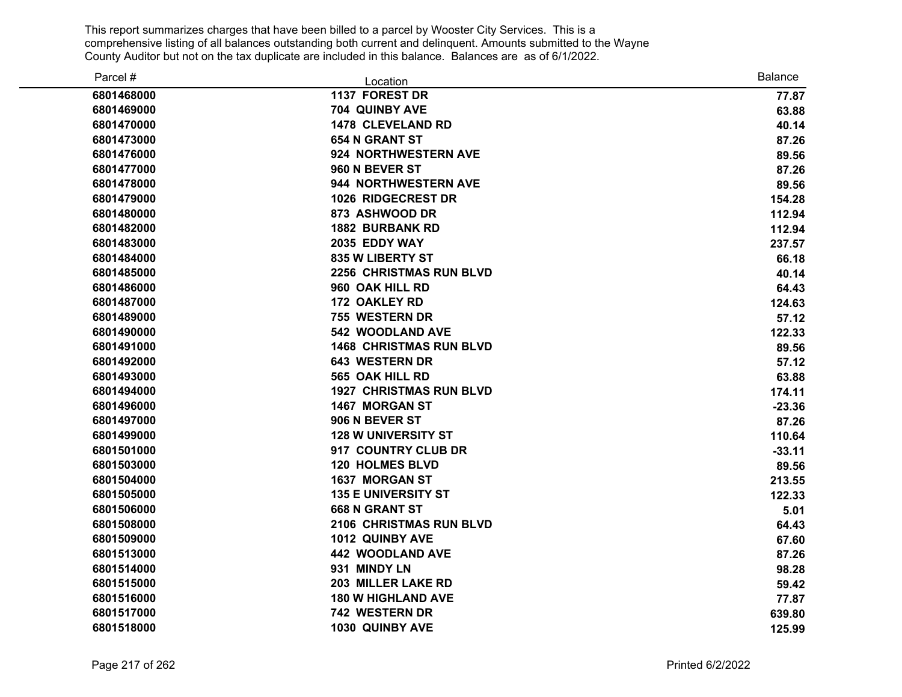This report summarizes charges that have been billed to a parcel by Wooster City Services. This is a comprehensive listing of all balances outstanding both current and delinquent. Amounts submitted to the Wayne County Auditor but not on the tax duplicate are included in this balance. Balances are as of 6/1/2022.

| Parcel # | Location | Balance |
|---|---|---|
| 6801468000 | 1137 FOREST DR | 77.87 |
| 6801469000 | 704 QUINBY AVE | 63.88 |
| 6801470000 | 1478 CLEVELAND RD | 40.14 |
| 6801473000 | 654 N GRANT ST | 87.26 |
| 6801476000 | 924 NORTHWESTERN AVE | 89.56 |
| 6801477000 | 960 N BEVER ST | 87.26 |
| 6801478000 | 944 NORTHWESTERN AVE | 89.56 |
| 6801479000 | 1026 RIDGECREST DR | 154.28 |
| 6801480000 | 873 ASHWOOD DR | 112.94 |
| 6801482000 | 1882 BURBANK RD | 112.94 |
| 6801483000 | 2035 EDDY WAY | 237.57 |
| 6801484000 | 835 W LIBERTY ST | 66.18 |
| 6801485000 | 2256 CHRISTMAS RUN BLVD | 40.14 |
| 6801486000 | 960 OAK HILL RD | 64.43 |
| 6801487000 | 172 OAKLEY RD | 124.63 |
| 6801489000 | 755 WESTERN DR | 57.12 |
| 6801490000 | 542 WOODLAND AVE | 122.33 |
| 6801491000 | 1468 CHRISTMAS RUN BLVD | 89.56 |
| 6801492000 | 643 WESTERN DR | 57.12 |
| 6801493000 | 565 OAK HILL RD | 63.88 |
| 6801494000 | 1927 CHRISTMAS RUN BLVD | 174.11 |
| 6801496000 | 1467 MORGAN ST | -23.36 |
| 6801497000 | 906 N BEVER ST | 87.26 |
| 6801499000 | 128 W UNIVERSITY ST | 110.64 |
| 6801501000 | 917 COUNTRY CLUB DR | -33.11 |
| 6801503000 | 120 HOLMES BLVD | 89.56 |
| 6801504000 | 1637 MORGAN ST | 213.55 |
| 6801505000 | 135 E UNIVERSITY ST | 122.33 |
| 6801506000 | 668 N GRANT ST | 5.01 |
| 6801508000 | 2106 CHRISTMAS RUN BLVD | 64.43 |
| 6801509000 | 1012 QUINBY AVE | 67.60 |
| 6801513000 | 442 WOODLAND AVE | 87.26 |
| 6801514000 | 931 MINDY LN | 98.28 |
| 6801515000 | 203 MILLER LAKE RD | 59.42 |
| 6801516000 | 180 W HIGHLAND AVE | 77.87 |
| 6801517000 | 742 WESTERN DR | 639.80 |
| 6801518000 | 1030 QUINBY AVE | 125.99 |

Printed 6/2/2022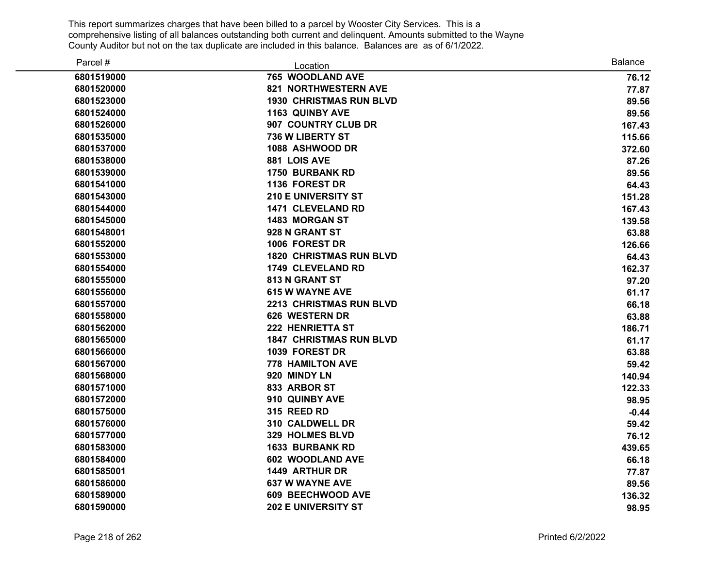This report summarizes charges that have been billed to a parcel by Wooster City Services. This is a comprehensive listing of all balances outstanding both current and delinquent. Amounts submitted to the Wayne County Auditor but not on the tax duplicate are included in this balance. Balances are as of 6/1/2022.

| Parcel # | Location | Balance |
|---|---|---|
| 6801519000 | 765 WOODLAND AVE | 76.12 |
| 6801520000 | 821 NORTHWESTERN AVE | 77.87 |
| 6801523000 | 1930 CHRISTMAS RUN BLVD | 89.56 |
| 6801524000 | 1163 QUINBY AVE | 89.56 |
| 6801526000 | 907 COUNTRY CLUB DR | 167.43 |
| 6801535000 | 736 W LIBERTY ST | 115.66 |
| 6801537000 | 1088 ASHWOOD DR | 372.60 |
| 6801538000 | 881 LOIS AVE | 87.26 |
| 6801539000 | 1750 BURBANK RD | 89.56 |
| 6801541000 | 1136 FOREST DR | 64.43 |
| 6801543000 | 210 E UNIVERSITY ST | 151.28 |
| 6801544000 | 1471 CLEVELAND RD | 167.43 |
| 6801545000 | 1483 MORGAN ST | 139.58 |
| 6801548001 | 928 N GRANT ST | 63.88 |
| 6801552000 | 1006 FOREST DR | 126.66 |
| 6801553000 | 1820 CHRISTMAS RUN BLVD | 64.43 |
| 6801554000 | 1749 CLEVELAND RD | 162.37 |
| 6801555000 | 813 N GRANT ST | 97.20 |
| 6801556000 | 615 W WAYNE AVE | 61.17 |
| 6801557000 | 2213 CHRISTMAS RUN BLVD | 66.18 |
| 6801558000 | 626 WESTERN DR | 63.88 |
| 6801562000 | 222 HENRIETTA ST | 186.71 |
| 6801565000 | 1847 CHRISTMAS RUN BLVD | 61.17 |
| 6801566000 | 1039 FOREST DR | 63.88 |
| 6801567000 | 778 HAMILTON AVE | 59.42 |
| 6801568000 | 920 MINDY LN | 140.94 |
| 6801571000 | 833 ARBOR ST | 122.33 |
| 6801572000 | 910 QUINBY AVE | 98.95 |
| 6801575000 | 315 REED RD | -0.44 |
| 6801576000 | 310 CALDWELL DR | 59.42 |
| 6801577000 | 329 HOLMES BLVD | 76.12 |
| 6801583000 | 1633 BURBANK RD | 439.65 |
| 6801584000 | 602 WOODLAND AVE | 66.18 |
| 6801585001 | 1449 ARTHUR DR | 77.87 |
| 6801586000 | 637 W WAYNE AVE | 89.56 |
| 6801589000 | 609 BEECHWOOD AVE | 136.32 |
| 6801590000 | 202 E UNIVERSITY ST | 98.95 |

Printed 6/2/2022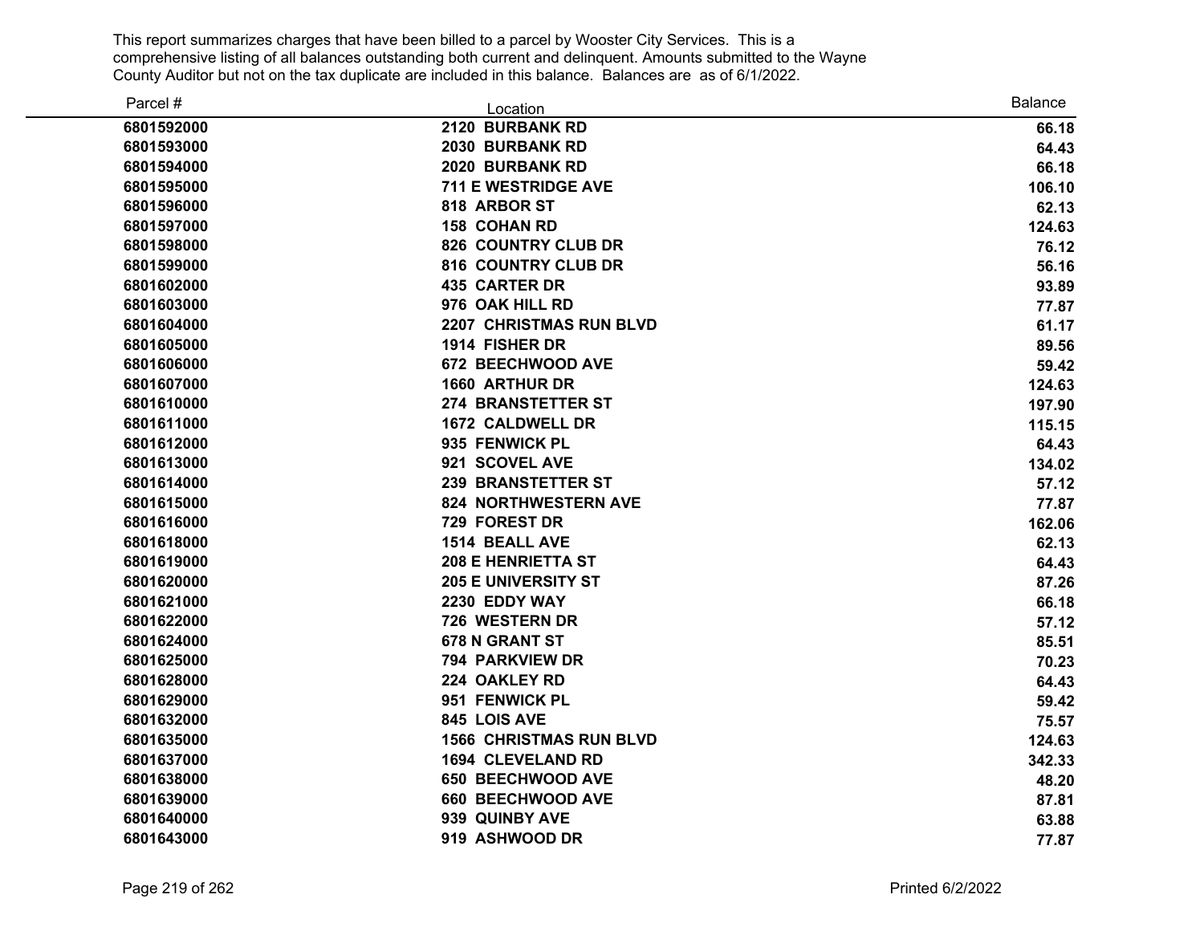This report summarizes charges that have been billed to a parcel by Wooster City Services. This is a comprehensive listing of all balances outstanding both current and delinquent. Amounts submitted to the Wayne County Auditor but not on the tax duplicate are included in this balance. Balances are as of 6/1/2022.

| Parcel # | Location | Balance |
|---|---|---|
| 6801592000 | 2120 BURBANK RD | 66.18 |
| 6801593000 | 2030 BURBANK RD | 64.43 |
| 6801594000 | 2020 BURBANK RD | 66.18 |
| 6801595000 | 711 E WESTRIDGE AVE | 106.10 |
| 6801596000 | 818 ARBOR ST | 62.13 |
| 6801597000 | 158 COHAN RD | 124.63 |
| 6801598000 | 826 COUNTRY CLUB DR | 76.12 |
| 6801599000 | 816 COUNTRY CLUB DR | 56.16 |
| 6801602000 | 435 CARTER DR | 93.89 |
| 6801603000 | 976 OAK HILL RD | 77.87 |
| 6801604000 | 2207 CHRISTMAS RUN BLVD | 61.17 |
| 6801605000 | 1914 FISHER DR | 89.56 |
| 6801606000 | 672 BEECHWOOD AVE | 59.42 |
| 6801607000 | 1660 ARTHUR DR | 124.63 |
| 6801610000 | 274 BRANSTETTER ST | 197.90 |
| 6801611000 | 1672 CALDWELL DR | 115.15 |
| 6801612000 | 935 FENWICK PL | 64.43 |
| 6801613000 | 921 SCOVEL AVE | 134.02 |
| 6801614000 | 239 BRANSTETTER ST | 57.12 |
| 6801615000 | 824 NORTHWESTERN AVE | 77.87 |
| 6801616000 | 729 FOREST DR | 162.06 |
| 6801618000 | 1514 BEALL AVE | 62.13 |
| 6801619000 | 208 E HENRIETTA ST | 64.43 |
| 6801620000 | 205 E UNIVERSITY ST | 87.26 |
| 6801621000 | 2230 EDDY WAY | 66.18 |
| 6801622000 | 726 WESTERN DR | 57.12 |
| 6801624000 | 678 N GRANT ST | 85.51 |
| 6801625000 | 794 PARKVIEW DR | 70.23 |
| 6801628000 | 224 OAKLEY RD | 64.43 |
| 6801629000 | 951 FENWICK PL | 59.42 |
| 6801632000 | 845 LOIS AVE | 75.57 |
| 6801635000 | 1566 CHRISTMAS RUN BLVD | 124.63 |
| 6801637000 | 1694 CLEVELAND RD | 342.33 |
| 6801638000 | 650 BEECHWOOD AVE | 48.20 |
| 6801639000 | 660 BEECHWOOD AVE | 87.81 |
| 6801640000 | 939 QUINBY AVE | 63.88 |
| 6801643000 | 919 ASHWOOD DR | 77.87 |

Printed 6/2/2022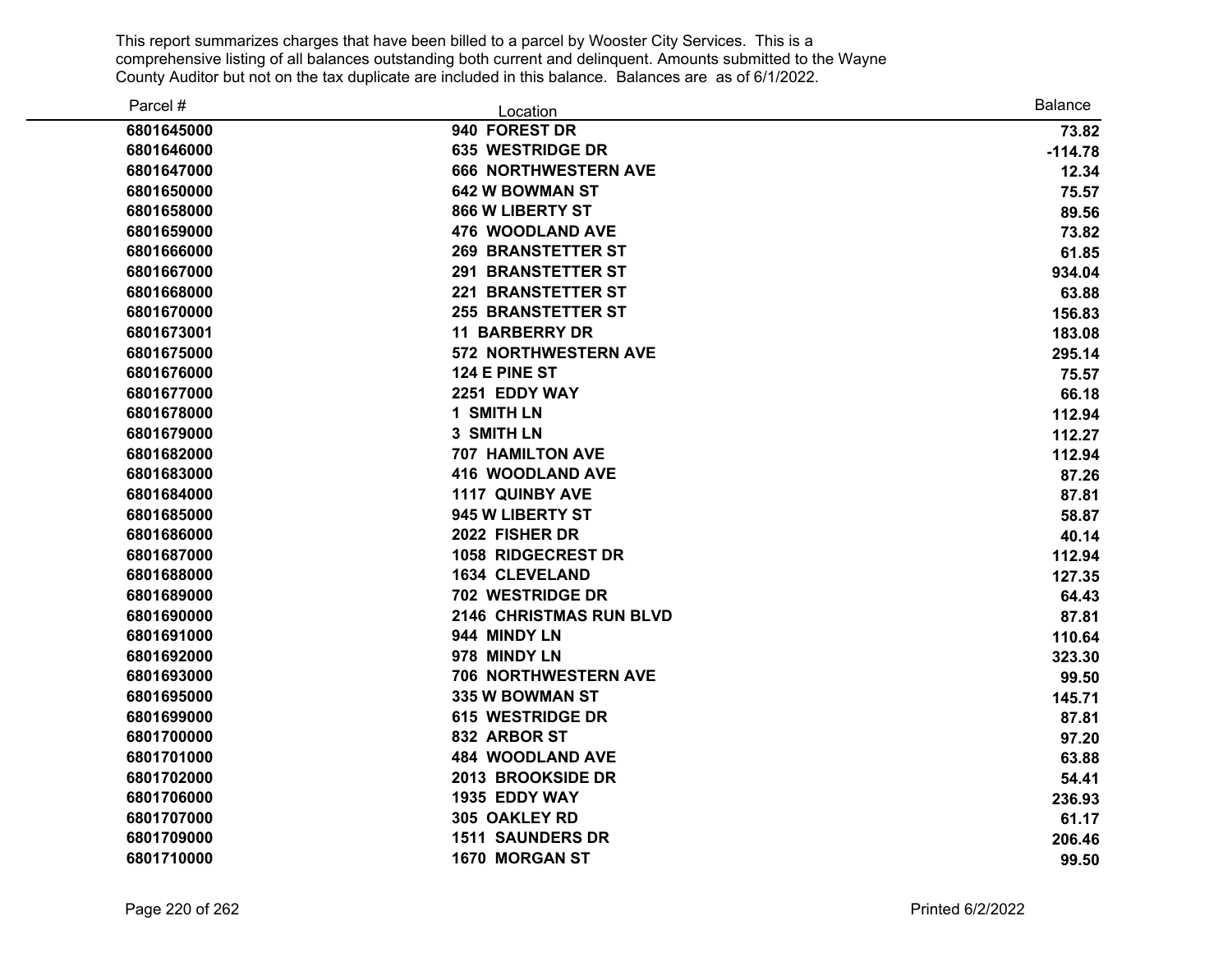This report summarizes charges that have been billed to a parcel by Wooster City Services. This is a comprehensive listing of all balances outstanding both current and delinquent. Amounts submitted to the Wayne County Auditor but not on the tax duplicate are included in this balance. Balances are as of 6/1/2022.

| Parcel # | Location | Balance |
|---|---|---|
| **6801645000** | **940 FOREST DR** | **73.82** |
| **6801646000** | **635 WESTRIDGE DR** | **-114.78** |
| **6801647000** | **666 NORTHWESTERN AVE** | **12.34** |
| **6801650000** | **642 W BOWMAN ST** | **75.57** |
| **6801658000** | **866 W LIBERTY ST** | **89.56** |
| **6801659000** | **476 WOODLAND AVE** | **73.82** |
| **6801666000** | **269 BRANSTETTER ST** | **61.85** |
| **6801667000** | **291 BRANSTETTER ST** | **934.04** |
| **6801668000** | **221 BRANSTETTER ST** | **63.88** |
| **6801670000** | **255 BRANSTETTER ST** | **156.83** |
| **6801673001** | **11 BARBERRY DR** | **183.08** |
| **6801675000** | **572 NORTHWESTERN AVE** | **295.14** |
| **6801676000** | **124 E PINE ST** | **75.57** |
| **6801677000** | **2251 EDDY WAY** | **66.18** |
| **6801678000** | **1 SMITH LN** | **112.94** |
| **6801679000** | **3 SMITH LN** | **112.27** |
| **6801682000** | **707 HAMILTON AVE** | **112.94** |
| **6801683000** | **416 WOODLAND AVE** | **87.26** |
| **6801684000** | **1117 QUINBY AVE** | **87.81** |
| **6801685000** | **945 W LIBERTY ST** | **58.87** |
| **6801686000** | **2022 FISHER DR** | **40.14** |
| **6801687000** | **1058 RIDGECREST DR** | **112.94** |
| **6801688000** | **1634 CLEVELAND** | **127.35** |
| **6801689000** | **702 WESTRIDGE DR** | **64.43** |
| **6801690000** | **2146 CHRISTMAS RUN BLVD** | **87.81** |
| **6801691000** | **944 MINDY LN** | **110.64** |
| **6801692000** | **978 MINDY LN** | **323.30** |
| **6801693000** | **706 NORTHWESTERN AVE** | **99.50** |
| **6801695000** | **335 W BOWMAN ST** | **145.71** |
| **6801699000** | **615 WESTRIDGE DR** | **87.81** |
| **6801700000** | **832 ARBOR ST** | **97.20** |
| **6801701000** | **484 WOODLAND AVE** | **63.88** |
| **6801702000** | **2013 BROOKSIDE DR** | **54.41** |
| **6801706000** | **1935 EDDY WAY** | **236.93** |
| **6801707000** | **305 OAKLEY RD** | **61.17** |
| **6801709000** | **1511 SAUNDERS DR** | **206.46** |
| **6801710000** | **1670 MORGAN ST** | **99.50** |

Printed 6/2/2022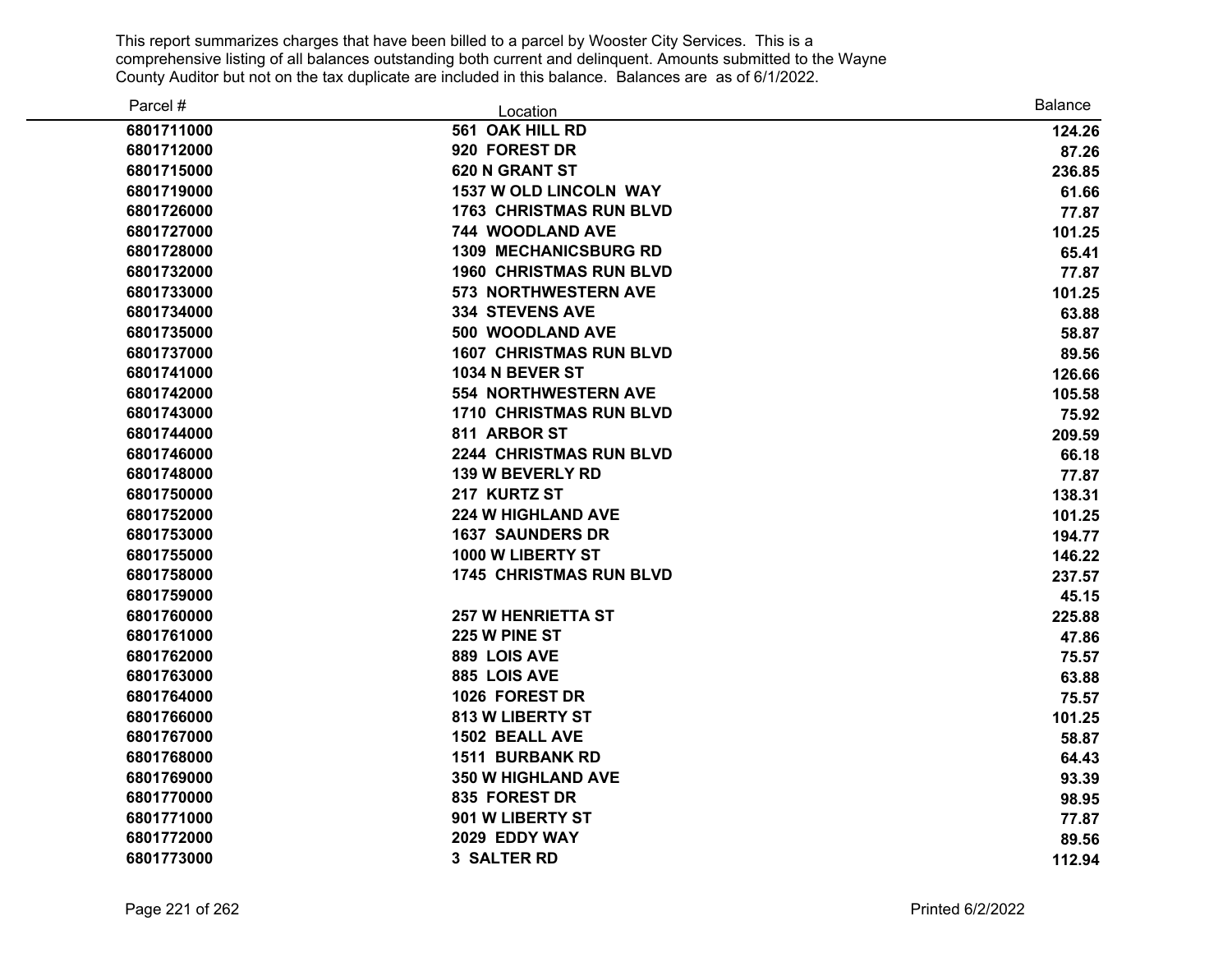This report summarizes charges that have been billed to a parcel by Wooster City Services. This is a comprehensive listing of all balances outstanding both current and delinquent. Amounts submitted to the Wayne County Auditor but not on the tax duplicate are included in this balance. Balances are as of 6/1/2022.

| Parcel # | Location | Balance |
|---|---|---|
| 6801711000 | 561 OAK HILL RD | 124.26 |
| 6801712000 | 920 FOREST DR | 87.26 |
| 6801715000 | 620 N GRANT ST | 236.85 |
| 6801719000 | 1537 W OLD LINCOLN WAY | 61.66 |
| 6801726000 | 1763 CHRISTMAS RUN BLVD | 77.87 |
| 6801727000 | 744 WOODLAND AVE | 101.25 |
| 6801728000 | 1309 MECHANICSBURG RD | 65.41 |
| 6801732000 | 1960 CHRISTMAS RUN BLVD | 77.87 |
| 6801733000 | 573 NORTHWESTERN AVE | 101.25 |
| 6801734000 | 334 STEVENS AVE | 63.88 |
| 6801735000 | 500 WOODLAND AVE | 58.87 |
| 6801737000 | 1607 CHRISTMAS RUN BLVD | 89.56 |
| 6801741000 | 1034 N BEVER ST | 126.66 |
| 6801742000 | 554 NORTHWESTERN AVE | 105.58 |
| 6801743000 | 1710 CHRISTMAS RUN BLVD | 75.92 |
| 6801744000 | 811 ARBOR ST | 209.59 |
| 6801746000 | 2244 CHRISTMAS RUN BLVD | 66.18 |
| 6801748000 | 139 W BEVERLY RD | 77.87 |
| 6801750000 | 217 KURTZ ST | 138.31 |
| 6801752000 | 224 W HIGHLAND AVE | 101.25 |
| 6801753000 | 1637 SAUNDERS DR | 194.77 |
| 6801755000 | 1000 W LIBERTY ST | 146.22 |
| 6801758000 | 1745 CHRISTMAS RUN BLVD | 237.57 |
| 6801759000 | | 45.15 |
| 6801760000 | 257 W HENRIETTA ST | 225.88 |
| 6801761000 | 225 W PINE ST | 47.86 |
| 6801762000 | 889 LOIS AVE | 75.57 |
| 6801763000 | 885 LOIS AVE | 63.88 |
| 6801764000 | 1026 FOREST DR | 75.57 |
| 6801766000 | 813 W LIBERTY ST | 101.25 |
| 6801767000 | 1502 BEALL AVE | 58.87 |
| 6801768000 | 1511 BURBANK RD | 64.43 |
| 6801769000 | 350 W HIGHLAND AVE | 93.39 |
| 6801770000 | 835 FOREST DR | 98.95 |
| 6801771000 | 901 W LIBERTY ST | 77.87 |
| 6801772000 | 2029 EDDY WAY | 89.56 |
| 6801773000 | 3 SALTER RD | 112.94 |

Printed 6/2/2022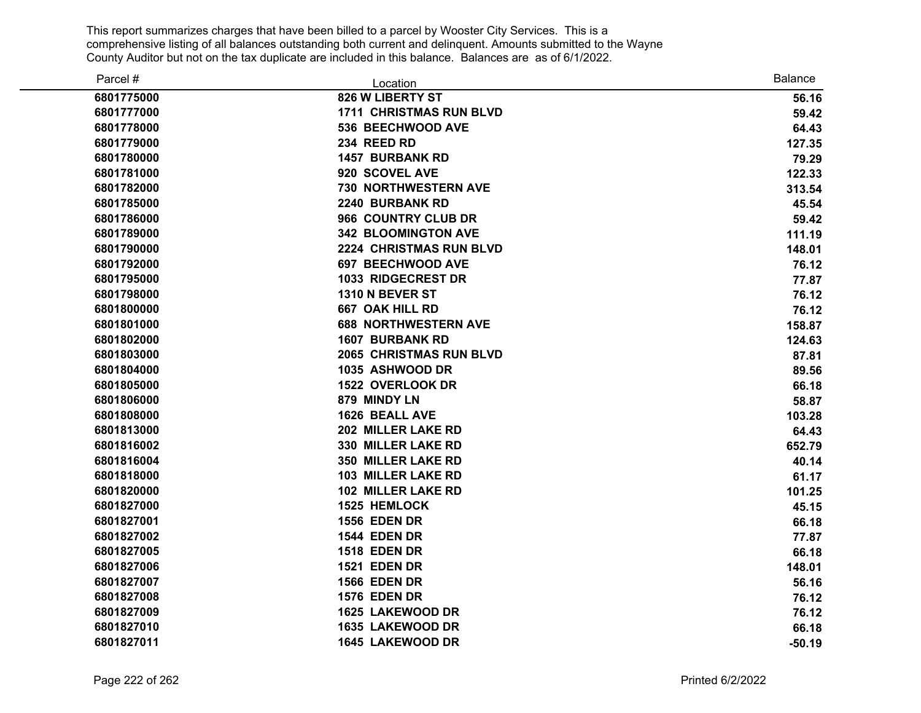This report summarizes charges that have been billed to a parcel by Wooster City Services. This is a comprehensive listing of all balances outstanding both current and delinquent. Amounts submitted to the Wayne County Auditor but not on the tax duplicate are included in this balance. Balances are as of 6/1/2022.

| Parcel # | Location | Balance |
|---|---|---|
| **6801775000** | **826 W LIBERTY ST** | **56.16** |
| **6801777000** | **1711 CHRISTMAS RUN BLVD** | **59.42** |
| **6801778000** | **536 BEECHWOOD AVE** | **64.43** |
| **6801779000** | **234 REED RD** | **127.35** |
| **6801780000** | **1457 BURBANK RD** | **79.29** |
| **6801781000** | **920 SCOVEL AVE** | **122.33** |
| **6801782000** | **730 NORTHWESTERN AVE** | **313.54** |
| **6801785000** | **2240 BURBANK RD** | **45.54** |
| **6801786000** | **966 COUNTRY CLUB DR** | **59.42** |
| **6801789000** | **342 BLOOMINGTON AVE** | **111.19** |
| **6801790000** | **2224 CHRISTMAS RUN BLVD** | **148.01** |
| **6801792000** | **697 BEECHWOOD AVE** | **76.12** |
| **6801795000** | **1033 RIDGECREST DR** | **77.87** |
| **6801798000** | **1310 N BEVER ST** | **76.12** |
| **6801800000** | **667 OAK HILL RD** | **76.12** |
| **6801801000** | **688 NORTHWESTERN AVE** | **158.87** |
| **6801802000** | **1607 BURBANK RD** | **124.63** |
| **6801803000** | **2065 CHRISTMAS RUN BLVD** | **87.81** |
| **6801804000** | **1035 ASHWOOD DR** | **89.56** |
| **6801805000** | **1522 OVERLOOK DR** | **66.18** |
| **6801806000** | **879 MINDY LN** | **58.87** |
| **6801808000** | **1626 BEALL AVE** | **103.28** |
| **6801813000** | **202 MILLER LAKE RD** | **64.43** |
| **6801816002** | **330 MILLER LAKE RD** | **652.79** |
| **6801816004** | **350 MILLER LAKE RD** | **40.14** |
| **6801818000** | **103 MILLER LAKE RD** | **61.17** |
| **6801820000** | **102 MILLER LAKE RD** | **101.25** |
| **6801827000** | **1525 HEMLOCK** | **45.15** |
| **6801827001** | **1556 EDEN DR** | **66.18** |
| **6801827002** | **1544 EDEN DR** | **77.87** |
| **6801827005** | **1518 EDEN DR** | **66.18** |
| **6801827006** | **1521 EDEN DR** | **148.01** |
| **6801827007** | **1566 EDEN DR** | **56.16** |
| **6801827008** | **1576 EDEN DR** | **76.12** |
| **6801827009** | **1625 LAKEWOOD DR** | **76.12** |
| **6801827010** | **1635 LAKEWOOD DR** | **66.18** |
| **6801827011** | **1645 LAKEWOOD DR** | **-50.19** |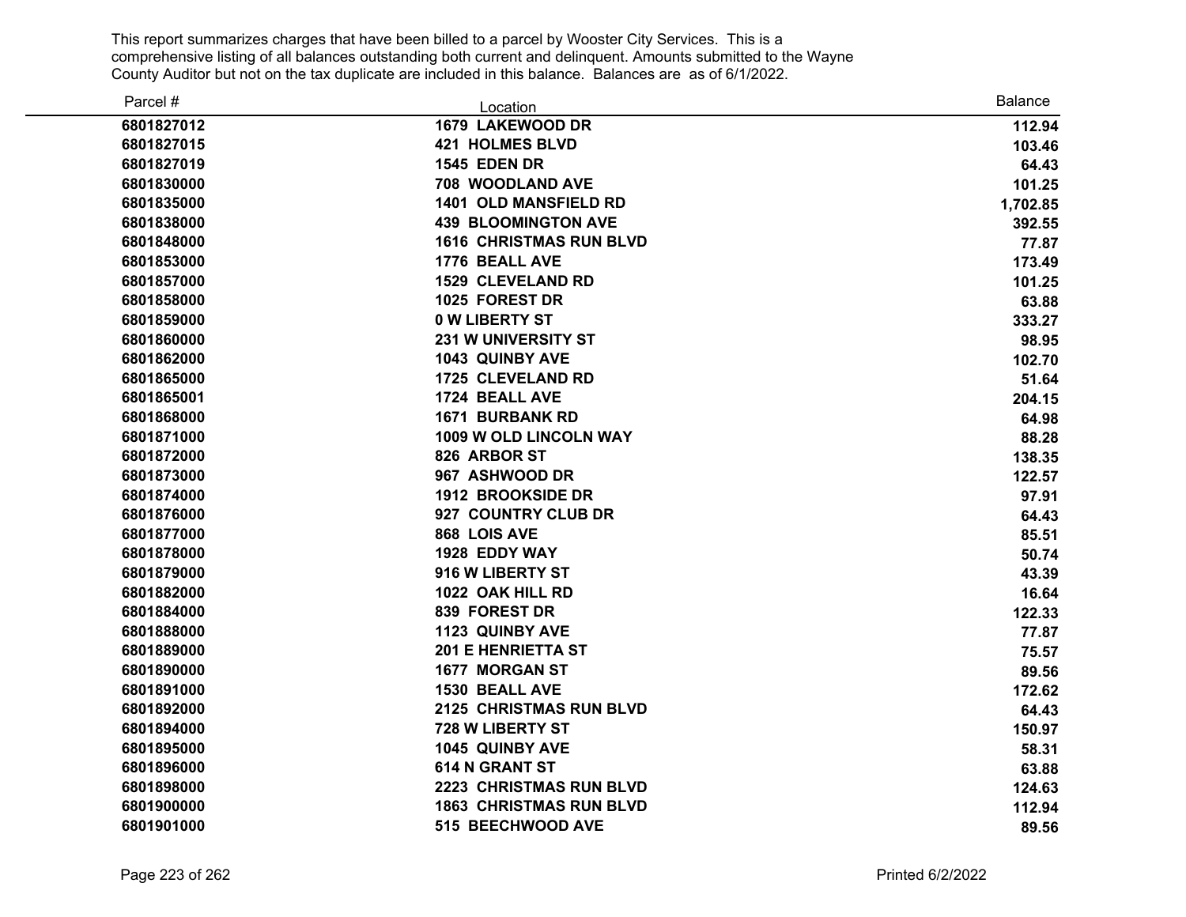This report summarizes charges that have been billed to a parcel by Wooster City Services. This is a comprehensive listing of all balances outstanding both current and delinquent. Amounts submitted to the Wayne County Auditor but not on the tax duplicate are included in this balance. Balances are as of 6/1/2022.

| Parcel # | Location | Balance |
|---|---|---|
| **6801827012** | **1679 LAKEWOOD DR** | **112.94** |
| **6801827015** | **421 HOLMES BLVD** | **103.46** |
| **6801827019** | **1545 EDEN DR** | **64.43** |
| **6801830000** | **708 WOODLAND AVE** | **101.25** |
| **6801835000** | **1401 OLD MANSFIELD RD** | **1,702.85** |
| **6801838000** | **439 BLOOMINGTON AVE** | **392.55** |
| **6801848000** | **1616 CHRISTMAS RUN BLVD** | **77.87** |
| **6801853000** | **1776 BEALL AVE** | **173.49** |
| **6801857000** | **1529 CLEVELAND RD** | **101.25** |
| **6801858000** | **1025 FOREST DR** | **63.88** |
| **6801859000** | **0 W LIBERTY ST** | **333.27** |
| **6801860000** | **231 W UNIVERSITY ST** | **98.95** |
| **6801862000** | **1043 QUINBY AVE** | **102.70** |
| **6801865000** | **1725 CLEVELAND RD** | **51.64** |
| **6801865001** | **1724 BEALL AVE** | **204.15** |
| **6801868000** | **1671 BURBANK RD** | **64.98** |
| **6801871000** | **1009 W OLD LINCOLN WAY** | **88.28** |
| **6801872000** | **826 ARBOR ST** | **138.35** |
| **6801873000** | **967 ASHWOOD DR** | **122.57** |
| **6801874000** | **1912 BROOKSIDE DR** | **97.91** |
| **6801876000** | **927 COUNTRY CLUB DR** | **64.43** |
| **6801877000** | **868 LOIS AVE** | **85.51** |
| **6801878000** | **1928 EDDY WAY** | **50.74** |
| **6801879000** | **916 W LIBERTY ST** | **43.39** |
| **6801882000** | **1022 OAK HILL RD** | **16.64** |
| **6801884000** | **839 FOREST DR** | **122.33** |
| **6801888000** | **1123 QUINBY AVE** | **77.87** |
| **6801889000** | **201 E HENRIETTA ST** | **75.57** |
| **6801890000** | **1677 MORGAN ST** | **89.56** |
| **6801891000** | **1530 BEALL AVE** | **172.62** |
| **6801892000** | **2125 CHRISTMAS RUN BLVD** | **64.43** |
| **6801894000** | **728 W LIBERTY ST** | **150.97** |
| **6801895000** | **1045 QUINBY AVE** | **58.31** |
| **6801896000** | **614 N GRANT ST** | **63.88** |
| **6801898000** | **2223 CHRISTMAS RUN BLVD** | **124.63** |
| **6801900000** | **1863 CHRISTMAS RUN BLVD** | **112.94** |
| **6801901000** | **515 BEECHWOOD AVE** | **89.56** |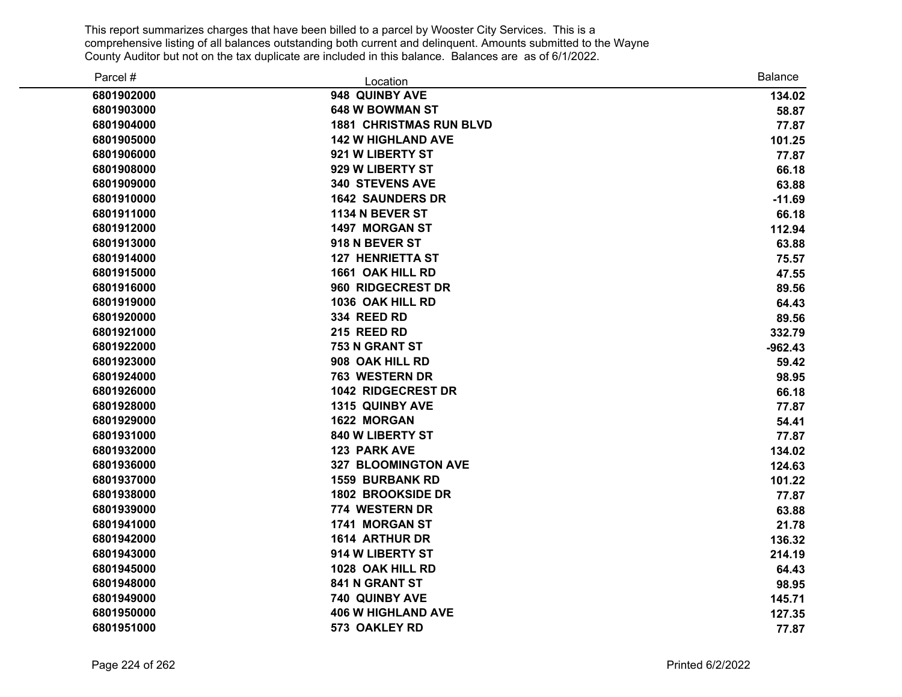This report summarizes charges that have been billed to a parcel by Wooster City Services. This is a comprehensive listing of all balances outstanding both current and delinquent. Amounts submitted to the Wayne County Auditor but not on the tax duplicate are included in this balance. Balances are as of 6/1/2022.

| Parcel # | Location | Balance |
|---|---|---|
| 6801902000 | 948 QUINBY AVE | 134.02 |
| 6801903000 | 648 W BOWMAN ST | 58.87 |
| 6801904000 | 1881 CHRISTMAS RUN BLVD | 77.87 |
| 6801905000 | 142 W HIGHLAND AVE | 101.25 |
| 6801906000 | 921 W LIBERTY ST | 77.87 |
| 6801908000 | 929 W LIBERTY ST | 66.18 |
| 6801909000 | 340 STEVENS AVE | 63.88 |
| 6801910000 | 1642 SAUNDERS DR | -11.69 |
| 6801911000 | 1134 N BEVER ST | 66.18 |
| 6801912000 | 1497 MORGAN ST | 112.94 |
| 6801913000 | 918 N BEVER ST | 63.88 |
| 6801914000 | 127 HENRIETTA ST | 75.57 |
| 6801915000 | 1661 OAK HILL RD | 47.55 |
| 6801916000 | 960 RIDGECREST DR | 89.56 |
| 6801919000 | 1036 OAK HILL RD | 64.43 |
| 6801920000 | 334 REED RD | 89.56 |
| 6801921000 | 215 REED RD | 332.79 |
| 6801922000 | 753 N GRANT ST | -962.43 |
| 6801923000 | 908 OAK HILL RD | 59.42 |
| 6801924000 | 763 WESTERN DR | 98.95 |
| 6801926000 | 1042 RIDGECREST DR | 66.18 |
| 6801928000 | 1315 QUINBY AVE | 77.87 |
| 6801929000 | 1622 MORGAN | 54.41 |
| 6801931000 | 840 W LIBERTY ST | 77.87 |
| 6801932000 | 123 PARK AVE | 134.02 |
| 6801936000 | 327 BLOOMINGTON AVE | 124.63 |
| 6801937000 | 1559 BURBANK RD | 101.22 |
| 6801938000 | 1802 BROOKSIDE DR | 77.87 |
| 6801939000 | 774 WESTERN DR | 63.88 |
| 6801941000 | 1741 MORGAN ST | 21.78 |
| 6801942000 | 1614 ARTHUR DR | 136.32 |
| 6801943000 | 914 W LIBERTY ST | 214.19 |
| 6801945000 | 1028 OAK HILL RD | 64.43 |
| 6801948000 | 841 N GRANT ST | 98.95 |
| 6801949000 | 740 QUINBY AVE | 145.71 |
| 6801950000 | 406 W HIGHLAND AVE | 127.35 |
| 6801951000 | 573 OAKLEY RD | 77.87 |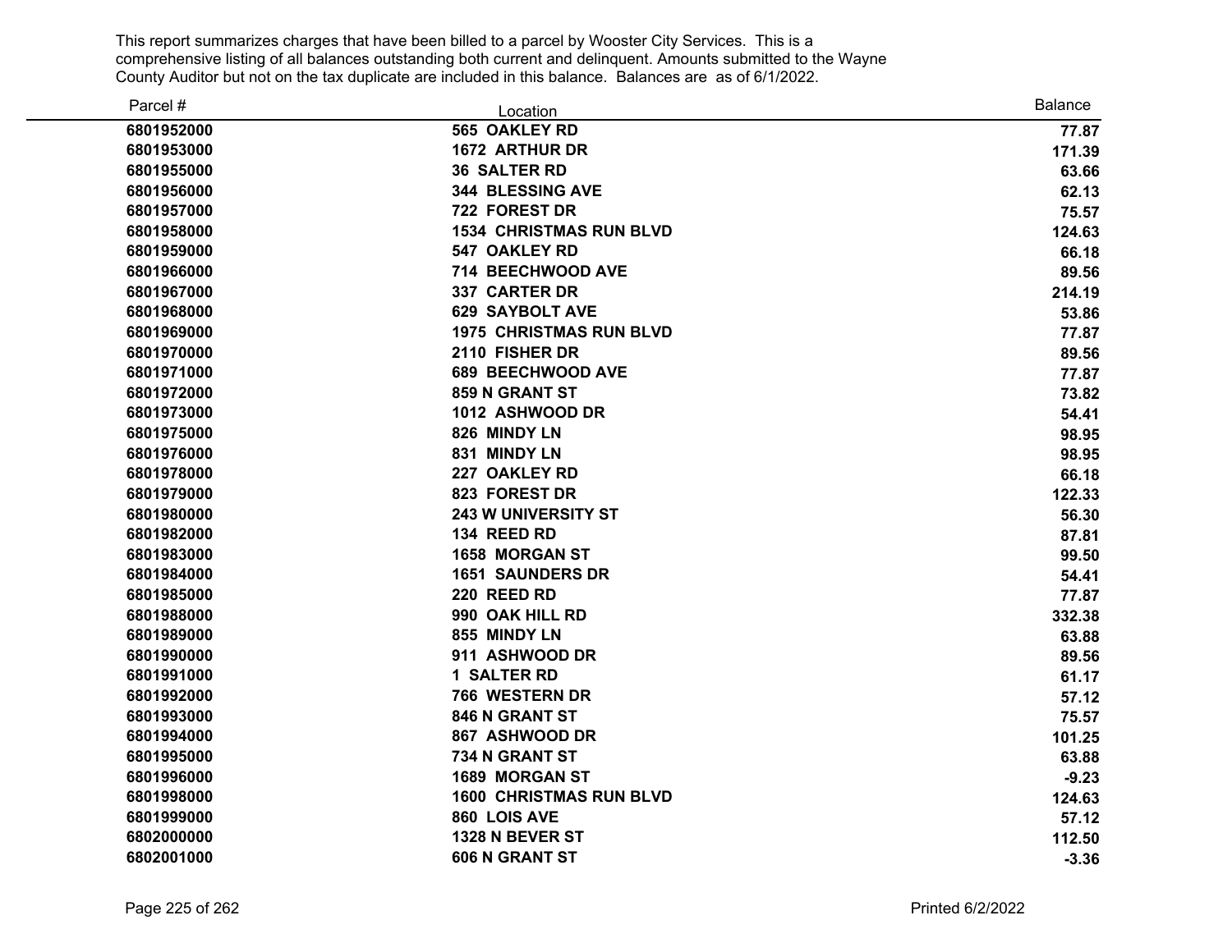This report summarizes charges that have been billed to a parcel by Wooster City Services. This is a comprehensive listing of all balances outstanding both current and delinquent. Amounts submitted to the Wayne County Auditor but not on the tax duplicate are included in this balance. Balances are as of 6/1/2022.

| Parcel # | Location | Balance |
|---|---|---|
| 6801952000 | 565 OAKLEY RD | 77.87 |
| 6801953000 | 1672 ARTHUR DR | 171.39 |
| 6801955000 | 36 SALTER RD | 63.66 |
| 6801956000 | 344 BLESSING AVE | 62.13 |
| 6801957000 | 722 FOREST DR | 75.57 |
| 6801958000 | 1534 CHRISTMAS RUN BLVD | 124.63 |
| 6801959000 | 547 OAKLEY RD | 66.18 |
| 6801966000 | 714 BEECHWOOD AVE | 89.56 |
| 6801967000 | 337 CARTER DR | 214.19 |
| 6801968000 | 629 SAYBOLT AVE | 53.86 |
| 6801969000 | 1975 CHRISTMAS RUN BLVD | 77.87 |
| 6801970000 | 2110 FISHER DR | 89.56 |
| 6801971000 | 689 BEECHWOOD AVE | 77.87 |
| 6801972000 | 859 N GRANT ST | 73.82 |
| 6801973000 | 1012 ASHWOOD DR | 54.41 |
| 6801975000 | 826 MINDY LN | 98.95 |
| 6801976000 | 831 MINDY LN | 98.95 |
| 6801978000 | 227 OAKLEY RD | 66.18 |
| 6801979000 | 823 FOREST DR | 122.33 |
| 6801980000 | 243 W UNIVERSITY ST | 56.30 |
| 6801982000 | 134 REED RD | 87.81 |
| 6801983000 | 1658 MORGAN ST | 99.50 |
| 6801984000 | 1651 SAUNDERS DR | 54.41 |
| 6801985000 | 220 REED RD | 77.87 |
| 6801988000 | 990 OAK HILL RD | 332.38 |
| 6801989000 | 855 MINDY LN | 63.88 |
| 6801990000 | 911 ASHWOOD DR | 89.56 |
| 6801991000 | 1 SALTER RD | 61.17 |
| 6801992000 | 766 WESTERN DR | 57.12 |
| 6801993000 | 846 N GRANT ST | 75.57 |
| 6801994000 | 867 ASHWOOD DR | 101.25 |
| 6801995000 | 734 N GRANT ST | 63.88 |
| 6801996000 | 1689 MORGAN ST | -9.23 |
| 6801998000 | 1600 CHRISTMAS RUN BLVD | 124.63 |
| 6801999000 | 860 LOIS AVE | 57.12 |
| 6802000000 | 1328 N BEVER ST | 112.50 |
| 6802001000 | 606 N GRANT ST | -3.36 |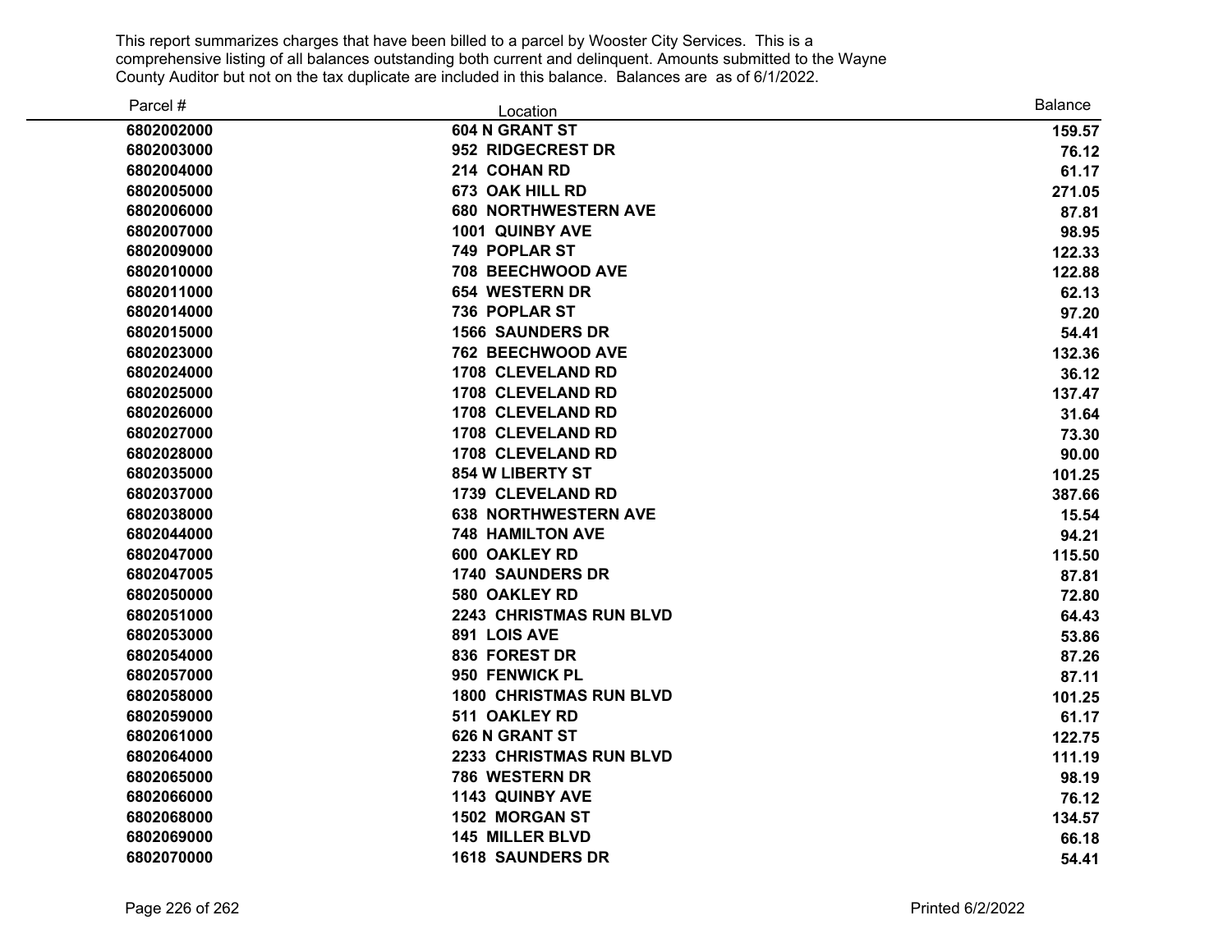This report summarizes charges that have been billed to a parcel by Wooster City Services. This is a comprehensive listing of all balances outstanding both current and delinquent. Amounts submitted to the Wayne County Auditor but not on the tax duplicate are included in this balance. Balances are as of 6/1/2022.

| Parcel # | Location | Balance |
|---|---|---|
| 6802002000 | 604 N GRANT ST | 159.57 |
| 6802003000 | 952 RIDGECREST DR | 76.12 |
| 6802004000 | 214 COHAN RD | 61.17 |
| 6802005000 | 673 OAK HILL RD | 271.05 |
| 6802006000 | 680 NORTHWESTERN AVE | 87.81 |
| 6802007000 | 1001 QUINBY AVE | 98.95 |
| 6802009000 | 749 POPLAR ST | 122.33 |
| 6802010000 | 708 BEECHWOOD AVE | 122.88 |
| 6802011000 | 654 WESTERN DR | 62.13 |
| 6802014000 | 736 POPLAR ST | 97.20 |
| 6802015000 | 1566 SAUNDERS DR | 54.41 |
| 6802023000 | 762 BEECHWOOD AVE | 132.36 |
| 6802024000 | 1708 CLEVELAND RD | 36.12 |
| 6802025000 | 1708 CLEVELAND RD | 137.47 |
| 6802026000 | 1708 CLEVELAND RD | 31.64 |
| 6802027000 | 1708 CLEVELAND RD | 73.30 |
| 6802028000 | 1708 CLEVELAND RD | 90.00 |
| 6802035000 | 854 W LIBERTY ST | 101.25 |
| 6802037000 | 1739 CLEVELAND RD | 387.66 |
| 6802038000 | 638 NORTHWESTERN AVE | 15.54 |
| 6802044000 | 748 HAMILTON AVE | 94.21 |
| 6802047000 | 600 OAKLEY RD | 115.50 |
| 6802047005 | 1740 SAUNDERS DR | 87.81 |
| 6802050000 | 580 OAKLEY RD | 72.80 |
| 6802051000 | 2243 CHRISTMAS RUN BLVD | 64.43 |
| 6802053000 | 891 LOIS AVE | 53.86 |
| 6802054000 | 836 FOREST DR | 87.26 |
| 6802057000 | 950 FENWICK PL | 87.11 |
| 6802058000 | 1800 CHRISTMAS RUN BLVD | 101.25 |
| 6802059000 | 511 OAKLEY RD | 61.17 |
| 6802061000 | 626 N GRANT ST | 122.75 |
| 6802064000 | 2233 CHRISTMAS RUN BLVD | 111.19 |
| 6802065000 | 786 WESTERN DR | 98.19 |
| 6802066000 | 1143 QUINBY AVE | 76.12 |
| 6802068000 | 1502 MORGAN ST | 134.57 |
| 6802069000 | 145 MILLER BLVD | 66.18 |
| 6802070000 | 1618 SAUNDERS DR | 54.41 |

Printed 6/2/2022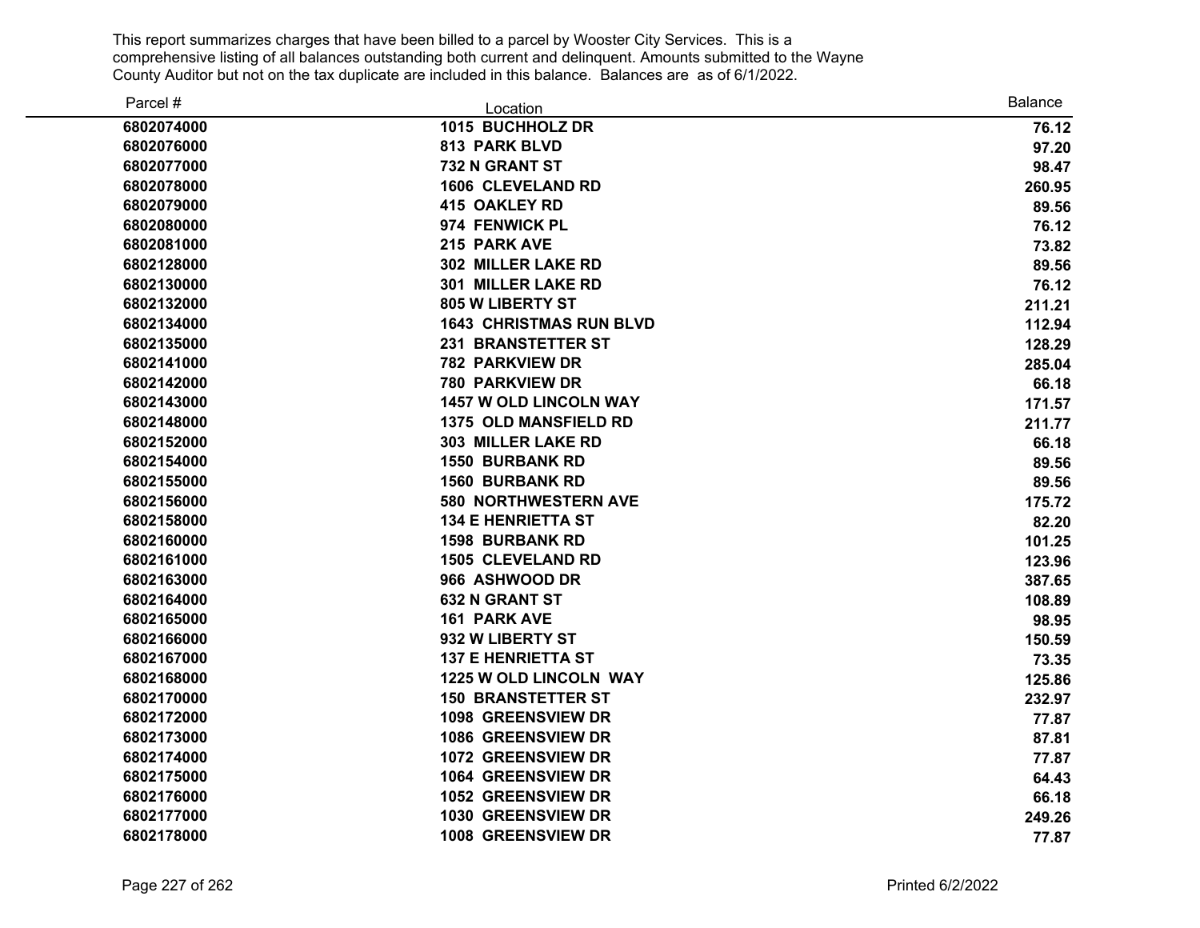This report summarizes charges that have been billed to a parcel by Wooster City Services. This is a comprehensive listing of all balances outstanding both current and delinquent. Amounts submitted to the Wayne County Auditor but not on the tax duplicate are included in this balance. Balances are as of 6/1/2022.

| Parcel # | Location | Balance |
|---|---|---|
| 6802074000 | 1015 BUCHHOLZ DR | 76.12 |
| 6802076000 | 813 PARK BLVD | 97.20 |
| 6802077000 | 732 N GRANT ST | 98.47 |
| 6802078000 | 1606 CLEVELAND RD | 260.95 |
| 6802079000 | 415 OAKLEY RD | 89.56 |
| 6802080000 | 974 FENWICK PL | 76.12 |
| 6802081000 | 215 PARK AVE | 73.82 |
| 6802128000 | 302 MILLER LAKE RD | 89.56 |
| 6802130000 | 301 MILLER LAKE RD | 76.12 |
| 6802132000 | 805 W LIBERTY ST | 211.21 |
| 6802134000 | 1643 CHRISTMAS RUN BLVD | 112.94 |
| 6802135000 | 231 BRANSTETTER ST | 128.29 |
| 6802141000 | 782 PARKVIEW DR | 285.04 |
| 6802142000 | 780 PARKVIEW DR | 66.18 |
| 6802143000 | 1457 W OLD LINCOLN WAY | 171.57 |
| 6802148000 | 1375 OLD MANSFIELD RD | 211.77 |
| 6802152000 | 303 MILLER LAKE RD | 66.18 |
| 6802154000 | 1550 BURBANK RD | 89.56 |
| 6802155000 | 1560 BURBANK RD | 89.56 |
| 6802156000 | 580 NORTHWESTERN AVE | 175.72 |
| 6802158000 | 134 E HENRIETTA ST | 82.20 |
| 6802160000 | 1598 BURBANK RD | 101.25 |
| 6802161000 | 1505 CLEVELAND RD | 123.96 |
| 6802163000 | 966 ASHWOOD DR | 387.65 |
| 6802164000 | 632 N GRANT ST | 108.89 |
| 6802165000 | 161 PARK AVE | 98.95 |
| 6802166000 | 932 W LIBERTY ST | 150.59 |
| 6802167000 | 137 E HENRIETTA ST | 73.35 |
| 6802168000 | 1225 W OLD LINCOLN WAY | 125.86 |
| 6802170000 | 150 BRANSTETTER ST | 232.97 |
| 6802172000 | 1098 GREENSVIEW DR | 77.87 |
| 6802173000 | 1086 GREENSVIEW DR | 87.81 |
| 6802174000 | 1072 GREENSVIEW DR | 77.87 |
| 6802175000 | 1064 GREENSVIEW DR | 64.43 |
| 6802176000 | 1052 GREENSVIEW DR | 66.18 |
| 6802177000 | 1030 GREENSVIEW DR | 249.26 |
| 6802178000 | 1008 GREENSVIEW DR | 77.87 |

Printed 6/2/2022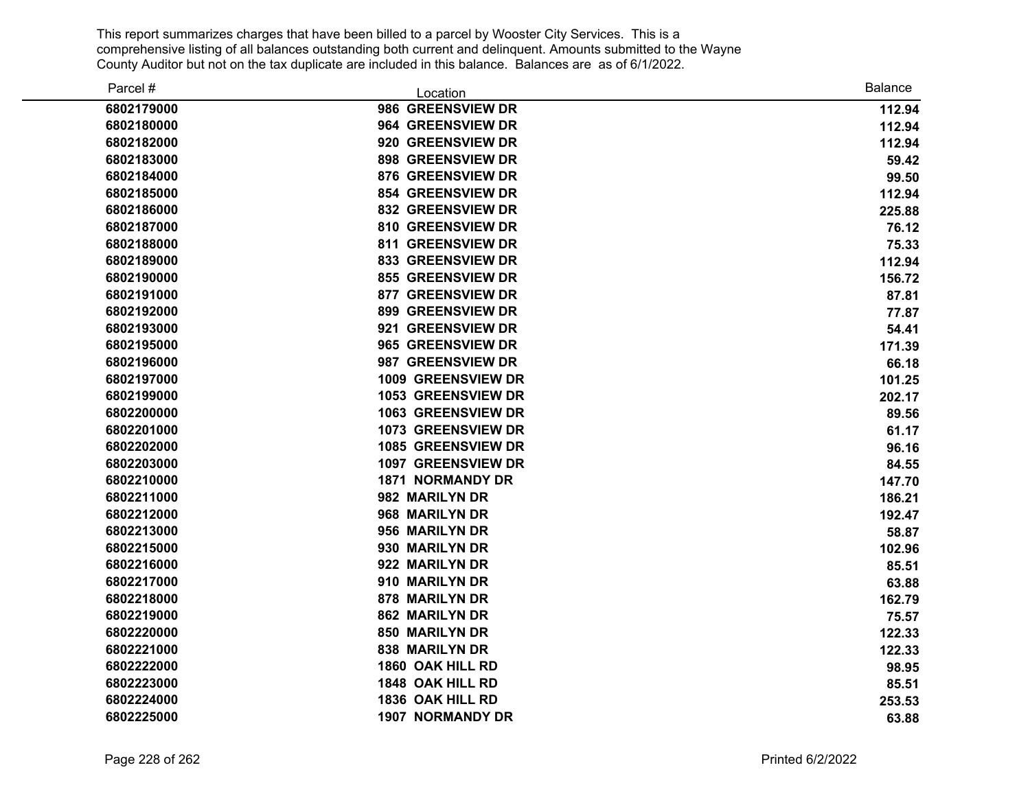This report summarizes charges that have been billed to a parcel by Wooster City Services. This is a comprehensive listing of all balances outstanding both current and delinquent. Amounts submitted to the Wayne County Auditor but not on the tax duplicate are included in this balance. Balances are as of 6/1/2022.

| Parcel # | Location | Balance |
|---|---|---|
| 6802179000 | 986 GREENSVIEW DR | 112.94 |
| 6802180000 | 964 GREENSVIEW DR | 112.94 |
| 6802182000 | 920 GREENSVIEW DR | 112.94 |
| 6802183000 | 898 GREENSVIEW DR | 59.42 |
| 6802184000 | 876 GREENSVIEW DR | 99.50 |
| 6802185000 | 854 GREENSVIEW DR | 112.94 |
| 6802186000 | 832 GREENSVIEW DR | 225.88 |
| 6802187000 | 810 GREENSVIEW DR | 76.12 |
| 6802188000 | 811 GREENSVIEW DR | 75.33 |
| 6802189000 | 833 GREENSVIEW DR | 112.94 |
| 6802190000 | 855 GREENSVIEW DR | 156.72 |
| 6802191000 | 877 GREENSVIEW DR | 87.81 |
| 6802192000 | 899 GREENSVIEW DR | 77.87 |
| 6802193000 | 921 GREENSVIEW DR | 54.41 |
| 6802195000 | 965 GREENSVIEW DR | 171.39 |
| 6802196000 | 987 GREENSVIEW DR | 66.18 |
| 6802197000 | 1009 GREENSVIEW DR | 101.25 |
| 6802199000 | 1053 GREENSVIEW DR | 202.17 |
| 6802200000 | 1063 GREENSVIEW DR | 89.56 |
| 6802201000 | 1073 GREENSVIEW DR | 61.17 |
| 6802202000 | 1085 GREENSVIEW DR | 96.16 |
| 6802203000 | 1097 GREENSVIEW DR | 84.55 |
| 6802210000 | 1871 NORMANDY DR | 147.70 |
| 6802211000 | 982 MARILYN DR | 186.21 |
| 6802212000 | 968 MARILYN DR | 192.47 |
| 6802213000 | 956 MARILYN DR | 58.87 |
| 6802215000 | 930 MARILYN DR | 102.96 |
| 6802216000 | 922 MARILYN DR | 85.51 |
| 6802217000 | 910 MARILYN DR | 63.88 |
| 6802218000 | 878 MARILYN DR | 162.79 |
| 6802219000 | 862 MARILYN DR | 75.57 |
| 6802220000 | 850 MARILYN DR | 122.33 |
| 6802221000 | 838 MARILYN DR | 122.33 |
| 6802222000 | 1860 OAK HILL RD | 98.95 |
| 6802223000 | 1848 OAK HILL RD | 85.51 |
| 6802224000 | 1836 OAK HILL RD | 253.53 |
| 6802225000 | 1907 NORMANDY DR | 63.88 |

Printed 6/2/2022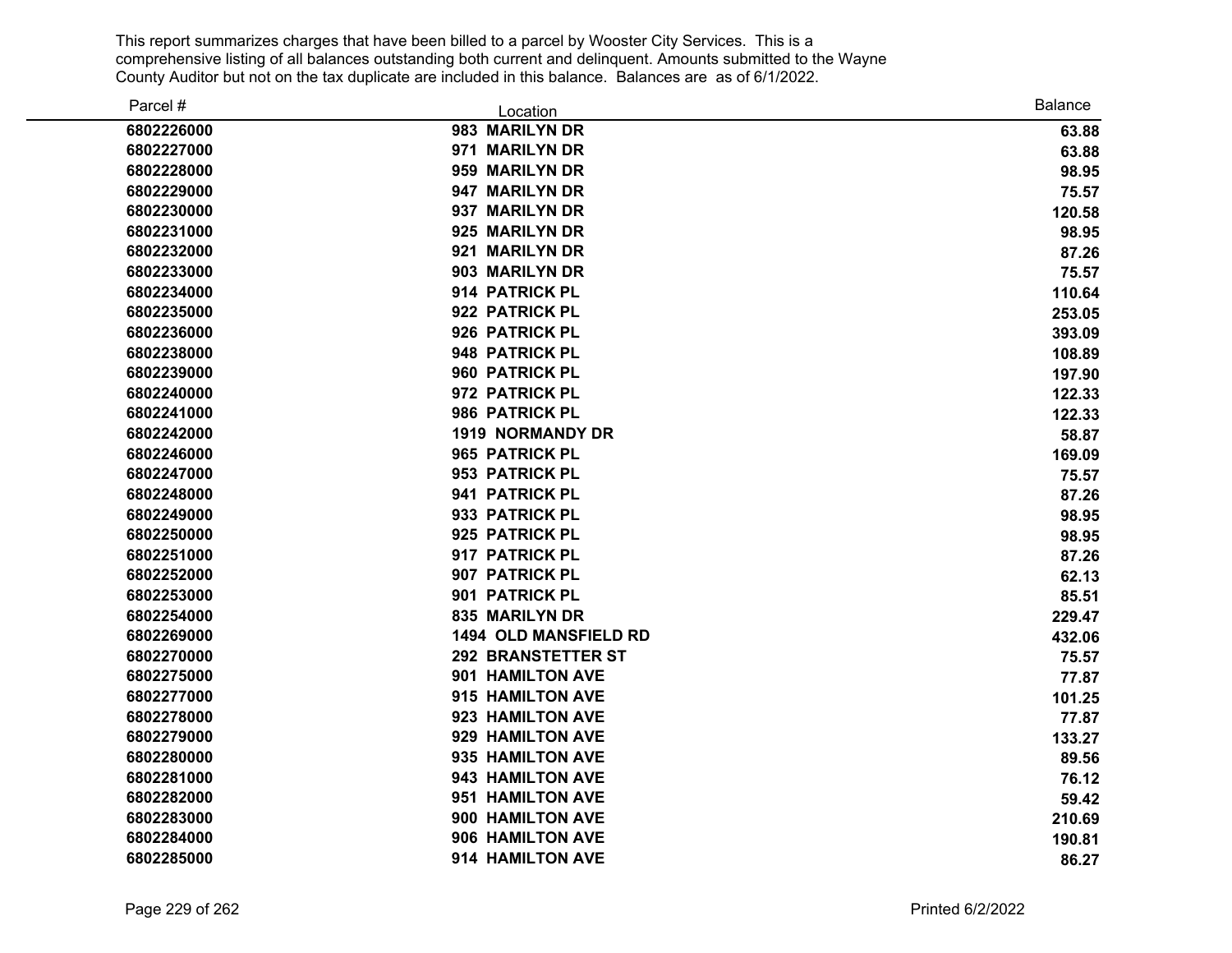This report summarizes charges that have been billed to a parcel by Wooster City Services. This is a comprehensive listing of all balances outstanding both current and delinquent. Amounts submitted to the Wayne County Auditor but not on the tax duplicate are included in this balance. Balances are as of 6/1/2022.

| Parcel # | Location | Balance |
|---|---|---|
| **6802226000** | **983 MARILYN DR** | **63.88** |
| **6802227000** | **971 MARILYN DR** | **63.88** |
| **6802228000** | **959 MARILYN DR** | **98.95** |
| **6802229000** | **947 MARILYN DR** | **75.57** |
| **6802230000** | **937 MARILYN DR** | **120.58** |
| **6802231000** | **925 MARILYN DR** | **98.95** |
| **6802232000** | **921 MARILYN DR** | **87.26** |
| **6802233000** | **903 MARILYN DR** | **75.57** |
| **6802234000** | **914 PATRICK PL** | **110.64** |
| **6802235000** | **922 PATRICK PL** | **253.05** |
| **6802236000** | **926 PATRICK PL** | **393.09** |
| **6802238000** | **948 PATRICK PL** | **108.89** |
| **6802239000** | **960 PATRICK PL** | **197.90** |
| **6802240000** | **972 PATRICK PL** | **122.33** |
| **6802241000** | **986 PATRICK PL** | **122.33** |
| **6802242000** | **1919 NORMANDY DR** | **58.87** |
| **6802246000** | **965 PATRICK PL** | **169.09** |
| **6802247000** | **953 PATRICK PL** | **75.57** |
| **6802248000** | **941 PATRICK PL** | **87.26** |
| **6802249000** | **933 PATRICK PL** | **98.95** |
| **6802250000** | **925 PATRICK PL** | **98.95** |
| **6802251000** | **917 PATRICK PL** | **87.26** |
| **6802252000** | **907 PATRICK PL** | **62.13** |
| **6802253000** | **901 PATRICK PL** | **85.51** |
| **6802254000** | **835 MARILYN DR** | **229.47** |
| **6802269000** | **1494 OLD MANSFIELD RD** | **432.06** |
| **6802270000** | **292 BRANSTETTER ST** | **75.57** |
| **6802275000** | **901 HAMILTON AVE** | **77.87** |
| **6802277000** | **915 HAMILTON AVE** | **101.25** |
| **6802278000** | **923 HAMILTON AVE** | **77.87** |
| **6802279000** | **929 HAMILTON AVE** | **133.27** |
| **6802280000** | **935 HAMILTON AVE** | **89.56** |
| **6802281000** | **943 HAMILTON AVE** | **76.12** |
| **6802282000** | **951 HAMILTON AVE** | **59.42** |
| **6802283000** | **900 HAMILTON AVE** | **210.69** |
| **6802284000** | **906 HAMILTON AVE** | **190.81** |
| **6802285000** | **914 HAMILTON AVE** | **86.27** |

Printed 6/2/2022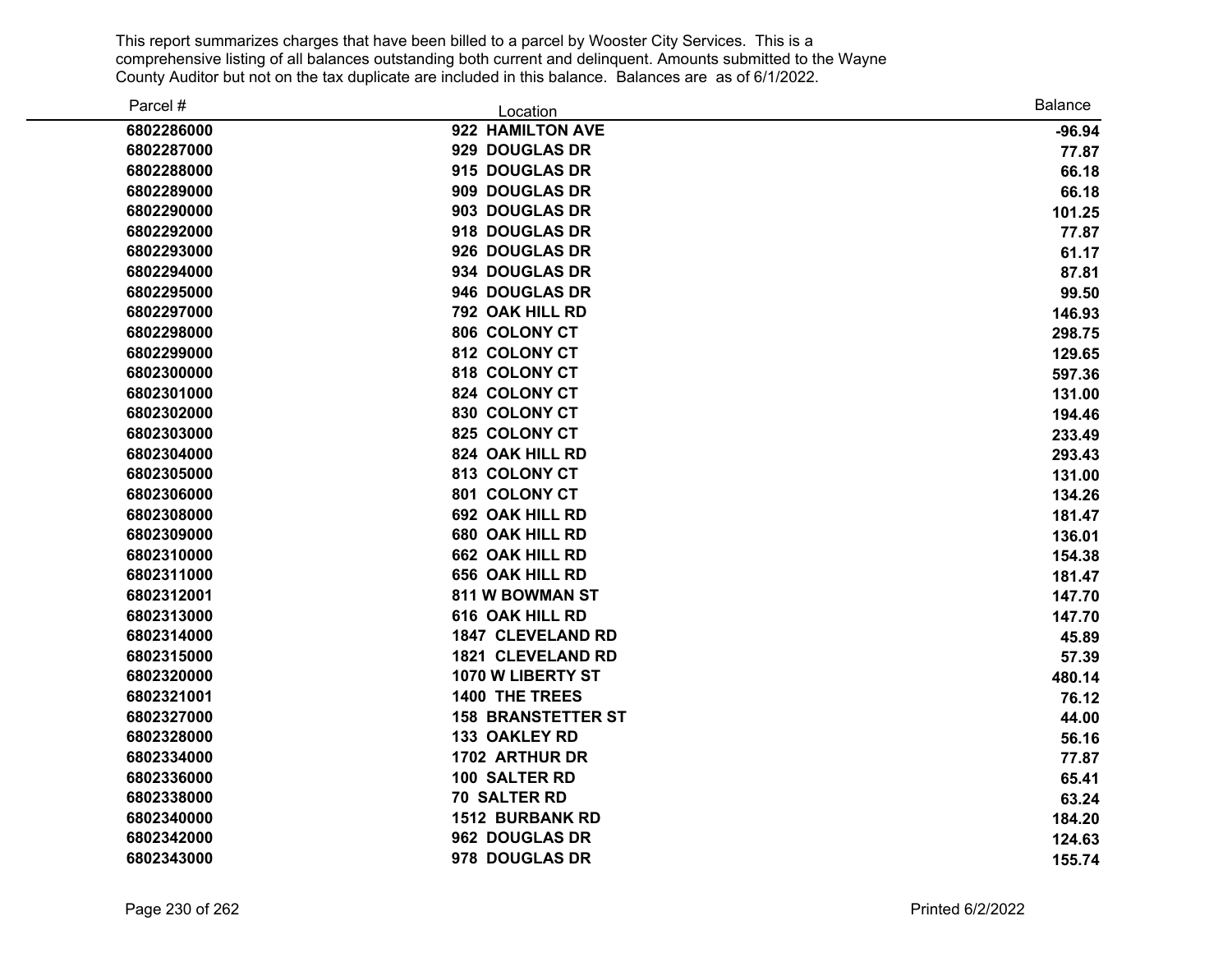This report summarizes charges that have been billed to a parcel by Wooster City Services. This is a comprehensive listing of all balances outstanding both current and delinquent. Amounts submitted to the Wayne County Auditor but not on the tax duplicate are included in this balance. Balances are as of 6/1/2022.

| Parcel # | Location | Balance |
|---|---|---|
| 6802286000 | 922 HAMILTON AVE | -96.94 |
| 6802287000 | 929 DOUGLAS DR | 77.87 |
| 6802288000 | 915 DOUGLAS DR | 66.18 |
| 6802289000 | 909 DOUGLAS DR | 66.18 |
| 6802290000 | 903 DOUGLAS DR | 101.25 |
| 6802292000 | 918 DOUGLAS DR | 77.87 |
| 6802293000 | 926 DOUGLAS DR | 61.17 |
| 6802294000 | 934 DOUGLAS DR | 87.81 |
| 6802295000 | 946 DOUGLAS DR | 99.50 |
| 6802297000 | 792 OAK HILL RD | 146.93 |
| 6802298000 | 806 COLONY CT | 298.75 |
| 6802299000 | 812 COLONY CT | 129.65 |
| 6802300000 | 818 COLONY CT | 597.36 |
| 6802301000 | 824 COLONY CT | 131.00 |
| 6802302000 | 830 COLONY CT | 194.46 |
| 6802303000 | 825 COLONY CT | 233.49 |
| 6802304000 | 824 OAK HILL RD | 293.43 |
| 6802305000 | 813 COLONY CT | 131.00 |
| 6802306000 | 801 COLONY CT | 134.26 |
| 6802308000 | 692 OAK HILL RD | 181.47 |
| 6802309000 | 680 OAK HILL RD | 136.01 |
| 6802310000 | 662 OAK HILL RD | 154.38 |
| 6802311000 | 656 OAK HILL RD | 181.47 |
| 6802312001 | 811 W BOWMAN ST | 147.70 |
| 6802313000 | 616 OAK HILL RD | 147.70 |
| 6802314000 | 1847 CLEVELAND RD | 45.89 |
| 6802315000 | 1821 CLEVELAND RD | 57.39 |
| 6802320000 | 1070 W LIBERTY ST | 480.14 |
| 6802321001 | 1400 THE TREES | 76.12 |
| 6802327000 | 158 BRANSTETTER ST | 44.00 |
| 6802328000 | 133 OAKLEY RD | 56.16 |
| 6802334000 | 1702 ARTHUR DR | 77.87 |
| 6802336000 | 100 SALTER RD | 65.41 |
| 6802338000 | 70 SALTER RD | 63.24 |
| 6802340000 | 1512 BURBANK RD | 184.20 |
| 6802342000 | 962 DOUGLAS DR | 124.63 |
| 6802343000 | 978 DOUGLAS DR | 155.74 |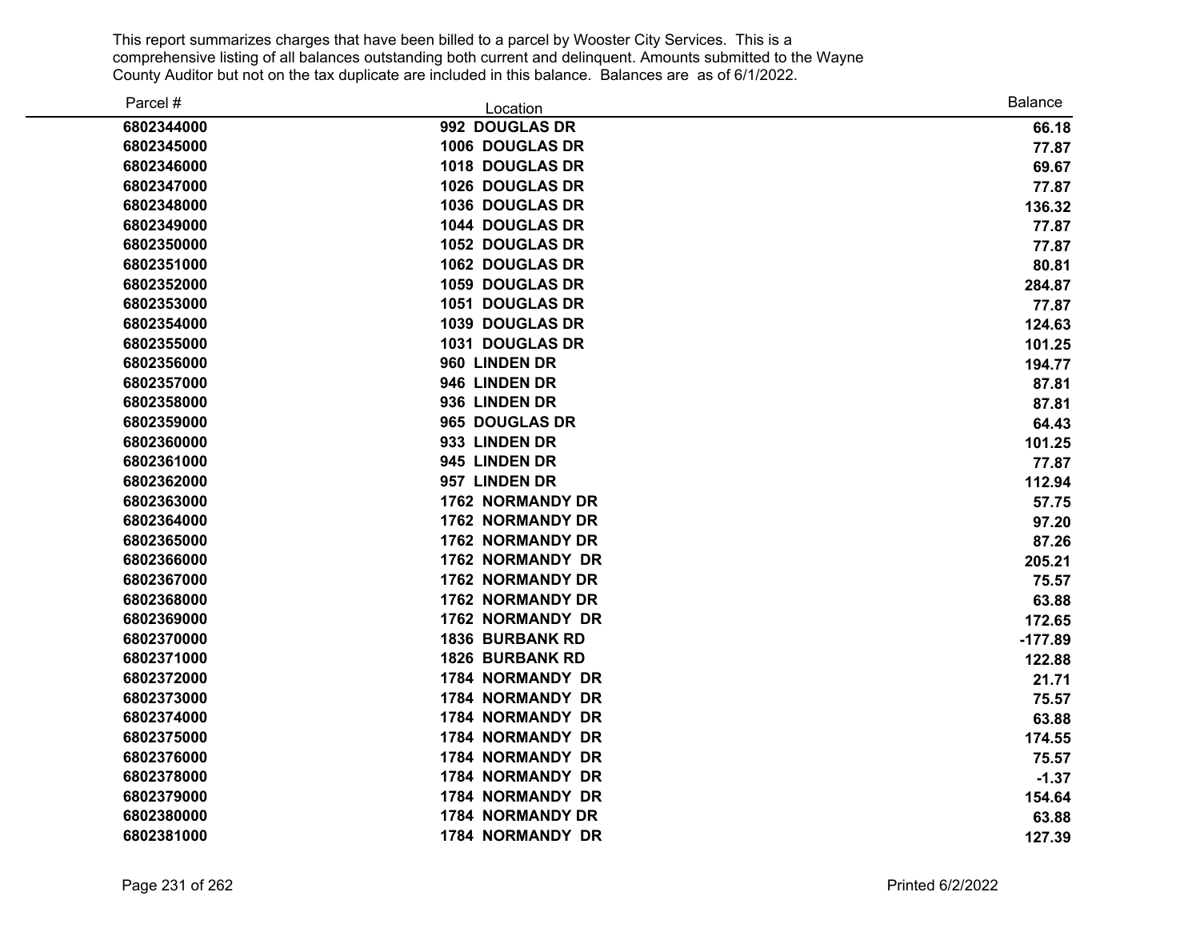This report summarizes charges that have been billed to a parcel by Wooster City Services. This is a comprehensive listing of all balances outstanding both current and delinquent. Amounts submitted to the Wayne County Auditor but not on the tax duplicate are included in this balance. Balances are as of 6/1/2022.

| Parcel # | Location | Balance |
|---|---|---|
| 6802344000 | 992 DOUGLAS DR | 66.18 |
| 6802345000 | 1006 DOUGLAS DR | 77.87 |
| 6802346000 | 1018 DOUGLAS DR | 69.67 |
| 6802347000 | 1026 DOUGLAS DR | 77.87 |
| 6802348000 | 1036 DOUGLAS DR | 136.32 |
| 6802349000 | 1044 DOUGLAS DR | 77.87 |
| 6802350000 | 1052 DOUGLAS DR | 77.87 |
| 6802351000 | 1062 DOUGLAS DR | 80.81 |
| 6802352000 | 1059 DOUGLAS DR | 284.87 |
| 6802353000 | 1051 DOUGLAS DR | 77.87 |
| 6802354000 | 1039 DOUGLAS DR | 124.63 |
| 6802355000 | 1031 DOUGLAS DR | 101.25 |
| 6802356000 | 960 LINDEN DR | 194.77 |
| 6802357000 | 946 LINDEN DR | 87.81 |
| 6802358000 | 936 LINDEN DR | 87.81 |
| 6802359000 | 965 DOUGLAS DR | 64.43 |
| 6802360000 | 933 LINDEN DR | 101.25 |
| 6802361000 | 945 LINDEN DR | 77.87 |
| 6802362000 | 957 LINDEN DR | 112.94 |
| 6802363000 | 1762 NORMANDY DR | 57.75 |
| 6802364000 | 1762 NORMANDY DR | 97.20 |
| 6802365000 | 1762 NORMANDY DR | 87.26 |
| 6802366000 | 1762 NORMANDY DR | 205.21 |
| 6802367000 | 1762 NORMANDY DR | 75.57 |
| 6802368000 | 1762 NORMANDY DR | 63.88 |
| 6802369000 | 1762 NORMANDY DR | 172.65 |
| 6802370000 | 1836 BURBANK RD | -177.89 |
| 6802371000 | 1826 BURBANK RD | 122.88 |
| 6802372000 | 1784 NORMANDY DR | 21.71 |
| 6802373000 | 1784 NORMANDY DR | 75.57 |
| 6802374000 | 1784 NORMANDY DR | 63.88 |
| 6802375000 | 1784 NORMANDY DR | 174.55 |
| 6802376000 | 1784 NORMANDY DR | 75.57 |
| 6802378000 | 1784 NORMANDY DR | -1.37 |
| 6802379000 | 1784 NORMANDY DR | 154.64 |
| 6802380000 | 1784 NORMANDY DR | 63.88 |
| 6802381000 | 1784 NORMANDY DR | 127.39 |

Printed 6/2/2022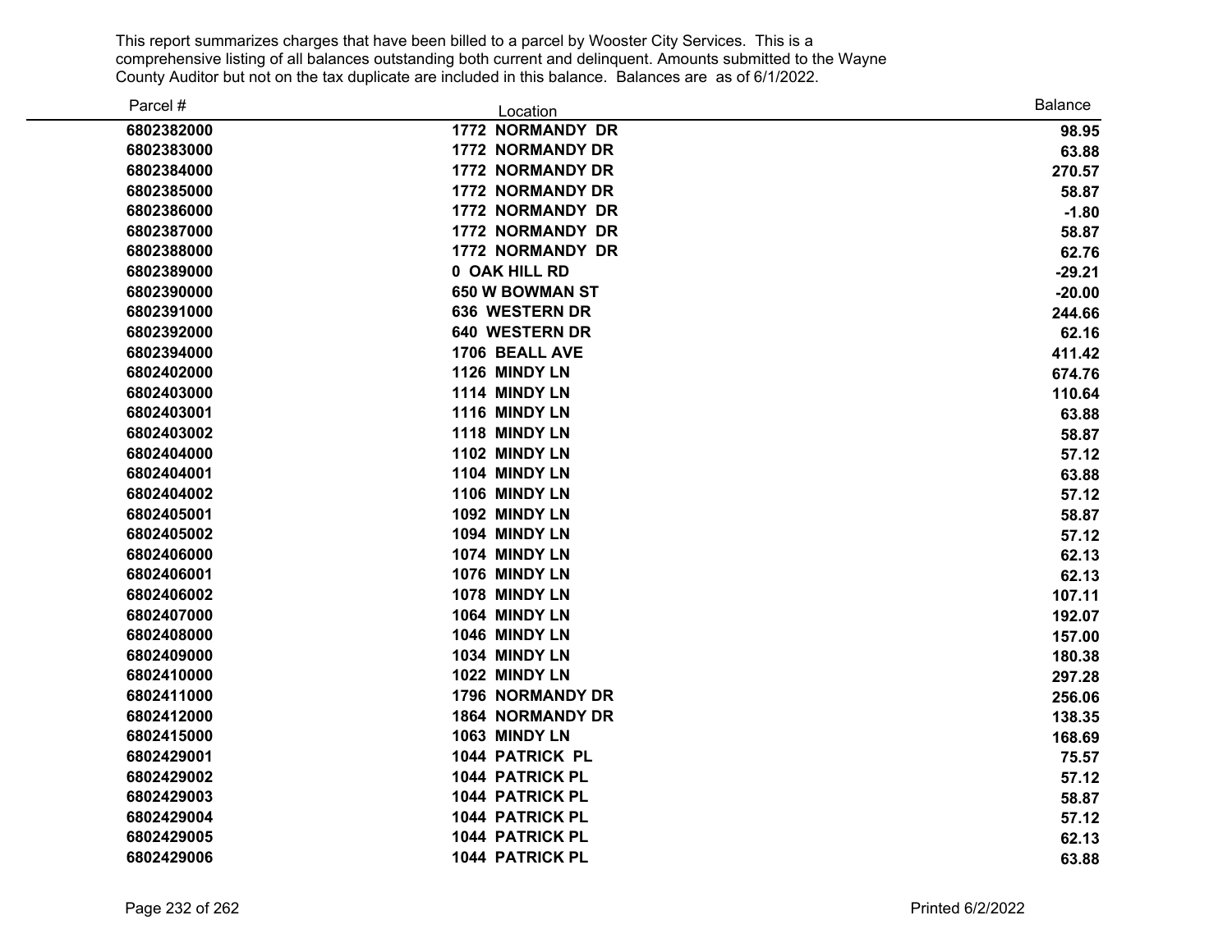This report summarizes charges that have been billed to a parcel by Wooster City Services. This is a comprehensive listing of all balances outstanding both current and delinquent. Amounts submitted to the Wayne County Auditor but not on the tax duplicate are included in this balance. Balances are as of 6/1/2022.

| Parcel # | Location | Balance |
|---|---|---|
| 6802382000 | 1772 NORMANDY DR | 98.95 |
| 6802383000 | 1772 NORMANDY DR | 63.88 |
| 6802384000 | 1772 NORMANDY DR | 270.57 |
| 6802385000 | 1772 NORMANDY DR | 58.87 |
| 6802386000 | 1772 NORMANDY DR | -1.80 |
| 6802387000 | 1772 NORMANDY DR | 58.87 |
| 6802388000 | 1772 NORMANDY DR | 62.76 |
| 6802389000 | 0 OAK HILL RD | -29.21 |
| 6802390000 | 650 W BOWMAN ST | -20.00 |
| 6802391000 | 636 WESTERN DR | 244.66 |
| 6802392000 | 640 WESTERN DR | 62.16 |
| 6802394000 | 1706 BEALL AVE | 411.42 |
| 6802402000 | 1126 MINDY LN | 674.76 |
| 6802403000 | 1114 MINDY LN | 110.64 |
| 6802403001 | 1116 MINDY LN | 63.88 |
| 6802403002 | 1118 MINDY LN | 58.87 |
| 6802404000 | 1102 MINDY LN | 57.12 |
| 6802404001 | 1104 MINDY LN | 63.88 |
| 6802404002 | 1106 MINDY LN | 57.12 |
| 6802405001 | 1092 MINDY LN | 58.87 |
| 6802405002 | 1094 MINDY LN | 57.12 |
| 6802406000 | 1074 MINDY LN | 62.13 |
| 6802406001 | 1076 MINDY LN | 62.13 |
| 6802406002 | 1078 MINDY LN | 107.11 |
| 6802407000 | 1064 MINDY LN | 192.07 |
| 6802408000 | 1046 MINDY LN | 157.00 |
| 6802409000 | 1034 MINDY LN | 180.38 |
| 6802410000 | 1022 MINDY LN | 297.28 |
| 6802411000 | 1796 NORMANDY DR | 256.06 |
| 6802412000 | 1864 NORMANDY DR | 138.35 |
| 6802415000 | 1063 MINDY LN | 168.69 |
| 6802429001 | 1044 PATRICK PL | 75.57 |
| 6802429002 | 1044 PATRICK PL | 57.12 |
| 6802429003 | 1044 PATRICK PL | 58.87 |
| 6802429004 | 1044 PATRICK PL | 57.12 |
| 6802429005 | 1044 PATRICK PL | 62.13 |
| 6802429006 | 1044 PATRICK PL | 63.88 |

Printed 6/2/2022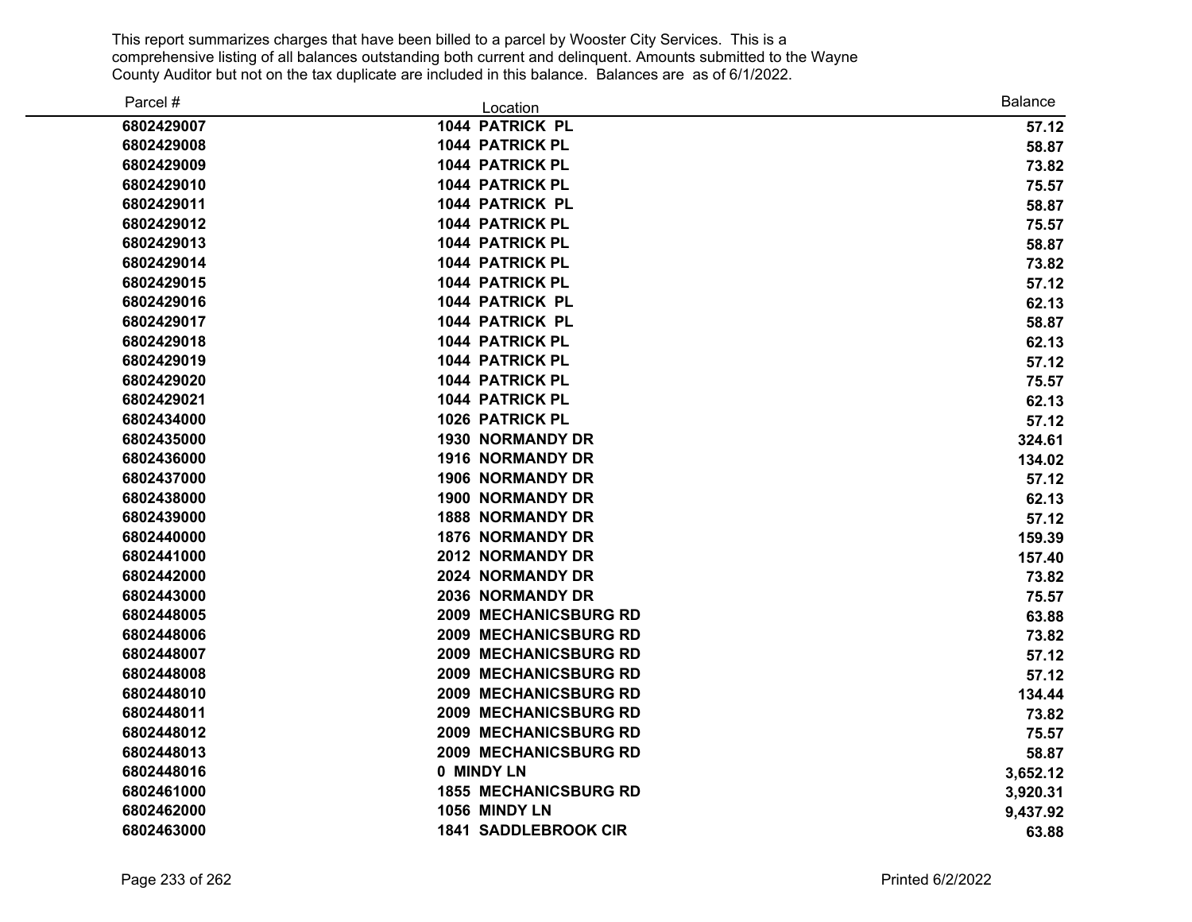This report summarizes charges that have been billed to a parcel by Wooster City Services. This is a comprehensive listing of all balances outstanding both current and delinquent. Amounts submitted to the Wayne County Auditor but not on the tax duplicate are included in this balance. Balances are as of 6/1/2022.

| Parcel # | Location | Balance |
|---|---|---|
| 6802429007 | 1044 PATRICK PL | 57.12 |
| 6802429008 | 1044 PATRICK PL | 58.87 |
| 6802429009 | 1044 PATRICK PL | 73.82 |
| 6802429010 | 1044 PATRICK PL | 75.57 |
| 6802429011 | 1044 PATRICK PL | 58.87 |
| 6802429012 | 1044 PATRICK PL | 75.57 |
| 6802429013 | 1044 PATRICK PL | 58.87 |
| 6802429014 | 1044 PATRICK PL | 73.82 |
| 6802429015 | 1044 PATRICK PL | 57.12 |
| 6802429016 | 1044 PATRICK PL | 62.13 |
| 6802429017 | 1044 PATRICK PL | 58.87 |
| 6802429018 | 1044 PATRICK PL | 62.13 |
| 6802429019 | 1044 PATRICK PL | 57.12 |
| 6802429020 | 1044 PATRICK PL | 75.57 |
| 6802429021 | 1044 PATRICK PL | 62.13 |
| 6802434000 | 1026 PATRICK PL | 57.12 |
| 6802435000 | 1930 NORMANDY DR | 324.61 |
| 6802436000 | 1916 NORMANDY DR | 134.02 |
| 6802437000 | 1906 NORMANDY DR | 57.12 |
| 6802438000 | 1900 NORMANDY DR | 62.13 |
| 6802439000 | 1888 NORMANDY DR | 57.12 |
| 6802440000 | 1876 NORMANDY DR | 159.39 |
| 6802441000 | 2012 NORMANDY DR | 157.40 |
| 6802442000 | 2024 NORMANDY DR | 73.82 |
| 6802443000 | 2036 NORMANDY DR | 75.57 |
| 6802448005 | 2009 MECHANICSBURG RD | 63.88 |
| 6802448006 | 2009 MECHANICSBURG RD | 73.82 |
| 6802448007 | 2009 MECHANICSBURG RD | 57.12 |
| 6802448008 | 2009 MECHANICSBURG RD | 57.12 |
| 6802448010 | 2009 MECHANICSBURG RD | 134.44 |
| 6802448011 | 2009 MECHANICSBURG RD | 73.82 |
| 6802448012 | 2009 MECHANICSBURG RD | 75.57 |
| 6802448013 | 2009 MECHANICSBURG RD | 58.87 |
| 6802448016 | 0 MINDY LN | 3,652.12 |
| 6802461000 | 1855 MECHANICSBURG RD | 3,920.31 |
| 6802462000 | 1056 MINDY LN | 9,437.92 |
| 6802463000 | 1841 SADDLEBROOK CIR | 63.88 |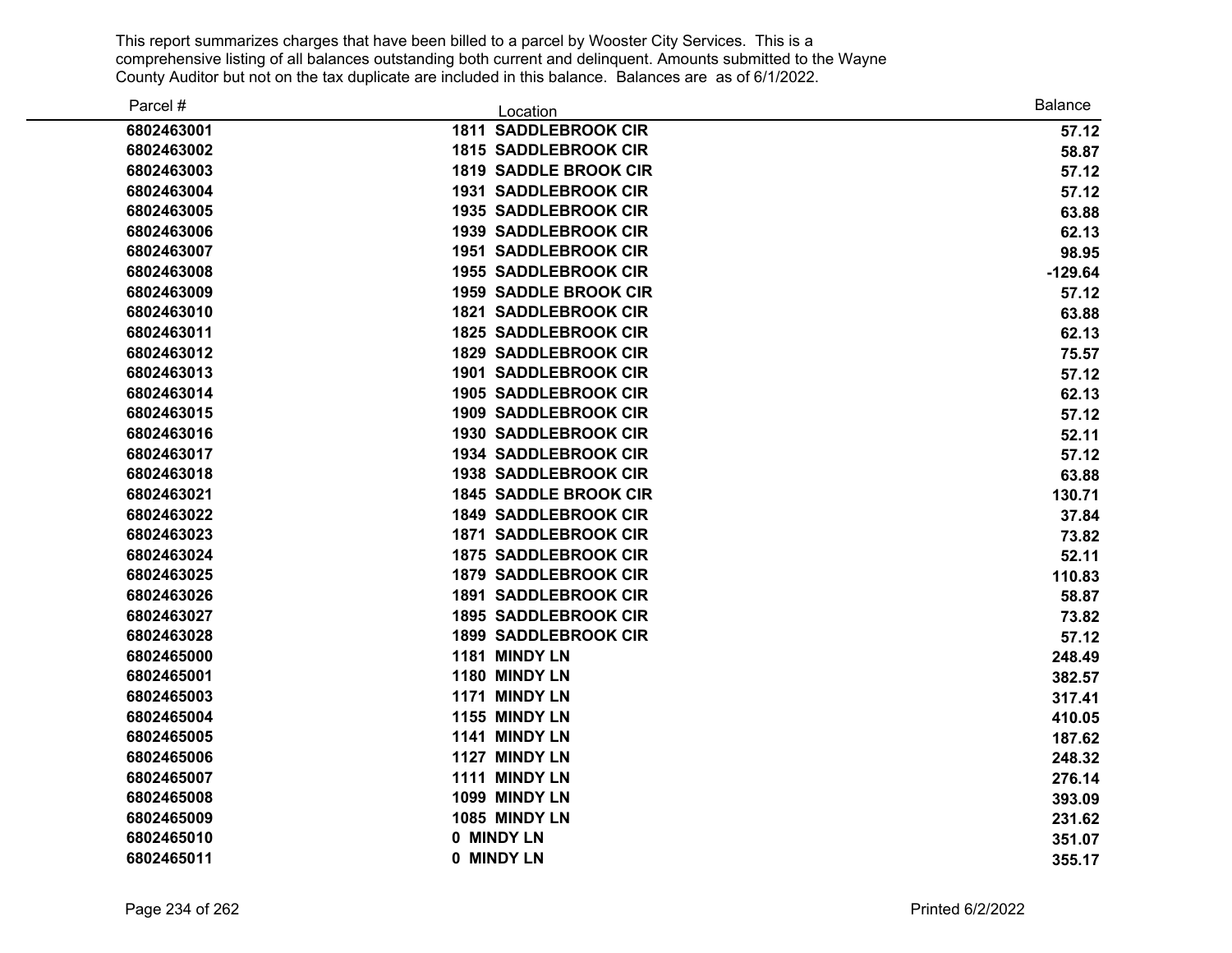This report summarizes charges that have been billed to a parcel by Wooster City Services. This is a comprehensive listing of all balances outstanding both current and delinquent. Amounts submitted to the Wayne County Auditor but not on the tax duplicate are included in this balance. Balances are as of 6/1/2022.

| Parcel # | Location | Balance |
|---|---|---|
| 6802463001 | 1811 SADDLEBROOK CIR | 57.12 |
| 6802463002 | 1815 SADDLEBROOK CIR | 58.87 |
| 6802463003 | 1819 SADDLE BROOK CIR | 57.12 |
| 6802463004 | 1931 SADDLEBROOK CIR | 57.12 |
| 6802463005 | 1935 SADDLEBROOK CIR | 63.88 |
| 6802463006 | 1939 SADDLEBROOK CIR | 62.13 |
| 6802463007 | 1951 SADDLEBROOK CIR | 98.95 |
| 6802463008 | 1955 SADDLEBROOK CIR | -129.64 |
| 6802463009 | 1959 SADDLE BROOK CIR | 57.12 |
| 6802463010 | 1821 SADDLEBROOK CIR | 63.88 |
| 6802463011 | 1825 SADDLEBROOK CIR | 62.13 |
| 6802463012 | 1829 SADDLEBROOK CIR | 75.57 |
| 6802463013 | 1901 SADDLEBROOK CIR | 57.12 |
| 6802463014 | 1905 SADDLEBROOK CIR | 62.13 |
| 6802463015 | 1909 SADDLEBROOK CIR | 57.12 |
| 6802463016 | 1930 SADDLEBROOK CIR | 52.11 |
| 6802463017 | 1934 SADDLEBROOK CIR | 57.12 |
| 6802463018 | 1938 SADDLEBROOK CIR | 63.88 |
| 6802463021 | 1845 SADDLE BROOK CIR | 130.71 |
| 6802463022 | 1849 SADDLEBROOK CIR | 37.84 |
| 6802463023 | 1871 SADDLEBROOK CIR | 73.82 |
| 6802463024 | 1875 SADDLEBROOK CIR | 52.11 |
| 6802463025 | 1879 SADDLEBROOK CIR | 110.83 |
| 6802463026 | 1891 SADDLEBROOK CIR | 58.87 |
| 6802463027 | 1895 SADDLEBROOK CIR | 73.82 |
| 6802463028 | 1899 SADDLEBROOK CIR | 57.12 |
| 6802465000 | 1181 MINDY LN | 248.49 |
| 6802465001 | 1180 MINDY LN | 382.57 |
| 6802465003 | 1171 MINDY LN | 317.41 |
| 6802465004 | 1155 MINDY LN | 410.05 |
| 6802465005 | 1141 MINDY LN | 187.62 |
| 6802465006 | 1127 MINDY LN | 248.32 |
| 6802465007 | 1111 MINDY LN | 276.14 |
| 6802465008 | 1099 MINDY LN | 393.09 |
| 6802465009 | 1085 MINDY LN | 231.62 |
| 6802465010 | 0 MINDY LN | 351.07 |
| 6802465011 | 0 MINDY LN | 355.17 |

Printed 6/2/2022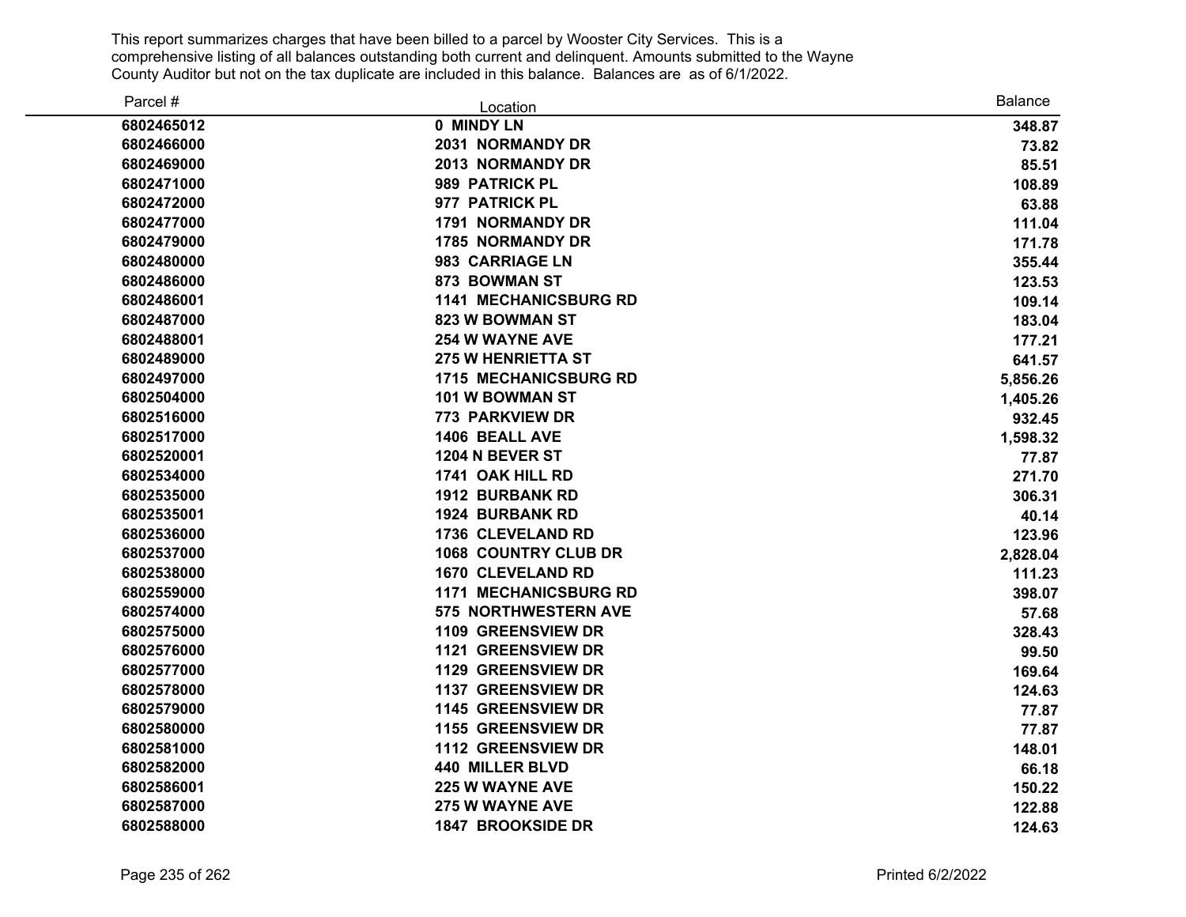This report summarizes charges that have been billed to a parcel by Wooster City Services. This is a comprehensive listing of all balances outstanding both current and delinquent. Amounts submitted to the Wayne County Auditor but not on the tax duplicate are included in this balance. Balances are as of 6/1/2022.

| Parcel # | Location | Balance |
|---|---|---|
| 6802465012 | 0 MINDY LN | 348.87 |
| 6802466000 | 2031 NORMANDY DR | 73.82 |
| 6802469000 | 2013 NORMANDY DR | 85.51 |
| 6802471000 | 989 PATRICK PL | 108.89 |
| 6802472000 | 977 PATRICK PL | 63.88 |
| 6802477000 | 1791 NORMANDY DR | 111.04 |
| 6802479000 | 1785 NORMANDY DR | 171.78 |
| 6802480000 | 983 CARRIAGE LN | 355.44 |
| 6802486000 | 873 BOWMAN ST | 123.53 |
| 6802486001 | 1141 MECHANICSBURG RD | 109.14 |
| 6802487000 | 823 W BOWMAN ST | 183.04 |
| 6802488001 | 254 W WAYNE AVE | 177.21 |
| 6802489000 | 275 W HENRIETTA ST | 641.57 |
| 6802497000 | 1715 MECHANICSBURG RD | 5,856.26 |
| 6802504000 | 101 W BOWMAN ST | 1,405.26 |
| 6802516000 | 773 PARKVIEW DR | 932.45 |
| 6802517000 | 1406 BEALL AVE | 1,598.32 |
| 6802520001 | 1204 N BEVER ST | 77.87 |
| 6802534000 | 1741 OAK HILL RD | 271.70 |
| 6802535000 | 1912 BURBANK RD | 306.31 |
| 6802535001 | 1924 BURBANK RD | 40.14 |
| 6802536000 | 1736 CLEVELAND RD | 123.96 |
| 6802537000 | 1068 COUNTRY CLUB DR | 2,828.04 |
| 6802538000 | 1670 CLEVELAND RD | 111.23 |
| 6802559000 | 1171 MECHANICSBURG RD | 398.07 |
| 6802574000 | 575 NORTHWESTERN AVE | 57.68 |
| 6802575000 | 1109 GREENSVIEW DR | 328.43 |
| 6802576000 | 1121 GREENSVIEW DR | 99.50 |
| 6802577000 | 1129 GREENSVIEW DR | 169.64 |
| 6802578000 | 1137 GREENSVIEW DR | 124.63 |
| 6802579000 | 1145 GREENSVIEW DR | 77.87 |
| 6802580000 | 1155 GREENSVIEW DR | 77.87 |
| 6802581000 | 1112 GREENSVIEW DR | 148.01 |
| 6802582000 | 440 MILLER BLVD | 66.18 |
| 6802586001 | 225 W WAYNE AVE | 150.22 |
| 6802587000 | 275 W WAYNE AVE | 122.88 |
| 6802588000 | 1847 BROOKSIDE DR | 124.63 |

Printed 6/2/2022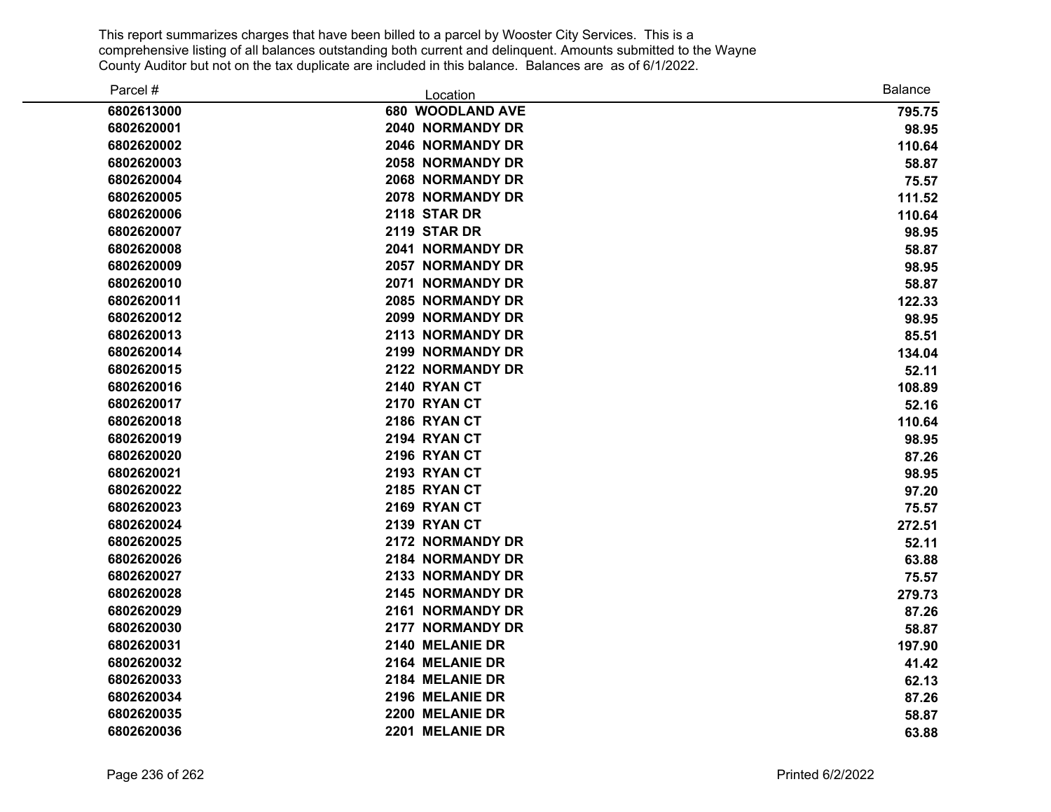This report summarizes charges that have been billed to a parcel by Wooster City Services. This is a comprehensive listing of all balances outstanding both current and delinquent. Amounts submitted to the Wayne County Auditor but not on the tax duplicate are included in this balance. Balances are as of 6/1/2022.

| Parcel # | Location | Balance |
|---|---|---|
| 6802613000 | 680 WOODLAND AVE | 795.75 |
| 6802620001 | 2040 NORMANDY DR | 98.95 |
| 6802620002 | 2046 NORMANDY DR | 110.64 |
| 6802620003 | 2058 NORMANDY DR | 58.87 |
| 6802620004 | 2068 NORMANDY DR | 75.57 |
| 6802620005 | 2078 NORMANDY DR | 111.52 |
| 6802620006 | 2118 STAR DR | 110.64 |
| 6802620007 | 2119 STAR DR | 98.95 |
| 6802620008 | 2041 NORMANDY DR | 58.87 |
| 6802620009 | 2057 NORMANDY DR | 98.95 |
| 6802620010 | 2071 NORMANDY DR | 58.87 |
| 6802620011 | 2085 NORMANDY DR | 122.33 |
| 6802620012 | 2099 NORMANDY DR | 98.95 |
| 6802620013 | 2113 NORMANDY DR | 85.51 |
| 6802620014 | 2199 NORMANDY DR | 134.04 |
| 6802620015 | 2122 NORMANDY DR | 52.11 |
| 6802620016 | 2140 RYAN CT | 108.89 |
| 6802620017 | 2170 RYAN CT | 52.16 |
| 6802620018 | 2186 RYAN CT | 110.64 |
| 6802620019 | 2194 RYAN CT | 98.95 |
| 6802620020 | 2196 RYAN CT | 87.26 |
| 6802620021 | 2193 RYAN CT | 98.95 |
| 6802620022 | 2185 RYAN CT | 97.20 |
| 6802620023 | 2169 RYAN CT | 75.57 |
| 6802620024 | 2139 RYAN CT | 272.51 |
| 6802620025 | 2172 NORMANDY DR | 52.11 |
| 6802620026 | 2184 NORMANDY DR | 63.88 |
| 6802620027 | 2133 NORMANDY DR | 75.57 |
| 6802620028 | 2145 NORMANDY DR | 279.73 |
| 6802620029 | 2161 NORMANDY DR | 87.26 |
| 6802620030 | 2177 NORMANDY DR | 58.87 |
| 6802620031 | 2140 MELANIE DR | 197.90 |
| 6802620032 | 2164 MELANIE DR | 41.42 |
| 6802620033 | 2184 MELANIE DR | 62.13 |
| 6802620034 | 2196 MELANIE DR | 87.26 |
| 6802620035 | 2200 MELANIE DR | 58.87 |
| 6802620036 | 2201 MELANIE DR | 63.88 |

Printed 6/2/2022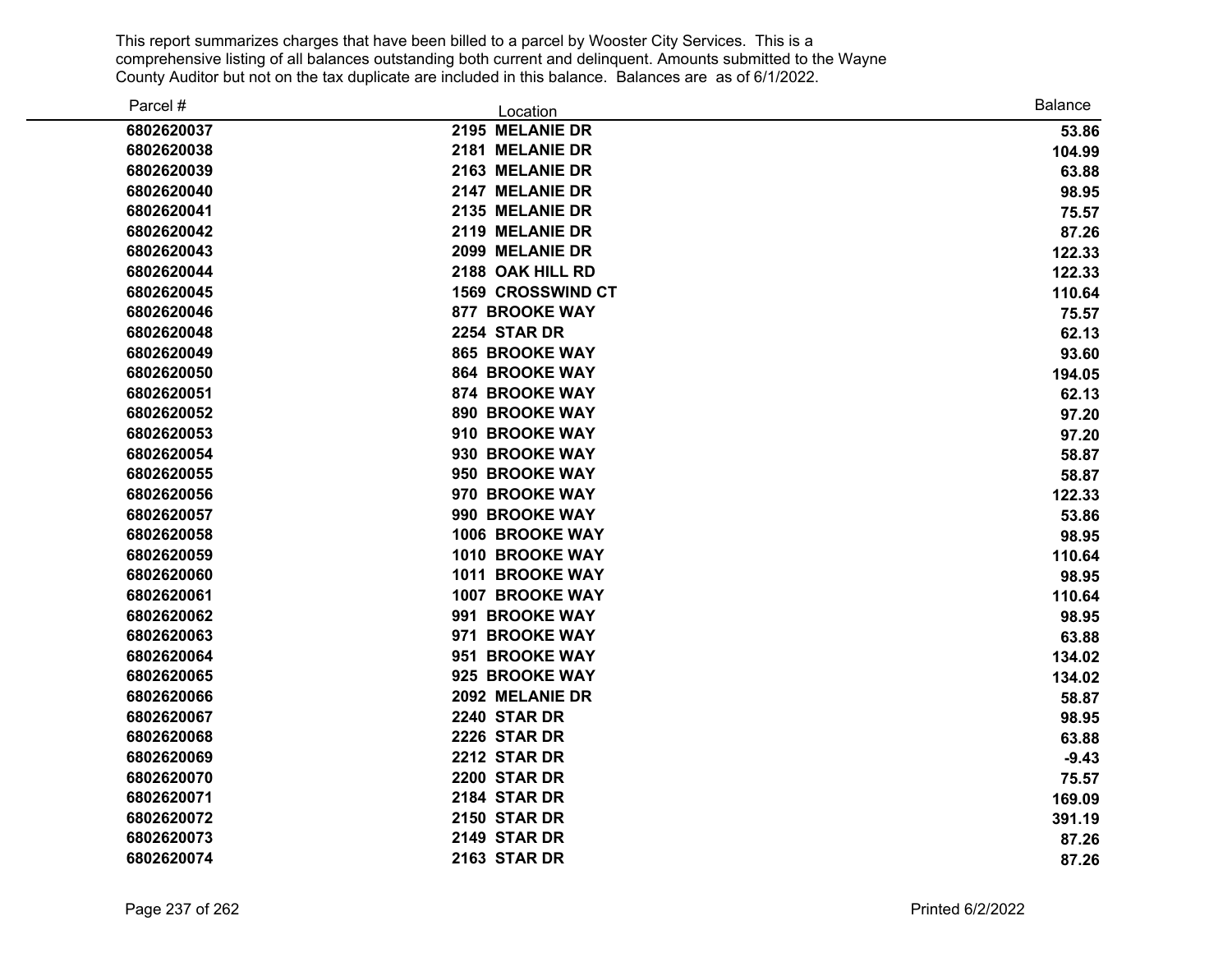This report summarizes charges that have been billed to a parcel by Wooster City Services. This is a comprehensive listing of all balances outstanding both current and delinquent. Amounts submitted to the Wayne County Auditor but not on the tax duplicate are included in this balance. Balances are as of 6/1/2022.

| Parcel # | Location | Balance |
|---|---|---|
| 6802620037 | 2195 MELANIE DR | 53.86 |
| 6802620038 | 2181 MELANIE DR | 104.99 |
| 6802620039 | 2163 MELANIE DR | 63.88 |
| 6802620040 | 2147 MELANIE DR | 98.95 |
| 6802620041 | 2135 MELANIE DR | 75.57 |
| 6802620042 | 2119 MELANIE DR | 87.26 |
| 6802620043 | 2099 MELANIE DR | 122.33 |
| 6802620044 | 2188 OAK HILL RD | 122.33 |
| 6802620045 | 1569 CROSSWIND CT | 110.64 |
| 6802620046 | 877 BROOKE WAY | 75.57 |
| 6802620048 | 2254 STAR DR | 62.13 |
| 6802620049 | 865 BROOKE WAY | 93.60 |
| 6802620050 | 864 BROOKE WAY | 194.05 |
| 6802620051 | 874 BROOKE WAY | 62.13 |
| 6802620052 | 890 BROOKE WAY | 97.20 |
| 6802620053 | 910 BROOKE WAY | 97.20 |
| 6802620054 | 930 BROOKE WAY | 58.87 |
| 6802620055 | 950 BROOKE WAY | 58.87 |
| 6802620056 | 970 BROOKE WAY | 122.33 |
| 6802620057 | 990 BROOKE WAY | 53.86 |
| 6802620058 | 1006 BROOKE WAY | 98.95 |
| 6802620059 | 1010 BROOKE WAY | 110.64 |
| 6802620060 | 1011 BROOKE WAY | 98.95 |
| 6802620061 | 1007 BROOKE WAY | 110.64 |
| 6802620062 | 991 BROOKE WAY | 98.95 |
| 6802620063 | 971 BROOKE WAY | 63.88 |
| 6802620064 | 951 BROOKE WAY | 134.02 |
| 6802620065 | 925 BROOKE WAY | 134.02 |
| 6802620066 | 2092 MELANIE DR | 58.87 |
| 6802620067 | 2240 STAR DR | 98.95 |
| 6802620068 | 2226 STAR DR | 63.88 |
| 6802620069 | 2212 STAR DR | -9.43 |
| 6802620070 | 2200 STAR DR | 75.57 |
| 6802620071 | 2184 STAR DR | 169.09 |
| 6802620072 | 2150 STAR DR | 391.19 |
| 6802620073 | 2149 STAR DR | 87.26 |
| 6802620074 | 2163 STAR DR | 87.26 |

Printed 6/2/2022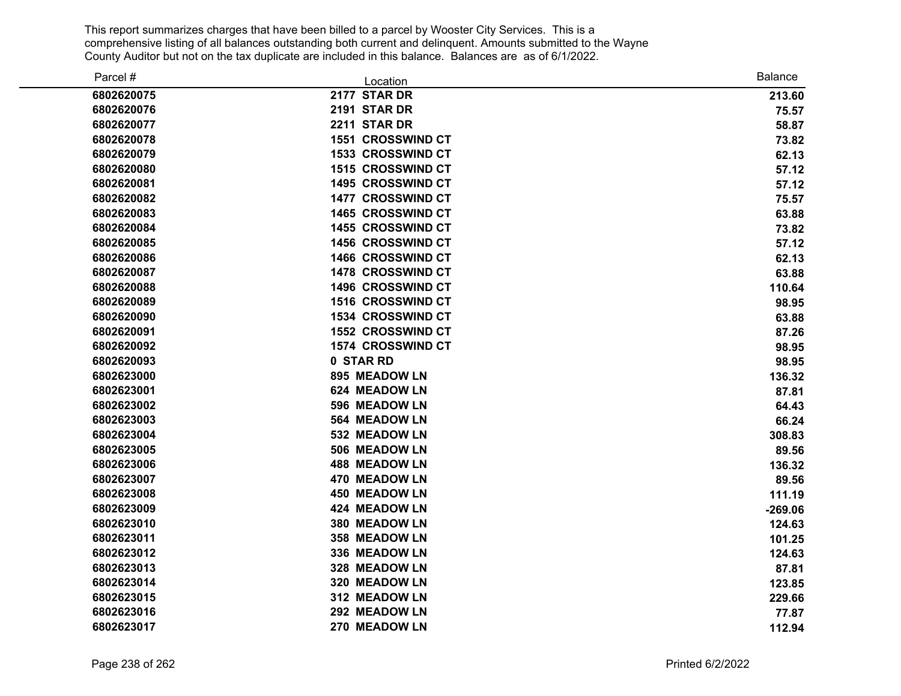This report summarizes charges that have been billed to a parcel by Wooster City Services. This is a comprehensive listing of all balances outstanding both current and delinquent. Amounts submitted to the Wayne County Auditor but not on the tax duplicate are included in this balance. Balances are as of 6/1/2022.

| Parcel # | Location | Balance |
|---|---|---|
| **6802620075** | **2177 STAR DR** | **213.60** |
| **6802620076** | **2191 STAR DR** | **75.57** |
| **6802620077** | **2211 STAR DR** | **58.87** |
| **6802620078** | **1551 CROSSWIND CT** | **73.82** |
| **6802620079** | **1533 CROSSWIND CT** | **62.13** |
| **6802620080** | **1515 CROSSWIND CT** | **57.12** |
| **6802620081** | **1495 CROSSWIND CT** | **57.12** |
| **6802620082** | **1477 CROSSWIND CT** | **75.57** |
| **6802620083** | **1465 CROSSWIND CT** | **63.88** |
| **6802620084** | **1455 CROSSWIND CT** | **73.82** |
| **6802620085** | **1456 CROSSWIND CT** | **57.12** |
| **6802620086** | **1466 CROSSWIND CT** | **62.13** |
| **6802620087** | **1478 CROSSWIND CT** | **63.88** |
| **6802620088** | **1496 CROSSWIND CT** | **110.64** |
| **6802620089** | **1516 CROSSWIND CT** | **98.95** |
| **6802620090** | **1534 CROSSWIND CT** | **63.88** |
| **6802620091** | **1552 CROSSWIND CT** | **87.26** |
| **6802620092** | **1574 CROSSWIND CT** | **98.95** |
| **6802620093** | **0 STAR RD** | **98.95** |
| **6802623000** | **895 MEADOW LN** | **136.32** |
| **6802623001** | **624 MEADOW LN** | **87.81** |
| **6802623002** | **596 MEADOW LN** | **64.43** |
| **6802623003** | **564 MEADOW LN** | **66.24** |
| **6802623004** | **532 MEADOW LN** | **308.83** |
| **6802623005** | **506 MEADOW LN** | **89.56** |
| **6802623006** | **488 MEADOW LN** | **136.32** |
| **6802623007** | **470 MEADOW LN** | **89.56** |
| **6802623008** | **450 MEADOW LN** | **111.19** |
| **6802623009** | **424 MEADOW LN** | **-269.06** |
| **6802623010** | **380 MEADOW LN** | **124.63** |
| **6802623011** | **358 MEADOW LN** | **101.25** |
| **6802623012** | **336 MEADOW LN** | **124.63** |
| **6802623013** | **328 MEADOW LN** | **87.81** |
| **6802623014** | **320 MEADOW LN** | **123.85** |
| **6802623015** | **312 MEADOW LN** | **229.66** |
| **6802623016** | **292 MEADOW LN** | **77.87** |
| **6802623017** | **270 MEADOW LN** | **112.94** |

Printed 6/2/2022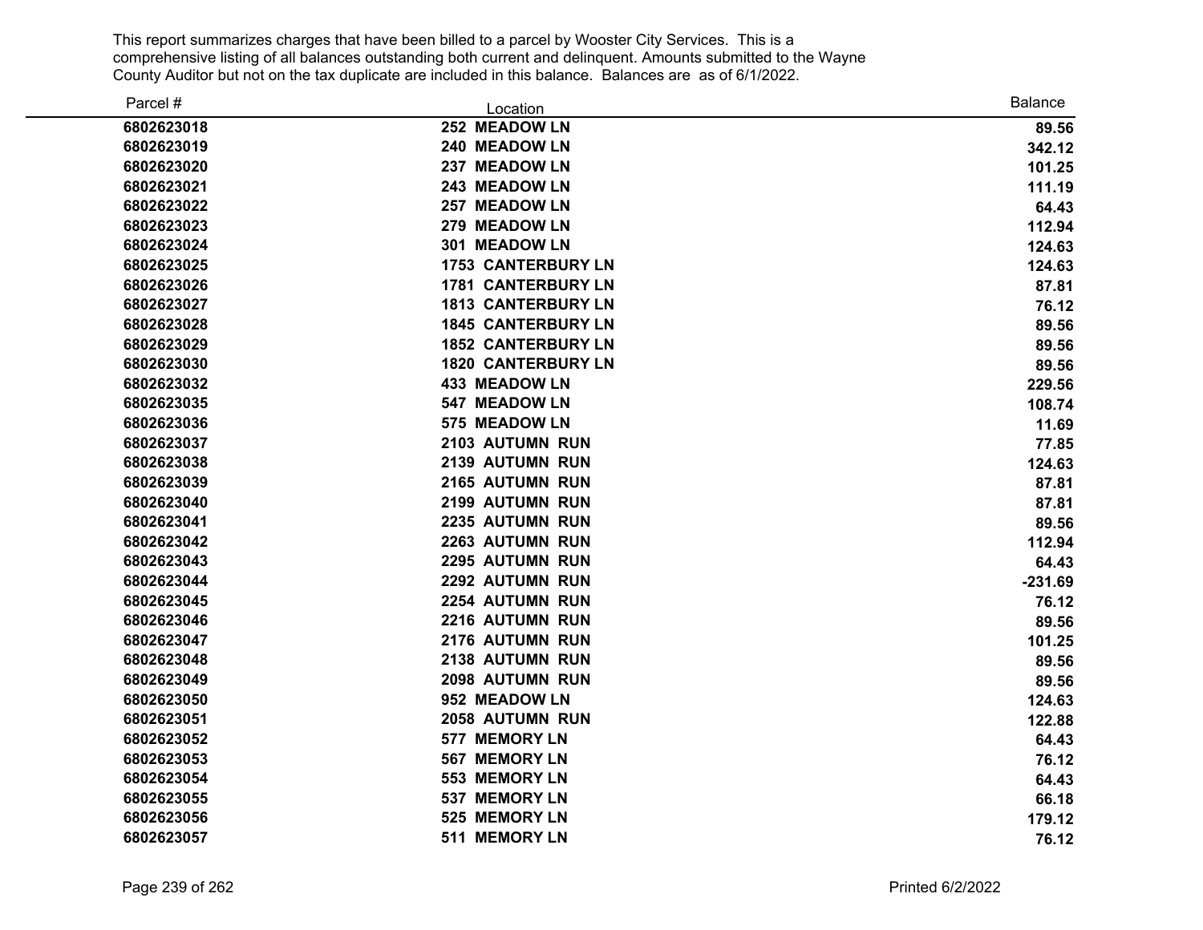This report summarizes charges that have been billed to a parcel by Wooster City Services. This is a comprehensive listing of all balances outstanding both current and delinquent. Amounts submitted to the Wayne County Auditor but not on the tax duplicate are included in this balance. Balances are as of 6/1/2022.

| Parcel # | Location | Balance |
|---|---|---|
| 6802623018 | 252 MEADOW LN | 89.56 |
| 6802623019 | 240 MEADOW LN | 342.12 |
| 6802623020 | 237 MEADOW LN | 101.25 |
| 6802623021 | 243 MEADOW LN | 111.19 |
| 6802623022 | 257 MEADOW LN | 64.43 |
| 6802623023 | 279 MEADOW LN | 112.94 |
| 6802623024 | 301 MEADOW LN | 124.63 |
| 6802623025 | 1753 CANTERBURY LN | 124.63 |
| 6802623026 | 1781 CANTERBURY LN | 87.81 |
| 6802623027 | 1813 CANTERBURY LN | 76.12 |
| 6802623028 | 1845 CANTERBURY LN | 89.56 |
| 6802623029 | 1852 CANTERBURY LN | 89.56 |
| 6802623030 | 1820 CANTERBURY LN | 89.56 |
| 6802623032 | 433 MEADOW LN | 229.56 |
| 6802623035 | 547 MEADOW LN | 108.74 |
| 6802623036 | 575 MEADOW LN | 11.69 |
| 6802623037 | 2103 AUTUMN RUN | 77.85 |
| 6802623038 | 2139 AUTUMN RUN | 124.63 |
| 6802623039 | 2165 AUTUMN RUN | 87.81 |
| 6802623040 | 2199 AUTUMN RUN | 87.81 |
| 6802623041 | 2235 AUTUMN RUN | 89.56 |
| 6802623042 | 2263 AUTUMN RUN | 112.94 |
| 6802623043 | 2295 AUTUMN RUN | 64.43 |
| 6802623044 | 2292 AUTUMN RUN | -231.69 |
| 6802623045 | 2254 AUTUMN RUN | 76.12 |
| 6802623046 | 2216 AUTUMN RUN | 89.56 |
| 6802623047 | 2176 AUTUMN RUN | 101.25 |
| 6802623048 | 2138 AUTUMN RUN | 89.56 |
| 6802623049 | 2098 AUTUMN RUN | 89.56 |
| 6802623050 | 952 MEADOW LN | 124.63 |
| 6802623051 | 2058 AUTUMN RUN | 122.88 |
| 6802623052 | 577 MEMORY LN | 64.43 |
| 6802623053 | 567 MEMORY LN | 76.12 |
| 6802623054 | 553 MEMORY LN | 64.43 |
| 6802623055 | 537 MEMORY LN | 66.18 |
| 6802623056 | 525 MEMORY LN | 179.12 |
| 6802623057 | 511 MEMORY LN | 76.12 |

Printed 6/2/2022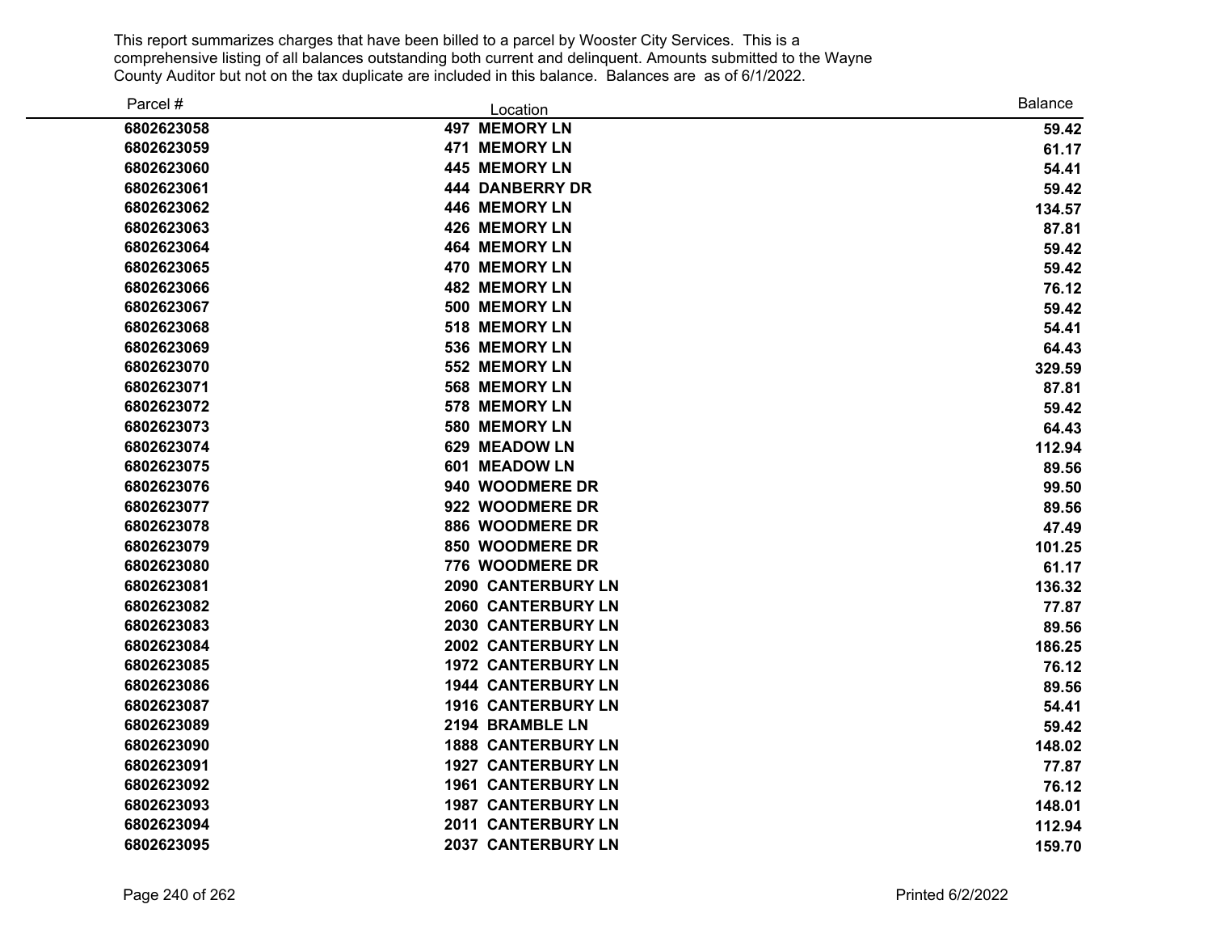This report summarizes charges that have been billed to a parcel by Wooster City Services. This is a comprehensive listing of all balances outstanding both current and delinquent. Amounts submitted to the Wayne County Auditor but not on the tax duplicate are included in this balance. Balances are as of 6/1/2022.

| Parcel # | Location | Balance |
|---|---|---|
| 6802623058 | 497 MEMORY LN | 59.42 |
| 6802623059 | 471 MEMORY LN | 61.17 |
| 6802623060 | 445 MEMORY LN | 54.41 |
| 6802623061 | 444 DANBERRY DR | 59.42 |
| 6802623062 | 446 MEMORY LN | 134.57 |
| 6802623063 | 426 MEMORY LN | 87.81 |
| 6802623064 | 464 MEMORY LN | 59.42 |
| 6802623065 | 470 MEMORY LN | 59.42 |
| 6802623066 | 482 MEMORY LN | 76.12 |
| 6802623067 | 500 MEMORY LN | 59.42 |
| 6802623068 | 518 MEMORY LN | 54.41 |
| 6802623069 | 536 MEMORY LN | 64.43 |
| 6802623070 | 552 MEMORY LN | 329.59 |
| 6802623071 | 568 MEMORY LN | 87.81 |
| 6802623072 | 578 MEMORY LN | 59.42 |
| 6802623073 | 580 MEMORY LN | 64.43 |
| 6802623074 | 629 MEADOW LN | 112.94 |
| 6802623075 | 601 MEADOW LN | 89.56 |
| 6802623076 | 940 WOODMERE DR | 99.50 |
| 6802623077 | 922 WOODMERE DR | 89.56 |
| 6802623078 | 886 WOODMERE DR | 47.49 |
| 6802623079 | 850 WOODMERE DR | 101.25 |
| 6802623080 | 776 WOODMERE DR | 61.17 |
| 6802623081 | 2090 CANTERBURY LN | 136.32 |
| 6802623082 | 2060 CANTERBURY LN | 77.87 |
| 6802623083 | 2030 CANTERBURY LN | 89.56 |
| 6802623084 | 2002 CANTERBURY LN | 186.25 |
| 6802623085 | 1972 CANTERBURY LN | 76.12 |
| 6802623086 | 1944 CANTERBURY LN | 89.56 |
| 6802623087 | 1916 CANTERBURY LN | 54.41 |
| 6802623089 | 2194 BRAMBLE LN | 59.42 |
| 6802623090 | 1888 CANTERBURY LN | 148.02 |
| 6802623091 | 1927 CANTERBURY LN | 77.87 |
| 6802623092 | 1961 CANTERBURY LN | 76.12 |
| 6802623093 | 1987 CANTERBURY LN | 148.01 |
| 6802623094 | 2011 CANTERBURY LN | 112.94 |
| 6802623095 | 2037 CANTERBURY LN | 159.70 |

Printed 6/2/2022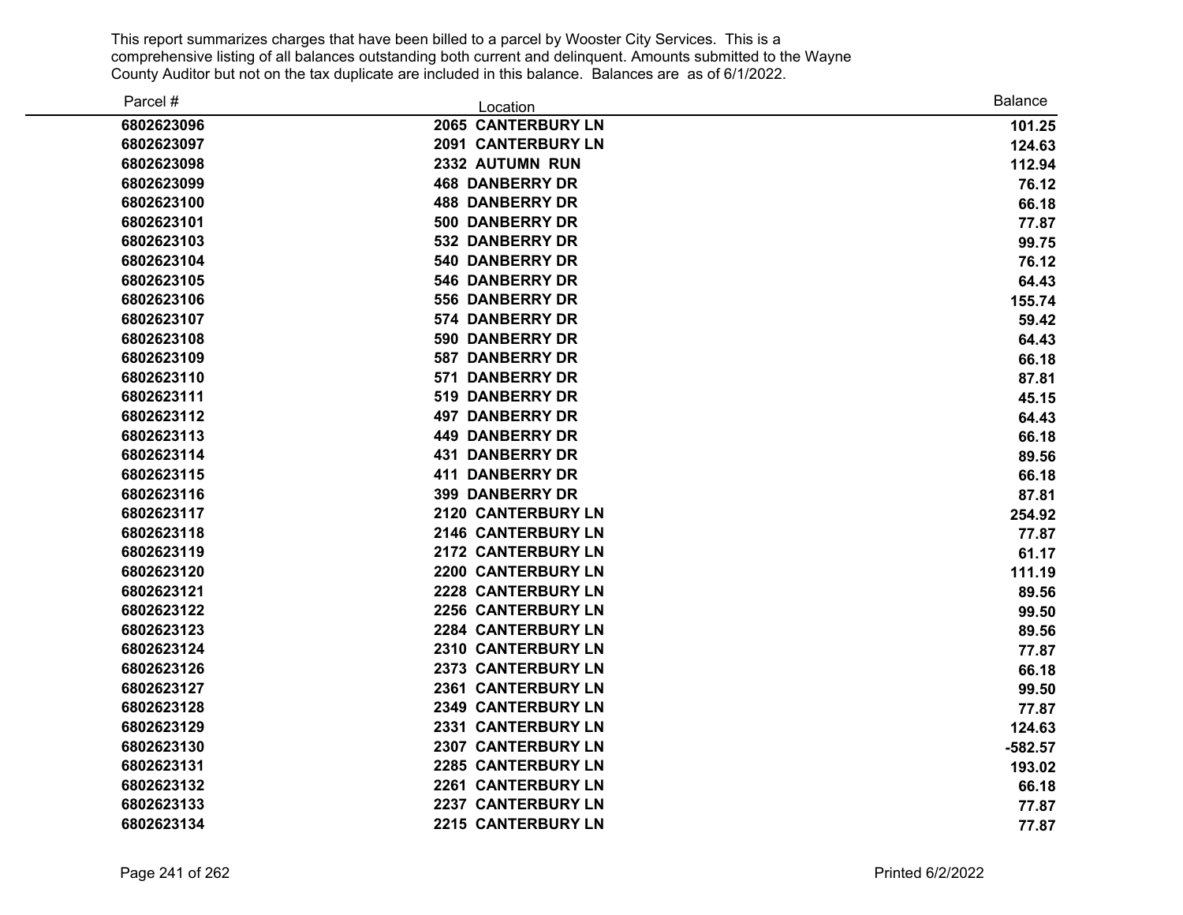This report summarizes charges that have been billed to a parcel by Wooster City Services. This is a comprehensive listing of all balances outstanding both current and delinquent. Amounts submitted to the Wayne County Auditor but not on the tax duplicate are included in this balance. Balances are as of 6/1/2022.

| Parcel # | Location | Balance |
|---|---|---|
| 6802623096 | 2065 CANTERBURY LN | 101.25 |
| 6802623097 | 2091 CANTERBURY LN | 124.63 |
| 6802623098 | 2332 AUTUMN RUN | 112.94 |
| 6802623099 | 468 DANBERRY DR | 76.12 |
| 6802623100 | 488 DANBERRY DR | 66.18 |
| 6802623101 | 500 DANBERRY DR | 77.87 |
| 6802623103 | 532 DANBERRY DR | 99.75 |
| 6802623104 | 540 DANBERRY DR | 76.12 |
| 6802623105 | 546 DANBERRY DR | 64.43 |
| 6802623106 | 556 DANBERRY DR | 155.74 |
| 6802623107 | 574 DANBERRY DR | 59.42 |
| 6802623108 | 590 DANBERRY DR | 64.43 |
| 6802623109 | 587 DANBERRY DR | 66.18 |
| 6802623110 | 571 DANBERRY DR | 87.81 |
| 6802623111 | 519 DANBERRY DR | 45.15 |
| 6802623112 | 497 DANBERRY DR | 64.43 |
| 6802623113 | 449 DANBERRY DR | 66.18 |
| 6802623114 | 431 DANBERRY DR | 89.56 |
| 6802623115 | 411 DANBERRY DR | 66.18 |
| 6802623116 | 399 DANBERRY DR | 87.81 |
| 6802623117 | 2120 CANTERBURY LN | 254.92 |
| 6802623118 | 2146 CANTERBURY LN | 77.87 |
| 6802623119 | 2172 CANTERBURY LN | 61.17 |
| 6802623120 | 2200 CANTERBURY LN | 111.19 |
| 6802623121 | 2228 CANTERBURY LN | 89.56 |
| 6802623122 | 2256 CANTERBURY LN | 99.50 |
| 6802623123 | 2284 CANTERBURY LN | 89.56 |
| 6802623124 | 2310 CANTERBURY LN | 77.87 |
| 6802623126 | 2373 CANTERBURY LN | 66.18 |
| 6802623127 | 2361 CANTERBURY LN | 99.50 |
| 6802623128 | 2349 CANTERBURY LN | 77.87 |
| 6802623129 | 2331 CANTERBURY LN | 124.63 |
| 6802623130 | 2307 CANTERBURY LN | -582.57 |
| 6802623131 | 2285 CANTERBURY LN | 193.02 |
| 6802623132 | 2261 CANTERBURY LN | 66.18 |
| 6802623133 | 2237 CANTERBURY LN | 77.87 |
| 6802623134 | 2215 CANTERBURY LN | 77.87 |

Printed 6/2/2022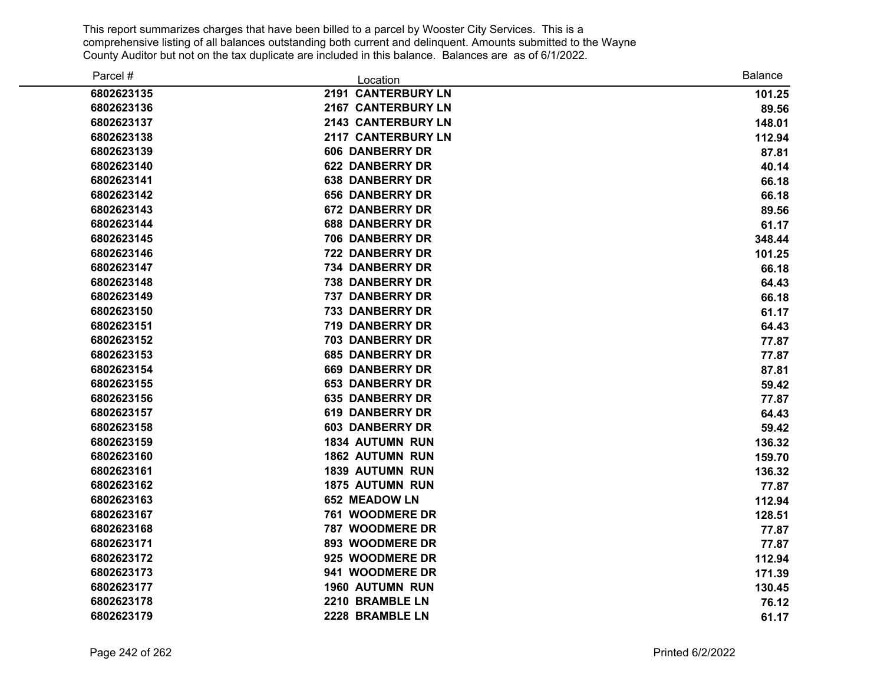This report summarizes charges that have been billed to a parcel by Wooster City Services. This is a comprehensive listing of all balances outstanding both current and delinquent. Amounts submitted to the Wayne County Auditor but not on the tax duplicate are included in this balance. Balances are as of 6/1/2022.

| Parcel # | Location | Balance |
|---|---|---|
| 6802623135 | 2191 CANTERBURY LN | 101.25 |
| 6802623136 | 2167 CANTERBURY LN | 89.56 |
| 6802623137 | 2143 CANTERBURY LN | 148.01 |
| 6802623138 | 2117 CANTERBURY LN | 112.94 |
| 6802623139 | 606 DANBERRY DR | 87.81 |
| 6802623140 | 622 DANBERRY DR | 40.14 |
| 6802623141 | 638 DANBERRY DR | 66.18 |
| 6802623142 | 656 DANBERRY DR | 66.18 |
| 6802623143 | 672 DANBERRY DR | 89.56 |
| 6802623144 | 688 DANBERRY DR | 61.17 |
| 6802623145 | 706 DANBERRY DR | 348.44 |
| 6802623146 | 722 DANBERRY DR | 101.25 |
| 6802623147 | 734 DANBERRY DR | 66.18 |
| 6802623148 | 738 DANBERRY DR | 64.43 |
| 6802623149 | 737 DANBERRY DR | 66.18 |
| 6802623150 | 733 DANBERRY DR | 61.17 |
| 6802623151 | 719 DANBERRY DR | 64.43 |
| 6802623152 | 703 DANBERRY DR | 77.87 |
| 6802623153 | 685 DANBERRY DR | 77.87 |
| 6802623154 | 669 DANBERRY DR | 87.81 |
| 6802623155 | 653 DANBERRY DR | 59.42 |
| 6802623156 | 635 DANBERRY DR | 77.87 |
| 6802623157 | 619 DANBERRY DR | 64.43 |
| 6802623158 | 603 DANBERRY DR | 59.42 |
| 6802623159 | 1834 AUTUMN RUN | 136.32 |
| 6802623160 | 1862 AUTUMN RUN | 159.70 |
| 6802623161 | 1839 AUTUMN RUN | 136.32 |
| 6802623162 | 1875 AUTUMN RUN | 77.87 |
| 6802623163 | 652 MEADOW LN | 112.94 |
| 6802623167 | 761 WOODMERE DR | 128.51 |
| 6802623168 | 787 WOODMERE DR | 77.87 |
| 6802623171 | 893 WOODMERE DR | 77.87 |
| 6802623172 | 925 WOODMERE DR | 112.94 |
| 6802623173 | 941 WOODMERE DR | 171.39 |
| 6802623177 | 1960 AUTUMN RUN | 130.45 |
| 6802623178 | 2210 BRAMBLE LN | 76.12 |
| 6802623179 | 2228 BRAMBLE LN | 61.17 |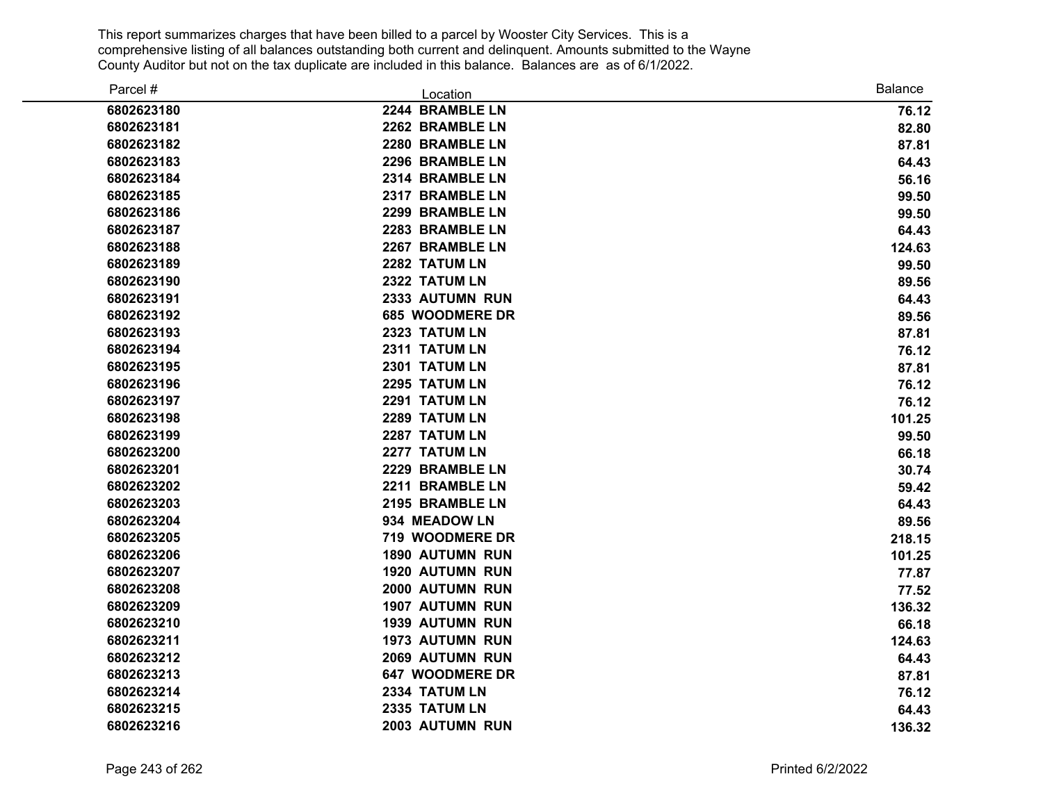This report summarizes charges that have been billed to a parcel by Wooster City Services. This is a comprehensive listing of all balances outstanding both current and delinquent. Amounts submitted to the Wayne County Auditor but not on the tax duplicate are included in this balance. Balances are as of 6/1/2022.

| Parcel # | Location | Balance |
|---|---|---|
| 6802623180 | 2244 BRAMBLE LN | 76.12 |
| 6802623181 | 2262 BRAMBLE LN | 82.80 |
| 6802623182 | 2280 BRAMBLE LN | 87.81 |
| 6802623183 | 2296 BRAMBLE LN | 64.43 |
| 6802623184 | 2314 BRAMBLE LN | 56.16 |
| 6802623185 | 2317 BRAMBLE LN | 99.50 |
| 6802623186 | 2299 BRAMBLE LN | 99.50 |
| 6802623187 | 2283 BRAMBLE LN | 64.43 |
| 6802623188 | 2267 BRAMBLE LN | 124.63 |
| 6802623189 | 2282 TATUM LN | 99.50 |
| 6802623190 | 2322 TATUM LN | 89.56 |
| 6802623191 | 2333 AUTUMN RUN | 64.43 |
| 6802623192 | 685 WOODMERE DR | 89.56 |
| 6802623193 | 2323 TATUM LN | 87.81 |
| 6802623194 | 2311 TATUM LN | 76.12 |
| 6802623195 | 2301 TATUM LN | 87.81 |
| 6802623196 | 2295 TATUM LN | 76.12 |
| 6802623197 | 2291 TATUM LN | 76.12 |
| 6802623198 | 2289 TATUM LN | 101.25 |
| 6802623199 | 2287 TATUM LN | 99.50 |
| 6802623200 | 2277 TATUM LN | 66.18 |
| 6802623201 | 2229 BRAMBLE LN | 30.74 |
| 6802623202 | 2211 BRAMBLE LN | 59.42 |
| 6802623203 | 2195 BRAMBLE LN | 64.43 |
| 6802623204 | 934 MEADOW LN | 89.56 |
| 6802623205 | 719 WOODMERE DR | 218.15 |
| 6802623206 | 1890 AUTUMN RUN | 101.25 |
| 6802623207 | 1920 AUTUMN RUN | 77.87 |
| 6802623208 | 2000 AUTUMN RUN | 77.52 |
| 6802623209 | 1907 AUTUMN RUN | 136.32 |
| 6802623210 | 1939 AUTUMN RUN | 66.18 |
| 6802623211 | 1973 AUTUMN RUN | 124.63 |
| 6802623212 | 2069 AUTUMN RUN | 64.43 |
| 6802623213 | 647 WOODMERE DR | 87.81 |
| 6802623214 | 2334 TATUM LN | 76.12 |
| 6802623215 | 2335 TATUM LN | 64.43 |
| 6802623216 | 2003 AUTUMN RUN | 136.32 |

Printed 6/2/2022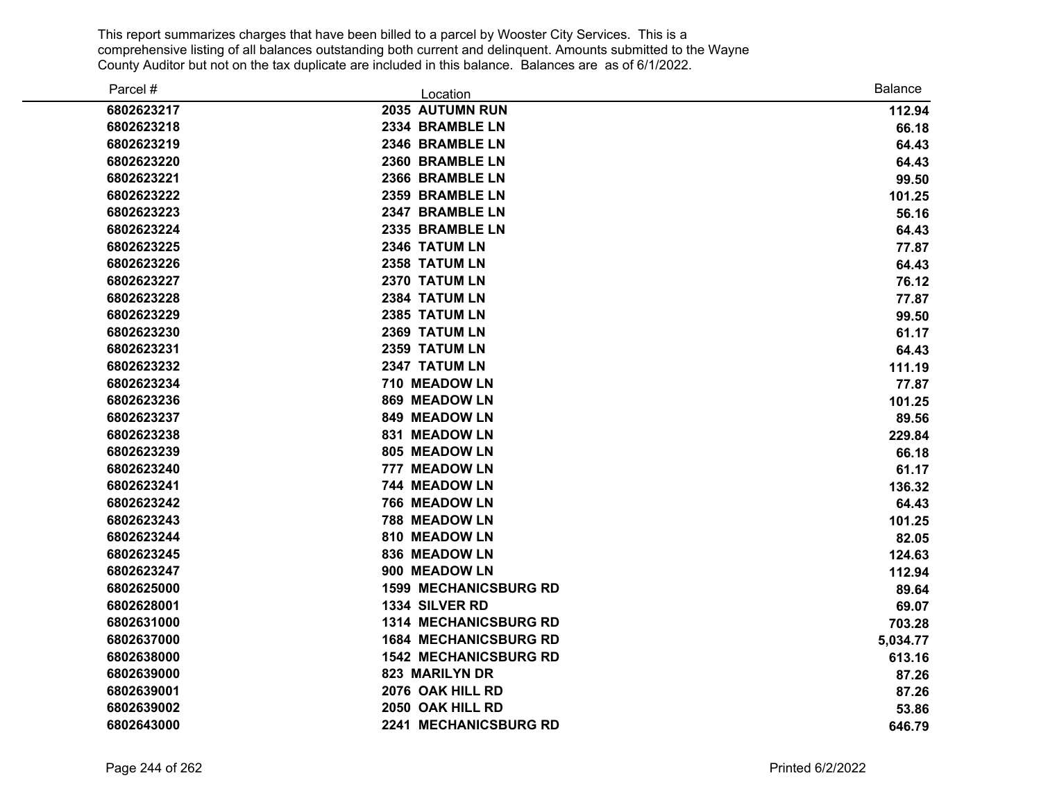This report summarizes charges that have been billed to a parcel by Wooster City Services. This is a comprehensive listing of all balances outstanding both current and delinquent. Amounts submitted to the Wayne County Auditor but not on the tax duplicate are included in this balance. Balances are as of 6/1/2022.

| Parcel # | Location | Balance |
|---|---|---|
| 6802623217 | 2035 AUTUMN RUN | 112.94 |
| 6802623218 | 2334 BRAMBLE LN | 66.18 |
| 6802623219 | 2346 BRAMBLE LN | 64.43 |
| 6802623220 | 2360 BRAMBLE LN | 64.43 |
| 6802623221 | 2366 BRAMBLE LN | 99.50 |
| 6802623222 | 2359 BRAMBLE LN | 101.25 |
| 6802623223 | 2347 BRAMBLE LN | 56.16 |
| 6802623224 | 2335 BRAMBLE LN | 64.43 |
| 6802623225 | 2346 TATUM LN | 77.87 |
| 6802623226 | 2358 TATUM LN | 64.43 |
| 6802623227 | 2370 TATUM LN | 76.12 |
| 6802623228 | 2384 TATUM LN | 77.87 |
| 6802623229 | 2385 TATUM LN | 99.50 |
| 6802623230 | 2369 TATUM LN | 61.17 |
| 6802623231 | 2359 TATUM LN | 64.43 |
| 6802623232 | 2347 TATUM LN | 111.19 |
| 6802623234 | 710 MEADOW LN | 77.87 |
| 6802623236 | 869 MEADOW LN | 101.25 |
| 6802623237 | 849 MEADOW LN | 89.56 |
| 6802623238 | 831 MEADOW LN | 229.84 |
| 6802623239 | 805 MEADOW LN | 66.18 |
| 6802623240 | 777 MEADOW LN | 61.17 |
| 6802623241 | 744 MEADOW LN | 136.32 |
| 6802623242 | 766 MEADOW LN | 64.43 |
| 6802623243 | 788 MEADOW LN | 101.25 |
| 6802623244 | 810 MEADOW LN | 82.05 |
| 6802623245 | 836 MEADOW LN | 124.63 |
| 6802623247 | 900 MEADOW LN | 112.94 |
| 6802625000 | 1599 MECHANICSBURG RD | 89.64 |
| 6802628001 | 1334 SILVER RD | 69.07 |
| 6802631000 | 1314 MECHANICSBURG RD | 703.28 |
| 6802637000 | 1684 MECHANICSBURG RD | 5,034.77 |
| 6802638000 | 1542 MECHANICSBURG RD | 613.16 |
| 6802639000 | 823 MARILYN DR | 87.26 |
| 6802639001 | 2076 OAK HILL RD | 87.26 |
| 6802639002 | 2050 OAK HILL RD | 53.86 |
| 6802643000 | 2241 MECHANICSBURG RD | 646.79 |

Printed 6/2/2022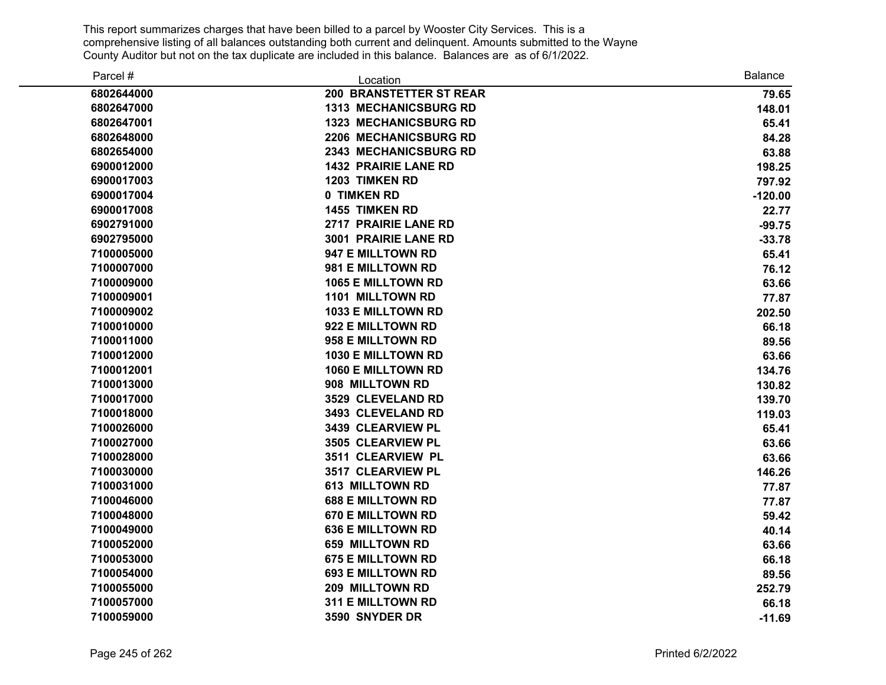This report summarizes charges that have been billed to a parcel by Wooster City Services. This is a comprehensive listing of all balances outstanding both current and delinquent. Amounts submitted to the Wayne County Auditor but not on the tax duplicate are included in this balance. Balances are as of 6/1/2022.

| Parcel # | Location | Balance |
|---|---|---|
| 6802644000 | 200 BRANSTETTER ST REAR | 79.65 |
| 6802647000 | 1313 MECHANICSBURG RD | 148.01 |
| 6802647001 | 1323 MECHANICSBURG RD | 65.41 |
| 6802648000 | 2206 MECHANICSBURG RD | 84.28 |
| 6802654000 | 2343 MECHANICSBURG RD | 63.88 |
| 6900012000 | 1432 PRAIRIE LANE RD | 198.25 |
| 6900017003 | 1203 TIMKEN RD | 797.92 |
| 6900017004 | 0 TIMKEN RD | -120.00 |
| 6900017008 | 1455 TIMKEN RD | 22.77 |
| 6902791000 | 2717 PRAIRIE LANE RD | -99.75 |
| 6902795000 | 3001 PRAIRIE LANE RD | -33.78 |
| 7100005000 | 947 E MILLTOWN RD | 65.41 |
| 7100007000 | 981 E MILLTOWN RD | 76.12 |
| 7100009000 | 1065 E MILLTOWN RD | 63.66 |
| 7100009001 | 1101 MILLTOWN RD | 77.87 |
| 7100009002 | 1033 E MILLTOWN RD | 202.50 |
| 7100010000 | 922 E MILLTOWN RD | 66.18 |
| 7100011000 | 958 E MILLTOWN RD | 89.56 |
| 7100012000 | 1030 E MILLTOWN RD | 63.66 |
| 7100012001 | 1060 E MILLTOWN RD | 134.76 |
| 7100013000 | 908 MILLTOWN RD | 130.82 |
| 7100017000 | 3529 CLEVELAND RD | 139.70 |
| 7100018000 | 3493 CLEVELAND RD | 119.03 |
| 7100026000 | 3439 CLEARVIEW PL | 65.41 |
| 7100027000 | 3505 CLEARVIEW PL | 63.66 |
| 7100028000 | 3511 CLEARVIEW PL | 63.66 |
| 7100030000 | 3517 CLEARVIEW PL | 146.26 |
| 7100031000 | 613 MILLTOWN RD | 77.87 |
| 7100046000 | 688 E MILLTOWN RD | 77.87 |
| 7100048000 | 670 E MILLTOWN RD | 59.42 |
| 7100049000 | 636 E MILLTOWN RD | 40.14 |
| 7100052000 | 659 MILLTOWN RD | 63.66 |
| 7100053000 | 675 E MILLTOWN RD | 66.18 |
| 7100054000 | 693 E MILLTOWN RD | 89.56 |
| 7100055000 | 209 MILLTOWN RD | 252.79 |
| 7100057000 | 311 E MILLTOWN RD | 66.18 |
| 7100059000 | 3590 SNYDER DR | -11.69 |

Printed 6/2/2022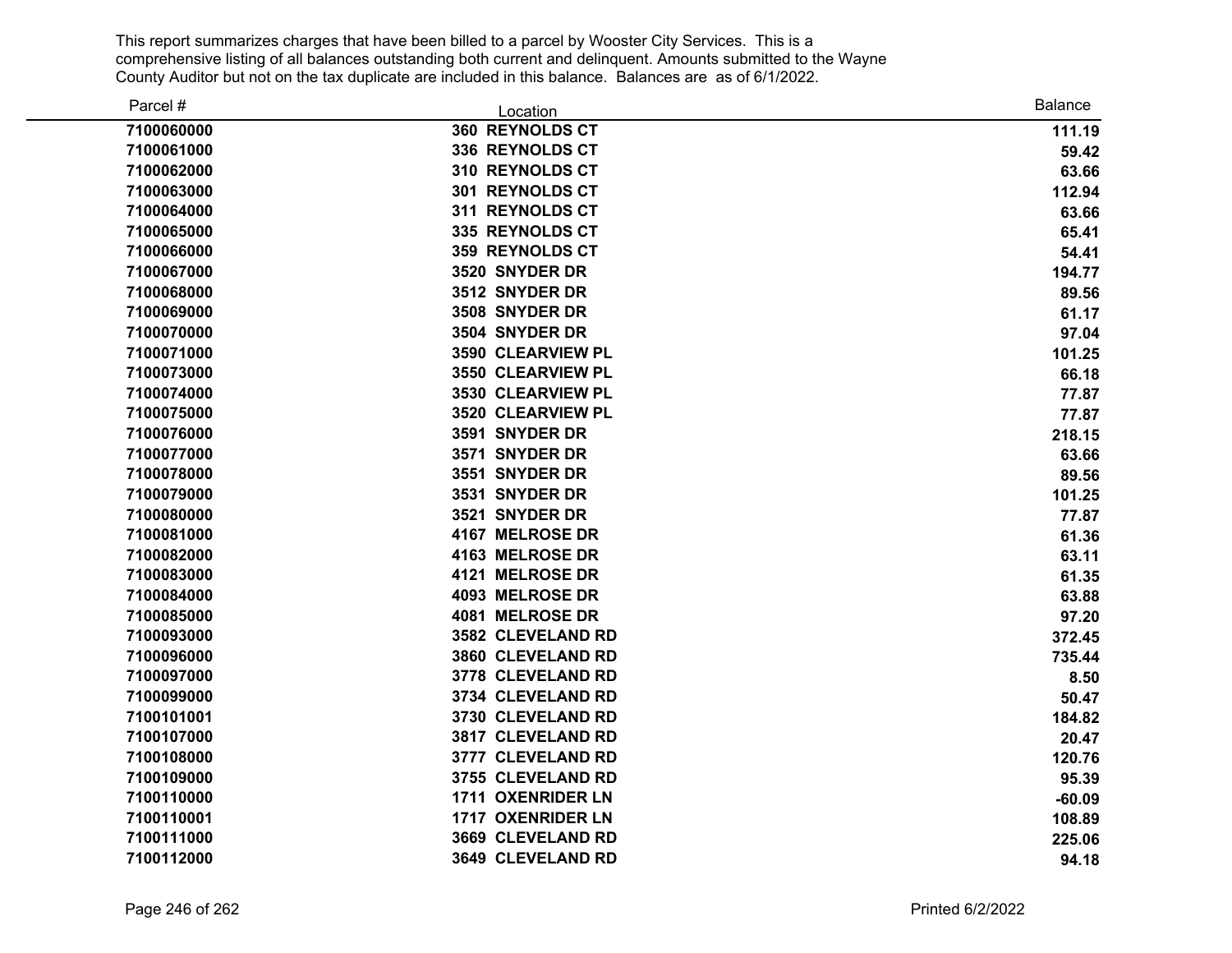This report summarizes charges that have been billed to a parcel by Wooster City Services. This is a comprehensive listing of all balances outstanding both current and delinquent. Amounts submitted to the Wayne County Auditor but not on the tax duplicate are included in this balance. Balances are as of 6/1/2022.

| Parcel # | Location | Balance |
|---|---|---|
| **7100060000** | **360 REYNOLDS CT** | **111.19** |
| **7100061000** | **336 REYNOLDS CT** | **59.42** |
| **7100062000** | **310 REYNOLDS CT** | **63.66** |
| **7100063000** | **301 REYNOLDS CT** | **112.94** |
| **7100064000** | **311 REYNOLDS CT** | **63.66** |
| **7100065000** | **335 REYNOLDS CT** | **65.41** |
| **7100066000** | **359 REYNOLDS CT** | **54.41** |
| **7100067000** | **3520 SNYDER DR** | **194.77** |
| **7100068000** | **3512 SNYDER DR** | **89.56** |
| **7100069000** | **3508 SNYDER DR** | **61.17** |
| **7100070000** | **3504 SNYDER DR** | **97.04** |
| **7100071000** | **3590 CLEARVIEW PL** | **101.25** |
| **7100073000** | **3550 CLEARVIEW PL** | **66.18** |
| **7100074000** | **3530 CLEARVIEW PL** | **77.87** |
| **7100075000** | **3520 CLEARVIEW PL** | **77.87** |
| **7100076000** | **3591 SNYDER DR** | **218.15** |
| **7100077000** | **3571 SNYDER DR** | **63.66** |
| **7100078000** | **3551 SNYDER DR** | **89.56** |
| **7100079000** | **3531 SNYDER DR** | **101.25** |
| **7100080000** | **3521 SNYDER DR** | **77.87** |
| **7100081000** | **4167 MELROSE DR** | **61.36** |
| **7100082000** | **4163 MELROSE DR** | **63.11** |
| **7100083000** | **4121 MELROSE DR** | **61.35** |
| **7100084000** | **4093 MELROSE DR** | **63.88** |
| **7100085000** | **4081 MELROSE DR** | **97.20** |
| **7100093000** | **3582 CLEVELAND RD** | **372.45** |
| **7100096000** | **3860 CLEVELAND RD** | **735.44** |
| **7100097000** | **3778 CLEVELAND RD** | **8.50** |
| **7100099000** | **3734 CLEVELAND RD** | **50.47** |
| **7100101001** | **3730 CLEVELAND RD** | **184.82** |
| **7100107000** | **3817 CLEVELAND RD** | **20.47** |
| **7100108000** | **3777 CLEVELAND RD** | **120.76** |
| **7100109000** | **3755 CLEVELAND RD** | **95.39** |
| **7100110000** | **1711 OXENRIDER LN** | **-60.09** |
| **7100110001** | **1717 OXENRIDER LN** | **108.89** |
| **7100111000** | **3669 CLEVELAND RD** | **225.06** |
| **7100112000** | **3649 CLEVELAND RD** | **94.18** |

Printed 6/2/2022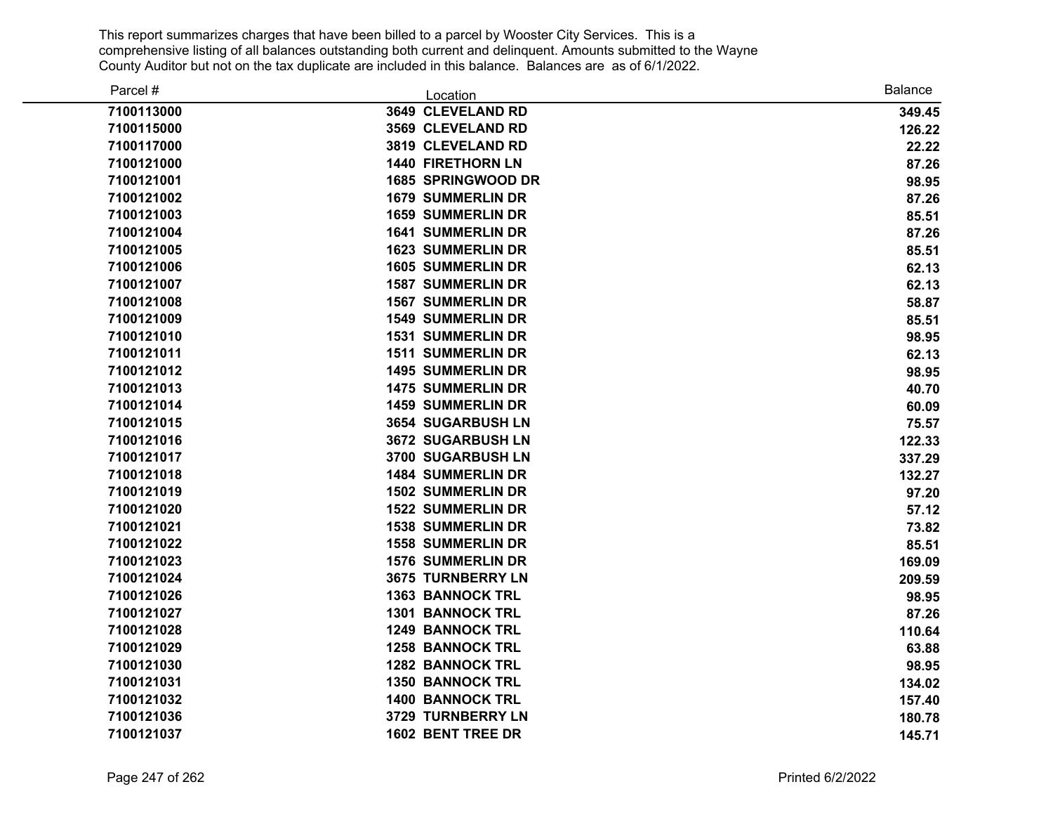This report summarizes charges that have been billed to a parcel by Wooster City Services. This is a comprehensive listing of all balances outstanding both current and delinquent. Amounts submitted to the Wayne County Auditor but not on the tax duplicate are included in this balance. Balances are as of 6/1/2022.

| Parcel # | Location | Balance |
|---|---|---|
| **7100113000** | **3649 CLEVELAND RD** | **349.45** |
| **7100115000** | **3569 CLEVELAND RD** | **126.22** |
| **7100117000** | **3819 CLEVELAND RD** | **22.22** |
| **7100121000** | **1440 FIRETHORN LN** | **87.26** |
| **7100121001** | **1685 SPRINGWOOD DR** | **98.95** |
| **7100121002** | **1679 SUMMERLIN DR** | **87.26** |
| **7100121003** | **1659 SUMMERLIN DR** | **85.51** |
| **7100121004** | **1641 SUMMERLIN DR** | **87.26** |
| **7100121005** | **1623 SUMMERLIN DR** | **85.51** |
| **7100121006** | **1605 SUMMERLIN DR** | **62.13** |
| **7100121007** | **1587 SUMMERLIN DR** | **62.13** |
| **7100121008** | **1567 SUMMERLIN DR** | **58.87** |
| **7100121009** | **1549 SUMMERLIN DR** | **85.51** |
| **7100121010** | **1531 SUMMERLIN DR** | **98.95** |
| **7100121011** | **1511 SUMMERLIN DR** | **62.13** |
| **7100121012** | **1495 SUMMERLIN DR** | **98.95** |
| **7100121013** | **1475 SUMMERLIN DR** | **40.70** |
| **7100121014** | **1459 SUMMERLIN DR** | **60.09** |
| **7100121015** | **3654 SUGARBUSH LN** | **75.57** |
| **7100121016** | **3672 SUGARBUSH LN** | **122.33** |
| **7100121017** | **3700 SUGARBUSH LN** | **337.29** |
| **7100121018** | **1484 SUMMERLIN DR** | **132.27** |
| **7100121019** | **1502 SUMMERLIN DR** | **97.20** |
| **7100121020** | **1522 SUMMERLIN DR** | **57.12** |
| **7100121021** | **1538 SUMMERLIN DR** | **73.82** |
| **7100121022** | **1558 SUMMERLIN DR** | **85.51** |
| **7100121023** | **1576 SUMMERLIN DR** | **169.09** |
| **7100121024** | **3675 TURNBERRY LN** | **209.59** |
| **7100121026** | **1363 BANNOCK TRL** | **98.95** |
| **7100121027** | **1301 BANNOCK TRL** | **87.26** |
| **7100121028** | **1249 BANNOCK TRL** | **110.64** |
| **7100121029** | **1258 BANNOCK TRL** | **63.88** |
| **7100121030** | **1282 BANNOCK TRL** | **98.95** |
| **7100121031** | **1350 BANNOCK TRL** | **134.02** |
| **7100121032** | **1400 BANNOCK TRL** | **157.40** |
| **7100121036** | **3729 TURNBERRY LN** | **180.78** |
| **7100121037** | **1602 BENT TREE DR** | **145.71** |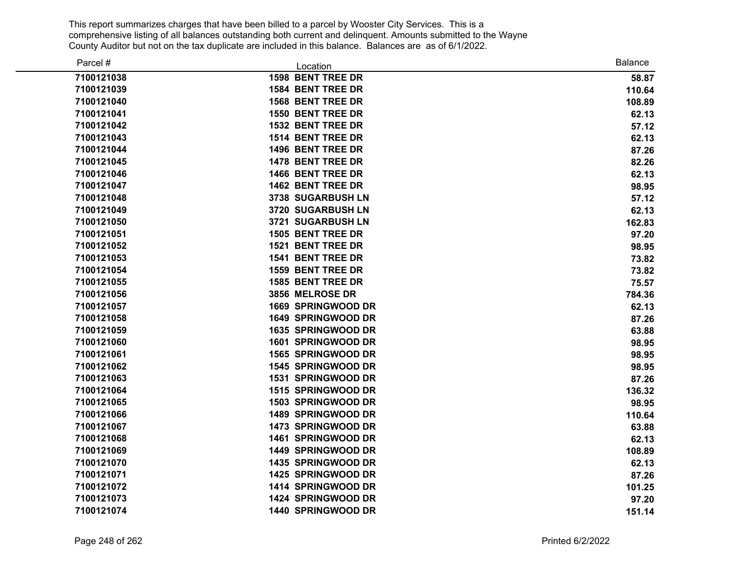This report summarizes charges that have been billed to a parcel by Wooster City Services. This is a comprehensive listing of all balances outstanding both current and delinquent. Amounts submitted to the Wayne County Auditor but not on the tax duplicate are included in this balance. Balances are as of 6/1/2022.

| Parcel # | Location | Balance |
|---|---|---|
| 7100121038 | 1598 BENT TREE DR | 58.87 |
| 7100121039 | 1584 BENT TREE DR | 110.64 |
| 7100121040 | 1568 BENT TREE DR | 108.89 |
| 7100121041 | 1550 BENT TREE DR | 62.13 |
| 7100121042 | 1532 BENT TREE DR | 57.12 |
| 7100121043 | 1514 BENT TREE DR | 62.13 |
| 7100121044 | 1496 BENT TREE DR | 87.26 |
| 7100121045 | 1478 BENT TREE DR | 82.26 |
| 7100121046 | 1466 BENT TREE DR | 62.13 |
| 7100121047 | 1462 BENT TREE DR | 98.95 |
| 7100121048 | 3738 SUGARBUSH LN | 57.12 |
| 7100121049 | 3720 SUGARBUSH LN | 62.13 |
| 7100121050 | 3721 SUGARBUSH LN | 162.83 |
| 7100121051 | 1505 BENT TREE DR | 97.20 |
| 7100121052 | 1521 BENT TREE DR | 98.95 |
| 7100121053 | 1541 BENT TREE DR | 73.82 |
| 7100121054 | 1559 BENT TREE DR | 73.82 |
| 7100121055 | 1585 BENT TREE DR | 75.57 |
| 7100121056 | 3856 MELROSE DR | 784.36 |
| 7100121057 | 1669 SPRINGWOOD DR | 62.13 |
| 7100121058 | 1649 SPRINGWOOD DR | 87.26 |
| 7100121059 | 1635 SPRINGWOOD DR | 63.88 |
| 7100121060 | 1601 SPRINGWOOD DR | 98.95 |
| 7100121061 | 1565 SPRINGWOOD DR | 98.95 |
| 7100121062 | 1545 SPRINGWOOD DR | 98.95 |
| 7100121063 | 1531 SPRINGWOOD DR | 87.26 |
| 7100121064 | 1515 SPRINGWOOD DR | 136.32 |
| 7100121065 | 1503 SPRINGWOOD DR | 98.95 |
| 7100121066 | 1489 SPRINGWOOD DR | 110.64 |
| 7100121067 | 1473 SPRINGWOOD DR | 63.88 |
| 7100121068 | 1461 SPRINGWOOD DR | 62.13 |
| 7100121069 | 1449 SPRINGWOOD DR | 108.89 |
| 7100121070 | 1435 SPRINGWOOD DR | 62.13 |
| 7100121071 | 1425 SPRINGWOOD DR | 87.26 |
| 7100121072 | 1414 SPRINGWOOD DR | 101.25 |
| 7100121073 | 1424 SPRINGWOOD DR | 97.20 |
| 7100121074 | 1440 SPRINGWOOD DR | 151.14 |

Printed 6/2/2022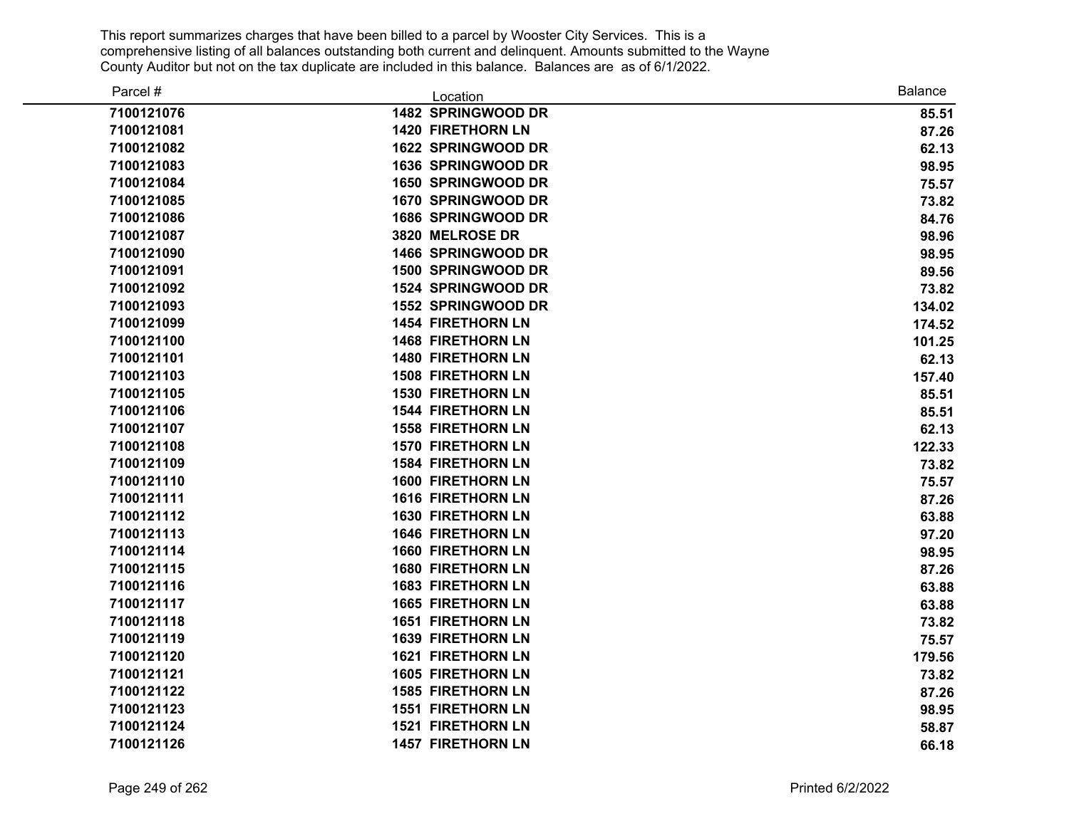This report summarizes charges that have been billed to a parcel by Wooster City Services. This is a comprehensive listing of all balances outstanding both current and delinquent. Amounts submitted to the Wayne County Auditor but not on the tax duplicate are included in this balance. Balances are as of 6/1/2022.

| Parcel # | Location | Balance |
|---|---|---|
| 7100121076 | 1482 SPRINGWOOD DR | 85.51 |
| 7100121081 | 1420 FIRETHORN LN | 87.26 |
| 7100121082 | 1622 SPRINGWOOD DR | 62.13 |
| 7100121083 | 1636 SPRINGWOOD DR | 98.95 |
| 7100121084 | 1650 SPRINGWOOD DR | 75.57 |
| 7100121085 | 1670 SPRINGWOOD DR | 73.82 |
| 7100121086 | 1686 SPRINGWOOD DR | 84.76 |
| 7100121087 | 3820 MELROSE DR | 98.96 |
| 7100121090 | 1466 SPRINGWOOD DR | 98.95 |
| 7100121091 | 1500 SPRINGWOOD DR | 89.56 |
| 7100121092 | 1524 SPRINGWOOD DR | 73.82 |
| 7100121093 | 1552 SPRINGWOOD DR | 134.02 |
| 7100121099 | 1454 FIRETHORN LN | 174.52 |
| 7100121100 | 1468 FIRETHORN LN | 101.25 |
| 7100121101 | 1480 FIRETHORN LN | 62.13 |
| 7100121103 | 1508 FIRETHORN LN | 157.40 |
| 7100121105 | 1530 FIRETHORN LN | 85.51 |
| 7100121106 | 1544 FIRETHORN LN | 85.51 |
| 7100121107 | 1558 FIRETHORN LN | 62.13 |
| 7100121108 | 1570 FIRETHORN LN | 122.33 |
| 7100121109 | 1584 FIRETHORN LN | 73.82 |
| 7100121110 | 1600 FIRETHORN LN | 75.57 |
| 7100121111 | 1616 FIRETHORN LN | 87.26 |
| 7100121112 | 1630 FIRETHORN LN | 63.88 |
| 7100121113 | 1646 FIRETHORN LN | 97.20 |
| 7100121114 | 1660 FIRETHORN LN | 98.95 |
| 7100121115 | 1680 FIRETHORN LN | 87.26 |
| 7100121116 | 1683 FIRETHORN LN | 63.88 |
| 7100121117 | 1665 FIRETHORN LN | 63.88 |
| 7100121118 | 1651 FIRETHORN LN | 73.82 |
| 7100121119 | 1639 FIRETHORN LN | 75.57 |
| 7100121120 | 1621 FIRETHORN LN | 179.56 |
| 7100121121 | 1605 FIRETHORN LN | 73.82 |
| 7100121122 | 1585 FIRETHORN LN | 87.26 |
| 7100121123 | 1551 FIRETHORN LN | 98.95 |
| 7100121124 | 1521 FIRETHORN LN | 58.87 |
| 7100121126 | 1457 FIRETHORN LN | 66.18 |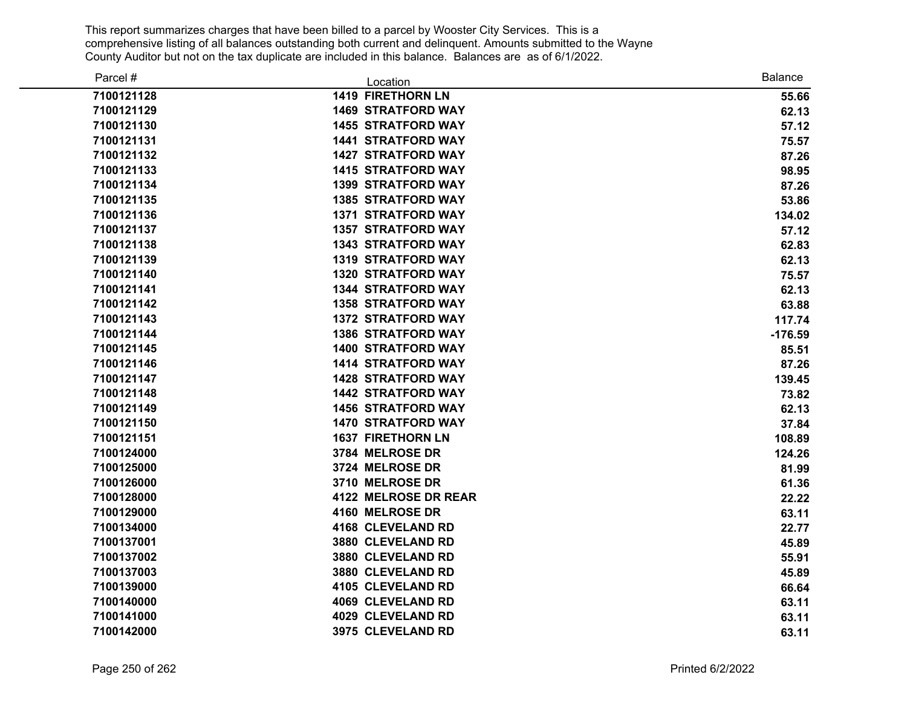This report summarizes charges that have been billed to a parcel by Wooster City Services. This is a comprehensive listing of all balances outstanding both current and delinquent. Amounts submitted to the Wayne County Auditor but not on the tax duplicate are included in this balance. Balances are as of 6/1/2022.

| Parcel # | Location | Balance |
|---|---|---|
| 7100121128 | 1419 FIRETHORN LN | 55.66 |
| 7100121129 | 1469 STRATFORD WAY | 62.13 |
| 7100121130 | 1455 STRATFORD WAY | 57.12 |
| 7100121131 | 1441 STRATFORD WAY | 75.57 |
| 7100121132 | 1427 STRATFORD WAY | 87.26 |
| 7100121133 | 1415 STRATFORD WAY | 98.95 |
| 7100121134 | 1399 STRATFORD WAY | 87.26 |
| 7100121135 | 1385 STRATFORD WAY | 53.86 |
| 7100121136 | 1371 STRATFORD WAY | 134.02 |
| 7100121137 | 1357 STRATFORD WAY | 57.12 |
| 7100121138 | 1343 STRATFORD WAY | 62.83 |
| 7100121139 | 1319 STRATFORD WAY | 62.13 |
| 7100121140 | 1320 STRATFORD WAY | 75.57 |
| 7100121141 | 1344 STRATFORD WAY | 62.13 |
| 7100121142 | 1358 STRATFORD WAY | 63.88 |
| 7100121143 | 1372 STRATFORD WAY | 117.74 |
| 7100121144 | 1386 STRATFORD WAY | -176.59 |
| 7100121145 | 1400 STRATFORD WAY | 85.51 |
| 7100121146 | 1414 STRATFORD WAY | 87.26 |
| 7100121147 | 1428 STRATFORD WAY | 139.45 |
| 7100121148 | 1442 STRATFORD WAY | 73.82 |
| 7100121149 | 1456 STRATFORD WAY | 62.13 |
| 7100121150 | 1470 STRATFORD WAY | 37.84 |
| 7100121151 | 1637 FIRETHORN LN | 108.89 |
| 7100124000 | 3784 MELROSE DR | 124.26 |
| 7100125000 | 3724 MELROSE DR | 81.99 |
| 7100126000 | 3710 MELROSE DR | 61.36 |
| 7100128000 | 4122 MELROSE DR REAR | 22.22 |
| 7100129000 | 4160 MELROSE DR | 63.11 |
| 7100134000 | 4168 CLEVELAND RD | 22.77 |
| 7100137001 | 3880 CLEVELAND RD | 45.89 |
| 7100137002 | 3880 CLEVELAND RD | 55.91 |
| 7100137003 | 3880 CLEVELAND RD | 45.89 |
| 7100139000 | 4105 CLEVELAND RD | 66.64 |
| 7100140000 | 4069 CLEVELAND RD | 63.11 |
| 7100141000 | 4029 CLEVELAND RD | 63.11 |
| 7100142000 | 3975 CLEVELAND RD | 63.11 |

Printed 6/2/2022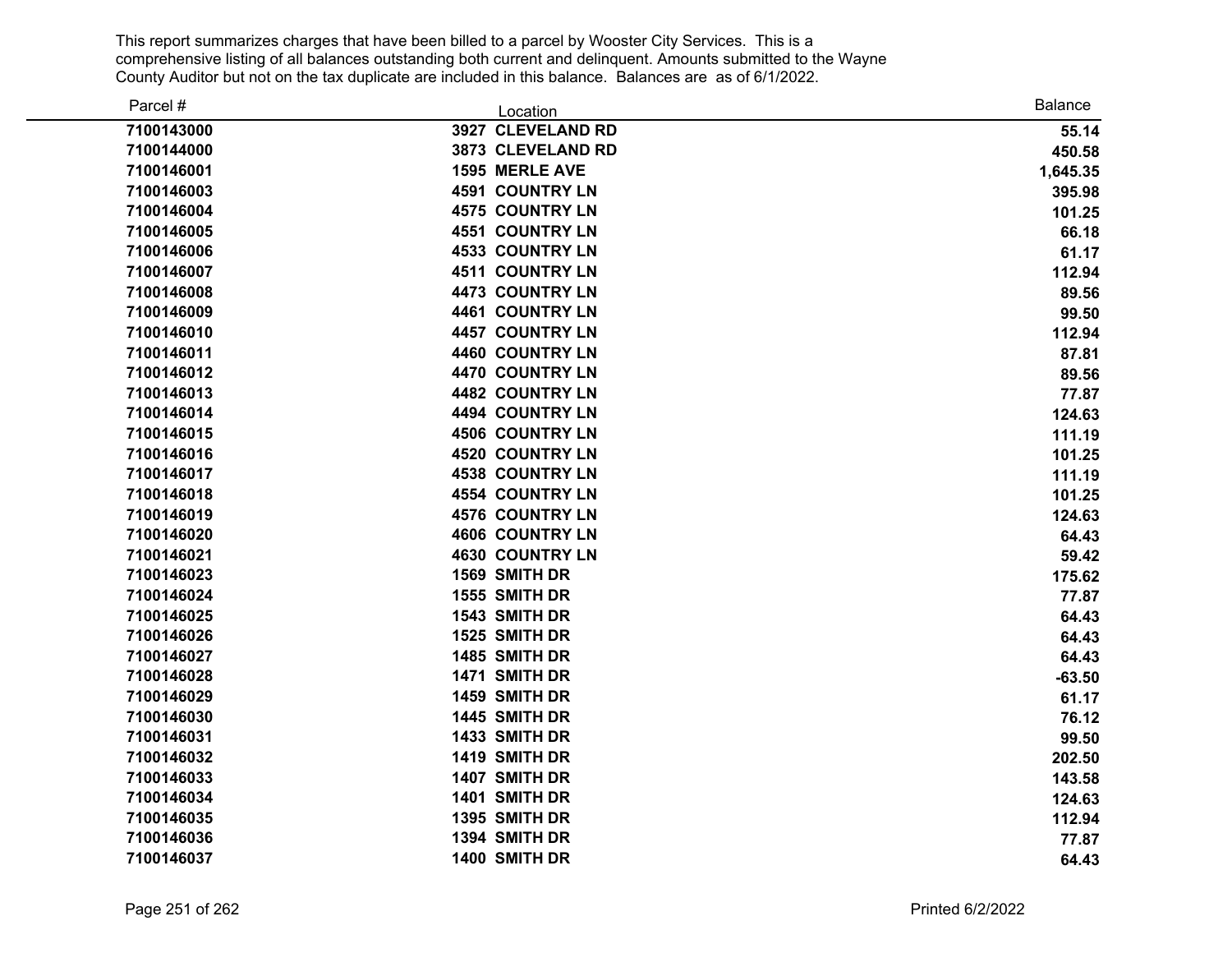This report summarizes charges that have been billed to a parcel by Wooster City Services. This is a comprehensive listing of all balances outstanding both current and delinquent. Amounts submitted to the Wayne County Auditor but not on the tax duplicate are included in this balance. Balances are as of 6/1/2022.

| Parcel # | Location | Balance |
|---|---|---|
| 7100143000 | 3927 CLEVELAND RD | 55.14 |
| 7100144000 | 3873 CLEVELAND RD | 450.58 |
| 7100146001 | 1595 MERLE AVE | 1,645.35 |
| 7100146003 | 4591 COUNTRY LN | 395.98 |
| 7100146004 | 4575 COUNTRY LN | 101.25 |
| 7100146005 | 4551 COUNTRY LN | 66.18 |
| 7100146006 | 4533 COUNTRY LN | 61.17 |
| 7100146007 | 4511 COUNTRY LN | 112.94 |
| 7100146008 | 4473 COUNTRY LN | 89.56 |
| 7100146009 | 4461 COUNTRY LN | 99.50 |
| 7100146010 | 4457 COUNTRY LN | 112.94 |
| 7100146011 | 4460 COUNTRY LN | 87.81 |
| 7100146012 | 4470 COUNTRY LN | 89.56 |
| 7100146013 | 4482 COUNTRY LN | 77.87 |
| 7100146014 | 4494 COUNTRY LN | 124.63 |
| 7100146015 | 4506 COUNTRY LN | 111.19 |
| 7100146016 | 4520 COUNTRY LN | 101.25 |
| 7100146017 | 4538 COUNTRY LN | 111.19 |
| 7100146018 | 4554 COUNTRY LN | 101.25 |
| 7100146019 | 4576 COUNTRY LN | 124.63 |
| 7100146020 | 4606 COUNTRY LN | 64.43 |
| 7100146021 | 4630 COUNTRY LN | 59.42 |
| 7100146023 | 1569 SMITH DR | 175.62 |
| 7100146024 | 1555 SMITH DR | 77.87 |
| 7100146025 | 1543 SMITH DR | 64.43 |
| 7100146026 | 1525 SMITH DR | 64.43 |
| 7100146027 | 1485 SMITH DR | 64.43 |
| 7100146028 | 1471 SMITH DR | -63.50 |
| 7100146029 | 1459 SMITH DR | 61.17 |
| 7100146030 | 1445 SMITH DR | 76.12 |
| 7100146031 | 1433 SMITH DR | 99.50 |
| 7100146032 | 1419 SMITH DR | 202.50 |
| 7100146033 | 1407 SMITH DR | 143.58 |
| 7100146034 | 1401 SMITH DR | 124.63 |
| 7100146035 | 1395 SMITH DR | 112.94 |
| 7100146036 | 1394 SMITH DR | 77.87 |
| 7100146037 | 1400 SMITH DR | 64.43 |

Printed 6/2/2022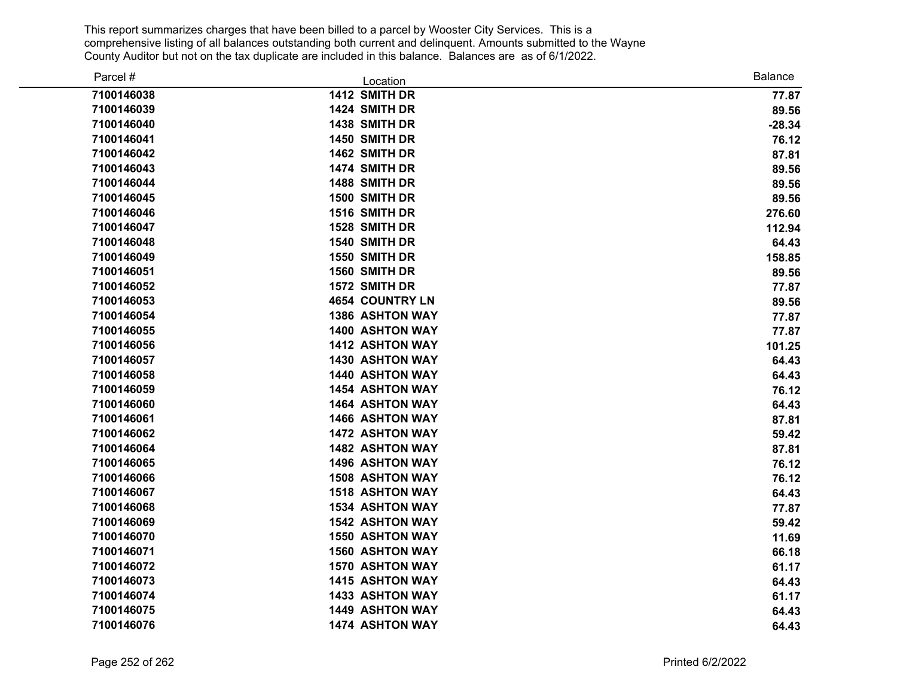This report summarizes charges that have been billed to a parcel by Wooster City Services. This is a comprehensive listing of all balances outstanding both current and delinquent. Amounts submitted to the Wayne County Auditor but not on the tax duplicate are included in this balance. Balances are as of 6/1/2022.

| Parcel # | Location | Balance |
|---|---|---|
| 7100146038 | 1412 SMITH DR | 77.87 |
| 7100146039 | 1424 SMITH DR | 89.56 |
| 7100146040 | 1438 SMITH DR | -28.34 |
| 7100146041 | 1450 SMITH DR | 76.12 |
| 7100146042 | 1462 SMITH DR | 87.81 |
| 7100146043 | 1474 SMITH DR | 89.56 |
| 7100146044 | 1488 SMITH DR | 89.56 |
| 7100146045 | 1500 SMITH DR | 89.56 |
| 7100146046 | 1516 SMITH DR | 276.60 |
| 7100146047 | 1528 SMITH DR | 112.94 |
| 7100146048 | 1540 SMITH DR | 64.43 |
| 7100146049 | 1550 SMITH DR | 158.85 |
| 7100146051 | 1560 SMITH DR | 89.56 |
| 7100146052 | 1572 SMITH DR | 77.87 |
| 7100146053 | 4654 COUNTRY LN | 89.56 |
| 7100146054 | 1386 ASHTON WAY | 77.87 |
| 7100146055 | 1400 ASHTON WAY | 77.87 |
| 7100146056 | 1412 ASHTON WAY | 101.25 |
| 7100146057 | 1430 ASHTON WAY | 64.43 |
| 7100146058 | 1440 ASHTON WAY | 64.43 |
| 7100146059 | 1454 ASHTON WAY | 76.12 |
| 7100146060 | 1464 ASHTON WAY | 64.43 |
| 7100146061 | 1466 ASHTON WAY | 87.81 |
| 7100146062 | 1472 ASHTON WAY | 59.42 |
| 7100146064 | 1482 ASHTON WAY | 87.81 |
| 7100146065 | 1496 ASHTON WAY | 76.12 |
| 7100146066 | 1508 ASHTON WAY | 76.12 |
| 7100146067 | 1518 ASHTON WAY | 64.43 |
| 7100146068 | 1534 ASHTON WAY | 77.87 |
| 7100146069 | 1542 ASHTON WAY | 59.42 |
| 7100146070 | 1550 ASHTON WAY | 11.69 |
| 7100146071 | 1560 ASHTON WAY | 66.18 |
| 7100146072 | 1570 ASHTON WAY | 61.17 |
| 7100146073 | 1415 ASHTON WAY | 64.43 |
| 7100146074 | 1433 ASHTON WAY | 61.17 |
| 7100146075 | 1449 ASHTON WAY | 64.43 |
| 7100146076 | 1474 ASHTON WAY | 64.43 |

Printed 6/2/2022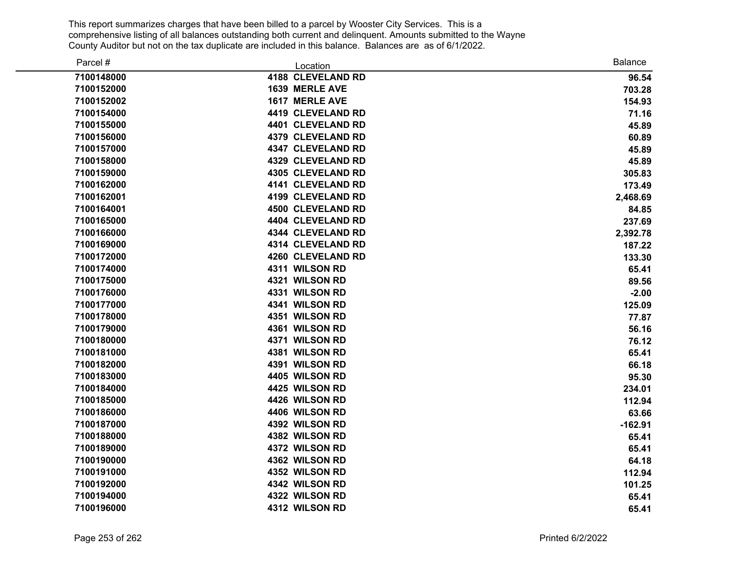This report summarizes charges that have been billed to a parcel by Wooster City Services. This is a comprehensive listing of all balances outstanding both current and delinquent. Amounts submitted to the Wayne County Auditor but not on the tax duplicate are included in this balance. Balances are as of 6/1/2022.

| Parcel # | Location | Balance |
|---|---|---|
| 7100148000 | 4188 CLEVELAND RD | 96.54 |
| 7100152000 | 1639 MERLE AVE | 703.28 |
| 7100152002 | 1617 MERLE AVE | 154.93 |
| 7100154000 | 4419 CLEVELAND RD | 71.16 |
| 7100155000 | 4401 CLEVELAND RD | 45.89 |
| 7100156000 | 4379 CLEVELAND RD | 60.89 |
| 7100157000 | 4347 CLEVELAND RD | 45.89 |
| 7100158000 | 4329 CLEVELAND RD | 45.89 |
| 7100159000 | 4305 CLEVELAND RD | 305.83 |
| 7100162000 | 4141 CLEVELAND RD | 173.49 |
| 7100162001 | 4199 CLEVELAND RD | 2,468.69 |
| 7100164001 | 4500 CLEVELAND RD | 84.85 |
| 7100165000 | 4404 CLEVELAND RD | 237.69 |
| 7100166000 | 4344 CLEVELAND RD | 2,392.78 |
| 7100169000 | 4314 CLEVELAND RD | 187.22 |
| 7100172000 | 4260 CLEVELAND RD | 133.30 |
| 7100174000 | 4311 WILSON RD | 65.41 |
| 7100175000 | 4321 WILSON RD | 89.56 |
| 7100176000 | 4331 WILSON RD | -2.00 |
| 7100177000 | 4341 WILSON RD | 125.09 |
| 7100178000 | 4351 WILSON RD | 77.87 |
| 7100179000 | 4361 WILSON RD | 56.16 |
| 7100180000 | 4371 WILSON RD | 76.12 |
| 7100181000 | 4381 WILSON RD | 65.41 |
| 7100182000 | 4391 WILSON RD | 66.18 |
| 7100183000 | 4405 WILSON RD | 95.30 |
| 7100184000 | 4425 WILSON RD | 234.01 |
| 7100185000 | 4426 WILSON RD | 112.94 |
| 7100186000 | 4406 WILSON RD | 63.66 |
| 7100187000 | 4392 WILSON RD | -162.91 |
| 7100188000 | 4382 WILSON RD | 65.41 |
| 7100189000 | 4372 WILSON RD | 65.41 |
| 7100190000 | 4362 WILSON RD | 64.18 |
| 7100191000 | 4352 WILSON RD | 112.94 |
| 7100192000 | 4342 WILSON RD | 101.25 |
| 7100194000 | 4322 WILSON RD | 65.41 |
| 7100196000 | 4312 WILSON RD | 65.41 |

Printed 6/2/2022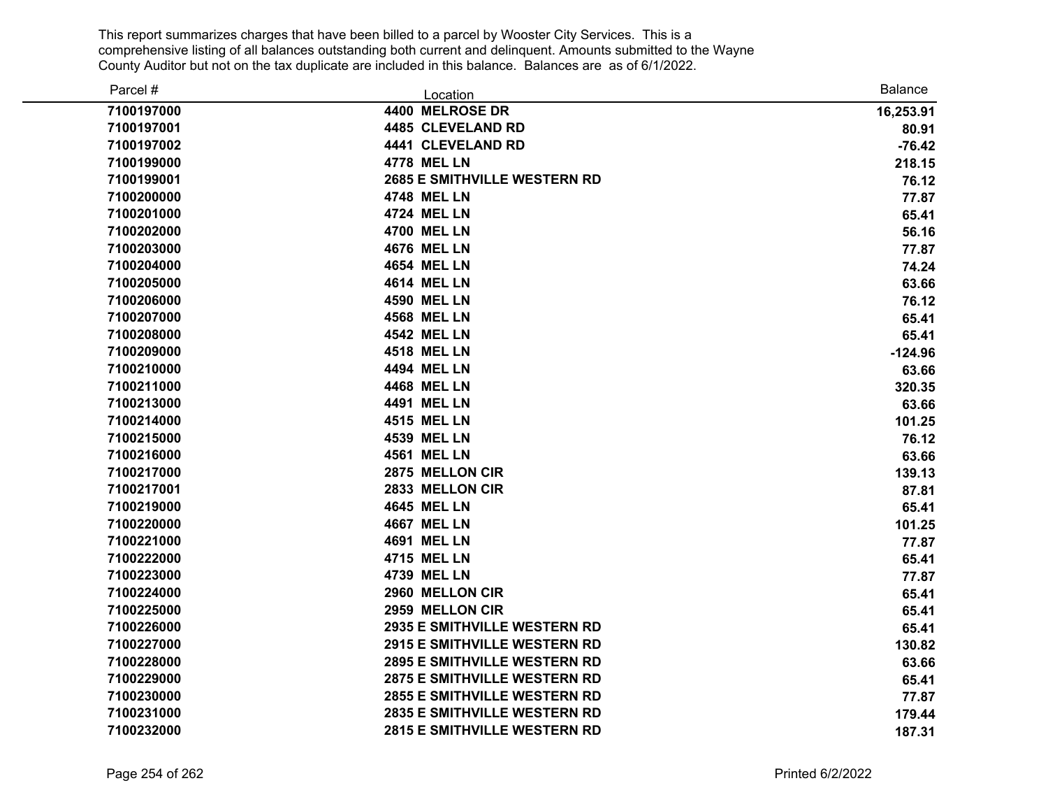This report summarizes charges that have been billed to a parcel by Wooster City Services. This is a comprehensive listing of all balances outstanding both current and delinquent. Amounts submitted to the Wayne County Auditor but not on the tax duplicate are included in this balance. Balances are as of 6/1/2022.

| Parcel # | Location | Balance |
|---|---|---|
| 7100197000 | 4400 MELROSE DR | 16,253.91 |
| 7100197001 | 4485 CLEVELAND RD | 80.91 |
| 7100197002 | 4441 CLEVELAND RD | -76.42 |
| 7100199000 | 4778 MEL LN | 218.15 |
| 7100199001 | 2685 E SMITHVILLE WESTERN RD | 76.12 |
| 7100200000 | 4748 MEL LN | 77.87 |
| 7100201000 | 4724 MEL LN | 65.41 |
| 7100202000 | 4700 MEL LN | 56.16 |
| 7100203000 | 4676 MEL LN | 77.87 |
| 7100204000 | 4654 MEL LN | 74.24 |
| 7100205000 | 4614 MEL LN | 63.66 |
| 7100206000 | 4590 MEL LN | 76.12 |
| 7100207000 | 4568 MEL LN | 65.41 |
| 7100208000 | 4542 MEL LN | 65.41 |
| 7100209000 | 4518 MEL LN | -124.96 |
| 7100210000 | 4494 MEL LN | 63.66 |
| 7100211000 | 4468 MEL LN | 320.35 |
| 7100213000 | 4491 MEL LN | 63.66 |
| 7100214000 | 4515 MEL LN | 101.25 |
| 7100215000 | 4539 MEL LN | 76.12 |
| 7100216000 | 4561 MEL LN | 63.66 |
| 7100217000 | 2875 MELLON CIR | 139.13 |
| 7100217001 | 2833 MELLON CIR | 87.81 |
| 7100219000 | 4645 MEL LN | 65.41 |
| 7100220000 | 4667 MEL LN | 101.25 |
| 7100221000 | 4691 MEL LN | 77.87 |
| 7100222000 | 4715 MEL LN | 65.41 |
| 7100223000 | 4739 MEL LN | 77.87 |
| 7100224000 | 2960 MELLON CIR | 65.41 |
| 7100225000 | 2959 MELLON CIR | 65.41 |
| 7100226000 | 2935 E SMITHVILLE WESTERN RD | 65.41 |
| 7100227000 | 2915 E SMITHVILLE WESTERN RD | 130.82 |
| 7100228000 | 2895 E SMITHVILLE WESTERN RD | 63.66 |
| 7100229000 | 2875 E SMITHVILLE WESTERN RD | 65.41 |
| 7100230000 | 2855 E SMITHVILLE WESTERN RD | 77.87 |
| 7100231000 | 2835 E SMITHVILLE WESTERN RD | 179.44 |
| 7100232000 | 2815 E SMITHVILLE WESTERN RD | 187.31 |

Printed 6/2/2022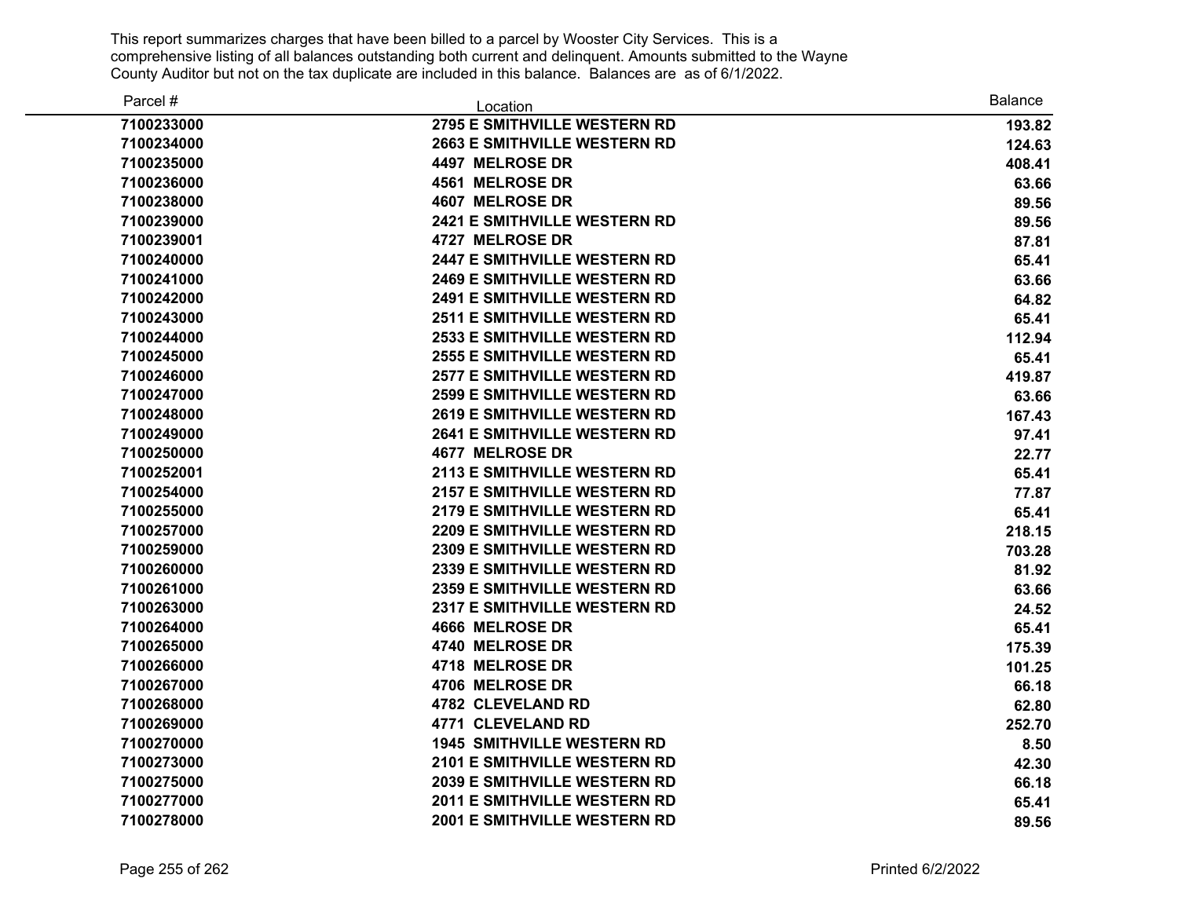This report summarizes charges that have been billed to a parcel by Wooster City Services. This is a comprehensive listing of all balances outstanding both current and delinquent. Amounts submitted to the Wayne County Auditor but not on the tax duplicate are included in this balance. Balances are as of 6/1/2022.

| Parcel # | Location | Balance |
|---|---|---|
| 7100233000 | 2795 E SMITHVILLE WESTERN RD | 193.82 |
| 7100234000 | 2663 E SMITHVILLE WESTERN RD | 124.63 |
| 7100235000 | 4497 MELROSE DR | 408.41 |
| 7100236000 | 4561 MELROSE DR | 63.66 |
| 7100238000 | 4607 MELROSE DR | 89.56 |
| 7100239000 | 2421 E SMITHVILLE WESTERN RD | 89.56 |
| 7100239001 | 4727 MELROSE DR | 87.81 |
| 7100240000 | 2447 E SMITHVILLE WESTERN RD | 65.41 |
| 7100241000 | 2469 E SMITHVILLE WESTERN RD | 63.66 |
| 7100242000 | 2491 E SMITHVILLE WESTERN RD | 64.82 |
| 7100243000 | 2511 E SMITHVILLE WESTERN RD | 65.41 |
| 7100244000 | 2533 E SMITHVILLE WESTERN RD | 112.94 |
| 7100245000 | 2555 E SMITHVILLE WESTERN RD | 65.41 |
| 7100246000 | 2577 E SMITHVILLE WESTERN RD | 419.87 |
| 7100247000 | 2599 E SMITHVILLE WESTERN RD | 63.66 |
| 7100248000 | 2619 E SMITHVILLE WESTERN RD | 167.43 |
| 7100249000 | 2641 E SMITHVILLE WESTERN RD | 97.41 |
| 7100250000 | 4677 MELROSE DR | 22.77 |
| 7100252001 | 2113 E SMITHVILLE WESTERN RD | 65.41 |
| 7100254000 | 2157 E SMITHVILLE WESTERN RD | 77.87 |
| 7100255000 | 2179 E SMITHVILLE WESTERN RD | 65.41 |
| 7100257000 | 2209 E SMITHVILLE WESTERN RD | 218.15 |
| 7100259000 | 2309 E SMITHVILLE WESTERN RD | 703.28 |
| 7100260000 | 2339 E SMITHVILLE WESTERN RD | 81.92 |
| 7100261000 | 2359 E SMITHVILLE WESTERN RD | 63.66 |
| 7100263000 | 2317 E SMITHVILLE WESTERN RD | 24.52 |
| 7100264000 | 4666 MELROSE DR | 65.41 |
| 7100265000 | 4740 MELROSE DR | 175.39 |
| 7100266000 | 4718 MELROSE DR | 101.25 |
| 7100267000 | 4706 MELROSE DR | 66.18 |
| 7100268000 | 4782 CLEVELAND RD | 62.80 |
| 7100269000 | 4771 CLEVELAND RD | 252.70 |
| 7100270000 | 1945 SMITHVILLE WESTERN RD | 8.50 |
| 7100273000 | 2101 E SMITHVILLE WESTERN RD | 42.30 |
| 7100275000 | 2039 E SMITHVILLE WESTERN RD | 66.18 |
| 7100277000 | 2011 E SMITHVILLE WESTERN RD | 65.41 |
| 7100278000 | 2001 E SMITHVILLE WESTERN RD | 89.56 |

Printed 6/2/2022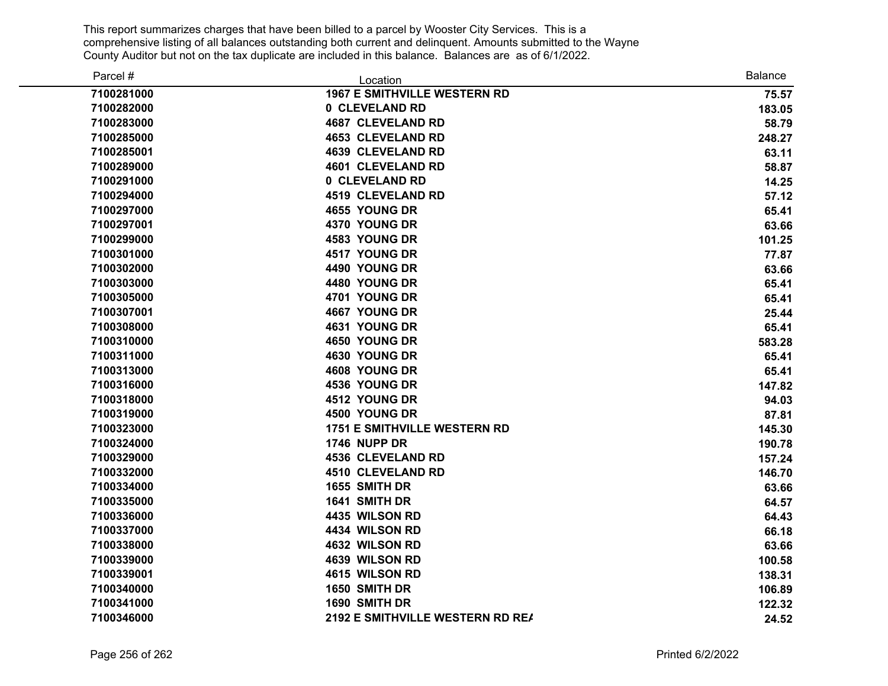This report summarizes charges that have been billed to a parcel by Wooster City Services. This is a comprehensive listing of all balances outstanding both current and delinquent. Amounts submitted to the Wayne County Auditor but not on the tax duplicate are included in this balance. Balances are as of 6/1/2022.

| Parcel # | Location | Balance |
|---|---|---|
| 7100281000 | 1967 E SMITHVILLE WESTERN RD | 75.57 |
| 7100282000 | 0 CLEVELAND RD | 183.05 |
| 7100283000 | 4687 CLEVELAND RD | 58.79 |
| 7100285000 | 4653 CLEVELAND RD | 248.27 |
| 7100285001 | 4639 CLEVELAND RD | 63.11 |
| 7100289000 | 4601 CLEVELAND RD | 58.87 |
| 7100291000 | 0 CLEVELAND RD | 14.25 |
| 7100294000 | 4519 CLEVELAND RD | 57.12 |
| 7100297000 | 4655 YOUNG DR | 65.41 |
| 7100297001 | 4370 YOUNG DR | 63.66 |
| 7100299000 | 4583 YOUNG DR | 101.25 |
| 7100301000 | 4517 YOUNG DR | 77.87 |
| 7100302000 | 4490 YOUNG DR | 63.66 |
| 7100303000 | 4480 YOUNG DR | 65.41 |
| 7100305000 | 4701 YOUNG DR | 65.41 |
| 7100307001 | 4667 YOUNG DR | 25.44 |
| 7100308000 | 4631 YOUNG DR | 65.41 |
| 7100310000 | 4650 YOUNG DR | 583.28 |
| 7100311000 | 4630 YOUNG DR | 65.41 |
| 7100313000 | 4608 YOUNG DR | 65.41 |
| 7100316000 | 4536 YOUNG DR | 147.82 |
| 7100318000 | 4512 YOUNG DR | 94.03 |
| 7100319000 | 4500 YOUNG DR | 87.81 |
| 7100323000 | 1751 E SMITHVILLE WESTERN RD | 145.30 |
| 7100324000 | 1746 NUPP DR | 190.78 |
| 7100329000 | 4536 CLEVELAND RD | 157.24 |
| 7100332000 | 4510 CLEVELAND RD | 146.70 |
| 7100334000 | 1655 SMITH DR | 63.66 |
| 7100335000 | 1641 SMITH DR | 64.57 |
| 7100336000 | 4435 WILSON RD | 64.43 |
| 7100337000 | 4434 WILSON RD | 66.18 |
| 7100338000 | 4632 WILSON RD | 63.66 |
| 7100339000 | 4639 WILSON RD | 100.58 |
| 7100339001 | 4615 WILSON RD | 138.31 |
| 7100340000 | 1650 SMITH DR | 106.89 |
| 7100341000 | 1690 SMITH DR | 122.32 |
| 7100346000 | 2192 E SMITHVILLE WESTERN RD REA | 24.52 |

Printed 6/2/2022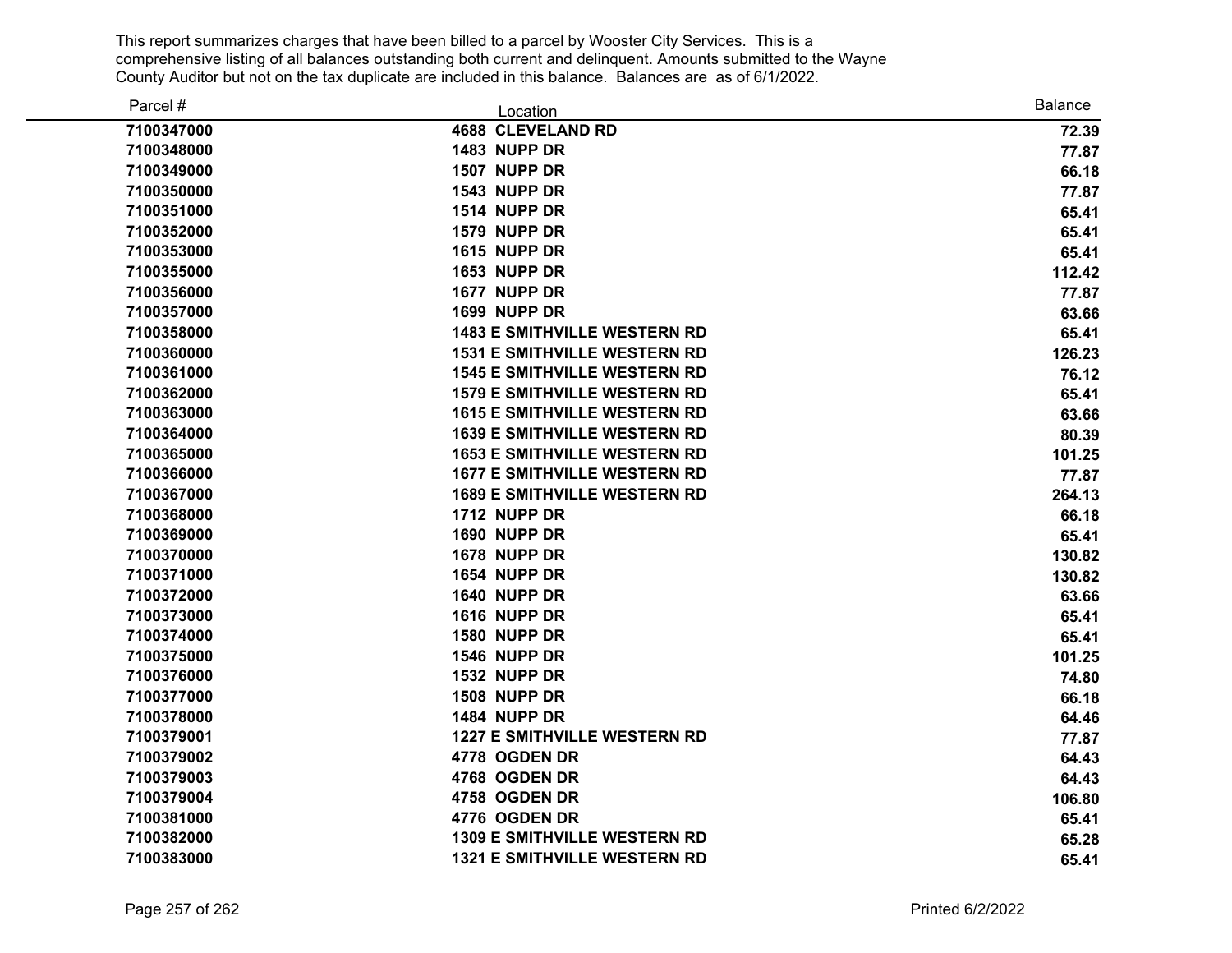This report summarizes charges that have been billed to a parcel by Wooster City Services. This is a comprehensive listing of all balances outstanding both current and delinquent. Amounts submitted to the Wayne County Auditor but not on the tax duplicate are included in this balance. Balances are as of 6/1/2022.

| Parcel # | Location | Balance |
|---|---|---|
| 7100347000 | 4688 CLEVELAND RD | 72.39 |
| 7100348000 | 1483 NUPP DR | 77.87 |
| 7100349000 | 1507 NUPP DR | 66.18 |
| 7100350000 | 1543 NUPP DR | 77.87 |
| 7100351000 | 1514 NUPP DR | 65.41 |
| 7100352000 | 1579 NUPP DR | 65.41 |
| 7100353000 | 1615 NUPP DR | 65.41 |
| 7100355000 | 1653 NUPP DR | 112.42 |
| 7100356000 | 1677 NUPP DR | 77.87 |
| 7100357000 | 1699 NUPP DR | 63.66 |
| 7100358000 | 1483 E SMITHVILLE WESTERN RD | 65.41 |
| 7100360000 | 1531 E SMITHVILLE WESTERN RD | 126.23 |
| 7100361000 | 1545 E SMITHVILLE WESTERN RD | 76.12 |
| 7100362000 | 1579 E SMITHVILLE WESTERN RD | 65.41 |
| 7100363000 | 1615 E SMITHVILLE WESTERN RD | 63.66 |
| 7100364000 | 1639 E SMITHVILLE WESTERN RD | 80.39 |
| 7100365000 | 1653 E SMITHVILLE WESTERN RD | 101.25 |
| 7100366000 | 1677 E SMITHVILLE WESTERN RD | 77.87 |
| 7100367000 | 1689 E SMITHVILLE WESTERN RD | 264.13 |
| 7100368000 | 1712 NUPP DR | 66.18 |
| 7100369000 | 1690 NUPP DR | 65.41 |
| 7100370000 | 1678 NUPP DR | 130.82 |
| 7100371000 | 1654 NUPP DR | 130.82 |
| 7100372000 | 1640 NUPP DR | 63.66 |
| 7100373000 | 1616 NUPP DR | 65.41 |
| 7100374000 | 1580 NUPP DR | 65.41 |
| 7100375000 | 1546 NUPP DR | 101.25 |
| 7100376000 | 1532 NUPP DR | 74.80 |
| 7100377000 | 1508 NUPP DR | 66.18 |
| 7100378000 | 1484 NUPP DR | 64.46 |
| 7100379001 | 1227 E SMITHVILLE WESTERN RD | 77.87 |
| 7100379002 | 4778 OGDEN DR | 64.43 |
| 7100379003 | 4768 OGDEN DR | 64.43 |
| 7100379004 | 4758 OGDEN DR | 106.80 |
| 7100381000 | 4776 OGDEN DR | 65.41 |
| 7100382000 | 1309 E SMITHVILLE WESTERN RD | 65.28 |
| 7100383000 | 1321 E SMITHVILLE WESTERN RD | 65.41 |

Printed 6/2/2022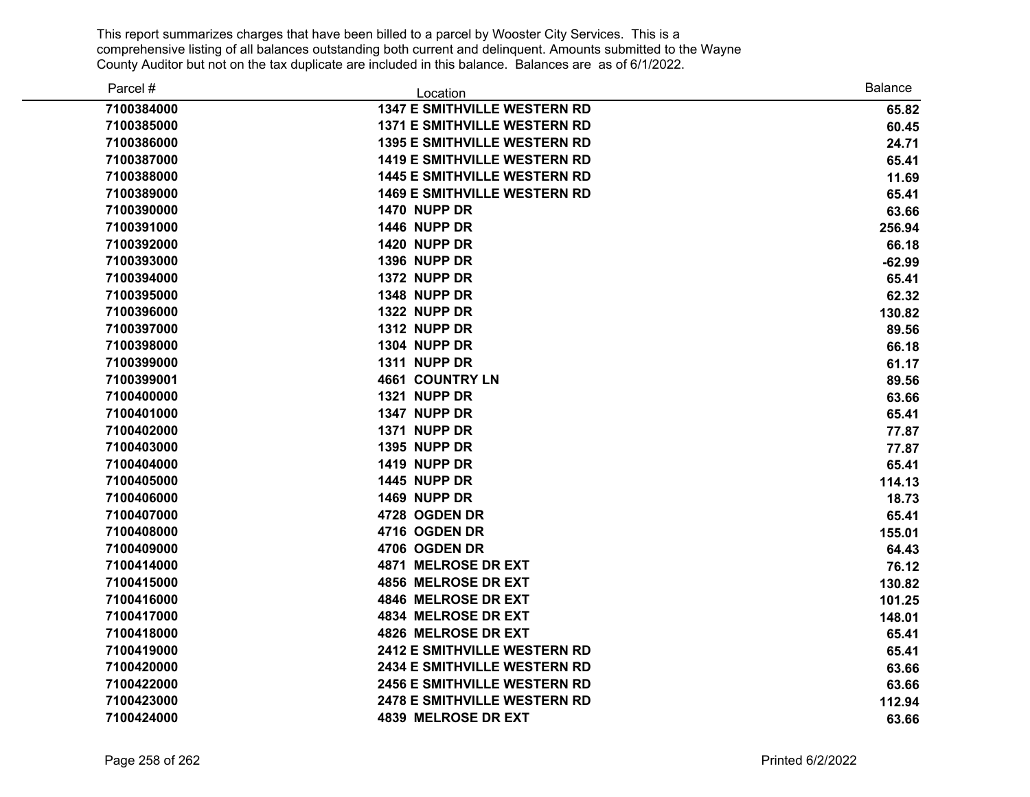This report summarizes charges that have been billed to a parcel by Wooster City Services. This is a comprehensive listing of all balances outstanding both current and delinquent. Amounts submitted to the Wayne County Auditor but not on the tax duplicate are included in this balance. Balances are as of 6/1/2022.

| Parcel # | Location | Balance |
|---|---|---|
| **7100384000** | **1347 E SMITHVILLE WESTERN RD** | **65.82** |
| **7100385000** | **1371 E SMITHVILLE WESTERN RD** | **60.45** |
| **7100386000** | **1395 E SMITHVILLE WESTERN RD** | **24.71** |
| **7100387000** | **1419 E SMITHVILLE WESTERN RD** | **65.41** |
| **7100388000** | **1445 E SMITHVILLE WESTERN RD** | **11.69** |
| **7100389000** | **1469 E SMITHVILLE WESTERN RD** | **65.41** |
| **7100390000** | **1470 NUPP DR** | **63.66** |
| **7100391000** | **1446 NUPP DR** | **256.94** |
| **7100392000** | **1420 NUPP DR** | **66.18** |
| **7100393000** | **1396 NUPP DR** | **-62.99** |
| **7100394000** | **1372 NUPP DR** | **65.41** |
| **7100395000** | **1348 NUPP DR** | **62.32** |
| **7100396000** | **1322 NUPP DR** | **130.82** |
| **7100397000** | **1312 NUPP DR** | **89.56** |
| **7100398000** | **1304 NUPP DR** | **66.18** |
| **7100399000** | **1311 NUPP DR** | **61.17** |
| **7100399001** | **4661 COUNTRY LN** | **89.56** |
| **7100400000** | **1321 NUPP DR** | **63.66** |
| **7100401000** | **1347 NUPP DR** | **65.41** |
| **7100402000** | **1371 NUPP DR** | **77.87** |
| **7100403000** | **1395 NUPP DR** | **77.87** |
| **7100404000** | **1419 NUPP DR** | **65.41** |
| **7100405000** | **1445 NUPP DR** | **114.13** |
| **7100406000** | **1469 NUPP DR** | **18.73** |
| **7100407000** | **4728 OGDEN DR** | **65.41** |
| **7100408000** | **4716 OGDEN DR** | **155.01** |
| **7100409000** | **4706 OGDEN DR** | **64.43** |
| **7100414000** | **4871 MELROSE DR EXT** | **76.12** |
| **7100415000** | **4856 MELROSE DR EXT** | **130.82** |
| **7100416000** | **4846 MELROSE DR EXT** | **101.25** |
| **7100417000** | **4834 MELROSE DR EXT** | **148.01** |
| **7100418000** | **4826 MELROSE DR EXT** | **65.41** |
| **7100419000** | **2412 E SMITHVILLE WESTERN RD** | **65.41** |
| **7100420000** | **2434 E SMITHVILLE WESTERN RD** | **63.66** |
| **7100422000** | **2456 E SMITHVILLE WESTERN RD** | **63.66** |
| **7100423000** | **2478 E SMITHVILLE WESTERN RD** | **112.94** |
| **7100424000** | **4839 MELROSE DR EXT** | **63.66** |

Printed 6/2/2022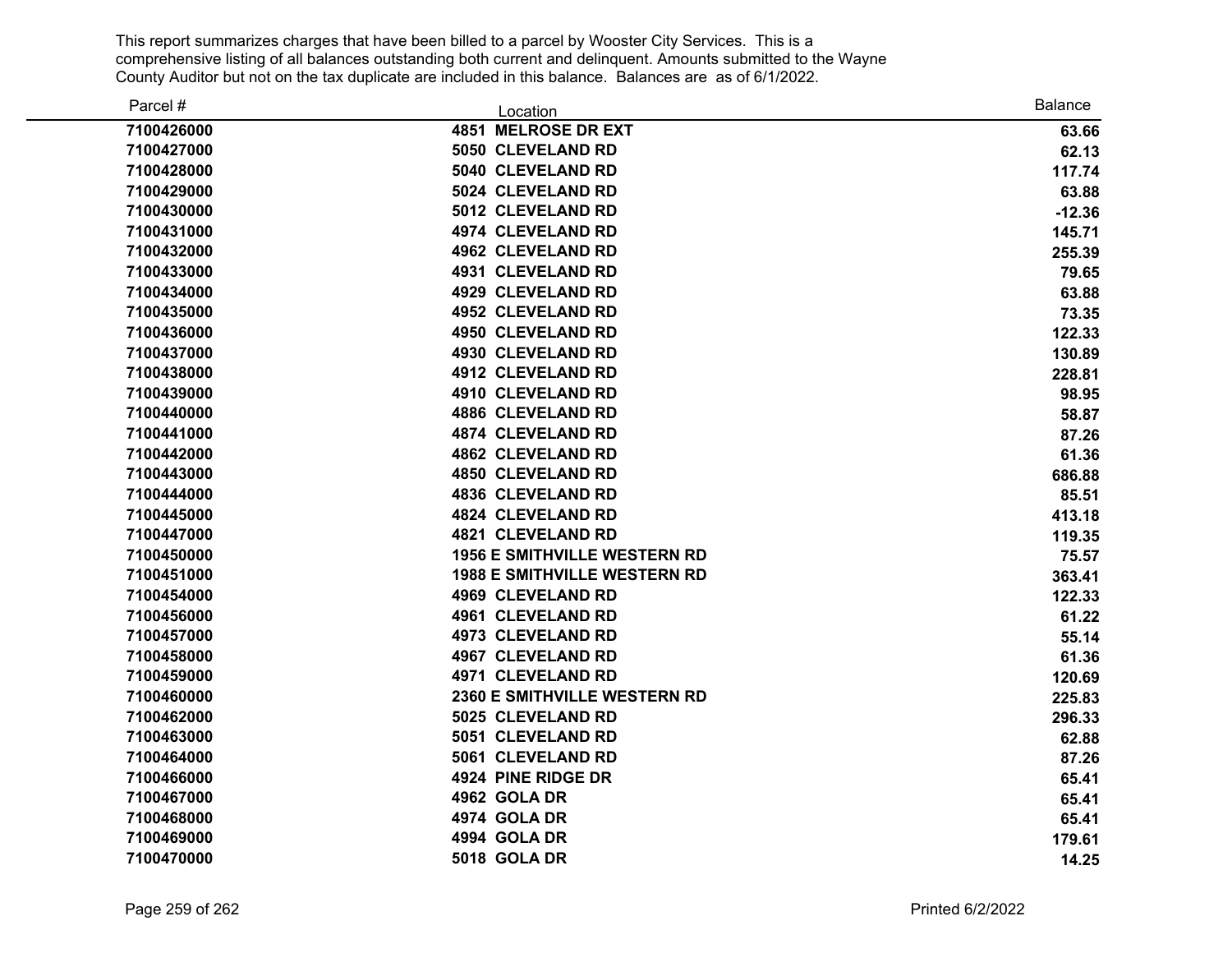This report summarizes charges that have been billed to a parcel by Wooster City Services. This is a comprehensive listing of all balances outstanding both current and delinquent. Amounts submitted to the Wayne County Auditor but not on the tax duplicate are included in this balance. Balances are as of 6/1/2022.

| Parcel # | Location | Balance |
|---|---|---|
| 7100426000 | 4851 MELROSE DR EXT | 63.66 |
| 7100427000 | 5050 CLEVELAND RD | 62.13 |
| 7100428000 | 5040 CLEVELAND RD | 117.74 |
| 7100429000 | 5024 CLEVELAND RD | 63.88 |
| 7100430000 | 5012 CLEVELAND RD | -12.36 |
| 7100431000 | 4974 CLEVELAND RD | 145.71 |
| 7100432000 | 4962 CLEVELAND RD | 255.39 |
| 7100433000 | 4931 CLEVELAND RD | 79.65 |
| 7100434000 | 4929 CLEVELAND RD | 63.88 |
| 7100435000 | 4952 CLEVELAND RD | 73.35 |
| 7100436000 | 4950 CLEVELAND RD | 122.33 |
| 7100437000 | 4930 CLEVELAND RD | 130.89 |
| 7100438000 | 4912 CLEVELAND RD | 228.81 |
| 7100439000 | 4910 CLEVELAND RD | 98.95 |
| 7100440000 | 4886 CLEVELAND RD | 58.87 |
| 7100441000 | 4874 CLEVELAND RD | 87.26 |
| 7100442000 | 4862 CLEVELAND RD | 61.36 |
| 7100443000 | 4850 CLEVELAND RD | 686.88 |
| 7100444000 | 4836 CLEVELAND RD | 85.51 |
| 7100445000 | 4824 CLEVELAND RD | 413.18 |
| 7100447000 | 4821 CLEVELAND RD | 119.35 |
| 7100450000 | 1956 E SMITHVILLE WESTERN RD | 75.57 |
| 7100451000 | 1988 E SMITHVILLE WESTERN RD | 363.41 |
| 7100454000 | 4969 CLEVELAND RD | 122.33 |
| 7100456000 | 4961 CLEVELAND RD | 61.22 |
| 7100457000 | 4973 CLEVELAND RD | 55.14 |
| 7100458000 | 4967 CLEVELAND RD | 61.36 |
| 7100459000 | 4971 CLEVELAND RD | 120.69 |
| 7100460000 | 2360 E SMITHVILLE WESTERN RD | 225.83 |
| 7100462000 | 5025 CLEVELAND RD | 296.33 |
| 7100463000 | 5051 CLEVELAND RD | 62.88 |
| 7100464000 | 5061 CLEVELAND RD | 87.26 |
| 7100466000 | 4924 PINE RIDGE DR | 65.41 |
| 7100467000 | 4962 GOLA DR | 65.41 |
| 7100468000 | 4974 GOLA DR | 65.41 |
| 7100469000 | 4994 GOLA DR | 179.61 |
| 7100470000 | 5018 GOLA DR | 14.25 |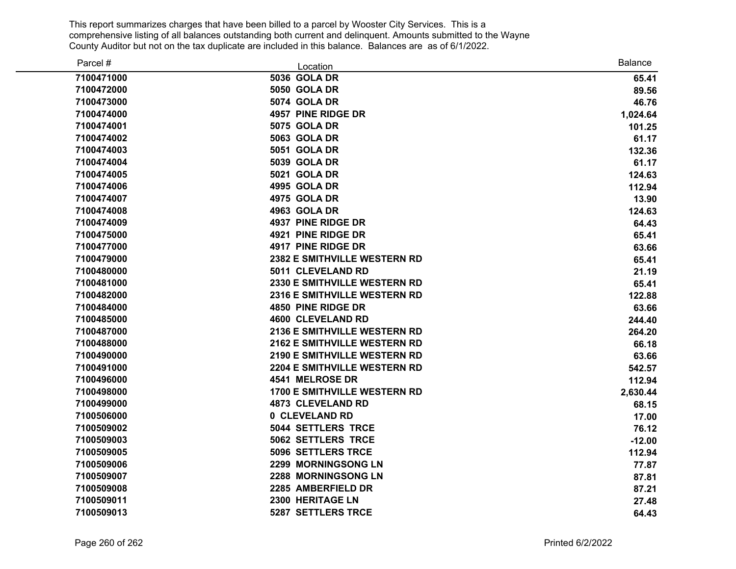This report summarizes charges that have been billed to a parcel by Wooster City Services. This is a comprehensive listing of all balances outstanding both current and delinquent. Amounts submitted to the Wayne County Auditor but not on the tax duplicate are included in this balance. Balances are as of 6/1/2022.

| Parcel # | Location | Balance |
|---|---|---|
| 7100471000 | 5036 GOLA DR | 65.41 |
| 7100472000 | 5050 GOLA DR | 89.56 |
| 7100473000 | 5074 GOLA DR | 46.76 |
| 7100474000 | 4957 PINE RIDGE DR | 1,024.64 |
| 7100474001 | 5075 GOLA DR | 101.25 |
| 7100474002 | 5063 GOLA DR | 61.17 |
| 7100474003 | 5051 GOLA DR | 132.36 |
| 7100474004 | 5039 GOLA DR | 61.17 |
| 7100474005 | 5021 GOLA DR | 124.63 |
| 7100474006 | 4995 GOLA DR | 112.94 |
| 7100474007 | 4975 GOLA DR | 13.90 |
| 7100474008 | 4963 GOLA DR | 124.63 |
| 7100474009 | 4937 PINE RIDGE DR | 64.43 |
| 7100475000 | 4921 PINE RIDGE DR | 65.41 |
| 7100477000 | 4917 PINE RIDGE DR | 63.66 |
| 7100479000 | 2382 E SMITHVILLE WESTERN RD | 65.41 |
| 7100480000 | 5011 CLEVELAND RD | 21.19 |
| 7100481000 | 2330 E SMITHVILLE WESTERN RD | 65.41 |
| 7100482000 | 2316 E SMITHVILLE WESTERN RD | 122.88 |
| 7100484000 | 4850 PINE RIDGE DR | 63.66 |
| 7100485000 | 4600 CLEVELAND RD | 244.40 |
| 7100487000 | 2136 E SMITHVILLE WESTERN RD | 264.20 |
| 7100488000 | 2162 E SMITHVILLE WESTERN RD | 66.18 |
| 7100490000 | 2190 E SMITHVILLE WESTERN RD | 63.66 |
| 7100491000 | 2204 E SMITHVILLE WESTERN RD | 542.57 |
| 7100496000 | 4541 MELROSE DR | 112.94 |
| 7100498000 | 1700 E SMITHVILLE WESTERN RD | 2,630.44 |
| 7100499000 | 4873 CLEVELAND RD | 68.15 |
| 7100506000 | 0 CLEVELAND RD | 17.00 |
| 7100509002 | 5044 SETTLERS TRCE | 76.12 |
| 7100509003 | 5062 SETTLERS TRCE | -12.00 |
| 7100509005 | 5096 SETTLERS TRCE | 112.94 |
| 7100509006 | 2299 MORNINGSONG LN | 77.87 |
| 7100509007 | 2288 MORNINGSONG LN | 87.81 |
| 7100509008 | 2285 AMBERFIELD DR | 87.21 |
| 7100509011 | 2300 HERITAGE LN | 27.48 |
| 7100509013 | 5287 SETTLERS TRCE | 64.43 |

Printed 6/2/2022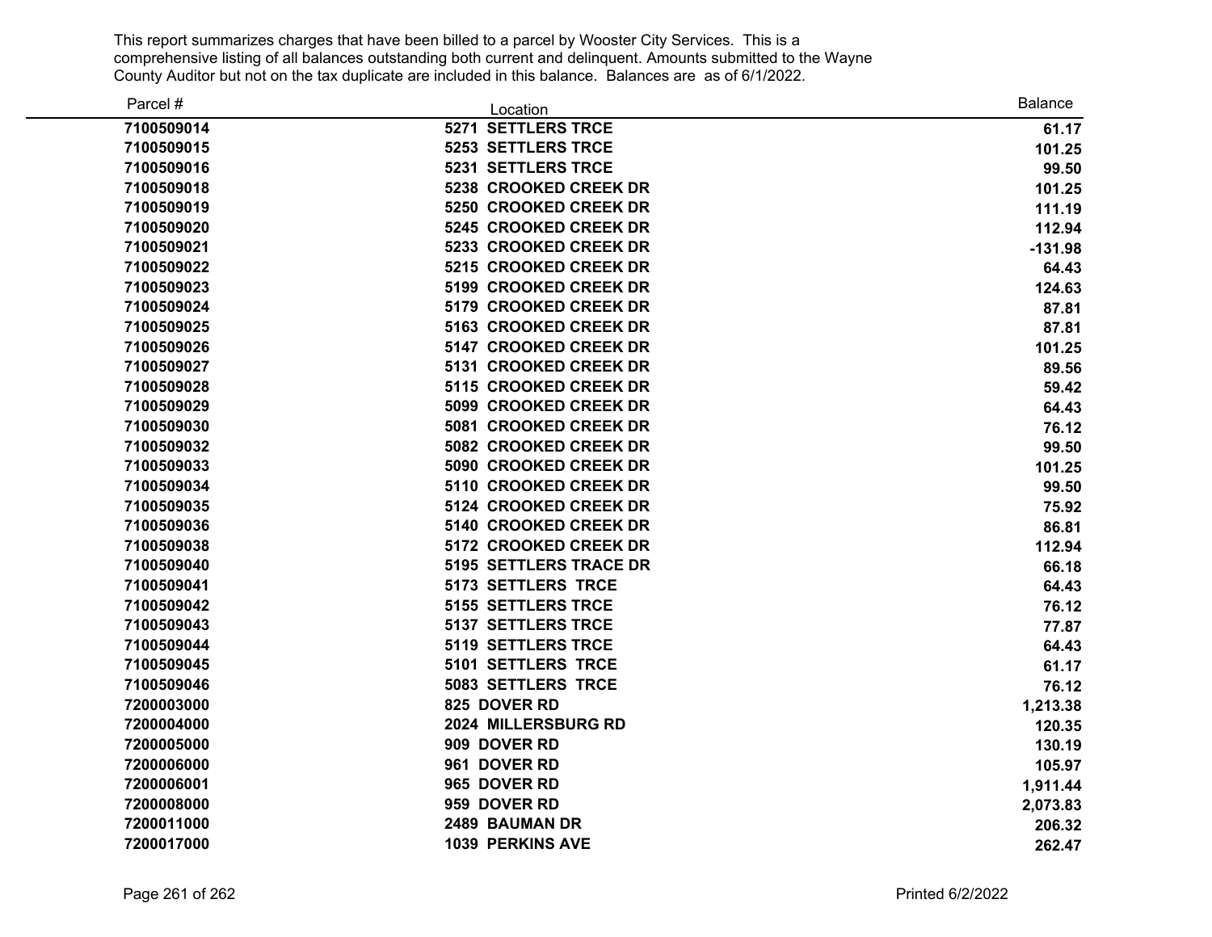This report summarizes charges that have been billed to a parcel by Wooster City Services. This is a comprehensive listing of all balances outstanding both current and delinquent. Amounts submitted to the Wayne County Auditor but not on the tax duplicate are included in this balance. Balances are as of 6/1/2022.

| Parcel # | Location | Balance |
|---|---|---|
| 7100509014 | 5271 SETTLERS TRCE | 61.17 |
| 7100509015 | 5253 SETTLERS TRCE | 101.25 |
| 7100509016 | 5231 SETTLERS TRCE | 99.50 |
| 7100509018 | 5238 CROOKED CREEK DR | 101.25 |
| 7100509019 | 5250 CROOKED CREEK DR | 111.19 |
| 7100509020 | 5245 CROOKED CREEK DR | 112.94 |
| 7100509021 | 5233 CROOKED CREEK DR | -131.98 |
| 7100509022 | 5215 CROOKED CREEK DR | 64.43 |
| 7100509023 | 5199 CROOKED CREEK DR | 124.63 |
| 7100509024 | 5179 CROOKED CREEK DR | 87.81 |
| 7100509025 | 5163 CROOKED CREEK DR | 87.81 |
| 7100509026 | 5147 CROOKED CREEK DR | 101.25 |
| 7100509027 | 5131 CROOKED CREEK DR | 89.56 |
| 7100509028 | 5115 CROOKED CREEK DR | 59.42 |
| 7100509029 | 5099 CROOKED CREEK DR | 64.43 |
| 7100509030 | 5081 CROOKED CREEK DR | 76.12 |
| 7100509032 | 5082 CROOKED CREEK DR | 99.50 |
| 7100509033 | 5090 CROOKED CREEK DR | 101.25 |
| 7100509034 | 5110 CROOKED CREEK DR | 99.50 |
| 7100509035 | 5124 CROOKED CREEK DR | 75.92 |
| 7100509036 | 5140 CROOKED CREEK DR | 86.81 |
| 7100509038 | 5172 CROOKED CREEK DR | 112.94 |
| 7100509040 | 5195 SETTLERS TRACE DR | 66.18 |
| 7100509041 | 5173 SETTLERS TRCE | 64.43 |
| 7100509042 | 5155 SETTLERS TRCE | 76.12 |
| 7100509043 | 5137 SETTLERS TRCE | 77.87 |
| 7100509044 | 5119 SETTLERS TRCE | 64.43 |
| 7100509045 | 5101 SETTLERS TRCE | 61.17 |
| 7100509046 | 5083 SETTLERS TRCE | 76.12 |
| 7200003000 | 825 DOVER RD | 1,213.38 |
| 7200004000 | 2024 MILLERSBURG RD | 120.35 |
| 7200005000 | 909 DOVER RD | 130.19 |
| 7200006000 | 961 DOVER RD | 105.97 |
| 7200006001 | 965 DOVER RD | 1,911.44 |
| 7200008000 | 959 DOVER RD | 2,073.83 |
| 7200011000 | 2489 BAUMAN DR | 206.32 |
| 7200017000 | 1039 PERKINS AVE | 262.47 |

Printed 6/2/2022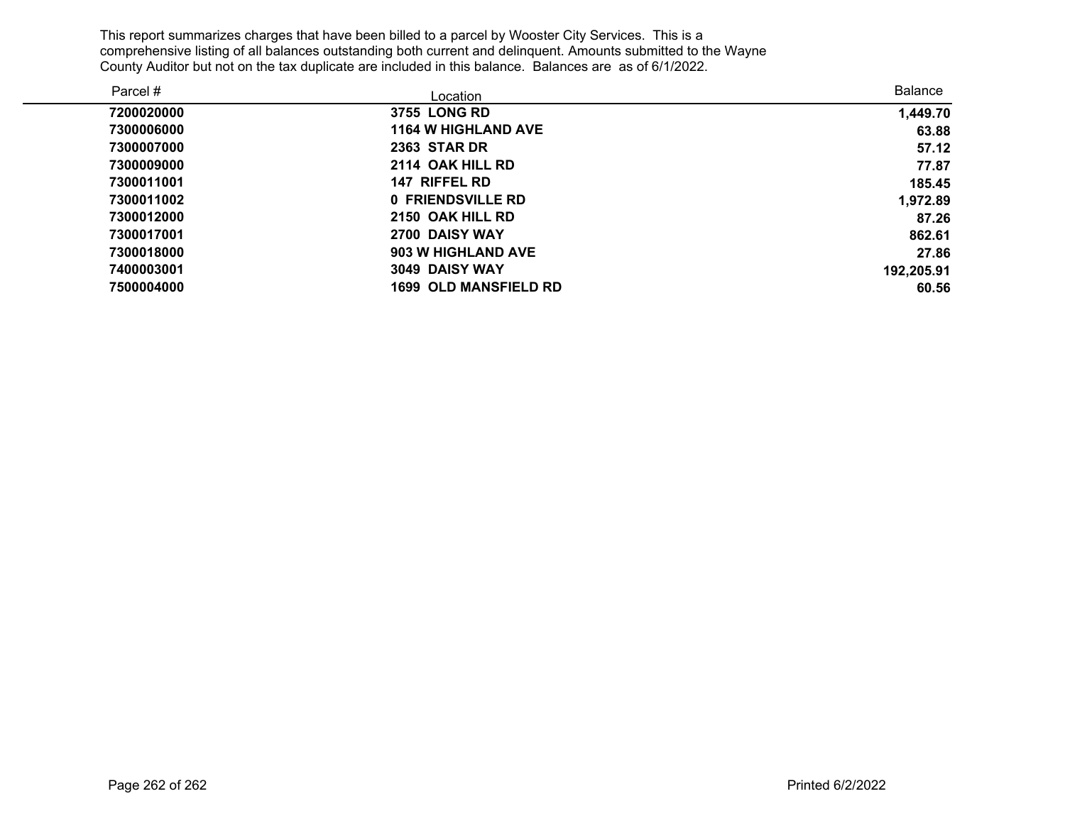This report summarizes charges that have been billed to a parcel by Wooster City Services. This is a comprehensive listing of all balances outstanding both current and delinquent. Amounts submitted to the Wayne County Auditor but not on the tax duplicate are included in this balance. Balances are as of 6/1/2022.

| Parcel # | Location | Balance |
|---|---|---|
| **7200020000** | **3755 LONG RD** | **1,449.70** |
| **7300006000** | **1164 W HIGHLAND AVE** | **63.88** |
| **7300007000** | **2363 STAR DR** | **57.12** |
| **7300009000** | **2114 OAK HILL RD** | **77.87** |
| **7300011001** | **147 RIFFEL RD** | **185.45** |
| **7300011002** | **0 FRIENDSVILLE RD** | **1,972.89** |
| **7300012000** | **2150 OAK HILL RD** | **87.26** |
| **7300017001** | **2700 DAISY WAY** | **862.61** |
| **7300018000** | **903 W HIGHLAND AVE** | **27.86** |
| **7400003001** | **3049 DAISY WAY** | **192,205.91** |
| **7500004000** | **1699 OLD MANSFIELD RD** | **60.56** |

Printed 6/2/2022